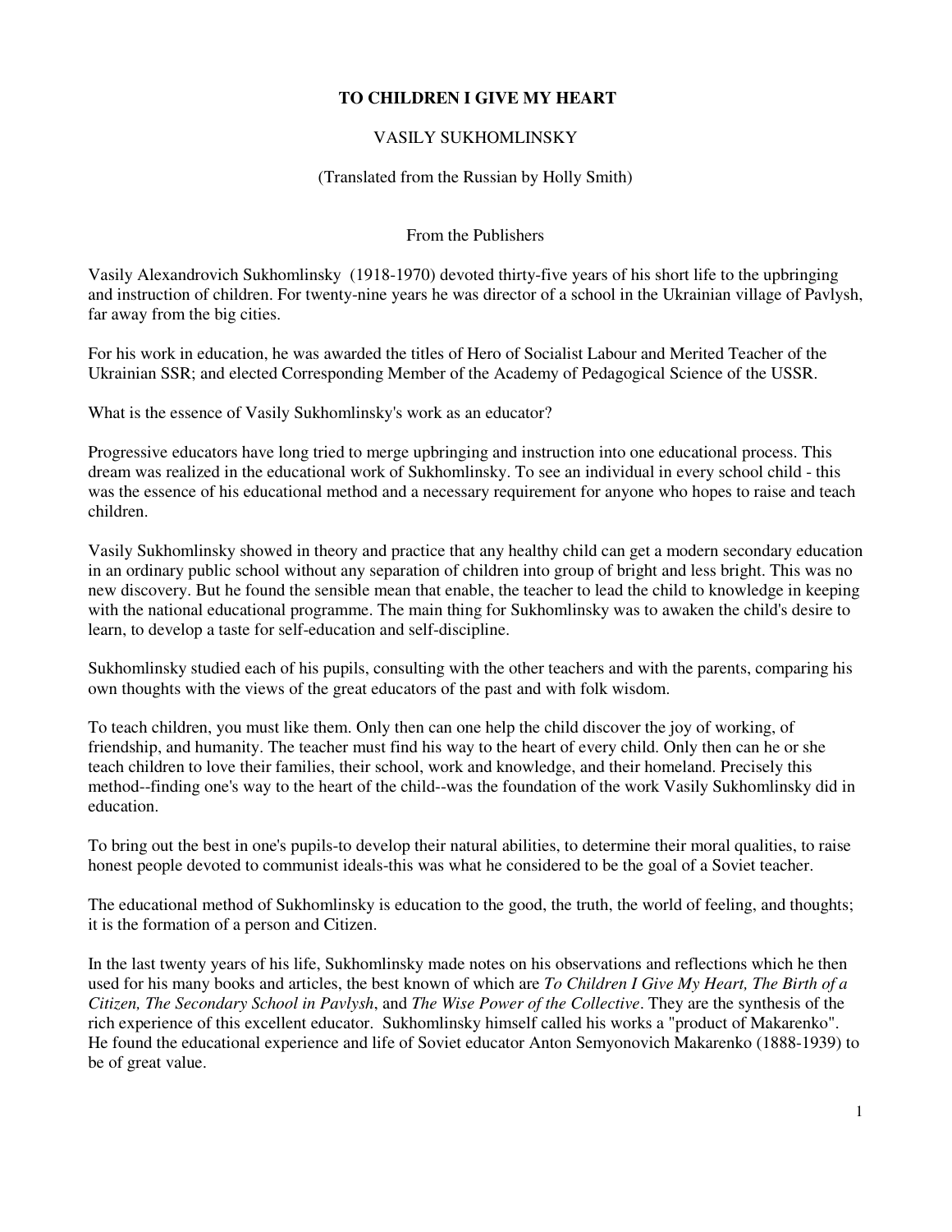# TO CHILDREN I GIVE MY HEART

VASILY SUKHOMLINSKY

(Translated from the Russian by Holly Smith)

## From the Publishers

Vasily Alexandrovich Sukhomlinsky (1918-1970) devoted thirty-five years of his short life to the upbringing and instruction of children. For twenty-nine years he was director of a school in the Ukrainian village of Pavlysh, far away from the big cities.

For his work in education, he was awarded the titles of Hero of Socialist Labour and Merited Teacher of the Ukrainian SSR; and elected Corresponding Member of the Academy of Pedagogical Science of the USSR.

What is the essence of Vasily Sukhomlinsky's work as an educator?

Progressive educators have long tried to merge upbringing and instruction into one educational process. This dream was realized in the educational work of Sukhomlinsky. To see an individual in every school child - this was the essence of his educational method and a necessary requirement for anyone who hopes to raise and teach children.

Vasily Sukhomlinsky showed in theory and practice that any healthy child can get a modern secondary education in an ordinary public school without any separation of children into group of bright and less bright. This was no new discovery. But he found the sensible mean that enable, the teacher to lead the child to knowledge in keeping with the national educational programme. The main thing for Sukhomlinsky was to awaken the child's desire to learn, to develop a taste for self-education and self-discipline.

Sukhomlinsky studied each of his pupils, consulting with the other teachers and with the parents, comparing his own thoughts with the views of the great educators of the past and with folk wisdom.

To teach children, you must like them. Only then can one help the child discover the joy of working, of friendship, and humanity. The teacher must find his way to the heart of every child. Only then can he or she teach children to love their families, their school, work and knowledge, and their homeland. Precisely this method--finding one's way to the heart of the child--was the foundation of the work Vasily Sukhomlinsky did in education.

To bring out the best in one's pupils-to develop their natural abilities, to determine their moral qualities, to raise honest people devoted to communist ideals-this was what he considered to be the goal of a Soviet teacher.

The educational method of Sukhomlinsky is education to the good, the truth, the world of feeling, and thoughts; it is the formation of a person and Citizen.

In the last twenty years of his life, Sukhomlinsky made notes on his observations and reflections which he then used for his many books and articles, the best known of which are *To Children I Give My Heart, The Birth of a Citizen, The Secondary School in Pavlysh*, and *The Wise Power of the Collective*. They are the synthesis of the rich experience of this excellent educator. Sukhomlinsky himself called his works a "product of Makarenko". He found the educational experience and life of Soviet educator Anton Semyonovich Makarenko (1888-1939) to be of great value.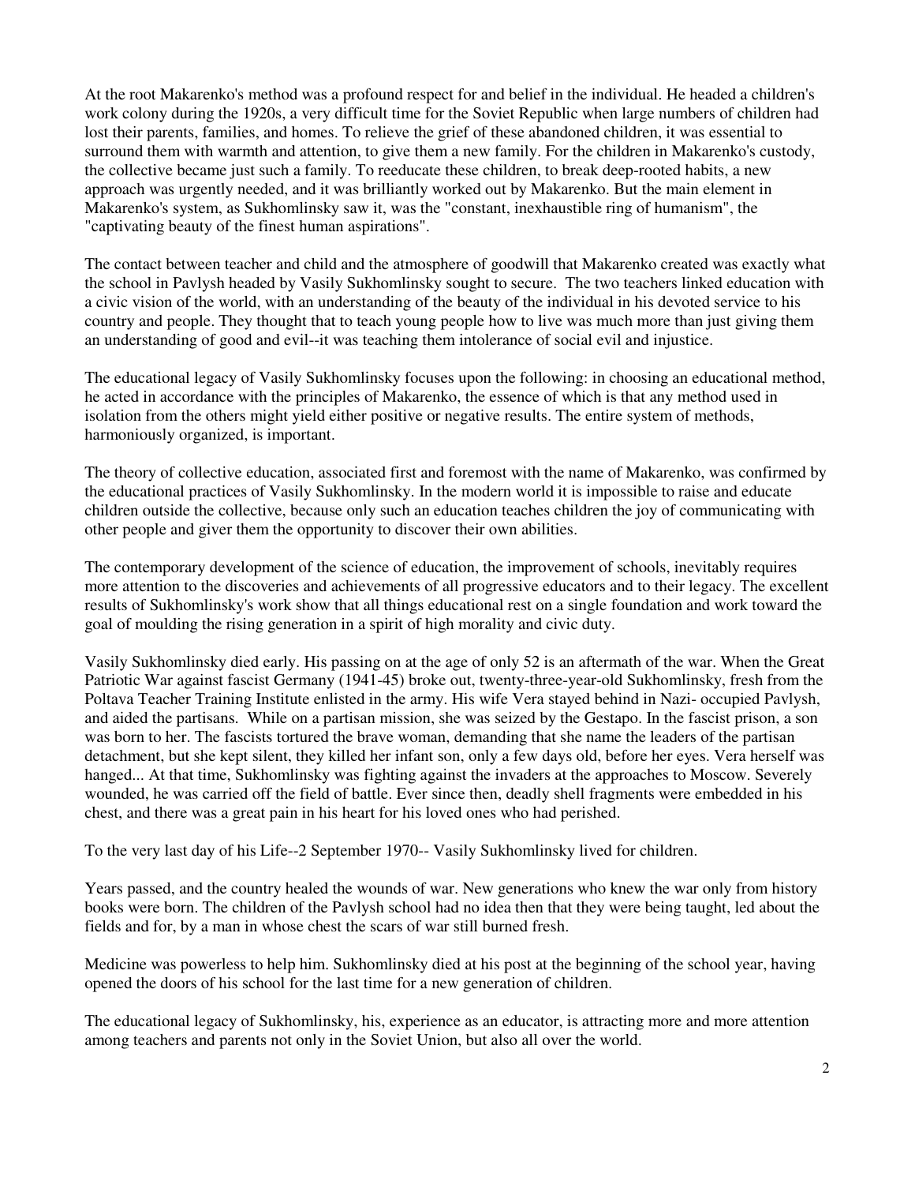At the root Makarenko's method was a profound respect for and belief in the individual. He headed a children's work colony during the 1920s, a very difficult time for the Soviet Republic when large numbers of children had lost their parents, families, and homes. To relieve the grief of these abandoned children, it was essential to surround them with warmth and attention, to give them a new family. For the children in Makarenko's custody, the collective became just such a family. To reeducate these children, to break deep-rooted habits, a new approach was urgently needed, and it was brilliantly worked out by Makarenko. But the main element in Makarenko's system, as Sukhomlinsky saw it, was the "constant, inexhaustible ring of humanism", the "captivating beauty of the finest human aspirations".

The contact between teacher and child and the atmosphere of goodwill that Makarenko created was exactly what the school in Pavlysh headed by Vasily Sukhomlinsky sought to secure. The two teachers linked education with a civic vision of the world, with an understanding of the beauty of the individual in his devoted service to his country and people. They thought that to teach young people how to live was much more than just giving them an understanding of good and evil--it was teaching them intolerance of social evil and injustice.

The educational legacy of Vasily Sukhomlinsky focuses upon the following: in choosing an educational method, he acted in accordance with the principles of Makarenko, the essence of which is that any method used in isolation from the others might yield either positive or negative results. The entire system of methods, harmoniously organized, is important.

The theory of collective education, associated first and foremost with the name of Makarenko, was confirmed by the educational practices of Vasily Sukhomlinsky. In the modern world it is impossible to raise and educate children outside the collective, because only such an education teaches children the joy of communicating with other people and giver them the opportunity to discover their own abilities.

The contemporary development of the science of education, the improvement of schools, inevitably requires more attention to the discoveries and achievements of all progressive educators and to their legacy. The excellent results of Sukhomlinsky's work show that all things educational rest on a single foundation and work toward the goal of moulding the rising generation in a spirit of high morality and civic duty.

Vasily Sukhomlinsky died early. His passing on at the age of only 52 is an aftermath of the war. When the Great Patriotic War against fascist Germany (1941-45) broke out, twenty-three-year-old Sukhomlinsky, fresh from the Poltava Teacher Training Institute enlisted in the army. His wife Vera stayed behind in Nazi- occupied Pavlysh, and aided the partisans. While on a partisan mission, she was seized by the Gestapo. In the fascist prison, a son was born to her. The fascists tortured the brave woman, demanding that she name the leaders of the partisan detachment, but she kept silent, they killed her infant son, only a few days old, before her eyes. Vera herself was hanged... At that time, Sukhomlinsky was fighting against the invaders at the approaches to Moscow. Severely wounded, he was carried off the field of battle. Ever since then, deadly shell fragments were embedded in his chest, and there was a great pain in his heart for his loved ones who had perished.

To the very last day of his Life--2 September 1970-- Vasily Sukhomlinsky lived for children.

Years passed, and the country healed the wounds of war. New generations who knew the war only from history books were born. The children of the Pavlysh school had no idea then that they were being taught, led about the fields and for, by a man in whose chest the scars of war still burned fresh.

Medicine was powerless to help him. Sukhomlinsky died at his post at the beginning of the school year, having opened the doors of his school for the last time for a new generation of children.

The educational legacy of Sukhomlinsky, his, experience as an educator, is attracting more and more attention among teachers and parents not only in the Soviet Union, but also all over the world.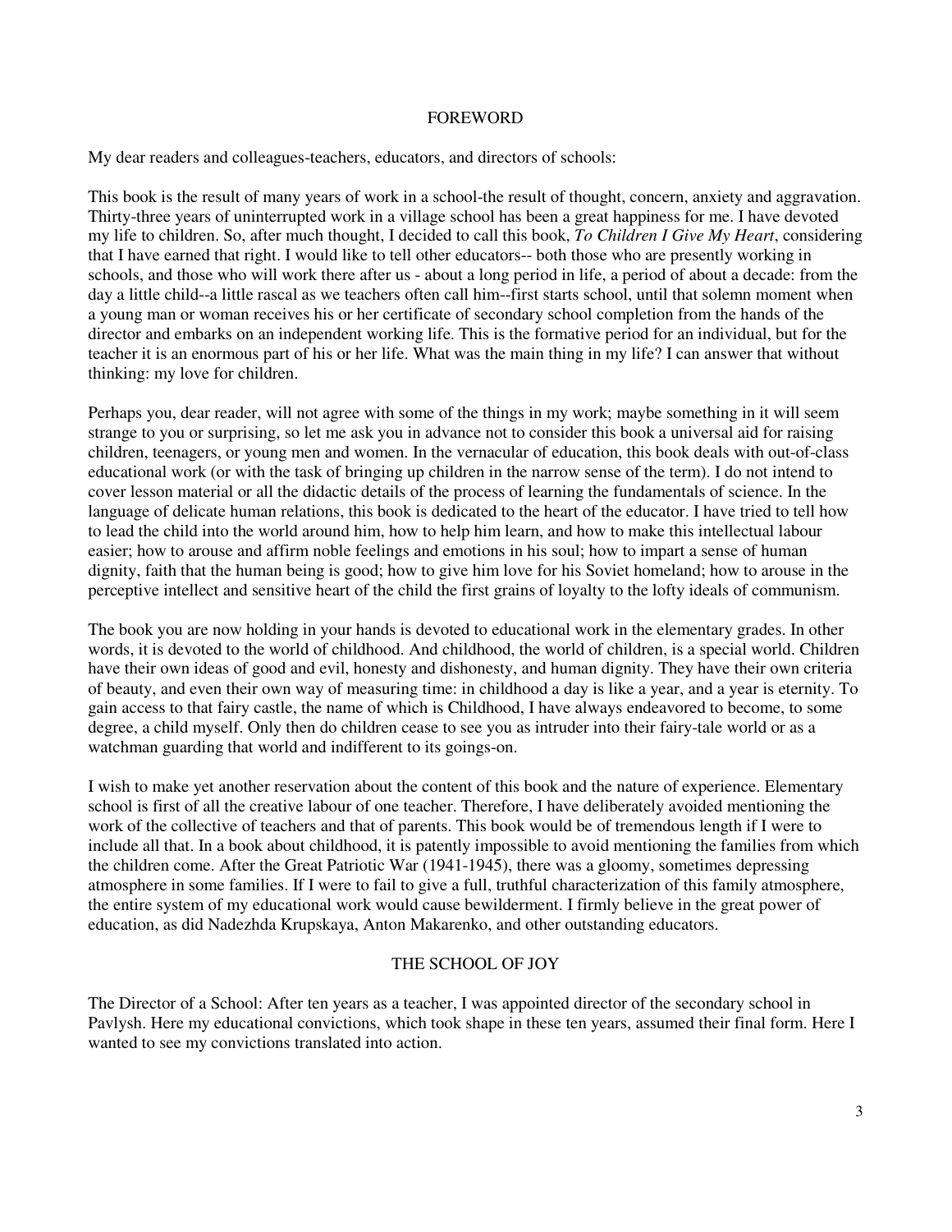## FOREWORD

My dear readers and colleagues-teachers, educators, and directors of schools:

This book is the result of many years of work in a school-the result of thought, concern, anxiety and aggravation. Thirty-three years of uninterrupted work in a village school has been a great happiness for me. I have devoted my life to children. So, after much thought, I decided to call this book, *To Children I Give My Heart*, considering that I have earned that right. I would like to tell other educators-- both those who are presently working in schools, and those who will work there after us - about a long period in life, a period of about a decade: from the day a little child--a little rascal as we teachers often call him--first starts school, until that solemn moment when a young man or woman receives his or her certificate of secondary school completion from the hands of the director and embarks on an independent working life. This is the formative period for an individual, but for the teacher it is an enormous part of his or her life. What was the main thing in my life? I can answer that without thinking: my love for children.

Perhaps you, dear reader, will not agree with some of the things in my work; maybe something in it will seem strange to you or surprising, so let me ask you in advance not to consider this book a universal aid for raising children, teenagers, or young men and women. In the vernacular of education, this book deals with out-of-class educational work (or with the task of bringing up children in the narrow sense of the term). I do not intend to cover lesson material or all the didactic details of the process of learning the fundamentals of science. In the language of delicate human relations, this book is dedicated to the heart of the educator. I have tried to tell how to lead the child into the world around him, how to help him learn, and how to make this intellectual labour easier; how to arouse and affirm noble feelings and emotions in his soul; how to impart a sense of human dignity, faith that the human being is good; how to give him love for his Soviet homeland; how to arouse in the perceptive intellect and sensitive heart of the child the first grains of loyalty to the lofty ideals of communism.

The book you are now holding in your hands is devoted to educational work in the elementary grades. In other words, it is devoted to the world of childhood. And childhood, the world of children, is a special world. Children have their own ideas of good and evil, honesty and dishonesty, and human dignity. They have their own criteria of beauty, and even their own way of measuring time: in childhood a day is like a year, and a year is eternity. To gain access to that fairy castle, the name of which is Childhood, I have always endeavored to become, to some degree, a child myself. Only then do children cease to see you as intruder into their fairy-tale world or as a watchman guarding that world and indifferent to its goings-on.

I wish to make yet another reservation about the content of this book and the nature of experience. Elementary school is first of all the creative labour of one teacher. Therefore, I have deliberately avoided mentioning the work of the collective of teachers and that of parents. This book would be of tremendous length if I were to include all that. In a book about childhood, it is patently impossible to avoid mentioning the families from which the children come. After the Great Patriotic War (1941-1945), there was a gloomy, sometimes depressing atmosphere in some families. If I were to fail to give a full, truthful characterization of this family atmosphere, the entire system of my educational work would cause bewilderment. I firmly believe in the great power of education, as did Nadezhda Krupskaya, Anton Makarenko, and other outstanding educators.

## THE SCHOOL OF JOY

The Director of a School: After ten years as a teacher, I was appointed director of the secondary school in Pavlysh. Here my educational convictions, which took shape in these ten years, assumed their final form. Here I wanted to see my convictions translated into action.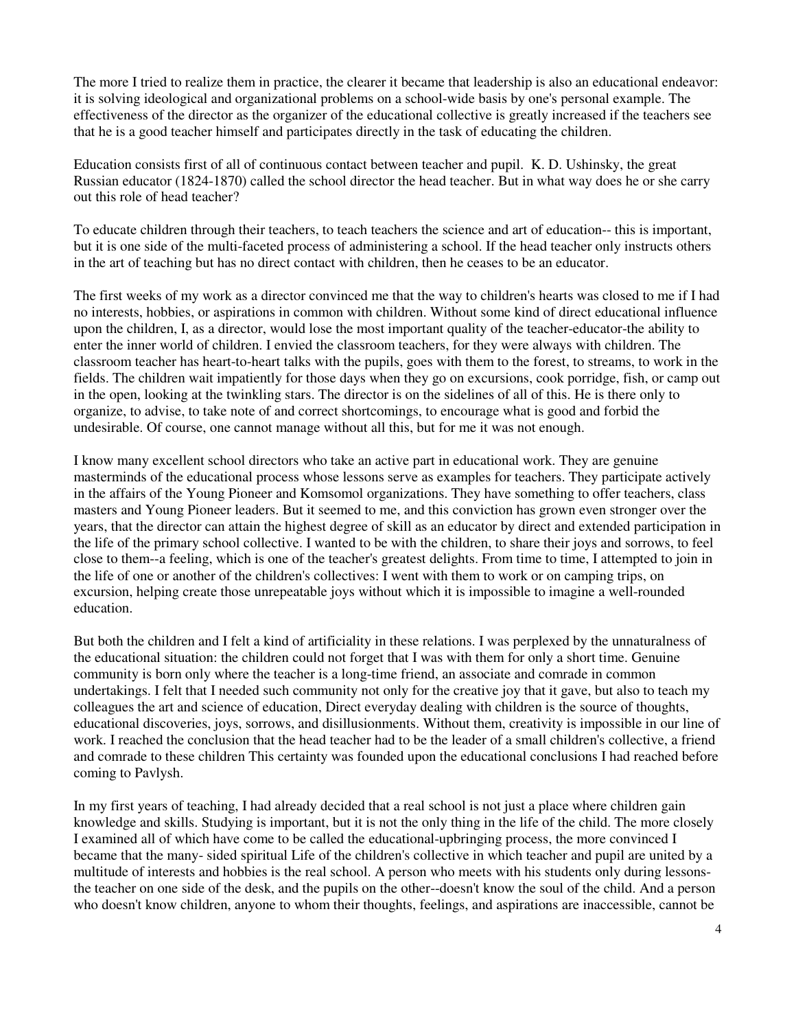The more I tried to realize them in practice, the clearer it became that leadership is also an educational endeavor: it is solving ideological and organizational problems on a school-wide basis by one's personal example. The effectiveness of the director as the organizer of the educational collective is greatly increased if the teachers see that he is a good teacher himself and participates directly in the task of educating the children.

Education consists first of all of continuous contact between teacher and pupil. K. D. Ushinsky, the great Russian educator (1824-1870) called the school director the head teacher. But in what way does he or she carry out this role of head teacher?

To educate children through their teachers, to teach teachers the science and art of education-- this is important, but it is one side of the multi-faceted process of administering a school. If the head teacher only instructs others in the art of teaching but has no direct contact with children, then he ceases to be an educator.

The first weeks of my work as a director convinced me that the way to children's hearts was closed to me if I had no interests, hobbies, or aspirations in common with children. Without some kind of direct educational influence upon the children, I, as a director, would lose the most important quality of the teacher-educator-the ability to enter the inner world of children. I envied the classroom teachers, for they were always with children. The classroom teacher has heart-to-heart talks with the pupils, goes with them to the forest, to streams, to work in the fields. The children wait impatiently for those days when they go on excursions, cook porridge, fish, or camp out in the open, looking at the twinkling stars. The director is on the sidelines of all of this. He is there only to organize, to advise, to take note of and correct shortcomings, to encourage what is good and forbid the undesirable. Of course, one cannot manage without all this, but for me it was not enough.

I know many excellent school directors who take an active part in educational work. They are genuine masterminds of the educational process whose lessons serve as examples for teachers. They participate actively in the affairs of the Young Pioneer and Komsomol organizations. They have something to offer teachers, class masters and Young Pioneer leaders. But it seemed to me, and this conviction has grown even stronger over the years, that the director can attain the highest degree of skill as an educator by direct and extended participation in the life of the primary school collective. I wanted to be with the children, to share their joys and sorrows, to feel close to them--a feeling, which is one of the teacher's greatest delights. From time to time, I attempted to join in the life of one or another of the children's collectives: I went with them to work or on camping trips, on excursion, helping create those unrepeatable joys without which it is impossible to imagine a well-rounded education.

But both the children and I felt a kind of artificiality in these relations. I was perplexed by the unnaturalness of the educational situation: the children could not forget that I was with them for only a short time. Genuine community is born only where the teacher is a long-time friend, an associate and comrade in common undertakings. I felt that I needed such community not only for the creative joy that it gave, but also to teach my colleagues the art and science of education, Direct everyday dealing with children is the source of thoughts, educational discoveries, joys, sorrows, and disillusionments. Without them, creativity is impossible in our line of work. I reached the conclusion that the head teacher had to be the leader of a small children's collective, a friend and comrade to these children This certainty was founded upon the educational conclusions I had reached before coming to Pavlysh.

In my first years of teaching, I had already decided that a real school is not just a place where children gain knowledge and skills. Studying is important, but it is not the only thing in the life of the child. The more closely I examined all of which have come to be called the educational-upbringing process, the more convinced I became that the many- sided spiritual Life of the children's collective in which teacher and pupil are united by a multitude of interests and hobbies is the real school. A person who meets with his students only during lessons-the teacher on one side of the desk, and the pupils on the other--doesn't know the soul of the child. And a person who doesn't know children, anyone to whom their thoughts, feelings, and aspirations are inaccessible, cannot be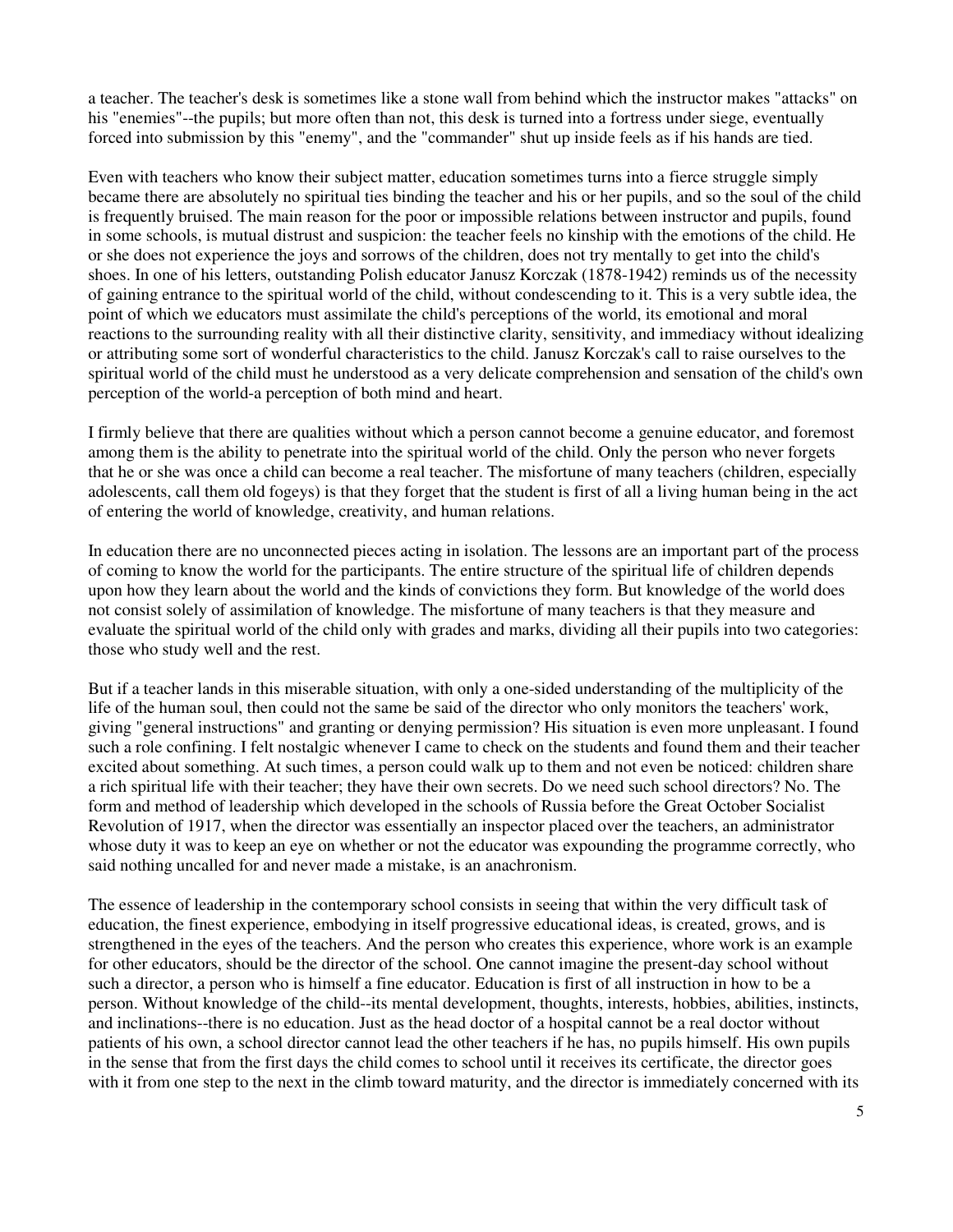a teacher. The teacher's desk is sometimes like a stone wall from behind which the instructor makes "attacks" on his "enemies"--the pupils; but more often than not, this desk is turned into a fortress under siege, eventually forced into submission by this "enemy", and the "commander" shut up inside feels as if his hands are tied.

Even with teachers who know their subject matter, education sometimes turns into a fierce struggle simply became there are absolutely no spiritual ties binding the teacher and his or her pupils, and so the soul of the child is frequently bruised. The main reason for the poor or impossible relations between instructor and pupils, found in some schools, is mutual distrust and suspicion: the teacher feels no kinship with the emotions of the child. He or she does not experience the joys and sorrows of the children, does not try mentally to get into the child's shoes. In one of his letters, outstanding Polish educator Janusz Korczak (1878-1942) reminds us of the necessity of gaining entrance to the spiritual world of the child, without condescending to it. This is a very subtle idea, the point of which we educators must assimilate the child's perceptions of the world, its emotional and moral reactions to the surrounding reality with all their distinctive clarity, sensitivity, and immediacy without idealizing or attributing some sort of wonderful characteristics to the child. Janusz Korczak's call to raise ourselves to the spiritual world of the child must he understood as a very delicate comprehension and sensation of the child's own perception of the world-a perception of both mind and heart.

I firmly believe that there are qualities without which a person cannot become a genuine educator, and foremost among them is the ability to penetrate into the spiritual world of the child. Only the person who never forgets that he or she was once a child can become a real teacher. The misfortune of many teachers (children, especially adolescents, call them old fogeys) is that they forget that the student is first of all a living human being in the act of entering the world of knowledge, creativity, and human relations.

In education there are no unconnected pieces acting in isolation. The lessons are an important part of the process of coming to know the world for the participants. The entire structure of the spiritual life of children depends upon how they learn about the world and the kinds of convictions they form. But knowledge of the world does not consist solely of assimilation of knowledge. The misfortune of many teachers is that they measure and evaluate the spiritual world of the child only with grades and marks, dividing all their pupils into two categories: those who study well and the rest.

But if a teacher lands in this miserable situation, with only a one-sided understanding of the multiplicity of the life of the human soul, then could not the same be said of the director who only monitors the teachers' work, giving "general instructions" and granting or denying permission? His situation is even more unpleasant. I found such a role confining. I felt nostalgic whenever I came to check on the students and found them and their teacher excited about something. At such times, a person could walk up to them and not even be noticed: children share a rich spiritual life with their teacher; they have their own secrets. Do we need such school directors? No. The form and method of leadership which developed in the schools of Russia before the Great October Socialist Revolution of 1917, when the director was essentially an inspector placed over the teachers, an administrator whose duty it was to keep an eye on whether or not the educator was expounding the programme correctly, who said nothing uncalled for and never made a mistake, is an anachronism.

The essence of leadership in the contemporary school consists in seeing that within the very difficult task of education, the finest experience, embodying in itself progressive educational ideas, is created, grows, and is strengthened in the eyes of the teachers. And the person who creates this experience, whore work is an example for other educators, should be the director of the school. One cannot imagine the present-day school without such a director, a person who is himself a fine educator. Education is first of all instruction in how to be a person. Without knowledge of the child--its mental development, thoughts, interests, hobbies, abilities, instincts, and inclinations--there is no education. Just as the head doctor of a hospital cannot be a real doctor without patients of his own, a school director cannot lead the other teachers if he has, no pupils himself. His own pupils in the sense that from the first days the child comes to school until it receives its certificate, the director goes with it from one step to the next in the climb toward maturity, and the director is immediately concerned with its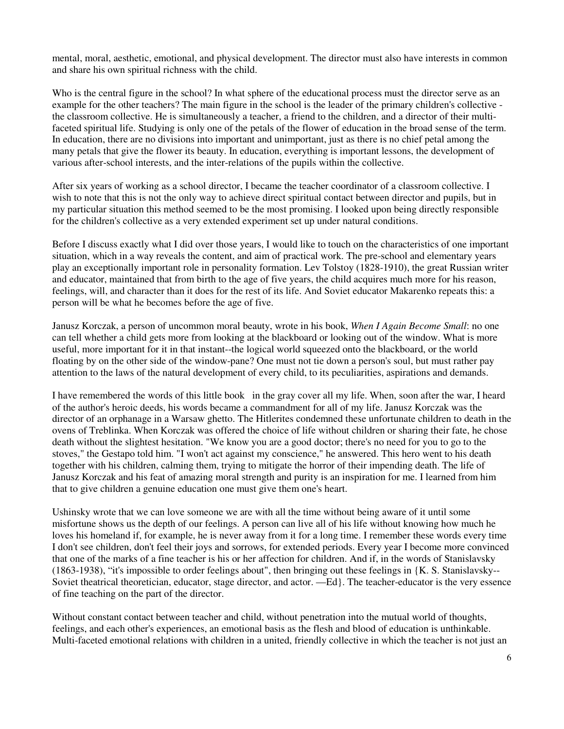mental, moral, aesthetic, emotional, and physical development. The director must also have interests in common and share his own spiritual richness with the child.

Who is the central figure in the school? In what sphere of the educational process must the director serve as an example for the other teachers? The main figure in the school is the leader of the primary children's collective - the classroom collective. He is simultaneously a teacher, a friend to the children, and a director of their multi-faceted spiritual life. Studying is only one of the petals of the flower of education in the broad sense of the term. In education, there are no divisions into important and unimportant, just as there is no chief petal among the many petals that give the flower its beauty. In education, everything is important lessons, the development of various after-school interests, and the inter-relations of the pupils within the collective.

After six years of working as a school director, I became the teacher coordinator of a classroom collective. I wish to note that this is not the only way to achieve direct spiritual contact between director and pupils, but in my particular situation this method seemed to be the most promising. I looked upon being directly responsible for the children's collective as a very extended experiment set up under natural conditions.

Before I discuss exactly what I did over those years, I would like to touch on the characteristics of one important situation, which in a way reveals the content, and aim of practical work. The pre-school and elementary years play an exceptionally important role in personality formation. Lev Tolstoy (1828-1910), the great Russian writer and educator, maintained that from birth to the age of five years, the child acquires much more for his reason, feelings, will, and character than it does for the rest of its life. And Soviet educator Makarenko repeats this: a person will be what he becomes before the age of five.

Janusz Korczak, a person of uncommon moral beauty, wrote in his book, *When I Again Become Small*: no one can tell whether a child gets more from looking at the blackboard or looking out of the window. What is more useful, more important for it in that instant--the logical world squeezed onto the blackboard, or the world floating by on the other side of the window-pane? One must not tie down a person's soul, but must rather pay attention to the laws of the natural development of every child, to its peculiarities, aspirations and demands.

I have remembered the words of this little book in the gray cover all my life. When, soon after the war, I heard of the author's heroic deeds, his words became a commandment for all of my life. Janusz Korczak was the director of an orphanage in a Warsaw ghetto. The Hitlerites condemned these unfortunate children to death in the ovens of Treblinka. When Korczak was offered the choice of life without children or sharing their fate, he chose death without the slightest hesitation. "We know you are a good doctor; there's no need for you to go to the stoves," the Gestapo told him. "I won't act against my conscience," he answered. This hero went to his death together with his children, calming them, trying to mitigate the horror of their impending death. The life of Janusz Korczak and his feat of amazing moral strength and purity is an inspiration for me. I learned from him that to give children a genuine education one must give them one's heart.

Ushinsky wrote that we can love someone we are with all the time without being aware of it until some misfortune shows us the depth of our feelings. A person can live all of his life without knowing how much he loves his homeland if, for example, he is never away from it for a long time. I remember these words every time I don't see children, don't feel their joys and sorrows, for extended periods. Every year I become more convinced that one of the marks of a fine teacher is his or her affection for children. And if, in the words of Stanislavsky (1863-1938), "it's impossible to order feelings about", then bringing out these feelings in {K. S. Stanislavsky--Soviet theatrical theoretician, educator, stage director, and actor. —Ed}. The teacher-educator is the very essence of fine teaching on the part of the director.

Without constant contact between teacher and child, without penetration into the mutual world of thoughts, feelings, and each other's experiences, an emotional basis as the flesh and blood of education is unthinkable. Multi-faceted emotional relations with children in a united, friendly collective in which the teacher is not just an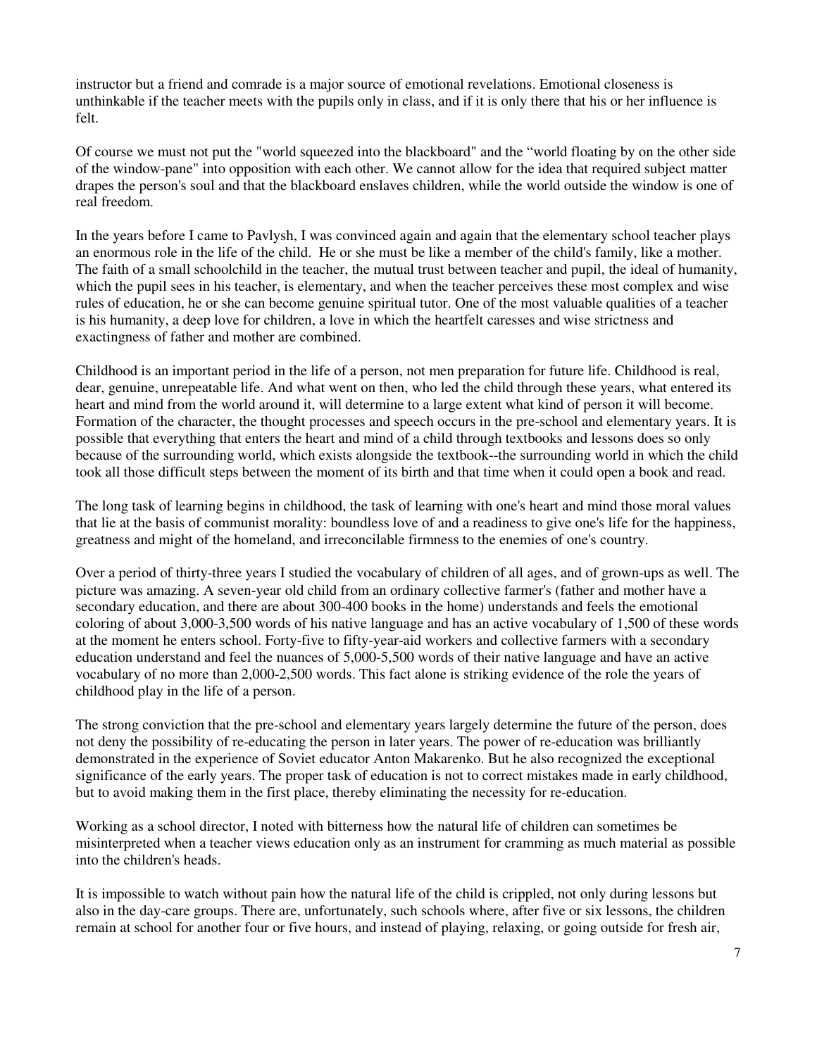instructor but a friend and comrade is a major source of emotional revelations. Emotional closeness is unthinkable if the teacher meets with the pupils only in class, and if it is only there that his or her influence is felt.

Of course we must not put the "world squeezed into the blackboard" and the "world floating by on the other side of the window-pane" into opposition with each other. We cannot allow for the idea that required subject matter drapes the person's soul and that the blackboard enslaves children, while the world outside the window is one of real freedom.

In the years before I came to Pavlysh, I was convinced again and again that the elementary school teacher plays an enormous role in the life of the child. He or she must be like a member of the child's family, like a mother. The faith of a small schoolchild in the teacher, the mutual trust between teacher and pupil, the ideal of humanity, which the pupil sees in his teacher, is elementary, and when the teacher perceives these most complex and wise rules of education, he or she can become genuine spiritual tutor. One of the most valuable qualities of a teacher is his humanity, a deep love for children, a love in which the heartfelt caresses and wise strictness and exactingness of father and mother are combined.

Childhood is an important period in the life of a person, not men preparation for future life. Childhood is real, dear, genuine, unrepeatable life. And what went on then, who led the child through these years, what entered its heart and mind from the world around it, will determine to a large extent what kind of person it will become. Formation of the character, the thought processes and speech occurs in the pre-school and elementary years. It is possible that everything that enters the heart and mind of a child through textbooks and lessons does so only because of the surrounding world, which exists alongside the textbook--the surrounding world in which the child took all those difficult steps between the moment of its birth and that time when it could open a book and read.

The long task of learning begins in childhood, the task of learning with one's heart and mind those moral values that lie at the basis of communist morality: boundless love of and a readiness to give one's life for the happiness, greatness and might of the homeland, and irreconcilable firmness to the enemies of one's country.

Over a period of thirty-three years I studied the vocabulary of children of all ages, and of grown-ups as well. The picture was amazing. A seven-year old child from an ordinary collective farmer's (father and mother have a secondary education, and there are about 300-400 books in the home) understands and feels the emotional coloring of about 3,000-3,500 words of his native language and has an active vocabulary of 1,500 of these words at the moment he enters school. Forty-five to fifty-year-aid workers and collective farmers with a secondary education understand and feel the nuances of 5,000-5,500 words of their native language and have an active vocabulary of no more than 2,000-2,500 words. This fact alone is striking evidence of the role the years of childhood play in the life of a person.

The strong conviction that the pre-school and elementary years largely determine the future of the person, does not deny the possibility of re-educating the person in later years. The power of re-education was brilliantly demonstrated in the experience of Soviet educator Anton Makarenko. But he also recognized the exceptional significance of the early years. The proper task of education is not to correct mistakes made in early childhood, but to avoid making them in the first place, thereby eliminating the necessity for re-education.

Working as a school director, I noted with bitterness how the natural life of children can sometimes be misinterpreted when a teacher views education only as an instrument for cramming as much material as possible into the children's heads.

It is impossible to watch without pain how the natural life of the child is crippled, not only during lessons but also in the day-care groups. There are, unfortunately, such schools where, after five or six lessons, the children remain at school for another four or five hours, and instead of playing, relaxing, or going outside for fresh air,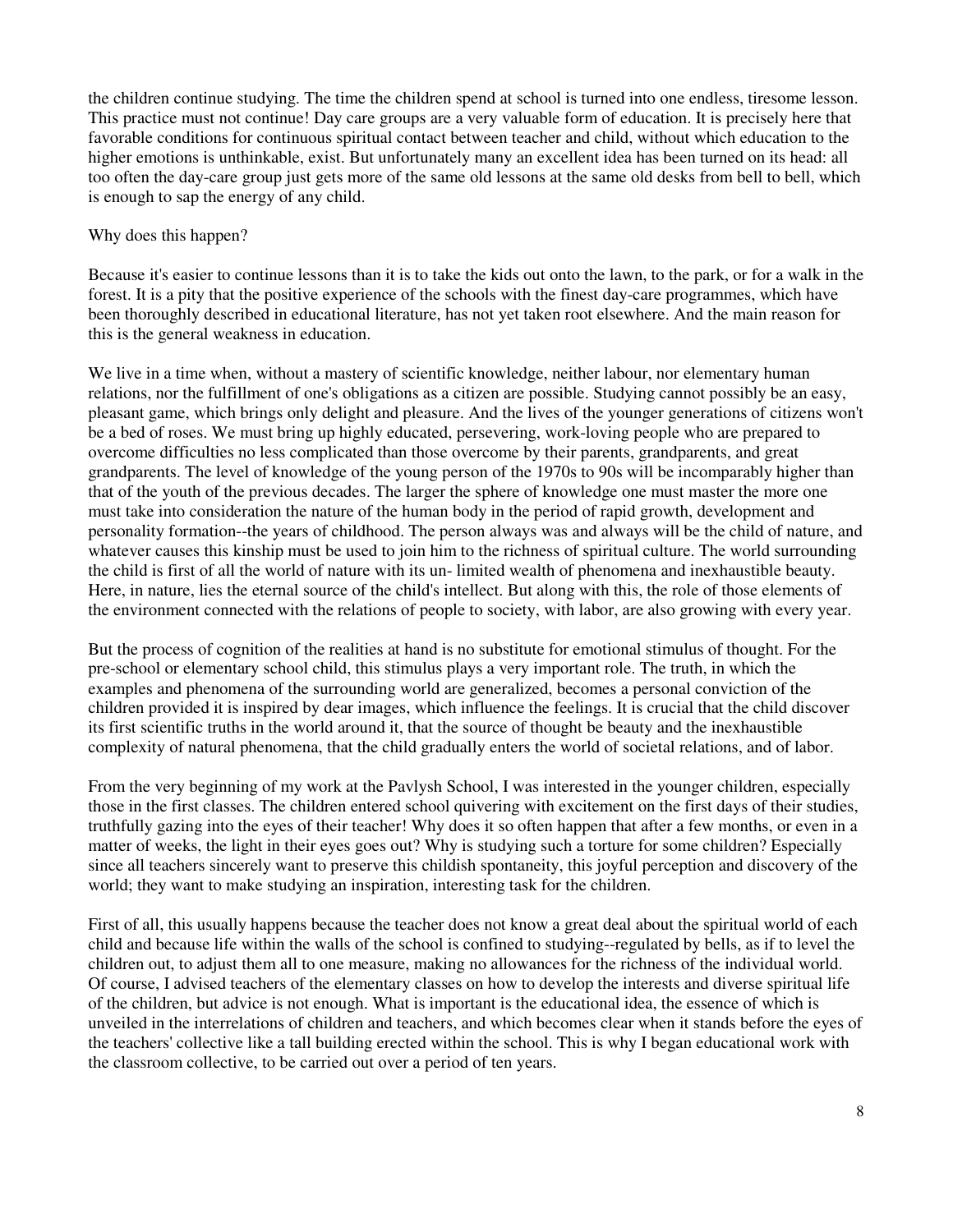the children continue studying. The time the children spend at school is turned into one endless, tiresome lesson. This practice must not continue! Day care groups are a very valuable form of education. It is precisely here that favorable conditions for continuous spiritual contact between teacher and child, without which education to the higher emotions is unthinkable, exist. But unfortunately many an excellent idea has been turned on its head: all too often the day-care group just gets more of the same old lessons at the same old desks from bell to bell, which is enough to sap the energy of any child.

Why does this happen?

Because it's easier to continue lessons than it is to take the kids out onto the lawn, to the park, or for a walk in the forest. It is a pity that the positive experience of the schools with the finest day-care programmes, which have been thoroughly described in educational literature, has not yet taken root elsewhere. And the main reason for this is the general weakness in education.

We live in a time when, without a mastery of scientific knowledge, neither labour, nor elementary human relations, nor the fulfillment of one's obligations as a citizen are possible. Studying cannot possibly be an easy, pleasant game, which brings only delight and pleasure. And the lives of the younger generations of citizens won't be a bed of roses. We must bring up highly educated, persevering, work-loving people who are prepared to overcome difficulties no less complicated than those overcome by their parents, grandparents, and great grandparents. The level of knowledge of the young person of the 1970s to 90s will be incomparably higher than that of the youth of the previous decades. The larger the sphere of knowledge one must master the more one must take into consideration the nature of the human body in the period of rapid growth, development and personality formation--the years of childhood. The person always was and always will be the child of nature, and whatever causes this kinship must be used to join him to the richness of spiritual culture. The world surrounding the child is first of all the world of nature with its un- limited wealth of phenomena and inexhaustible beauty. Here, in nature, lies the eternal source of the child's intellect. But along with this, the role of those elements of the environment connected with the relations of people to society, with labor, are also growing with every year.

But the process of cognition of the realities at hand is no substitute for emotional stimulus of thought. For the pre-school or elementary school child, this stimulus plays a very important role. The truth, in which the examples and phenomena of the surrounding world are generalized, becomes a personal conviction of the children provided it is inspired by dear images, which influence the feelings. It is crucial that the child discover its first scientific truths in the world around it, that the source of thought be beauty and the inexhaustible complexity of natural phenomena, that the child gradually enters the world of societal relations, and of labor.

From the very beginning of my work at the Pavlysh School, I was interested in the younger children, especially those in the first classes. The children entered school quivering with excitement on the first days of their studies, truthfully gazing into the eyes of their teacher! Why does it so often happen that after a few months, or even in a matter of weeks, the light in their eyes goes out? Why is studying such a torture for some children? Especially since all teachers sincerely want to preserve this childish spontaneity, this joyful perception and discovery of the world; they want to make studying an inspiration, interesting task for the children.

First of all, this usually happens because the teacher does not know a great deal about the spiritual world of each child and because life within the walls of the school is confined to studying--regulated by bells, as if to level the children out, to adjust them all to one measure, making no allowances for the richness of the individual world. Of course, I advised teachers of the elementary classes on how to develop the interests and diverse spiritual life of the children, but advice is not enough. What is important is the educational idea, the essence of which is unveiled in the interrelations of children and teachers, and which becomes clear when it stands before the eyes of the teachers' collective like a tall building erected within the school. This is why I began educational work with the classroom collective, to be carried out over a period of ten years.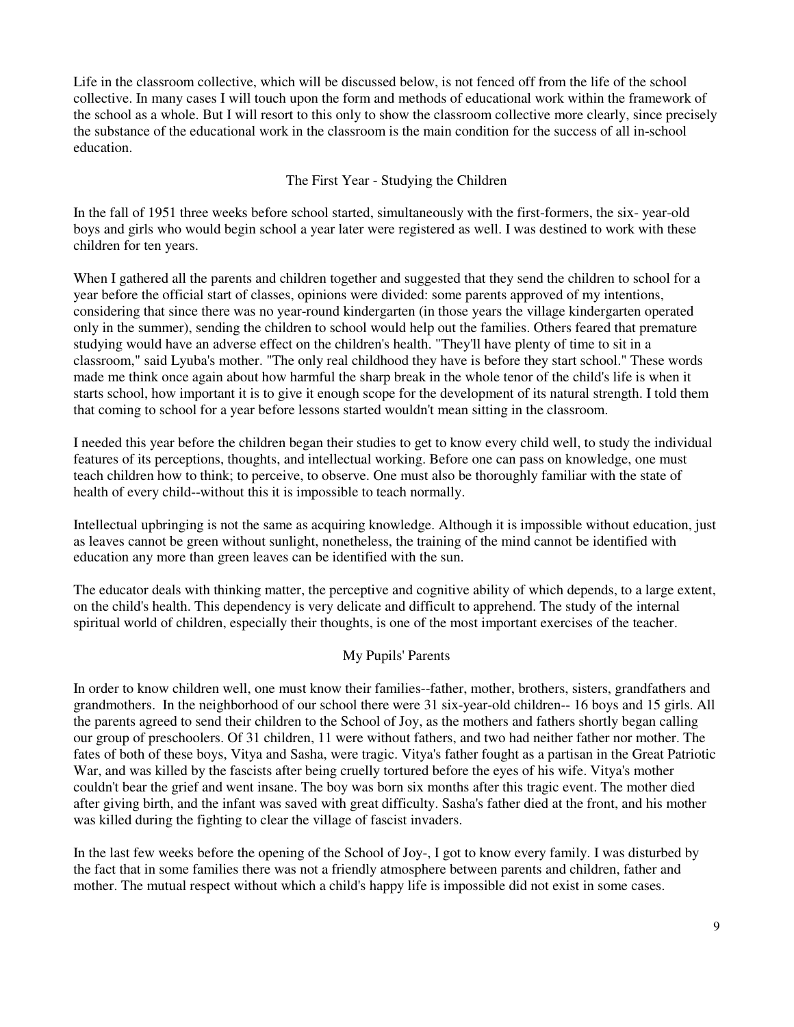Life in the classroom collective, which will be discussed below, is not fenced off from the life of the school collective. In many cases I will touch upon the form and methods of educational work within the framework of the school as a whole. But I will resort to this only to show the classroom collective more clearly, since precisely the substance of the educational work in the classroom is the main condition for the success of all in-school education.

## The First Year - Studying the Children

In the fall of 1951 three weeks before school started, simultaneously with the first-formers, the six- year-old boys and girls who would begin school a year later were registered as well. I was destined to work with these children for ten years.

When I gathered all the parents and children together and suggested that they send the children to school for a year before the official start of classes, opinions were divided: some parents approved of my intentions, considering that since there was no year-round kindergarten (in those years the village kindergarten operated only in the summer), sending the children to school would help out the families. Others feared that premature studying would have an adverse effect on the children's health. "They'll have plenty of time to sit in a classroom," said Lyuba's mother. "The only real childhood they have is before they start school." These words made me think once again about how harmful the sharp break in the whole tenor of the child's life is when it starts school, how important it is to give it enough scope for the development of its natural strength. I told them that coming to school for a year before lessons started wouldn't mean sitting in the classroom.

I needed this year before the children began their studies to get to know every child well, to study the individual features of its perceptions, thoughts, and intellectual working. Before one can pass on knowledge, one must teach children how to think; to perceive, to observe. One must also be thoroughly familiar with the state of health of every child--without this it is impossible to teach normally.

Intellectual upbringing is not the same as acquiring knowledge. Although it is impossible without education, just as leaves cannot be green without sunlight, nonetheless, the training of the mind cannot be identified with education any more than green leaves can be identified with the sun.

The educator deals with thinking matter, the perceptive and cognitive ability of which depends, to a large extent, on the child's health. This dependency is very delicate and difficult to apprehend. The study of the internal spiritual world of children, especially their thoughts, is one of the most important exercises of the teacher.

## My Pupils' Parents

In order to know children well, one must know their families--father, mother, brothers, sisters, grandfathers and grandmothers. In the neighborhood of our school there were 31 six-year-old children-- 16 boys and 15 girls. All the parents agreed to send their children to the School of Joy, as the mothers and fathers shortly began calling our group of preschoolers. Of 31 children, 11 were without fathers, and two had neither father nor mother. The fates of both of these boys, Vitya and Sasha, were tragic. Vitya's father fought as a partisan in the Great Patriotic War, and was killed by the fascists after being cruelly tortured before the eyes of his wife. Vitya's mother couldn't bear the grief and went insane. The boy was born six months after this tragic event. The mother died after giving birth, and the infant was saved with great difficulty. Sasha's father died at the front, and his mother was killed during the fighting to clear the village of fascist invaders.

In the last few weeks before the opening of the School of Joy-, I got to know every family. I was disturbed by the fact that in some families there was not a friendly atmosphere between parents and children, father and mother. The mutual respect without which a child's happy life is impossible did not exist in some cases.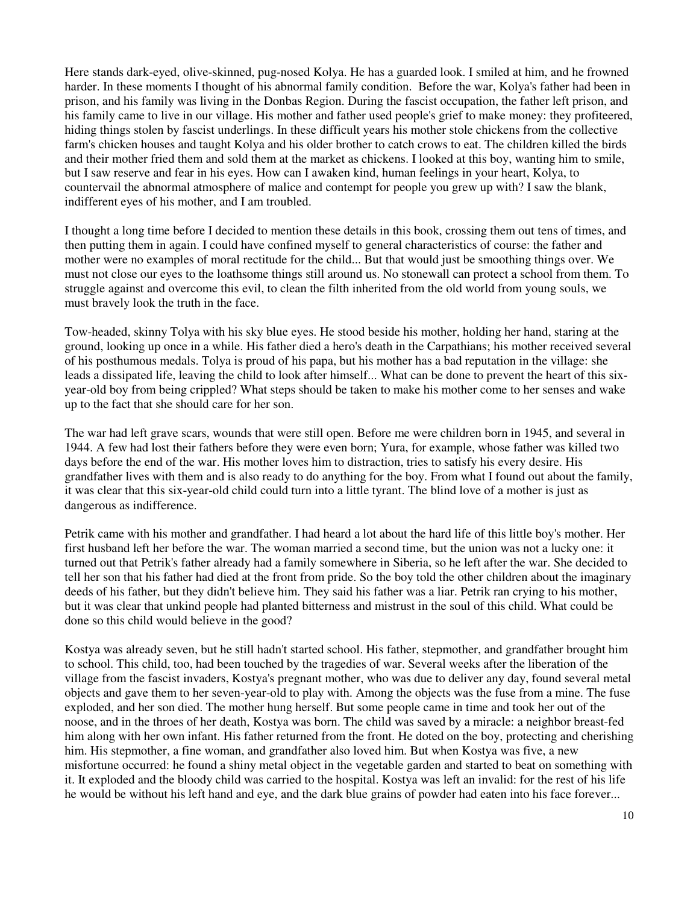Here stands dark-eyed, olive-skinned, pug-nosed Kolya. He has a guarded look. I smiled at him, and he frowned harder. In these moments I thought of his abnormal family condition. Before the war, Kolya's father had been in prison, and his family was living in the Donbas Region. During the fascist occupation, the father left prison, and his family came to live in our village. His mother and father used people's grief to make money: they profiteered, hiding things stolen by fascist underlings. In these difficult years his mother stole chickens from the collective farm's chicken houses and taught Kolya and his older brother to catch crows to eat. The children killed the birds and their mother fried them and sold them at the market as chickens. I looked at this boy, wanting him to smile, but I saw reserve and fear in his eyes. How can I awaken kind, human feelings in your heart, Kolya, to countervail the abnormal atmosphere of malice and contempt for people you grew up with? I saw the blank, indifferent eyes of his mother, and I am troubled.

I thought a long time before I decided to mention these details in this book, crossing them out tens of times, and then putting them in again. I could have confined myself to general characteristics of course: the father and mother were no examples of moral rectitude for the child... But that would just be smoothing things over. We must not close our eyes to the loathsome things still around us. No stonewall can protect a school from them. To struggle against and overcome this evil, to clean the filth inherited from the old world from young souls, we must bravely look the truth in the face.

Tow-headed, skinny Tolya with his sky blue eyes. He stood beside his mother, holding her hand, staring at the ground, looking up once in a while. His father died a hero's death in the Carpathians; his mother received several of his posthumous medals. Tolya is proud of his papa, but his mother has a bad reputation in the village: she leads a dissipated life, leaving the child to look after himself... What can be done to prevent the heart of this six-year-old boy from being crippled? What steps should be taken to make his mother come to her senses and wake up to the fact that she should care for her son.

The war had left grave scars, wounds that were still open. Before me were children born in 1945, and several in 1944. A few had lost their fathers before they were even born; Yura, for example, whose father was killed two days before the end of the war. His mother loves him to distraction, tries to satisfy his every desire. His grandfather lives with them and is also ready to do anything for the boy. From what I found out about the family, it was clear that this six-year-old child could turn into a little tyrant. The blind love of a mother is just as dangerous as indifference.

Petrik came with his mother and grandfather. I had heard a lot about the hard life of this little boy's mother. Her first husband left her before the war. The woman married a second time, but the union was not a lucky one: it turned out that Petrik's father already had a family somewhere in Siberia, so he left after the war. She decided to tell her son that his father had died at the front from pride. So the boy told the other children about the imaginary deeds of his father, but they didn't believe him. They said his father was a liar. Petrik ran crying to his mother, but it was clear that unkind people had planted bitterness and mistrust in the soul of this child. What could be done so this child would believe in the good?

Kostya was already seven, but he still hadn't started school. His father, stepmother, and grandfather brought him to school. This child, too, had been touched by the tragedies of war. Several weeks after the liberation of the village from the fascist invaders, Kostya's pregnant mother, who was due to deliver any day, found several metal objects and gave them to her seven-year-old to play with. Among the objects was the fuse from a mine. The fuse exploded, and her son died. The mother hung herself. But some people came in time and took her out of the noose, and in the throes of her death, Kostya was born. The child was saved by a miracle: a neighbor breast-fed him along with her own infant. His father returned from the front. He doted on the boy, protecting and cherishing him. His stepmother, a fine woman, and grandfather also loved him. But when Kostya was five, a new misfortune occurred: he found a shiny metal object in the vegetable garden and started to beat on something with it. It exploded and the bloody child was carried to the hospital. Kostya was left an invalid: for the rest of his life he would be without his left hand and eye, and the dark blue grains of powder had eaten into his face forever...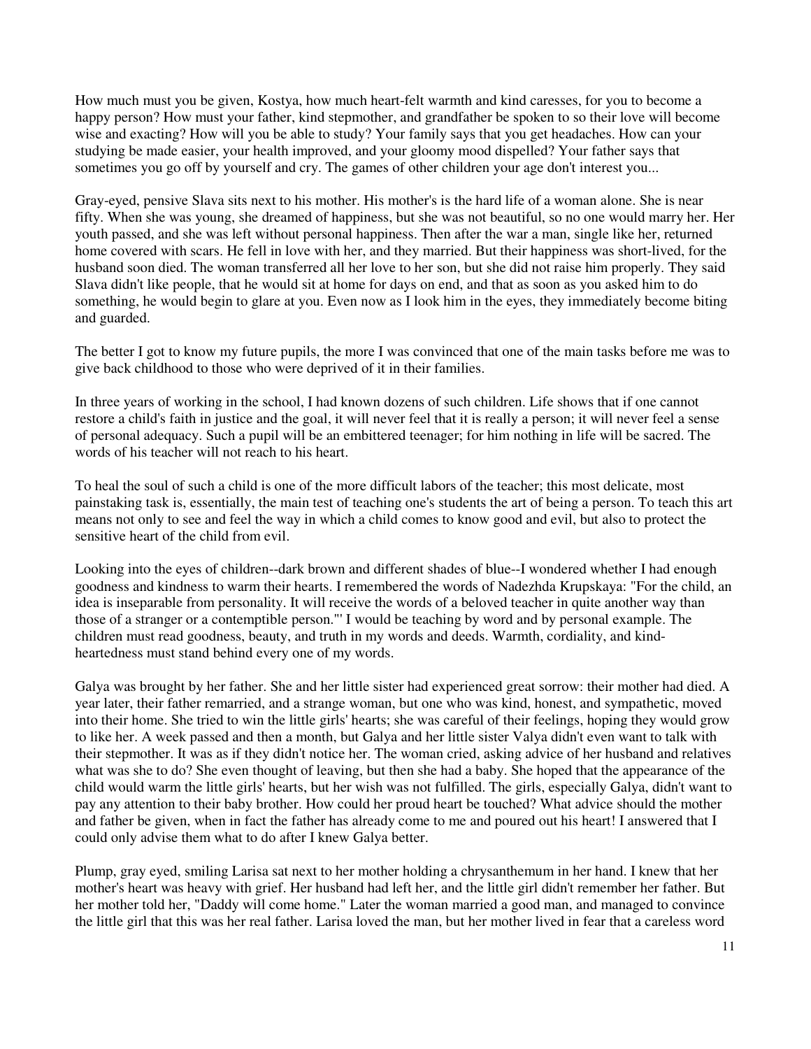How much must you be given, Kostya, how much heart-felt warmth and kind caresses, for you to become a happy person? How must your father, kind stepmother, and grandfather be spoken to so their love will become wise and exacting? How will you be able to study? Your family says that you get headaches. How can your studying be made easier, your health improved, and your gloomy mood dispelled? Your father says that sometimes you go off by yourself and cry. The games of other children your age don't interest you...

Gray-eyed, pensive Slava sits next to his mother. His mother's is the hard life of a woman alone. She is near fifty. When she was young, she dreamed of happiness, but she was not beautiful, so no one would marry her. Her youth passed, and she was left without personal happiness. Then after the war a man, single like her, returned home covered with scars. He fell in love with her, and they married. But their happiness was short-lived, for the husband soon died. The woman transferred all her love to her son, but she did not raise him properly. They said Slava didn't like people, that he would sit at home for days on end, and that as soon as you asked him to do something, he would begin to glare at you. Even now as I look him in the eyes, they immediately become biting and guarded.

The better I got to know my future pupils, the more I was convinced that one of the main tasks before me was to give back childhood to those who were deprived of it in their families.

In three years of working in the school, I had known dozens of such children. Life shows that if one cannot restore a child's faith in justice and the goal, it will never feel that it is really a person; it will never feel a sense of personal adequacy. Such a pupil will be an embittered teenager; for him nothing in life will be sacred. The words of his teacher will not reach to his heart.

To heal the soul of such a child is one of the more difficult labors of the teacher; this most delicate, most painstaking task is, essentially, the main test of teaching one's students the art of being a person. To teach this art means not only to see and feel the way in which a child comes to know good and evil, but also to protect the sensitive heart of the child from evil.

Looking into the eyes of children--dark brown and different shades of blue--I wondered whether I had enough goodness and kindness to warm their hearts. I remembered the words of Nadezhda Krupskaya: "For the child, an idea is inseparable from personality. It will receive the words of a beloved teacher in quite another way than those of a stranger or a contemptible person."' I would be teaching by word and by personal example. The children must read goodness, beauty, and truth in my words and deeds. Warmth, cordiality, and kind-heartedness must stand behind every one of my words.

Galya was brought by her father. She and her little sister had experienced great sorrow: their mother had died. A year later, their father remarried, and a strange woman, but one who was kind, honest, and sympathetic, moved into their home. She tried to win the little girls' hearts; she was careful of their feelings, hoping they would grow to like her. A week passed and then a month, but Galya and her little sister Valya didn't even want to talk with their stepmother. It was as if they didn't notice her. The woman cried, asking advice of her husband and relatives what was she to do? She even thought of leaving, but then she had a baby. She hoped that the appearance of the child would warm the little girls' hearts, but her wish was not fulfilled. The girls, especially Galya, didn't want to pay any attention to their baby brother. How could her proud heart be touched? What advice should the mother and father be given, when in fact the father has already come to me and poured out his heart! I answered that I could only advise them what to do after I knew Galya better.

Plump, gray eyed, smiling Larisa sat next to her mother holding a chrysanthemum in her hand. I knew that her mother's heart was heavy with grief. Her husband had left her, and the little girl didn't remember her father. But her mother told her, "Daddy will come home." Later the woman married a good man, and managed to convince the little girl that this was her real father. Larisa loved the man, but her mother lived in fear that a careless word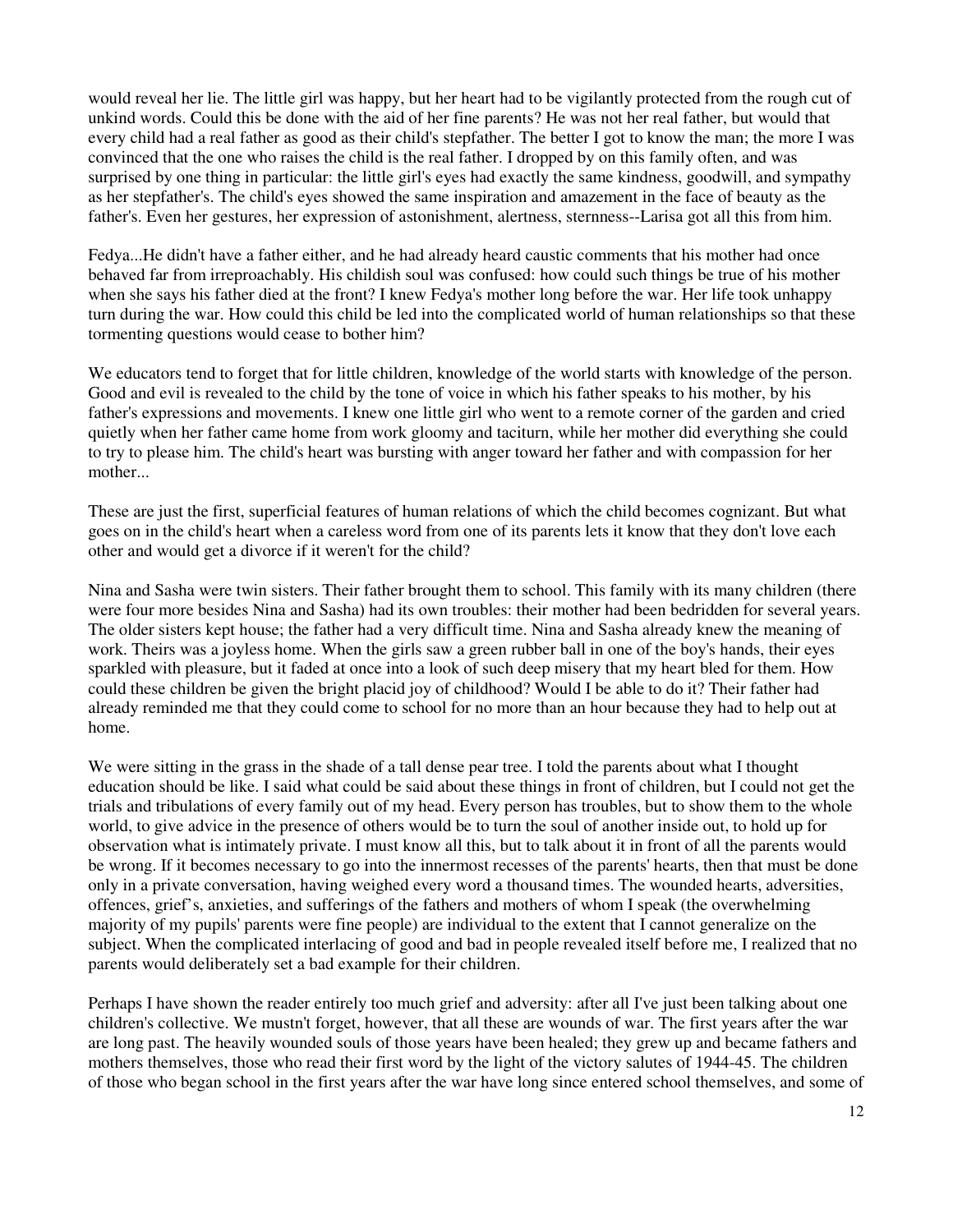would reveal her lie. The little girl was happy, but her heart had to be vigilantly protected from the rough cut of unkind words. Could this be done with the aid of her fine parents? He was not her real father, but would that every child had a real father as good as their child's stepfather. The better I got to know the man; the more I was convinced that the one who raises the child is the real father. I dropped by on this family often, and was surprised by one thing in particular: the little girl's eyes had exactly the same kindness, goodwill, and sympathy as her stepfather's. The child's eyes showed the same inspiration and amazement in the face of beauty as the father's. Even her gestures, her expression of astonishment, alertness, sternness--Larisa got all this from him.

Fedya...He didn't have a father either, and he had already heard caustic comments that his mother had once behaved far from irreproachably. His childish soul was confused: how could such things be true of his mother when she says his father died at the front? I knew Fedya's mother long before the war. Her life took unhappy turn during the war. How could this child be led into the complicated world of human relationships so that these tormenting questions would cease to bother him?

We educators tend to forget that for little children, knowledge of the world starts with knowledge of the person. Good and evil is revealed to the child by the tone of voice in which his father speaks to his mother, by his father's expressions and movements. I knew one little girl who went to a remote corner of the garden and cried quietly when her father came home from work gloomy and taciturn, while her mother did everything she could to try to please him. The child's heart was bursting with anger toward her father and with compassion for her mother...

These are just the first, superficial features of human relations of which the child becomes cognizant. But what goes on in the child's heart when a careless word from one of its parents lets it know that they don't love each other and would get a divorce if it weren't for the child?

Nina and Sasha were twin sisters. Their father brought them to school. This family with its many children (there were four more besides Nina and Sasha) had its own troubles: their mother had been bedridden for several years. The older sisters kept house; the father had a very difficult time. Nina and Sasha already knew the meaning of work. Theirs was a joyless home. When the girls saw a green rubber ball in one of the boy's hands, their eyes sparkled with pleasure, but it faded at once into a look of such deep misery that my heart bled for them. How could these children be given the bright placid joy of childhood? Would I be able to do it? Their father had already reminded me that they could come to school for no more than an hour because they had to help out at home.

We were sitting in the grass in the shade of a tall dense pear tree. I told the parents about what I thought education should be like. I said what could be said about these things in front of children, but I could not get the trials and tribulations of every family out of my head. Every person has troubles, but to show them to the whole world, to give advice in the presence of others would be to turn the soul of another inside out, to hold up for observation what is intimately private. I must know all this, but to talk about it in front of all the parents would be wrong. If it becomes necessary to go into the innermost recesses of the parents' hearts, then that must be done only in a private conversation, having weighed every word a thousand times. The wounded hearts, adversities, offences, grief's, anxieties, and sufferings of the fathers and mothers of whom I speak (the overwhelming majority of my pupils' parents were fine people) are individual to the extent that I cannot generalize on the subject. When the complicated interlacing of good and bad in people revealed itself before me, I realized that no parents would deliberately set a bad example for their children.

Perhaps I have shown the reader entirely too much grief and adversity: after all I've just been talking about one children's collective. We mustn't forget, however, that all these are wounds of war. The first years after the war are long past. The heavily wounded souls of those years have been healed; they grew up and became fathers and mothers themselves, those who read their first word by the light of the victory salutes of 1944-45. The children of those who began school in the first years after the war have long since entered school themselves, and some of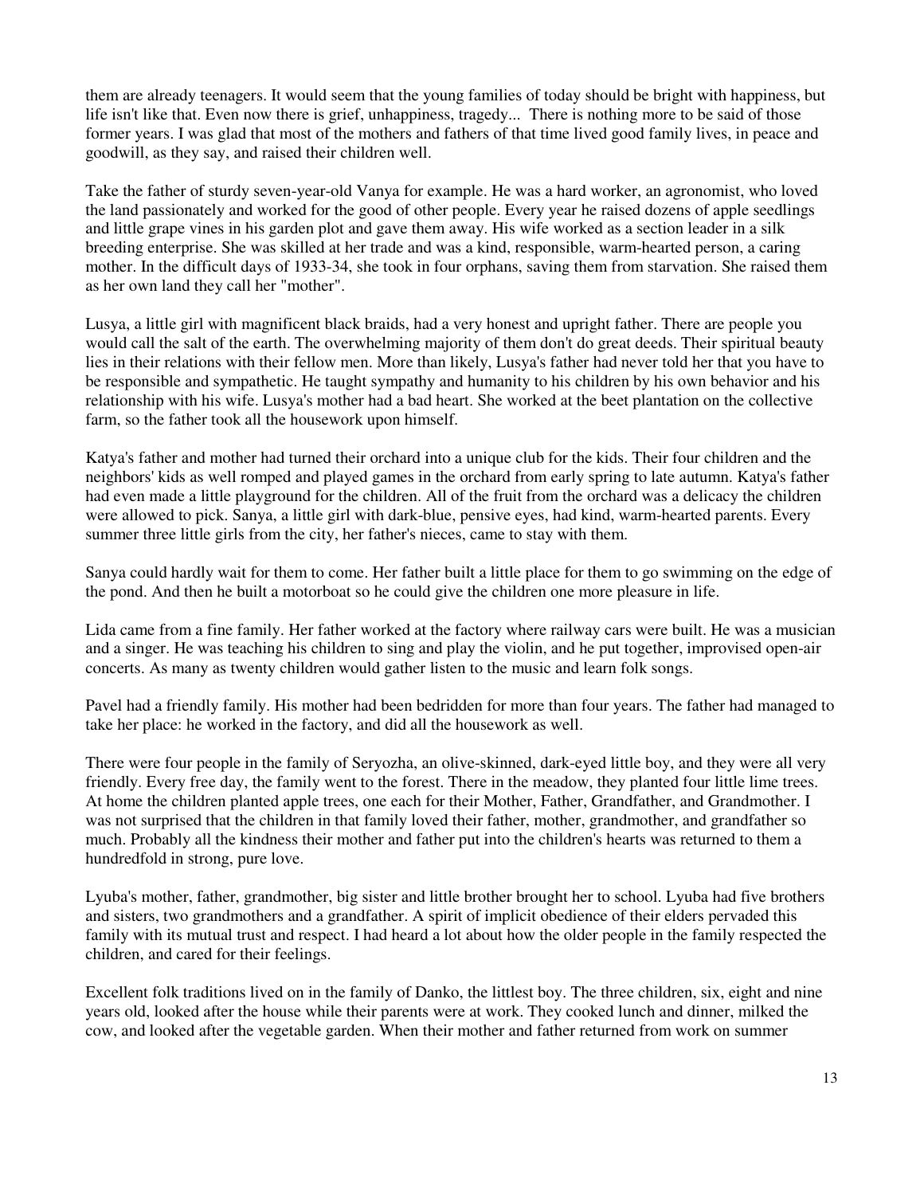them are already teenagers. It would seem that the young families of today should be bright with happiness, but life isn't like that. Even now there is grief, unhappiness, tragedy... There is nothing more to be said of those former years. I was glad that most of the mothers and fathers of that time lived good family lives, in peace and goodwill, as they say, and raised their children well.

Take the father of sturdy seven-year-old Vanya for example. He was a hard worker, an agronomist, who loved the land passionately and worked for the good of other people. Every year he raised dozens of apple seedlings and little grape vines in his garden plot and gave them away. His wife worked as a section leader in a silk breeding enterprise. She was skilled at her trade and was a kind, responsible, warm-hearted person, a caring mother. In the difficult days of 1933-34, she took in four orphans, saving them from starvation. She raised them as her own land they call her "mother".

Lusya, a little girl with magnificent black braids, had a very honest and upright father. There are people you would call the salt of the earth. The overwhelming majority of them don't do great deeds. Their spiritual beauty lies in their relations with their fellow men. More than likely, Lusya's father had never told her that you have to be responsible and sympathetic. He taught sympathy and humanity to his children by his own behavior and his relationship with his wife. Lusya's mother had a bad heart. She worked at the beet plantation on the collective farm, so the father took all the housework upon himself.

Katya's father and mother had turned their orchard into a unique club for the kids. Their four children and the neighbors' kids as well romped and played games in the orchard from early spring to late autumn. Katya's father had even made a little playground for the children. All of the fruit from the orchard was a delicacy the children were allowed to pick. Sanya, a little girl with dark-blue, pensive eyes, had kind, warm-hearted parents. Every summer three little girls from the city, her father's nieces, came to stay with them.

Sanya could hardly wait for them to come. Her father built a little place for them to go swimming on the edge of the pond. And then he built a motorboat so he could give the children one more pleasure in life.

Lida came from a fine family. Her father worked at the factory where railway cars were built. He was a musician and a singer. He was teaching his children to sing and play the violin, and he put together, improvised open-air concerts. As many as twenty children would gather listen to the music and learn folk songs.

Pavel had a friendly family. His mother had been bedridden for more than four years. The father had managed to take her place: he worked in the factory, and did all the housework as well.

There were four people in the family of Seryozha, an olive-skinned, dark-eyed little boy, and they were all very friendly. Every free day, the family went to the forest. There in the meadow, they planted four little lime trees. At home the children planted apple trees, one each for their Mother, Father, Grandfather, and Grandmother. I was not surprised that the children in that family loved their father, mother, grandmother, and grandfather so much. Probably all the kindness their mother and father put into the children's hearts was returned to them a hundredfold in strong, pure love.

Lyuba's mother, father, grandmother, big sister and little brother brought her to school. Lyuba had five brothers and sisters, two grandmothers and a grandfather. A spirit of implicit obedience of their elders pervaded this family with its mutual trust and respect. I had heard a lot about how the older people in the family respected the children, and cared for their feelings.

Excellent folk traditions lived on in the family of Danko, the littlest boy. The three children, six, eight and nine years old, looked after the house while their parents were at work. They cooked lunch and dinner, milked the cow, and looked after the vegetable garden. When their mother and father returned from work on summer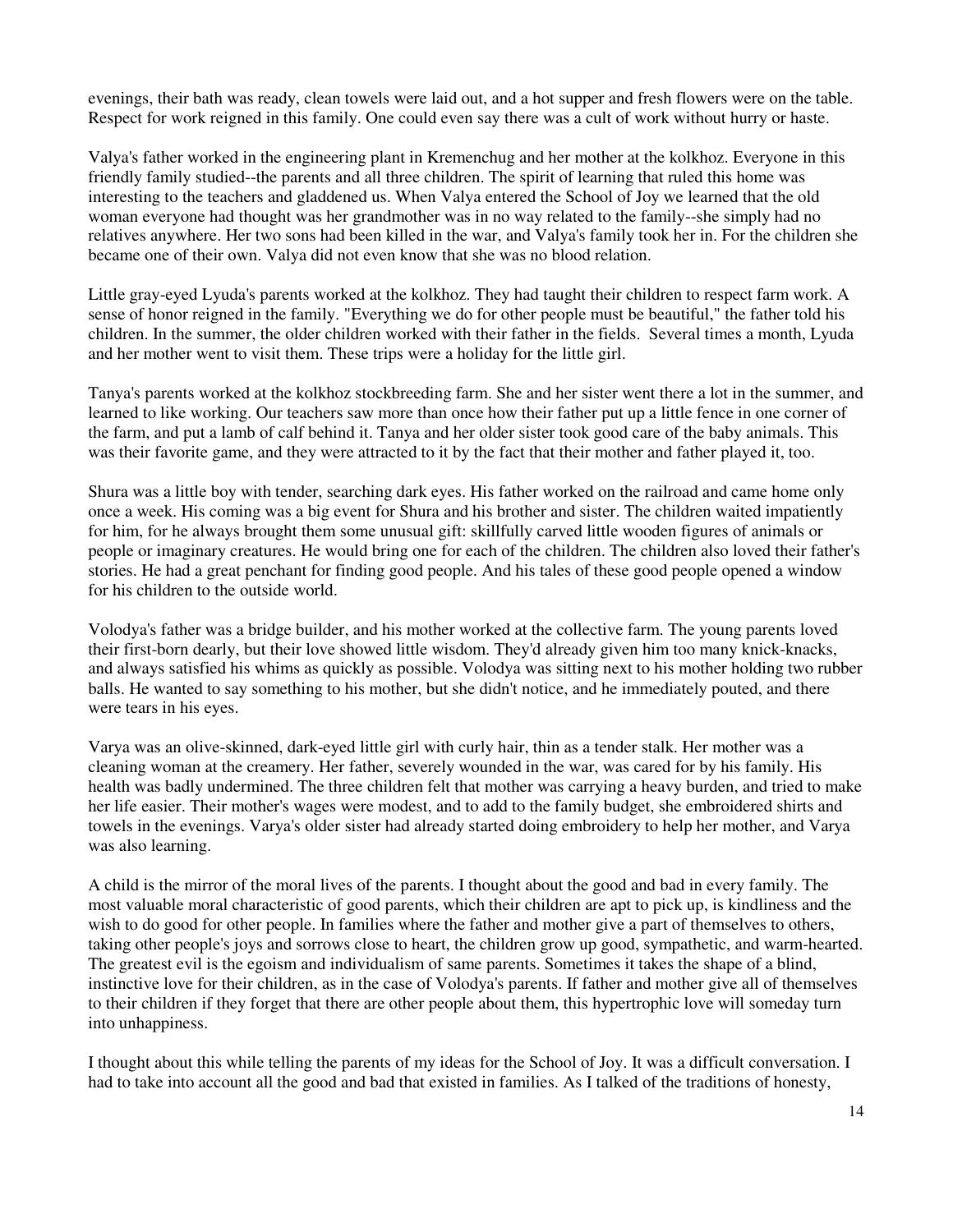evenings, their bath was ready, clean towels were laid out, and a hot supper and fresh flowers were on the table. Respect for work reigned in this family. One could even say there was a cult of work without hurry or haste.

Valya's father worked in the engineering plant in Kremenchug and her mother at the kolkhoz. Everyone in this friendly family studied--the parents and all three children. The spirit of learning that ruled this home was interesting to the teachers and gladdened us. When Valya entered the School of Joy we learned that the old woman everyone had thought was her grandmother was in no way related to the family--she simply had no relatives anywhere. Her two sons had been killed in the war, and Valya's family took her in. For the children she became one of their own. Valya did not even know that she was no blood relation.

Little gray-eyed Lyuda's parents worked at the kolkhoz. They had taught their children to respect farm work. A sense of honor reigned in the family. "Everything we do for other people must be beautiful," the father told his children. In the summer, the older children worked with their father in the fields. Several times a month, Lyuda and her mother went to visit them. These trips were a holiday for the little girl.

Tanya's parents worked at the kolkhoz stockbreeding farm. She and her sister went there a lot in the summer, and learned to like working. Our teachers saw more than once how their father put up a little fence in one corner of the farm, and put a lamb of calf behind it. Tanya and her older sister took good care of the baby animals. This was their favorite game, and they were attracted to it by the fact that their mother and father played it, too.

Shura was a little boy with tender, searching dark eyes. His father worked on the railroad and came home only once a week. His coming was a big event for Shura and his brother and sister. The children waited impatiently for him, for he always brought them some unusual gift: skillfully carved little wooden figures of animals or people or imaginary creatures. He would bring one for each of the children. The children also loved their father's stories. He had a great penchant for finding good people. And his tales of these good people opened a window for his children to the outside world.

Volodya's father was a bridge builder, and his mother worked at the collective farm. The young parents loved their first-born dearly, but their love showed little wisdom. They'd already given him too many knick-knacks, and always satisfied his whims as quickly as possible. Volodya was sitting next to his mother holding two rubber balls. He wanted to say something to his mother, but she didn't notice, and he immediately pouted, and there were tears in his eyes.

Varya was an olive-skinned, dark-eyed little girl with curly hair, thin as a tender stalk. Her mother was a cleaning woman at the creamery. Her father, severely wounded in the war, was cared for by his family. His health was badly undermined. The three children felt that mother was carrying a heavy burden, and tried to make her life easier. Their mother's wages were modest, and to add to the family budget, she embroidered shirts and towels in the evenings. Varya's older sister had already started doing embroidery to help her mother, and Varya was also learning.

A child is the mirror of the moral lives of the parents. I thought about the good and bad in every family. The most valuable moral characteristic of good parents, which their children are apt to pick up, is kindliness and the wish to do good for other people. In families where the father and mother give a part of themselves to others, taking other people's joys and sorrows close to heart, the children grow up good, sympathetic, and warm-hearted. The greatest evil is the egoism and individualism of same parents. Sometimes it takes the shape of a blind, instinctive love for their children, as in the case of Volodya's parents. If father and mother give all of themselves to their children if they forget that there are other people about them, this hypertrophic love will someday turn into unhappiness.

I thought about this while telling the parents of my ideas for the School of Joy. It was a difficult conversation. I had to take into account all the good and bad that existed in families. As I talked of the traditions of honesty,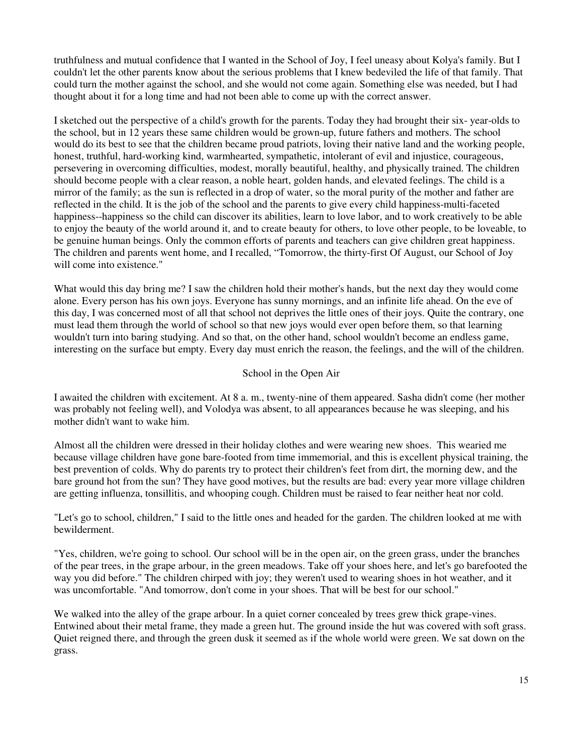truthfulness and mutual confidence that I wanted in the School of Joy, I feel uneasy about Kolya's family. But I couldn't let the other parents know about the serious problems that I knew bedeviled the life of that family. That could turn the mother against the school, and she would not come again. Something else was needed, but I had thought about it for a long time and had not been able to come up with the correct answer.

I sketched out the perspective of a child's growth for the parents. Today they had brought their six- year-olds to the school, but in 12 years these same children would be grown-up, future fathers and mothers. The school would do its best to see that the children became proud patriots, loving their native land and the working people, honest, truthful, hard-working kind, warmhearted, sympathetic, intolerant of evil and injustice, courageous, persevering in overcoming difficulties, modest, morally beautiful, healthy, and physically trained. The children should become people with a clear reason, a noble heart, golden hands, and elevated feelings. The child is a mirror of the family; as the sun is reflected in a drop of water, so the moral purity of the mother and father are reflected in the child. It is the job of the school and the parents to give every child happiness-multi-faceted happiness--happiness so the child can discover its abilities, learn to love labor, and to work creatively to be able to enjoy the beauty of the world around it, and to create beauty for others, to love other people, to be loveable, to be genuine human beings. Only the common efforts of parents and teachers can give children great happiness. The children and parents went home, and I recalled, “Tomorrow, the thirty-first Of August, our School of Joy will come into existence."

What would this day bring me? I saw the children hold their mother's hands, but the next day they would come alone. Every person has his own joys. Everyone has sunny mornings, and an infinite life ahead. On the eve of this day, I was concerned most of all that school not deprives the little ones of their joys. Quite the contrary, one must lead them through the world of school so that new joys would ever open before them, so that learning wouldn't turn into baring studying. And so that, on the other hand, school wouldn't become an endless game, interesting on the surface but empty. Every day must enrich the reason, the feelings, and the will of the children.

## School in the Open Air

I awaited the children with excitement. At 8 a. m., twenty-nine of them appeared. Sasha didn't come (her mother was probably not feeling well), and Volodya was absent, to all appearances because he was sleeping, and his mother didn't want to wake him.

Almost all the children were dressed in their holiday clothes and were wearing new shoes. This wearied me because village children have gone bare-footed from time immemorial, and this is excellent physical training, the best prevention of colds. Why do parents try to protect their children's feet from dirt, the morning dew, and the bare ground hot from the sun? They have good motives, but the results are bad: every year more village children are getting influenza, tonsillitis, and whooping cough. Children must be raised to fear neither heat nor cold.

"Let's go to school, children," I said to the little ones and headed for the garden. The children looked at me with bewilderment.

"Yes, children, we're going to school. Our school will be in the open air, on the green grass, under the branches of the pear trees, in the grape arbour, in the green meadows. Take off your shoes here, and let's go barefooted the way you did before." The children chirped with joy; they weren't used to wearing shoes in hot weather, and it was uncomfortable. "And tomorrow, don't come in your shoes. That will be best for our school."

We walked into the alley of the grape arbour. In a quiet corner concealed by trees grew thick grape-vines. Entwined about their metal frame, they made a green hut. The ground inside the hut was covered with soft grass. Quiet reigned there, and through the green dusk it seemed as if the whole world were green. We sat down on the grass.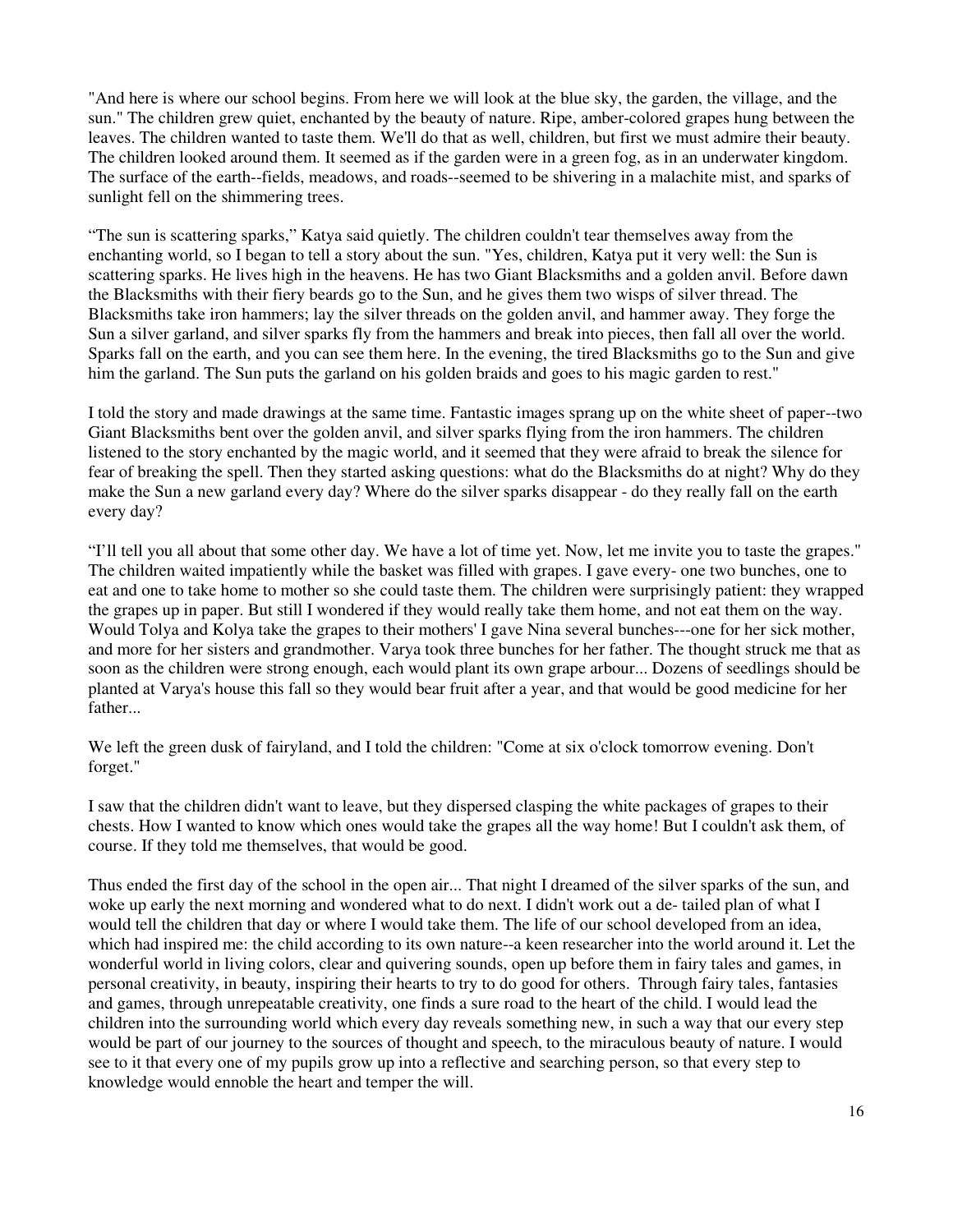"And here is where our school begins. From here we will look at the blue sky, the garden, the village, and the sun." The children grew quiet, enchanted by the beauty of nature. Ripe, amber-colored grapes hung between the leaves. The children wanted to taste them. We'll do that as well, children, but first we must admire their beauty. The children looked around them. It seemed as if the garden were in a green fog, as in an underwater kingdom. The surface of the earth--fields, meadows, and roads--seemed to be shivering in a malachite mist, and sparks of sunlight fell on the shimmering trees.

"The sun is scattering sparks," Katya said quietly. The children couldn't tear themselves away from the enchanting world, so I began to tell a story about the sun. "Yes, children, Katya put it very well: the Sun is scattering sparks. He lives high in the heavens. He has two Giant Blacksmiths and a golden anvil. Before dawn the Blacksmiths with their fiery beards go to the Sun, and he gives them two wisps of silver thread. The Blacksmiths take iron hammers; lay the silver threads on the golden anvil, and hammer away. They forge the Sun a silver garland, and silver sparks fly from the hammers and break into pieces, then fall all over the world. Sparks fall on the earth, and you can see them here. In the evening, the tired Blacksmiths go to the Sun and give him the garland. The Sun puts the garland on his golden braids and goes to his magic garden to rest."

I told the story and made drawings at the same time. Fantastic images sprang up on the white sheet of paper--two Giant Blacksmiths bent over the golden anvil, and silver sparks flying from the iron hammers. The children listened to the story enchanted by the magic world, and it seemed that they were afraid to break the silence for fear of breaking the spell. Then they started asking questions: what do the Blacksmiths do at night? Why do they make the Sun a new garland every day? Where do the silver sparks disappear - do they really fall on the earth every day?

"I'll tell you all about that some other day. We have a lot of time yet. Now, let me invite you to taste the grapes." The children waited impatiently while the basket was filled with grapes. I gave every- one two bunches, one to eat and one to take home to mother so she could taste them. The children were surprisingly patient: they wrapped the grapes up in paper. But still I wondered if they would really take them home, and not eat them on the way. Would Tolya and Kolya take the grapes to their mothers' I gave Nina several bunches---one for her sick mother, and more for her sisters and grandmother. Varya took three bunches for her father. The thought struck me that as soon as the children were strong enough, each would plant its own grape arbour... Dozens of seedlings should be planted at Varya's house this fall so they would bear fruit after a year, and that would be good medicine for her father...

We left the green dusk of fairyland, and I told the children: "Come at six o'clock tomorrow evening. Don't forget."

I saw that the children didn't want to leave, but they dispersed clasping the white packages of grapes to their chests. How I wanted to know which ones would take the grapes all the way home! But I couldn't ask them, of course. If they told me themselves, that would be good.

Thus ended the first day of the school in the open air... That night I dreamed of the silver sparks of the sun, and woke up early the next morning and wondered what to do next. I didn't work out a de- tailed plan of what I would tell the children that day or where I would take them. The life of our school developed from an idea, which had inspired me: the child according to its own nature--a keen researcher into the world around it. Let the wonderful world in living colors, clear and quivering sounds, open up before them in fairy tales and games, in personal creativity, in beauty, inspiring their hearts to try to do good for others. Through fairy tales, fantasies and games, through unrepeatable creativity, one finds a sure road to the heart of the child. I would lead the children into the surrounding world which every day reveals something new, in such a way that our every step would be part of our journey to the sources of thought and speech, to the miraculous beauty of nature. I would see to it that every one of my pupils grow up into a reflective and searching person, so that every step to knowledge would ennoble the heart and temper the will.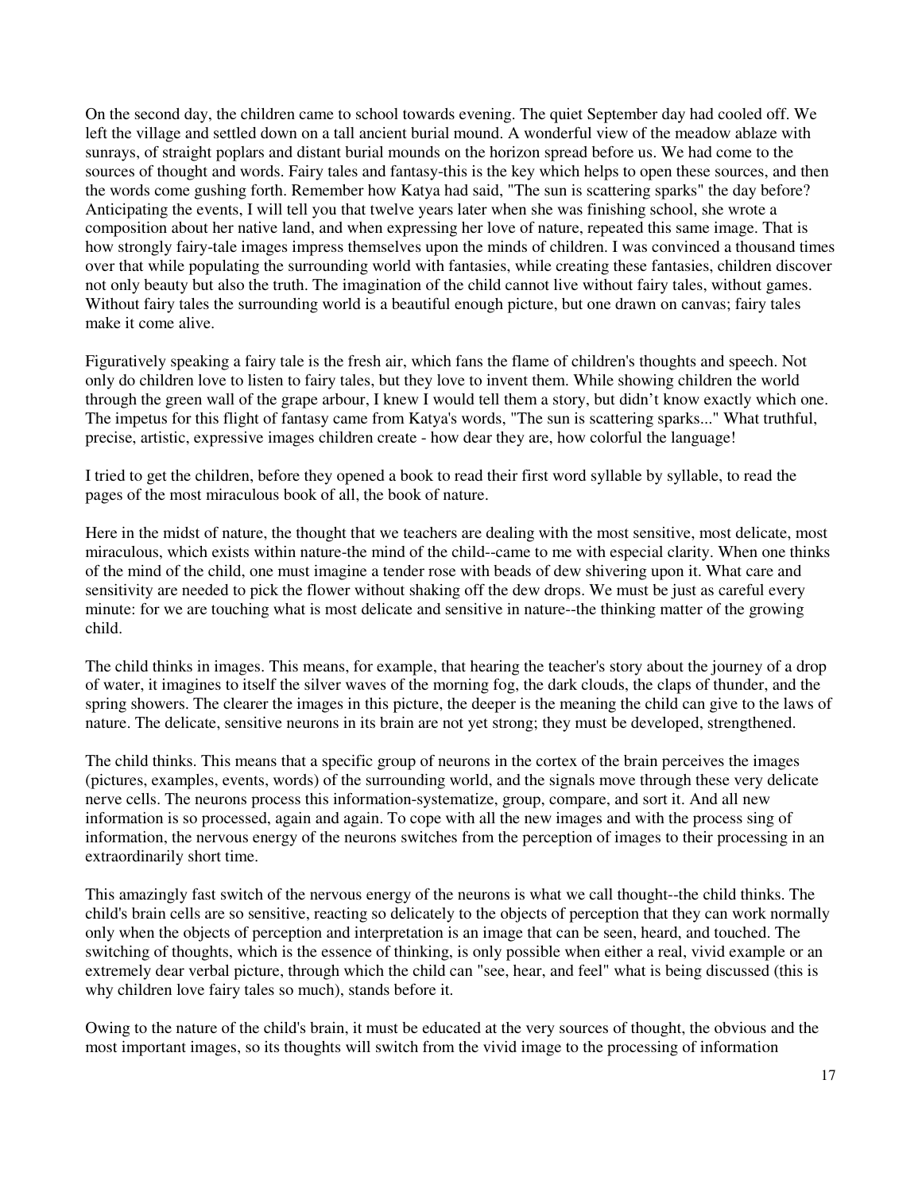On the second day, the children came to school towards evening. The quiet September day had cooled off. We left the village and settled down on a tall ancient burial mound. A wonderful view of the meadow ablaze with sunrays, of straight poplars and distant burial mounds on the horizon spread before us. We had come to the sources of thought and words. Fairy tales and fantasy-this is the key which helps to open these sources, and then the words come gushing forth. Remember how Katya had said, "The sun is scattering sparks" the day before? Anticipating the events, I will tell you that twelve years later when she was finishing school, she wrote a composition about her native land, and when expressing her love of nature, repeated this same image. That is how strongly fairy-tale images impress themselves upon the minds of children. I was convinced a thousand times over that while populating the surrounding world with fantasies, while creating these fantasies, children discover not only beauty but also the truth. The imagination of the child cannot live without fairy tales, without games. Without fairy tales the surrounding world is a beautiful enough picture, but one drawn on canvas; fairy tales make it come alive.

Figuratively speaking a fairy tale is the fresh air, which fans the flame of children's thoughts and speech. Not only do children love to listen to fairy tales, but they love to invent them. While showing children the world through the green wall of the grape arbour, I knew I would tell them a story, but didn't know exactly which one. The impetus for this flight of fantasy came from Katya's words, "The sun is scattering sparks..." What truthful, precise, artistic, expressive images children create - how dear they are, how colorful the language!

I tried to get the children, before they opened a book to read their first word syllable by syllable, to read the pages of the most miraculous book of all, the book of nature.

Here in the midst of nature, the thought that we teachers are dealing with the most sensitive, most delicate, most miraculous, which exists within nature-the mind of the child--came to me with especial clarity. When one thinks of the mind of the child, one must imagine a tender rose with beads of dew shivering upon it. What care and sensitivity are needed to pick the flower without shaking off the dew drops. We must be just as careful every minute: for we are touching what is most delicate and sensitive in nature--the thinking matter of the growing child.

The child thinks in images. This means, for example, that hearing the teacher's story about the journey of a drop of water, it imagines to itself the silver waves of the morning fog, the dark clouds, the claps of thunder, and the spring showers. The clearer the images in this picture, the deeper is the meaning the child can give to the laws of nature. The delicate, sensitive neurons in its brain are not yet strong; they must be developed, strengthened.

The child thinks. This means that a specific group of neurons in the cortex of the brain perceives the images (pictures, examples, events, words) of the surrounding world, and the signals move through these very delicate nerve cells. The neurons process this information-systematize, group, compare, and sort it. And all new information is so processed, again and again. To cope with all the new images and with the process sing of information, the nervous energy of the neurons switches from the perception of images to their processing in an extraordinarily short time.

This amazingly fast switch of the nervous energy of the neurons is what we call thought--the child thinks. The child's brain cells are so sensitive, reacting so delicately to the objects of perception that they can work normally only when the objects of perception and interpretation is an image that can be seen, heard, and touched. The switching of thoughts, which is the essence of thinking, is only possible when either a real, vivid example or an extremely dear verbal picture, through which the child can "see, hear, and feel" what is being discussed (this is why children love fairy tales so much), stands before it.

Owing to the nature of the child's brain, it must be educated at the very sources of thought, the obvious and the most important images, so its thoughts will switch from the vivid image to the processing of information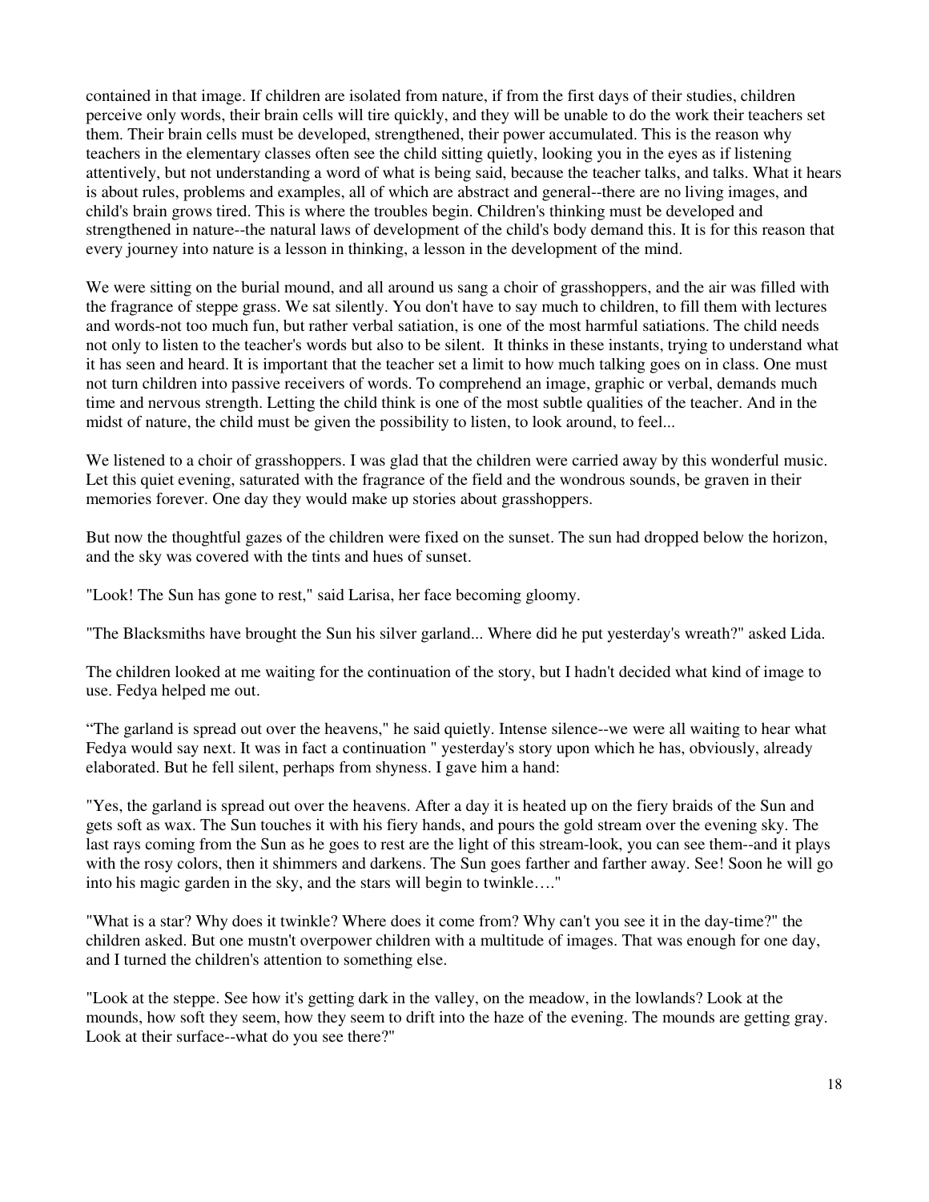contained in that image. If children are isolated from nature, if from the first days of their studies, children perceive only words, their brain cells will tire quickly, and they will be unable to do the work their teachers set them. Their brain cells must be developed, strengthened, their power accumulated. This is the reason why teachers in the elementary classes often see the child sitting quietly, looking you in the eyes as if listening attentively, but not understanding a word of what is being said, because the teacher talks, and talks. What it hears is about rules, problems and examples, all of which are abstract and general--there are no living images, and child's brain grows tired. This is where the troubles begin. Children's thinking must be developed and strengthened in nature--the natural laws of development of the child's body demand this. It is for this reason that every journey into nature is a lesson in thinking, a lesson in the development of the mind.

We were sitting on the burial mound, and all around us sang a choir of grasshoppers, and the air was filled with the fragrance of steppe grass. We sat silently. You don't have to say much to children, to fill them with lectures and words-not too much fun, but rather verbal satiation, is one of the most harmful satiations. The child needs not only to listen to the teacher's words but also to be silent. It thinks in these instants, trying to understand what it has seen and heard. It is important that the teacher set a limit to how much talking goes on in class. One must not turn children into passive receivers of words. To comprehend an image, graphic or verbal, demands much time and nervous strength. Letting the child think is one of the most subtle qualities of the teacher. And in the midst of nature, the child must be given the possibility to listen, to look around, to feel...

We listened to a choir of grasshoppers. I was glad that the children were carried away by this wonderful music. Let this quiet evening, saturated with the fragrance of the field and the wondrous sounds, be graven in their memories forever. One day they would make up stories about grasshoppers.

But now the thoughtful gazes of the children were fixed on the sunset. The sun had dropped below the horizon, and the sky was covered with the tints and hues of sunset.

"Look! The Sun has gone to rest," said Larisa, her face becoming gloomy.

"The Blacksmiths have brought the Sun his silver garland... Where did he put yesterday's wreath?" asked Lida.

The children looked at me waiting for the continuation of the story, but I hadn't decided what kind of image to use. Fedya helped me out.

"The garland is spread out over the heavens," he said quietly. Intense silence--we were all waiting to hear what Fedya would say next. It was in fact a continuation " yesterday's story upon which he has, obviously, already elaborated. But he fell silent, perhaps from shyness. I gave him a hand:

"Yes, the garland is spread out over the heavens. After a day it is heated up on the fiery braids of the Sun and gets soft as wax. The Sun touches it with his fiery hands, and pours the gold stream over the evening sky. The last rays coming from the Sun as he goes to rest are the light of this stream-look, you can see them--and it plays with the rosy colors, then it shimmers and darkens. The Sun goes farther and farther away. See! Soon he will go into his magic garden in the sky, and the stars will begin to twinkle…."

"What is a star? Why does it twinkle? Where does it come from? Why can't you see it in the day-time?" the children asked. But one mustn't overpower children with a multitude of images. That was enough for one day, and I turned the children's attention to something else.

"Look at the steppe. See how it's getting dark in the valley, on the meadow, in the lowlands? Look at the mounds, how soft they seem, how they seem to drift into the haze of the evening. The mounds are getting gray. Look at their surface--what do you see there?"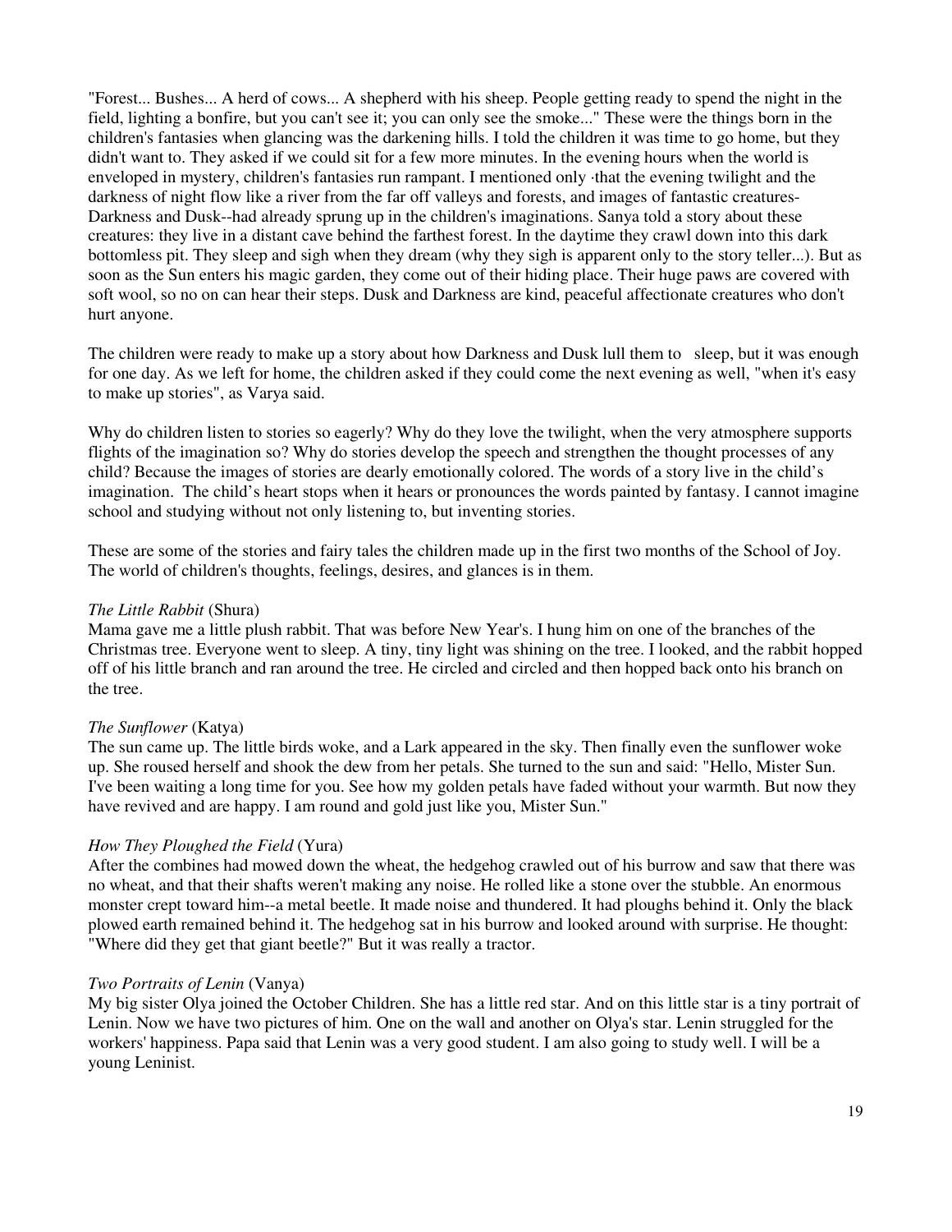"Forest... Bushes... A herd of cows... A shepherd with his sheep. People getting ready to spend the night in the field, lighting a bonfire, but you can't see it; you can only see the smoke..." These were the things born in the children's fantasies when glancing was the darkening hills. I told the children it was time to go home, but they didn't want to. They asked if we could sit for a few more minutes. In the evening hours when the world is enveloped in mystery, children's fantasies run rampant. I mentioned only ·that the evening twilight and the darkness of night flow like a river from the far off valleys and forests, and images of fantastic creatures-Darkness and Dusk--had already sprung up in the children's imaginations. Sanya told a story about these creatures: they live in a distant cave behind the farthest forest. In the daytime they crawl down into this dark bottomless pit. They sleep and sigh when they dream (why they sigh is apparent only to the story teller...). But as soon as the Sun enters his magic garden, they come out of their hiding place. Their huge paws are covered with soft wool, so no on can hear their steps. Dusk and Darkness are kind, peaceful affectionate creatures who don't hurt anyone.

The children were ready to make up a story about how Darkness and Dusk lull them to sleep, but it was enough for one day. As we left for home, the children asked if they could come the next evening as well, "when it's easy to make up stories", as Varya said.

Why do children listen to stories so eagerly? Why do they love the twilight, when the very atmosphere supports flights of the imagination so? Why do stories develop the speech and strengthen the thought processes of any child? Because the images of stories are dearly emotionally colored. The words of a story live in the child's imagination. The child's heart stops when it hears or pronounces the words painted by fantasy. I cannot imagine school and studying without not only listening to, but inventing stories.

These are some of the stories and fairy tales the children made up in the first two months of the School of Joy. The world of children's thoughts, feelings, desires, and glances is in them.

*The Little Rabbit* (Shura)
Mama gave me a little plush rabbit. That was before New Year's. I hung him on one of the branches of the Christmas tree. Everyone went to sleep. A tiny, tiny light was shining on the tree. I looked, and the rabbit hopped off of his little branch and ran around the tree. He circled and circled and then hopped back onto his branch on the tree.

*The Sunflower* (Katya)
The sun came up. The little birds woke, and a Lark appeared in the sky. Then finally even the sunflower woke up. She roused herself and shook the dew from her petals. She turned to the sun and said: "Hello, Mister Sun. I've been waiting a long time for you. See how my golden petals have faded without your warmth. But now they have revived and are happy. I am round and gold just like you, Mister Sun."

*How They Ploughed the Field* (Yura)
After the combines had mowed down the wheat, the hedgehog crawled out of his burrow and saw that there was no wheat, and that their shafts weren't making any noise. He rolled like a stone over the stubble. An enormous monster crept toward him--a metal beetle. It made noise and thundered. It had ploughs behind it. Only the black plowed earth remained behind it. The hedgehog sat in his burrow and looked around with surprise. He thought: "Where did they get that giant beetle?" But it was really a tractor.

*Two Portraits of Lenin* (Vanya)
My big sister Olya joined the October Children. She has a little red star. And on this little star is a tiny portrait of Lenin. Now we have two pictures of him. One on the wall and another on Olya's star. Lenin struggled for the workers' happiness. Papa said that Lenin was a very good student. I am also going to study well. I will be a young Leninist.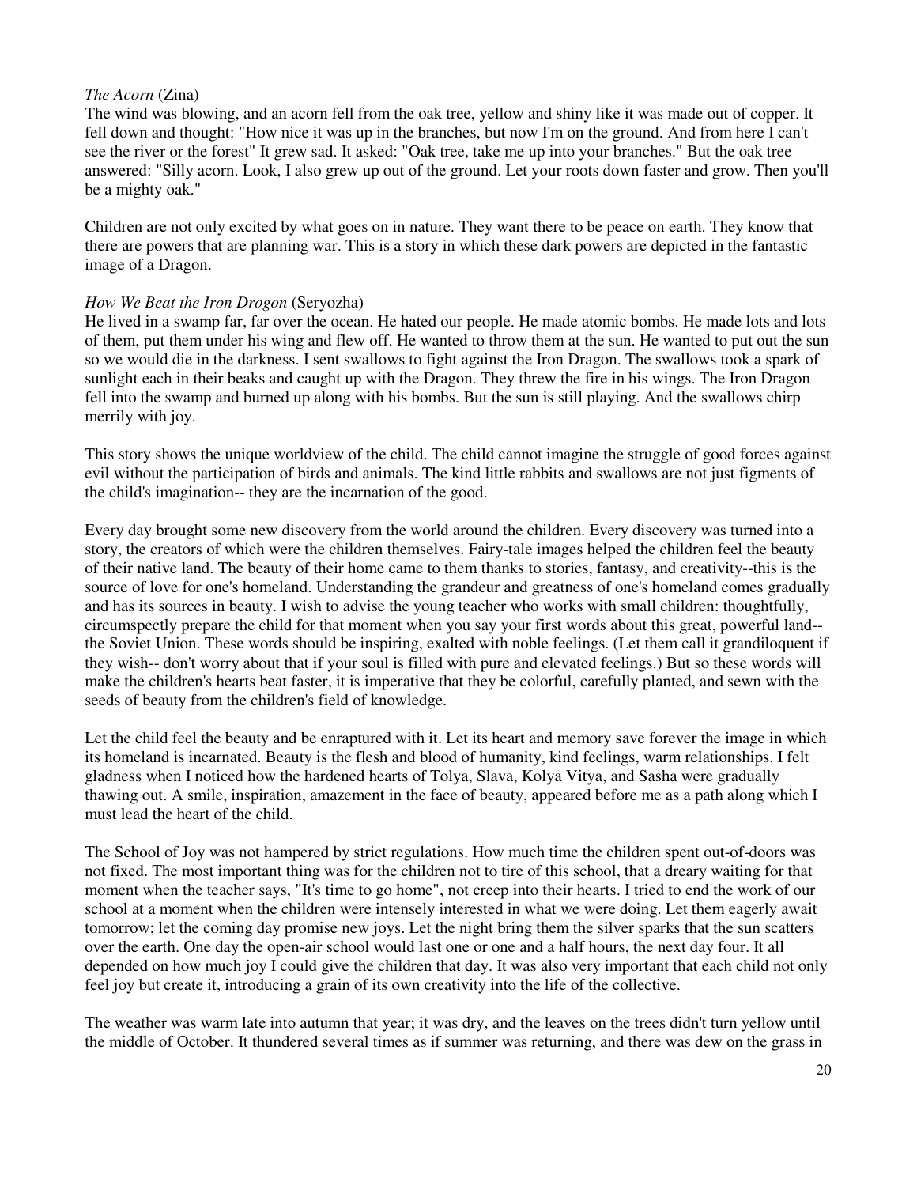*The Acorn* (Zina)
The wind was blowing, and an acorn fell from the oak tree, yellow and shiny like it was made out of copper. It fell down and thought: "How nice it was up in the branches, but now I'm on the ground. And from here I can't see the river or the forest" It grew sad. It asked: "Oak tree, take me up into your branches." But the oak tree answered: "Silly acorn. Look, I also grew up out of the ground. Let your roots down faster and grow. Then you'll be a mighty oak."

Children are not only excited by what goes on in nature. They want there to be peace on earth. They know that there are powers that are planning war. This is a story in which these dark powers are depicted in the fantastic image of a Dragon.

*How We Beat the Iron Drogon* (Seryozha)
He lived in a swamp far, far over the ocean. He hated our people. He made atomic bombs. He made lots and lots of them, put them under his wing and flew off. He wanted to throw them at the sun. He wanted to put out the sun so we would die in the darkness. I sent swallows to fight against the Iron Dragon. The swallows took a spark of sunlight each in their beaks and caught up with the Dragon. They threw the fire in his wings. The Iron Dragon fell into the swamp and burned up along with his bombs. But the sun is still playing. And the swallows chirp merrily with joy.

This story shows the unique worldview of the child. The child cannot imagine the struggle of good forces against evil without the participation of birds and animals. The kind little rabbits and swallows are not just figments of the child's imagination-- they are the incarnation of the good.

Every day brought some new discovery from the world around the children. Every discovery was turned into a story, the creators of which were the children themselves. Fairy-tale images helped the children feel the beauty of their native land. The beauty of their home came to them thanks to stories, fantasy, and creativity--this is the source of love for one's homeland. Understanding the grandeur and greatness of one's homeland comes gradually and has its sources in beauty. I wish to advise the young teacher who works with small children: thoughtfully, circumspectly prepare the child for that moment when you say your first words about this great, powerful land-- the Soviet Union. These words should be inspiring, exalted with noble feelings. (Let them call it grandiloquent if they wish-- don't worry about that if your soul is filled with pure and elevated feelings.) But so these words will make the children's hearts beat faster, it is imperative that they be colorful, carefully planted, and sewn with the seeds of beauty from the children's field of knowledge.

Let the child feel the beauty and be enraptured with it. Let its heart and memory save forever the image in which its homeland is incarnated. Beauty is the flesh and blood of humanity, kind feelings, warm relationships. I felt gladness when I noticed how the hardened hearts of Tolya, Slava, Kolya Vitya, and Sasha were gradually thawing out. A smile, inspiration, amazement in the face of beauty, appeared before me as a path along which I must lead the heart of the child.

The School of Joy was not hampered by strict regulations. How much time the children spent out-of-doors was not fixed. The most important thing was for the children not to tire of this school, that a dreary waiting for that moment when the teacher says, "It's time to go home", not creep into their hearts. I tried to end the work of our school at a moment when the children were intensely interested in what we were doing. Let them eagerly await tomorrow; let the coming day promise new joys. Let the night bring them the silver sparks that the sun scatters over the earth. One day the open-air school would last one or one and a half hours, the next day four. It all depended on how much joy I could give the children that day. It was also very important that each child not only feel joy but create it, introducing a grain of its own creativity into the life of the collective.

The weather was warm late into autumn that year; it was dry, and the leaves on the trees didn't turn yellow until the middle of October. It thundered several times as if summer was returning, and there was dew on the grass in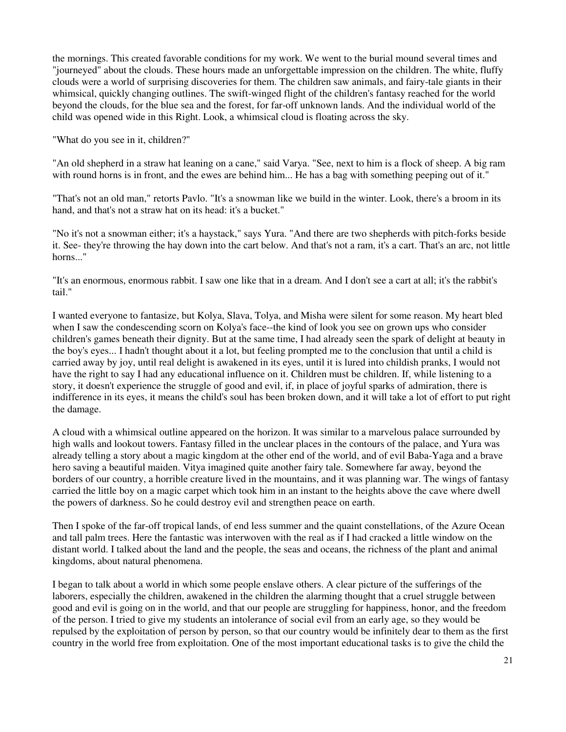the mornings. This created favorable conditions for my work. We went to the burial mound several times and "journeyed" about the clouds. These hours made an unforgettable impression on the children. The white, fluffy clouds were a world of surprising discoveries for them. The children saw animals, and fairy-tale giants in their whimsical, quickly changing outlines. The swift-winged flight of the children's fantasy reached for the world beyond the clouds, for the blue sea and the forest, for far-off unknown lands. And the individual world of the child was opened wide in this Right. Look, a whimsical cloud is floating across the sky.

"What do you see in it, children?"

"An old shepherd in a straw hat leaning on a cane," said Varya. "See, next to him is a flock of sheep. A big ram with round horns is in front, and the ewes are behind him... He has a bag with something peeping out of it."

"That's not an old man," retorts Pavlo. "It's a snowman like we build in the winter. Look, there's a broom in its hand, and that's not a straw hat on its head: it's a bucket."

"No it's not a snowman either; it's a haystack," says Yura. "And there are two shepherds with pitch-forks beside it. See- they're throwing the hay down into the cart below. And that's not a ram, it's a cart. That's an arc, not little horns..."

"It's an enormous, enormous rabbit. I saw one like that in a dream. And I don't see a cart at all; it's the rabbit's tail."

I wanted everyone to fantasize, but Kolya, Slava, Tolya, and Misha were silent for some reason. My heart bled when I saw the condescending scorn on Kolya's face--the kind of look you see on grown ups who consider children's games beneath their dignity. But at the same time, I had already seen the spark of delight at beauty in the boy's eyes... I hadn't thought about it a lot, but feeling prompted me to the conclusion that until a child is carried away by joy, until real delight is awakened in its eyes, until it is lured into childish pranks, I would not have the right to say I had any educational influence on it. Children must be children. If, while listening to a story, it doesn't experience the struggle of good and evil, if, in place of joyful sparks of admiration, there is indifference in its eyes, it means the child's soul has been broken down, and it will take a lot of effort to put right the damage.

A cloud with a whimsical outline appeared on the horizon. It was similar to a marvelous palace surrounded by high walls and lookout towers. Fantasy filled in the unclear places in the contours of the palace, and Yura was already telling a story about a magic kingdom at the other end of the world, and of evil Baba-Yaga and a brave hero saving a beautiful maiden. Vitya imagined quite another fairy tale. Somewhere far away, beyond the borders of our country, a horrible creature lived in the mountains, and it was planning war. The wings of fantasy carried the little boy on a magic carpet which took him in an instant to the heights above the cave where dwell the powers of darkness. So he could destroy evil and strengthen peace on earth.

Then I spoke of the far-off tropical lands, of end less summer and the quaint constellations, of the Azure Ocean and tall palm trees. Here the fantastic was interwoven with the real as if I had cracked a little window on the distant world. I talked about the land and the people, the seas and oceans, the richness of the plant and animal kingdoms, about natural phenomena.

I began to talk about a world in which some people enslave others. A clear picture of the sufferings of the laborers, especially the children, awakened in the children the alarming thought that a cruel struggle between good and evil is going on in the world, and that our people are struggling for happiness, honor, and the freedom of the person. I tried to give my students an intolerance of social evil from an early age, so they would be repulsed by the exploitation of person by person, so that our country would be infinitely dear to them as the first country in the world free from exploitation. One of the most important educational tasks is to give the child the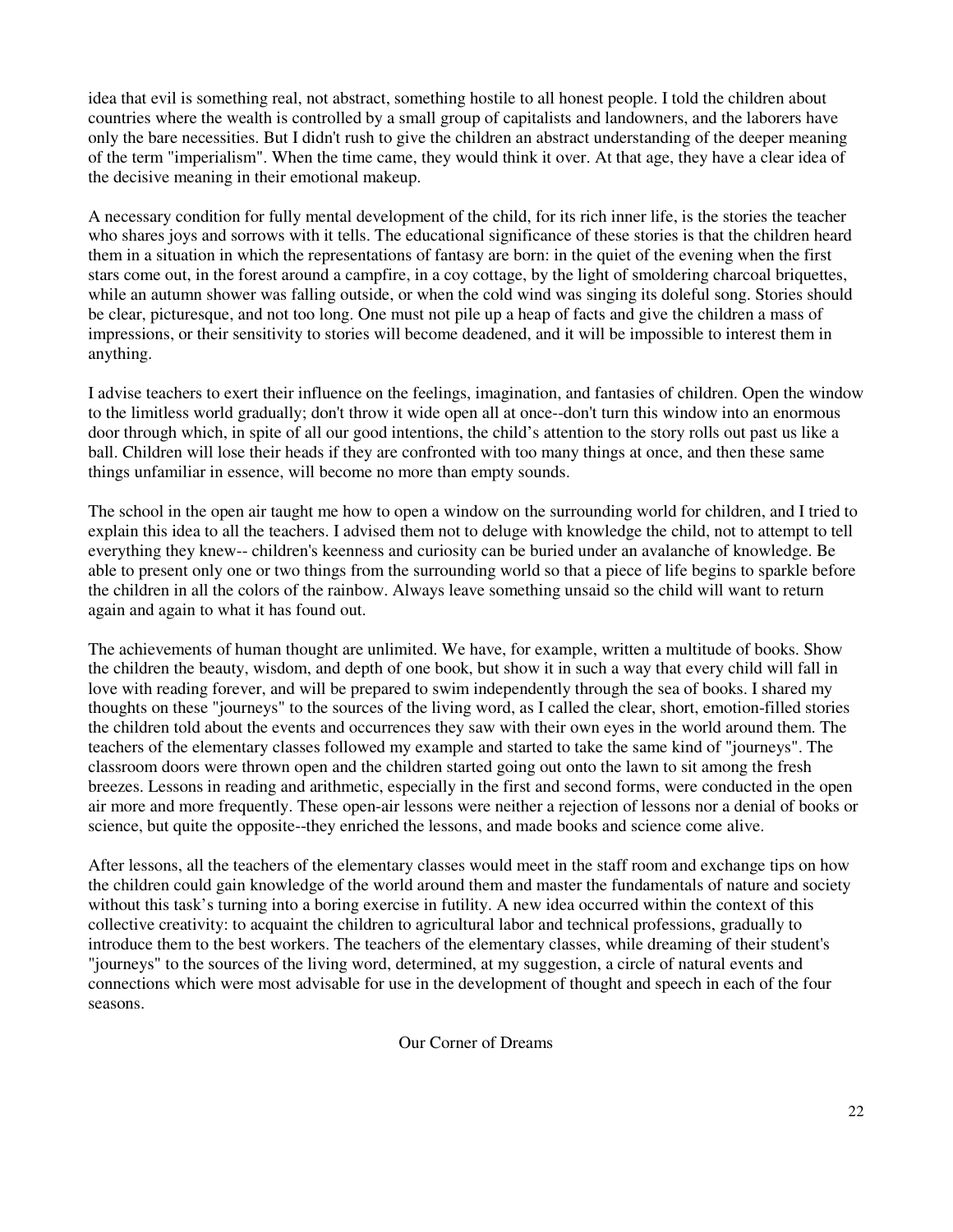idea that evil is something real, not abstract, something hostile to all honest people. I told the children about countries where the wealth is controlled by a small group of capitalists and landowners, and the laborers have only the bare necessities. But I didn't rush to give the children an abstract understanding of the deeper meaning of the term "imperialism". When the time came, they would think it over. At that age, they have a clear idea of the decisive meaning in their emotional makeup.

A necessary condition for fully mental development of the child, for its rich inner life, is the stories the teacher who shares joys and sorrows with it tells. The educational significance of these stories is that the children heard them in a situation in which the representations of fantasy are born: in the quiet of the evening when the first stars come out, in the forest around a campfire, in a coy cottage, by the light of smoldering charcoal briquettes, while an autumn shower was falling outside, or when the cold wind was singing its doleful song. Stories should be clear, picturesque, and not too long. One must not pile up a heap of facts and give the children a mass of impressions, or their sensitivity to stories will become deadened, and it will be impossible to interest them in anything.

I advise teachers to exert their influence on the feelings, imagination, and fantasies of children. Open the window to the limitless world gradually; don't throw it wide open all at once--don't turn this window into an enormous door through which, in spite of all our good intentions, the child's attention to the story rolls out past us like a ball. Children will lose their heads if they are confronted with too many things at once, and then these same things unfamiliar in essence, will become no more than empty sounds.

The school in the open air taught me how to open a window on the surrounding world for children, and I tried to explain this idea to all the teachers. I advised them not to deluge with knowledge the child, not to attempt to tell everything they knew-- children's keenness and curiosity can be buried under an avalanche of knowledge. Be able to present only one or two things from the surrounding world so that a piece of life begins to sparkle before the children in all the colors of the rainbow. Always leave something unsaid so the child will want to return again and again to what it has found out.

The achievements of human thought are unlimited. We have, for example, written a multitude of books. Show the children the beauty, wisdom, and depth of one book, but show it in such a way that every child will fall in love with reading forever, and will be prepared to swim independently through the sea of books. I shared my thoughts on these "journeys" to the sources of the living word, as I called the clear, short, emotion-filled stories the children told about the events and occurrences they saw with their own eyes in the world around them. The teachers of the elementary classes followed my example and started to take the same kind of "journeys". The classroom doors were thrown open and the children started going out onto the lawn to sit among the fresh breezes. Lessons in reading and arithmetic, especially in the first and second forms, were conducted in the open air more and more frequently. These open-air lessons were neither a rejection of lessons nor a denial of books or science, but quite the opposite--they enriched the lessons, and made books and science come alive.

After lessons, all the teachers of the elementary classes would meet in the staff room and exchange tips on how the children could gain knowledge of the world around them and master the fundamentals of nature and society without this task's turning into a boring exercise in futility. A new idea occurred within the context of this collective creativity: to acquaint the children to agricultural labor and technical professions, gradually to introduce them to the best workers. The teachers of the elementary classes, while dreaming of their student's "journeys" to the sources of the living word, determined, at my suggestion, a circle of natural events and connections which were most advisable for use in the development of thought and speech in each of the four seasons.

## Our Corner of Dreams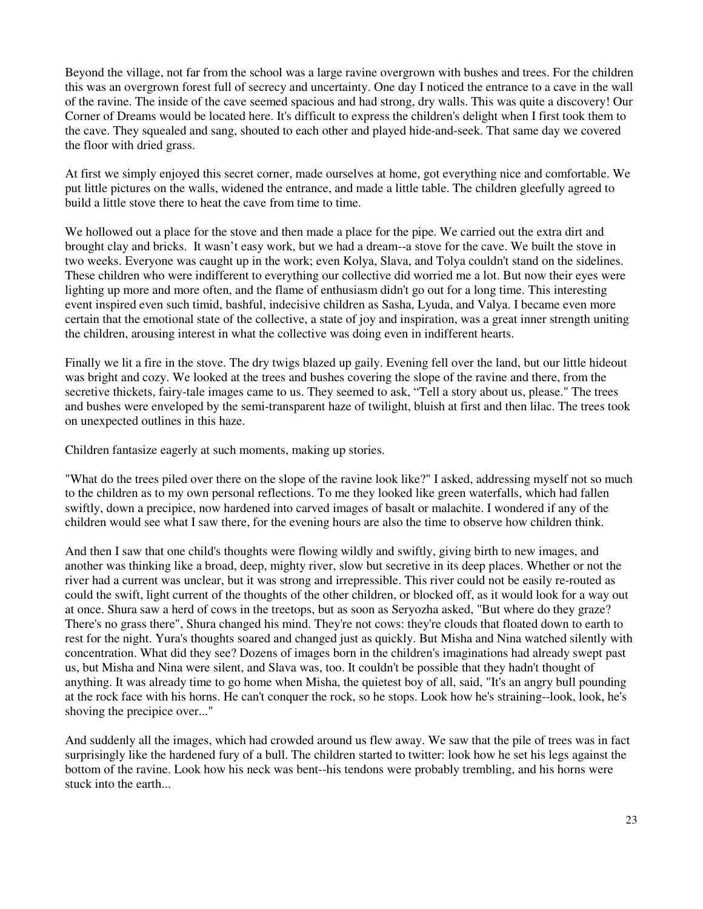Beyond the village, not far from the school was a large ravine overgrown with bushes and trees. For the children this was an overgrown forest full of secrecy and uncertainty. One day I noticed the entrance to a cave in the wall of the ravine. The inside of the cave seemed spacious and had strong, dry walls. This was quite a discovery! Our Corner of Dreams would be located here. It's difficult to express the children's delight when I first took them to the cave. They squealed and sang, shouted to each other and played hide-and-seek. That same day we covered the floor with dried grass.

At first we simply enjoyed this secret corner, made ourselves at home, got everything nice and comfortable. We put little pictures on the walls, widened the entrance, and made a little table. The children gleefully agreed to build a little stove there to heat the cave from time to time.

We hollowed out a place for the stove and then made a place for the pipe. We carried out the extra dirt and brought clay and bricks. It wasn't easy work, but we had a dream--a stove for the cave. We built the stove in two weeks. Everyone was caught up in the work; even Kolya, Slava, and Tolya couldn't stand on the sidelines. These children who were indifferent to everything our collective did worried me a lot. But now their eyes were lighting up more and more often, and the flame of enthusiasm didn't go out for a long time. This interesting event inspired even such timid, bashful, indecisive children as Sasha, Lyuda, and Valya. I became even more certain that the emotional state of the collective, a state of joy and inspiration, was a great inner strength uniting the children, arousing interest in what the collective was doing even in indifferent hearts.

Finally we lit a fire in the stove. The dry twigs blazed up gaily. Evening fell over the land, but our little hideout was bright and cozy. We looked at the trees and bushes covering the slope of the ravine and there, from the secretive thickets, fairy-tale images came to us. They seemed to ask, "Tell a story about us, please." The trees and bushes were enveloped by the semi-transparent haze of twilight, bluish at first and then lilac. The trees took on unexpected outlines in this haze.

Children fantasize eagerly at such moments, making up stories.

"What do the trees piled over there on the slope of the ravine look like?" I asked, addressing myself not so much to the children as to my own personal reflections. To me they looked like green waterfalls, which had fallen swiftly, down a precipice, now hardened into carved images of basalt or malachite. I wondered if any of the children would see what I saw there, for the evening hours are also the time to observe how children think.

And then I saw that one child's thoughts were flowing wildly and swiftly, giving birth to new images, and another was thinking like a broad, deep, mighty river, slow but secretive in its deep places. Whether or not the river had a current was unclear, but it was strong and irrepressible. This river could not be easily re-routed as could the swift, light current of the thoughts of the other children, or blocked off, as it would look for a way out at once. Shura saw a herd of cows in the treetops, but as soon as Seryozha asked, "But where do they graze? There's no grass there", Shura changed his mind. They're not cows: they're clouds that floated down to earth to rest for the night. Yura's thoughts soared and changed just as quickly. But Misha and Nina watched silently with concentration. What did they see? Dozens of images born in the children's imaginations had already swept past us, but Misha and Nina were silent, and Slava was, too. It couldn't be possible that they hadn't thought of anything. It was already time to go home when Misha, the quietest boy of all, said, "It's an angry bull pounding at the rock face with his horns. He can't conquer the rock, so he stops. Look how he's straining--look, look, he's shoving the precipice over..."

And suddenly all the images, which had crowded around us flew away. We saw that the pile of trees was in fact surprisingly like the hardened fury of a bull. The children started to twitter: look how he set his legs against the bottom of the ravine. Look how his neck was bent--his tendons were probably trembling, and his horns were stuck into the earth...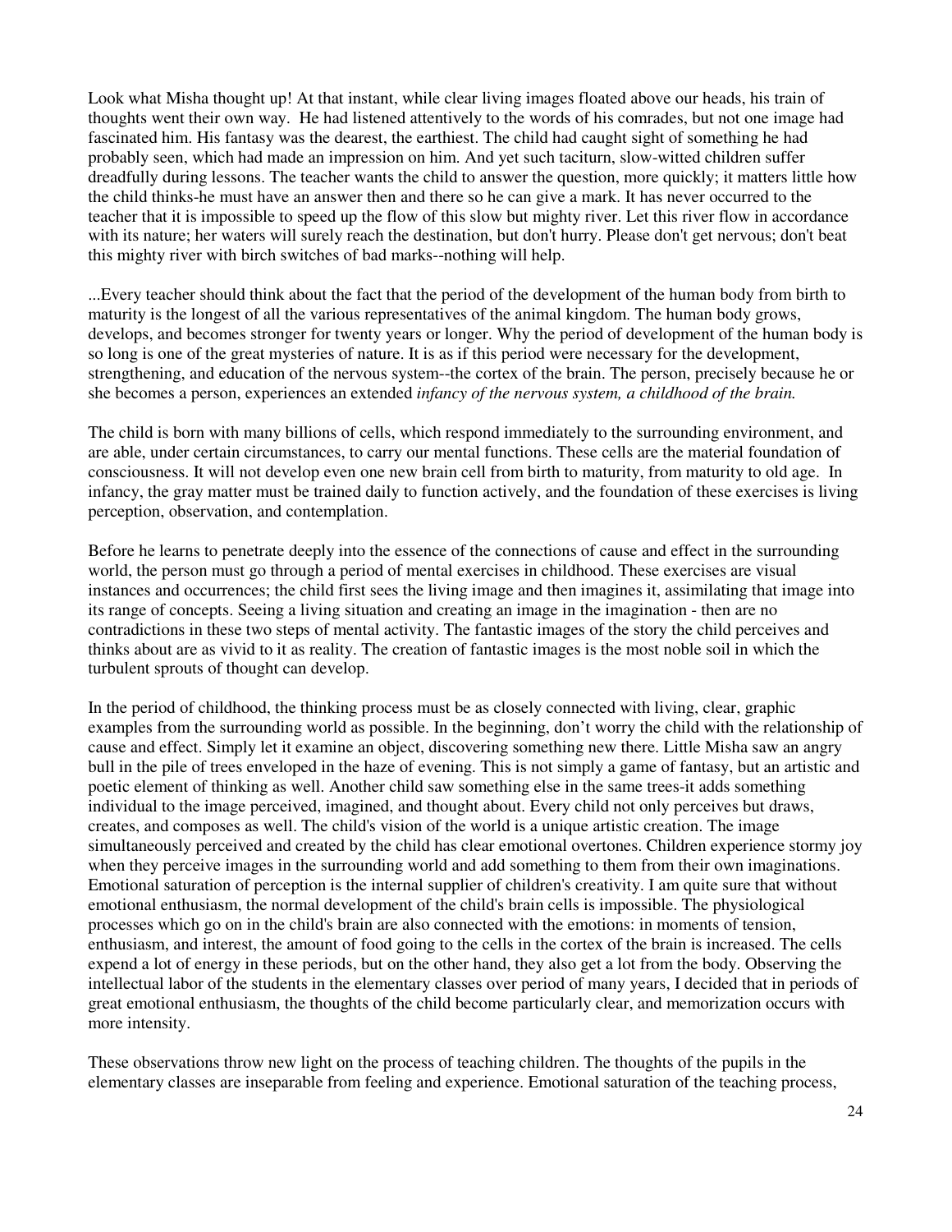Look what Misha thought up! At that instant, while clear living images floated above our heads, his train of thoughts went their own way. He had listened attentively to the words of his comrades, but not one image had fascinated him. His fantasy was the dearest, the earthiest. The child had caught sight of something he had probably seen, which had made an impression on him. And yet such taciturn, slow-witted children suffer dreadfully during lessons. The teacher wants the child to answer the question, more quickly; it matters little how the child thinks-he must have an answer then and there so he can give a mark. It has never occurred to the teacher that it is impossible to speed up the flow of this slow but mighty river. Let this river flow in accordance with its nature; her waters will surely reach the destination, but don't hurry. Please don't get nervous; don't beat this mighty river with birch switches of bad marks--nothing will help.

...Every teacher should think about the fact that the period of the development of the human body from birth to maturity is the longest of all the various representatives of the animal kingdom. The human body grows, develops, and becomes stronger for twenty years or longer. Why the period of development of the human body is so long is one of the great mysteries of nature. It is as if this period were necessary for the development, strengthening, and education of the nervous system--the cortex of the brain. The person, precisely because he or she becomes a person, experiences an extended *infancy of the nervous system, a childhood of the brain.*

The child is born with many billions of cells, which respond immediately to the surrounding environment, and are able, under certain circumstances, to carry our mental functions. These cells are the material foundation of consciousness. It will not develop even one new brain cell from birth to maturity, from maturity to old age. In infancy, the gray matter must be trained daily to function actively, and the foundation of these exercises is living perception, observation, and contemplation.

Before he learns to penetrate deeply into the essence of the connections of cause and effect in the surrounding world, the person must go through a period of mental exercises in childhood. These exercises are visual instances and occurrences; the child first sees the living image and then imagines it, assimilating that image into its range of concepts. Seeing a living situation and creating an image in the imagination - then are no contradictions in these two steps of mental activity. The fantastic images of the story the child perceives and thinks about are as vivid to it as reality. The creation of fantastic images is the most noble soil in which the turbulent sprouts of thought can develop.

In the period of childhood, the thinking process must be as closely connected with living, clear, graphic examples from the surrounding world as possible. In the beginning, don't worry the child with the relationship of cause and effect. Simply let it examine an object, discovering something new there. Little Misha saw an angry bull in the pile of trees enveloped in the haze of evening. This is not simply a game of fantasy, but an artistic and poetic element of thinking as well. Another child saw something else in the same trees-it adds something individual to the image perceived, imagined, and thought about. Every child not only perceives but draws, creates, and composes as well. The child's vision of the world is a unique artistic creation. The image simultaneously perceived and created by the child has clear emotional overtones. Children experience stormy joy when they perceive images in the surrounding world and add something to them from their own imaginations. Emotional saturation of perception is the internal supplier of children's creativity. I am quite sure that without emotional enthusiasm, the normal development of the child's brain cells is impossible. The physiological processes which go on in the child's brain are also connected with the emotions: in moments of tension, enthusiasm, and interest, the amount of food going to the cells in the cortex of the brain is increased. The cells expend a lot of energy in these periods, but on the other hand, they also get a lot from the body. Observing the intellectual labor of the students in the elementary classes over period of many years, I decided that in periods of great emotional enthusiasm, the thoughts of the child become particularly clear, and memorization occurs with more intensity.

These observations throw new light on the process of teaching children. The thoughts of the pupils in the elementary classes are inseparable from feeling and experience. Emotional saturation of the teaching process,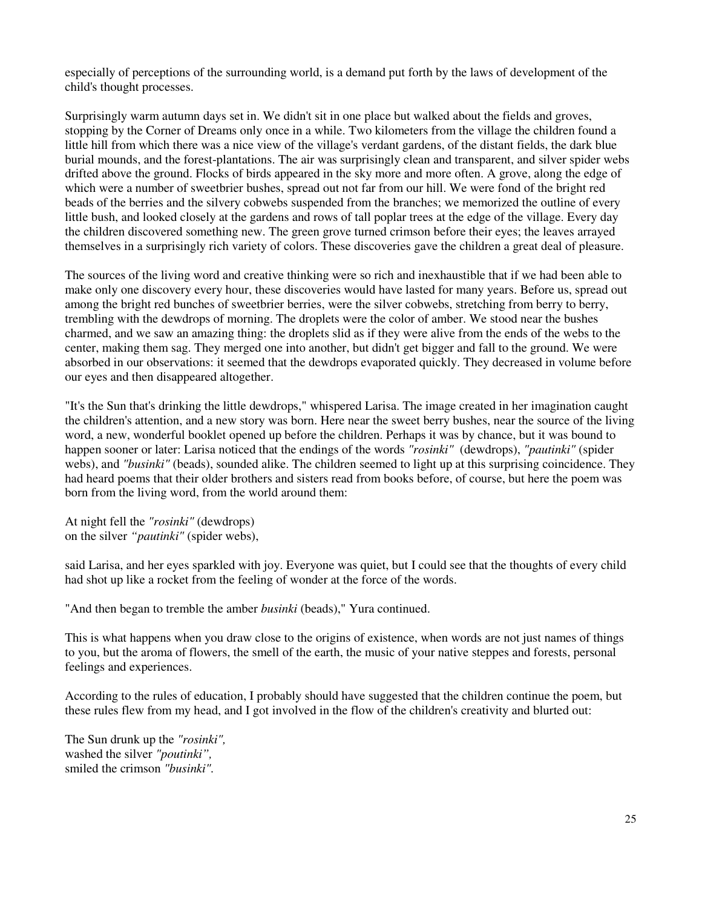especially of perceptions of the surrounding world, is a demand put forth by the laws of development of the child's thought processes.

Surprisingly warm autumn days set in. We didn't sit in one place but walked about the fields and groves, stopping by the Corner of Dreams only once in a while. Two kilometers from the village the children found a little hill from which there was a nice view of the village's verdant gardens, of the distant fields, the dark blue burial mounds, and the forest-plantations. The air was surprisingly clean and transparent, and silver spider webs drifted above the ground. Flocks of birds appeared in the sky more and more often. A grove, along the edge of which were a number of sweetbrier bushes, spread out not far from our hill. We were fond of the bright red beads of the berries and the silvery cobwebs suspended from the branches; we memorized the outline of every little bush, and looked closely at the gardens and rows of tall poplar trees at the edge of the village. Every day the children discovered something new. The green grove turned crimson before their eyes; the leaves arrayed themselves in a surprisingly rich variety of colors. These discoveries gave the children a great deal of pleasure.

The sources of the living word and creative thinking were so rich and inexhaustible that if we had been able to make only one discovery every hour, these discoveries would have lasted for many years. Before us, spread out among the bright red bunches of sweetbrier berries, were the silver cobwebs, stretching from berry to berry, trembling with the dewdrops of morning. The droplets were the color of amber. We stood near the bushes charmed, and we saw an amazing thing: the droplets slid as if they were alive from the ends of the webs to the center, making them sag. They merged one into another, but didn't get bigger and fall to the ground. We were absorbed in our observations: it seemed that the dewdrops evaporated quickly. They decreased in volume before our eyes and then disappeared altogether.

"It's the Sun that's drinking the little dewdrops," whispered Larisa. The image created in her imagination caught the children's attention, and a new story was born. Here near the sweet berry bushes, near the source of the living word, a new, wonderful booklet opened up before the children. Perhaps it was by chance, but it was bound to happen sooner or later: Larisa noticed that the endings of the words *"rosinki"* (dewdrops), *"pautinki"* (spider webs), and *"businki"* (beads), sounded alike. The children seemed to light up at this surprising coincidence. They had heard poems that their older brothers and sisters read from books before, of course, but here the poem was born from the living word, from the world around them:

At night fell the *"rosinki"* (dewdrops)
on the silver *"pautinki"* (spider webs),

said Larisa, and her eyes sparkled with joy. Everyone was quiet, but I could see that the thoughts of every child had shot up like a rocket from the feeling of wonder at the force of the words.

"And then began to tremble the amber *businki* (beads)," Yura continued.

This is what happens when you draw close to the origins of existence, when words are not just names of things to you, but the aroma of flowers, the smell of the earth, the music of your native steppes and forests, personal feelings and experiences.

According to the rules of education, I probably should have suggested that the children continue the poem, but these rules flew from my head, and I got involved in the flow of the children's creativity and blurted out:

The Sun drunk up the *"rosinki",*
washed the silver *"poutinki",*
smiled the crimson *"businki".*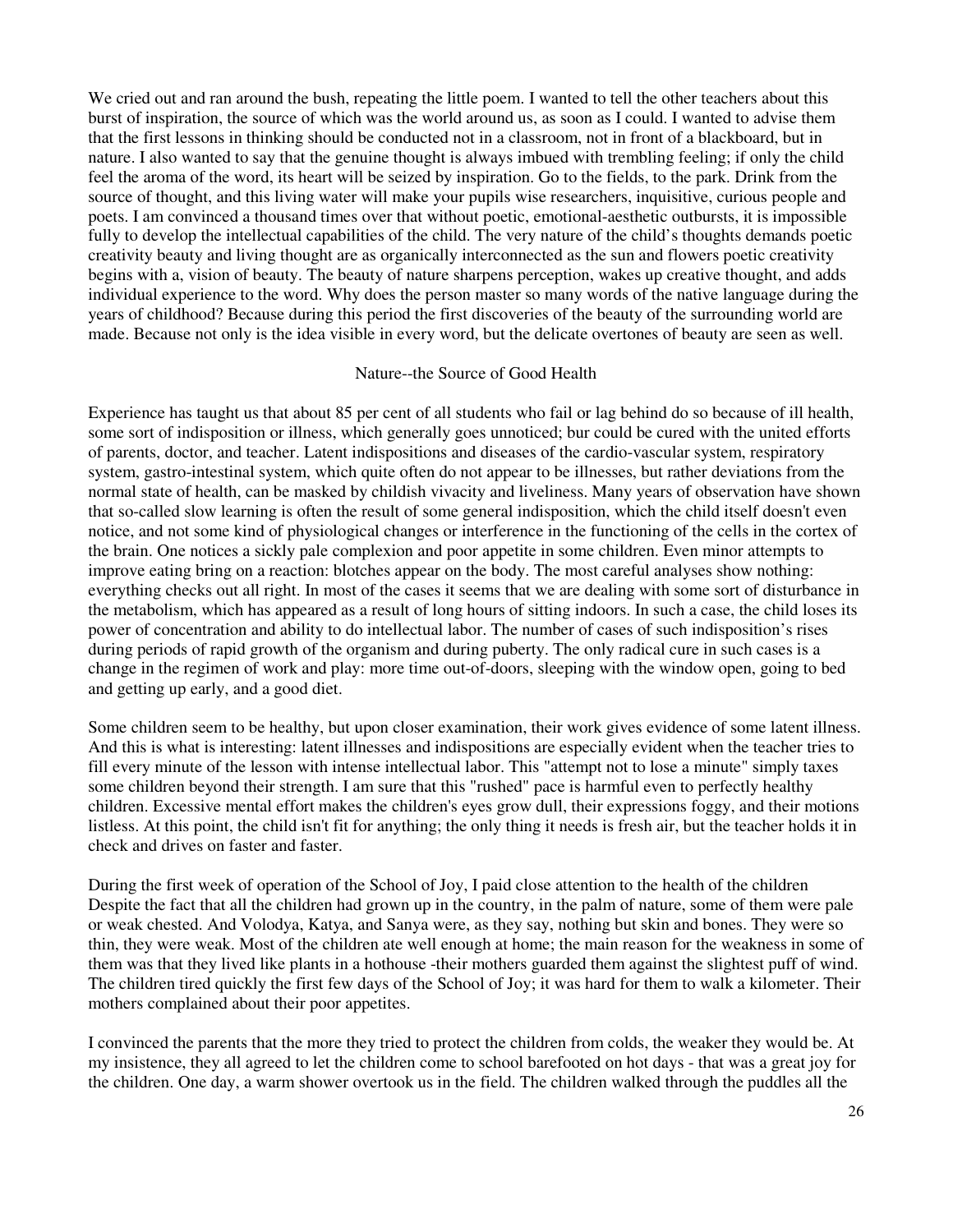We cried out and ran around the bush, repeating the little poem. I wanted to tell the other teachers about this burst of inspiration, the source of which was the world around us, as soon as I could. I wanted to advise them that the first lessons in thinking should be conducted not in a classroom, not in front of a blackboard, but in nature. I also wanted to say that the genuine thought is always imbued with trembling feeling; if only the child feel the aroma of the word, its heart will be seized by inspiration. Go to the fields, to the park. Drink from the source of thought, and this living water will make your pupils wise researchers, inquisitive, curious people and poets. I am convinced a thousand times over that without poetic, emotional-aesthetic outbursts, it is impossible fully to develop the intellectual capabilities of the child. The very nature of the child's thoughts demands poetic creativity beauty and living thought are as organically interconnected as the sun and flowers poetic creativity begins with a, vision of beauty. The beauty of nature sharpens perception, wakes up creative thought, and adds individual experience to the word. Why does the person master so many words of the native language during the years of childhood? Because during this period the first discoveries of the beauty of the surrounding world are made. Because not only is the idea visible in every word, but the delicate overtones of beauty are seen as well.

## Nature--the Source of Good Health

Experience has taught us that about 85 per cent of all students who fail or lag behind do so because of ill health, some sort of indisposition or illness, which generally goes unnoticed; bur could be cured with the united efforts of parents, doctor, and teacher. Latent indispositions and diseases of the cardio-vascular system, respiratory system, gastro-intestinal system, which quite often do not appear to be illnesses, but rather deviations from the normal state of health, can be masked by childish vivacity and liveliness. Many years of observation have shown that so-called slow learning is often the result of some general indisposition, which the child itself doesn't even notice, and not some kind of physiological changes or interference in the functioning of the cells in the cortex of the brain. One notices a sickly pale complexion and poor appetite in some children. Even minor attempts to improve eating bring on a reaction: blotches appear on the body. The most careful analyses show nothing: everything checks out all right. In most of the cases it seems that we are dealing with some sort of disturbance in the metabolism, which has appeared as a result of long hours of sitting indoors. In such a case, the child loses its power of concentration and ability to do intellectual labor. The number of cases of such indisposition's rises during periods of rapid growth of the organism and during puberty. The only radical cure in such cases is a change in the regimen of work and play: more time out-of-doors, sleeping with the window open, going to bed and getting up early, and a good diet.

Some children seem to be healthy, but upon closer examination, their work gives evidence of some latent illness. And this is what is interesting: latent illnesses and indispositions are especially evident when the teacher tries to fill every minute of the lesson with intense intellectual labor. This "attempt not to lose a minute" simply taxes some children beyond their strength. I am sure that this "rushed" pace is harmful even to perfectly healthy children. Excessive mental effort makes the children's eyes grow dull, their expressions foggy, and their motions listless. At this point, the child isn't fit for anything; the only thing it needs is fresh air, but the teacher holds it in check and drives on faster and faster.

During the first week of operation of the School of Joy, I paid close attention to the health of the children Despite the fact that all the children had grown up in the country, in the palm of nature, some of them were pale or weak chested. And Volodya, Katya, and Sanya were, as they say, nothing but skin and bones. They were so thin, they were weak. Most of the children ate well enough at home; the main reason for the weakness in some of them was that they lived like plants in a hothouse -their mothers guarded them against the slightest puff of wind. The children tired quickly the first few days of the School of Joy; it was hard for them to walk a kilometer. Their mothers complained about their poor appetites.

I convinced the parents that the more they tried to protect the children from colds, the weaker they would be. At my insistence, they all agreed to let the children come to school barefooted on hot days - that was a great joy for the children. One day, a warm shower overtook us in the field. The children walked through the puddles all the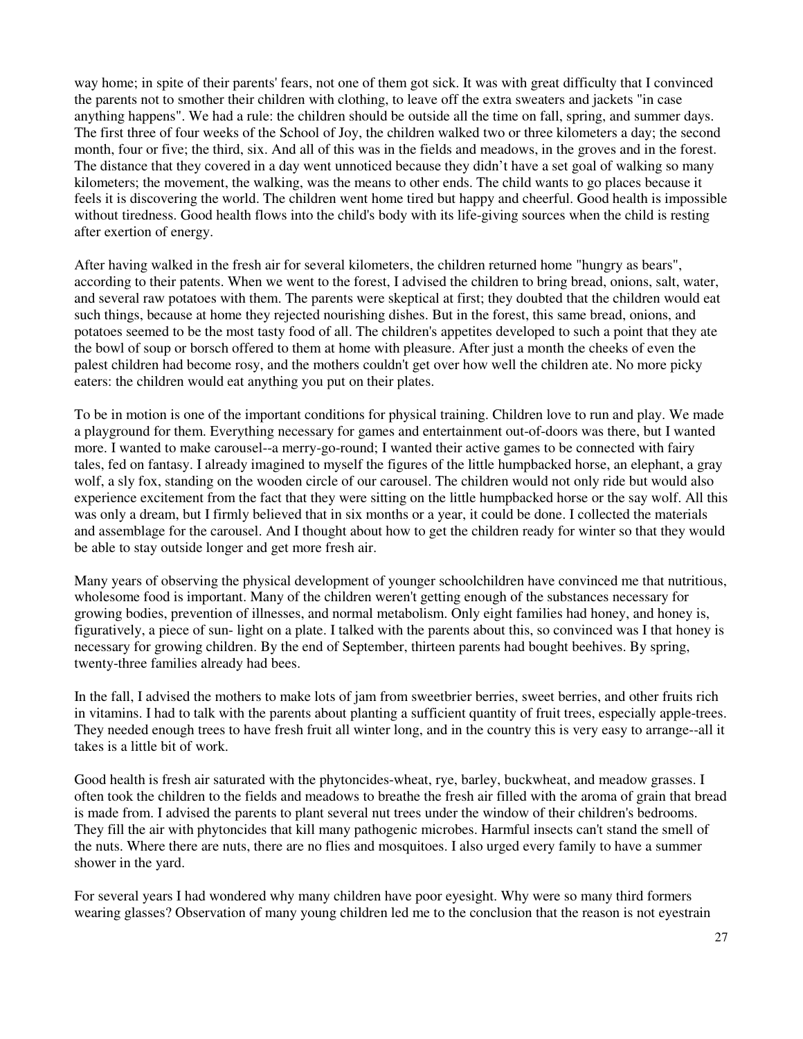way home; in spite of their parents' fears, not one of them got sick. It was with great difficulty that I convinced the parents not to smother their children with clothing, to leave off the extra sweaters and jackets "in case anything happens". We had a rule: the children should be outside all the time on fall, spring, and summer days. The first three of four weeks of the School of Joy, the children walked two or three kilometers a day; the second month, four or five; the third, six. And all of this was in the fields and meadows, in the groves and in the forest. The distance that they covered in a day went unnoticed because they didn't have a set goal of walking so many kilometers; the movement, the walking, was the means to other ends. The child wants to go places because it feels it is discovering the world. The children went home tired but happy and cheerful. Good health is impossible without tiredness. Good health flows into the child's body with its life-giving sources when the child is resting after exertion of energy.

After having walked in the fresh air for several kilometers, the children returned home "hungry as bears", according to their patents. When we went to the forest, I advised the children to bring bread, onions, salt, water, and several raw potatoes with them. The parents were skeptical at first; they doubted that the children would eat such things, because at home they rejected nourishing dishes. But in the forest, this same bread, onions, and potatoes seemed to be the most tasty food of all. The children's appetites developed to such a point that they ate the bowl of soup or borsch offered to them at home with pleasure. After just a month the cheeks of even the palest children had become rosy, and the mothers couldn't get over how well the children ate. No more picky eaters: the children would eat anything you put on their plates.

To be in motion is one of the important conditions for physical training. Children love to run and play. We made a playground for them. Everything necessary for games and entertainment out-of-doors was there, but I wanted more. I wanted to make carousel--a merry-go-round; I wanted their active games to be connected with fairy tales, fed on fantasy. I already imagined to myself the figures of the little humpbacked horse, an elephant, a gray wolf, a sly fox, standing on the wooden circle of our carousel. The children would not only ride but would also experience excitement from the fact that they were sitting on the little humpbacked horse or the say wolf. All this was only a dream, but I firmly believed that in six months or a year, it could be done. I collected the materials and assemblage for the carousel. And I thought about how to get the children ready for winter so that they would be able to stay outside longer and get more fresh air.

Many years of observing the physical development of younger schoolchildren have convinced me that nutritious, wholesome food is important. Many of the children weren't getting enough of the substances necessary for growing bodies, prevention of illnesses, and normal metabolism. Only eight families had honey, and honey is, figuratively, a piece of sun- light on a plate. I talked with the parents about this, so convinced was I that honey is necessary for growing children. By the end of September, thirteen parents had bought beehives. By spring, twenty-three families already had bees.

In the fall, I advised the mothers to make lots of jam from sweetbrier berries, sweet berries, and other fruits rich in vitamins. I had to talk with the parents about planting a sufficient quantity of fruit trees, especially apple-trees. They needed enough trees to have fresh fruit all winter long, and in the country this is very easy to arrange--all it takes is a little bit of work.

Good health is fresh air saturated with the phytoncides-wheat, rye, barley, buckwheat, and meadow grasses. I often took the children to the fields and meadows to breathe the fresh air filled with the aroma of grain that bread is made from. I advised the parents to plant several nut trees under the window of their children's bedrooms. They fill the air with phytoncides that kill many pathogenic microbes. Harmful insects can't stand the smell of the nuts. Where there are nuts, there are no flies and mosquitoes. I also urged every family to have a summer shower in the yard.

For several years I had wondered why many children have poor eyesight. Why were so many third formers wearing glasses? Observation of many young children led me to the conclusion that the reason is not eyestrain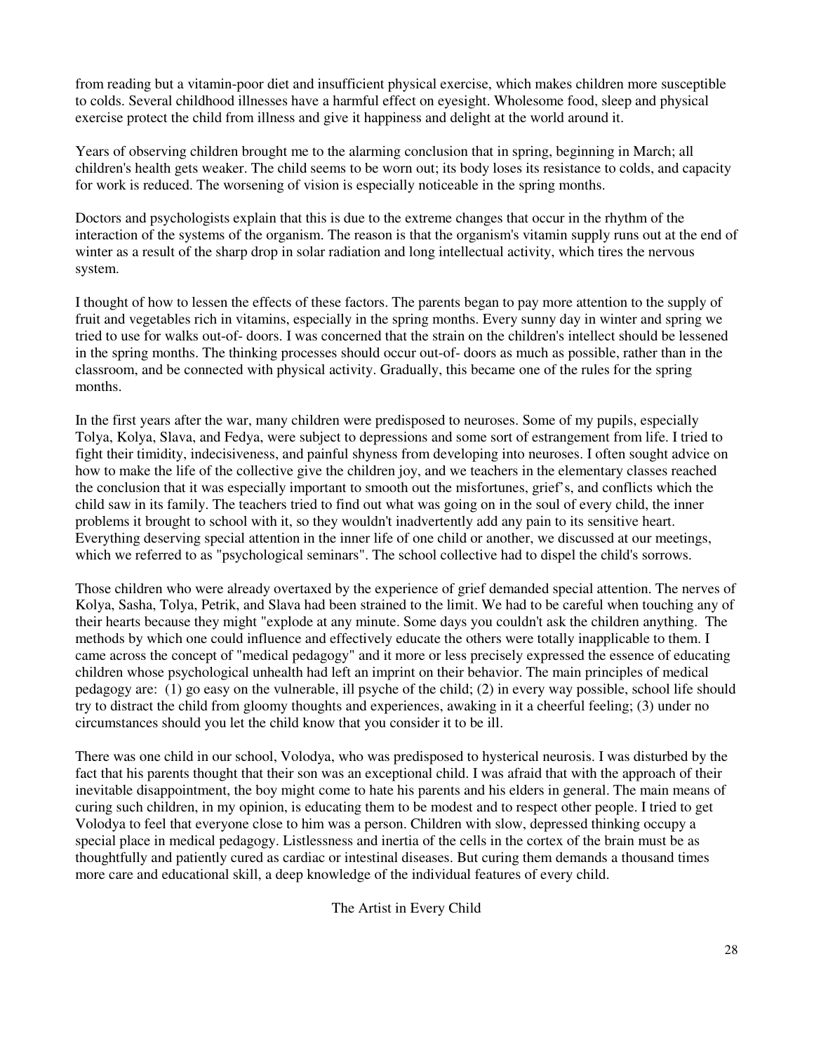from reading but a vitamin-poor diet and insufficient physical exercise, which makes children more susceptible to colds. Several childhood illnesses have a harmful effect on eyesight. Wholesome food, sleep and physical exercise protect the child from illness and give it happiness and delight at the world around it.

Years of observing children brought me to the alarming conclusion that in spring, beginning in March; all children's health gets weaker. The child seems to be worn out; its body loses its resistance to colds, and capacity for work is reduced. The worsening of vision is especially noticeable in the spring months.

Doctors and psychologists explain that this is due to the extreme changes that occur in the rhythm of the interaction of the systems of the organism. The reason is that the organism's vitamin supply runs out at the end of winter as a result of the sharp drop in solar radiation and long intellectual activity, which tires the nervous system.

I thought of how to lessen the effects of these factors. The parents began to pay more attention to the supply of fruit and vegetables rich in vitamins, especially in the spring months. Every sunny day in winter and spring we tried to use for walks out-of- doors. I was concerned that the strain on the children's intellect should be lessened in the spring months. The thinking processes should occur out-of- doors as much as possible, rather than in the classroom, and be connected with physical activity. Gradually, this became one of the rules for the spring months.

In the first years after the war, many children were predisposed to neuroses. Some of my pupils, especially Tolya, Kolya, Slava, and Fedya, were subject to depressions and some sort of estrangement from life. I tried to fight their timidity, indecisiveness, and painful shyness from developing into neuroses. I often sought advice on how to make the life of the collective give the children joy, and we teachers in the elementary classes reached the conclusion that it was especially important to smooth out the misfortunes, grief's, and conflicts which the child saw in its family. The teachers tried to find out what was going on in the soul of every child, the inner problems it brought to school with it, so they wouldn't inadvertently add any pain to its sensitive heart. Everything deserving special attention in the inner life of one child or another, we discussed at our meetings, which we referred to as "psychological seminars". The school collective had to dispel the child's sorrows.

Those children who were already overtaxed by the experience of grief demanded special attention. The nerves of Kolya, Sasha, Tolya, Petrik, and Slava had been strained to the limit. We had to be careful when touching any of their hearts because they might "explode at any minute. Some days you couldn't ask the children anything. The methods by which one could influence and effectively educate the others were totally inapplicable to them. I came across the concept of "medical pedagogy" and it more or less precisely expressed the essence of educating children whose psychological unhealth had left an imprint on their behavior. The main principles of medical pedagogy are: (1) go easy on the vulnerable, ill psyche of the child; (2) in every way possible, school life should try to distract the child from gloomy thoughts and experiences, awaking in it a cheerful feeling; (3) under no circumstances should you let the child know that you consider it to be ill.

There was one child in our school, Volodya, who was predisposed to hysterical neurosis. I was disturbed by the fact that his parents thought that their son was an exceptional child. I was afraid that with the approach of their inevitable disappointment, the boy might come to hate his parents and his elders in general. The main means of curing such children, in my opinion, is educating them to be modest and to respect other people. I tried to get Volodya to feel that everyone close to him was a person. Children with slow, depressed thinking occupy a special place in medical pedagogy. Listlessness and inertia of the cells in the cortex of the brain must be as thoughtfully and patiently cured as cardiac or intestinal diseases. But curing them demands a thousand times more care and educational skill, a deep knowledge of the individual features of every child.

## The Artist in Every Child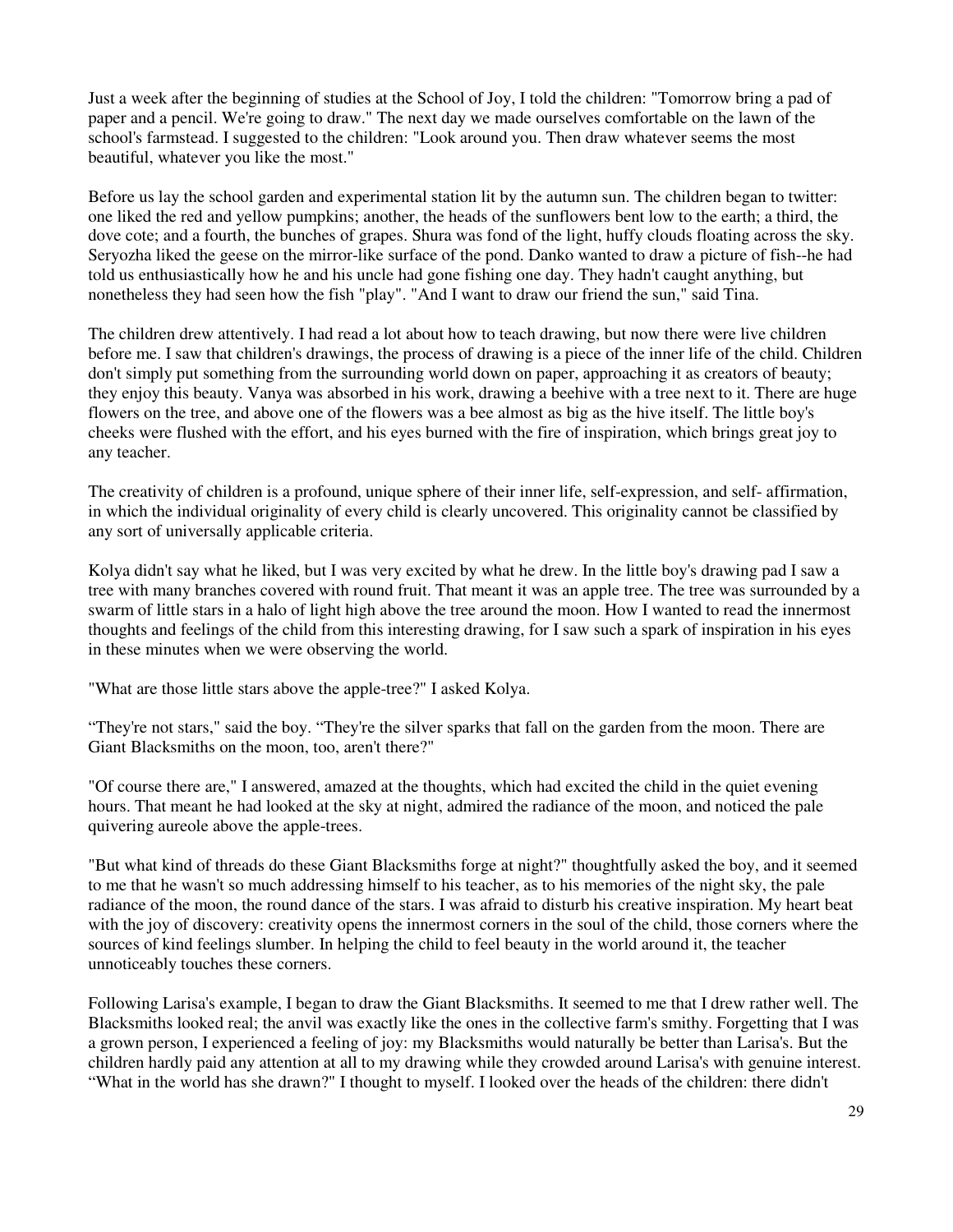Just a week after the beginning of studies at the School of Joy, I told the children: "Tomorrow bring a pad of paper and a pencil. We're going to draw." The next day we made ourselves comfortable on the lawn of the school's farmstead. I suggested to the children: "Look around you. Then draw whatever seems the most beautiful, whatever you like the most."

Before us lay the school garden and experimental station lit by the autumn sun. The children began to twitter: one liked the red and yellow pumpkins; another, the heads of the sunflowers bent low to the earth; a third, the dove cote; and a fourth, the bunches of grapes. Shura was fond of the light, huffy clouds floating across the sky. Seryozha liked the geese on the mirror-like surface of the pond. Danko wanted to draw a picture of fish--he had told us enthusiastically how he and his uncle had gone fishing one day. They hadn't caught anything, but nonetheless they had seen how the fish "play". "And I want to draw our friend the sun," said Tina.

The children drew attentively. I had read a lot about how to teach drawing, but now there were live children before me. I saw that children's drawings, the process of drawing is a piece of the inner life of the child. Children don't simply put something from the surrounding world down on paper, approaching it as creators of beauty; they enjoy this beauty. Vanya was absorbed in his work, drawing a beehive with a tree next to it. There are huge flowers on the tree, and above one of the flowers was a bee almost as big as the hive itself. The little boy's cheeks were flushed with the effort, and his eyes burned with the fire of inspiration, which brings great joy to any teacher.

The creativity of children is a profound, unique sphere of their inner life, self-expression, and self- affirmation, in which the individual originality of every child is clearly uncovered. This originality cannot be classified by any sort of universally applicable criteria.

Kolya didn't say what he liked, but I was very excited by what he drew. In the little boy's drawing pad I saw a tree with many branches covered with round fruit. That meant it was an apple tree. The tree was surrounded by a swarm of little stars in a halo of light high above the tree around the moon. How I wanted to read the innermost thoughts and feelings of the child from this interesting drawing, for I saw such a spark of inspiration in his eyes in these minutes when we were observing the world.

"What are those little stars above the apple-tree?" I asked Kolya.

"They're not stars," said the boy. "They're the silver sparks that fall on the garden from the moon. There are Giant Blacksmiths on the moon, too, aren't there?"

"Of course there are," I answered, amazed at the thoughts, which had excited the child in the quiet evening hours. That meant he had looked at the sky at night, admired the radiance of the moon, and noticed the pale quivering aureole above the apple-trees.

"But what kind of threads do these Giant Blacksmiths forge at night?" thoughtfully asked the boy, and it seemed to me that he wasn't so much addressing himself to his teacher, as to his memories of the night sky, the pale radiance of the moon, the round dance of the stars. I was afraid to disturb his creative inspiration. My heart beat with the joy of discovery: creativity opens the innermost corners in the soul of the child, those corners where the sources of kind feelings slumber. In helping the child to feel beauty in the world around it, the teacher unnoticeably touches these corners.

Following Larisa's example, I began to draw the Giant Blacksmiths. It seemed to me that I drew rather well. The Blacksmiths looked real; the anvil was exactly like the ones in the collective farm's smithy. Forgetting that I was a grown person, I experienced a feeling of joy: my Blacksmiths would naturally be better than Larisa's. But the children hardly paid any attention at all to my drawing while they crowded around Larisa's with genuine interest. "What in the world has she drawn?" I thought to myself. I looked over the heads of the children: there didn't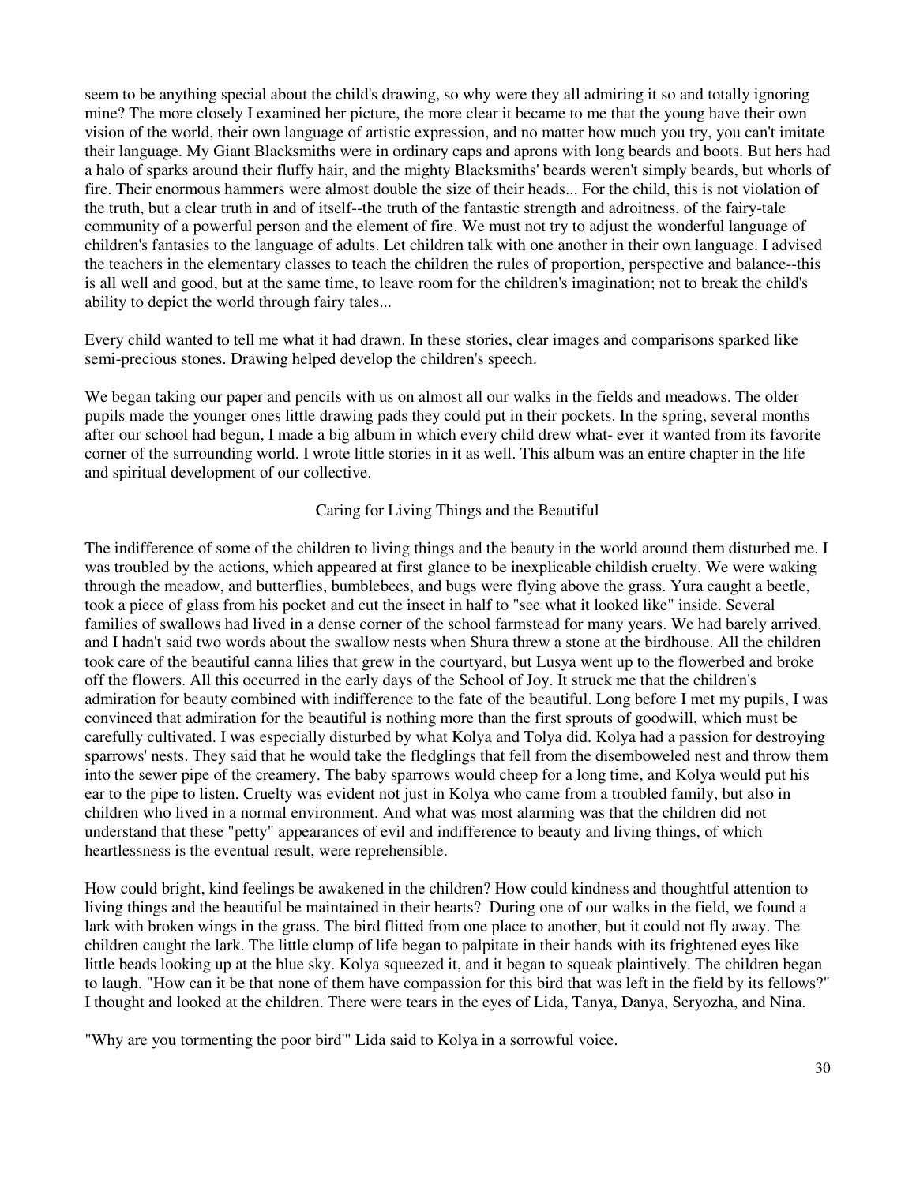seem to be anything special about the child's drawing, so why were they all admiring it so and totally ignoring mine? The more closely I examined her picture, the more clear it became to me that the young have their own vision of the world, their own language of artistic expression, and no matter how much you try, you can't imitate their language. My Giant Blacksmiths were in ordinary caps and aprons with long beards and boots. But hers had a halo of sparks around their fluffy hair, and the mighty Blacksmiths' beards weren't simply beards, but whorls of fire. Their enormous hammers were almost double the size of their heads... For the child, this is not violation of the truth, but a clear truth in and of itself--the truth of the fantastic strength and adroitness, of the fairy-tale community of a powerful person and the element of fire. We must not try to adjust the wonderful language of children's fantasies to the language of adults. Let children talk with one another in their own language. I advised the teachers in the elementary classes to teach the children the rules of proportion, perspective and balance--this is all well and good, but at the same time, to leave room for the children's imagination; not to break the child's ability to depict the world through fairy tales...

Every child wanted to tell me what it had drawn. In these stories, clear images and comparisons sparked like semi-precious stones. Drawing helped develop the children's speech.

We began taking our paper and pencils with us on almost all our walks in the fields and meadows. The older pupils made the younger ones little drawing pads they could put in their pockets. In the spring, several months after our school had begun, I made a big album in which every child drew what- ever it wanted from its favorite corner of the surrounding world. I wrote little stories in it as well. This album was an entire chapter in the life and spiritual development of our collective.

## Caring for Living Things and the Beautiful

The indifference of some of the children to living things and the beauty in the world around them disturbed me. I was troubled by the actions, which appeared at first glance to be inexplicable childish cruelty. We were waking through the meadow, and butterflies, bumblebees, and bugs were flying above the grass. Yura caught a beetle, took a piece of glass from his pocket and cut the insect in half to "see what it looked like" inside. Several families of swallows had lived in a dense corner of the school farmstead for many years. We had barely arrived, and I hadn't said two words about the swallow nests when Shura threw a stone at the birdhouse. All the children took care of the beautiful canna lilies that grew in the courtyard, but Lusya went up to the flowerbed and broke off the flowers. All this occurred in the early days of the School of Joy. It struck me that the children's admiration for beauty combined with indifference to the fate of the beautiful. Long before I met my pupils, I was convinced that admiration for the beautiful is nothing more than the first sprouts of goodwill, which must be carefully cultivated. I was especially disturbed by what Kolya and Tolya did. Kolya had a passion for destroying sparrows' nests. They said that he would take the fledglings that fell from the disemboweled nest and throw them into the sewer pipe of the creamery. The baby sparrows would cheep for a long time, and Kolya would put his ear to the pipe to listen. Cruelty was evident not just in Kolya who came from a troubled family, but also in children who lived in a normal environment. And what was most alarming was that the children did not understand that these "petty" appearances of evil and indifference to beauty and living things, of which heartlessness is the eventual result, were reprehensible.

How could bright, kind feelings be awakened in the children? How could kindness and thoughtful attention to living things and the beautiful be maintained in their hearts? During one of our walks in the field, we found a lark with broken wings in the grass. The bird flitted from one place to another, but it could not fly away. The children caught the lark. The little clump of life began to palpitate in their hands with its frightened eyes like little beads looking up at the blue sky. Kolya squeezed it, and it began to squeak plaintively. The children began to laugh. "How can it be that none of them have compassion for this bird that was left in the field by its fellows?" I thought and looked at the children. There were tears in the eyes of Lida, Tanya, Danya, Seryozha, and Nina.

"Why are you tormenting the poor bird'" Lida said to Kolya in a sorrowful voice.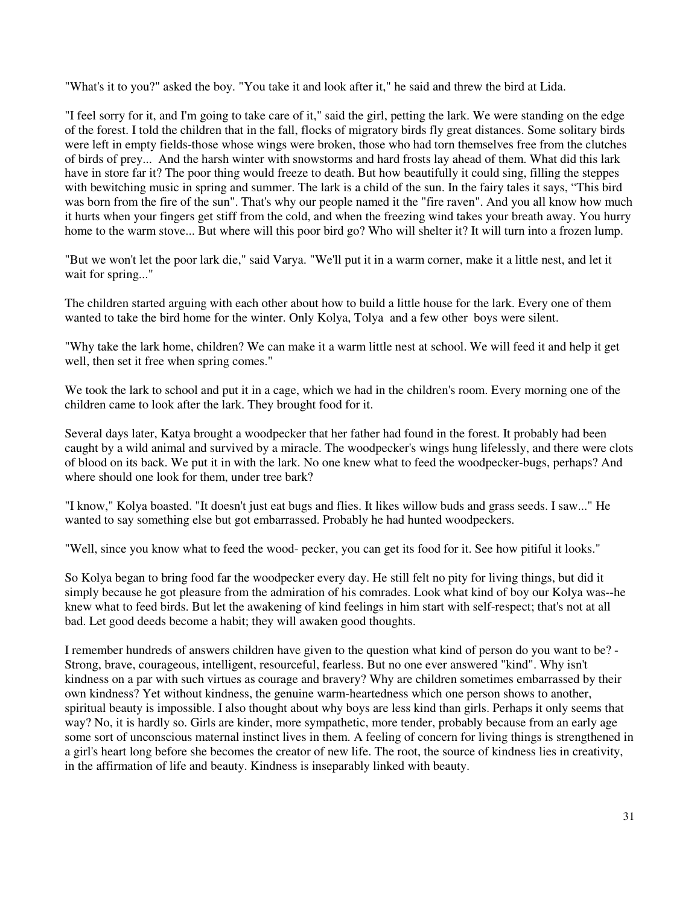"What's it to you?" asked the boy. "You take it and look after it," he said and threw the bird at Lida.

"I feel sorry for it, and I'm going to take care of it," said the girl, petting the lark. We were standing on the edge of the forest. I told the children that in the fall, flocks of migratory birds fly great distances. Some solitary birds were left in empty fields-those whose wings were broken, those who had torn themselves free from the clutches of birds of prey... And the harsh winter with snowstorms and hard frosts lay ahead of them. What did this lark have in store far it? The poor thing would freeze to death. But how beautifully it could sing, filling the steppes with bewitching music in spring and summer. The lark is a child of the sun. In the fairy tales it says, "This bird was born from the fire of the sun". That's why our people named it the "fire raven". And you all know how much it hurts when your fingers get stiff from the cold, and when the freezing wind takes your breath away. You hurry home to the warm stove... But where will this poor bird go? Who will shelter it? It will turn into a frozen lump.

"But we won't let the poor lark die," said Varya. "We'll put it in a warm corner, make it a little nest, and let it wait for spring..."

The children started arguing with each other about how to build a little house for the lark. Every one of them wanted to take the bird home for the winter. Only Kolya, Tolya and a few other boys were silent.

"Why take the lark home, children? We can make it a warm little nest at school. We will feed it and help it get well, then set it free when spring comes."

We took the lark to school and put it in a cage, which we had in the children's room. Every morning one of the children came to look after the lark. They brought food for it.

Several days later, Katya brought a woodpecker that her father had found in the forest. It probably had been caught by a wild animal and survived by a miracle. The woodpecker's wings hung lifelessly, and there were clots of blood on its back. We put it in with the lark. No one knew what to feed the woodpecker-bugs, perhaps? And where should one look for them, under tree bark?

"I know," Kolya boasted. "It doesn't just eat bugs and flies. It likes willow buds and grass seeds. I saw..." He wanted to say something else but got embarrassed. Probably he had hunted woodpeckers.

"Well, since you know what to feed the wood- pecker, you can get its food for it. See how pitiful it looks."

So Kolya began to bring food far the woodpecker every day. He still felt no pity for living things, but did it simply because he got pleasure from the admiration of his comrades. Look what kind of boy our Kolya was--he knew what to feed birds. But let the awakening of kind feelings in him start with self-respect; that's not at all bad. Let good deeds become a habit; they will awaken good thoughts.

I remember hundreds of answers children have given to the question what kind of person do you want to be? - Strong, brave, courageous, intelligent, resourceful, fearless. But no one ever answered "kind". Why isn't kindness on a par with such virtues as courage and bravery? Why are children sometimes embarrassed by their own kindness? Yet without kindness, the genuine warm-heartedness which one person shows to another, spiritual beauty is impossible. I also thought about why boys are less kind than girls. Perhaps it only seems that way? No, it is hardly so. Girls are kinder, more sympathetic, more tender, probably because from an early age some sort of unconscious maternal instinct lives in them. A feeling of concern for living things is strengthened in a girl's heart long before she becomes the creator of new life. The root, the source of kindness lies in creativity, in the affirmation of life and beauty. Kindness is inseparably linked with beauty.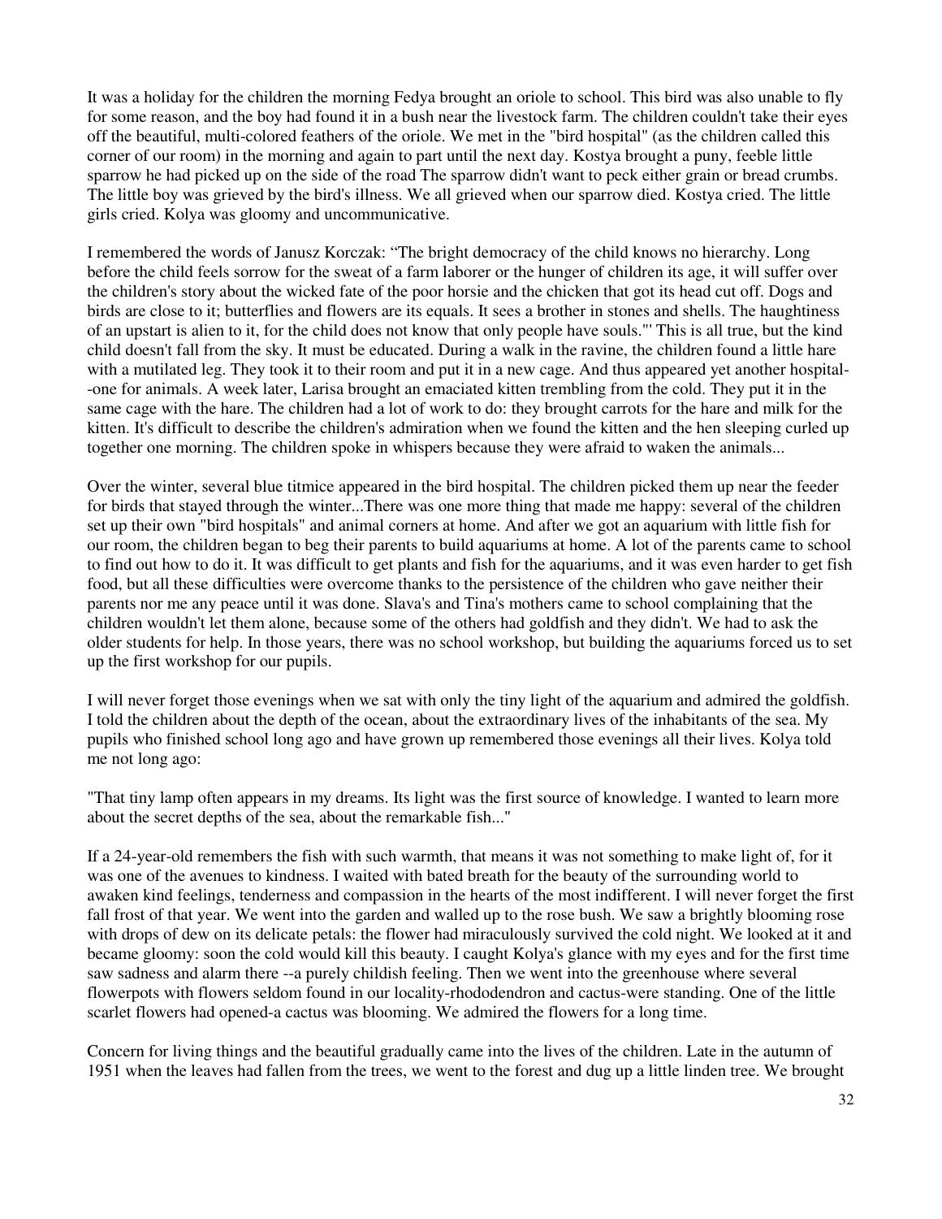It was a holiday for the children the morning Fedya brought an oriole to school. This bird was also unable to fly for some reason, and the boy had found it in a bush near the livestock farm. The children couldn't take their eyes off the beautiful, multi-colored feathers of the oriole. We met in the "bird hospital" (as the children called this corner of our room) in the morning and again to part until the next day. Kostya brought a puny, feeble little sparrow he had picked up on the side of the road The sparrow didn't want to peck either grain or bread crumbs. The little boy was grieved by the bird's illness. We all grieved when our sparrow died. Kostya cried. The little girls cried. Kolya was gloomy and uncommunicative.

I remembered the words of Janusz Korczak: "The bright democracy of the child knows no hierarchy. Long before the child feels sorrow for the sweat of a farm laborer or the hunger of children its age, it will suffer over the children's story about the wicked fate of the poor horsie and the chicken that got its head cut off. Dogs and birds are close to it; butterflies and flowers are its equals. It sees a brother in stones and shells. The haughtiness of an upstart is alien to it, for the child does not know that only people have souls."' This is all true, but the kind child doesn't fall from the sky. It must be educated. During a walk in the ravine, the children found a little hare with a mutilated leg. They took it to their room and put it in a new cage. And thus appeared yet another hospital--one for animals. A week later, Larisa brought an emaciated kitten trembling from the cold. They put it in the same cage with the hare. The children had a lot of work to do: they brought carrots for the hare and milk for the kitten. It's difficult to describe the children's admiration when we found the kitten and the hen sleeping curled up together one morning. The children spoke in whispers because they were afraid to waken the animals...

Over the winter, several blue titmice appeared in the bird hospital. The children picked them up near the feeder for birds that stayed through the winter...There was one more thing that made me happy: several of the children set up their own "bird hospitals" and animal corners at home. And after we got an aquarium with little fish for our room, the children began to beg their parents to build aquariums at home. A lot of the parents came to school to find out how to do it. It was difficult to get plants and fish for the aquariums, and it was even harder to get fish food, but all these difficulties were overcome thanks to the persistence of the children who gave neither their parents nor me any peace until it was done. Slava's and Tina's mothers came to school complaining that the children wouldn't let them alone, because some of the others had goldfish and they didn't. We had to ask the older students for help. In those years, there was no school workshop, but building the aquariums forced us to set up the first workshop for our pupils.

I will never forget those evenings when we sat with only the tiny light of the aquarium and admired the goldfish. I told the children about the depth of the ocean, about the extraordinary lives of the inhabitants of the sea. My pupils who finished school long ago and have grown up remembered those evenings all their lives. Kolya told me not long ago:

"That tiny lamp often appears in my dreams. Its light was the first source of knowledge. I wanted to learn more about the secret depths of the sea, about the remarkable fish..."

If a 24-year-old remembers the fish with such warmth, that means it was not something to make light of, for it was one of the avenues to kindness. I waited with bated breath for the beauty of the surrounding world to awaken kind feelings, tenderness and compassion in the hearts of the most indifferent. I will never forget the first fall frost of that year. We went into the garden and walled up to the rose bush. We saw a brightly blooming rose with drops of dew on its delicate petals: the flower had miraculously survived the cold night. We looked at it and became gloomy: soon the cold would kill this beauty. I caught Kolya's glance with my eyes and for the first time saw sadness and alarm there --a purely childish feeling. Then we went into the greenhouse where several flowerpots with flowers seldom found in our locality-rhododendron and cactus-were standing. One of the little scarlet flowers had opened-a cactus was blooming. We admired the flowers for a long time.

Concern for living things and the beautiful gradually came into the lives of the children. Late in the autumn of 1951 when the leaves had fallen from the trees, we went to the forest and dug up a little linden tree. We brought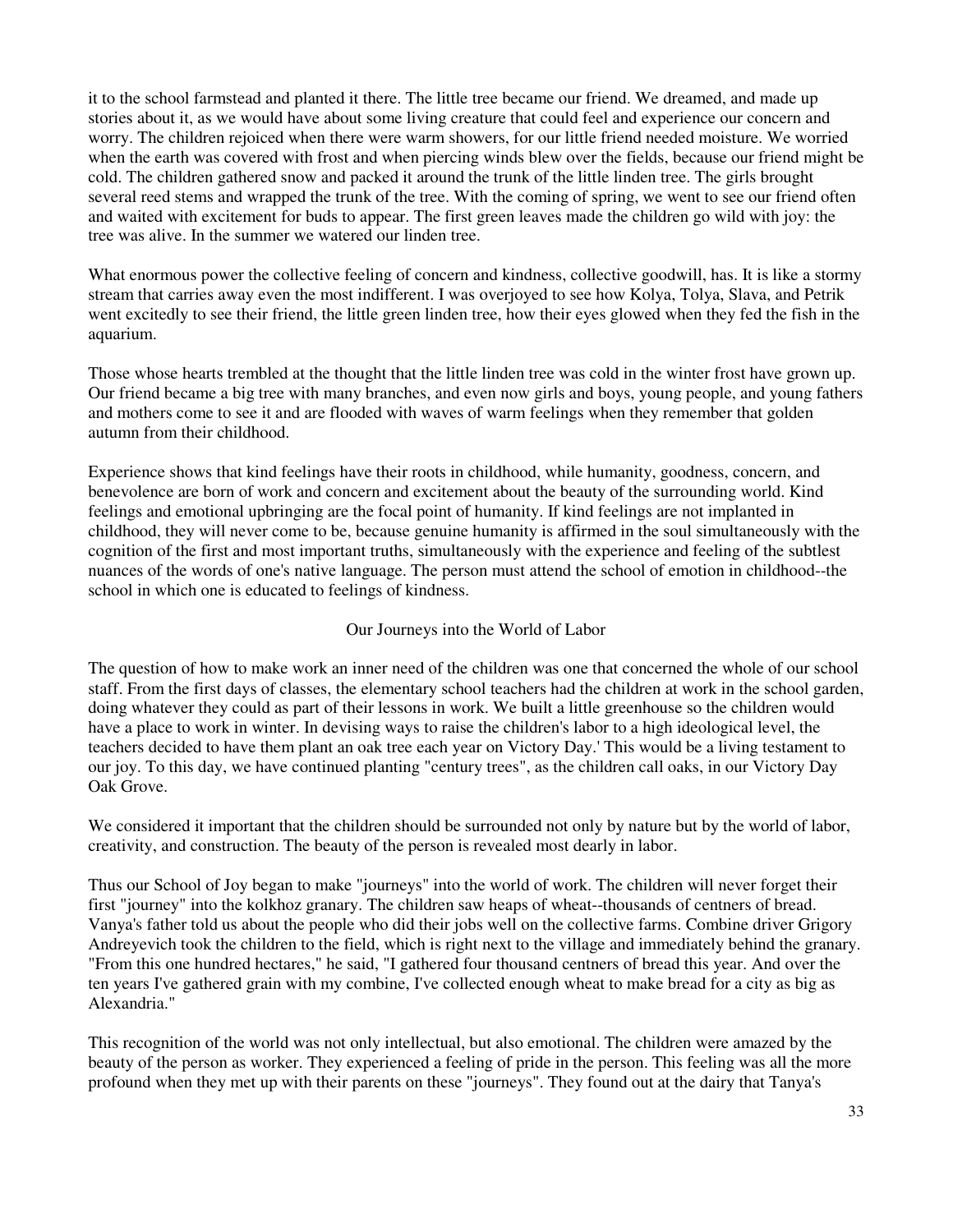it to the school farmstead and planted it there. The little tree became our friend. We dreamed, and made up stories about it, as we would have about some living creature that could feel and experience our concern and worry. The children rejoiced when there were warm showers, for our little friend needed moisture. We worried when the earth was covered with frost and when piercing winds blew over the fields, because our friend might be cold. The children gathered snow and packed it around the trunk of the little linden tree. The girls brought several reed stems and wrapped the trunk of the tree. With the coming of spring, we went to see our friend often and waited with excitement for buds to appear. The first green leaves made the children go wild with joy: the tree was alive. In the summer we watered our linden tree.

What enormous power the collective feeling of concern and kindness, collective goodwill, has. It is like a stormy stream that carries away even the most indifferent. I was overjoyed to see how Kolya, Tolya, Slava, and Petrik went excitedly to see their friend, the little green linden tree, how their eyes glowed when they fed the fish in the aquarium.

Those whose hearts trembled at the thought that the little linden tree was cold in the winter frost have grown up. Our friend became a big tree with many branches, and even now girls and boys, young people, and young fathers and mothers come to see it and are flooded with waves of warm feelings when they remember that golden autumn from their childhood.

Experience shows that kind feelings have their roots in childhood, while humanity, goodness, concern, and benevolence are born of work and concern and excitement about the beauty of the surrounding world. Kind feelings and emotional upbringing are the focal point of humanity. If kind feelings are not implanted in childhood, they will never come to be, because genuine humanity is affirmed in the soul simultaneously with the cognition of the first and most important truths, simultaneously with the experience and feeling of the subtlest nuances of the words of one's native language. The person must attend the school of emotion in childhood--the school in which one is educated to feelings of kindness.

## Our Journeys into the World of Labor

The question of how to make work an inner need of the children was one that concerned the whole of our school staff. From the first days of classes, the elementary school teachers had the children at work in the school garden, doing whatever they could as part of their lessons in work. We built a little greenhouse so the children would have a place to work in winter. In devising ways to raise the children's labor to a high ideological level, the teachers decided to have them plant an oak tree each year on Victory Day.' This would be a living testament to our joy. To this day, we have continued planting "century trees", as the children call oaks, in our Victory Day Oak Grove.

We considered it important that the children should be surrounded not only by nature but by the world of labor, creativity, and construction. The beauty of the person is revealed most dearly in labor.

Thus our School of Joy began to make "journeys" into the world of work. The children will never forget their first "journey" into the kolkhoz granary. The children saw heaps of wheat--thousands of centners of bread. Vanya's father told us about the people who did their jobs well on the collective farms. Combine driver Grigory Andreyevich took the children to the field, which is right next to the village and immediately behind the granary. "From this one hundred hectares," he said, "I gathered four thousand centners of bread this year. And over the ten years I've gathered grain with my combine, I've collected enough wheat to make bread for a city as big as Alexandria."

This recognition of the world was not only intellectual, but also emotional. The children were amazed by the beauty of the person as worker. They experienced a feeling of pride in the person. This feeling was all the more profound when they met up with their parents on these "journeys". They found out at the dairy that Tanya's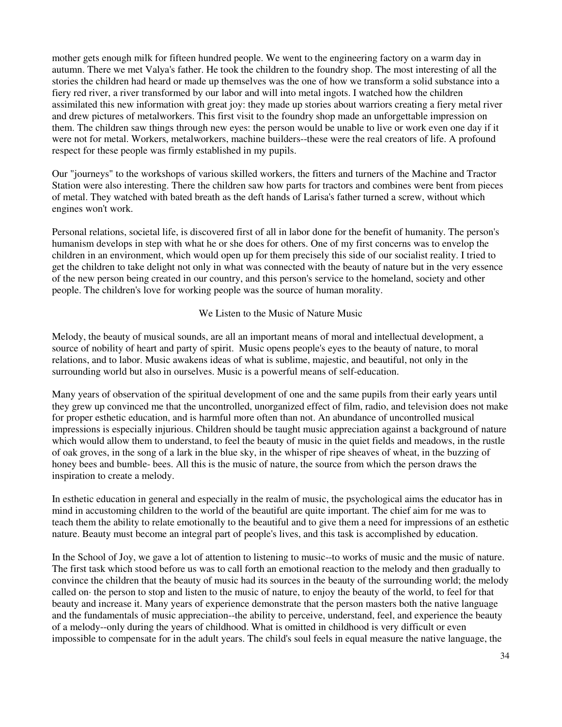mother gets enough milk for fifteen hundred people. We went to the engineering factory on a warm day in autumn. There we met Valya's father. He took the children to the foundry shop. The most interesting of all the stories the children had heard or made up themselves was the one of how we transform a solid substance into a fiery red river, a river transformed by our labor and will into metal ingots. I watched how the children assimilated this new information with great joy: they made up stories about warriors creating a fiery metal river and drew pictures of metalworkers. This first visit to the foundry shop made an unforgettable impression on them. The children saw things through new eyes: the person would be unable to live or work even one day if it were not for metal. Workers, metalworkers, machine builders--these were the real creators of life. A profound respect for these people was firmly established in my pupils.

Our "journeys" to the workshops of various skilled workers, the fitters and turners of the Machine and Tractor Station were also interesting. There the children saw how parts for tractors and combines were bent from pieces of metal. They watched with bated breath as the deft hands of Larisa's father turned a screw, without which engines won't work.

Personal relations, societal life, is discovered first of all in labor done for the benefit of humanity. The person's humanism develops in step with what he or she does for others. One of my first concerns was to envelop the children in an environment, which would open up for them precisely this side of our socialist reality. I tried to get the children to take delight not only in what was connected with the beauty of nature but in the very essence of the new person being created in our country, and this person's service to the homeland, society and other people. The children's love for working people was the source of human morality.

## We Listen to the Music of Nature Music

Melody, the beauty of musical sounds, are all an important means of moral and intellectual development, a source of nobility of heart and party of spirit. Music opens people's eyes to the beauty of nature, to moral relations, and to labor. Music awakens ideas of what is sublime, majestic, and beautiful, not only in the surrounding world but also in ourselves. Music is a powerful means of self-education.

Many years of observation of the spiritual development of one and the same pupils from their early years until they grew up convinced me that the uncontrolled, unorganized effect of film, radio, and television does not make for proper esthetic education, and is harmful more often than not. An abundance of uncontrolled musical impressions is especially injurious. Children should be taught music appreciation against a background of nature which would allow them to understand, to feel the beauty of music in the quiet fields and meadows, in the rustle of oak groves, in the song of a lark in the blue sky, in the whisper of ripe sheaves of wheat, in the buzzing of honey bees and bumble- bees. All this is the music of nature, the source from which the person draws the inspiration to create a melody.

In esthetic education in general and especially in the realm of music, the psychological aims the educator has in mind in accustoming children to the world of the beautiful are quite important. The chief aim for me was to teach them the ability to relate emotionally to the beautiful and to give them a need for impressions of an esthetic nature. Beauty must become an integral part of people's lives, and this task is accomplished by education.

In the School of Joy, we gave a lot of attention to listening to music--to works of music and the music of nature. The first task which stood before us was to call forth an emotional reaction to the melody and then gradually to convince the children that the beauty of music had its sources in the beauty of the surrounding world; the melody called on· the person to stop and listen to the music of nature, to enjoy the beauty of the world, to feel for that beauty and increase it. Many years of experience demonstrate that the person masters both the native language and the fundamentals of music appreciation--the ability to perceive, understand, feel, and experience the beauty of a melody--only during the years of childhood. What is omitted in childhood is very difficult or even impossible to compensate for in the adult years. The child's soul feels in equal measure the native language, the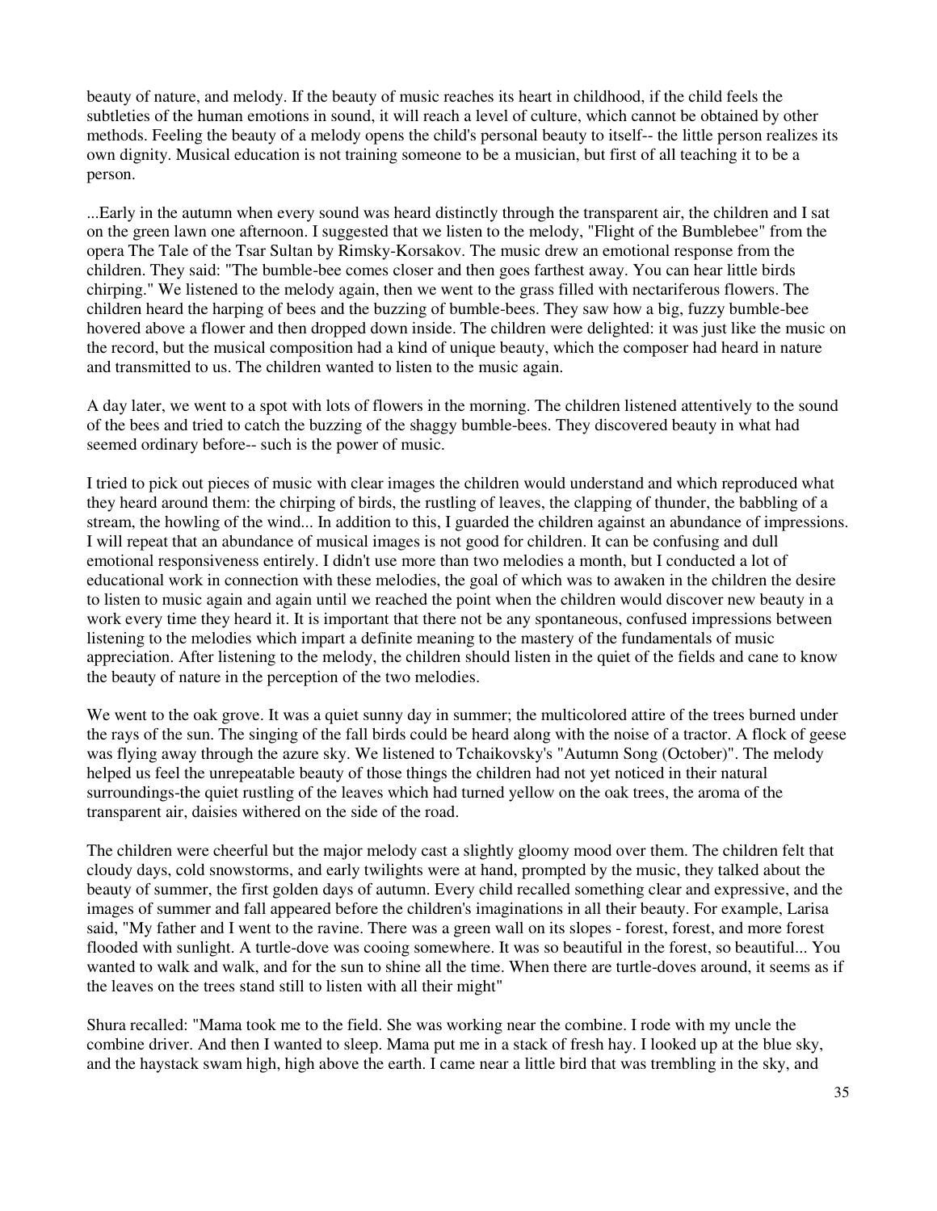beauty of nature, and melody. If the beauty of music reaches its heart in childhood, if the child feels the subtleties of the human emotions in sound, it will reach a level of culture, which cannot be obtained by other methods. Feeling the beauty of a melody opens the child's personal beauty to itself-- the little person realizes its own dignity. Musical education is not training someone to be a musician, but first of all teaching it to be a person.

...Early in the autumn when every sound was heard distinctly through the transparent air, the children and I sat on the green lawn one afternoon. I suggested that we listen to the melody, "Flight of the Bumblebee" from the opera The Tale of the Tsar Sultan by Rimsky-Korsakov. The music drew an emotional response from the children. They said: "The bumble-bee comes closer and then goes farthest away. You can hear little birds chirping." We listened to the melody again, then we went to the grass filled with nectariferous flowers. The children heard the harping of bees and the buzzing of bumble-bees. They saw how a big, fuzzy bumble-bee hovered above a flower and then dropped down inside. The children were delighted: it was just like the music on the record, but the musical composition had a kind of unique beauty, which the composer had heard in nature and transmitted to us. The children wanted to listen to the music again.

A day later, we went to a spot with lots of flowers in the morning. The children listened attentively to the sound of the bees and tried to catch the buzzing of the shaggy bumble-bees. They discovered beauty in what had seemed ordinary before-- such is the power of music.

I tried to pick out pieces of music with clear images the children would understand and which reproduced what they heard around them: the chirping of birds, the rustling of leaves, the clapping of thunder, the babbling of a stream, the howling of the wind... In addition to this, I guarded the children against an abundance of impressions. I will repeat that an abundance of musical images is not good for children. It can be confusing and dull emotional responsiveness entirely. I didn't use more than two melodies a month, but I conducted a lot of educational work in connection with these melodies, the goal of which was to awaken in the children the desire to listen to music again and again until we reached the point when the children would discover new beauty in a work every time they heard it. It is important that there not be any spontaneous, confused impressions between listening to the melodies which impart a definite meaning to the mastery of the fundamentals of music appreciation. After listening to the melody, the children should listen in the quiet of the fields and cane to know the beauty of nature in the perception of the two melodies.

We went to the oak grove. It was a quiet sunny day in summer; the multicolored attire of the trees burned under the rays of the sun. The singing of the fall birds could be heard along with the noise of a tractor. A flock of geese was flying away through the azure sky. We listened to Tchaikovsky's "Autumn Song (October)". The melody helped us feel the unrepeatable beauty of those things the children had not yet noticed in their natural surroundings-the quiet rustling of the leaves which had turned yellow on the oak trees, the aroma of the transparent air, daisies withered on the side of the road.

The children were cheerful but the major melody cast a slightly gloomy mood over them. The children felt that cloudy days, cold snowstorms, and early twilights were at hand, prompted by the music, they talked about the beauty of summer, the first golden days of autumn. Every child recalled something clear and expressive, and the images of summer and fall appeared before the children's imaginations in all their beauty. For example, Larisa said, "My father and I went to the ravine. There was a green wall on its slopes - forest, forest, and more forest flooded with sunlight. A turtle-dove was cooing somewhere. It was so beautiful in the forest, so beautiful... You wanted to walk and walk, and for the sun to shine all the time. When there are turtle-doves around, it seems as if the leaves on the trees stand still to listen with all their might"

Shura recalled: "Mama took me to the field. She was working near the combine. I rode with my uncle the combine driver. And then I wanted to sleep. Mama put me in a stack of fresh hay. I looked up at the blue sky, and the haystack swam high, high above the earth. I came near a little bird that was trembling in the sky, and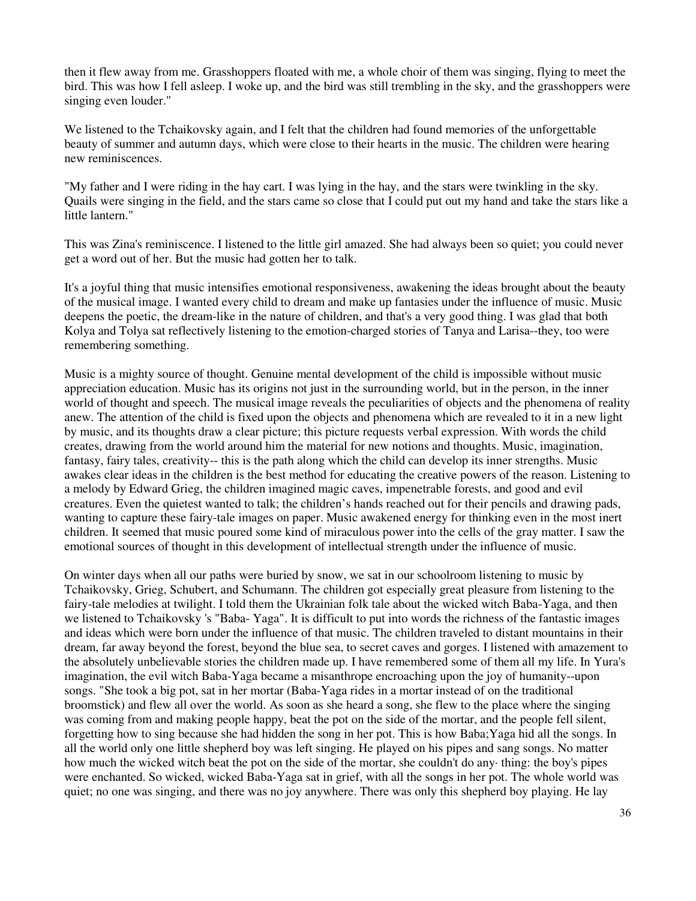then it flew away from me. Grasshoppers floated with me, a whole choir of them was singing, flying to meet the bird. This was how I fell asleep. I woke up, and the bird was still trembling in the sky, and the grasshoppers were singing even louder."

We listened to the Tchaikovsky again, and I felt that the children had found memories of the unforgettable beauty of summer and autumn days, which were close to their hearts in the music. The children were hearing new reminiscences.

"My father and I were riding in the hay cart. I was lying in the hay, and the stars were twinkling in the sky. Quails were singing in the field, and the stars came so close that I could put out my hand and take the stars like a little lantern."

This was Zina's reminiscence. I listened to the little girl amazed. She had always been so quiet; you could never get a word out of her. But the music had gotten her to talk.

It's a joyful thing that music intensifies emotional responsiveness, awakening the ideas brought about the beauty of the musical image. I wanted every child to dream and make up fantasies under the influence of music. Music deepens the poetic, the dream-like in the nature of children, and that's a very good thing. I was glad that both Kolya and Tolya sat reflectively listening to the emotion-charged stories of Tanya and Larisa--they, too were remembering something.

Music is a mighty source of thought. Genuine mental development of the child is impossible without music appreciation education. Music has its origins not just in the surrounding world, but in the person, in the inner world of thought and speech. The musical image reveals the peculiarities of objects and the phenomena of reality anew. The attention of the child is fixed upon the objects and phenomena which are revealed to it in a new light by music, and its thoughts draw a clear picture; this picture requests verbal expression. With words the child creates, drawing from the world around him the material for new notions and thoughts. Music, imagination, fantasy, fairy tales, creativity-- this is the path along which the child can develop its inner strengths. Music awakes clear ideas in the children is the best method for educating the creative powers of the reason. Listening to a melody by Edward Grieg, the children imagined magic caves, impenetrable forests, and good and evil creatures. Even the quietest wanted to talk; the children's hands reached out for their pencils and drawing pads, wanting to capture these fairy-tale images on paper. Music awakened energy for thinking even in the most inert children. It seemed that music poured some kind of miraculous power into the cells of the gray matter. I saw the emotional sources of thought in this development of intellectual strength under the influence of music.

On winter days when all our paths were buried by snow, we sat in our schoolroom listening to music by Tchaikovsky, Grieg, Schubert, and Schumann. The children got especially great pleasure from listening to the fairy-tale melodies at twilight. I told them the Ukrainian folk tale about the wicked witch Baba-Yaga, and then we listened to Tchaikovsky 's "Baba- Yaga". It is difficult to put into words the richness of the fantastic images and ideas which were born under the influence of that music. The children traveled to distant mountains in their dream, far away beyond the forest, beyond the blue sea, to secret caves and gorges. I listened with amazement to the absolutely unbelievable stories the children made up. I have remembered some of them all my life. In Yura's imagination, the evil witch Baba-Yaga became a misanthrope encroaching upon the joy of humanity--upon songs. "She took a big pot, sat in her mortar (Baba-Yaga rides in a mortar instead of on the traditional broomstick) and flew all over the world. As soon as she heard a song, she flew to the place where the singing was coming from and making people happy, beat the pot on the side of the mortar, and the people fell silent, forgetting how to sing because she had hidden the song in her pot. This is how Baba;Yaga hid all the songs. In all the world only one little shepherd boy was left singing. He played on his pipes and sang songs. No matter how much the wicked witch beat the pot on the side of the mortar, she couldn't do any· thing: the boy's pipes were enchanted. So wicked, wicked Baba-Yaga sat in grief, with all the songs in her pot. The whole world was quiet; no one was singing, and there was no joy anywhere. There was only this shepherd boy playing. He lay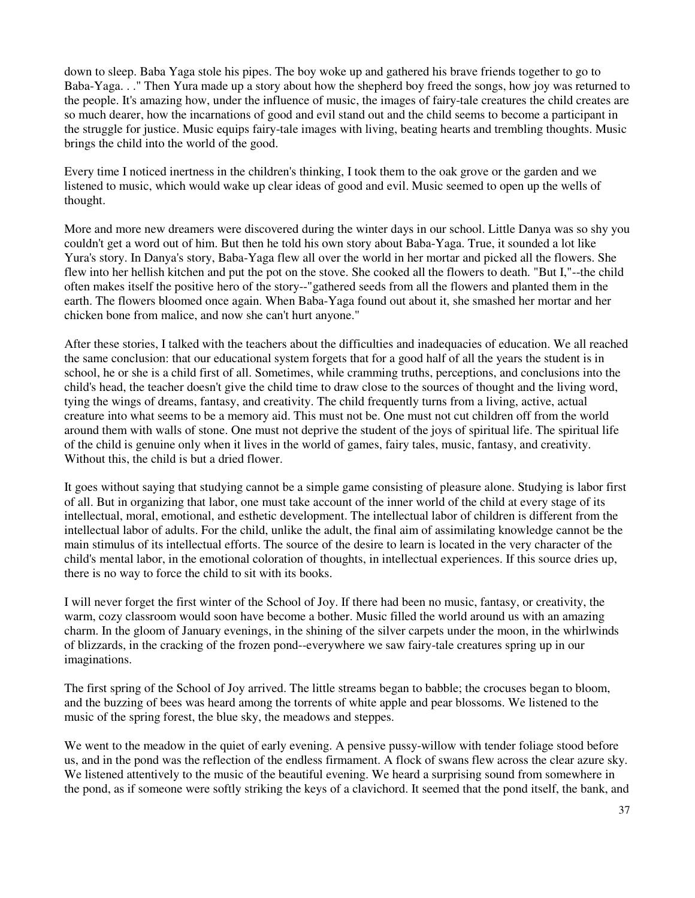down to sleep. Baba Yaga stole his pipes. The boy woke up and gathered his brave friends together to go to Baba-Yaga. . ." Then Yura made up a story about how the shepherd boy freed the songs, how joy was returned to the people. It's amazing how, under the influence of music, the images of fairy-tale creatures the child creates are so much dearer, how the incarnations of good and evil stand out and the child seems to become a participant in the struggle for justice. Music equips fairy-tale images with living, beating hearts and trembling thoughts. Music brings the child into the world of the good.

Every time I noticed inertness in the children's thinking, I took them to the oak grove or the garden and we listened to music, which would wake up clear ideas of good and evil. Music seemed to open up the wells of thought.

More and more new dreamers were discovered during the winter days in our school. Little Danya was so shy you couldn't get a word out of him. But then he told his own story about Baba-Yaga. True, it sounded a lot like Yura's story. In Danya's story, Baba-Yaga flew all over the world in her mortar and picked all the flowers. She flew into her hellish kitchen and put the pot on the stove. She cooked all the flowers to death. "But I,"--the child often makes itself the positive hero of the story--"gathered seeds from all the flowers and planted them in the earth. The flowers bloomed once again. When Baba-Yaga found out about it, she smashed her mortar and her chicken bone from malice, and now she can't hurt anyone."

After these stories, I talked with the teachers about the difficulties and inadequacies of education. We all reached the same conclusion: that our educational system forgets that for a good half of all the years the student is in school, he or she is a child first of all. Sometimes, while cramming truths, perceptions, and conclusions into the child's head, the teacher doesn't give the child time to draw close to the sources of thought and the living word, tying the wings of dreams, fantasy, and creativity. The child frequently turns from a living, active, actual creature into what seems to be a memory aid. This must not be. One must not cut children off from the world around them with walls of stone. One must not deprive the student of the joys of spiritual life. The spiritual life of the child is genuine only when it lives in the world of games, fairy tales, music, fantasy, and creativity. Without this, the child is but a dried flower.

It goes without saying that studying cannot be a simple game consisting of pleasure alone. Studying is labor first of all. But in organizing that labor, one must take account of the inner world of the child at every stage of its intellectual, moral, emotional, and esthetic development. The intellectual labor of children is different from the intellectual labor of adults. For the child, unlike the adult, the final aim of assimilating knowledge cannot be the main stimulus of its intellectual efforts. The source of the desire to learn is located in the very character of the child's mental labor, in the emotional coloration of thoughts, in intellectual experiences. If this source dries up, there is no way to force the child to sit with its books.

I will never forget the first winter of the School of Joy. If there had been no music, fantasy, or creativity, the warm, cozy classroom would soon have become a bother. Music filled the world around us with an amazing charm. In the gloom of January evenings, in the shining of the silver carpets under the moon, in the whirlwinds of blizzards, in the cracking of the frozen pond--everywhere we saw fairy-tale creatures spring up in our imaginations.

The first spring of the School of Joy arrived. The little streams began to babble; the crocuses began to bloom, and the buzzing of bees was heard among the torrents of white apple and pear blossoms. We listened to the music of the spring forest, the blue sky, the meadows and steppes.

We went to the meadow in the quiet of early evening. A pensive pussy-willow with tender foliage stood before us, and in the pond was the reflection of the endless firmament. A flock of swans flew across the clear azure sky. We listened attentively to the music of the beautiful evening. We heard a surprising sound from somewhere in the pond, as if someone were softly striking the keys of a clavichord. It seemed that the pond itself, the bank, and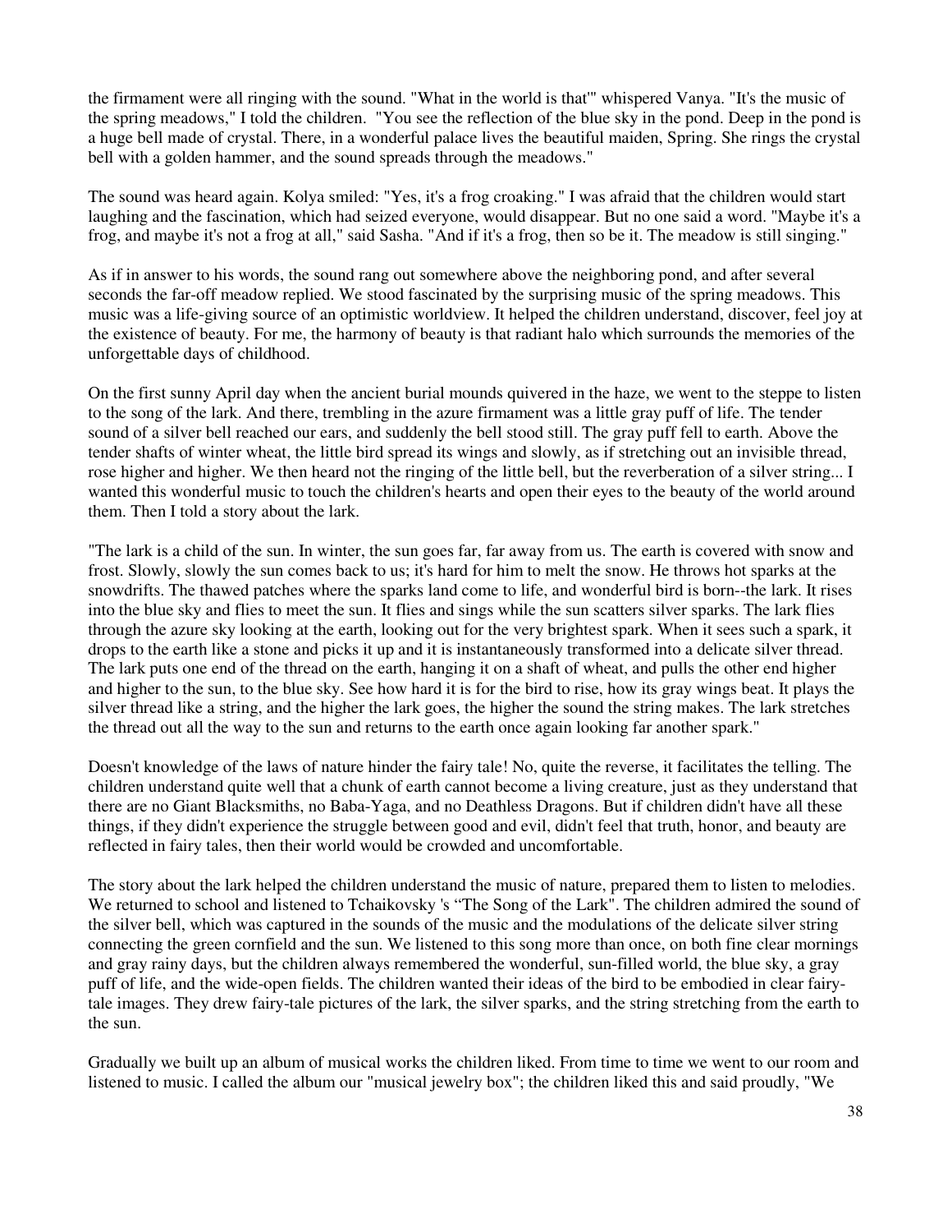the firmament were all ringing with the sound. "What in the world is that'" whispered Vanya. "It's the music of the spring meadows," I told the children. "You see the reflection of the blue sky in the pond. Deep in the pond is a huge bell made of crystal. There, in a wonderful palace lives the beautiful maiden, Spring. She rings the crystal bell with a golden hammer, and the sound spreads through the meadows."

The sound was heard again. Kolya smiled: "Yes, it's a frog croaking." I was afraid that the children would start laughing and the fascination, which had seized everyone, would disappear. But no one said a word. "Maybe it's a frog, and maybe it's not a frog at all," said Sasha. "And if it's a frog, then so be it. The meadow is still singing."

As if in answer to his words, the sound rang out somewhere above the neighboring pond, and after several seconds the far-off meadow replied. We stood fascinated by the surprising music of the spring meadows. This music was a life-giving source of an optimistic worldview. It helped the children understand, discover, feel joy at the existence of beauty. For me, the harmony of beauty is that radiant halo which surrounds the memories of the unforgettable days of childhood.

On the first sunny April day when the ancient burial mounds quivered in the haze, we went to the steppe to listen to the song of the lark. And there, trembling in the azure firmament was a little gray puff of life. The tender sound of a silver bell reached our ears, and suddenly the bell stood still. The gray puff fell to earth. Above the tender shafts of winter wheat, the little bird spread its wings and slowly, as if stretching out an invisible thread, rose higher and higher. We then heard not the ringing of the little bell, but the reverberation of a silver string... I wanted this wonderful music to touch the children's hearts and open their eyes to the beauty of the world around them. Then I told a story about the lark.

"The lark is a child of the sun. In winter, the sun goes far, far away from us. The earth is covered with snow and frost. Slowly, slowly the sun comes back to us; it's hard for him to melt the snow. He throws hot sparks at the snowdrifts. The thawed patches where the sparks land come to life, and wonderful bird is born--the lark. It rises into the blue sky and flies to meet the sun. It flies and sings while the sun scatters silver sparks. The lark flies through the azure sky looking at the earth, looking out for the very brightest spark. When it sees such a spark, it drops to the earth like a stone and picks it up and it is instantaneously transformed into a delicate silver thread. The lark puts one end of the thread on the earth, hanging it on a shaft of wheat, and pulls the other end higher and higher to the sun, to the blue sky. See how hard it is for the bird to rise, how its gray wings beat. It plays the silver thread like a string, and the higher the lark goes, the higher the sound the string makes. The lark stretches the thread out all the way to the sun and returns to the earth once again looking far another spark."

Doesn't knowledge of the laws of nature hinder the fairy tale! No, quite the reverse, it facilitates the telling. The children understand quite well that a chunk of earth cannot become a living creature, just as they understand that there are no Giant Blacksmiths, no Baba-Yaga, and no Deathless Dragons. But if children didn't have all these things, if they didn't experience the struggle between good and evil, didn't feel that truth, honor, and beauty are reflected in fairy tales, then their world would be crowded and uncomfortable.

The story about the lark helped the children understand the music of nature, prepared them to listen to melodies. We returned to school and listened to Tchaikovsky 's “The Song of the Lark". The children admired the sound of the silver bell, which was captured in the sounds of the music and the modulations of the delicate silver string connecting the green cornfield and the sun. We listened to this song more than once, on both fine clear mornings and gray rainy days, but the children always remembered the wonderful, sun-filled world, the blue sky, a gray puff of life, and the wide-open fields. The children wanted their ideas of the bird to be embodied in clear fairy-tale images. They drew fairy-tale pictures of the lark, the silver sparks, and the string stretching from the earth to the sun.

Gradually we built up an album of musical works the children liked. From time to time we went to our room and listened to music. I called the album our "musical jewelry box"; the children liked this and said proudly, "We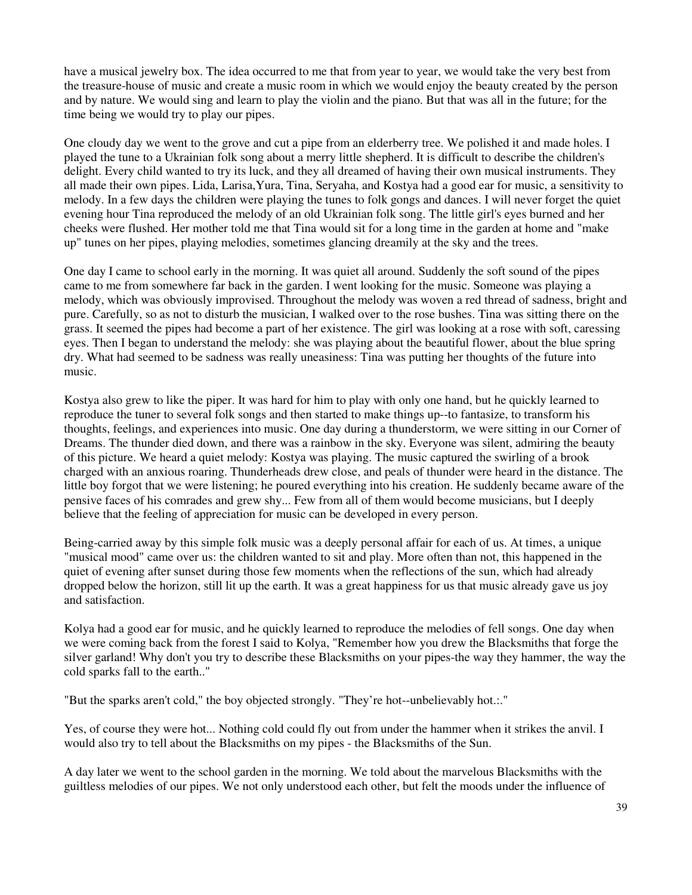have a musical jewelry box. The idea occurred to me that from year to year, we would take the very best from the treasure-house of music and create a music room in which we would enjoy the beauty created by the person and by nature. We would sing and learn to play the violin and the piano. But that was all in the future; for the time being we would try to play our pipes.

One cloudy day we went to the grove and cut a pipe from an elderberry tree. We polished it and made holes. I played the tune to a Ukrainian folk song about a merry little shepherd. It is difficult to describe the children's delight. Every child wanted to try its luck, and they all dreamed of having their own musical instruments. They all made their own pipes. Lida, Larisa,Yura, Tina, Seryaha, and Kostya had a good ear for music, a sensitivity to melody. In a few days the children were playing the tunes to folk gongs and dances. I will never forget the quiet evening hour Tina reproduced the melody of an old Ukrainian folk song. The little girl's eyes burned and her cheeks were flushed. Her mother told me that Tina would sit for a long time in the garden at home and "make up" tunes on her pipes, playing melodies, sometimes glancing dreamily at the sky and the trees.

One day I came to school early in the morning. It was quiet all around. Suddenly the soft sound of the pipes came to me from somewhere far back in the garden. I went looking for the music. Someone was playing a melody, which was obviously improvised. Throughout the melody was woven a red thread of sadness, bright and pure. Carefully, so as not to disturb the musician, I walked over to the rose bushes. Tina was sitting there on the grass. It seemed the pipes had become a part of her existence. The girl was looking at a rose with soft, caressing eyes. Then I began to understand the melody: she was playing about the beautiful flower, about the blue spring dry. What had seemed to be sadness was really uneasiness: Tina was putting her thoughts of the future into music.

Kostya also grew to like the piper. It was hard for him to play with only one hand, but he quickly learned to reproduce the tuner to several folk songs and then started to make things up--to fantasize, to transform his thoughts, feelings, and experiences into music. One day during a thunderstorm, we were sitting in our Corner of Dreams. The thunder died down, and there was a rainbow in the sky. Everyone was silent, admiring the beauty of this picture. We heard a quiet melody: Kostya was playing. The music captured the swirling of a brook charged with an anxious roaring. Thunderheads drew close, and peals of thunder were heard in the distance. The little boy forgot that we were listening; he poured everything into his creation. He suddenly became aware of the pensive faces of his comrades and grew shy... Few from all of them would become musicians, but I deeply believe that the feeling of appreciation for music can be developed in every person.

Being-carried away by this simple folk music was a deeply personal affair for each of us. At times, a unique "musical mood" came over us: the children wanted to sit and play. More often than not, this happened in the quiet of evening after sunset during those few moments when the reflections of the sun, which had already dropped below the horizon, still lit up the earth. It was a great happiness for us that music already gave us joy and satisfaction.

Kolya had a good ear for music, and he quickly learned to reproduce the melodies of fell songs. One day when we were coming back from the forest I said to Kolya, "Remember how you drew the Blacksmiths that forge the silver garland! Why don't you try to describe these Blacksmiths on your pipes-the way they hammer, the way the cold sparks fall to the earth.."

"But the sparks aren't cold," the boy objected strongly. "They're hot--unbelievably hot.:."

Yes, of course they were hot... Nothing cold could fly out from under the hammer when it strikes the anvil. I would also try to tell about the Blacksmiths on my pipes - the Blacksmiths of the Sun.

A day later we went to the school garden in the morning. We told about the marvelous Blacksmiths with the guiltless melodies of our pipes. We not only understood each other, but felt the moods under the influence of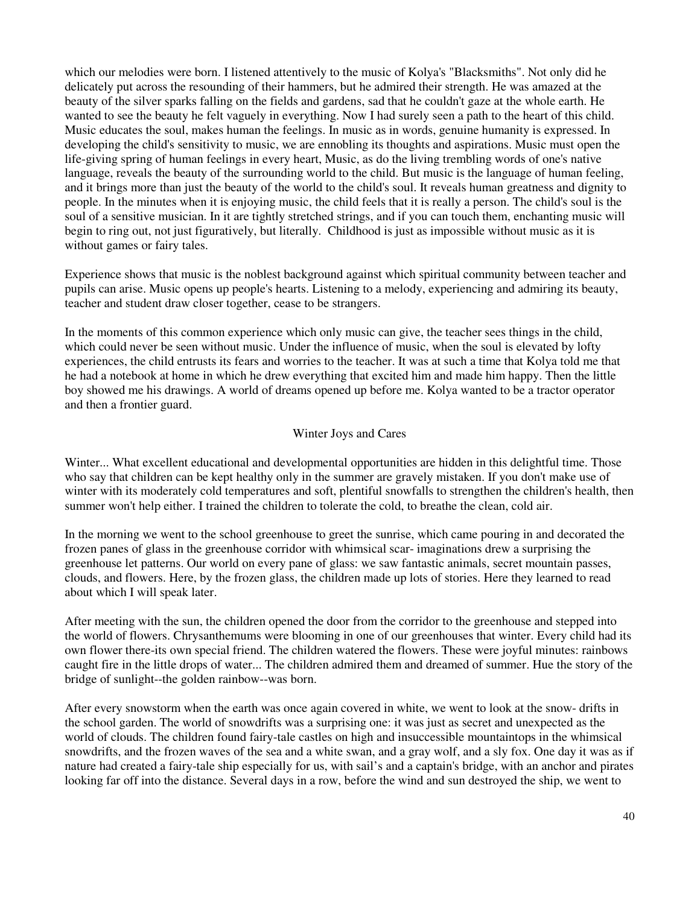which our melodies were born. I listened attentively to the music of Kolya's "Blacksmiths". Not only did he delicately put across the resounding of their hammers, but he admired their strength. He was amazed at the beauty of the silver sparks falling on the fields and gardens, sad that he couldn't gaze at the whole earth. He wanted to see the beauty he felt vaguely in everything. Now I had surely seen a path to the heart of this child. Music educates the soul, makes human the feelings. In music as in words, genuine humanity is expressed. In developing the child's sensitivity to music, we are ennobling its thoughts and aspirations. Music must open the life-giving spring of human feelings in every heart, Music, as do the living trembling words of one's native language, reveals the beauty of the surrounding world to the child. But music is the language of human feeling, and it brings more than just the beauty of the world to the child's soul. It reveals human greatness and dignity to people. In the minutes when it is enjoying music, the child feels that it is really a person. The child's soul is the soul of a sensitive musician. In it are tightly stretched strings, and if you can touch them, enchanting music will begin to ring out, not just figuratively, but literally. Childhood is just as impossible without music as it is without games or fairy tales.

Experience shows that music is the noblest background against which spiritual community between teacher and pupils can arise. Music opens up people's hearts. Listening to a melody, experiencing and admiring its beauty, teacher and student draw closer together, cease to be strangers.

In the moments of this common experience which only music can give, the teacher sees things in the child, which could never be seen without music. Under the influence of music, when the soul is elevated by lofty experiences, the child entrusts its fears and worries to the teacher. It was at such a time that Kolya told me that he had a notebook at home in which he drew everything that excited him and made him happy. Then the little boy showed me his drawings. A world of dreams opened up before me. Kolya wanted to be a tractor operator and then a frontier guard.

## Winter Joys and Cares

Winter... What excellent educational and developmental opportunities are hidden in this delightful time. Those who say that children can be kept healthy only in the summer are gravely mistaken. If you don't make use of winter with its moderately cold temperatures and soft, plentiful snowfalls to strengthen the children's health, then summer won't help either. I trained the children to tolerate the cold, to breathe the clean, cold air.

In the morning we went to the school greenhouse to greet the sunrise, which came pouring in and decorated the frozen panes of glass in the greenhouse corridor with whimsical scar- imaginations drew a surprising the greenhouse let patterns. Our world on every pane of glass: we saw fantastic animals, secret mountain passes, clouds, and flowers. Here, by the frozen glass, the children made up lots of stories. Here they learned to read about which I will speak later.

After meeting with the sun, the children opened the door from the corridor to the greenhouse and stepped into the world of flowers. Chrysanthemums were blooming in one of our greenhouses that winter. Every child had its own flower there-its own special friend. The children watered the flowers. These were joyful minutes: rainbows caught fire in the little drops of water... The children admired them and dreamed of summer. Hue the story of the bridge of sunlight--the golden rainbow--was born.

After every snowstorm when the earth was once again covered in white, we went to look at the snow- drifts in the school garden. The world of snowdrifts was a surprising one: it was just as secret and unexpected as the world of clouds. The children found fairy-tale castles on high and insuccessible mountaintops in the whimsical snowdrifts, and the frozen waves of the sea and a white swan, and a gray wolf, and a sly fox. One day it was as if nature had created a fairy-tale ship especially for us, with sail's and a captain's bridge, with an anchor and pirates looking far off into the distance. Several days in a row, before the wind and sun destroyed the ship, we went to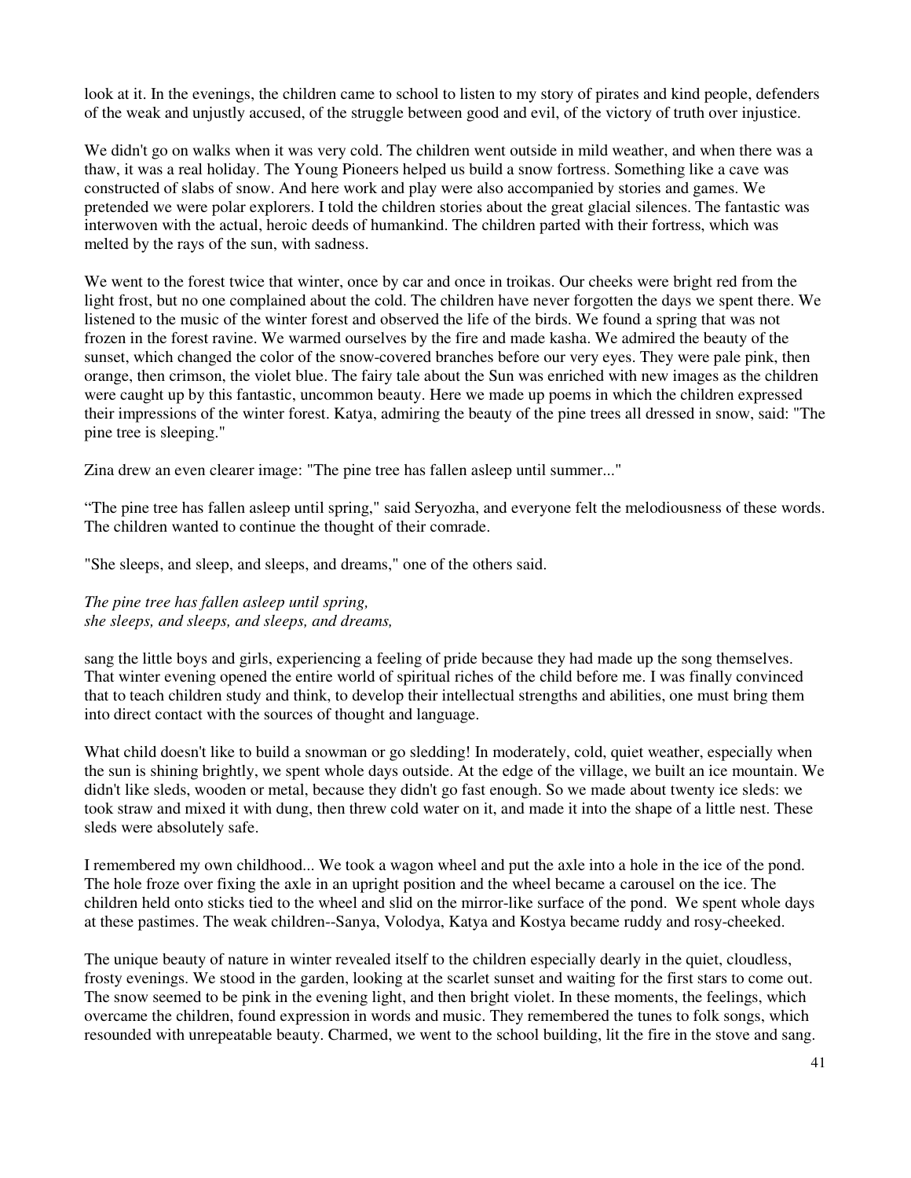look at it. In the evenings, the children came to school to listen to my story of pirates and kind people, defenders of the weak and unjustly accused, of the struggle between good and evil, of the victory of truth over injustice.

We didn't go on walks when it was very cold. The children went outside in mild weather, and when there was a thaw, it was a real holiday. The Young Pioneers helped us build a snow fortress. Something like a cave was constructed of slabs of snow. And here work and play were also accompanied by stories and games. We pretended we were polar explorers. I told the children stories about the great glacial silences. The fantastic was interwoven with the actual, heroic deeds of humankind. The children parted with their fortress, which was melted by the rays of the sun, with sadness.

We went to the forest twice that winter, once by car and once in troikas. Our cheeks were bright red from the light frost, but no one complained about the cold. The children have never forgotten the days we spent there. We listened to the music of the winter forest and observed the life of the birds. We found a spring that was not frozen in the forest ravine. We warmed ourselves by the fire and made kasha. We admired the beauty of the sunset, which changed the color of the snow-covered branches before our very eyes. They were pale pink, then orange, then crimson, the violet blue. The fairy tale about the Sun was enriched with new images as the children were caught up by this fantastic, uncommon beauty. Here we made up poems in which the children expressed their impressions of the winter forest. Katya, admiring the beauty of the pine trees all dressed in snow, said: "The pine tree is sleeping."

Zina drew an even clearer image: "The pine tree has fallen asleep until summer..."

“The pine tree has fallen asleep until spring," said Seryozha, and everyone felt the melodiousness of these words. The children wanted to continue the thought of their comrade.

"She sleeps, and sleep, and sleeps, and dreams," one of the others said.

*The pine tree has fallen asleep until spring,*
*she sleeps, and sleeps, and sleeps, and dreams,*

sang the little boys and girls, experiencing a feeling of pride because they had made up the song themselves. That winter evening opened the entire world of spiritual riches of the child before me. I was finally convinced that to teach children study and think, to develop their intellectual strengths and abilities, one must bring them into direct contact with the sources of thought and language.

What child doesn't like to build a snowman or go sledding! In moderately, cold, quiet weather, especially when the sun is shining brightly, we spent whole days outside. At the edge of the village, we built an ice mountain. We didn't like sleds, wooden or metal, because they didn't go fast enough. So we made about twenty ice sleds: we took straw and mixed it with dung, then threw cold water on it, and made it into the shape of a little nest. These sleds were absolutely safe.

I remembered my own childhood... We took a wagon wheel and put the axle into a hole in the ice of the pond. The hole froze over fixing the axle in an upright position and the wheel became a carousel on the ice. The children held onto sticks tied to the wheel and slid on the mirror-like surface of the pond. We spent whole days at these pastimes. The weak children--Sanya, Volodya, Katya and Kostya became ruddy and rosy-cheeked.

The unique beauty of nature in winter revealed itself to the children especially dearly in the quiet, cloudless, frosty evenings. We stood in the garden, looking at the scarlet sunset and waiting for the first stars to come out. The snow seemed to be pink in the evening light, and then bright violet. In these moments, the feelings, which overcame the children, found expression in words and music. They remembered the tunes to folk songs, which resounded with unrepeatable beauty. Charmed, we went to the school building, lit the fire in the stove and sang.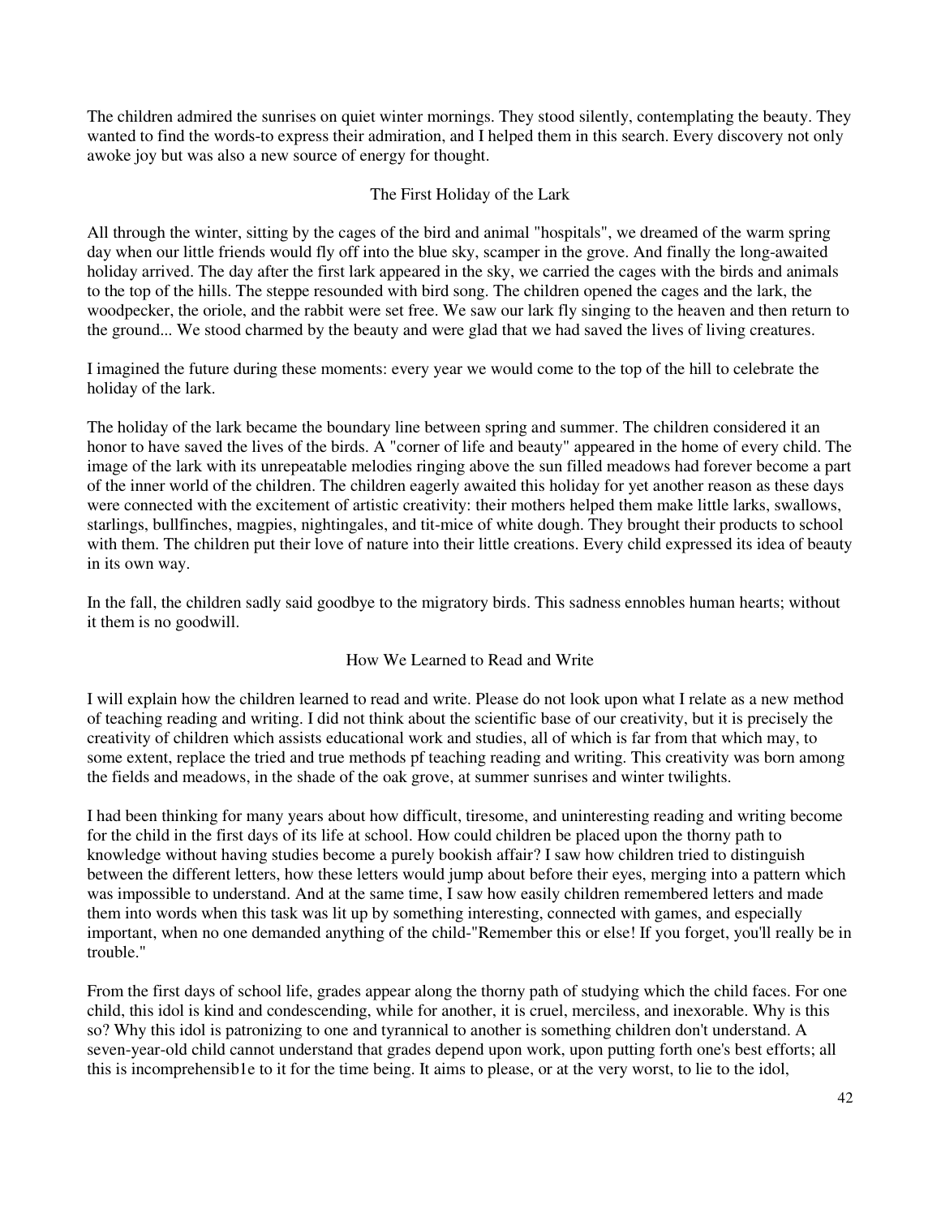The children admired the sunrises on quiet winter mornings. They stood silently, contemplating the beauty. They wanted to find the words-to express their admiration, and I helped them in this search. Every discovery not only awoke joy but was also a new source of energy for thought.

## The First Holiday of the Lark

All through the winter, sitting by the cages of the bird and animal "hospitals", we dreamed of the warm spring day when our little friends would fly off into the blue sky, scamper in the grove. And finally the long-awaited holiday arrived. The day after the first lark appeared in the sky, we carried the cages with the birds and animals to the top of the hills. The steppe resounded with bird song. The children opened the cages and the lark, the woodpecker, the oriole, and the rabbit were set free. We saw our lark fly singing to the heaven and then return to the ground... We stood charmed by the beauty and were glad that we had saved the lives of living creatures.

I imagined the future during these moments: every year we would come to the top of the hill to celebrate the holiday of the lark.

The holiday of the lark became the boundary line between spring and summer. The children considered it an honor to have saved the lives of the birds. A "corner of life and beauty" appeared in the home of every child. The image of the lark with its unrepeatable melodies ringing above the sun filled meadows had forever become a part of the inner world of the children. The children eagerly awaited this holiday for yet another reason as these days were connected with the excitement of artistic creativity: their mothers helped them make little larks, swallows, starlings, bullfinches, magpies, nightingales, and tit-mice of white dough. They brought their products to school with them. The children put their love of nature into their little creations. Every child expressed its idea of beauty in its own way.

In the fall, the children sadly said goodbye to the migratory birds. This sadness ennobles human hearts; without it them is no goodwill.

## How We Learned to Read and Write

I will explain how the children learned to read and write. Please do not look upon what I relate as a new method of teaching reading and writing. I did not think about the scientific base of our creativity, but it is precisely the creativity of children which assists educational work and studies, all of which is far from that which may, to some extent, replace the tried and true methods pf teaching reading and writing. This creativity was born among the fields and meadows, in the shade of the oak grove, at summer sunrises and winter twilights.

I had been thinking for many years about how difficult, tiresome, and uninteresting reading and writing become for the child in the first days of its life at school. How could children be placed upon the thorny path to knowledge without having studies become a purely bookish affair? I saw how children tried to distinguish between the different letters, how these letters would jump about before their eyes, merging into a pattern which was impossible to understand. And at the same time, I saw how easily children remembered letters and made them into words when this task was lit up by something interesting, connected with games, and especially important, when no one demanded anything of the child-"Remember this or else! If you forget, you'll really be in trouble."

From the first days of school life, grades appear along the thorny path of studying which the child faces. For one child, this idol is kind and condescending, while for another, it is cruel, merciless, and inexorable. Why is this so? Why this idol is patronizing to one and tyrannical to another is something children don't understand. A seven-year-old child cannot understand that grades depend upon work, upon putting forth one's best efforts; all this is incomprehensib1e to it for the time being. It aims to please, or at the very worst, to lie to the idol,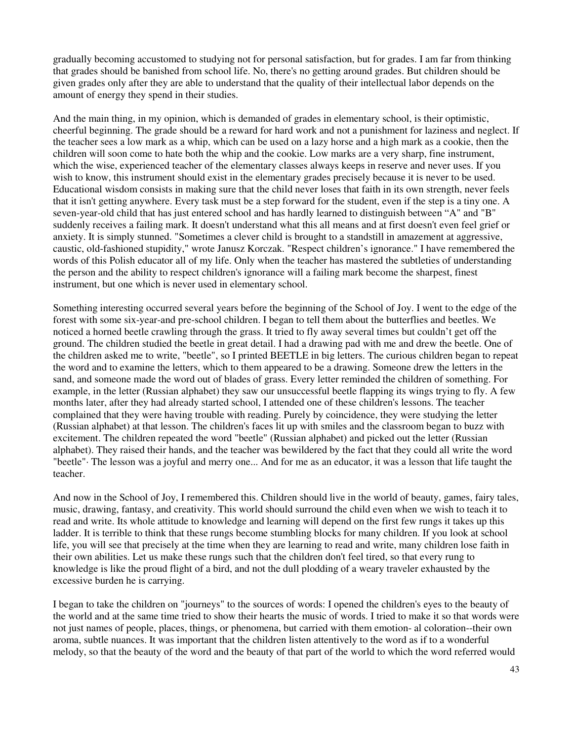gradually becoming accustomed to studying not for personal satisfaction, but for grades. I am far from thinking that grades should be banished from school life. No, there's no getting around grades. But children should be given grades only after they are able to understand that the quality of their intellectual labor depends on the amount of energy they spend in their studies.

And the main thing, in my opinion, which is demanded of grades in elementary school, is their optimistic, cheerful beginning. The grade should be a reward for hard work and not a punishment for laziness and neglect. If the teacher sees a low mark as a whip, which can be used on a lazy horse and a high mark as a cookie, then the children will soon come to hate both the whip and the cookie. Low marks are a very sharp, fine instrument, which the wise, experienced teacher of the elementary classes always keeps in reserve and never uses. If you wish to know, this instrument should exist in the elementary grades precisely because it is never to be used. Educational wisdom consists in making sure that the child never loses that faith in its own strength, never feels that it isn't getting anywhere. Every task must be a step forward for the student, even if the step is a tiny one. A seven-year-old child that has just entered school and has hardly learned to distinguish between "A" and "B" suddenly receives a failing mark. It doesn't understand what this all means and at first doesn't even feel grief or anxiety. It is simply stunned. "Sometimes a clever child is brought to a standstill in amazement at aggressive, caustic, old-fashioned stupidity," wrote Janusz Korczak. "Respect children's ignorance." I have remembered the words of this Polish educator all of my life. Only when the teacher has mastered the subtleties of understanding the person and the ability to respect children's ignorance will a failing mark become the sharpest, finest instrument, but one which is never used in elementary school.

Something interesting occurred several years before the beginning of the School of Joy. I went to the edge of the forest with some six-year-and pre-school children. I began to tell them about the butterflies and beetles. We noticed a horned beetle crawling through the grass. It tried to fly away several times but couldn't get off the ground. The children studied the beetle in great detail. I had a drawing pad with me and drew the beetle. One of the children asked me to write, "beetle", so I printed BEETLE in big letters. The curious children began to repeat the word and to examine the letters, which to them appeared to be a drawing. Someone drew the letters in the sand, and someone made the word out of blades of grass. Every letter reminded the children of something. For example, in the letter (Russian alphabet) they saw our unsuccessful beetle flapping its wings trying to fly. A few months later, after they had already started school, I attended one of these children's lessons. The teacher complained that they were having trouble with reading. Purely by coincidence, they were studying the letter (Russian alphabet) at that lesson. The children's faces lit up with smiles and the classroom began to buzz with excitement. The children repeated the word "beetle" (Russian alphabet) and picked out the letter (Russian alphabet). They raised their hands, and the teacher was bewildered by the fact that they could all write the word "beetle"· The lesson was a joyful and merry one... And for me as an educator, it was a lesson that life taught the teacher.

And now in the School of Joy, I remembered this. Children should live in the world of beauty, games, fairy tales, music, drawing, fantasy, and creativity. This world should surround the child even when we wish to teach it to read and write. Its whole attitude to knowledge and learning will depend on the first few rungs it takes up this ladder. It is terrible to think that these rungs become stumbling blocks for many children. If you look at school life, you will see that precisely at the time when they are learning to read and write, many children lose faith in their own abilities. Let us make these rungs such that the children don't feel tired, so that every rung to knowledge is like the proud flight of a bird, and not the dull plodding of a weary traveler exhausted by the excessive burden he is carrying.

I began to take the children on "journeys" to the sources of words: I opened the children's eyes to the beauty of the world and at the same time tried to show their hearts the music of words. I tried to make it so that words were not just names of people, places, things, or phenomena, but carried with them emotion- al coloration--their own aroma, subtle nuances. It was important that the children listen attentively to the word as if to a wonderful melody, so that the beauty of the word and the beauty of that part of the world to which the word referred would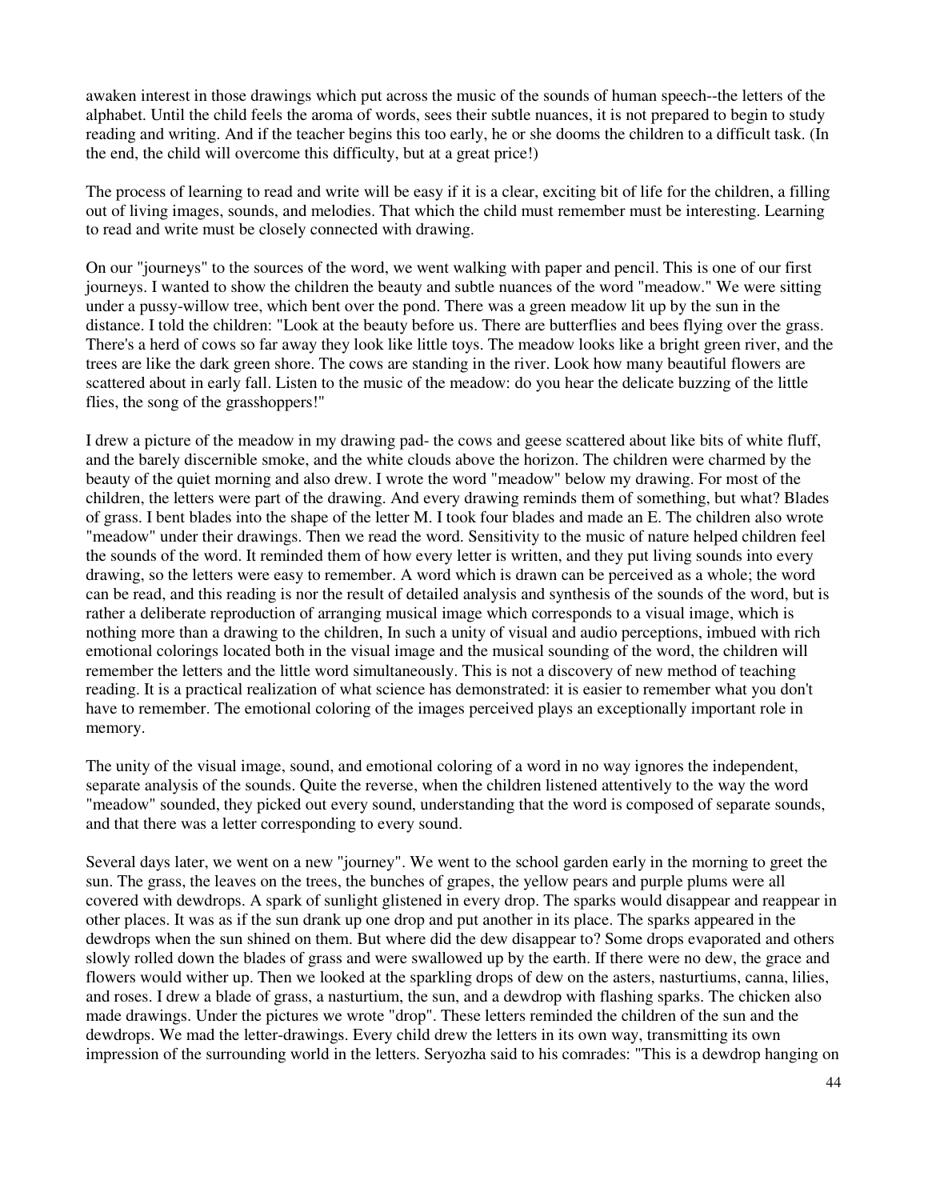awaken interest in those drawings which put across the music of the sounds of human speech--the letters of the alphabet. Until the child feels the aroma of words, sees their subtle nuances, it is not prepared to begin to study reading and writing. And if the teacher begins this too early, he or she dooms the children to a difficult task. (In the end, the child will overcome this difficulty, but at a great price!)

The process of learning to read and write will be easy if it is a clear, exciting bit of life for the children, a filling out of living images, sounds, and melodies. That which the child must remember must be interesting. Learning to read and write must be closely connected with drawing.

On our "journeys" to the sources of the word, we went walking with paper and pencil. This is one of our first journeys. I wanted to show the children the beauty and subtle nuances of the word "meadow." We were sitting under a pussy-willow tree, which bent over the pond. There was a green meadow lit up by the sun in the distance. I told the children: "Look at the beauty before us. There are butterflies and bees flying over the grass. There's a herd of cows so far away they look like little toys. The meadow looks like a bright green river, and the trees are like the dark green shore. The cows are standing in the river. Look how many beautiful flowers are scattered about in early fall. Listen to the music of the meadow: do you hear the delicate buzzing of the little flies, the song of the grasshoppers!"

I drew a picture of the meadow in my drawing pad- the cows and geese scattered about like bits of white fluff, and the barely discernible smoke, and the white clouds above the horizon. The children were charmed by the beauty of the quiet morning and also drew. I wrote the word "meadow" below my drawing. For most of the children, the letters were part of the drawing. And every drawing reminds them of something, but what? Blades of grass. I bent blades into the shape of the letter M. I took four blades and made an E. The children also wrote "meadow" under their drawings. Then we read the word. Sensitivity to the music of nature helped children feel the sounds of the word. It reminded them of how every letter is written, and they put living sounds into every drawing, so the letters were easy to remember. A word which is drawn can be perceived as a whole; the word can be read, and this reading is nor the result of detailed analysis and synthesis of the sounds of the word, but is rather a deliberate reproduction of arranging musical image which corresponds to a visual image, which is nothing more than a drawing to the children, In such a unity of visual and audio perceptions, imbued with rich emotional colorings located both in the visual image and the musical sounding of the word, the children will remember the letters and the little word simultaneously. This is not a discovery of new method of teaching reading. It is a practical realization of what science has demonstrated: it is easier to remember what you don't have to remember. The emotional coloring of the images perceived plays an exceptionally important role in memory.

The unity of the visual image, sound, and emotional coloring of a word in no way ignores the independent, separate analysis of the sounds. Quite the reverse, when the children listened attentively to the way the word "meadow" sounded, they picked out every sound, understanding that the word is composed of separate sounds, and that there was a letter corresponding to every sound.

Several days later, we went on a new "journey". We went to the school garden early in the morning to greet the sun. The grass, the leaves on the trees, the bunches of grapes, the yellow pears and purple plums were all covered with dewdrops. A spark of sunlight glistened in every drop. The sparks would disappear and reappear in other places. It was as if the sun drank up one drop and put another in its place. The sparks appeared in the dewdrops when the sun shined on them. But where did the dew disappear to? Some drops evaporated and others slowly rolled down the blades of grass and were swallowed up by the earth. If there were no dew, the grace and flowers would wither up. Then we looked at the sparkling drops of dew on the asters, nasturtiums, canna, lilies, and roses. I drew a blade of grass, a nasturtium, the sun, and a dewdrop with flashing sparks. The chicken also made drawings. Under the pictures we wrote "drop". These letters reminded the children of the sun and the dewdrops. We mad the letter-drawings. Every child drew the letters in its own way, transmitting its own impression of the surrounding world in the letters. Seryozha said to his comrades: "This is a dewdrop hanging on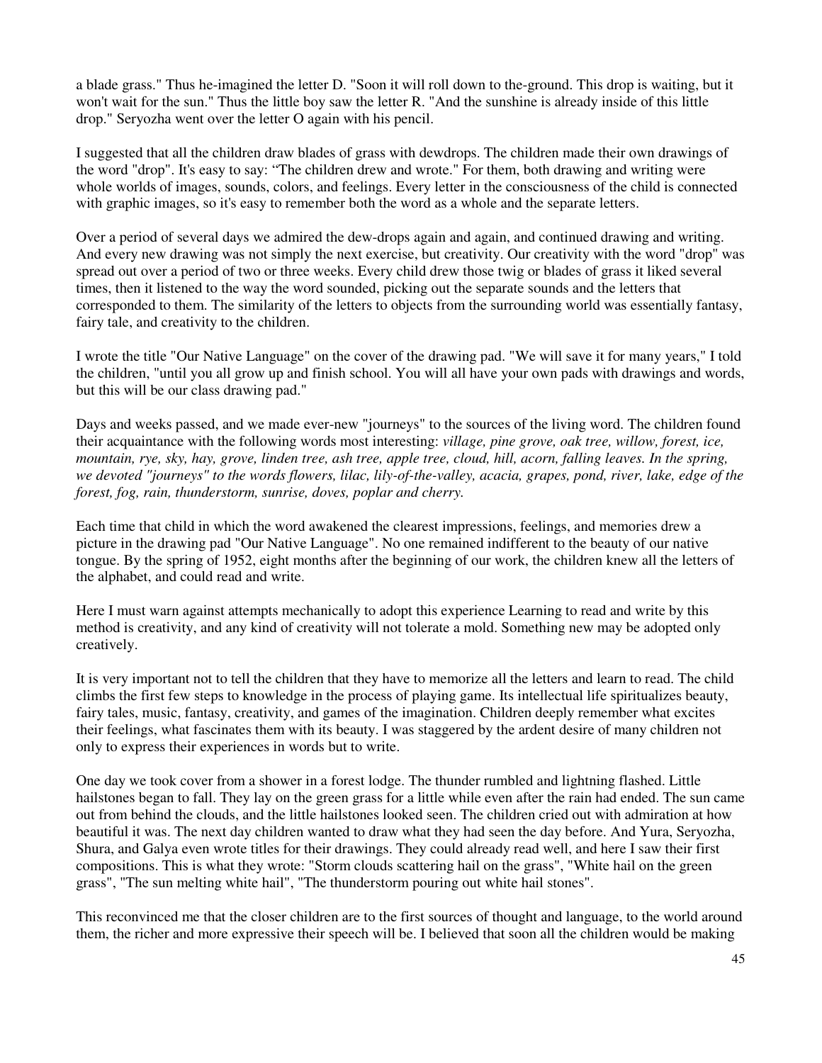a blade grass." Thus he-imagined the letter D. "Soon it will roll down to the-ground. This drop is waiting, but it won't wait for the sun." Thus the little boy saw the letter R. "And the sunshine is already inside of this little drop." Seryozha went over the letter O again with his pencil.

I suggested that all the children draw blades of grass with dewdrops. The children made their own drawings of the word "drop". It's easy to say: “The children drew and wrote." For them, both drawing and writing were whole worlds of images, sounds, colors, and feelings. Every letter in the consciousness of the child is connected with graphic images, so it's easy to remember both the word as a whole and the separate letters.

Over a period of several days we admired the dew-drops again and again, and continued drawing and writing. And every new drawing was not simply the next exercise, but creativity. Our creativity with the word "drop" was spread out over a period of two or three weeks. Every child drew those twig or blades of grass it liked several times, then it listened to the way the word sounded, picking out the separate sounds and the letters that corresponded to them. The similarity of the letters to objects from the surrounding world was essentially fantasy, fairy tale, and creativity to the children.

I wrote the title "Our Native Language" on the cover of the drawing pad. "We will save it for many years," I told the children, "until you all grow up and finish school. You will all have your own pads with drawings and words, but this will be our class drawing pad."

Days and weeks passed, and we made ever-new "journeys" to the sources of the living word. The children found their acquaintance with the following words most interesting: *village, pine grove, oak tree, willow, forest, ice, mountain, rye, sky, hay, grove, linden tree, ash tree, apple tree, cloud, hill, acorn, falling leaves. In the spring, we devoted "journeys" to the words flowers, lilac, lily-of-the-valley, acacia, grapes, pond, river, lake, edge of the forest, fog, rain, thunderstorm, sunrise, doves, poplar and cherry.*

Each time that child in which the word awakened the clearest impressions, feelings, and memories drew a picture in the drawing pad "Our Native Language". No one remained indifferent to the beauty of our native tongue. By the spring of 1952, eight months after the beginning of our work, the children knew all the letters of the alphabet, and could read and write.

Here I must warn against attempts mechanically to adopt this experience Learning to read and write by this method is creativity, and any kind of creativity will not tolerate a mold. Something new may be adopted only creatively.

It is very important not to tell the children that they have to memorize all the letters and learn to read. The child climbs the first few steps to knowledge in the process of playing game. Its intellectual life spiritualizes beauty, fairy tales, music, fantasy, creativity, and games of the imagination. Children deeply remember what excites their feelings, what fascinates them with its beauty. I was staggered by the ardent desire of many children not only to express their experiences in words but to write.

One day we took cover from a shower in a forest lodge. The thunder rumbled and lightning flashed. Little hailstones began to fall. They lay on the green grass for a little while even after the rain had ended. The sun came out from behind the clouds, and the little hailstones looked seen. The children cried out with admiration at how beautiful it was. The next day children wanted to draw what they had seen the day before. And Yura, Seryozha, Shura, and Galya even wrote titles for their drawings. They could already read well, and here I saw their first compositions. This is what they wrote: "Storm clouds scattering hail on the grass", "White hail on the green grass", "The sun melting white hail", "The thunderstorm pouring out white hail stones".

This reconvinced me that the closer children are to the first sources of thought and language, to the world around them, the richer and more expressive their speech will be. I believed that soon all the children would be making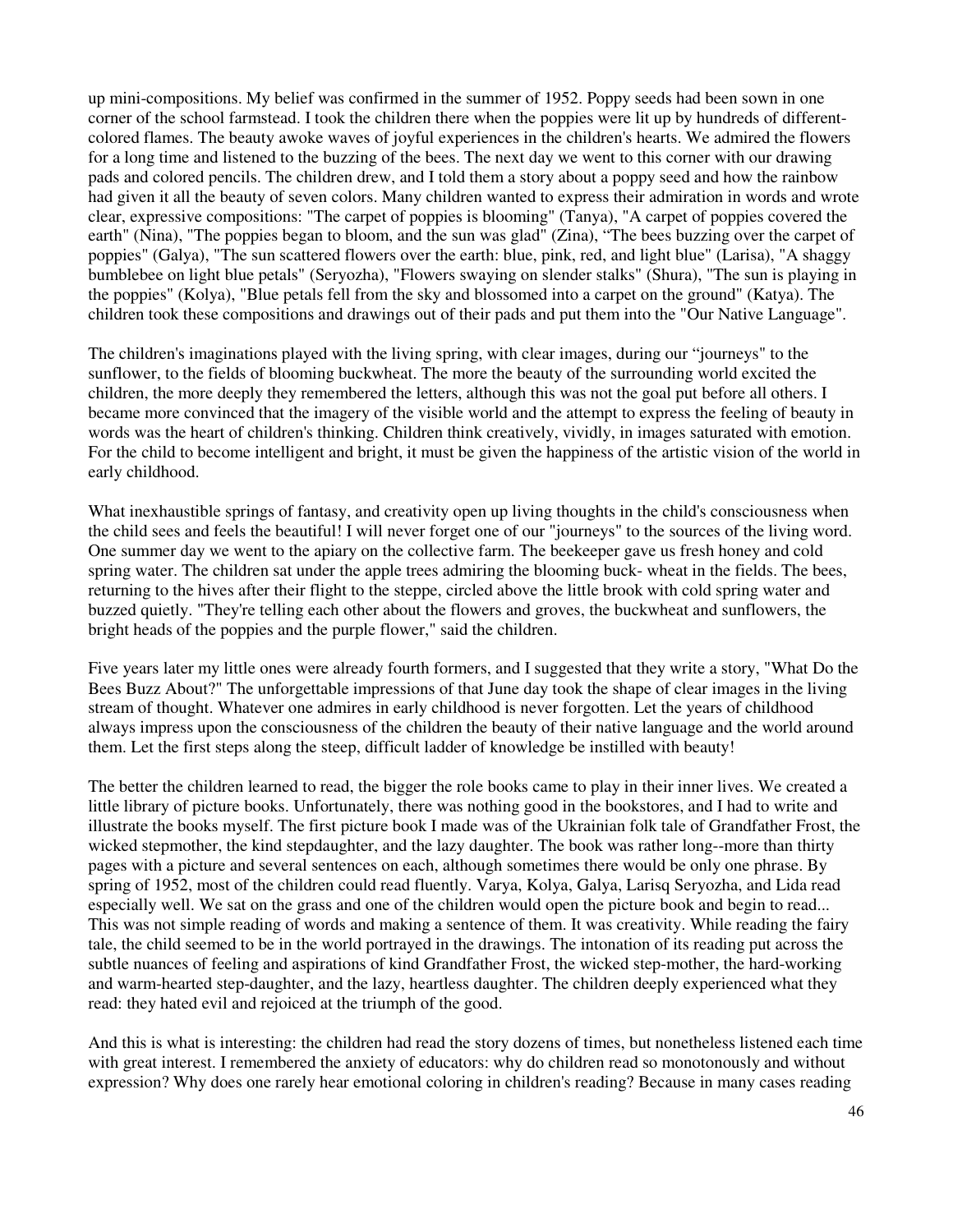up mini-compositions. My belief was confirmed in the summer of 1952. Poppy seeds had been sown in one corner of the school farmstead. I took the children there when the poppies were lit up by hundreds of different-colored flames. The beauty awoke waves of joyful experiences in the children's hearts. We admired the flowers for a long time and listened to the buzzing of the bees. The next day we went to this corner with our drawing pads and colored pencils. The children drew, and I told them a story about a poppy seed and how the rainbow had given it all the beauty of seven colors. Many children wanted to express their admiration in words and wrote clear, expressive compositions: "The carpet of poppies is blooming" (Tanya), "A carpet of poppies covered the earth" (Nina), "The poppies began to bloom, and the sun was glad" (Zina), "The bees buzzing over the carpet of poppies" (Galya), "The sun scattered flowers over the earth: blue, pink, red, and light blue" (Larisa), "A shaggy bumblebee on light blue petals" (Seryozha), "Flowers swaying on slender stalks" (Shura), "The sun is playing in the poppies" (Kolya), "Blue petals fell from the sky and blossomed into a carpet on the ground" (Katya). The children took these compositions and drawings out of their pads and put them into the "Our Native Language".

The children's imaginations played with the living spring, with clear images, during our "journeys" to the sunflower, to the fields of blooming buckwheat. The more the beauty of the surrounding world excited the children, the more deeply they remembered the letters, although this was not the goal put before all others. I became more convinced that the imagery of the visible world and the attempt to express the feeling of beauty in words was the heart of children's thinking. Children think creatively, vividly, in images saturated with emotion. For the child to become intelligent and bright, it must be given the happiness of the artistic vision of the world in early childhood.

What inexhaustible springs of fantasy, and creativity open up living thoughts in the child's consciousness when the child sees and feels the beautiful! I will never forget one of our "journeys" to the sources of the living word. One summer day we went to the apiary on the collective farm. The beekeeper gave us fresh honey and cold spring water. The children sat under the apple trees admiring the blooming buck- wheat in the fields. The bees, returning to the hives after their flight to the steppe, circled above the little brook with cold spring water and buzzed quietly. "They're telling each other about the flowers and groves, the buckwheat and sunflowers, the bright heads of the poppies and the purple flower," said the children.

Five years later my little ones were already fourth formers, and I suggested that they write a story, "What Do the Bees Buzz About?" The unforgettable impressions of that June day took the shape of clear images in the living stream of thought. Whatever one admires in early childhood is never forgotten. Let the years of childhood always impress upon the consciousness of the children the beauty of their native language and the world around them. Let the first steps along the steep, difficult ladder of knowledge be instilled with beauty!

The better the children learned to read, the bigger the role books came to play in their inner lives. We created a little library of picture books. Unfortunately, there was nothing good in the bookstores, and I had to write and illustrate the books myself. The first picture book I made was of the Ukrainian folk tale of Grandfather Frost, the wicked stepmother, the kind stepdaughter, and the lazy daughter. The book was rather long--more than thirty pages with a picture and several sentences on each, although sometimes there would be only one phrase. By spring of 1952, most of the children could read fluently. Varya, Kolya, Galya, Larisq Seryozha, and Lida read especially well. We sat on the grass and one of the children would open the picture book and begin to read... This was not simple reading of words and making a sentence of them. It was creativity. While reading the fairy tale, the child seemed to be in the world portrayed in the drawings. The intonation of its reading put across the subtle nuances of feeling and aspirations of kind Grandfather Frost, the wicked step-mother, the hard-working and warm-hearted step-daughter, and the lazy, heartless daughter. The children deeply experienced what they read: they hated evil and rejoiced at the triumph of the good.

And this is what is interesting: the children had read the story dozens of times, but nonetheless listened each time with great interest. I remembered the anxiety of educators: why do children read so monotonously and without expression? Why does one rarely hear emotional coloring in children's reading? Because in many cases reading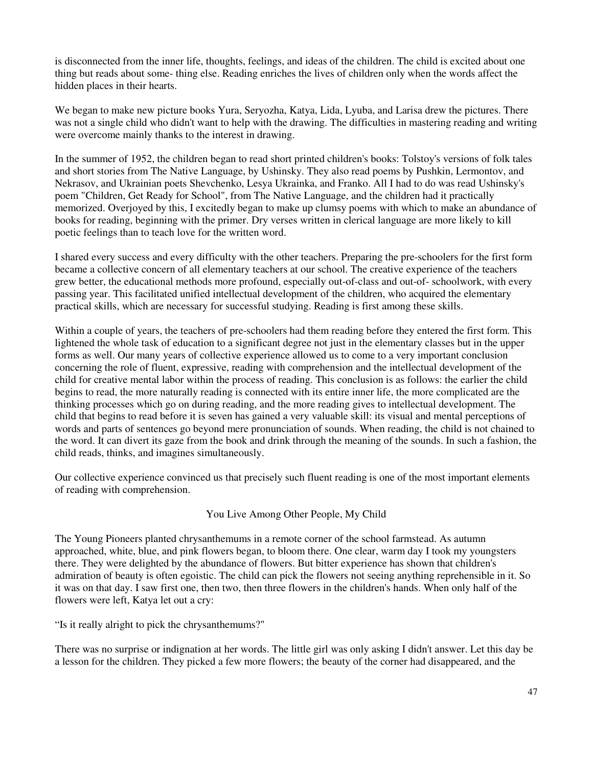is disconnected from the inner life, thoughts, feelings, and ideas of the children. The child is excited about one thing but reads about some- thing else. Reading enriches the lives of children only when the words affect the hidden places in their hearts.

We began to make new picture books Yura, Seryozha, Katya, Lida, Lyuba, and Larisa drew the pictures. There was not a single child who didn't want to help with the drawing. The difficulties in mastering reading and writing were overcome mainly thanks to the interest in drawing.

In the summer of 1952, the children began to read short printed children's books: Tolstoy's versions of folk tales and short stories from The Native Language, by Ushinsky. They also read poems by Pushkin, Lermontov, and Nekrasov, and Ukrainian poets Shevchenko, Lesya Ukrainka, and Franko. All I had to do was read Ushinsky's poem "Children, Get Ready for School", from The Native Language, and the children had it practically memorized. Overjoyed by this, I excitedly began to make up clumsy poems with which to make an abundance of books for reading, beginning with the primer. Dry verses written in clerical language are more likely to kill poetic feelings than to teach love for the written word.

I shared every success and every difficulty with the other teachers. Preparing the pre-schoolers for the first form became a collective concern of all elementary teachers at our school. The creative experience of the teachers grew better, the educational methods more profound, especially out-of-class and out-of- schoolwork, with every passing year. This facilitated unified intellectual development of the children, who acquired the elementary practical skills, which are necessary for successful studying. Reading is first among these skills.

Within a couple of years, the teachers of pre-schoolers had them reading before they entered the first form. This lightened the whole task of education to a significant degree not just in the elementary classes but in the upper forms as well. Our many years of collective experience allowed us to come to a very important conclusion concerning the role of fluent, expressive, reading with comprehension and the intellectual development of the child for creative mental labor within the process of reading. This conclusion is as follows: the earlier the child begins to read, the more naturally reading is connected with its entire inner life, the more complicated are the thinking processes which go on during reading, and the more reading gives to intellectual development. The child that begins to read before it is seven has gained a very valuable skill: its visual and mental perceptions of words and parts of sentences go beyond mere pronunciation of sounds. When reading, the child is not chained to the word. It can divert its gaze from the book and drink through the meaning of the sounds. In such a fashion, the child reads, thinks, and imagines simultaneously.

Our collective experience convinced us that precisely such fluent reading is one of the most important elements of reading with comprehension.

## You Live Among Other People, My Child

The Young Pioneers planted chrysanthemums in a remote corner of the school farmstead. As autumn approached, white, blue, and pink flowers began, to bloom there. One clear, warm day I took my youngsters there. They were delighted by the abundance of flowers. But bitter experience has shown that children's admiration of beauty is often egoistic. The child can pick the flowers not seeing anything reprehensible in it. So it was on that day. I saw first one, then two, then three flowers in the children's hands. When only half of the flowers were left, Katya let out a cry:

"Is it really alright to pick the chrysanthemums?"

There was no surprise or indignation at her words. The little girl was only asking I didn't answer. Let this day be a lesson for the children. They picked a few more flowers; the beauty of the corner had disappeared, and the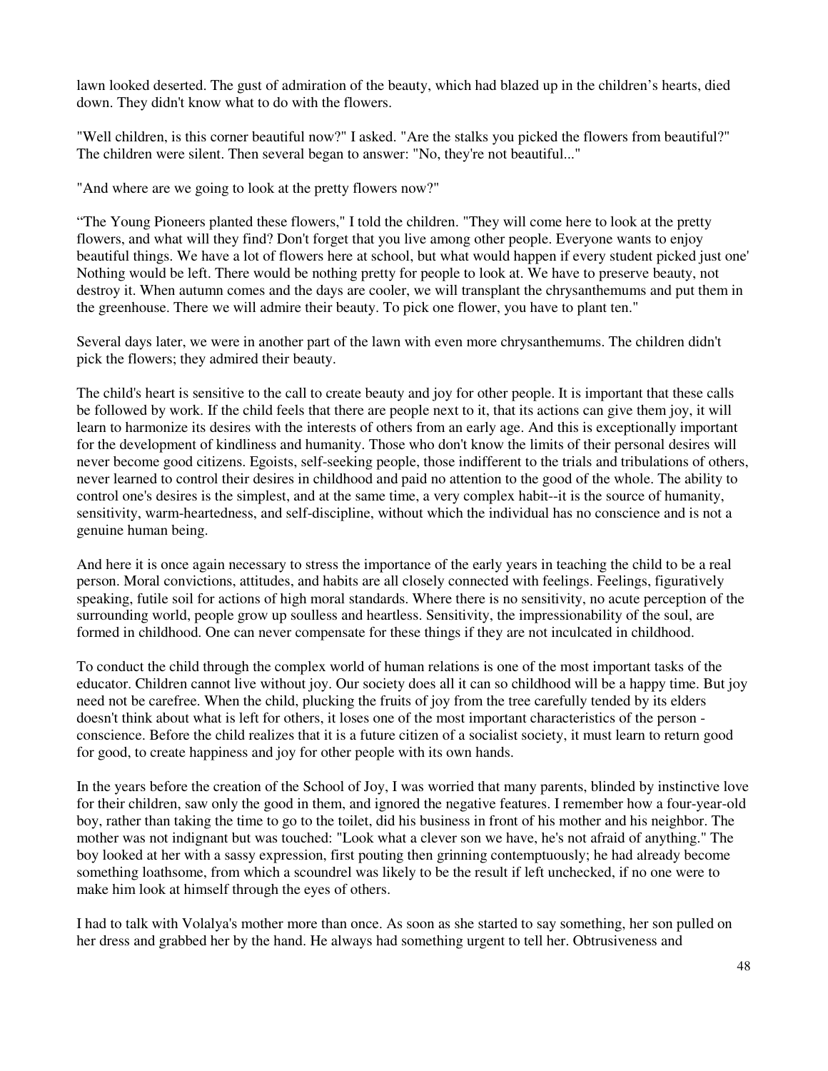lawn looked deserted. The gust of admiration of the beauty, which had blazed up in the children's hearts, died down. They didn't know what to do with the flowers.

"Well children, is this corner beautiful now?" I asked. "Are the stalks you picked the flowers from beautiful?" The children were silent. Then several began to answer: "No, they're not beautiful..."

"And where are we going to look at the pretty flowers now?"

"The Young Pioneers planted these flowers," I told the children. "They will come here to look at the pretty flowers, and what will they find? Don't forget that you live among other people. Everyone wants to enjoy beautiful things. We have a lot of flowers here at school, but what would happen if every student picked just one' Nothing would be left. There would be nothing pretty for people to look at. We have to preserve beauty, not destroy it. When autumn comes and the days are cooler, we will transplant the chrysanthemums and put them in the greenhouse. There we will admire their beauty. To pick one flower, you have to plant ten."

Several days later, we were in another part of the lawn with even more chrysanthemums. The children didn't pick the flowers; they admired their beauty.

The child's heart is sensitive to the call to create beauty and joy for other people. It is important that these calls be followed by work. If the child feels that there are people next to it, that its actions can give them joy, it will learn to harmonize its desires with the interests of others from an early age. And this is exceptionally important for the development of kindliness and humanity. Those who don't know the limits of their personal desires will never become good citizens. Egoists, self-seeking people, those indifferent to the trials and tribulations of others, never learned to control their desires in childhood and paid no attention to the good of the whole. The ability to control one's desires is the simplest, and at the same time, a very complex habit--it is the source of humanity, sensitivity, warm-heartedness, and self-discipline, without which the individual has no conscience and is not a genuine human being.

And here it is once again necessary to stress the importance of the early years in teaching the child to be a real person. Moral convictions, attitudes, and habits are all closely connected with feelings. Feelings, figuratively speaking, futile soil for actions of high moral standards. Where there is no sensitivity, no acute perception of the surrounding world, people grow up soulless and heartless. Sensitivity, the impressionability of the soul, are formed in childhood. One can never compensate for these things if they are not inculcated in childhood.

To conduct the child through the complex world of human relations is one of the most important tasks of the educator. Children cannot live without joy. Our society does all it can so childhood will be a happy time. But joy need not be carefree. When the child, plucking the fruits of joy from the tree carefully tended by its elders doesn't think about what is left for others, it loses one of the most important characteristics of the person - conscience. Before the child realizes that it is a future citizen of a socialist society, it must learn to return good for good, to create happiness and joy for other people with its own hands.

In the years before the creation of the School of Joy, I was worried that many parents, blinded by instinctive love for their children, saw only the good in them, and ignored the negative features. I remember how a four-year-old boy, rather than taking the time to go to the toilet, did his business in front of his mother and his neighbor. The mother was not indignant but was touched: "Look what a clever son we have, he's not afraid of anything." The boy looked at her with a sassy expression, first pouting then grinning contemptuously; he had already become something loathsome, from which a scoundrel was likely to be the result if left unchecked, if no one were to make him look at himself through the eyes of others.

I had to talk with Volalya's mother more than once. As soon as she started to say something, her son pulled on her dress and grabbed her by the hand. He always had something urgent to tell her. Obtrusiveness and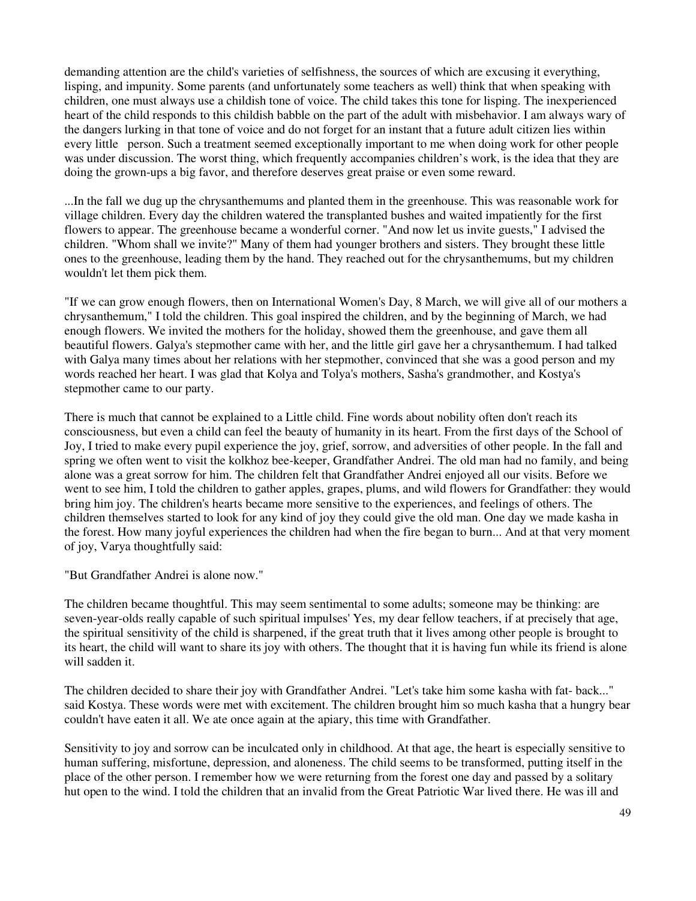demanding attention are the child's varieties of selfishness, the sources of which are excusing it everything, lisping, and impunity. Some parents (and unfortunately some teachers as well) think that when speaking with children, one must always use a childish tone of voice. The child takes this tone for lisping. The inexperienced heart of the child responds to this childish babble on the part of the adult with misbehavior. I am always wary of the dangers lurking in that tone of voice and do not forget for an instant that a future adult citizen lies within every little person. Such a treatment seemed exceptionally important to me when doing work for other people was under discussion. The worst thing, which frequently accompanies children's work, is the idea that they are doing the grown-ups a big favor, and therefore deserves great praise or even some reward.

...In the fall we dug up the chrysanthemums and planted them in the greenhouse. This was reasonable work for village children. Every day the children watered the transplanted bushes and waited impatiently for the first flowers to appear. The greenhouse became a wonderful corner. "And now let us invite guests," I advised the children. "Whom shall we invite?" Many of them had younger brothers and sisters. They brought these little ones to the greenhouse, leading them by the hand. They reached out for the chrysanthemums, but my children wouldn't let them pick them.

"If we can grow enough flowers, then on International Women's Day, 8 March, we will give all of our mothers a chrysanthemum," I told the children. This goal inspired the children, and by the beginning of March, we had enough flowers. We invited the mothers for the holiday, showed them the greenhouse, and gave them all beautiful flowers. Galya's stepmother came with her, and the little girl gave her a chrysanthemum. I had talked with Galya many times about her relations with her stepmother, convinced that she was a good person and my words reached her heart. I was glad that Kolya and Tolya's mothers, Sasha's grandmother, and Kostya's stepmother came to our party.

There is much that cannot be explained to a Little child. Fine words about nobility often don't reach its consciousness, but even a child can feel the beauty of humanity in its heart. From the first days of the School of Joy, I tried to make every pupil experience the joy, grief, sorrow, and adversities of other people. In the fall and spring we often went to visit the kolkhoz bee-keeper, Grandfather Andrei. The old man had no family, and being alone was a great sorrow for him. The children felt that Grandfather Andrei enjoyed all our visits. Before we went to see him, I told the children to gather apples, grapes, plums, and wild flowers for Grandfather: they would bring him joy. The children's hearts became more sensitive to the experiences, and feelings of others. The children themselves started to look for any kind of joy they could give the old man. One day we made kasha in the forest. How many joyful experiences the children had when the fire began to burn... And at that very moment of joy, Varya thoughtfully said:

"But Grandfather Andrei is alone now."

The children became thoughtful. This may seem sentimental to some adults; someone may be thinking: are seven-year-olds really capable of such spiritual impulses' Yes, my dear fellow teachers, if at precisely that age, the spiritual sensitivity of the child is sharpened, if the great truth that it lives among other people is brought to its heart, the child will want to share its joy with others. The thought that it is having fun while its friend is alone will sadden it.

The children decided to share their joy with Grandfather Andrei. "Let's take him some kasha with fat- back..." said Kostya. These words were met with excitement. The children brought him so much kasha that a hungry bear couldn't have eaten it all. We ate once again at the apiary, this time with Grandfather.

Sensitivity to joy and sorrow can be inculcated only in childhood. At that age, the heart is especially sensitive to human suffering, misfortune, depression, and aloneness. The child seems to be transformed, putting itself in the place of the other person. I remember how we were returning from the forest one day and passed by a solitary hut open to the wind. I told the children that an invalid from the Great Patriotic War lived there. He was ill and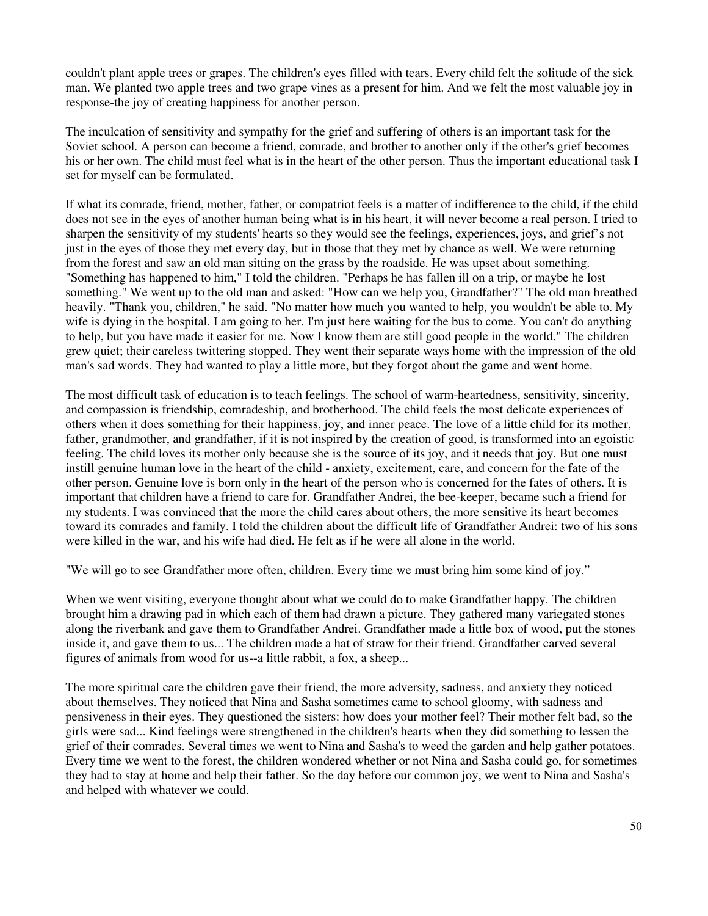couldn't plant apple trees or grapes. The children's eyes filled with tears. Every child felt the solitude of the sick man. We planted two apple trees and two grape vines as a present for him. And we felt the most valuable joy in response-the joy of creating happiness for another person.

The inculcation of sensitivity and sympathy for the grief and suffering of others is an important task for the Soviet school. A person can become a friend, comrade, and brother to another only if the other's grief becomes his or her own. The child must feel what is in the heart of the other person. Thus the important educational task I set for myself can be formulated.

If what its comrade, friend, mother, father, or compatriot feels is a matter of indifference to the child, if the child does not see in the eyes of another human being what is in his heart, it will never become a real person. I tried to sharpen the sensitivity of my students' hearts so they would see the feelings, experiences, joys, and grief's not just in the eyes of those they met every day, but in those that they met by chance as well. We were returning from the forest and saw an old man sitting on the grass by the roadside. He was upset about something. "Something has happened to him," I told the children. "Perhaps he has fallen ill on a trip, or maybe he lost something." We went up to the old man and asked: "How can we help you, Grandfather?" The old man breathed heavily. "Thank you, children," he said. "No matter how much you wanted to help, you wouldn't be able to. My wife is dying in the hospital. I am going to her. I'm just here waiting for the bus to come. You can't do anything to help, but you have made it easier for me. Now I know them are still good people in the world." The children grew quiet; their careless twittering stopped. They went their separate ways home with the impression of the old man's sad words. They had wanted to play a little more, but they forgot about the game and went home.

The most difficult task of education is to teach feelings. The school of warm-heartedness, sensitivity, sincerity, and compassion is friendship, comradeship, and brotherhood. The child feels the most delicate experiences of others when it does something for their happiness, joy, and inner peace. The love of a little child for its mother, father, grandmother, and grandfather, if it is not inspired by the creation of good, is transformed into an egoistic feeling. The child loves its mother only because she is the source of its joy, and it needs that joy. But one must instill genuine human love in the heart of the child - anxiety, excitement, care, and concern for the fate of the other person. Genuine love is born only in the heart of the person who is concerned for the fates of others. It is important that children have a friend to care for. Grandfather Andrei, the bee-keeper, became such a friend for my students. I was convinced that the more the child cares about others, the more sensitive its heart becomes toward its comrades and family. I told the children about the difficult life of Grandfather Andrei: two of his sons were killed in the war, and his wife had died. He felt as if he were all alone in the world.

"We will go to see Grandfather more often, children. Every time we must bring him some kind of joy."

When we went visiting, everyone thought about what we could do to make Grandfather happy. The children brought him a drawing pad in which each of them had drawn a picture. They gathered many variegated stones along the riverbank and gave them to Grandfather Andrei. Grandfather made a little box of wood, put the stones inside it, and gave them to us... The children made a hat of straw for their friend. Grandfather carved several figures of animals from wood for us--a little rabbit, a fox, a sheep...

The more spiritual care the children gave their friend, the more adversity, sadness, and anxiety they noticed about themselves. They noticed that Nina and Sasha sometimes came to school gloomy, with sadness and pensiveness in their eyes. They questioned the sisters: how does your mother feel? Their mother felt bad, so the girls were sad... Kind feelings were strengthened in the children's hearts when they did something to lessen the grief of their comrades. Several times we went to Nina and Sasha's to weed the garden and help gather potatoes. Every time we went to the forest, the children wondered whether or not Nina and Sasha could go, for sometimes they had to stay at home and help their father. So the day before our common joy, we went to Nina and Sasha's and helped with whatever we could.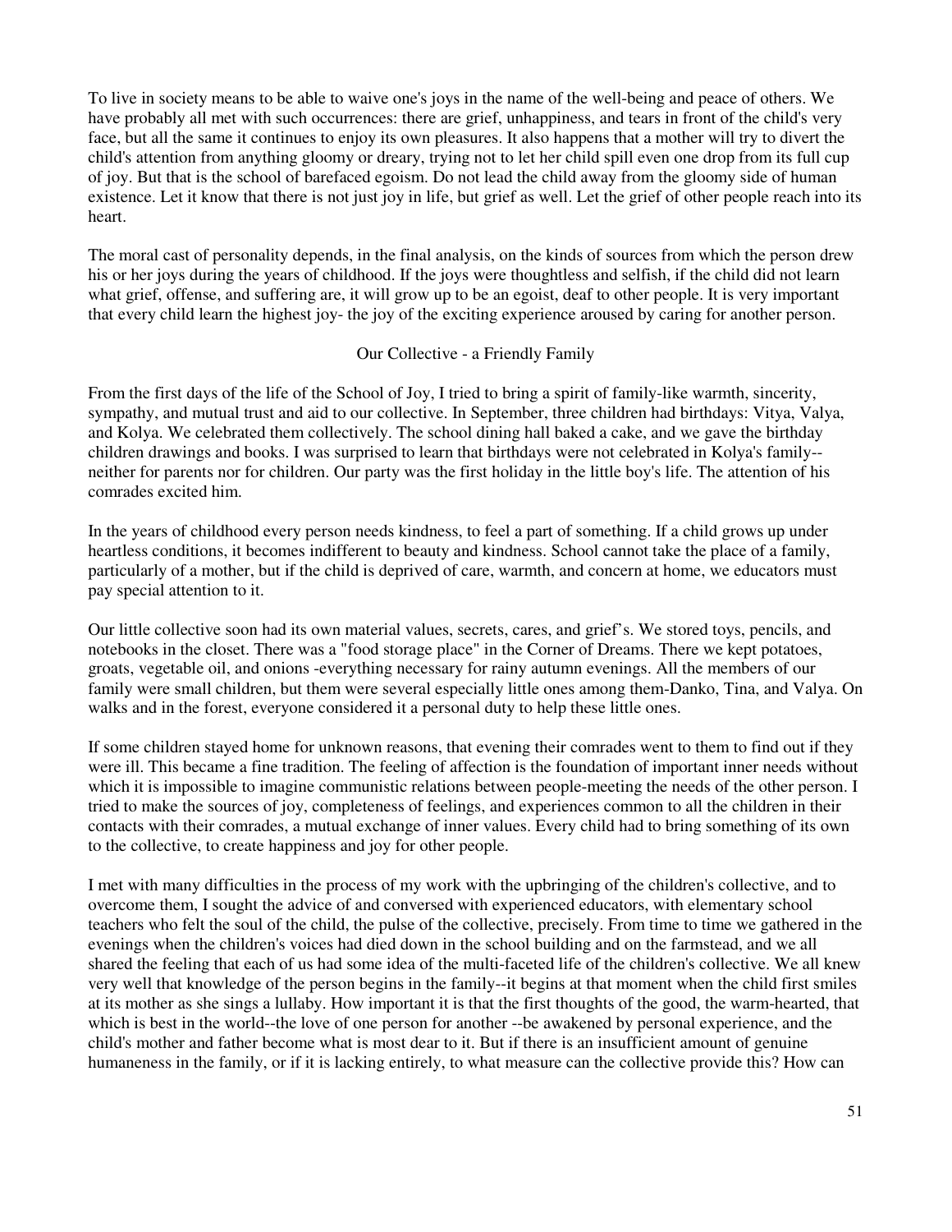To live in society means to be able to waive one's joys in the name of the well-being and peace of others. We have probably all met with such occurrences: there are grief, unhappiness, and tears in front of the child's very face, but all the same it continues to enjoy its own pleasures. It also happens that a mother will try to divert the child's attention from anything gloomy or dreary, trying not to let her child spill even one drop from its full cup of joy. But that is the school of barefaced egoism. Do not lead the child away from the gloomy side of human existence. Let it know that there is not just joy in life, but grief as well. Let the grief of other people reach into its heart.

The moral cast of personality depends, in the final analysis, on the kinds of sources from which the person drew his or her joys during the years of childhood. If the joys were thoughtless and selfish, if the child did not learn what grief, offense, and suffering are, it will grow up to be an egoist, deaf to other people. It is very important that every child learn the highest joy- the joy of the exciting experience aroused by caring for another person.

## Our Collective - a Friendly Family

From the first days of the life of the School of Joy, I tried to bring a spirit of family-like warmth, sincerity, sympathy, and mutual trust and aid to our collective. In September, three children had birthdays: Vitya, Valya, and Kolya. We celebrated them collectively. The school dining hall baked a cake, and we gave the birthday children drawings and books. I was surprised to learn that birthdays were not celebrated in Kolya's family--neither for parents nor for children. Our party was the first holiday in the little boy's life. The attention of his comrades excited him.

In the years of childhood every person needs kindness, to feel a part of something. If a child grows up under heartless conditions, it becomes indifferent to beauty and kindness. School cannot take the place of a family, particularly of a mother, but if the child is deprived of care, warmth, and concern at home, we educators must pay special attention to it.

Our little collective soon had its own material values, secrets, cares, and grief's. We stored toys, pencils, and notebooks in the closet. There was a "food storage place" in the Corner of Dreams. There we kept potatoes, groats, vegetable oil, and onions -everything necessary for rainy autumn evenings. All the members of our family were small children, but them were several especially little ones among them-Danko, Tina, and Valya. On walks and in the forest, everyone considered it a personal duty to help these little ones.

If some children stayed home for unknown reasons, that evening their comrades went to them to find out if they were ill. This became a fine tradition. The feeling of affection is the foundation of important inner needs without which it is impossible to imagine communistic relations between people-meeting the needs of the other person. I tried to make the sources of joy, completeness of feelings, and experiences common to all the children in their contacts with their comrades, a mutual exchange of inner values. Every child had to bring something of its own to the collective, to create happiness and joy for other people.

I met with many difficulties in the process of my work with the upbringing of the children's collective, and to overcome them, I sought the advice of and conversed with experienced educators, with elementary school teachers who felt the soul of the child, the pulse of the collective, precisely. From time to time we gathered in the evenings when the children's voices had died down in the school building and on the farmstead, and we all shared the feeling that each of us had some idea of the multi-faceted life of the children's collective. We all knew very well that knowledge of the person begins in the family--it begins at that moment when the child first smiles at its mother as she sings a lullaby. How important it is that the first thoughts of the good, the warm-hearted, that which is best in the world--the love of one person for another --be awakened by personal experience, and the child's mother and father become what is most dear to it. But if there is an insufficient amount of genuine humaneness in the family, or if it is lacking entirely, to what measure can the collective provide this? How can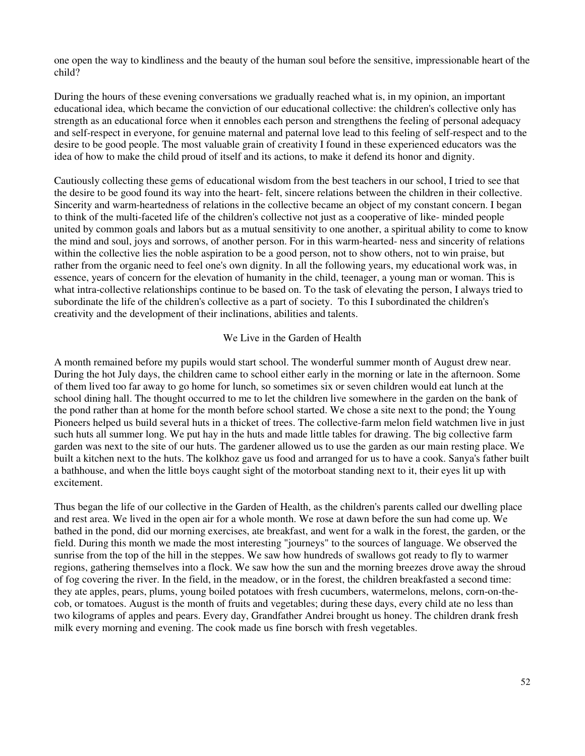one open the way to kindliness and the beauty of the human soul before the sensitive, impressionable heart of the child?

During the hours of these evening conversations we gradually reached what is, in my opinion, an important educational idea, which became the conviction of our educational collective: the children's collective only has strength as an educational force when it ennobles each person and strengthens the feeling of personal adequacy and self-respect in everyone, for genuine maternal and paternal love lead to this feeling of self-respect and to the desire to be good people. The most valuable grain of creativity I found in these experienced educators was the idea of how to make the child proud of itself and its actions, to make it defend its honor and dignity.

Cautiously collecting these gems of educational wisdom from the best teachers in our school, I tried to see that the desire to be good found its way into the heart- felt, sincere relations between the children in their collective. Sincerity and warm-heartedness of relations in the collective became an object of my constant concern. I began to think of the multi-faceted life of the children's collective not just as a cooperative of like- minded people united by common goals and labors but as a mutual sensitivity to one another, a spiritual ability to come to know the mind and soul, joys and sorrows, of another person. For in this warm-hearted- ness and sincerity of relations within the collective lies the noble aspiration to be a good person, not to show others, not to win praise, but rather from the organic need to feel one's own dignity. In all the following years, my educational work was, in essence, years of concern for the elevation of humanity in the child, teenager, a young man or woman. This is what intra-collective relationships continue to be based on. To the task of elevating the person, I always tried to subordinate the life of the children's collective as a part of society. To this I subordinated the children's creativity and the development of their inclinations, abilities and talents.

## We Live in the Garden of Health

A month remained before my pupils would start school. The wonderful summer month of August drew near. During the hot July days, the children came to school either early in the morning or late in the afternoon. Some of them lived too far away to go home for lunch, so sometimes six or seven children would eat lunch at the school dining hall. The thought occurred to me to let the children live somewhere in the garden on the bank of the pond rather than at home for the month before school started. We chose a site next to the pond; the Young Pioneers helped us build several huts in a thicket of trees. The collective-farm melon field watchmen live in just such huts all summer long. We put hay in the huts and made little tables for drawing. The big collective farm garden was next to the site of our huts. The gardener allowed us to use the garden as our main resting place. We built a kitchen next to the huts. The kolkhoz gave us food and arranged for us to have a cook. Sanya's father built a bathhouse, and when the little boys caught sight of the motorboat standing next to it, their eyes lit up with excitement.

Thus began the life of our collective in the Garden of Health, as the children's parents called our dwelling place and rest area. We lived in the open air for a whole month. We rose at dawn before the sun had come up. We bathed in the pond, did our morning exercises, ate breakfast, and went for a walk in the forest, the garden, or the field. During this month we made the most interesting "journeys" to the sources of language. We observed the sunrise from the top of the hill in the steppes. We saw how hundreds of swallows got ready to fly to warmer regions, gathering themselves into a flock. We saw how the sun and the morning breezes drove away the shroud of fog covering the river. In the field, in the meadow, or in the forest, the children breakfasted a second time: they ate apples, pears, plums, young boiled potatoes with fresh cucumbers, watermelons, melons, corn-on-the-cob, or tomatoes. August is the month of fruits and vegetables; during these days, every child ate no less than two kilograms of apples and pears. Every day, Grandfather Andrei brought us honey. The children drank fresh milk every morning and evening. The cook made us fine borsch with fresh vegetables.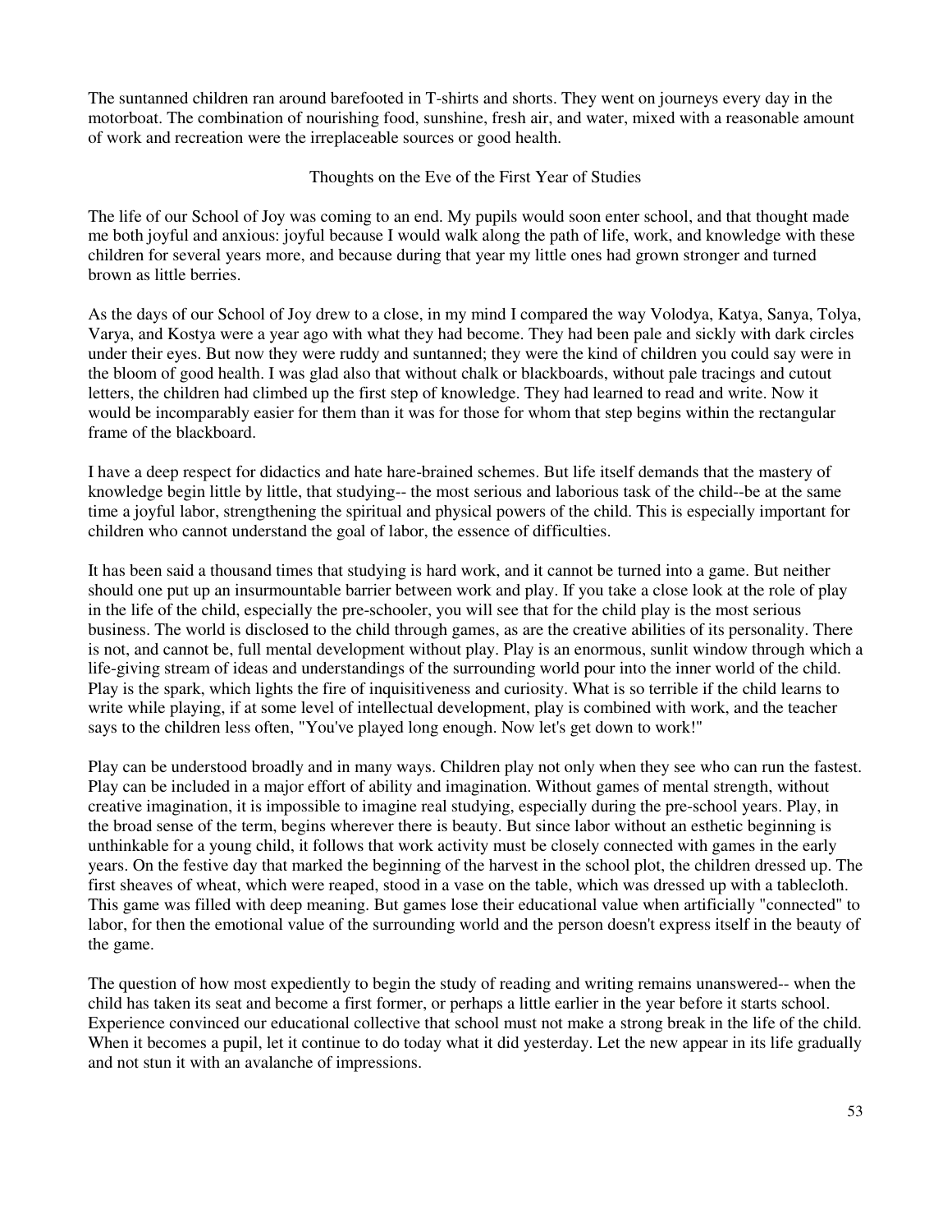The suntanned children ran around barefooted in T-shirts and shorts. They went on journeys every day in the motorboat. The combination of nourishing food, sunshine, fresh air, and water, mixed with a reasonable amount of work and recreation were the irreplaceable sources or good health.

## Thoughts on the Eve of the First Year of Studies

The life of our School of Joy was coming to an end. My pupils would soon enter school, and that thought made me both joyful and anxious: joyful because I would walk along the path of life, work, and knowledge with these children for several years more, and because during that year my little ones had grown stronger and turned brown as little berries.

As the days of our School of Joy drew to a close, in my mind I compared the way Volodya, Katya, Sanya, Tolya, Varya, and Kostya were a year ago with what they had become. They had been pale and sickly with dark circles under their eyes. But now they were ruddy and suntanned; they were the kind of children you could say were in the bloom of good health. I was glad also that without chalk or blackboards, without pale tracings and cutout letters, the children had climbed up the first step of knowledge. They had learned to read and write. Now it would be incomparably easier for them than it was for those for whom that step begins within the rectangular frame of the blackboard.

I have a deep respect for didactics and hate hare-brained schemes. But life itself demands that the mastery of knowledge begin little by little, that studying-- the most serious and laborious task of the child--be at the same time a joyful labor, strengthening the spiritual and physical powers of the child. This is especially important for children who cannot understand the goal of labor, the essence of difficulties.

It has been said a thousand times that studying is hard work, and it cannot be turned into a game. But neither should one put up an insurmountable barrier between work and play. If you take a close look at the role of play in the life of the child, especially the pre-schooler, you will see that for the child play is the most serious business. The world is disclosed to the child through games, as are the creative abilities of its personality. There is not, and cannot be, full mental development without play. Play is an enormous, sunlit window through which a life-giving stream of ideas and understandings of the surrounding world pour into the inner world of the child. Play is the spark, which lights the fire of inquisitiveness and curiosity. What is so terrible if the child learns to write while playing, if at some level of intellectual development, play is combined with work, and the teacher says to the children less often, "You've played long enough. Now let's get down to work!"

Play can be understood broadly and in many ways. Children play not only when they see who can run the fastest. Play can be included in a major effort of ability and imagination. Without games of mental strength, without creative imagination, it is impossible to imagine real studying, especially during the pre-school years. Play, in the broad sense of the term, begins wherever there is beauty. But since labor without an esthetic beginning is unthinkable for a young child, it follows that work activity must be closely connected with games in the early years. On the festive day that marked the beginning of the harvest in the school plot, the children dressed up. The first sheaves of wheat, which were reaped, stood in a vase on the table, which was dressed up with a tablecloth. This game was filled with deep meaning. But games lose their educational value when artificially "connected" to labor, for then the emotional value of the surrounding world and the person doesn't express itself in the beauty of the game.

The question of how most expediently to begin the study of reading and writing remains unanswered-- when the child has taken its seat and become a first former, or perhaps a little earlier in the year before it starts school. Experience convinced our educational collective that school must not make a strong break in the life of the child. When it becomes a pupil, let it continue to do today what it did yesterday. Let the new appear in its life gradually and not stun it with an avalanche of impressions.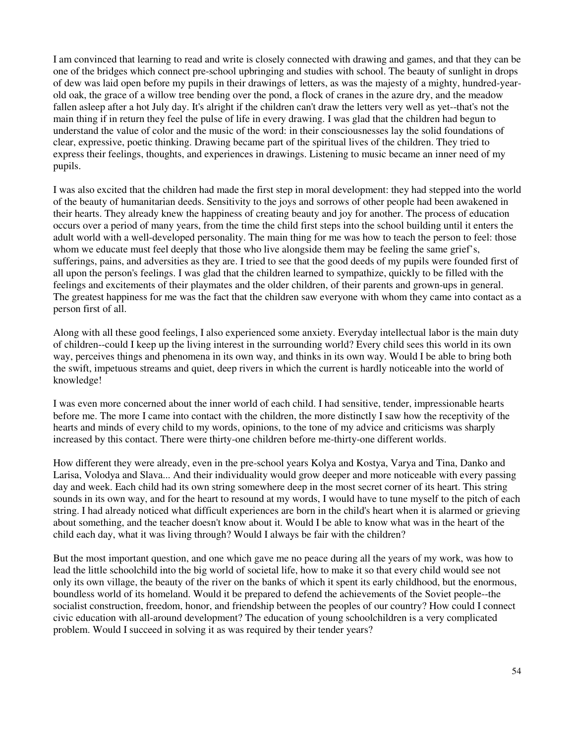I am convinced that learning to read and write is closely connected with drawing and games, and that they can be one of the bridges which connect pre-school upbringing and studies with school. The beauty of sunlight in drops of dew was laid open before my pupils in their drawings of letters, as was the majesty of a mighty, hundred-year-old oak, the grace of a willow tree bending over the pond, a flock of cranes in the azure dry, and the meadow fallen asleep after a hot July day. It's alright if the children can't draw the letters very well as yet--that's not the main thing if in return they feel the pulse of life in every drawing. I was glad that the children had begun to understand the value of color and the music of the word: in their consciousnesses lay the solid foundations of clear, expressive, poetic thinking. Drawing became part of the spiritual lives of the children. They tried to express their feelings, thoughts, and experiences in drawings. Listening to music became an inner need of my pupils.

I was also excited that the children had made the first step in moral development: they had stepped into the world of the beauty of humanitarian deeds. Sensitivity to the joys and sorrows of other people had been awakened in their hearts. They already knew the happiness of creating beauty and joy for another. The process of education occurs over a period of many years, from the time the child first steps into the school building until it enters the adult world with a well-developed personality. The main thing for me was how to teach the person to feel: those whom we educate must feel deeply that those who live alongside them may be feeling the same grief's, sufferings, pains, and adversities as they are. I tried to see that the good deeds of my pupils were founded first of all upon the person's feelings. I was glad that the children learned to sympathize, quickly to be filled with the feelings and excitements of their playmates and the older children, of their parents and grown-ups in general. The greatest happiness for me was the fact that the children saw everyone with whom they came into contact as a person first of all.

Along with all these good feelings, I also experienced some anxiety. Everyday intellectual labor is the main duty of children--could I keep up the living interest in the surrounding world? Every child sees this world in its own way, perceives things and phenomena in its own way, and thinks in its own way. Would I be able to bring both the swift, impetuous streams and quiet, deep rivers in which the current is hardly noticeable into the world of knowledge!

I was even more concerned about the inner world of each child. I had sensitive, tender, impressionable hearts before me. The more I came into contact with the children, the more distinctly I saw how the receptivity of the hearts and minds of every child to my words, opinions, to the tone of my advice and criticisms was sharply increased by this contact. There were thirty-one children before me-thirty-one different worlds.

How different they were already, even in the pre-school years Kolya and Kostya, Varya and Tina, Danko and Larisa, Volodya and Slava... And their individuality would grow deeper and more noticeable with every passing day and week. Each child had its own string somewhere deep in the most secret corner of its heart. This string sounds in its own way, and for the heart to resound at my words, I would have to tune myself to the pitch of each string. I had already noticed what difficult experiences are born in the child's heart when it is alarmed or grieving about something, and the teacher doesn't know about it. Would I be able to know what was in the heart of the child each day, what it was living through? Would I always be fair with the children?

But the most important question, and one which gave me no peace during all the years of my work, was how to lead the little schoolchild into the big world of societal life, how to make it so that every child would see not only its own village, the beauty of the river on the banks of which it spent its early childhood, but the enormous, boundless world of its homeland. Would it be prepared to defend the achievements of the Soviet people--the socialist construction, freedom, honor, and friendship between the peoples of our country? How could I connect civic education with all-around development? The education of young schoolchildren is a very complicated problem. Would I succeed in solving it as was required by their tender years?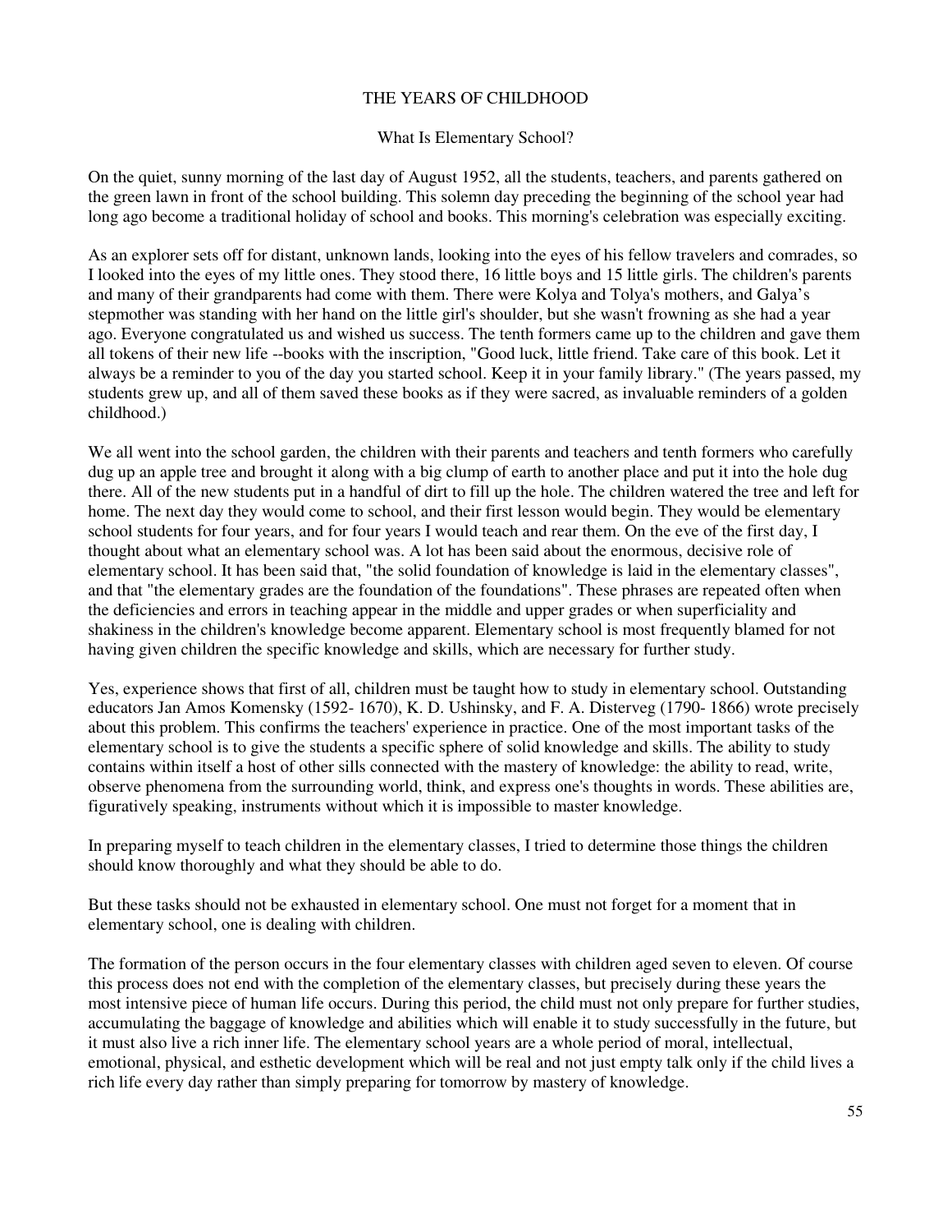# THE YEARS OF CHILDHOOD

## What Is Elementary School?

On the quiet, sunny morning of the last day of August 1952, all the students, teachers, and parents gathered on the green lawn in front of the school building. This solemn day preceding the beginning of the school year had long ago become a traditional holiday of school and books. This morning's celebration was especially exciting.

As an explorer sets off for distant, unknown lands, looking into the eyes of his fellow travelers and comrades, so I looked into the eyes of my little ones. They stood there, 16 little boys and 15 little girls. The children's parents and many of their grandparents had come with them. There were Kolya and Tolya's mothers, and Galya's stepmother was standing with her hand on the little girl's shoulder, but she wasn't frowning as she had a year ago. Everyone congratulated us and wished us success. The tenth formers came up to the children and gave them all tokens of their new life --books with the inscription, "Good luck, little friend. Take care of this book. Let it always be a reminder to you of the day you started school. Keep it in your family library." (The years passed, my students grew up, and all of them saved these books as if they were sacred, as invaluable reminders of a golden childhood.)

We all went into the school garden, the children with their parents and teachers and tenth formers who carefully dug up an apple tree and brought it along with a big clump of earth to another place and put it into the hole dug there. All of the new students put in a handful of dirt to fill up the hole. The children watered the tree and left for home. The next day they would come to school, and their first lesson would begin. They would be elementary school students for four years, and for four years I would teach and rear them. On the eve of the first day, I thought about what an elementary school was. A lot has been said about the enormous, decisive role of elementary school. It has been said that, "the solid foundation of knowledge is laid in the elementary classes", and that "the elementary grades are the foundation of the foundations". These phrases are repeated often when the deficiencies and errors in teaching appear in the middle and upper grades or when superficiality and shakiness in the children's knowledge become apparent. Elementary school is most frequently blamed for not having given children the specific knowledge and skills, which are necessary for further study.

Yes, experience shows that first of all, children must be taught how to study in elementary school. Outstanding educators Jan Amos Komensky (1592- 1670), K. D. Ushinsky, and F. A. Disterveg (1790- 1866) wrote precisely about this problem. This confirms the teachers' experience in practice. One of the most important tasks of the elementary school is to give the students a specific sphere of solid knowledge and skills. The ability to study contains within itself a host of other sills connected with the mastery of knowledge: the ability to read, write, observe phenomena from the surrounding world, think, and express one's thoughts in words. These abilities are, figuratively speaking, instruments without which it is impossible to master knowledge.

In preparing myself to teach children in the elementary classes, I tried to determine those things the children should know thoroughly and what they should be able to do.

But these tasks should not be exhausted in elementary school. One must not forget for a moment that in elementary school, one is dealing with children.

The formation of the person occurs in the four elementary classes with children aged seven to eleven. Of course this process does not end with the completion of the elementary classes, but precisely during these years the most intensive piece of human life occurs. During this period, the child must not only prepare for further studies, accumulating the baggage of knowledge and abilities which will enable it to study successfully in the future, but it must also live a rich inner life. The elementary school years are a whole period of moral, intellectual, emotional, physical, and esthetic development which will be real and not just empty talk only if the child lives a rich life every day rather than simply preparing for tomorrow by mastery of knowledge.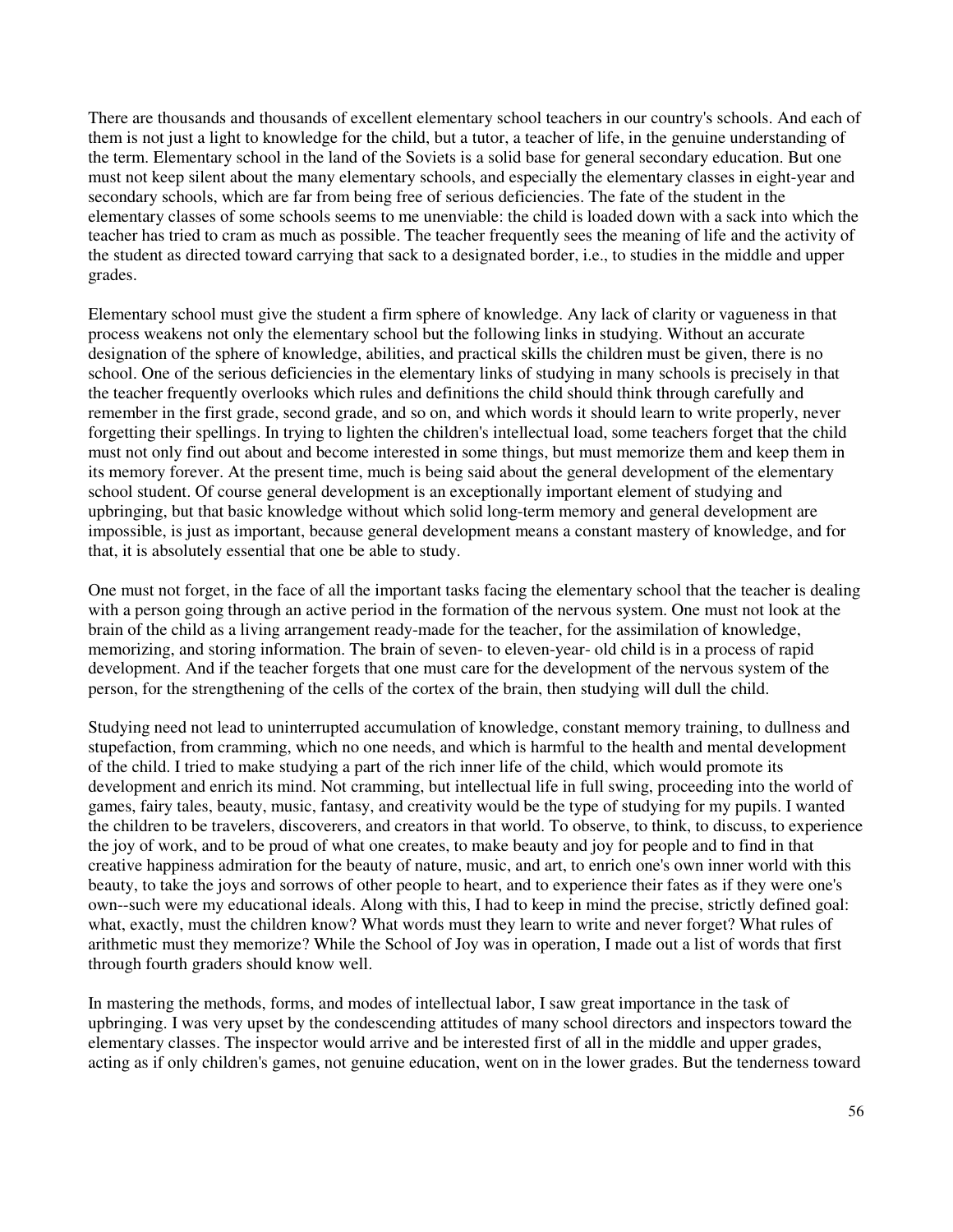There are thousands and thousands of excellent elementary school teachers in our country's schools. And each of them is not just a light to knowledge for the child, but a tutor, a teacher of life, in the genuine understanding of the term. Elementary school in the land of the Soviets is a solid base for general secondary education. But one must not keep silent about the many elementary schools, and especially the elementary classes in eight-year and secondary schools, which are far from being free of serious deficiencies. The fate of the student in the elementary classes of some schools seems to me unenviable: the child is loaded down with a sack into which the teacher has tried to cram as much as possible. The teacher frequently sees the meaning of life and the activity of the student as directed toward carrying that sack to a designated border, i.e., to studies in the middle and upper grades.

Elementary school must give the student a firm sphere of knowledge. Any lack of clarity or vagueness in that process weakens not only the elementary school but the following links in studying. Without an accurate designation of the sphere of knowledge, abilities, and practical skills the children must be given, there is no school. One of the serious deficiencies in the elementary links of studying in many schools is precisely in that the teacher frequently overlooks which rules and definitions the child should think through carefully and remember in the first grade, second grade, and so on, and which words it should learn to write properly, never forgetting their spellings. In trying to lighten the children's intellectual load, some teachers forget that the child must not only find out about and become interested in some things, but must memorize them and keep them in its memory forever. At the present time, much is being said about the general development of the elementary school student. Of course general development is an exceptionally important element of studying and upbringing, but that basic knowledge without which solid long-term memory and general development are impossible, is just as important, because general development means a constant mastery of knowledge, and for that, it is absolutely essential that one be able to study.

One must not forget, in the face of all the important tasks facing the elementary school that the teacher is dealing with a person going through an active period in the formation of the nervous system. One must not look at the brain of the child as a living arrangement ready-made for the teacher, for the assimilation of knowledge, memorizing, and storing information. The brain of seven- to eleven-year- old child is in a process of rapid development. And if the teacher forgets that one must care for the development of the nervous system of the person, for the strengthening of the cells of the cortex of the brain, then studying will dull the child.

Studying need not lead to uninterrupted accumulation of knowledge, constant memory training, to dullness and stupefaction, from cramming, which no one needs, and which is harmful to the health and mental development of the child. I tried to make studying a part of the rich inner life of the child, which would promote its development and enrich its mind. Not cramming, but intellectual life in full swing, proceeding into the world of games, fairy tales, beauty, music, fantasy, and creativity would be the type of studying for my pupils. I wanted the children to be travelers, discoverers, and creators in that world. To observe, to think, to discuss, to experience the joy of work, and to be proud of what one creates, to make beauty and joy for people and to find in that creative happiness admiration for the beauty of nature, music, and art, to enrich one's own inner world with this beauty, to take the joys and sorrows of other people to heart, and to experience their fates as if they were one's own--such were my educational ideals. Along with this, I had to keep in mind the precise, strictly defined goal: what, exactly, must the children know? What words must they learn to write and never forget? What rules of arithmetic must they memorize? While the School of Joy was in operation, I made out a list of words that first through fourth graders should know well.

In mastering the methods, forms, and modes of intellectual labor, I saw great importance in the task of upbringing. I was very upset by the condescending attitudes of many school directors and inspectors toward the elementary classes. The inspector would arrive and be interested first of all in the middle and upper grades, acting as if only children's games, not genuine education, went on in the lower grades. But the tenderness toward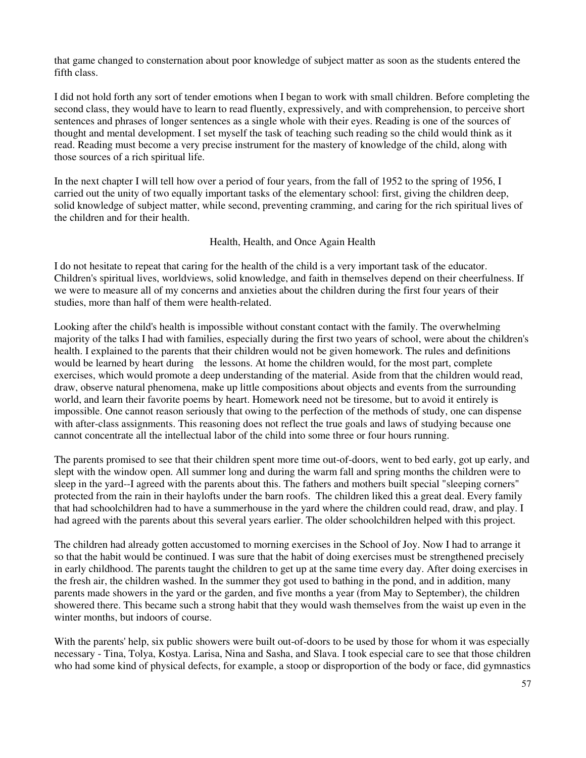that game changed to consternation about poor knowledge of subject matter as soon as the students entered the fifth class.

I did not hold forth any sort of tender emotions when I began to work with small children. Before completing the second class, they would have to learn to read fluently, expressively, and with comprehension, to perceive short sentences and phrases of longer sentences as a single whole with their eyes. Reading is one of the sources of thought and mental development. I set myself the task of teaching such reading so the child would think as it read. Reading must become a very precise instrument for the mastery of knowledge of the child, along with those sources of a rich spiritual life.

In the next chapter I will tell how over a period of four years, from the fall of 1952 to the spring of 1956, I carried out the unity of two equally important tasks of the elementary school: first, giving the children deep, solid knowledge of subject matter, while second, preventing cramming, and caring for the rich spiritual lives of the children and for their health.

## Health, Health, and Once Again Health

I do not hesitate to repeat that caring for the health of the child is a very important task of the educator. Children's spiritual lives, worldviews, solid knowledge, and faith in themselves depend on their cheerfulness. If we were to measure all of my concerns and anxieties about the children during the first four years of their studies, more than half of them were health-related.

Looking after the child's health is impossible without constant contact with the family. The overwhelming majority of the talks I had with families, especially during the first two years of school, were about the children's health. I explained to the parents that their children would not be given homework. The rules and definitions would be learned by heart during the lessons. At home the children would, for the most part, complete exercises, which would promote a deep understanding of the material. Aside from that the children would read, draw, observe natural phenomena, make up little compositions about objects and events from the surrounding world, and learn their favorite poems by heart. Homework need not be tiresome, but to avoid it entirely is impossible. One cannot reason seriously that owing to the perfection of the methods of study, one can dispense with after-class assignments. This reasoning does not reflect the true goals and laws of studying because one cannot concentrate all the intellectual labor of the child into some three or four hours running.

The parents promised to see that their children spent more time out-of-doors, went to bed early, got up early, and slept with the window open. All summer long and during the warm fall and spring months the children were to sleep in the yard--I agreed with the parents about this. The fathers and mothers built special "sleeping corners" protected from the rain in their haylofts under the barn roofs. The children liked this a great deal. Every family that had schoolchildren had to have a summerhouse in the yard where the children could read, draw, and play. I had agreed with the parents about this several years earlier. The older schoolchildren helped with this project.

The children had already gotten accustomed to morning exercises in the School of Joy. Now I had to arrange it so that the habit would be continued. I was sure that the habit of doing exercises must be strengthened precisely in early childhood. The parents taught the children to get up at the same time every day. After doing exercises in the fresh air, the children washed. In the summer they got used to bathing in the pond, and in addition, many parents made showers in the yard or the garden, and five months a year (from May to September), the children showered there. This became such a strong habit that they would wash themselves from the waist up even in the winter months, but indoors of course.

With the parents' help, six public showers were built out-of-doors to be used by those for whom it was especially necessary - Tina, Tolya, Kostya. Larisa, Nina and Sasha, and Slava. I took especial care to see that those children who had some kind of physical defects, for example, a stoop or disproportion of the body or face, did gymnastics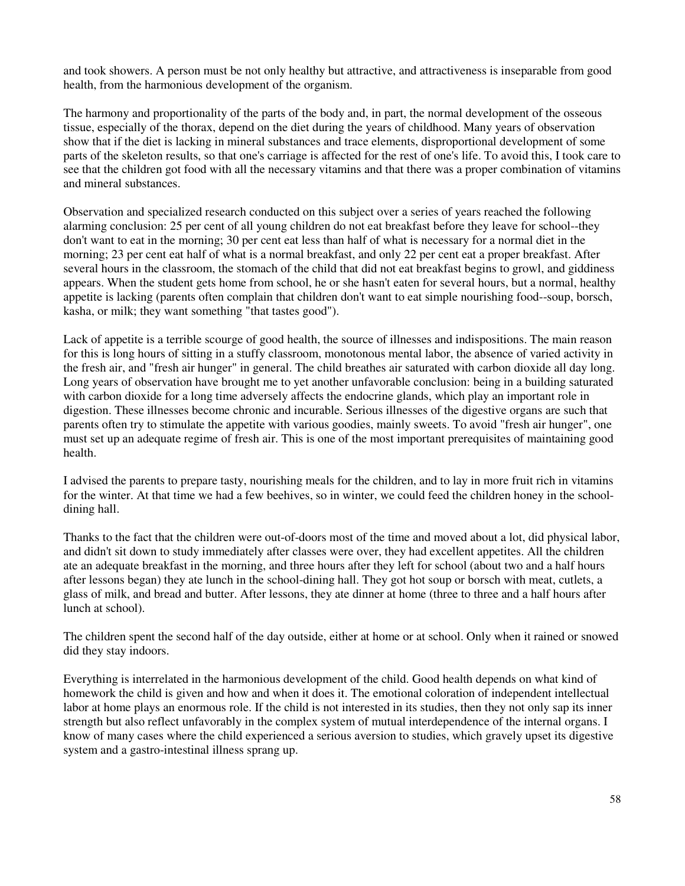and took showers. A person must be not only healthy but attractive, and attractiveness is inseparable from good health, from the harmonious development of the organism.

The harmony and proportionality of the parts of the body and, in part, the normal development of the osseous tissue, especially of the thorax, depend on the diet during the years of childhood. Many years of observation show that if the diet is lacking in mineral substances and trace elements, disproportional development of some parts of the skeleton results, so that one's carriage is affected for the rest of one's life. To avoid this, I took care to see that the children got food with all the necessary vitamins and that there was a proper combination of vitamins and mineral substances.

Observation and specialized research conducted on this subject over a series of years reached the following alarming conclusion: 25 per cent of all young children do not eat breakfast before they leave for school--they don't want to eat in the morning; 30 per cent eat less than half of what is necessary for a normal diet in the morning; 23 per cent eat half of what is a normal breakfast, and only 22 per cent eat a proper breakfast. After several hours in the classroom, the stomach of the child that did not eat breakfast begins to growl, and giddiness appears. When the student gets home from school, he or she hasn't eaten for several hours, but a normal, healthy appetite is lacking (parents often complain that children don't want to eat simple nourishing food--soup, borsch, kasha, or milk; they want something "that tastes good").

Lack of appetite is a terrible scourge of good health, the source of illnesses and indispositions. The main reason for this is long hours of sitting in a stuffy classroom, monotonous mental labor, the absence of varied activity in the fresh air, and "fresh air hunger" in general. The child breathes air saturated with carbon dioxide all day long. Long years of observation have brought me to yet another unfavorable conclusion: being in a building saturated with carbon dioxide for a long time adversely affects the endocrine glands, which play an important role in digestion. These illnesses become chronic and incurable. Serious illnesses of the digestive organs are such that parents often try to stimulate the appetite with various goodies, mainly sweets. To avoid "fresh air hunger", one must set up an adequate regime of fresh air. This is one of the most important prerequisites of maintaining good health.

I advised the parents to prepare tasty, nourishing meals for the children, and to lay in more fruit rich in vitamins for the winter. At that time we had a few beehives, so in winter, we could feed the children honey in the school-dining hall.

Thanks to the fact that the children were out-of-doors most of the time and moved about a lot, did physical labor, and didn't sit down to study immediately after classes were over, they had excellent appetites. All the children ate an adequate breakfast in the morning, and three hours after they left for school (about two and a half hours after lessons began) they ate lunch in the school-dining hall. They got hot soup or borsch with meat, cutlets, a glass of milk, and bread and butter. After lessons, they ate dinner at home (three to three and a half hours after lunch at school).

The children spent the second half of the day outside, either at home or at school. Only when it rained or snowed did they stay indoors.

Everything is interrelated in the harmonious development of the child. Good health depends on what kind of homework the child is given and how and when it does it. The emotional coloration of independent intellectual labor at home plays an enormous role. If the child is not interested in its studies, then they not only sap its inner strength but also reflect unfavorably in the complex system of mutual interdependence of the internal organs. I know of many cases where the child experienced a serious aversion to studies, which gravely upset its digestive system and a gastro-intestinal illness sprang up.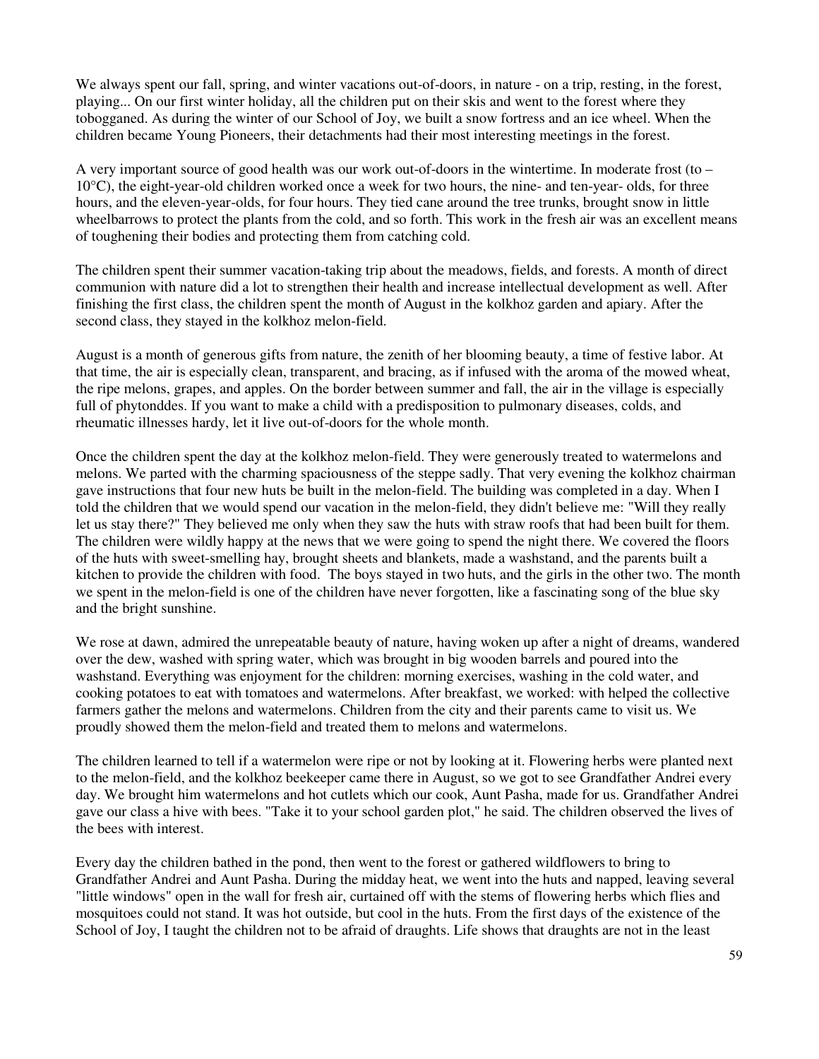We always spent our fall, spring, and winter vacations out-of-doors, in nature - on a trip, resting, in the forest, playing... On our first winter holiday, all the children put on their skis and went to the forest where they tobogganed. As during the winter of our School of Joy, we built a snow fortress and an ice wheel. When the children became Young Pioneers, their detachments had their most interesting meetings in the forest.

A very important source of good health was our work out-of-doors in the wintertime. In moderate frost (to – 10°C), the eight-year-old children worked once a week for two hours, the nine- and ten-year- olds, for three hours, and the eleven-year-olds, for four hours. They tied cane around the tree trunks, brought snow in little wheelbarrows to protect the plants from the cold, and so forth. This work in the fresh air was an excellent means of toughening their bodies and protecting them from catching cold.

The children spent their summer vacation-taking trip about the meadows, fields, and forests. A month of direct communion with nature did a lot to strengthen their health and increase intellectual development as well. After finishing the first class, the children spent the month of August in the kolkhoz garden and apiary. After the second class, they stayed in the kolkhoz melon-field.

August is a month of generous gifts from nature, the zenith of her blooming beauty, a time of festive labor. At that time, the air is especially clean, transparent, and bracing, as if infused with the aroma of the mowed wheat, the ripe melons, grapes, and apples. On the border between summer and fall, the air in the village is especially full of phytonddes. If you want to make a child with a predisposition to pulmonary diseases, colds, and rheumatic illnesses hardy, let it live out-of-doors for the whole month.

Once the children spent the day at the kolkhoz melon-field. They were generously treated to watermelons and melons. We parted with the charming spaciousness of the steppe sadly. That very evening the kolkhoz chairman gave instructions that four new huts be built in the melon-field. The building was completed in a day. When I told the children that we would spend our vacation in the melon-field, they didn't believe me: "Will they really let us stay there?" They believed me only when they saw the huts with straw roofs that had been built for them. The children were wildly happy at the news that we were going to spend the night there. We covered the floors of the huts with sweet-smelling hay, brought sheets and blankets, made a washstand, and the parents built a kitchen to provide the children with food. The boys stayed in two huts, and the girls in the other two. The month we spent in the melon-field is one of the children have never forgotten, like a fascinating song of the blue sky and the bright sunshine.

We rose at dawn, admired the unrepeatable beauty of nature, having woken up after a night of dreams, wandered over the dew, washed with spring water, which was brought in big wooden barrels and poured into the washstand. Everything was enjoyment for the children: morning exercises, washing in the cold water, and cooking potatoes to eat with tomatoes and watermelons. After breakfast, we worked: with helped the collective farmers gather the melons and watermelons. Children from the city and their parents came to visit us. We proudly showed them the melon-field and treated them to melons and watermelons.

The children learned to tell if a watermelon were ripe or not by looking at it. Flowering herbs were planted next to the melon-field, and the kolkhoz beekeeper came there in August, so we got to see Grandfather Andrei every day. We brought him watermelons and hot cutlets which our cook, Aunt Pasha, made for us. Grandfather Andrei gave our class a hive with bees. "Take it to your school garden plot," he said. The children observed the lives of the bees with interest.

Every day the children bathed in the pond, then went to the forest or gathered wildflowers to bring to Grandfather Andrei and Aunt Pasha. During the midday heat, we went into the huts and napped, leaving several "little windows" open in the wall for fresh air, curtained off with the stems of flowering herbs which flies and mosquitoes could not stand. It was hot outside, but cool in the huts. From the first days of the existence of the School of Joy, I taught the children not to be afraid of draughts. Life shows that draughts are not in the least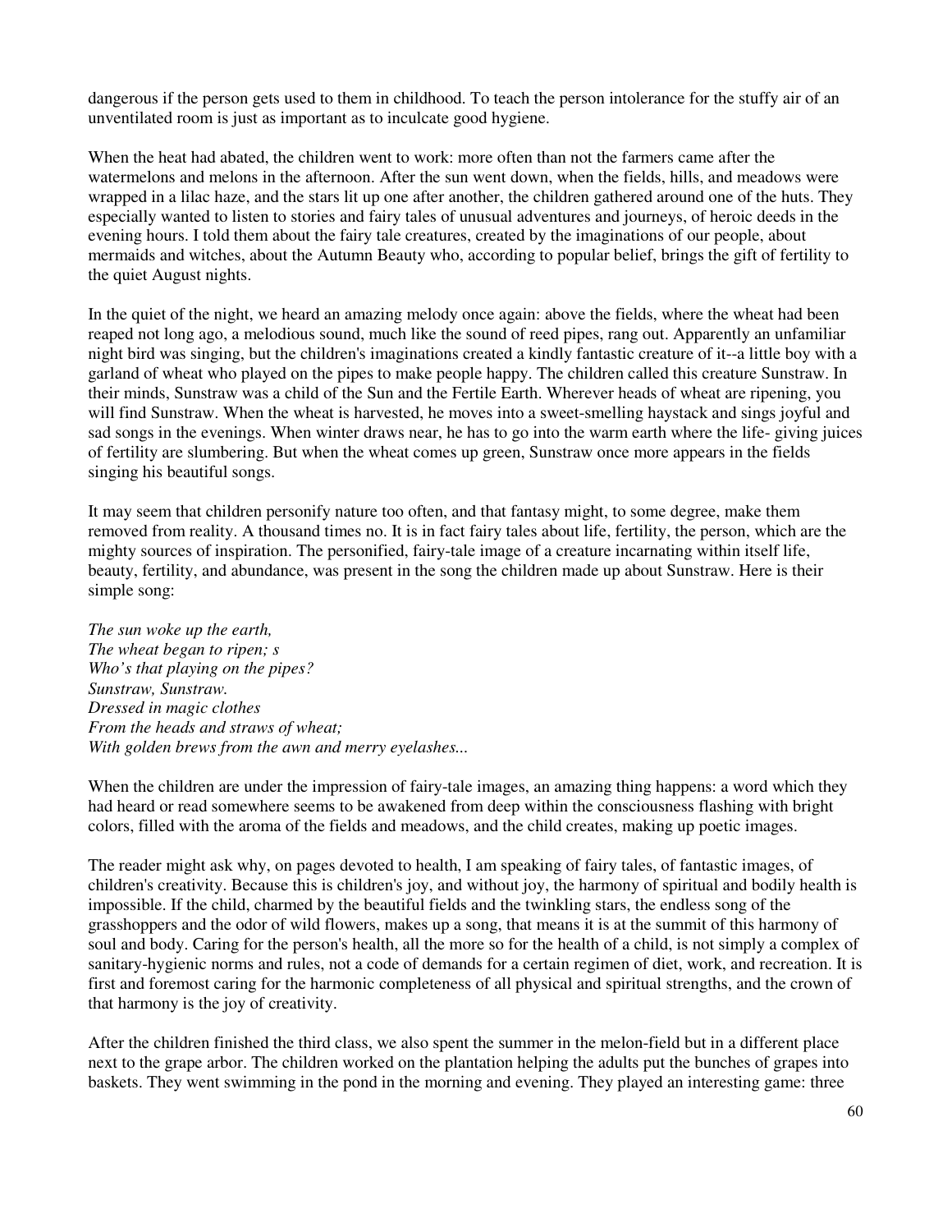dangerous if the person gets used to them in childhood. To teach the person intolerance for the stuffy air of an unventilated room is just as important as to inculcate good hygiene.

When the heat had abated, the children went to work: more often than not the farmers came after the watermelons and melons in the afternoon. After the sun went down, when the fields, hills, and meadows were wrapped in a lilac haze, and the stars lit up one after another, the children gathered around one of the huts. They especially wanted to listen to stories and fairy tales of unusual adventures and journeys, of heroic deeds in the evening hours. I told them about the fairy tale creatures, created by the imaginations of our people, about mermaids and witches, about the Autumn Beauty who, according to popular belief, brings the gift of fertility to the quiet August nights.

In the quiet of the night, we heard an amazing melody once again: above the fields, where the wheat had been reaped not long ago, a melodious sound, much like the sound of reed pipes, rang out. Apparently an unfamiliar night bird was singing, but the children's imaginations created a kindly fantastic creature of it--a little boy with a garland of wheat who played on the pipes to make people happy. The children called this creature Sunstraw. In their minds, Sunstraw was a child of the Sun and the Fertile Earth. Wherever heads of wheat are ripening, you will find Sunstraw. When the wheat is harvested, he moves into a sweet-smelling haystack and sings joyful and sad songs in the evenings. When winter draws near, he has to go into the warm earth where the life- giving juices of fertility are slumbering. But when the wheat comes up green, Sunstraw once more appears in the fields singing his beautiful songs.

It may seem that children personify nature too often, and that fantasy might, to some degree, make them removed from reality. A thousand times no. It is in fact fairy tales about life, fertility, the person, which are the mighty sources of inspiration. The personified, fairy-tale image of a creature incarnating within itself life, beauty, fertility, and abundance, was present in the song the children made up about Sunstraw. Here is their simple song:

*The sun woke up the earth,*
*The wheat began to ripen; s*
*Who's that playing on the pipes?*
*Sunstraw, Sunstraw.*
*Dressed in magic clothes*
*From the heads and straws of wheat;*
*With golden brews from the awn and merry eyelashes...*

When the children are under the impression of fairy-tale images, an amazing thing happens: a word which they had heard or read somewhere seems to be awakened from deep within the consciousness flashing with bright colors, filled with the aroma of the fields and meadows, and the child creates, making up poetic images.

The reader might ask why, on pages devoted to health, I am speaking of fairy tales, of fantastic images, of children's creativity. Because this is children's joy, and without joy, the harmony of spiritual and bodily health is impossible. If the child, charmed by the beautiful fields and the twinkling stars, the endless song of the grasshoppers and the odor of wild flowers, makes up a song, that means it is at the summit of this harmony of soul and body. Caring for the person's health, all the more so for the health of a child, is not simply a complex of sanitary-hygienic norms and rules, not a code of demands for a certain regimen of diet, work, and recreation. It is first and foremost caring for the harmonic completeness of all physical and spiritual strengths, and the crown of that harmony is the joy of creativity.

After the children finished the third class, we also spent the summer in the melon-field but in a different place next to the grape arbor. The children worked on the plantation helping the adults put the bunches of grapes into baskets. They went swimming in the pond in the morning and evening. They played an interesting game: three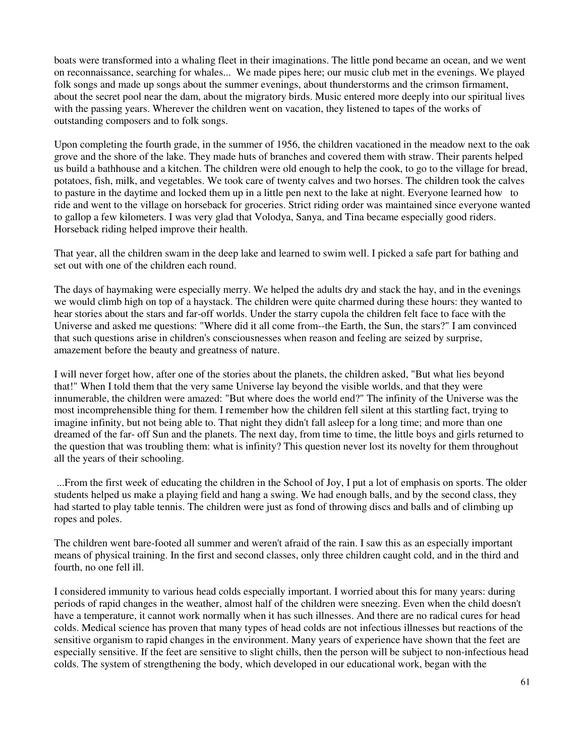boats were transformed into a whaling fleet in their imaginations. The little pond became an ocean, and we went on reconnaissance, searching for whales... We made pipes here; our music club met in the evenings. We played folk songs and made up songs about the summer evenings, about thunderstorms and the crimson firmament, about the secret pool near the dam, about the migratory birds. Music entered more deeply into our spiritual lives with the passing years. Wherever the children went on vacation, they listened to tapes of the works of outstanding composers and to folk songs.

Upon completing the fourth grade, in the summer of 1956, the children vacationed in the meadow next to the oak grove and the shore of the lake. They made huts of branches and covered them with straw. Their parents helped us build a bathhouse and a kitchen. The children were old enough to help the cook, to go to the village for bread, potatoes, fish, milk, and vegetables. We took care of twenty calves and two horses. The children took the calves to pasture in the daytime and locked them up in a little pen next to the lake at night. Everyone learned how to ride and went to the village on horseback for groceries. Strict riding order was maintained since everyone wanted to gallop a few kilometers. I was very glad that Volodya, Sanya, and Tina became especially good riders. Horseback riding helped improve their health.

That year, all the children swam in the deep lake and learned to swim well. I picked a safe part for bathing and set out with one of the children each round.

The days of haymaking were especially merry. We helped the adults dry and stack the hay, and in the evenings we would climb high on top of a haystack. The children were quite charmed during these hours: they wanted to hear stories about the stars and far-off worlds. Under the starry cupola the children felt face to face with the Universe and asked me questions: "Where did it all come from--the Earth, the Sun, the stars?" I am convinced that such questions arise in children's consciousnesses when reason and feeling are seized by surprise, amazement before the beauty and greatness of nature.

I will never forget how, after one of the stories about the planets, the children asked, "But what lies beyond that!" When I told them that the very same Universe lay beyond the visible worlds, and that they were innumerable, the children were amazed: "But where does the world end?" The infinity of the Universe was the most incomprehensible thing for them. I remember how the children fell silent at this startling fact, trying to imagine infinity, but not being able to. That night they didn't fall asleep for a long time; and more than one dreamed of the far- off Sun and the planets. The next day, from time to time, the little boys and girls returned to the question that was troubling them: what is infinity? This question never lost its novelty for them throughout all the years of their schooling.

...From the first week of educating the children in the School of Joy, I put a lot of emphasis on sports. The older students helped us make a playing field and hang a swing. We had enough balls, and by the second class, they had started to play table tennis. The children were just as fond of throwing discs and balls and of climbing up ropes and poles.

The children went bare-footed all summer and weren't afraid of the rain. I saw this as an especially important means of physical training. In the first and second classes, only three children caught cold, and in the third and fourth, no one fell ill.

I considered immunity to various head colds especially important. I worried about this for many years: during periods of rapid changes in the weather, almost half of the children were sneezing. Even when the child doesn't have a temperature, it cannot work normally when it has such illnesses. And there are no radical cures for head colds. Medical science has proven that many types of head colds are not infectious illnesses but reactions of the sensitive organism to rapid changes in the environment. Many years of experience have shown that the feet are especially sensitive. If the feet are sensitive to slight chills, then the person will be subject to non-infectious head colds. The system of strengthening the body, which developed in our educational work, began with the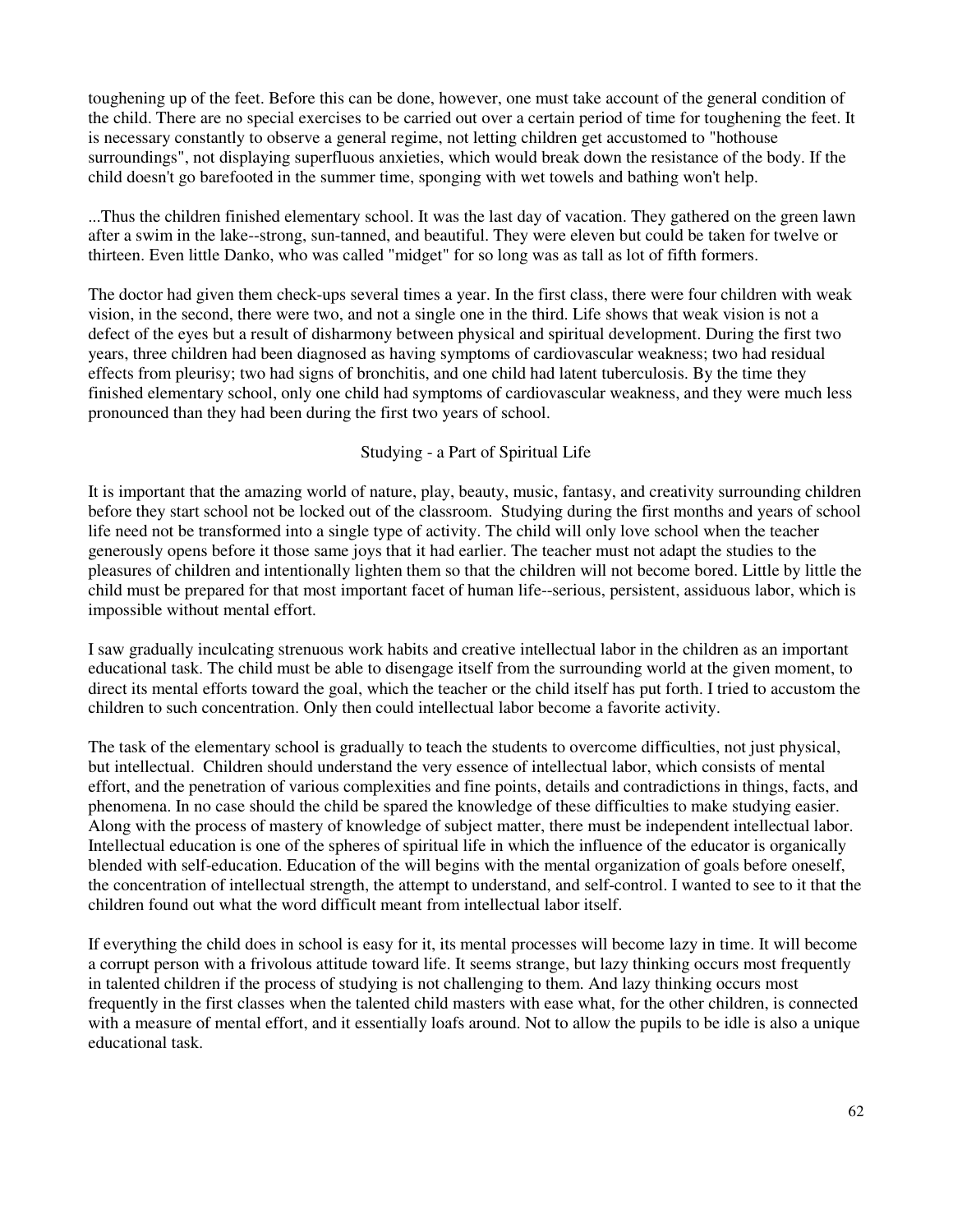toughening up of the feet. Before this can be done, however, one must take account of the general condition of the child. There are no special exercises to be carried out over a certain period of time for toughening the feet. It is necessary constantly to observe a general regime, not letting children get accustomed to "hothouse surroundings", not displaying superfluous anxieties, which would break down the resistance of the body. If the child doesn't go barefooted in the summer time, sponging with wet towels and bathing won't help.

...Thus the children finished elementary school. It was the last day of vacation. They gathered on the green lawn after a swim in the lake--strong, sun-tanned, and beautiful. They were eleven but could be taken for twelve or thirteen. Even little Danko, who was called "midget" for so long was as tall as lot of fifth formers.

The doctor had given them check-ups several times a year. In the first class, there were four children with weak vision, in the second, there were two, and not a single one in the third. Life shows that weak vision is not a defect of the eyes but a result of disharmony between physical and spiritual development. During the first two years, three children had been diagnosed as having symptoms of cardiovascular weakness; two had residual effects from pleurisy; two had signs of bronchitis, and one child had latent tuberculosis. By the time they finished elementary school, only one child had symptoms of cardiovascular weakness, and they were much less pronounced than they had been during the first two years of school.

## Studying - a Part of Spiritual Life

It is important that the amazing world of nature, play, beauty, music, fantasy, and creativity surrounding children before they start school not be locked out of the classroom. Studying during the first months and years of school life need not be transformed into a single type of activity. The child will only love school when the teacher generously opens before it those same joys that it had earlier. The teacher must not adapt the studies to the pleasures of children and intentionally lighten them so that the children will not become bored. Little by little the child must be prepared for that most important facet of human life--serious, persistent, assiduous labor, which is impossible without mental effort.

I saw gradually inculcating strenuous work habits and creative intellectual labor in the children as an important educational task. The child must be able to disengage itself from the surrounding world at the given moment, to direct its mental efforts toward the goal, which the teacher or the child itself has put forth. I tried to accustom the children to such concentration. Only then could intellectual labor become a favorite activity.

The task of the elementary school is gradually to teach the students to overcome difficulties, not just physical, but intellectual. Children should understand the very essence of intellectual labor, which consists of mental effort, and the penetration of various complexities and fine points, details and contradictions in things, facts, and phenomena. In no case should the child be spared the knowledge of these difficulties to make studying easier. Along with the process of mastery of knowledge of subject matter, there must be independent intellectual labor. Intellectual education is one of the spheres of spiritual life in which the influence of the educator is organically blended with self-education. Education of the will begins with the mental organization of goals before oneself, the concentration of intellectual strength, the attempt to understand, and self-control. I wanted to see to it that the children found out what the word difficult meant from intellectual labor itself.

If everything the child does in school is easy for it, its mental processes will become lazy in time. It will become a corrupt person with a frivolous attitude toward life. It seems strange, but lazy thinking occurs most frequently in talented children if the process of studying is not challenging to them. And lazy thinking occurs most frequently in the first classes when the talented child masters with ease what, for the other children, is connected with a measure of mental effort, and it essentially loafs around. Not to allow the pupils to be idle is also a unique educational task.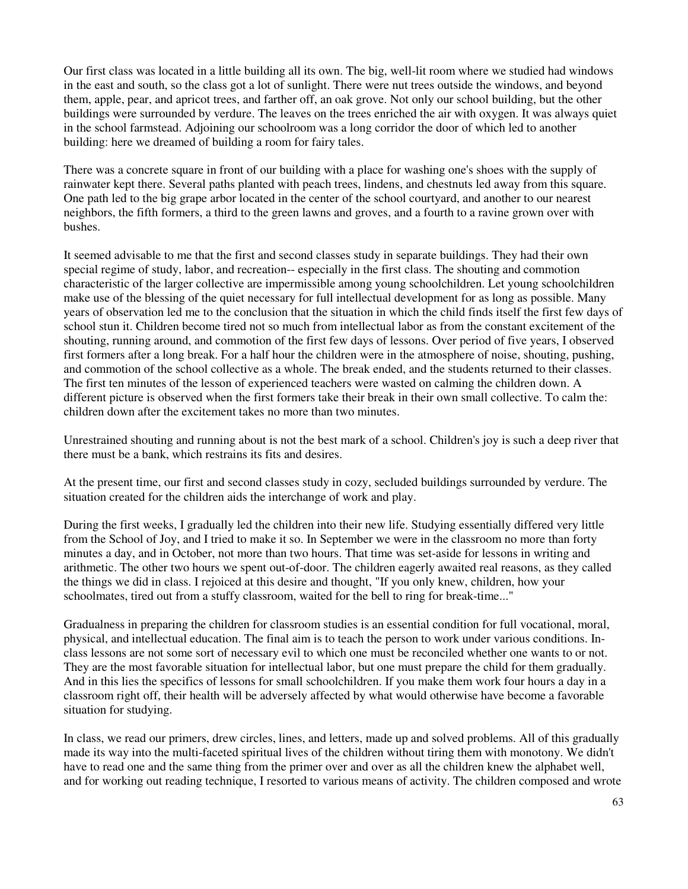Our first class was located in a little building all its own. The big, well-lit room where we studied had windows in the east and south, so the class got a lot of sunlight. There were nut trees outside the windows, and beyond them, apple, pear, and apricot trees, and farther off, an oak grove. Not only our school building, but the other buildings were surrounded by verdure. The leaves on the trees enriched the air with oxygen. It was always quiet in the school farmstead. Adjoining our schoolroom was a long corridor the door of which led to another building: here we dreamed of building a room for fairy tales.

There was a concrete square in front of our building with a place for washing one's shoes with the supply of rainwater kept there. Several paths planted with peach trees, lindens, and chestnuts led away from this square. One path led to the big grape arbor located in the center of the school courtyard, and another to our nearest neighbors, the fifth formers, a third to the green lawns and groves, and a fourth to a ravine grown over with bushes.

It seemed advisable to me that the first and second classes study in separate buildings. They had their own special regime of study, labor, and recreation-- especially in the first class. The shouting and commotion characteristic of the larger collective are impermissible among young schoolchildren. Let young schoolchildren make use of the blessing of the quiet necessary for full intellectual development for as long as possible. Many years of observation led me to the conclusion that the situation in which the child finds itself the first few days of school stun it. Children become tired not so much from intellectual labor as from the constant excitement of the shouting, running around, and commotion of the first few days of lessons. Over period of five years, I observed first formers after a long break. For a half hour the children were in the atmosphere of noise, shouting, pushing, and commotion of the school collective as a whole. The break ended, and the students returned to their classes. The first ten minutes of the lesson of experienced teachers were wasted on calming the children down. A different picture is observed when the first formers take their break in their own small collective. To calm the: children down after the excitement takes no more than two minutes.

Unrestrained shouting and running about is not the best mark of a school. Children's joy is such a deep river that there must be a bank, which restrains its fits and desires.

At the present time, our first and second classes study in cozy, secluded buildings surrounded by verdure. The situation created for the children aids the interchange of work and play.

During the first weeks, I gradually led the children into their new life. Studying essentially differed very little from the School of Joy, and I tried to make it so. In September we were in the classroom no more than forty minutes a day, and in October, not more than two hours. That time was set-aside for lessons in writing and arithmetic. The other two hours we spent out-of-door. The children eagerly awaited real reasons, as they called the things we did in class. I rejoiced at this desire and thought, "If you only knew, children, how your schoolmates, tired out from a stuffy classroom, waited for the bell to ring for break-time..."

Gradualness in preparing the children for classroom studies is an essential condition for full vocational, moral, physical, and intellectual education. The final aim is to teach the person to work under various conditions. In-class lessons are not some sort of necessary evil to which one must be reconciled whether one wants to or not. They are the most favorable situation for intellectual labor, but one must prepare the child for them gradually. And in this lies the specifics of lessons for small schoolchildren. If you make them work four hours a day in a classroom right off, their health will be adversely affected by what would otherwise have become a favorable situation for studying.

In class, we read our primers, drew circles, lines, and letters, made up and solved problems. All of this gradually made its way into the multi-faceted spiritual lives of the children without tiring them with monotony. We didn't have to read one and the same thing from the primer over and over as all the children knew the alphabet well, and for working out reading technique, I resorted to various means of activity. The children composed and wrote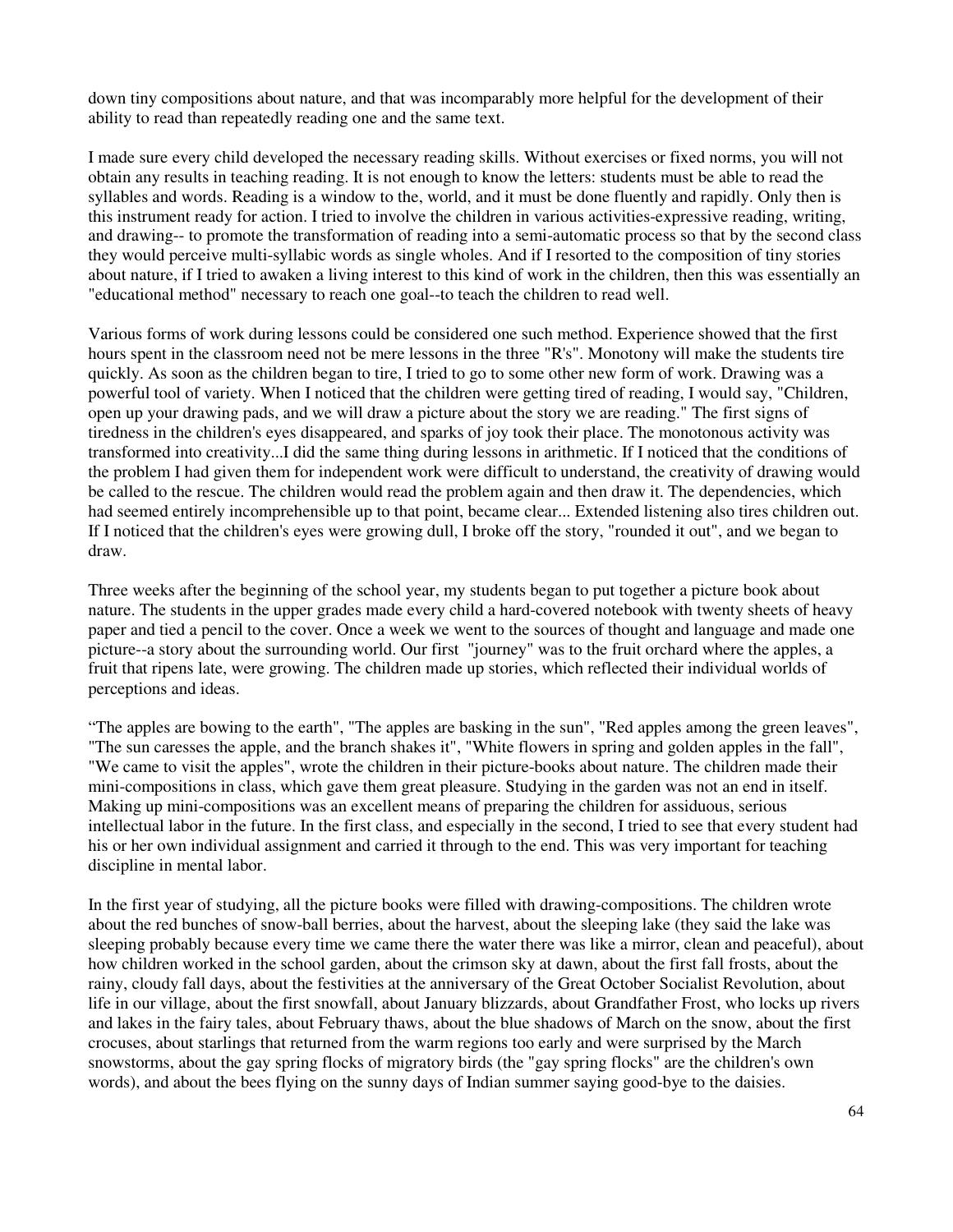down tiny compositions about nature, and that was incomparably more helpful for the development of their ability to read than repeatedly reading one and the same text.

I made sure every child developed the necessary reading skills. Without exercises or fixed norms, you will not obtain any results in teaching reading. It is not enough to know the letters: students must be able to read the syllables and words. Reading is a window to the, world, and it must be done fluently and rapidly. Only then is this instrument ready for action. I tried to involve the children in various activities-expressive reading, writing, and drawing-- to promote the transformation of reading into a semi-automatic process so that by the second class they would perceive multi-syllabic words as single wholes. And if I resorted to the composition of tiny stories about nature, if I tried to awaken a living interest to this kind of work in the children, then this was essentially an "educational method" necessary to reach one goal--to teach the children to read well.

Various forms of work during lessons could be considered one such method. Experience showed that the first hours spent in the classroom need not be mere lessons in the three "R's". Monotony will make the students tire quickly. As soon as the children began to tire, I tried to go to some other new form of work. Drawing was a powerful tool of variety. When I noticed that the children were getting tired of reading, I would say, "Children, open up your drawing pads, and we will draw a picture about the story we are reading." The first signs of tiredness in the children's eyes disappeared, and sparks of joy took their place. The monotonous activity was transformed into creativity...I did the same thing during lessons in arithmetic. If I noticed that the conditions of the problem I had given them for independent work were difficult to understand, the creativity of drawing would be called to the rescue. The children would read the problem again and then draw it. The dependencies, which had seemed entirely incomprehensible up to that point, became clear... Extended listening also tires children out. If I noticed that the children's eyes were growing dull, I broke off the story, "rounded it out", and we began to draw.

Three weeks after the beginning of the school year, my students began to put together a picture book about nature. The students in the upper grades made every child a hard-covered notebook with twenty sheets of heavy paper and tied a pencil to the cover. Once a week we went to the sources of thought and language and made one picture--a story about the surrounding world. Our first "journey" was to the fruit orchard where the apples, a fruit that ripens late, were growing. The children made up stories, which reflected their individual worlds of perceptions and ideas.

"The apples are bowing to the earth", "The apples are basking in the sun", "Red apples among the green leaves", "The sun caresses the apple, and the branch shakes it", "White flowers in spring and golden apples in the fall", "We came to visit the apples", wrote the children in their picture-books about nature. The children made their mini-compositions in class, which gave them great pleasure. Studying in the garden was not an end in itself. Making up mini-compositions was an excellent means of preparing the children for assiduous, serious intellectual labor in the future. In the first class, and especially in the second, I tried to see that every student had his or her own individual assignment and carried it through to the end. This was very important for teaching discipline in mental labor.

In the first year of studying, all the picture books were filled with drawing-compositions. The children wrote about the red bunches of snow-ball berries, about the harvest, about the sleeping lake (they said the lake was sleeping probably because every time we came there the water there was like a mirror, clean and peaceful), about how children worked in the school garden, about the crimson sky at dawn, about the first fall frosts, about the rainy, cloudy fall days, about the festivities at the anniversary of the Great October Socialist Revolution, about life in our village, about the first snowfall, about January blizzards, about Grandfather Frost, who locks up rivers and lakes in the fairy tales, about February thaws, about the blue shadows of March on the snow, about the first crocuses, about starlings that returned from the warm regions too early and were surprised by the March snowstorms, about the gay spring flocks of migratory birds (the "gay spring flocks" are the children's own words), and about the bees flying on the sunny days of Indian summer saying good-bye to the daisies.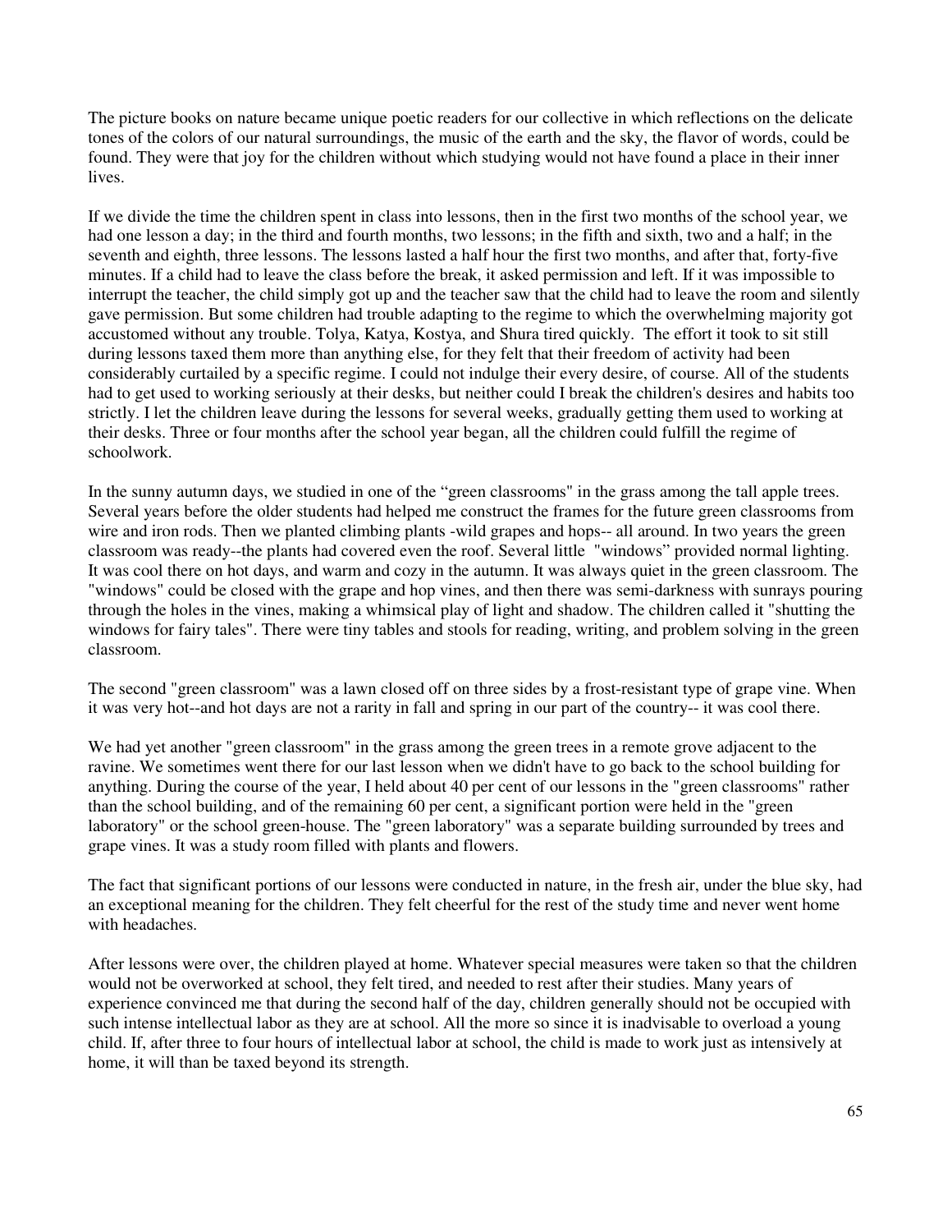The picture books on nature became unique poetic readers for our collective in which reflections on the delicate tones of the colors of our natural surroundings, the music of the earth and the sky, the flavor of words, could be found. They were that joy for the children without which studying would not have found a place in their inner lives.

If we divide the time the children spent in class into lessons, then in the first two months of the school year, we had one lesson a day; in the third and fourth months, two lessons; in the fifth and sixth, two and a half; in the seventh and eighth, three lessons. The lessons lasted a half hour the first two months, and after that, forty-five minutes. If a child had to leave the class before the break, it asked permission and left. If it was impossible to interrupt the teacher, the child simply got up and the teacher saw that the child had to leave the room and silently gave permission. But some children had trouble adapting to the regime to which the overwhelming majority got accustomed without any trouble. Tolya, Katya, Kostya, and Shura tired quickly. The effort it took to sit still during lessons taxed them more than anything else, for they felt that their freedom of activity had been considerably curtailed by a specific regime. I could not indulge their every desire, of course. All of the students had to get used to working seriously at their desks, but neither could I break the children's desires and habits too strictly. I let the children leave during the lessons for several weeks, gradually getting them used to working at their desks. Three or four months after the school year began, all the children could fulfill the regime of schoolwork.

In the sunny autumn days, we studied in one of the "green classrooms" in the grass among the tall apple trees. Several years before the older students had helped me construct the frames for the future green classrooms from wire and iron rods. Then we planted climbing plants -wild grapes and hops-- all around. In two years the green classroom was ready--the plants had covered even the roof. Several little "windows" provided normal lighting. It was cool there on hot days, and warm and cozy in the autumn. It was always quiet in the green classroom. The "windows" could be closed with the grape and hop vines, and then there was semi-darkness with sunrays pouring through the holes in the vines, making a whimsical play of light and shadow. The children called it "shutting the windows for fairy tales". There were tiny tables and stools for reading, writing, and problem solving in the green classroom.

The second "green classroom" was a lawn closed off on three sides by a frost-resistant type of grape vine. When it was very hot--and hot days are not a rarity in fall and spring in our part of the country-- it was cool there.

We had yet another "green classroom" in the grass among the green trees in a remote grove adjacent to the ravine. We sometimes went there for our last lesson when we didn't have to go back to the school building for anything. During the course of the year, I held about 40 per cent of our lessons in the "green classrooms" rather than the school building, and of the remaining 60 per cent, a significant portion were held in the "green laboratory" or the school green-house. The "green laboratory" was a separate building surrounded by trees and grape vines. It was a study room filled with plants and flowers.

The fact that significant portions of our lessons were conducted in nature, in the fresh air, under the blue sky, had an exceptional meaning for the children. They felt cheerful for the rest of the study time and never went home with headaches.

After lessons were over, the children played at home. Whatever special measures were taken so that the children would not be overworked at school, they felt tired, and needed to rest after their studies. Many years of experience convinced me that during the second half of the day, children generally should not be occupied with such intense intellectual labor as they are at school. All the more so since it is inadvisable to overload a young child. If, after three to four hours of intellectual labor at school, the child is made to work just as intensively at home, it will than be taxed beyond its strength.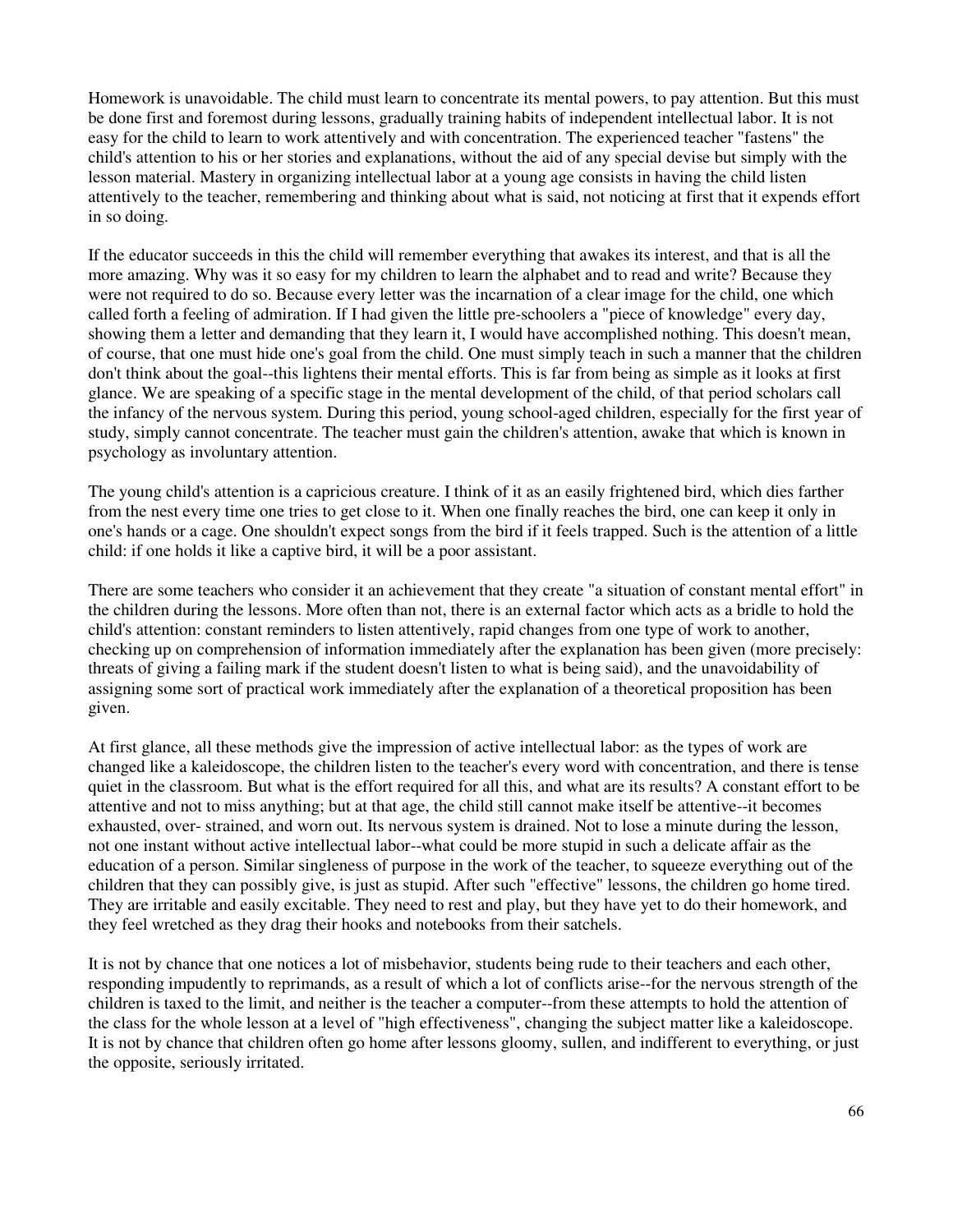Homework is unavoidable. The child must learn to concentrate its mental powers, to pay attention. But this must be done first and foremost during lessons, gradually training habits of independent intellectual labor. It is not easy for the child to learn to work attentively and with concentration. The experienced teacher "fastens" the child's attention to his or her stories and explanations, without the aid of any special devise but simply with the lesson material. Mastery in organizing intellectual labor at a young age consists in having the child listen attentively to the teacher, remembering and thinking about what is said, not noticing at first that it expends effort in so doing.

If the educator succeeds in this the child will remember everything that awakes its interest, and that is all the more amazing. Why was it so easy for my children to learn the alphabet and to read and write? Because they were not required to do so. Because every letter was the incarnation of a clear image for the child, one which called forth a feeling of admiration. If I had given the little pre-schoolers a "piece of knowledge" every day, showing them a letter and demanding that they learn it, I would have accomplished nothing. This doesn't mean, of course, that one must hide one's goal from the child. One must simply teach in such a manner that the children don't think about the goal--this lightens their mental efforts. This is far from being as simple as it looks at first glance. We are speaking of a specific stage in the mental development of the child, of that period scholars call the infancy of the nervous system. During this period, young school-aged children, especially for the first year of study, simply cannot concentrate. The teacher must gain the children's attention, awake that which is known in psychology as involuntary attention.

The young child's attention is a capricious creature. I think of it as an easily frightened bird, which dies farther from the nest every time one tries to get close to it. When one finally reaches the bird, one can keep it only in one's hands or a cage. One shouldn't expect songs from the bird if it feels trapped. Such is the attention of a little child: if one holds it like a captive bird, it will be a poor assistant.

There are some teachers who consider it an achievement that they create "a situation of constant mental effort" in the children during the lessons. More often than not, there is an external factor which acts as a bridle to hold the child's attention: constant reminders to listen attentively, rapid changes from one type of work to another, checking up on comprehension of information immediately after the explanation has been given (more precisely: threats of giving a failing mark if the student doesn't listen to what is being said), and the unavoidability of assigning some sort of practical work immediately after the explanation of a theoretical proposition has been given.

At first glance, all these methods give the impression of active intellectual labor: as the types of work are changed like a kaleidoscope, the children listen to the teacher's every word with concentration, and there is tense quiet in the classroom. But what is the effort required for all this, and what are its results? A constant effort to be attentive and not to miss anything; but at that age, the child still cannot make itself be attentive--it becomes exhausted, over- strained, and worn out. Its nervous system is drained. Not to lose a minute during the lesson, not one instant without active intellectual labor--what could be more stupid in such a delicate affair as the education of a person. Similar singleness of purpose in the work of the teacher, to squeeze everything out of the children that they can possibly give, is just as stupid. After such "effective" lessons, the children go home tired. They are irritable and easily excitable. They need to rest and play, but they have yet to do their homework, and they feel wretched as they drag their hooks and notebooks from their satchels.

It is not by chance that one notices a lot of misbehavior, students being rude to their teachers and each other, responding impudently to reprimands, as a result of which a lot of conflicts arise--for the nervous strength of the children is taxed to the limit, and neither is the teacher a computer--from these attempts to hold the attention of the class for the whole lesson at a level of "high effectiveness", changing the subject matter like a kaleidoscope. It is not by chance that children often go home after lessons gloomy, sullen, and indifferent to everything, or just the opposite, seriously irritated.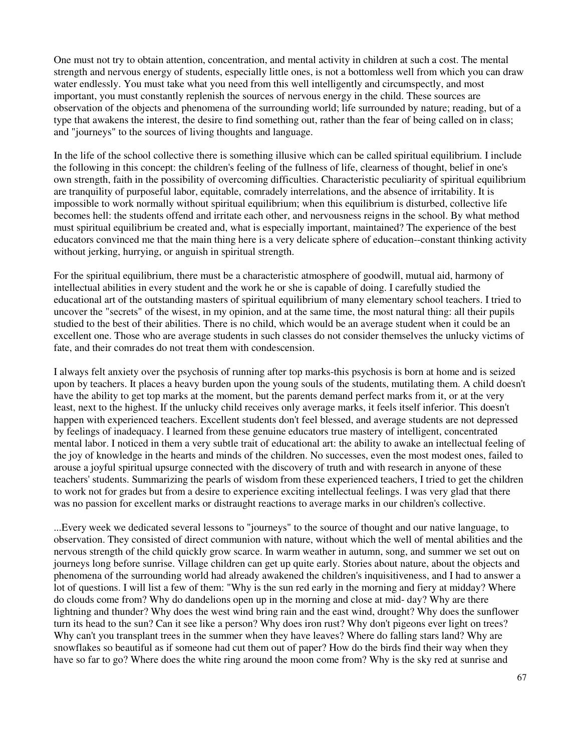One must not try to obtain attention, concentration, and mental activity in children at such a cost. The mental strength and nervous energy of students, especially little ones, is not a bottomless well from which you can draw water endlessly. You must take what you need from this well intelligently and circumspectly, and most important, you must constantly replenish the sources of nervous energy in the child. These sources are observation of the objects and phenomena of the surrounding world; life surrounded by nature; reading, but of a type that awakens the interest, the desire to find something out, rather than the fear of being called on in class; and "journeys" to the sources of living thoughts and language.

In the life of the school collective there is something illusive which can be called spiritual equilibrium. I include the following in this concept: the children's feeling of the fullness of life, clearness of thought, belief in one's own strength, faith in the possibility of overcoming difficulties. Characteristic peculiarity of spiritual equilibrium are tranquility of purposeful labor, equitable, comradely interrelations, and the absence of irritability. It is impossible to work normally without spiritual equilibrium; when this equilibrium is disturbed, collective life becomes hell: the students offend and irritate each other, and nervousness reigns in the school. By what method must spiritual equilibrium be created and, what is especially important, maintained? The experience of the best educators convinced me that the main thing here is a very delicate sphere of education--constant thinking activity without jerking, hurrying, or anguish in spiritual strength.

For the spiritual equilibrium, there must be a characteristic atmosphere of goodwill, mutual aid, harmony of intellectual abilities in every student and the work he or she is capable of doing. I carefully studied the educational art of the outstanding masters of spiritual equilibrium of many elementary school teachers. I tried to uncover the "secrets" of the wisest, in my opinion, and at the same time, the most natural thing: all their pupils studied to the best of their abilities. There is no child, which would be an average student when it could be an excellent one. Those who are average students in such classes do not consider themselves the unlucky victims of fate, and their comrades do not treat them with condescension.

I always felt anxiety over the psychosis of running after top marks-this psychosis is born at home and is seized upon by teachers. It places a heavy burden upon the young souls of the students, mutilating them. A child doesn't have the ability to get top marks at the moment, but the parents demand perfect marks from it, or at the very least, next to the highest. If the unlucky child receives only average marks, it feels itself inferior. This doesn't happen with experienced teachers. Excellent students don't feel blessed, and average students are not depressed by feelings of inadequacy. I learned from these genuine educators true mastery of intelligent, concentrated mental labor. I noticed in them a very subtle trait of educational art: the ability to awake an intellectual feeling of the joy of knowledge in the hearts and minds of the children. No successes, even the most modest ones, failed to arouse a joyful spiritual upsurge connected with the discovery of truth and with research in anyone of these teachers' students. Summarizing the pearls of wisdom from these experienced teachers, I tried to get the children to work not for grades but from a desire to experience exciting intellectual feelings. I was very glad that there was no passion for excellent marks or distraught reactions to average marks in our children's collective.

...Every week we dedicated several lessons to "journeys" to the source of thought and our native language, to observation. They consisted of direct communion with nature, without which the well of mental abilities and the nervous strength of the child quickly grow scarce. In warm weather in autumn, song, and summer we set out on journeys long before sunrise. Village children can get up quite early. Stories about nature, about the objects and phenomena of the surrounding world had already awakened the children's inquisitiveness, and I had to answer a lot of questions. I will list a few of them: "Why is the sun red early in the morning and fiery at midday? Where do clouds come from? Why do dandelions open up in the morning and close at mid- day? Why are there lightning and thunder? Why does the west wind bring rain and the east wind, drought? Why does the sunflower turn its head to the sun? Can it see like a person? Why does iron rust? Why don't pigeons ever light on trees? Why can't you transplant trees in the summer when they have leaves? Where do falling stars land? Why are snowflakes so beautiful as if someone had cut them out of paper? How do the birds find their way when they have so far to go? Where does the white ring around the moon come from? Why is the sky red at sunrise and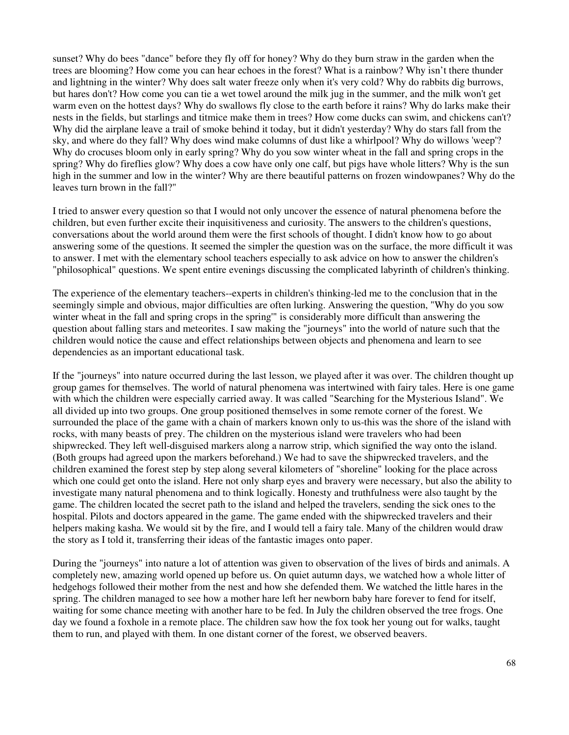sunset? Why do bees "dance" before they fly off for honey? Why do they burn straw in the garden when the trees are blooming? How come you can hear echoes in the forest? What is a rainbow? Why isn't there thunder and lightning in the winter? Why does salt water freeze only when it's very cold? Why do rabbits dig burrows, but hares don't? How come you can tie a wet towel around the milk jug in the summer, and the milk won't get warm even on the hottest days? Why do swallows fly close to the earth before it rains? Why do larks make their nests in the fields, but starlings and titmice make them in trees? How come ducks can swim, and chickens can't? Why did the airplane leave a trail of smoke behind it today, but it didn't yesterday? Why do stars fall from the sky, and where do they fall? Why does wind make columns of dust like a whirlpool? Why do willows 'weep'? Why do crocuses bloom only in early spring? Why do you sow winter wheat in the fall and spring crops in the spring? Why do fireflies glow? Why does a cow have only one calf, but pigs have whole litters? Why is the sun high in the summer and low in the winter? Why are there beautiful patterns on frozen windowpanes? Why do the leaves turn brown in the fall?"

I tried to answer every question so that I would not only uncover the essence of natural phenomena before the children, but even further excite their inquisitiveness and curiosity. The answers to the children's questions, conversations about the world around them were the first schools of thought. I didn't know how to go about answering some of the questions. It seemed the simpler the question was on the surface, the more difficult it was to answer. I met with the elementary school teachers especially to ask advice on how to answer the children's "philosophical" questions. We spent entire evenings discussing the complicated labyrinth of children's thinking.

The experience of the elementary teachers--experts in children's thinking-led me to the conclusion that in the seemingly simple and obvious, major difficulties are often lurking. Answering the question, "Why do you sow winter wheat in the fall and spring crops in the spring'" is considerably more difficult than answering the question about falling stars and meteorites. I saw making the "journeys" into the world of nature such that the children would notice the cause and effect relationships between objects and phenomena and learn to see dependencies as an important educational task.

If the "journeys" into nature occurred during the last lesson, we played after it was over. The children thought up group games for themselves. The world of natural phenomena was intertwined with fairy tales. Here is one game with which the children were especially carried away. It was called "Searching for the Mysterious Island". We all divided up into two groups. One group positioned themselves in some remote corner of the forest. We surrounded the place of the game with a chain of markers known only to us-this was the shore of the island with rocks, with many beasts of prey. The children on the mysterious island were travelers who had been shipwrecked. They left well-disguised markers along a narrow strip, which signified the way onto the island. (Both groups had agreed upon the markers beforehand.) We had to save the shipwrecked travelers, and the children examined the forest step by step along several kilometers of "shoreline" looking for the place across which one could get onto the island. Here not only sharp eyes and bravery were necessary, but also the ability to investigate many natural phenomena and to think logically. Honesty and truthfulness were also taught by the game. The children located the secret path to the island and helped the travelers, sending the sick ones to the hospital. Pilots and doctors appeared in the game. The game ended with the shipwrecked travelers and their helpers making kasha. We would sit by the fire, and I would tell a fairy tale. Many of the children would draw the story as I told it, transferring their ideas of the fantastic images onto paper.

During the "journeys" into nature a lot of attention was given to observation of the lives of birds and animals. A completely new, amazing world opened up before us. On quiet autumn days, we watched how a whole litter of hedgehogs followed their mother from the nest and how she defended them. We watched the little hares in the spring. The children managed to see how a mother hare left her newborn baby hare forever to fend for itself, waiting for some chance meeting with another hare to be fed. In July the children observed the tree frogs. One day we found a foxhole in a remote place. The children saw how the fox took her young out for walks, taught them to run, and played with them. In one distant corner of the forest, we observed beavers.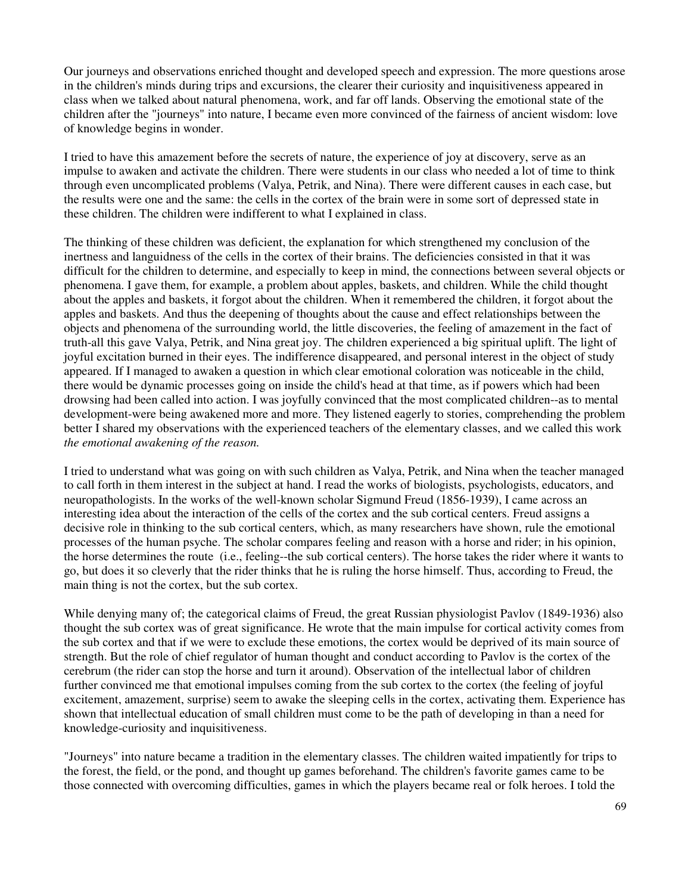Our journeys and observations enriched thought and developed speech and expression. The more questions arose in the children's minds during trips and excursions, the clearer their curiosity and inquisitiveness appeared in class when we talked about natural phenomena, work, and far off lands. Observing the emotional state of the children after the "journeys" into nature, I became even more convinced of the fairness of ancient wisdom: love of knowledge begins in wonder.

I tried to have this amazement before the secrets of nature, the experience of joy at discovery, serve as an impulse to awaken and activate the children. There were students in our class who needed a lot of time to think through even uncomplicated problems (Valya, Petrik, and Nina). There were different causes in each case, but the results were one and the same: the cells in the cortex of the brain were in some sort of depressed state in these children. The children were indifferent to what I explained in class.

The thinking of these children was deficient, the explanation for which strengthened my conclusion of the inertness and languidness of the cells in the cortex of their brains. The deficiencies consisted in that it was difficult for the children to determine, and especially to keep in mind, the connections between several objects or phenomena. I gave them, for example, a problem about apples, baskets, and children. While the child thought about the apples and baskets, it forgot about the children. When it remembered the children, it forgot about the apples and baskets. And thus the deepening of thoughts about the cause and effect relationships between the objects and phenomena of the surrounding world, the little discoveries, the feeling of amazement in the fact of truth-all this gave Valya, Petrik, and Nina great joy. The children experienced a big spiritual uplift. The light of joyful excitation burned in their eyes. The indifference disappeared, and personal interest in the object of study appeared. If I managed to awaken a question in which clear emotional coloration was noticeable in the child, there would be dynamic processes going on inside the child's head at that time, as if powers which had been drowsing had been called into action. I was joyfully convinced that the most complicated children--as to mental development-were being awakened more and more. They listened eagerly to stories, comprehending the problem better I shared my observations with the experienced teachers of the elementary classes, and we called this work *the emotional awakening of the reason.*

I tried to understand what was going on with such children as Valya, Petrik, and Nina when the teacher managed to call forth in them interest in the subject at hand. I read the works of biologists, psychologists, educators, and neuropathologists. In the works of the well-known scholar Sigmund Freud (1856-1939), I came across an interesting idea about the interaction of the cells of the cortex and the sub cortical centers. Freud assigns a decisive role in thinking to the sub cortical centers, which, as many researchers have shown, rule the emotional processes of the human psyche. The scholar compares feeling and reason with a horse and rider; in his opinion, the horse determines the route (i.e., feeling--the sub cortical centers). The horse takes the rider where it wants to go, but does it so cleverly that the rider thinks that he is ruling the horse himself. Thus, according to Freud, the main thing is not the cortex, but the sub cortex.

While denying many of; the categorical claims of Freud, the great Russian physiologist Pavlov (1849-1936) also thought the sub cortex was of great significance. He wrote that the main impulse for cortical activity comes from the sub cortex and that if we were to exclude these emotions, the cortex would be deprived of its main source of strength. But the role of chief regulator of human thought and conduct according to Pavlov is the cortex of the cerebrum (the rider can stop the horse and turn it around). Observation of the intellectual labor of children further convinced me that emotional impulses coming from the sub cortex to the cortex (the feeling of joyful excitement, amazement, surprise) seem to awake the sleeping cells in the cortex, activating them. Experience has shown that intellectual education of small children must come to be the path of developing in than a need for knowledge-curiosity and inquisitiveness.

"Journeys" into nature became a tradition in the elementary classes. The children waited impatiently for trips to the forest, the field, or the pond, and thought up games beforehand. The children's favorite games came to be those connected with overcoming difficulties, games in which the players became real or folk heroes. I told the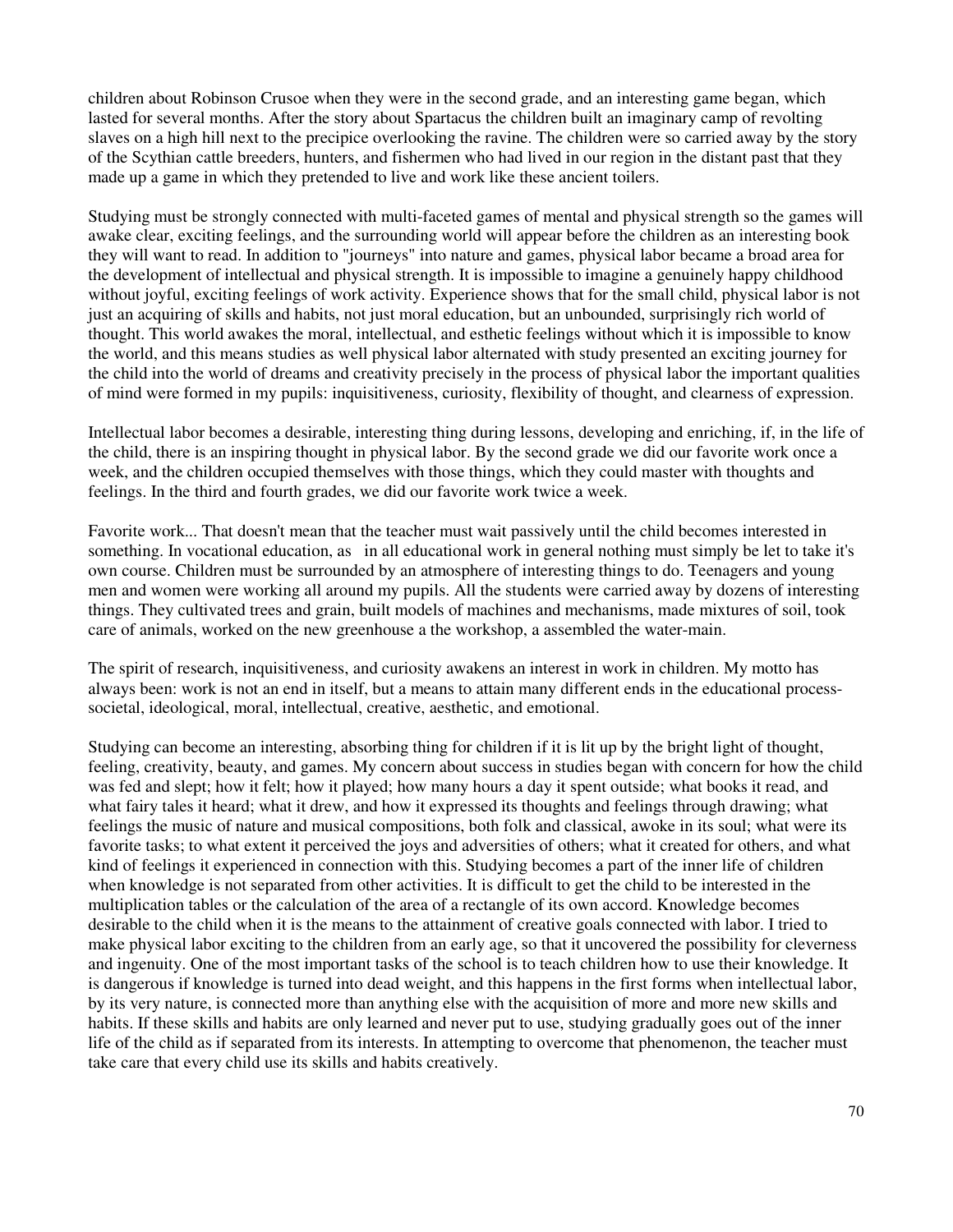children about Robinson Crusoe when they were in the second grade, and an interesting game began, which lasted for several months. After the story about Spartacus the children built an imaginary camp of revolting slaves on a high hill next to the precipice overlooking the ravine. The children were so carried away by the story of the Scythian cattle breeders, hunters, and fishermen who had lived in our region in the distant past that they made up a game in which they pretended to live and work like these ancient toilers.

Studying must be strongly connected with multi-faceted games of mental and physical strength so the games will awake clear, exciting feelings, and the surrounding world will appear before the children as an interesting book they will want to read. In addition to "journeys" into nature and games, physical labor became a broad area for the development of intellectual and physical strength. It is impossible to imagine a genuinely happy childhood without joyful, exciting feelings of work activity. Experience shows that for the small child, physical labor is not just an acquiring of skills and habits, not just moral education, but an unbounded, surprisingly rich world of thought. This world awakes the moral, intellectual, and esthetic feelings without which it is impossible to know the world, and this means studies as well physical labor alternated with study presented an exciting journey for the child into the world of dreams and creativity precisely in the process of physical labor the important qualities of mind were formed in my pupils: inquisitiveness, curiosity, flexibility of thought, and clearness of expression.

Intellectual labor becomes a desirable, interesting thing during lessons, developing and enriching, if, in the life of the child, there is an inspiring thought in physical labor. By the second grade we did our favorite work once a week, and the children occupied themselves with those things, which they could master with thoughts and feelings. In the third and fourth grades, we did our favorite work twice a week.

Favorite work... That doesn't mean that the teacher must wait passively until the child becomes interested in something. In vocational education, as in all educational work in general nothing must simply be let to take it's own course. Children must be surrounded by an atmosphere of interesting things to do. Teenagers and young men and women were working all around my pupils. All the students were carried away by dozens of interesting things. They cultivated trees and grain, built models of machines and mechanisms, made mixtures of soil, took care of animals, worked on the new greenhouse a the workshop, a assembled the water-main.

The spirit of research, inquisitiveness, and curiosity awakens an interest in work in children. My motto has always been: work is not an end in itself, but a means to attain many different ends in the educational process-societal, ideological, moral, intellectual, creative, aesthetic, and emotional.

Studying can become an interesting, absorbing thing for children if it is lit up by the bright light of thought, feeling, creativity, beauty, and games. My concern about success in studies began with concern for how the child was fed and slept; how it felt; how it played; how many hours a day it spent outside; what books it read, and what fairy tales it heard; what it drew, and how it expressed its thoughts and feelings through drawing; what feelings the music of nature and musical compositions, both folk and classical, awoke in its soul; what were its favorite tasks; to what extent it perceived the joys and adversities of others; what it created for others, and what kind of feelings it experienced in connection with this. Studying becomes a part of the inner life of children when knowledge is not separated from other activities. It is difficult to get the child to be interested in the multiplication tables or the calculation of the area of a rectangle of its own accord. Knowledge becomes desirable to the child when it is the means to the attainment of creative goals connected with labor. I tried to make physical labor exciting to the children from an early age, so that it uncovered the possibility for cleverness and ingenuity. One of the most important tasks of the school is to teach children how to use their knowledge. It is dangerous if knowledge is turned into dead weight, and this happens in the first forms when intellectual labor, by its very nature, is connected more than anything else with the acquisition of more and more new skills and habits. If these skills and habits are only learned and never put to use, studying gradually goes out of the inner life of the child as if separated from its interests. In attempting to overcome that phenomenon, the teacher must take care that every child use its skills and habits creatively.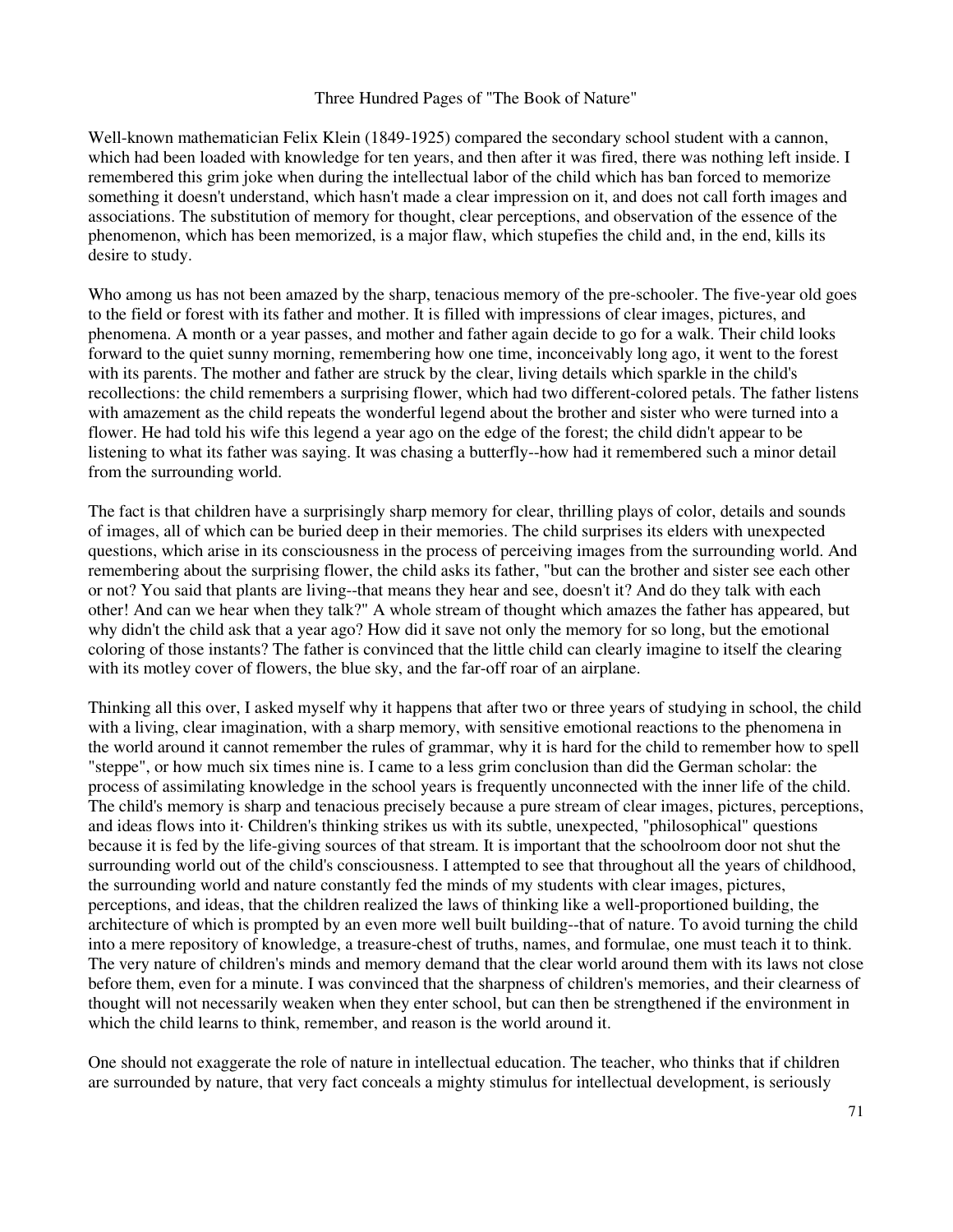## Three Hundred Pages of "The Book of Nature"

Well-known mathematician Felix Klein (1849-1925) compared the secondary school student with a cannon, which had been loaded with knowledge for ten years, and then after it was fired, there was nothing left inside. I remembered this grim joke when during the intellectual labor of the child which has ban forced to memorize something it doesn't understand, which hasn't made a clear impression on it, and does not call forth images and associations. The substitution of memory for thought, clear perceptions, and observation of the essence of the phenomenon, which has been memorized, is a major flaw, which stupefies the child and, in the end, kills its desire to study.

Who among us has not been amazed by the sharp, tenacious memory of the pre-schooler. The five-year old goes to the field or forest with its father and mother. It is filled with impressions of clear images, pictures, and phenomena. A month or a year passes, and mother and father again decide to go for a walk. Their child looks forward to the quiet sunny morning, remembering how one time, inconceivably long ago, it went to the forest with its parents. The mother and father are struck by the clear, living details which sparkle in the child's recollections: the child remembers a surprising flower, which had two different-colored petals. The father listens with amazement as the child repeats the wonderful legend about the brother and sister who were turned into a flower. He had told his wife this legend a year ago on the edge of the forest; the child didn't appear to be listening to what its father was saying. It was chasing a butterfly--how had it remembered such a minor detail from the surrounding world.

The fact is that children have a surprisingly sharp memory for clear, thrilling plays of color, details and sounds of images, all of which can be buried deep in their memories. The child surprises its elders with unexpected questions, which arise in its consciousness in the process of perceiving images from the surrounding world. And remembering about the surprising flower, the child asks its father, "but can the brother and sister see each other or not? You said that plants are living--that means they hear and see, doesn't it? And do they talk with each other! And can we hear when they talk?" A whole stream of thought which amazes the father has appeared, but why didn't the child ask that a year ago? How did it save not only the memory for so long, but the emotional coloring of those instants? The father is convinced that the little child can clearly imagine to itself the clearing with its motley cover of flowers, the blue sky, and the far-off roar of an airplane.

Thinking all this over, I asked myself why it happens that after two or three years of studying in school, the child with a living, clear imagination, with a sharp memory, with sensitive emotional reactions to the phenomena in the world around it cannot remember the rules of grammar, why it is hard for the child to remember how to spell "steppe", or how much six times nine is. I came to a less grim conclusion than did the German scholar: the process of assimilating knowledge in the school years is frequently unconnected with the inner life of the child. The child's memory is sharp and tenacious precisely because a pure stream of clear images, pictures, perceptions, and ideas flows into it· Children's thinking strikes us with its subtle, unexpected, "philosophical" questions because it is fed by the life-giving sources of that stream. It is important that the schoolroom door not shut the surrounding world out of the child's consciousness. I attempted to see that throughout all the years of childhood, the surrounding world and nature constantly fed the minds of my students with clear images, pictures, perceptions, and ideas, that the children realized the laws of thinking like a well-proportioned building, the architecture of which is prompted by an even more well built building--that of nature. To avoid turning the child into a mere repository of knowledge, a treasure-chest of truths, names, and formulae, one must teach it to think. The very nature of children's minds and memory demand that the clear world around them with its laws not close before them, even for a minute. I was convinced that the sharpness of children's memories, and their clearness of thought will not necessarily weaken when they enter school, but can then be strengthened if the environment in which the child learns to think, remember, and reason is the world around it.

One should not exaggerate the role of nature in intellectual education. The teacher, who thinks that if children are surrounded by nature, that very fact conceals a mighty stimulus for intellectual development, is seriously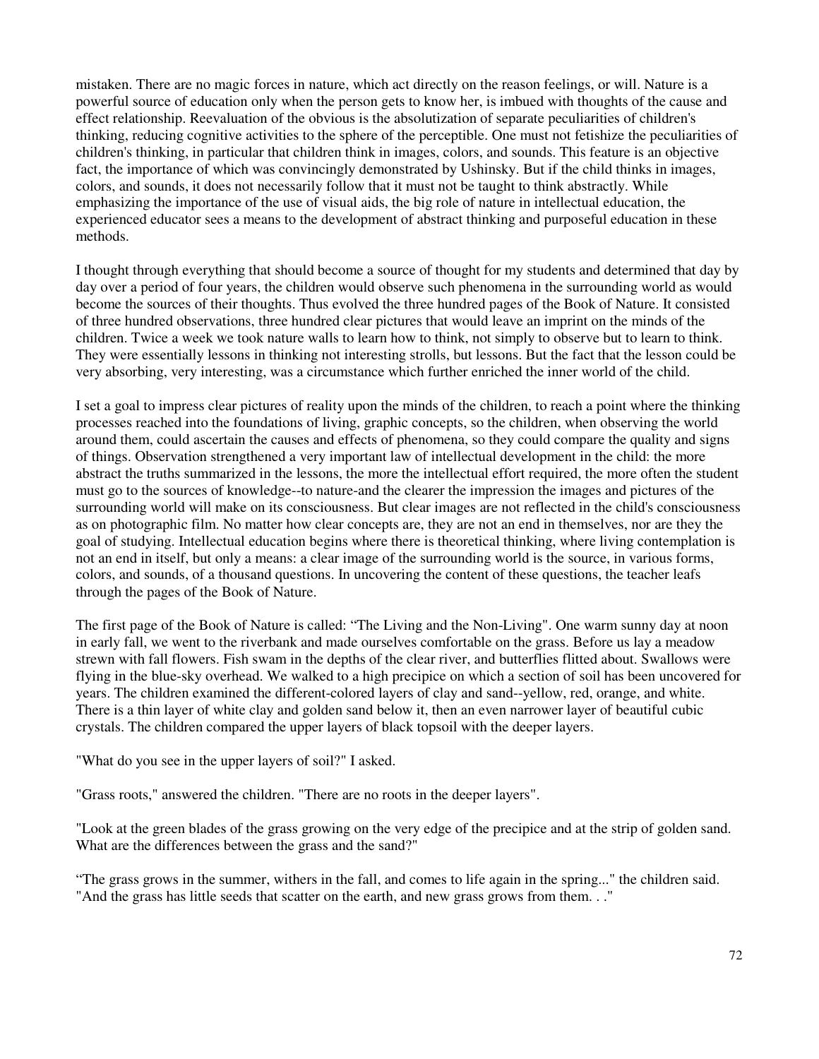mistaken. There are no magic forces in nature, which act directly on the reason feelings, or will. Nature is a powerful source of education only when the person gets to know her, is imbued with thoughts of the cause and effect relationship. Reevaluation of the obvious is the absolutization of separate peculiarities of children's thinking, reducing cognitive activities to the sphere of the perceptible. One must not fetishize the peculiarities of children's thinking, in particular that children think in images, colors, and sounds. This feature is an objective fact, the importance of which was convincingly demonstrated by Ushinsky. But if the child thinks in images, colors, and sounds, it does not necessarily follow that it must not be taught to think abstractly. While emphasizing the importance of the use of visual aids, the big role of nature in intellectual education, the experienced educator sees a means to the development of abstract thinking and purposeful education in these methods.

I thought through everything that should become a source of thought for my students and determined that day by day over a period of four years, the children would observe such phenomena in the surrounding world as would become the sources of their thoughts. Thus evolved the three hundred pages of the Book of Nature. It consisted of three hundred observations, three hundred clear pictures that would leave an imprint on the minds of the children. Twice a week we took nature walls to learn how to think, not simply to observe but to learn to think. They were essentially lessons in thinking not interesting strolls, but lessons. But the fact that the lesson could be very absorbing, very interesting, was a circumstance which further enriched the inner world of the child.

I set a goal to impress clear pictures of reality upon the minds of the children, to reach a point where the thinking processes reached into the foundations of living, graphic concepts, so the children, when observing the world around them, could ascertain the causes and effects of phenomena, so they could compare the quality and signs of things. Observation strengthened a very important law of intellectual development in the child: the more abstract the truths summarized in the lessons, the more the intellectual effort required, the more often the student must go to the sources of knowledge--to nature-and the clearer the impression the images and pictures of the surrounding world will make on its consciousness. But clear images are not reflected in the child's consciousness as on photographic film. No matter how clear concepts are, they are not an end in themselves, nor are they the goal of studying. Intellectual education begins where there is theoretical thinking, where living contemplation is not an end in itself, but only a means: a clear image of the surrounding world is the source, in various forms, colors, and sounds, of a thousand questions. In uncovering the content of these questions, the teacher leafs through the pages of the Book of Nature.

The first page of the Book of Nature is called: “The Living and the Non-Living". One warm sunny day at noon in early fall, we went to the riverbank and made ourselves comfortable on the grass. Before us lay a meadow strewn with fall flowers. Fish swam in the depths of the clear river, and butterflies flitted about. Swallows were flying in the blue-sky overhead. We walked to a high precipice on which a section of soil has been uncovered for years. The children examined the different-colored layers of clay and sand--yellow, red, orange, and white. There is a thin layer of white clay and golden sand below it, then an even narrower layer of beautiful cubic crystals. The children compared the upper layers of black topsoil with the deeper layers.

"What do you see in the upper layers of soil?" I asked.

"Grass roots," answered the children. "There are no roots in the deeper layers".

"Look at the green blades of the grass growing on the very edge of the precipice and at the strip of golden sand. What are the differences between the grass and the sand?"

“The grass grows in the summer, withers in the fall, and comes to life again in the spring..." the children said. "And the grass has little seeds that scatter on the earth, and new grass grows from them. . ."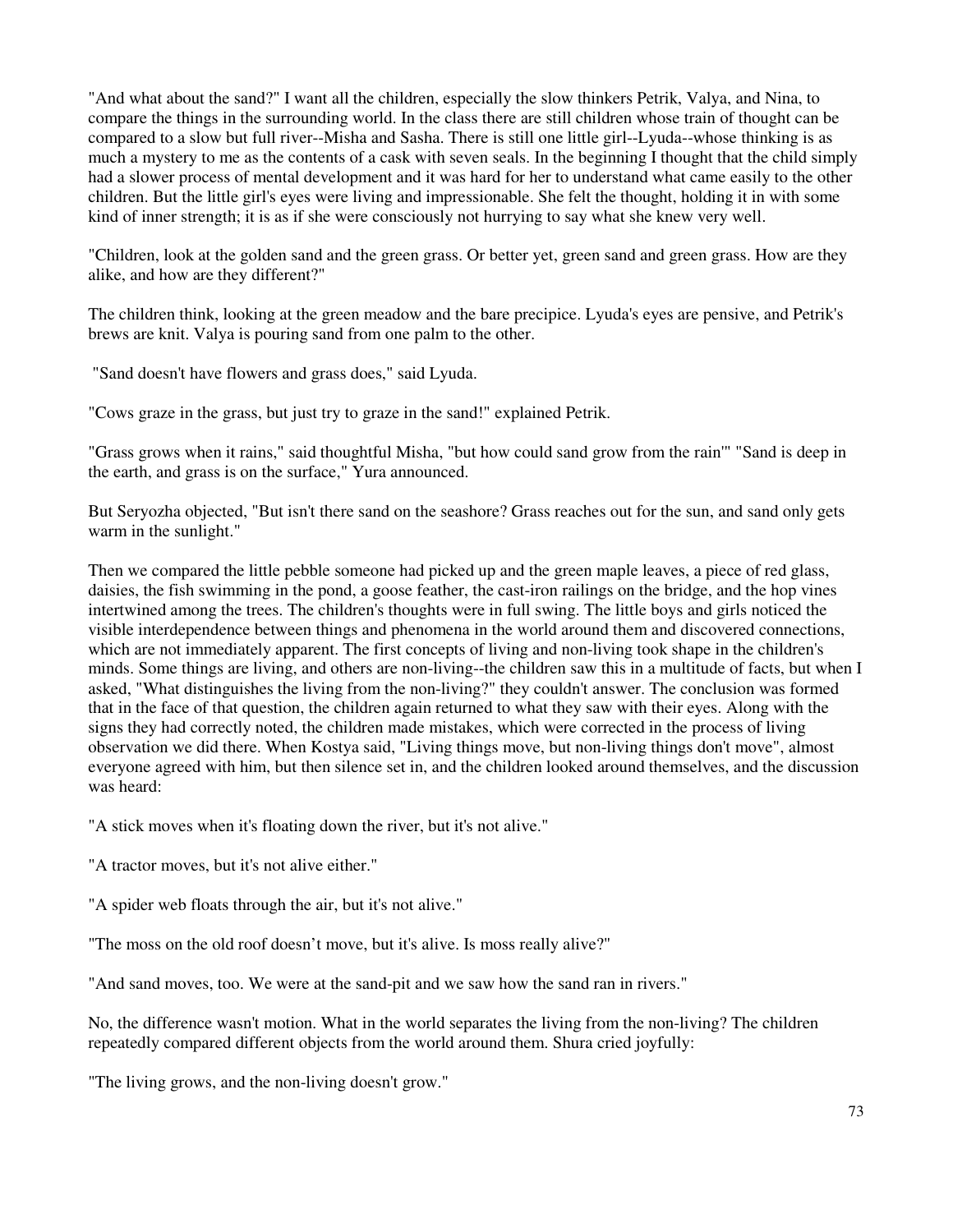"And what about the sand?" I want all the children, especially the slow thinkers Petrik, Valya, and Nina, to compare the things in the surrounding world. In the class there are still children whose train of thought can be compared to a slow but full river--Misha and Sasha. There is still one little girl--Lyuda--whose thinking is as much a mystery to me as the contents of a cask with seven seals. In the beginning I thought that the child simply had a slower process of mental development and it was hard for her to understand what came easily to the other children. But the little girl's eyes were living and impressionable. She felt the thought, holding it in with some kind of inner strength; it is as if she were consciously not hurrying to say what she knew very well.

"Children, look at the golden sand and the green grass. Or better yet, green sand and green grass. How are they alike, and how are they different?"

The children think, looking at the green meadow and the bare precipice. Lyuda's eyes are pensive, and Petrik's brews are knit. Valya is pouring sand from one palm to the other.

"Sand doesn't have flowers and grass does," said Lyuda.

"Cows graze in the grass, but just try to graze in the sand!" explained Petrik.

"Grass grows when it rains," said thoughtful Misha, "but how could sand grow from the rain'" "Sand is deep in the earth, and grass is on the surface," Yura announced.

But Seryozha objected, "But isn't there sand on the seashore? Grass reaches out for the sun, and sand only gets warm in the sunlight."

Then we compared the little pebble someone had picked up and the green maple leaves, a piece of red glass, daisies, the fish swimming in the pond, a goose feather, the cast-iron railings on the bridge, and the hop vines intertwined among the trees. The children's thoughts were in full swing. The little boys and girls noticed the visible interdependence between things and phenomena in the world around them and discovered connections, which are not immediately apparent. The first concepts of living and non-living took shape in the children's minds. Some things are living, and others are non-living--the children saw this in a multitude of facts, but when I asked, "What distinguishes the living from the non-living?" they couldn't answer. The conclusion was formed that in the face of that question, the children again returned to what they saw with their eyes. Along with the signs they had correctly noted, the children made mistakes, which were corrected in the process of living observation we did there. When Kostya said, "Living things move, but non-living things don't move", almost everyone agreed with him, but then silence set in, and the children looked around themselves, and the discussion was heard:

"A stick moves when it's floating down the river, but it's not alive."

"A tractor moves, but it's not alive either."

"A spider web floats through the air, but it's not alive."

"The moss on the old roof doesn't move, but it's alive. Is moss really alive?"

"And sand moves, too. We were at the sand-pit and we saw how the sand ran in rivers."

No, the difference wasn't motion. What in the world separates the living from the non-living? The children repeatedly compared different objects from the world around them. Shura cried joyfully:

"The living grows, and the non-living doesn't grow."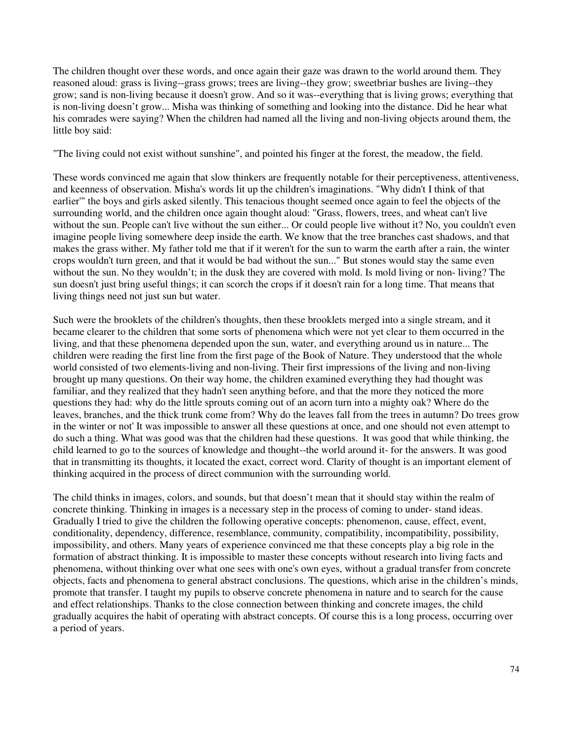The children thought over these words, and once again their gaze was drawn to the world around them. They reasoned aloud: grass is living--grass grows; trees are living--they grow; sweetbriar bushes are living--they grow; sand is non-living because it doesn't grow. And so it was--everything that is living grows; everything that is non-living doesn't grow... Misha was thinking of something and looking into the distance. Did he hear what his comrades were saying? When the children had named all the living and non-living objects around them, the little boy said:

"The living could not exist without sunshine", and pointed his finger at the forest, the meadow, the field.

These words convinced me again that slow thinkers are frequently notable for their perceptiveness, attentiveness, and keenness of observation. Misha's words lit up the children's imaginations. "Why didn't I think of that earlier'" the boys and girls asked silently. This tenacious thought seemed once again to feel the objects of the surrounding world, and the children once again thought aloud: "Grass, flowers, trees, and wheat can't live without the sun. People can't line without the sun either... Or could people live without it? No, you couldn't even imagine people living somewhere deep inside the earth. We know that the tree branches cast shadows, and that makes the grass wither. My father told me that if it weren't for the sun to warm the earth after a rain, the winter crops wouldn't turn green, and that it would be bad without the sun..." But stones would stay the same even without the sun. No they wouldn't; in the dusk they are covered with mold. Is mold living or non- living? The sun doesn't just bring useful things; it can scorch the crops if it doesn't rain for a long time. That means that living things need not just sun but water.

Such were the brooklets of the children's thoughts, then these brooklets merged into a single stream, and it became clearer to the children that some sorts of phenomena which were not yet clear to them occurred in the living, and that these phenomena depended upon the sun, water, and everything around us in nature... The children were reading the first line from the first page of the Book of Nature. They understood that the whole world consisted of two elements-living and non-living. Their first impressions of the living and non-living brought up many questions. On their way home, the children examined everything they had thought was familiar, and they realized that they hadn't seen anything before, and that the more they noticed the more questions they had: why do the little sprouts coming out of an acorn turn into a mighty oak? Where do the leaves, branches, and the thick trunk come from? Why do the leaves fall from the trees in autumn? Do trees grow in the winter or not' It was impossible to answer all these questions at once, and one should not even attempt to do such a thing. What was good was that the children had these questions. It was good that while thinking, the child learned to go to the sources of knowledge and thought--the world around it- for the answers. It was good that in transmitting its thoughts, it located the exact, correct word. Clarity of thought is an important element of thinking acquired in the process of direct communion with the surrounding world.

The child thinks in images, colors, and sounds, but that doesn't mean that it should stay within the realm of concrete thinking. Thinking in images is a necessary step in the process of coming to under- stand ideas. Gradually I tried to give the children the following operative concepts: phenomenon, cause, effect, event, conditionality, dependency, difference, resemblance, community, compatibility, incompatibility, possibility, impossibility, and others. Many years of experience convinced me that these concepts play a big role in the formation of abstract thinking. It is impossible to master these concepts without research into living facts and phenomena, without thinking over what one sees with one's own eyes, without a gradual transfer from concrete objects, facts and phenomena to general abstract conclusions. The questions, which arise in the children's minds, promote that transfer. I taught my pupils to observe concrete phenomena in nature and to search for the cause and effect relationships. Thanks to the close connection between thinking and concrete images, the child gradually acquires the habit of operating with abstract concepts. Of course this is a long process, occurring over a period of years.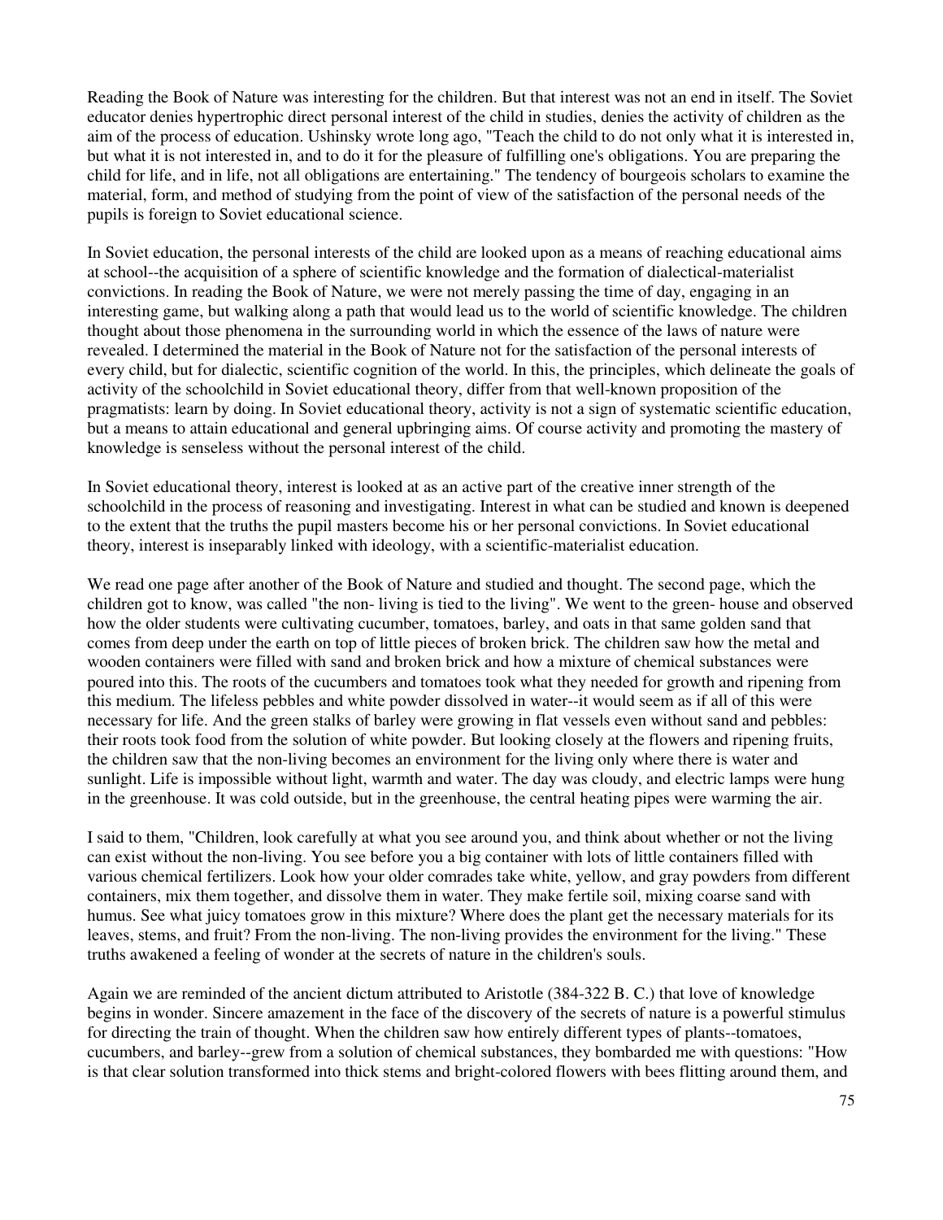Reading the Book of Nature was interesting for the children. But that interest was not an end in itself. The Soviet educator denies hypertrophic direct personal interest of the child in studies, denies the activity of children as the aim of the process of education. Ushinsky wrote long ago, "Teach the child to do not only what it is interested in, but what it is not interested in, and to do it for the pleasure of fulfilling one's obligations. You are preparing the child for life, and in life, not all obligations are entertaining." The tendency of bourgeois scholars to examine the material, form, and method of studying from the point of view of the satisfaction of the personal needs of the pupils is foreign to Soviet educational science.

In Soviet education, the personal interests of the child are looked upon as a means of reaching educational aims at school--the acquisition of a sphere of scientific knowledge and the formation of dialectical-materialist convictions. In reading the Book of Nature, we were not merely passing the time of day, engaging in an interesting game, but walking along a path that would lead us to the world of scientific knowledge. The children thought about those phenomena in the surrounding world in which the essence of the laws of nature were revealed. I determined the material in the Book of Nature not for the satisfaction of the personal interests of every child, but for dialectic, scientific cognition of the world. In this, the principles, which delineate the goals of activity of the schoolchild in Soviet educational theory, differ from that well-known proposition of the pragmatists: learn by doing. In Soviet educational theory, activity is not a sign of systematic scientific education, but a means to attain educational and general upbringing aims. Of course activity and promoting the mastery of knowledge is senseless without the personal interest of the child.

In Soviet educational theory, interest is looked at as an active part of the creative inner strength of the schoolchild in the process of reasoning and investigating. Interest in what can be studied and known is deepened to the extent that the truths the pupil masters become his or her personal convictions. In Soviet educational theory, interest is inseparably linked with ideology, with a scientific-materialist education.

We read one page after another of the Book of Nature and studied and thought. The second page, which the children got to know, was called "the non- living is tied to the living". We went to the green- house and observed how the older students were cultivating cucumber, tomatoes, barley, and oats in that same golden sand that comes from deep under the earth on top of little pieces of broken brick. The children saw how the metal and wooden containers were filled with sand and broken brick and how a mixture of chemical substances were poured into this. The roots of the cucumbers and tomatoes took what they needed for growth and ripening from this medium. The lifeless pebbles and white powder dissolved in water--it would seem as if all of this were necessary for life. And the green stalks of barley were growing in flat vessels even without sand and pebbles: their roots took food from the solution of white powder. But looking closely at the flowers and ripening fruits, the children saw that the non-living becomes an environment for the living only where there is water and sunlight. Life is impossible without light, warmth and water. The day was cloudy, and electric lamps were hung in the greenhouse. It was cold outside, but in the greenhouse, the central heating pipes were warming the air.

I said to them, "Children, look carefully at what you see around you, and think about whether or not the living can exist without the non-living. You see before you a big container with lots of little containers filled with various chemical fertilizers. Look how your older comrades take white, yellow, and gray powders from different containers, mix them together, and dissolve them in water. They make fertile soil, mixing coarse sand with humus. See what juicy tomatoes grow in this mixture? Where does the plant get the necessary materials for its leaves, stems, and fruit? From the non-living. The non-living provides the environment for the living." These truths awakened a feeling of wonder at the secrets of nature in the children's souls.

Again we are reminded of the ancient dictum attributed to Aristotle (384-322 B. C.) that love of knowledge begins in wonder. Sincere amazement in the face of the discovery of the secrets of nature is a powerful stimulus for directing the train of thought. When the children saw how entirely different types of plants--tomatoes, cucumbers, and barley--grew from a solution of chemical substances, they bombarded me with questions: "How is that clear solution transformed into thick stems and bright-colored flowers with bees flitting around them, and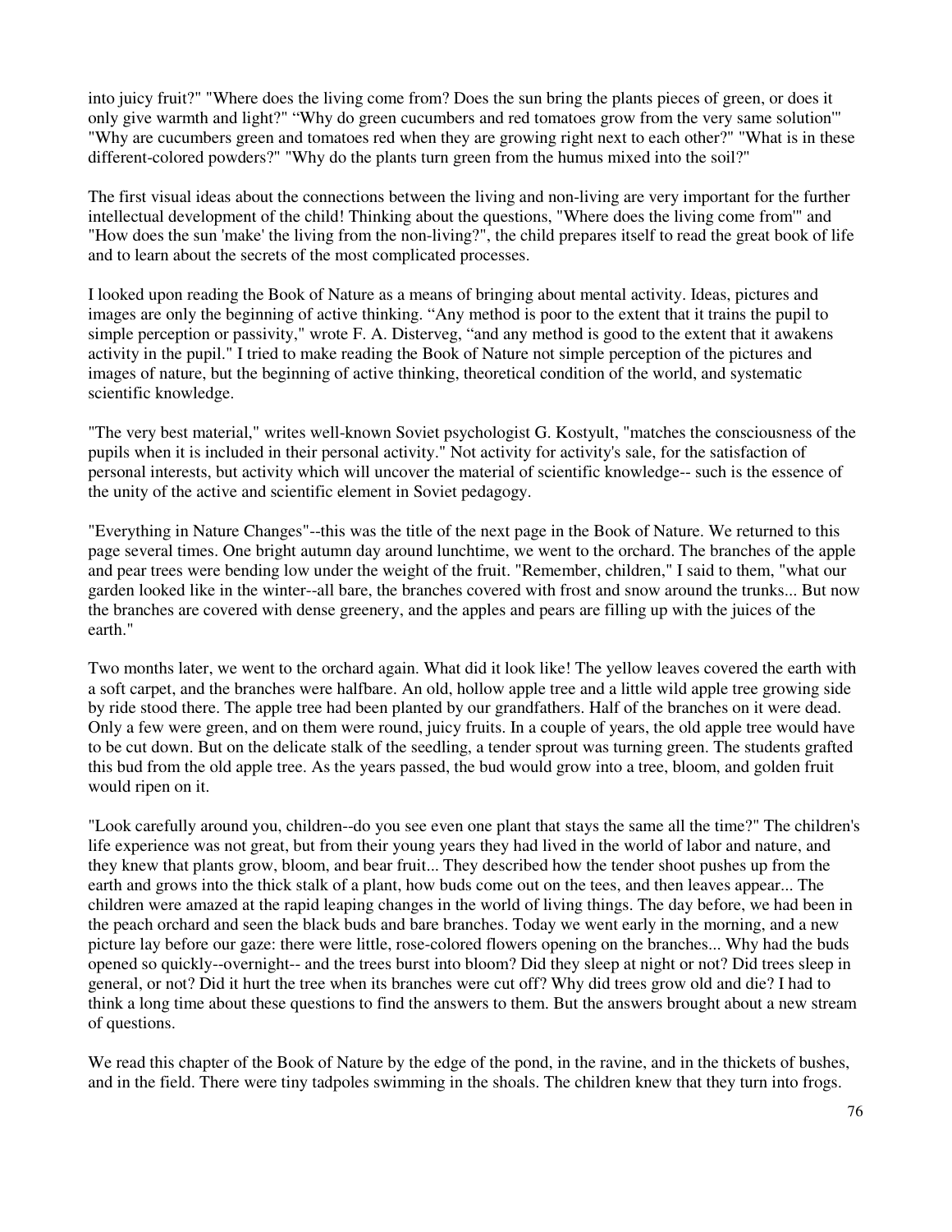into juicy fruit?" "Where does the living come from? Does the sun bring the plants pieces of green, or does it only give warmth and light?" "Why do green cucumbers and red tomatoes grow from the very same solution'" "Why are cucumbers green and tomatoes red when they are growing right next to each other?" "What is in these different-colored powders?" "Why do the plants turn green from the humus mixed into the soil?"

The first visual ideas about the connections between the living and non-living are very important for the further intellectual development of the child! Thinking about the questions, "Where does the living come from'" and "How does the sun 'make' the living from the non-living?", the child prepares itself to read the great book of life and to learn about the secrets of the most complicated processes.

I looked upon reading the Book of Nature as a means of bringing about mental activity. Ideas, pictures and images are only the beginning of active thinking. "Any method is poor to the extent that it trains the pupil to simple perception or passivity," wrote F. A. Disterveg, "and any method is good to the extent that it awakens activity in the pupil." I tried to make reading the Book of Nature not simple perception of the pictures and images of nature, but the beginning of active thinking, theoretical condition of the world, and systematic scientific knowledge.

"The very best material," writes well-known Soviet psychologist G. Kostyult, "matches the consciousness of the pupils when it is included in their personal activity." Not activity for activity's sale, for the satisfaction of personal interests, but activity which will uncover the material of scientific knowledge-- such is the essence of the unity of the active and scientific element in Soviet pedagogy.

"Everything in Nature Changes"--this was the title of the next page in the Book of Nature. We returned to this page several times. One bright autumn day around lunchtime, we went to the orchard. The branches of the apple and pear trees were bending low under the weight of the fruit. "Remember, children," I said to them, "what our garden looked like in the winter--all bare, the branches covered with frost and snow around the trunks... But now the branches are covered with dense greenery, and the apples and pears are filling up with the juices of the earth."

Two months later, we went to the orchard again. What did it look like! The yellow leaves covered the earth with a soft carpet, and the branches were halfbare. An old, hollow apple tree and a little wild apple tree growing side by ride stood there. The apple tree had been planted by our grandfathers. Half of the branches on it were dead. Only a few were green, and on them were round, juicy fruits. In a couple of years, the old apple tree would have to be cut down. But on the delicate stalk of the seedling, a tender sprout was turning green. The students grafted this bud from the old apple tree. As the years passed, the bud would grow into a tree, bloom, and golden fruit would ripen on it.

"Look carefully around you, children--do you see even one plant that stays the same all the time?" The children's life experience was not great, but from their young years they had lived in the world of labor and nature, and they knew that plants grow, bloom, and bear fruit... They described how the tender shoot pushes up from the earth and grows into the thick stalk of a plant, how buds come out on the tees, and then leaves appear... The children were amazed at the rapid leaping changes in the world of living things. The day before, we had been in the peach orchard and seen the black buds and bare branches. Today we went early in the morning, and a new picture lay before our gaze: there were little, rose-colored flowers opening on the branches... Why had the buds opened so quickly--overnight-- and the trees burst into bloom? Did they sleep at night or not? Did trees sleep in general, or not? Did it hurt the tree when its branches were cut off? Why did trees grow old and die? I had to think a long time about these questions to find the answers to them. But the answers brought about a new stream of questions.

We read this chapter of the Book of Nature by the edge of the pond, in the ravine, and in the thickets of bushes, and in the field. There were tiny tadpoles swimming in the shoals. The children knew that they turn into frogs.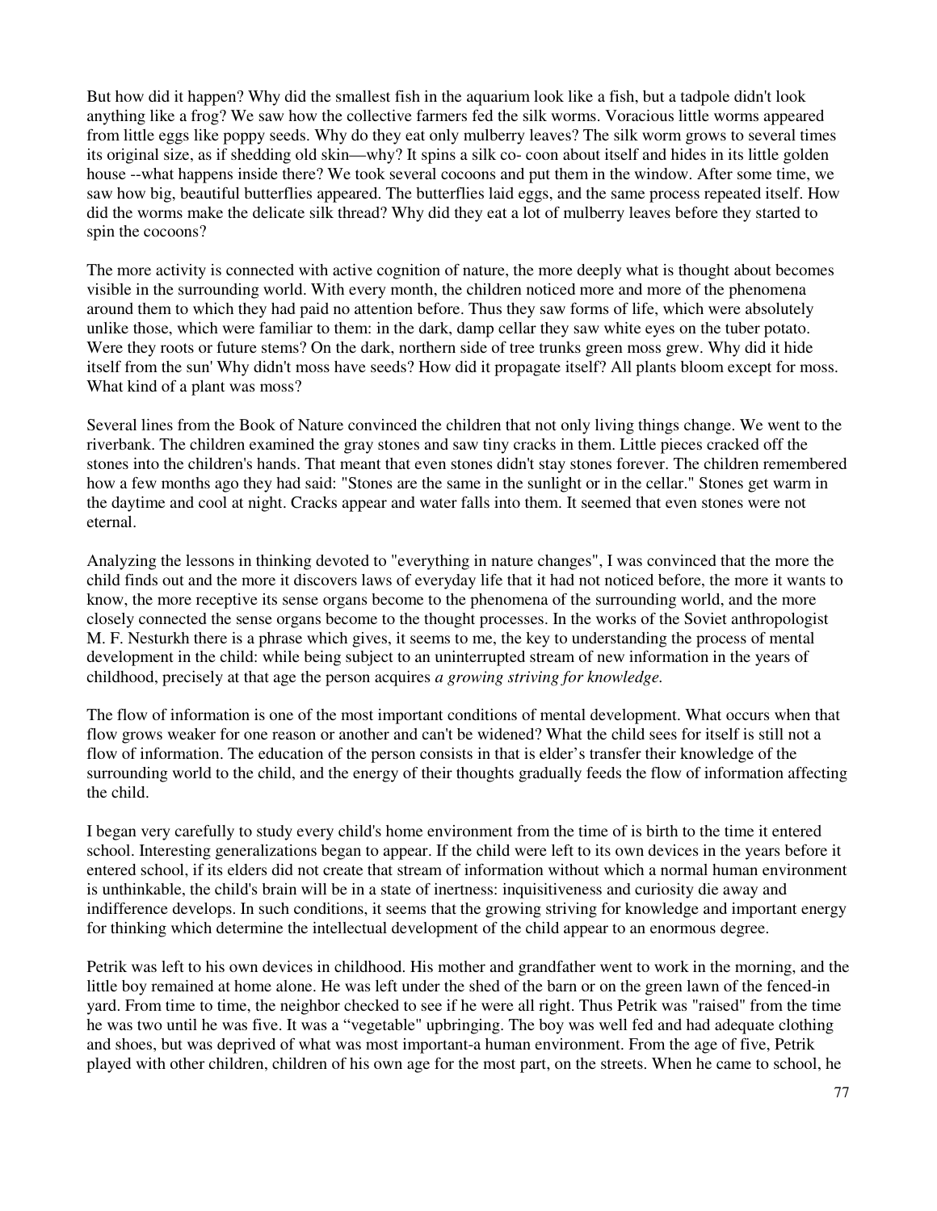But how did it happen? Why did the smallest fish in the aquarium look like a fish, but a tadpole didn't look anything like a frog? We saw how the collective farmers fed the silk worms. Voracious little worms appeared from little eggs like poppy seeds. Why do they eat only mulberry leaves? The silk worm grows to several times its original size, as if shedding old skin—why? It spins a silk co- coon about itself and hides in its little golden house --what happens inside there? We took several cocoons and put them in the window. After some time, we saw how big, beautiful butterflies appeared. The butterflies laid eggs, and the same process repeated itself. How did the worms make the delicate silk thread? Why did they eat a lot of mulberry leaves before they started to spin the cocoons?

The more activity is connected with active cognition of nature, the more deeply what is thought about becomes visible in the surrounding world. With every month, the children noticed more and more of the phenomena around them to which they had paid no attention before. Thus they saw forms of life, which were absolutely unlike those, which were familiar to them: in the dark, damp cellar they saw white eyes on the tuber potato. Were they roots or future stems? On the dark, northern side of tree trunks green moss grew. Why did it hide itself from the sun' Why didn't moss have seeds? How did it propagate itself? All plants bloom except for moss. What kind of a plant was moss?

Several lines from the Book of Nature convinced the children that not only living things change. We went to the riverbank. The children examined the gray stones and saw tiny cracks in them. Little pieces cracked off the stones into the children's hands. That meant that even stones didn't stay stones forever. The children remembered how a few months ago they had said: "Stones are the same in the sunlight or in the cellar." Stones get warm in the daytime and cool at night. Cracks appear and water falls into them. It seemed that even stones were not eternal.

Analyzing the lessons in thinking devoted to "everything in nature changes", I was convinced that the more the child finds out and the more it discovers laws of everyday life that it had not noticed before, the more it wants to know, the more receptive its sense organs become to the phenomena of the surrounding world, and the more closely connected the sense organs become to the thought processes. In the works of the Soviet anthropologist M. F. Nesturkh there is a phrase which gives, it seems to me, the key to understanding the process of mental development in the child: while being subject to an uninterrupted stream of new information in the years of childhood, precisely at that age the person acquires *a growing striving for knowledge.*

The flow of information is one of the most important conditions of mental development. What occurs when that flow grows weaker for one reason or another and can't be widened? What the child sees for itself is still not a flow of information. The education of the person consists in that is elder's transfer their knowledge of the surrounding world to the child, and the energy of their thoughts gradually feeds the flow of information affecting the child.

I began very carefully to study every child's home environment from the time of is birth to the time it entered school. Interesting generalizations began to appear. If the child were left to its own devices in the years before it entered school, if its elders did not create that stream of information without which a normal human environment is unthinkable, the child's brain will be in a state of inertness: inquisitiveness and curiosity die away and indifference develops. In such conditions, it seems that the growing striving for knowledge and important energy for thinking which determine the intellectual development of the child appear to an enormous degree.

Petrik was left to his own devices in childhood. His mother and grandfather went to work in the morning, and the little boy remained at home alone. He was left under the shed of the barn or on the green lawn of the fenced-in yard. From time to time, the neighbor checked to see if he were all right. Thus Petrik was "raised" from the time he was two until he was five. It was a "vegetable" upbringing. The boy was well fed and had adequate clothing and shoes, but was deprived of what was most important-a human environment. From the age of five, Petrik played with other children, children of his own age for the most part, on the streets. When he came to school, he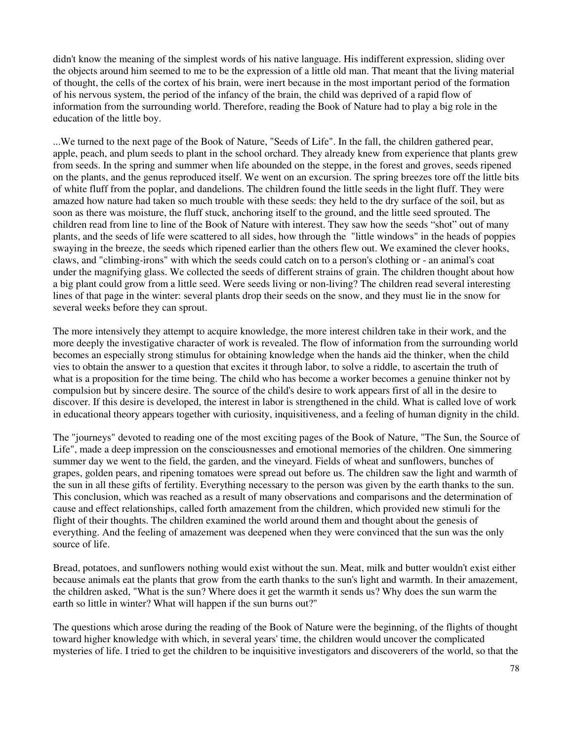didn't know the meaning of the simplest words of his native language. His indifferent expression, sliding over the objects around him seemed to me to be the expression of a little old man. That meant that the living material of thought, the cells of the cortex of his brain, were inert because in the most important period of the formation of his nervous system, the period of the infancy of the brain, the child was deprived of a rapid flow of information from the surrounding world. Therefore, reading the Book of Nature had to play a big role in the education of the little boy.

...We turned to the next page of the Book of Nature, "Seeds of Life". In the fall, the children gathered pear, apple, peach, and plum seeds to plant in the school orchard. They already knew from experience that plants grew from seeds. In the spring and summer when life abounded on the steppe, in the forest and groves, seeds ripened on the plants, and the genus reproduced itself. We went on an excursion. The spring breezes tore off the little bits of white fluff from the poplar, and dandelions. The children found the little seeds in the light fluff. They were amazed how nature had taken so much trouble with these seeds: they held to the dry surface of the soil, but as soon as there was moisture, the fluff stuck, anchoring itself to the ground, and the little seed sprouted. The children read from line to line of the Book of Nature with interest. They saw how the seeds "shot" out of many plants, and the seeds of life were scattered to all sides, how through the "little windows" in the heads of poppies swaying in the breeze, the seeds which ripened earlier than the others flew out. We examined the clever hooks, claws, and "climbing-irons" with which the seeds could catch on to a person's clothing or - an animal's coat under the magnifying glass. We collected the seeds of different strains of grain. The children thought about how a big plant could grow from a little seed. Were seeds living or non-living? The children read several interesting lines of that page in the winter: several plants drop their seeds on the snow, and they must lie in the snow for several weeks before they can sprout.

The more intensively they attempt to acquire knowledge, the more interest children take in their work, and the more deeply the investigative character of work is revealed. The flow of information from the surrounding world becomes an especially strong stimulus for obtaining knowledge when the hands aid the thinker, when the child vies to obtain the answer to a question that excites it through labor, to solve a riddle, to ascertain the truth of what is a proposition for the time being. The child who has become a worker becomes a genuine thinker not by compulsion but by sincere desire. The source of the child's desire to work appears first of all in the desire to discover. If this desire is developed, the interest in labor is strengthened in the child. What is called love of work in educational theory appears together with curiosity, inquisitiveness, and a feeling of human dignity in the child.

The "journeys" devoted to reading one of the most exciting pages of the Book of Nature, "The Sun, the Source of Life", made a deep impression on the consciousnesses and emotional memories of the children. One simmering summer day we went to the field, the garden, and the vineyard. Fields of wheat and sunflowers, bunches of grapes, golden pears, and ripening tomatoes were spread out before us. The children saw the light and warmth of the sun in all these gifts of fertility. Everything necessary to the person was given by the earth thanks to the sun. This conclusion, which was reached as a result of many observations and comparisons and the determination of cause and effect relationships, called forth amazement from the children, which provided new stimuli for the flight of their thoughts. The children examined the world around them and thought about the genesis of everything. And the feeling of amazement was deepened when they were convinced that the sun was the only source of life.

Bread, potatoes, and sunflowers nothing would exist without the sun. Meat, milk and butter wouldn't exist either because animals eat the plants that grow from the earth thanks to the sun's light and warmth. In their amazement, the children asked, "What is the sun? Where does it get the warmth it sends us? Why does the sun warm the earth so little in winter? What will happen if the sun burns out?"

The questions which arose during the reading of the Book of Nature were the beginning, of the flights of thought toward higher knowledge with which, in several years' time, the children would uncover the complicated mysteries of life. I tried to get the children to be inquisitive investigators and discoverers of the world, so that the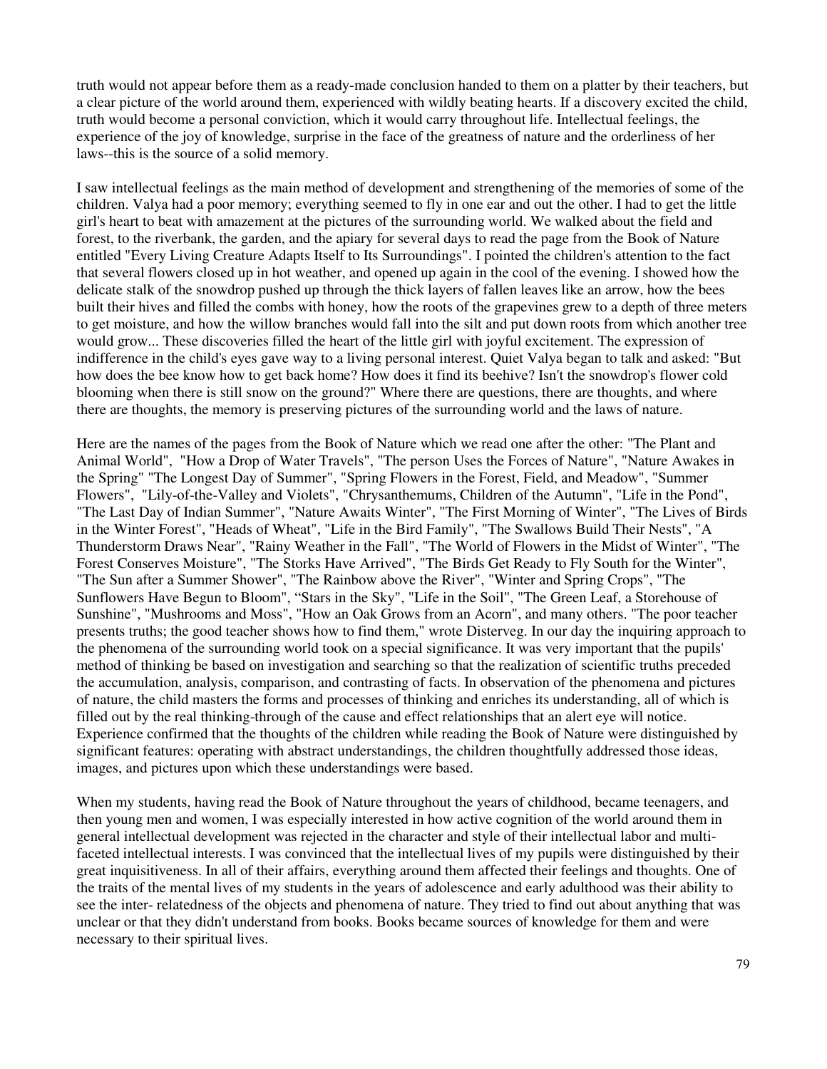truth would not appear before them as a ready-made conclusion handed to them on a platter by their teachers, but a clear picture of the world around them, experienced with wildly beating hearts. If a discovery excited the child, truth would become a personal conviction, which it would carry throughout life. Intellectual feelings, the experience of the joy of knowledge, surprise in the face of the greatness of nature and the orderliness of her laws--this is the source of a solid memory.

I saw intellectual feelings as the main method of development and strengthening of the memories of some of the children. Valya had a poor memory; everything seemed to fly in one ear and out the other. I had to get the little girl's heart to beat with amazement at the pictures of the surrounding world. We walked about the field and forest, to the riverbank, the garden, and the apiary for several days to read the page from the Book of Nature entitled "Every Living Creature Adapts Itself to Its Surroundings". I pointed the children's attention to the fact that several flowers closed up in hot weather, and opened up again in the cool of the evening. I showed how the delicate stalk of the snowdrop pushed up through the thick layers of fallen leaves like an arrow, how the bees built their hives and filled the combs with honey, how the roots of the grapevines grew to a depth of three meters to get moisture, and how the willow branches would fall into the silt and put down roots from which another tree would grow... These discoveries filled the heart of the little girl with joyful excitement. The expression of indifference in the child's eyes gave way to a living personal interest. Quiet Valya began to talk and asked: "But how does the bee know how to get back home? How does it find its beehive? Isn't the snowdrop's flower cold blooming when there is still snow on the ground?" Where there are questions, there are thoughts, and where there are thoughts, the memory is preserving pictures of the surrounding world and the laws of nature.

Here are the names of the pages from the Book of Nature which we read one after the other: "The Plant and Animal World", "How a Drop of Water Travels", "The person Uses the Forces of Nature", "Nature Awakes in the Spring" "The Longest Day of Summer", "Spring Flowers in the Forest, Field, and Meadow", "Summer Flowers", "Lily-of-the-Valley and Violets", "Chrysanthemums, Children of the Autumn", "Life in the Pond", "The Last Day of Indian Summer", "Nature Awaits Winter", "The First Morning of Winter", "The Lives of Birds in the Winter Forest", "Heads of Wheat", "Life in the Bird Family", "The Swallows Build Their Nests", "A Thunderstorm Draws Near", "Rainy Weather in the Fall", "The World of Flowers in the Midst of Winter", "The Forest Conserves Moisture", "The Storks Have Arrived", "The Birds Get Ready to Fly South for the Winter", "The Sun after a Summer Shower", "The Rainbow above the River", "Winter and Spring Crops", "The Sunflowers Have Begun to Bloom", "Stars in the Sky", "Life in the Soil", "The Green Leaf, a Storehouse of Sunshine", "Mushrooms and Moss", "How an Oak Grows from an Acorn", and many others. "The poor teacher presents truths; the good teacher shows how to find them," wrote Disterveg. In our day the inquiring approach to the phenomena of the surrounding world took on a special significance. It was very important that the pupils' method of thinking be based on investigation and searching so that the realization of scientific truths preceded the accumulation, analysis, comparison, and contrasting of facts. In observation of the phenomena and pictures of nature, the child masters the forms and processes of thinking and enriches its understanding, all of which is filled out by the real thinking-through of the cause and effect relationships that an alert eye will notice. Experience confirmed that the thoughts of the children while reading the Book of Nature were distinguished by significant features: operating with abstract understandings, the children thoughtfully addressed those ideas, images, and pictures upon which these understandings were based.

When my students, having read the Book of Nature throughout the years of childhood, became teenagers, and then young men and women, I was especially interested in how active cognition of the world around them in general intellectual development was rejected in the character and style of their intellectual labor and multi-faceted intellectual interests. I was convinced that the intellectual lives of my pupils were distinguished by their great inquisitiveness. In all of their affairs, everything around them affected their feelings and thoughts. One of the traits of the mental lives of my students in the years of adolescence and early adulthood was their ability to see the inter- relatedness of the objects and phenomena of nature. They tried to find out about anything that was unclear or that they didn't understand from books. Books became sources of knowledge for them and were necessary to their spiritual lives.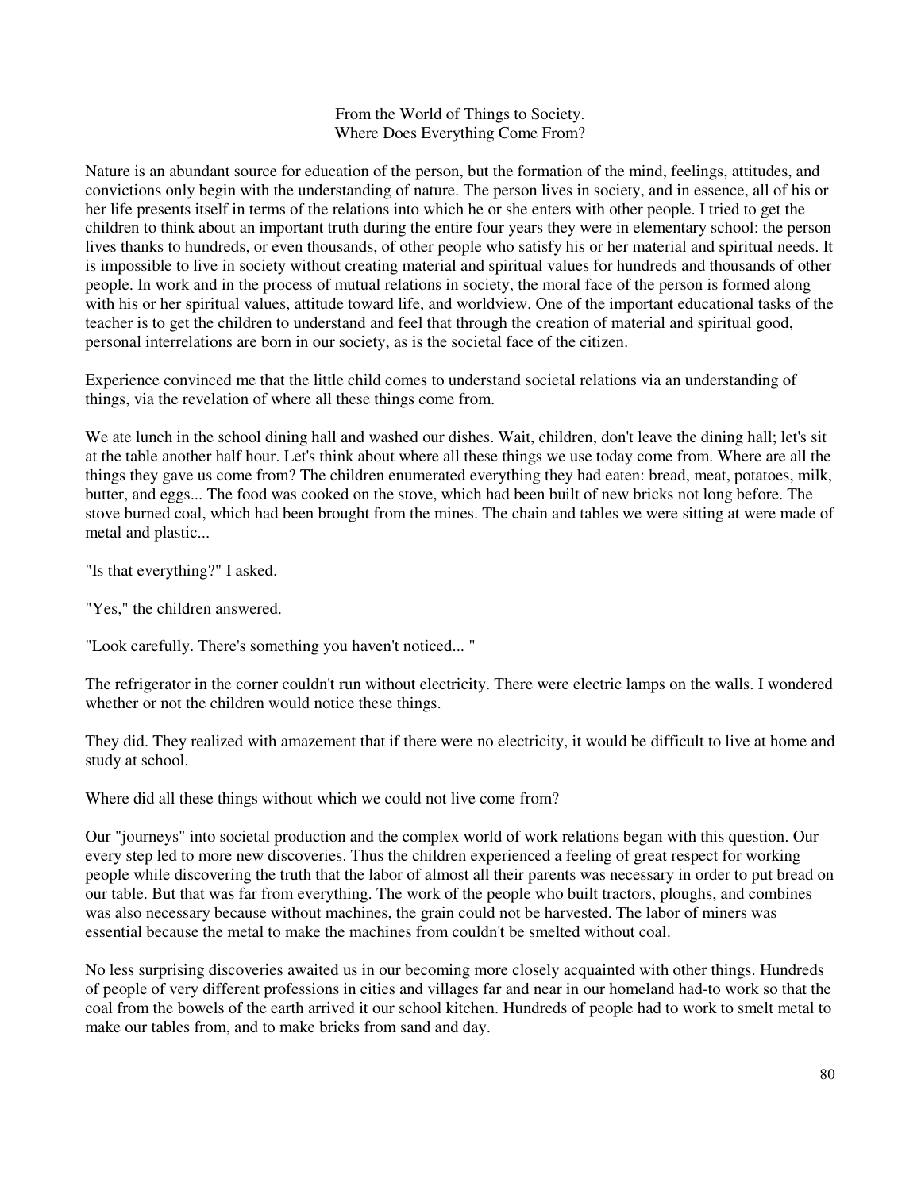## From the World of Things to Society.
## Where Does Everything Come From?

Nature is an abundant source for education of the person, but the formation of the mind, feelings, attitudes, and convictions only begin with the understanding of nature. The person lives in society, and in essence, all of his or her life presents itself in terms of the relations into which he or she enters with other people. I tried to get the children to think about an important truth during the entire four years they were in elementary school: the person lives thanks to hundreds, or even thousands, of other people who satisfy his or her material and spiritual needs. It is impossible to live in society without creating material and spiritual values for hundreds and thousands of other people. In work and in the process of mutual relations in society, the moral face of the person is formed along with his or her spiritual values, attitude toward life, and worldview. One of the important educational tasks of the teacher is to get the children to understand and feel that through the creation of material and spiritual good, personal interrelations are born in our society, as is the societal face of the citizen.

Experience convinced me that the little child comes to understand societal relations via an understanding of things, via the revelation of where all these things come from.

We ate lunch in the school dining hall and washed our dishes. Wait, children, don't leave the dining hall; let's sit at the table another half hour. Let's think about where all these things we use today come from. Where are all the things they gave us come from? The children enumerated everything they had eaten: bread, meat, potatoes, milk, butter, and eggs... The food was cooked on the stove, which had been built of new bricks not long before. The stove burned coal, which had been brought from the mines. The chain and tables we were sitting at were made of metal and plastic...

"Is that everything?" I asked.

"Yes," the children answered.

"Look carefully. There's something you haven't noticed... "

The refrigerator in the corner couldn't run without electricity. There were electric lamps on the walls. I wondered whether or not the children would notice these things.

They did. They realized with amazement that if there were no electricity, it would be difficult to live at home and study at school.

Where did all these things without which we could not live come from?

Our "journeys" into societal production and the complex world of work relations began with this question. Our every step led to more new discoveries. Thus the children experienced a feeling of great respect for working people while discovering the truth that the labor of almost all their parents was necessary in order to put bread on our table. But that was far from everything. The work of the people who built tractors, ploughs, and combines was also necessary because without machines, the grain could not be harvested. The labor of miners was essential because the metal to make the machines from couldn't be smelted without coal.

No less surprising discoveries awaited us in our becoming more closely acquainted with other things. Hundreds of people of very different professions in cities and villages far and near in our homeland had-to work so that the coal from the bowels of the earth arrived it our school kitchen. Hundreds of people had to work to smelt metal to make our tables from, and to make bricks from sand and day.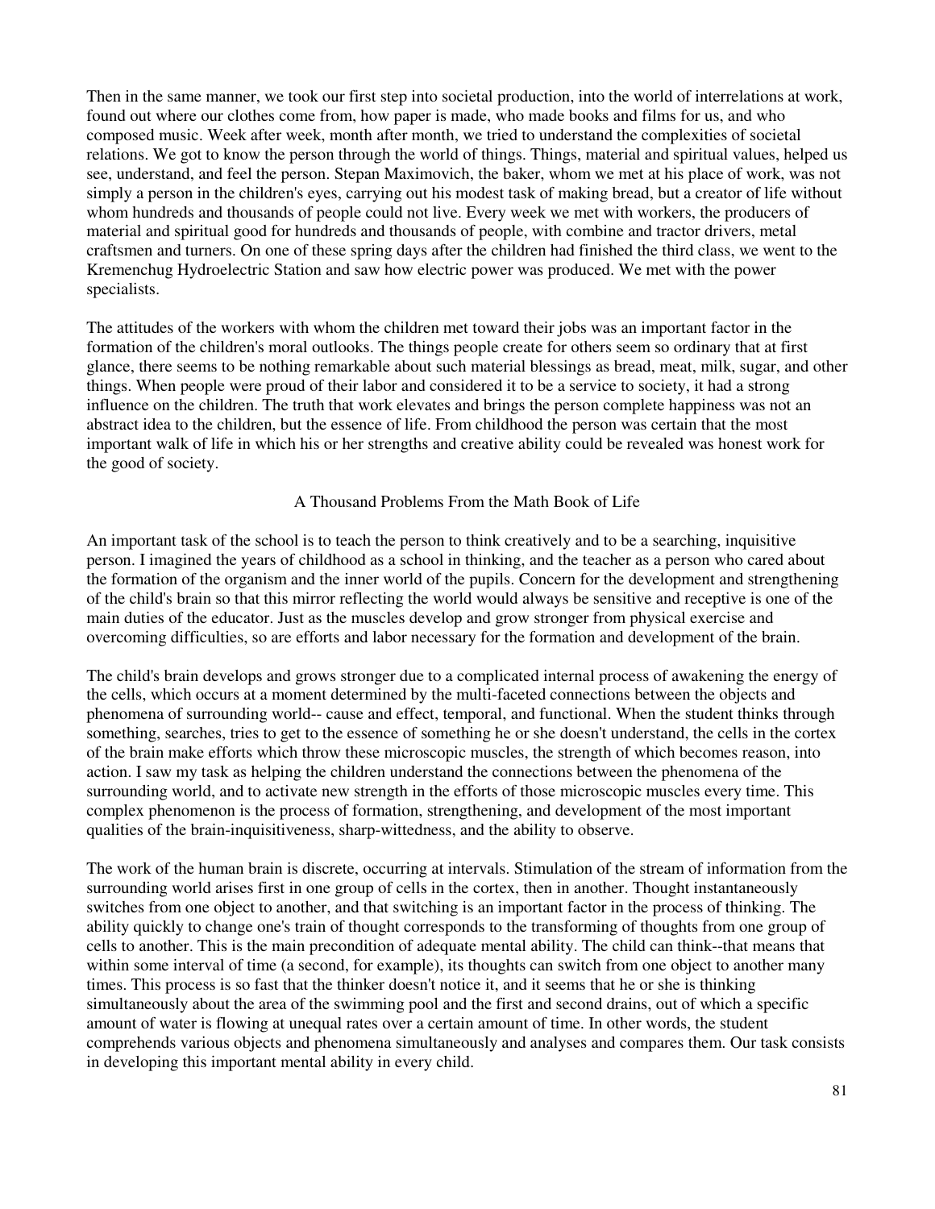Then in the same manner, we took our first step into societal production, into the world of interrelations at work, found out where our clothes come from, how paper is made, who made books and films for us, and who composed music. Week after week, month after month, we tried to understand the complexities of societal relations. We got to know the person through the world of things. Things, material and spiritual values, helped us see, understand, and feel the person. Stepan Maximovich, the baker, whom we met at his place of work, was not simply a person in the children's eyes, carrying out his modest task of making bread, but a creator of life without whom hundreds and thousands of people could not live. Every week we met with workers, the producers of material and spiritual good for hundreds and thousands of people, with combine and tractor drivers, metal craftsmen and turners. On one of these spring days after the children had finished the third class, we went to the Kremenchug Hydroelectric Station and saw how electric power was produced. We met with the power specialists.

The attitudes of the workers with whom the children met toward their jobs was an important factor in the formation of the children's moral outlooks. The things people create for others seem so ordinary that at first glance, there seems to be nothing remarkable about such material blessings as bread, meat, milk, sugar, and other things. When people were proud of their labor and considered it to be a service to society, it had a strong influence on the children. The truth that work elevates and brings the person complete happiness was not an abstract idea to the children, but the essence of life. From childhood the person was certain that the most important walk of life in which his or her strengths and creative ability could be revealed was honest work for the good of society.

## A Thousand Problems From the Math Book of Life

An important task of the school is to teach the person to think creatively and to be a searching, inquisitive person. I imagined the years of childhood as a school in thinking, and the teacher as a person who cared about the formation of the organism and the inner world of the pupils. Concern for the development and strengthening of the child's brain so that this mirror reflecting the world would always be sensitive and receptive is one of the main duties of the educator. Just as the muscles develop and grow stronger from physical exercise and overcoming difficulties, so are efforts and labor necessary for the formation and development of the brain.

The child's brain develops and grows stronger due to a complicated internal process of awakening the energy of the cells, which occurs at a moment determined by the multi-faceted connections between the objects and phenomena of surrounding world-- cause and effect, temporal, and functional. When the student thinks through something, searches, tries to get to the essence of something he or she doesn't understand, the cells in the cortex of the brain make efforts which throw these microscopic muscles, the strength of which becomes reason, into action. I saw my task as helping the children understand the connections between the phenomena of the surrounding world, and to activate new strength in the efforts of those microscopic muscles every time. This complex phenomenon is the process of formation, strengthening, and development of the most important qualities of the brain-inquisitiveness, sharp-wittedness, and the ability to observe.

The work of the human brain is discrete, occurring at intervals. Stimulation of the stream of information from the surrounding world arises first in one group of cells in the cortex, then in another. Thought instantaneously switches from one object to another, and that switching is an important factor in the process of thinking. The ability quickly to change one's train of thought corresponds to the transforming of thoughts from one group of cells to another. This is the main precondition of adequate mental ability. The child can think--that means that within some interval of time (a second, for example), its thoughts can switch from one object to another many times. This process is so fast that the thinker doesn't notice it, and it seems that he or she is thinking simultaneously about the area of the swimming pool and the first and second drains, out of which a specific amount of water is flowing at unequal rates over a certain amount of time. In other words, the student comprehends various objects and phenomena simultaneously and analyses and compares them. Our task consists in developing this important mental ability in every child.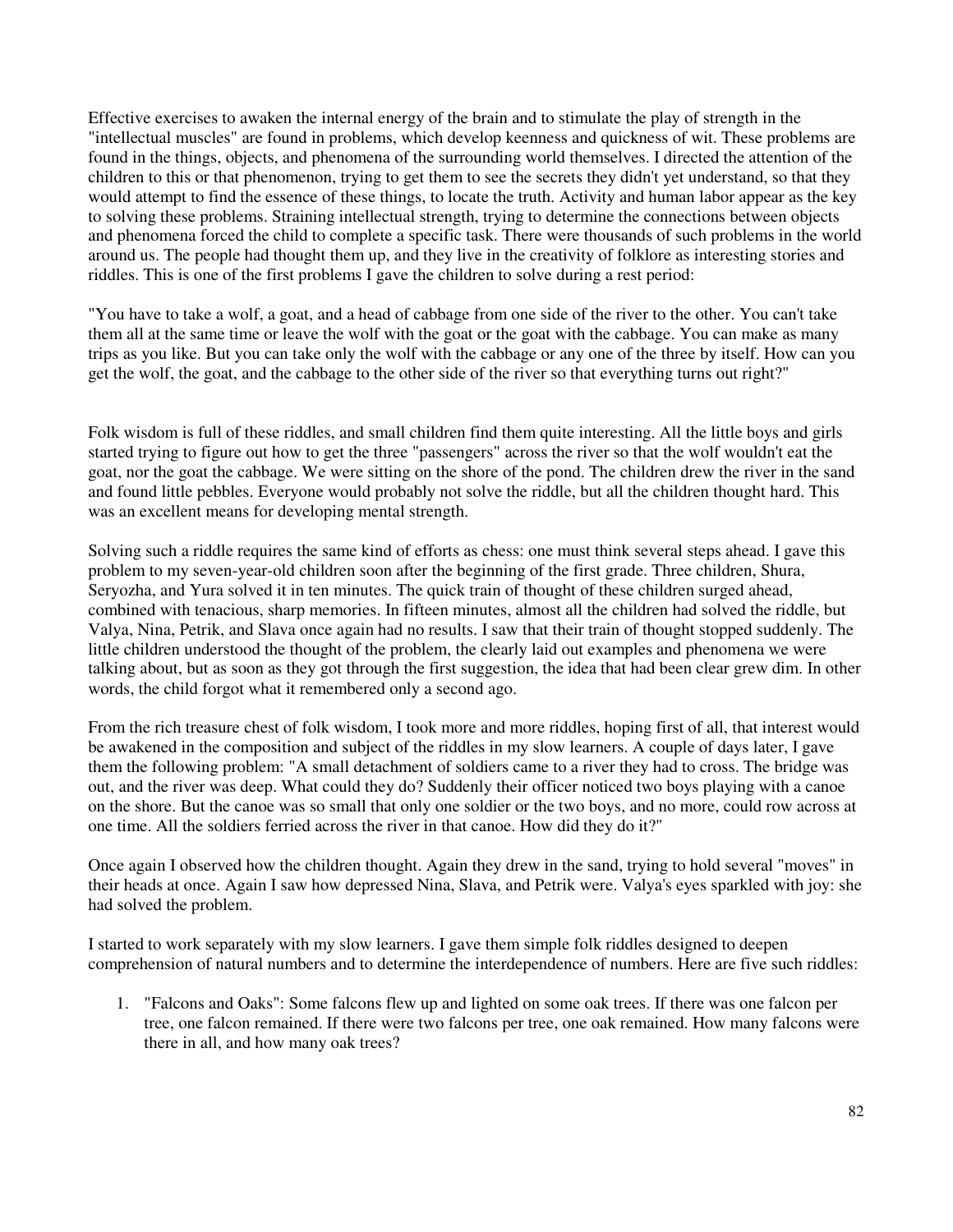Effective exercises to awaken the internal energy of the brain and to stimulate the play of strength in the "intellectual muscles" are found in problems, which develop keenness and quickness of wit. These problems are found in the things, objects, and phenomena of the surrounding world themselves. I directed the attention of the children to this or that phenomenon, trying to get them to see the secrets they didn't yet understand, so that they would attempt to find the essence of these things, to locate the truth. Activity and human labor appear as the key to solving these problems. Straining intellectual strength, trying to determine the connections between objects and phenomena forced the child to complete a specific task. There were thousands of such problems in the world around us. The people had thought them up, and they live in the creativity of folklore as interesting stories and riddles. This is one of the first problems I gave the children to solve during a rest period:

"You have to take a wolf, a goat, and a head of cabbage from one side of the river to the other. You can't take them all at the same time or leave the wolf with the goat or the goat with the cabbage. You can make as many trips as you like. But you can take only the wolf with the cabbage or any one of the three by itself. How can you get the wolf, the goat, and the cabbage to the other side of the river so that everything turns out right?"

Folk wisdom is full of these riddles, and small children find them quite interesting. All the little boys and girls started trying to figure out how to get the three "passengers" across the river so that the wolf wouldn't eat the goat, nor the goat the cabbage. We were sitting on the shore of the pond. The children drew the river in the sand and found little pebbles. Everyone would probably not solve the riddle, but all the children thought hard. This was an excellent means for developing mental strength.

Solving such a riddle requires the same kind of efforts as chess: one must think several steps ahead. I gave this problem to my seven-year-old children soon after the beginning of the first grade. Three children, Shura, Seryozha, and Yura solved it in ten minutes. The quick train of thought of these children surged ahead, combined with tenacious, sharp memories. In fifteen minutes, almost all the children had solved the riddle, but Valya, Nina, Petrik, and Slava once again had no results. I saw that their train of thought stopped suddenly. The little children understood the thought of the problem, the clearly laid out examples and phenomena we were talking about, but as soon as they got through the first suggestion, the idea that had been clear grew dim. In other words, the child forgot what it remembered only a second ago.

From the rich treasure chest of folk wisdom, I took more and more riddles, hoping first of all, that interest would be awakened in the composition and subject of the riddles in my slow learners. A couple of days later, I gave them the following problem: "A small detachment of soldiers came to a river they had to cross. The bridge was out, and the river was deep. What could they do? Suddenly their officer noticed two boys playing with a canoe on the shore. But the canoe was so small that only one soldier or the two boys, and no more, could row across at one time. All the soldiers ferried across the river in that canoe. How did they do it?"

Once again I observed how the children thought. Again they drew in the sand, trying to hold several "moves" in their heads at once. Again I saw how depressed Nina, Slava, and Petrik were. Valya's eyes sparkled with joy: she had solved the problem.

I started to work separately with my slow learners. I gave them simple folk riddles designed to deepen comprehension of natural numbers and to determine the interdependence of numbers. Here are five such riddles:

1. "Falcons and Oaks": Some falcons flew up and lighted on some oak trees. If there was one falcon per tree, one falcon remained. If there were two falcons per tree, one oak remained. How many falcons were there in all, and how many oak trees?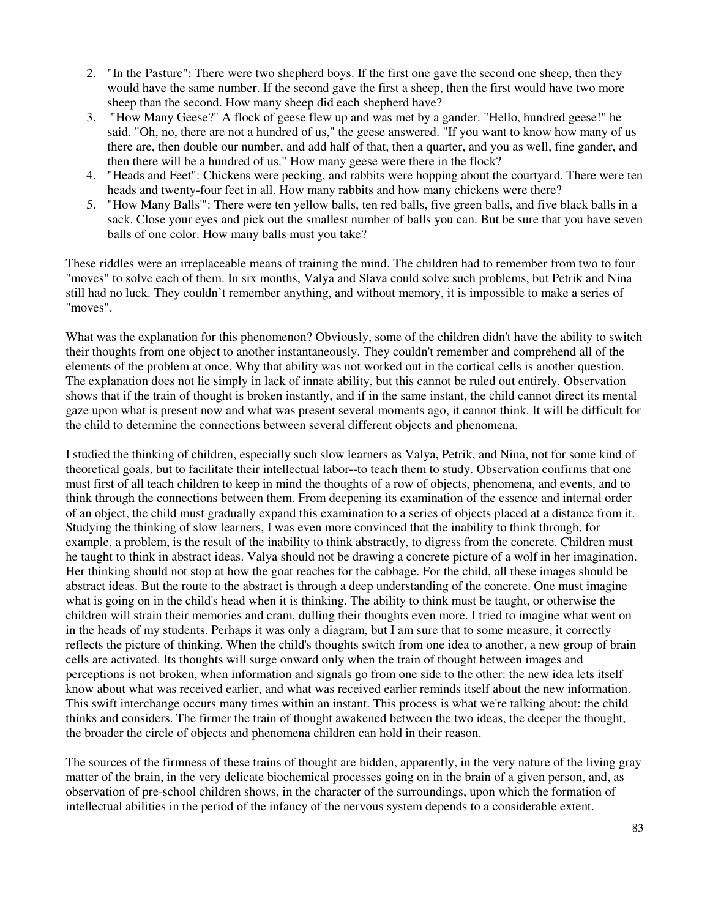2. "In the Pasture": There were two shepherd boys. If the first one gave the second one sheep, then they would have the same number. If the second gave the first a sheep, then the first would have two more sheep than the second. How many sheep did each shepherd have?
3. "How Many Geese?" A flock of geese flew up and was met by a gander. "Hello, hundred geese!" he said. "Oh, no, there are not a hundred of us," the geese answered. "If you want to know how many of us there are, then double our number, and add half of that, then a quarter, and you as well, fine gander, and then there will be a hundred of us." How many geese were there in the flock?
4. "Heads and Feet": Chickens were pecking, and rabbits were hopping about the courtyard. There were ten heads and twenty-four feet in all. How many rabbits and how many chickens were there?
5. "How Many Balls'": There were ten yellow balls, ten red balls, five green balls, and five black balls in a sack. Close your eyes and pick out the smallest number of balls you can. But be sure that you have seven balls of one color. How many balls must you take?

These riddles were an irreplaceable means of training the mind. The children had to remember from two to four "moves" to solve each of them. In six months, Valya and Slava could solve such problems, but Petrik and Nina still had no luck. They couldn't remember anything, and without memory, it is impossible to make a series of "moves".

What was the explanation for this phenomenon? Obviously, some of the children didn't have the ability to switch their thoughts from one object to another instantaneously. They couldn't remember and comprehend all of the elements of the problem at once. Why that ability was not worked out in the cortical cells is another question. The explanation does not lie simply in lack of innate ability, but this cannot be ruled out entirely. Observation shows that if the train of thought is broken instantly, and if in the same instant, the child cannot direct its mental gaze upon what is present now and what was present several moments ago, it cannot think. It will be difficult for the child to determine the connections between several different objects and phenomena.

I studied the thinking of children, especially such slow learners as Valya, Petrik, and Nina, not for some kind of theoretical goals, but to facilitate their intellectual labor--to teach them to study. Observation confirms that one must first of all teach children to keep in mind the thoughts of a row of objects, phenomena, and events, and to think through the connections between them. From deepening its examination of the essence and internal order of an object, the child must gradually expand this examination to a series of objects placed at a distance from it. Studying the thinking of slow learners, I was even more convinced that the inability to think through, for example, a problem, is the result of the inability to think abstractly, to digress from the concrete. Children must he taught to think in abstract ideas. Valya should not be drawing a concrete picture of a wolf in her imagination. Her thinking should not stop at how the goat reaches for the cabbage. For the child, all these images should be abstract ideas. But the route to the abstract is through a deep understanding of the concrete. One must imagine what is going on in the child's head when it is thinking. The ability to think must be taught, or otherwise the children will strain their memories and cram, dulling their thoughts even more. I tried to imagine what went on in the heads of my students. Perhaps it was only a diagram, but I am sure that to some measure, it correctly reflects the picture of thinking. When the child's thoughts switch from one idea to another, a new group of brain cells are activated. Its thoughts will surge onward only when the train of thought between images and perceptions is not broken, when information and signals go from one side to the other: the new idea lets itself know about what was received earlier, and what was received earlier reminds itself about the new information. This swift interchange occurs many times within an instant. This process is what we're talking about: the child thinks and considers. The firmer the train of thought awakened between the two ideas, the deeper the thought, the broader the circle of objects and phenomena children can hold in their reason.

The sources of the firmness of these trains of thought are hidden, apparently, in the very nature of the living gray matter of the brain, in the very delicate biochemical processes going on in the brain of a given person, and, as observation of pre-school children shows, in the character of the surroundings, upon which the formation of intellectual abilities in the period of the infancy of the nervous system depends to a considerable extent.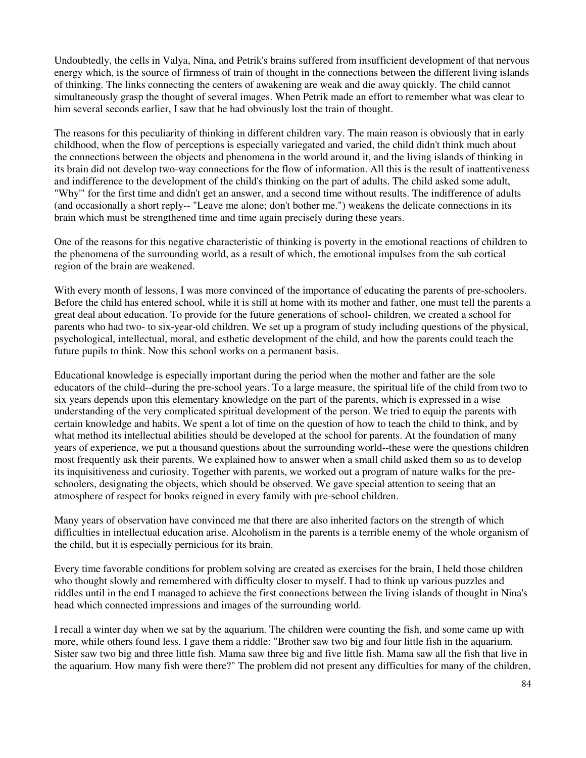Undoubtedly, the cells in Valya, Nina, and Petrik's brains suffered from insufficient development of that nervous energy which, is the source of firmness of train of thought in the connections between the different living islands of thinking. The links connecting the centers of awakening are weak and die away quickly. The child cannot simultaneously grasp the thought of several images. When Petrik made an effort to remember what was clear to him several seconds earlier, I saw that he had obviously lost the train of thought.

The reasons for this peculiarity of thinking in different children vary. The main reason is obviously that in early childhood, when the flow of perceptions is especially variegated and varied, the child didn't think much about the connections between the objects and phenomena in the world around it, and the living islands of thinking in its brain did not develop two-way connections for the flow of information. All this is the result of inattentiveness and indifference to the development of the child's thinking on the part of adults. The child asked some adult, "Why'" for the first time and didn't get an answer, and a second time without results. The indifference of adults (and occasionally a short reply-- "Leave me alone; don't bother me.") weakens the delicate connections in its brain which must be strengthened time and time again precisely during these years.

One of the reasons for this negative characteristic of thinking is poverty in the emotional reactions of children to the phenomena of the surrounding world, as a result of which, the emotional impulses from the sub cortical region of the brain are weakened.

With every month of lessons, I was more convinced of the importance of educating the parents of pre-schoolers. Before the child has entered school, while it is still at home with its mother and father, one must tell the parents a great deal about education. To provide for the future generations of school- children, we created a school for parents who had two- to six-year-old children. We set up a program of study including questions of the physical, psychological, intellectual, moral, and esthetic development of the child, and how the parents could teach the future pupils to think. Now this school works on a permanent basis.

Educational knowledge is especially important during the period when the mother and father are the sole educators of the child--during the pre-school years. To a large measure, the spiritual life of the child from two to six years depends upon this elementary knowledge on the part of the parents, which is expressed in a wise understanding of the very complicated spiritual development of the person. We tried to equip the parents with certain knowledge and habits. We spent a lot of time on the question of how to teach the child to think, and by what method its intellectual abilities should be developed at the school for parents. At the foundation of many years of experience, we put a thousand questions about the surrounding world--these were the questions children most frequently ask their parents. We explained how to answer when a small child asked them so as to develop its inquisitiveness and curiosity. Together with parents, we worked out a program of nature walks for the pre-schoolers, designating the objects, which should be observed. We gave special attention to seeing that an atmosphere of respect for books reigned in every family with pre-school children.

Many years of observation have convinced me that there are also inherited factors on the strength of which difficulties in intellectual education arise. Alcoholism in the parents is a terrible enemy of the whole organism of the child, but it is especially pernicious for its brain.

Every time favorable conditions for problem solving are created as exercises for the brain, I held those children who thought slowly and remembered with difficulty closer to myself. I had to think up various puzzles and riddles until in the end I managed to achieve the first connections between the living islands of thought in Nina's head which connected impressions and images of the surrounding world.

I recall a winter day when we sat by the aquarium. The children were counting the fish, and some came up with more, while others found less. I gave them a riddle: "Brother saw two big and four little fish in the aquarium. Sister saw two big and three little fish. Mama saw three big and five little fish. Mama saw all the fish that live in the aquarium. How many fish were there?" The problem did not present any difficulties for many of the children,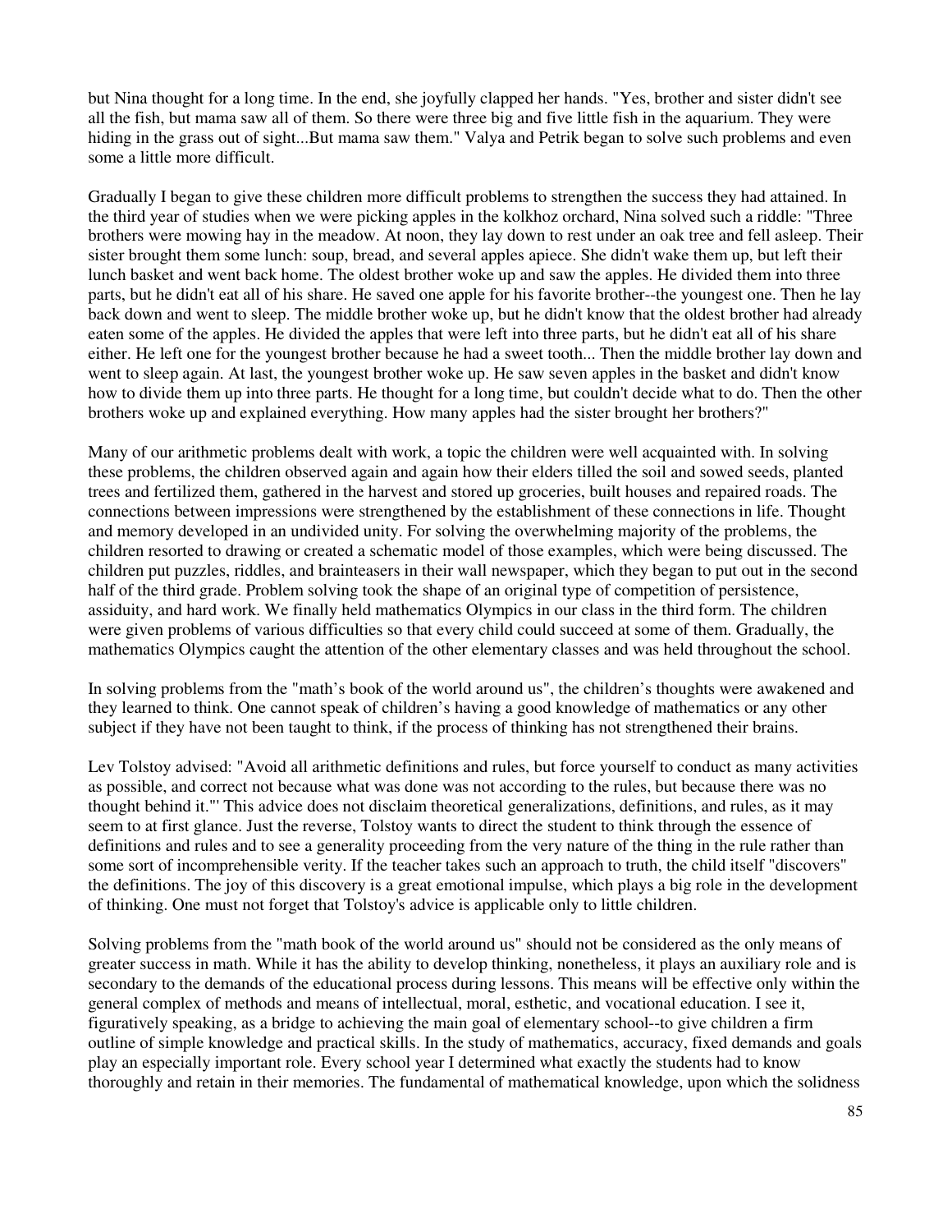but Nina thought for a long time. In the end, she joyfully clapped her hands. "Yes, brother and sister didn't see all the fish, but mama saw all of them. So there were three big and five little fish in the aquarium. They were hiding in the grass out of sight...But mama saw them." Valya and Petrik began to solve such problems and even some a little more difficult.

Gradually I began to give these children more difficult problems to strengthen the success they had attained. In the third year of studies when we were picking apples in the kolkhoz orchard, Nina solved such a riddle: "Three brothers were mowing hay in the meadow. At noon, they lay down to rest under an oak tree and fell asleep. Their sister brought them some lunch: soup, bread, and several apples apiece. She didn't wake them up, but left their lunch basket and went back home. The oldest brother woke up and saw the apples. He divided them into three parts, but he didn't eat all of his share. He saved one apple for his favorite brother--the youngest one. Then he lay back down and went to sleep. The middle brother woke up, but he didn't know that the oldest brother had already eaten some of the apples. He divided the apples that were left into three parts, but he didn't eat all of his share either. He left one for the youngest brother because he had a sweet tooth... Then the middle brother lay down and went to sleep again. At last, the youngest brother woke up. He saw seven apples in the basket and didn't know how to divide them up into three parts. He thought for a long time, but couldn't decide what to do. Then the other brothers woke up and explained everything. How many apples had the sister brought her brothers?"

Many of our arithmetic problems dealt with work, a topic the children were well acquainted with. In solving these problems, the children observed again and again how their elders tilled the soil and sowed seeds, planted trees and fertilized them, gathered in the harvest and stored up groceries, built houses and repaired roads. The connections between impressions were strengthened by the establishment of these connections in life. Thought and memory developed in an undivided unity. For solving the overwhelming majority of the problems, the children resorted to drawing or created a schematic model of those examples, which were being discussed. The children put puzzles, riddles, and brainteasers in their wall newspaper, which they began to put out in the second half of the third grade. Problem solving took the shape of an original type of competition of persistence, assiduity, and hard work. We finally held mathematics Olympics in our class in the third form. The children were given problems of various difficulties so that every child could succeed at some of them. Gradually, the mathematics Olympics caught the attention of the other elementary classes and was held throughout the school.

In solving problems from the "math's book of the world around us", the children's thoughts were awakened and they learned to think. One cannot speak of children's having a good knowledge of mathematics or any other subject if they have not been taught to think, if the process of thinking has not strengthened their brains.

Lev Tolstoy advised: "Avoid all arithmetic definitions and rules, but force yourself to conduct as many activities as possible, and correct not because what was done was not according to the rules, but because there was no thought behind it."' This advice does not disclaim theoretical generalizations, definitions, and rules, as it may seem to at first glance. Just the reverse, Tolstoy wants to direct the student to think through the essence of definitions and rules and to see a generality proceeding from the very nature of the thing in the rule rather than some sort of incomprehensible verity. If the teacher takes such an approach to truth, the child itself "discovers" the definitions. The joy of this discovery is a great emotional impulse, which plays a big role in the development of thinking. One must not forget that Tolstoy's advice is applicable only to little children.

Solving problems from the "math book of the world around us" should not be considered as the only means of greater success in math. While it has the ability to develop thinking, nonetheless, it plays an auxiliary role and is secondary to the demands of the educational process during lessons. This means will be effective only within the general complex of methods and means of intellectual, moral, esthetic, and vocational education. I see it, figuratively speaking, as a bridge to achieving the main goal of elementary school--to give children a firm outline of simple knowledge and practical skills. In the study of mathematics, accuracy, fixed demands and goals play an especially important role. Every school year I determined what exactly the students had to know thoroughly and retain in their memories. The fundamental of mathematical knowledge, upon which the solidness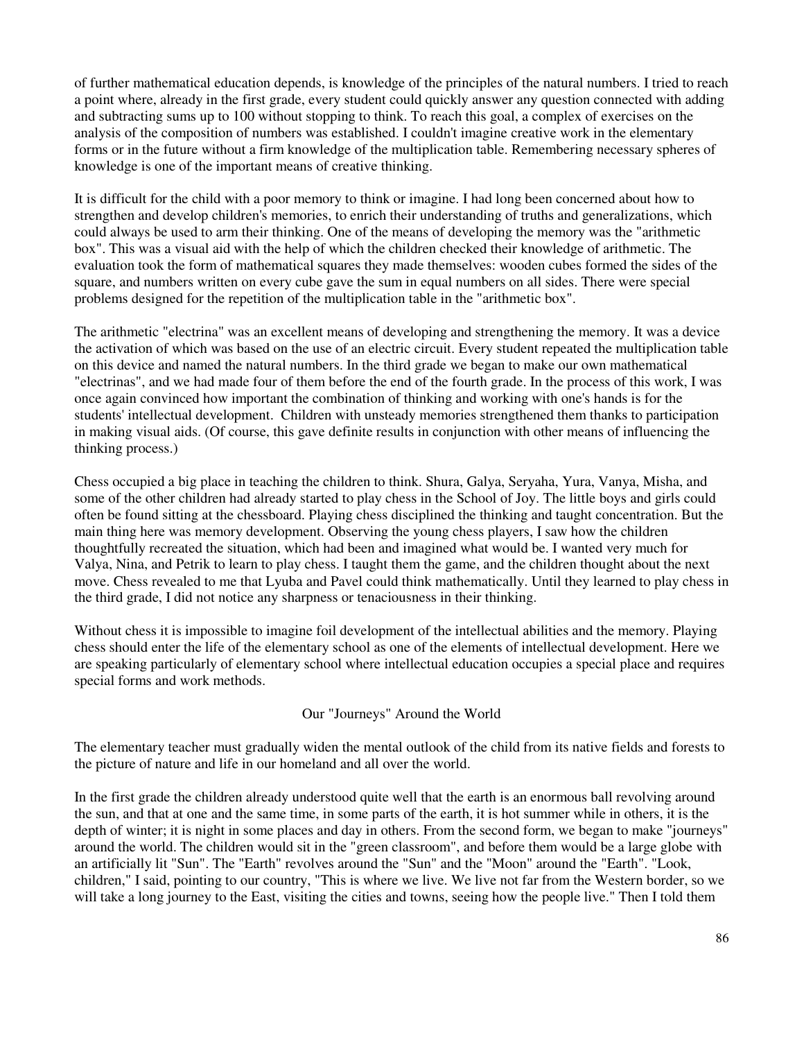of further mathematical education depends, is knowledge of the principles of the natural numbers. I tried to reach a point where, already in the first grade, every student could quickly answer any question connected with adding and subtracting sums up to 100 without stopping to think. To reach this goal, a complex of exercises on the analysis of the composition of numbers was established. I couldn't imagine creative work in the elementary forms or in the future without a firm knowledge of the multiplication table. Remembering necessary spheres of knowledge is one of the important means of creative thinking.

It is difficult for the child with a poor memory to think or imagine. I had long been concerned about how to strengthen and develop children's memories, to enrich their understanding of truths and generalizations, which could always be used to arm their thinking. One of the means of developing the memory was the "arithmetic box". This was a visual aid with the help of which the children checked their knowledge of arithmetic. The evaluation took the form of mathematical squares they made themselves: wooden cubes formed the sides of the square, and numbers written on every cube gave the sum in equal numbers on all sides. There were special problems designed for the repetition of the multiplication table in the "arithmetic box".

The arithmetic "electrina" was an excellent means of developing and strengthening the memory. It was a device the activation of which was based on the use of an electric circuit. Every student repeated the multiplication table on this device and named the natural numbers. In the third grade we began to make our own mathematical "electrinas", and we had made four of them before the end of the fourth grade. In the process of this work, I was once again convinced how important the combination of thinking and working with one's hands is for the students' intellectual development. Children with unsteady memories strengthened them thanks to participation in making visual aids. (Of course, this gave definite results in conjunction with other means of influencing the thinking process.)

Chess occupied a big place in teaching the children to think. Shura, Galya, Seryaha, Yura, Vanya, Misha, and some of the other children had already started to play chess in the School of Joy. The little boys and girls could often be found sitting at the chessboard. Playing chess disciplined the thinking and taught concentration. But the main thing here was memory development. Observing the young chess players, I saw how the children thoughtfully recreated the situation, which had been and imagined what would be. I wanted very much for Valya, Nina, and Petrik to learn to play chess. I taught them the game, and the children thought about the next move. Chess revealed to me that Lyuba and Pavel could think mathematically. Until they learned to play chess in the third grade, I did not notice any sharpness or tenaciousness in their thinking.

Without chess it is impossible to imagine foil development of the intellectual abilities and the memory. Playing chess should enter the life of the elementary school as one of the elements of intellectual development. Here we are speaking particularly of elementary school where intellectual education occupies a special place and requires special forms and work methods.

## Our "Journeys" Around the World

The elementary teacher must gradually widen the mental outlook of the child from its native fields and forests to the picture of nature and life in our homeland and all over the world.

In the first grade the children already understood quite well that the earth is an enormous ball revolving around the sun, and that at one and the same time, in some parts of the earth, it is hot summer while in others, it is the depth of winter; it is night in some places and day in others. From the second form, we began to make "journeys" around the world. The children would sit in the "green classroom", and before them would be a large globe with an artificially lit "Sun". The "Earth" revolves around the "Sun" and the "Moon" around the "Earth". "Look, children," I said, pointing to our country, "This is where we live. We live not far from the Western border, so we will take a long journey to the East, visiting the cities and towns, seeing how the people live." Then I told them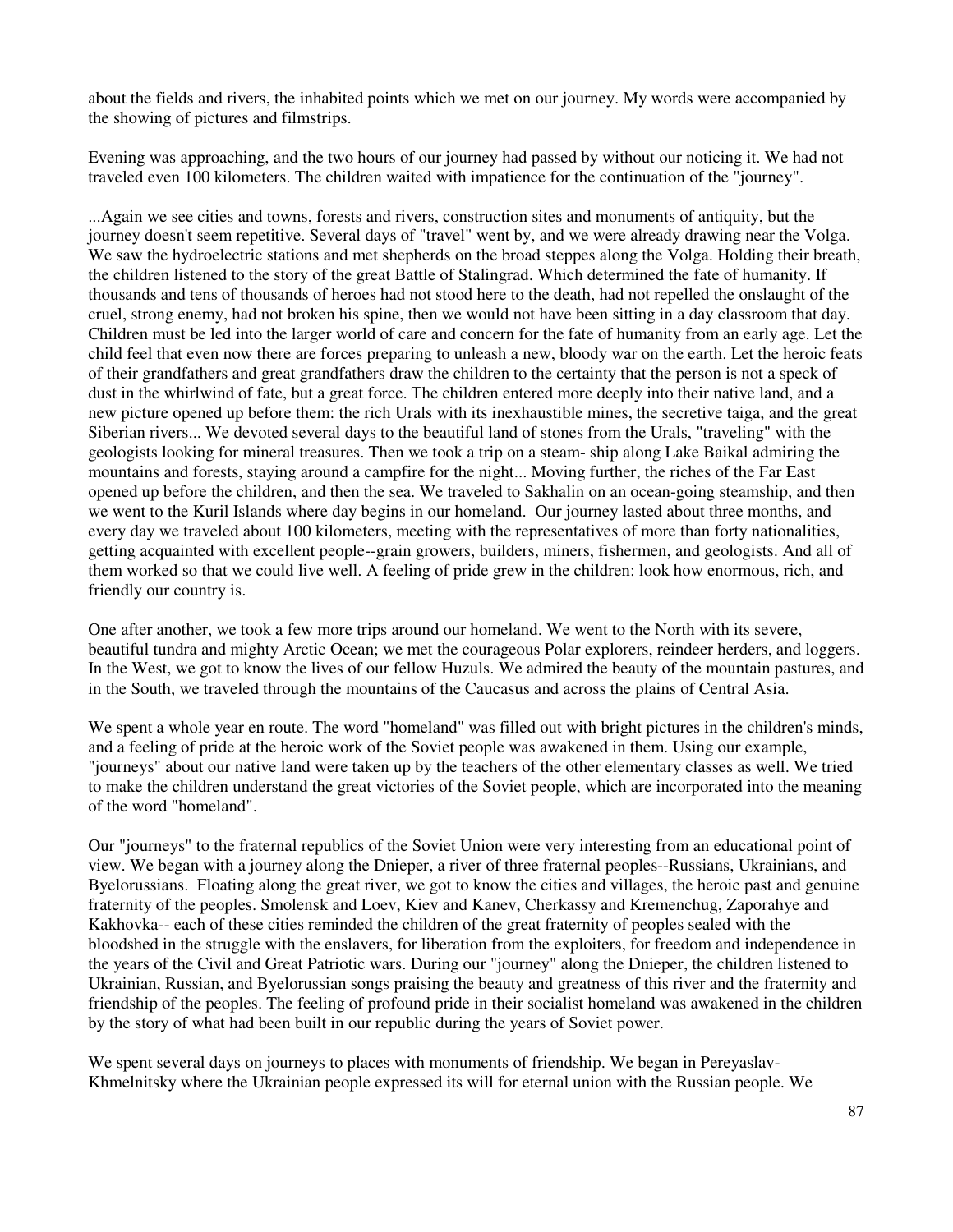about the fields and rivers, the inhabited points which we met on our journey. My words were accompanied by the showing of pictures and filmstrips.

Evening was approaching, and the two hours of our journey had passed by without our noticing it. We had not traveled even 100 kilometers. The children waited with impatience for the continuation of the "journey".

...Again we see cities and towns, forests and rivers, construction sites and monuments of antiquity, but the journey doesn't seem repetitive. Several days of "travel" went by, and we were already drawing near the Volga. We saw the hydroelectric stations and met shepherds on the broad steppes along the Volga. Holding their breath, the children listened to the story of the great Battle of Stalingrad. Which determined the fate of humanity. If thousands and tens of thousands of heroes had not stood here to the death, had not repelled the onslaught of the cruel, strong enemy, had not broken his spine, then we would not have been sitting in a day classroom that day. Children must be led into the larger world of care and concern for the fate of humanity from an early age. Let the child feel that even now there are forces preparing to unleash a new, bloody war on the earth. Let the heroic feats of their grandfathers and great grandfathers draw the children to the certainty that the person is not a speck of dust in the whirlwind of fate, but a great force. The children entered more deeply into their native land, and a new picture opened up before them: the rich Urals with its inexhaustible mines, the secretive taiga, and the great Siberian rivers... We devoted several days to the beautiful land of stones from the Urals, "traveling" with the geologists looking for mineral treasures. Then we took a trip on a steam- ship along Lake Baikal admiring the mountains and forests, staying around a campfire for the night... Moving further, the riches of the Far East opened up before the children, and then the sea. We traveled to Sakhalin on an ocean-going steamship, and then we went to the Kuril Islands where day begins in our homeland. Our journey lasted about three months, and every day we traveled about 100 kilometers, meeting with the representatives of more than forty nationalities, getting acquainted with excellent people--grain growers, builders, miners, fishermen, and geologists. And all of them worked so that we could live well. A feeling of pride grew in the children: look how enormous, rich, and friendly our country is.

One after another, we took a few more trips around our homeland. We went to the North with its severe, beautiful tundra and mighty Arctic Ocean; we met the courageous Polar explorers, reindeer herders, and loggers. In the West, we got to know the lives of our fellow Huzuls. We admired the beauty of the mountain pastures, and in the South, we traveled through the mountains of the Caucasus and across the plains of Central Asia.

We spent a whole year en route. The word "homeland" was filled out with bright pictures in the children's minds, and a feeling of pride at the heroic work of the Soviet people was awakened in them. Using our example, "journeys" about our native land were taken up by the teachers of the other elementary classes as well. We tried to make the children understand the great victories of the Soviet people, which are incorporated into the meaning of the word "homeland".

Our "journeys" to the fraternal republics of the Soviet Union were very interesting from an educational point of view. We began with a journey along the Dnieper, a river of three fraternal peoples--Russians, Ukrainians, and Byelorussians. Floating along the great river, we got to know the cities and villages, the heroic past and genuine fraternity of the peoples. Smolensk and Loev, Kiev and Kanev, Cherkassy and Kremenchug, Zaporahye and Kakhovka-- each of these cities reminded the children of the great fraternity of peoples sealed with the bloodshed in the struggle with the enslavers, for liberation from the exploiters, for freedom and independence in the years of the Civil and Great Patriotic wars. During our "journey" along the Dnieper, the children listened to Ukrainian, Russian, and Byelorussian songs praising the beauty and greatness of this river and the fraternity and friendship of the peoples. The feeling of profound pride in their socialist homeland was awakened in the children by the story of what had been built in our republic during the years of Soviet power.

We spent several days on journeys to places with monuments of friendship. We began in Pereyaslav-Khmelnitsky where the Ukrainian people expressed its will for eternal union with the Russian people. We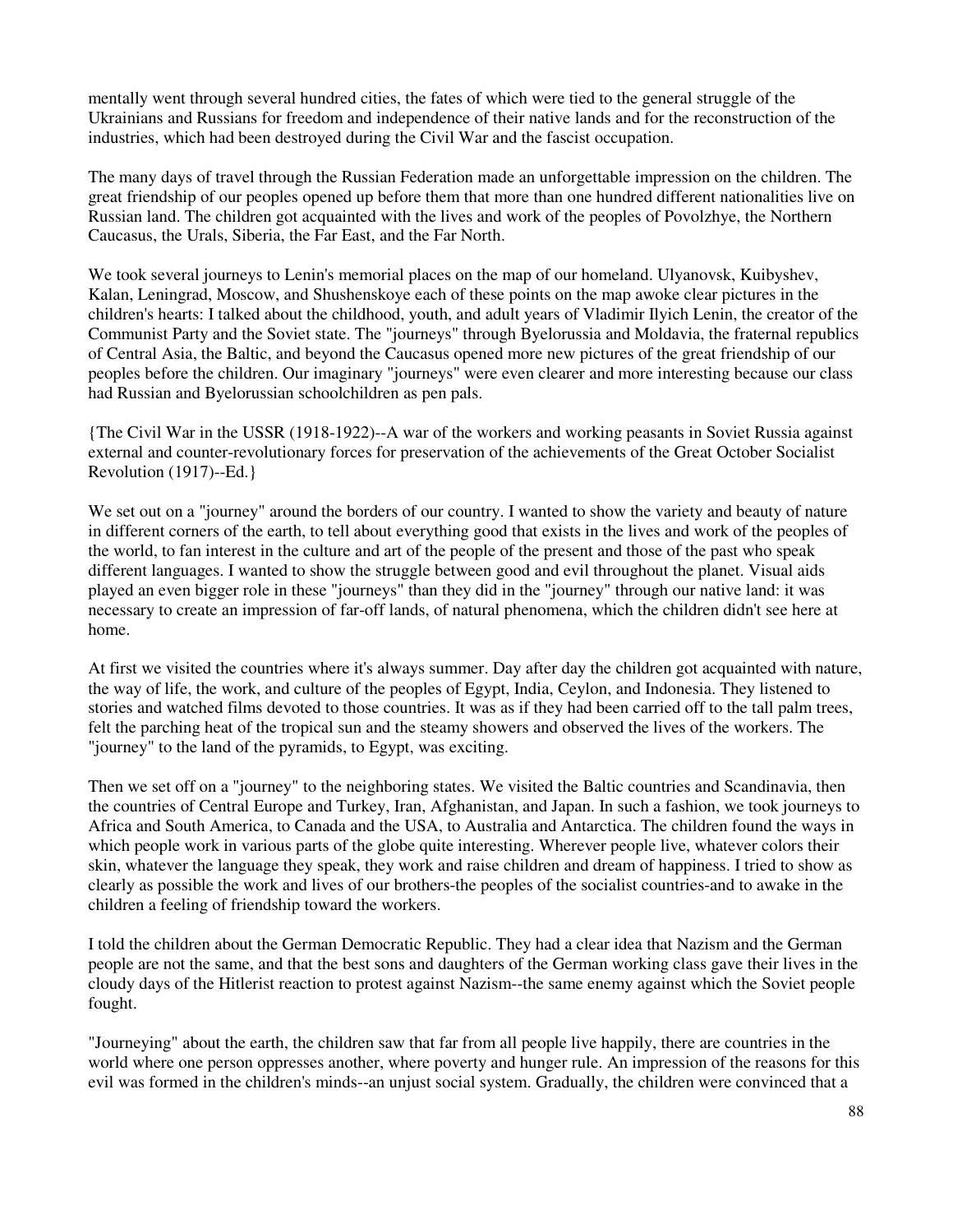mentally went through several hundred cities, the fates of which were tied to the general struggle of the Ukrainians and Russians for freedom and independence of their native lands and for the reconstruction of the industries, which had been destroyed during the Civil War and the fascist occupation.

The many days of travel through the Russian Federation made an unforgettable impression on the children. The great friendship of our peoples opened up before them that more than one hundred different nationalities live on Russian land. The children got acquainted with the lives and work of the peoples of Povolzhye, the Northern Caucasus, the Urals, Siberia, the Far East, and the Far North.

We took several journeys to Lenin's memorial places on the map of our homeland. Ulyanovsk, Kuibyshev, Kalan, Leningrad, Moscow, and Shushenskoye each of these points on the map awoke clear pictures in the children's hearts: I talked about the childhood, youth, and adult years of Vladimir Ilyich Lenin, the creator of the Communist Party and the Soviet state. The "journeys" through Byelorussia and Moldavia, the fraternal republics of Central Asia, the Baltic, and beyond the Caucasus opened more new pictures of the great friendship of our peoples before the children. Our imaginary "journeys" were even clearer and more interesting because our class had Russian and Byelorussian schoolchildren as pen pals.

{The Civil War in the USSR (1918-1922)--A war of the workers and working peasants in Soviet Russia against external and counter-revolutionary forces for preservation of the achievements of the Great October Socialist Revolution (1917)--Ed.}

We set out on a "journey" around the borders of our country. I wanted to show the variety and beauty of nature in different corners of the earth, to tell about everything good that exists in the lives and work of the peoples of the world, to fan interest in the culture and art of the people of the present and those of the past who speak different languages. I wanted to show the struggle between good and evil throughout the planet. Visual aids played an even bigger role in these "journeys" than they did in the "journey" through our native land: it was necessary to create an impression of far-off lands, of natural phenomena, which the children didn't see here at home.

At first we visited the countries where it's always summer. Day after day the children got acquainted with nature, the way of life, the work, and culture of the peoples of Egypt, India, Ceylon, and Indonesia. They listened to stories and watched films devoted to those countries. It was as if they had been carried off to the tall palm trees, felt the parching heat of the tropical sun and the steamy showers and observed the lives of the workers. The "journey" to the land of the pyramids, to Egypt, was exciting.

Then we set off on a "journey" to the neighboring states. We visited the Baltic countries and Scandinavia, then the countries of Central Europe and Turkey, Iran, Afghanistan, and Japan. In such a fashion, we took journeys to Africa and South America, to Canada and the USA, to Australia and Antarctica. The children found the ways in which people work in various parts of the globe quite interesting. Wherever people live, whatever colors their skin, whatever the language they speak, they work and raise children and dream of happiness. I tried to show as clearly as possible the work and lives of our brothers-the peoples of the socialist countries-and to awake in the children a feeling of friendship toward the workers.

I told the children about the German Democratic Republic. They had a clear idea that Nazism and the German people are not the same, and that the best sons and daughters of the German working class gave their lives in the cloudy days of the Hitlerist reaction to protest against Nazism--the same enemy against which the Soviet people fought.

"Journeying" about the earth, the children saw that far from all people live happily, there are countries in the world where one person oppresses another, where poverty and hunger rule. An impression of the reasons for this evil was formed in the children's minds--an unjust social system. Gradually, the children were convinced that a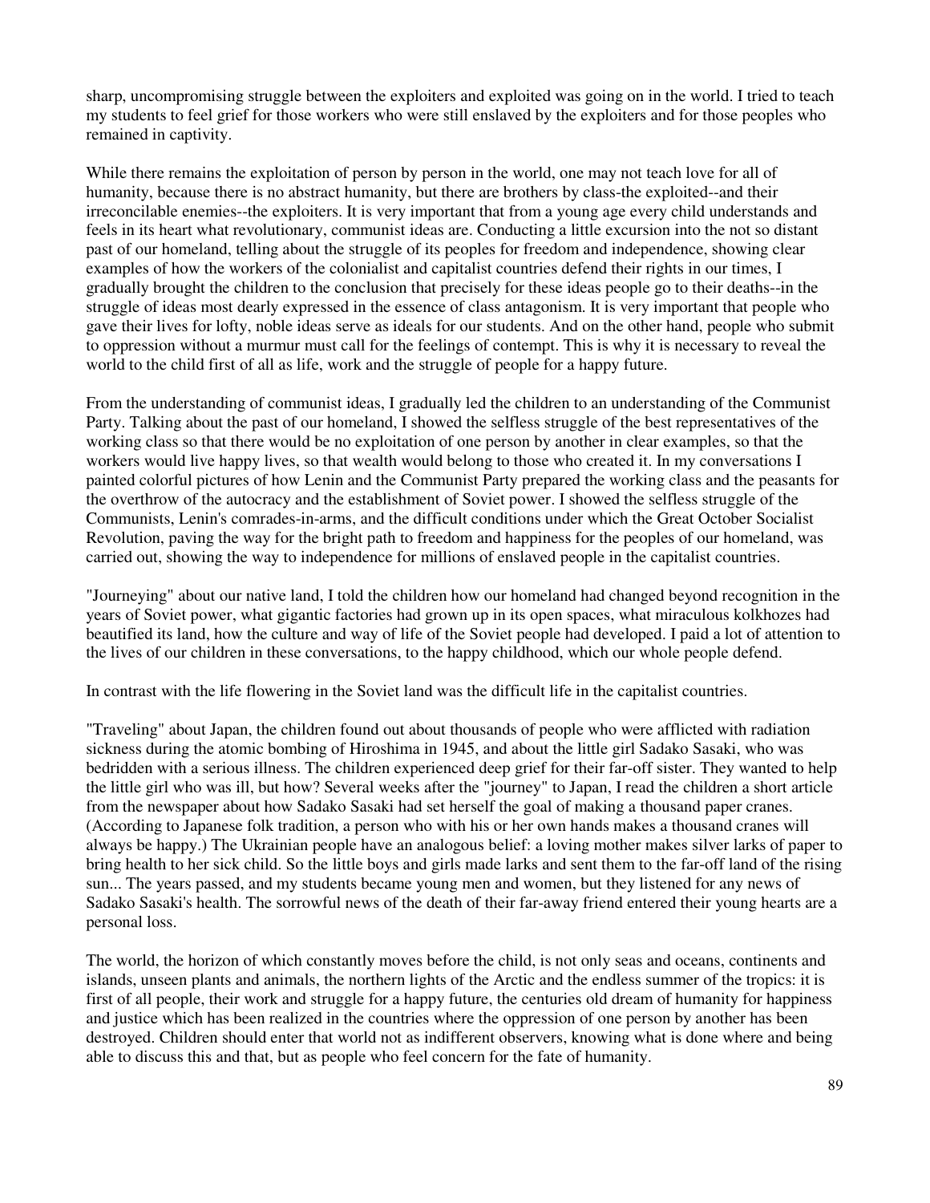sharp, uncompromising struggle between the exploiters and exploited was going on in the world. I tried to teach my students to feel grief for those workers who were still enslaved by the exploiters and for those peoples who remained in captivity.

While there remains the exploitation of person by person in the world, one may not teach love for all of humanity, because there is no abstract humanity, but there are brothers by class-the exploited--and their irreconcilable enemies--the exploiters. It is very important that from a young age every child understands and feels in its heart what revolutionary, communist ideas are. Conducting a little excursion into the not so distant past of our homeland, telling about the struggle of its peoples for freedom and independence, showing clear examples of how the workers of the colonialist and capitalist countries defend their rights in our times, I gradually brought the children to the conclusion that precisely for these ideas people go to their deaths--in the struggle of ideas most dearly expressed in the essence of class antagonism. It is very important that people who gave their lives for lofty, noble ideas serve as ideals for our students. And on the other hand, people who submit to oppression without a murmur must call for the feelings of contempt. This is why it is necessary to reveal the world to the child first of all as life, work and the struggle of people for a happy future.

From the understanding of communist ideas, I gradually led the children to an understanding of the Communist Party. Talking about the past of our homeland, I showed the selfless struggle of the best representatives of the working class so that there would be no exploitation of one person by another in clear examples, so that the workers would live happy lives, so that wealth would belong to those who created it. In my conversations I painted colorful pictures of how Lenin and the Communist Party prepared the working class and the peasants for the overthrow of the autocracy and the establishment of Soviet power. I showed the selfless struggle of the Communists, Lenin's comrades-in-arms, and the difficult conditions under which the Great October Socialist Revolution, paving the way for the bright path to freedom and happiness for the peoples of our homeland, was carried out, showing the way to independence for millions of enslaved people in the capitalist countries.

"Journeying" about our native land, I told the children how our homeland had changed beyond recognition in the years of Soviet power, what gigantic factories had grown up in its open spaces, what miraculous kolkhozes had beautified its land, how the culture and way of life of the Soviet people had developed. I paid a lot of attention to the lives of our children in these conversations, to the happy childhood, which our whole people defend.

In contrast with the life flowering in the Soviet land was the difficult life in the capitalist countries.

"Traveling" about Japan, the children found out about thousands of people who were afflicted with radiation sickness during the atomic bombing of Hiroshima in 1945, and about the little girl Sadako Sasaki, who was bedridden with a serious illness. The children experienced deep grief for their far-off sister. They wanted to help the little girl who was ill, but how? Several weeks after the "journey" to Japan, I read the children a short article from the newspaper about how Sadako Sasaki had set herself the goal of making a thousand paper cranes. (According to Japanese folk tradition, a person who with his or her own hands makes a thousand cranes will always be happy.) The Ukrainian people have an analogous belief: a loving mother makes silver larks of paper to bring health to her sick child. So the little boys and girls made larks and sent them to the far-off land of the rising sun... The years passed, and my students became young men and women, but they listened for any news of Sadako Sasaki's health. The sorrowful news of the death of their far-away friend entered their young hearts are a personal loss.

The world, the horizon of which constantly moves before the child, is not only seas and oceans, continents and islands, unseen plants and animals, the northern lights of the Arctic and the endless summer of the tropics: it is first of all people, their work and struggle for a happy future, the centuries old dream of humanity for happiness and justice which has been realized in the countries where the oppression of one person by another has been destroyed. Children should enter that world not as indifferent observers, knowing what is done where and being able to discuss this and that, but as people who feel concern for the fate of humanity.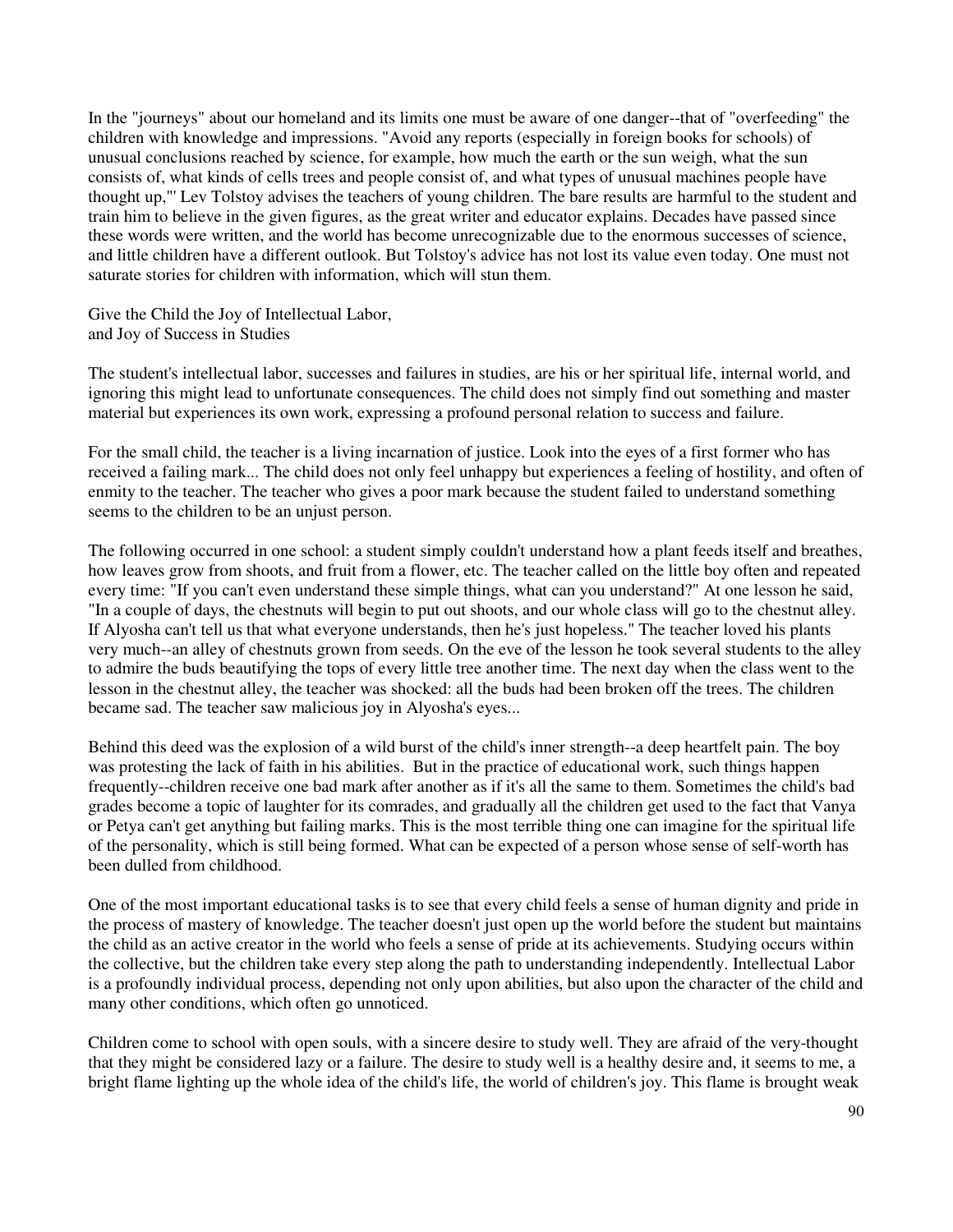In the "journeys" about our homeland and its limits one must be aware of one danger--that of "overfeeding" the children with knowledge and impressions. "Avoid any reports (especially in foreign books for schools) of unusual conclusions reached by science, for example, how much the earth or the sun weigh, what the sun consists of, what kinds of cells trees and people consist of, and what types of unusual machines people have thought up,"' Lev Tolstoy advises the teachers of young children. The bare results are harmful to the student and train him to believe in the given figures, as the great writer and educator explains. Decades have passed since these words were written, and the world has become unrecognizable due to the enormous successes of science, and little children have a different outlook. But Tolstoy's advice has not lost its value even today. One must not saturate stories for children with information, which will stun them.

## Give the Child the Joy of Intellectual Labor, and Joy of Success in Studies

The student's intellectual labor, successes and failures in studies, are his or her spiritual life, internal world, and ignoring this might lead to unfortunate consequences. The child does not simply find out something and master material but experiences its own work, expressing a profound personal relation to success and failure.

For the small child, the teacher is a living incarnation of justice. Look into the eyes of a first former who has received a failing mark... The child does not only feel unhappy but experiences a feeling of hostility, and often of enmity to the teacher. The teacher who gives a poor mark because the student failed to understand something seems to the children to be an unjust person.

The following occurred in one school: a student simply couldn't understand how a plant feeds itself and breathes, how leaves grow from shoots, and fruit from a flower, etc. The teacher called on the little boy often and repeated every time: "If you can't even understand these simple things, what can you understand?" At one lesson he said, "In a couple of days, the chestnuts will begin to put out shoots, and our whole class will go to the chestnut alley. If Alyosha can't tell us that what everyone understands, then he's just hopeless." The teacher loved his plants very much--an alley of chestnuts grown from seeds. On the eve of the lesson he took several students to the alley to admire the buds beautifying the tops of every little tree another time. The next day when the class went to the lesson in the chestnut alley, the teacher was shocked: all the buds had been broken off the trees. The children became sad. The teacher saw malicious joy in Alyosha's eyes...

Behind this deed was the explosion of a wild burst of the child's inner strength--a deep heartfelt pain. The boy was protesting the lack of faith in his abilities. But in the practice of educational work, such things happen frequently--children receive one bad mark after another as if it's all the same to them. Sometimes the child's bad grades become a topic of laughter for its comrades, and gradually all the children get used to the fact that Vanya or Petya can't get anything but failing marks. This is the most terrible thing one can imagine for the spiritual life of the personality, which is still being formed. What can be expected of a person whose sense of self-worth has been dulled from childhood.

One of the most important educational tasks is to see that every child feels a sense of human dignity and pride in the process of mastery of knowledge. The teacher doesn't just open up the world before the student but maintains the child as an active creator in the world who feels a sense of pride at its achievements. Studying occurs within the collective, but the children take every step along the path to understanding independently. Intellectual Labor is a profoundly individual process, depending not only upon abilities, but also upon the character of the child and many other conditions, which often go unnoticed.

Children come to school with open souls, with a sincere desire to study well. They are afraid of the very-thought that they might be considered lazy or a failure. The desire to study well is a healthy desire and, it seems to me, a bright flame lighting up the whole idea of the child's life, the world of children's joy. This flame is brought weak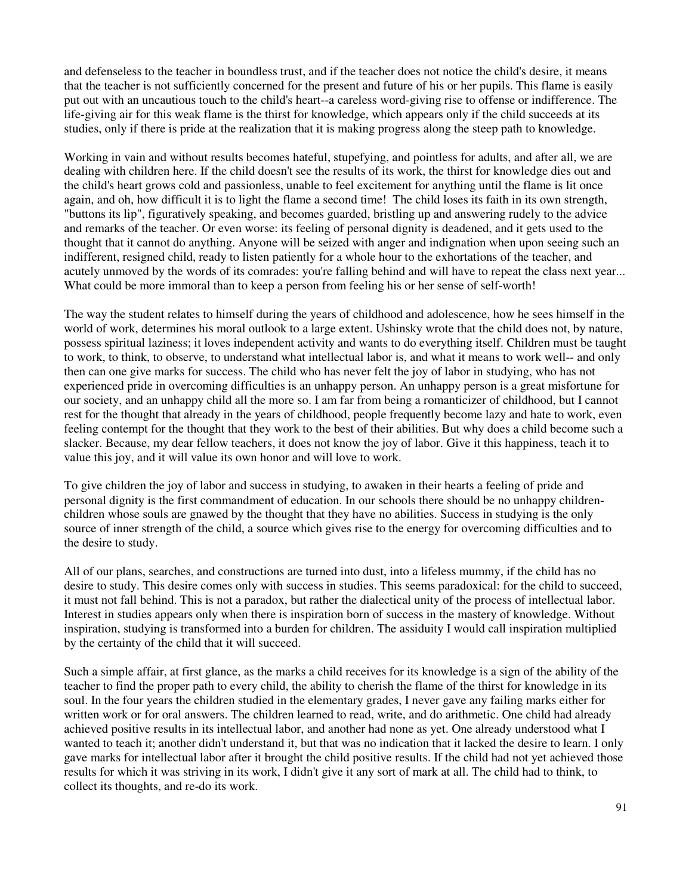and defenseless to the teacher in boundless trust, and if the teacher does not notice the child's desire, it means that the teacher is not sufficiently concerned for the present and future of his or her pupils. This flame is easily put out with an uncautious touch to the child's heart--a careless word-giving rise to offense or indifference. The life-giving air for this weak flame is the thirst for knowledge, which appears only if the child succeeds at its studies, only if there is pride at the realization that it is making progress along the steep path to knowledge.

Working in vain and without results becomes hateful, stupefying, and pointless for adults, and after all, we are dealing with children here. If the child doesn't see the results of its work, the thirst for knowledge dies out and the child's heart grows cold and passionless, unable to feel excitement for anything until the flame is lit once again, and oh, how difficult it is to light the flame a second time! The child loses its faith in its own strength, "buttons its lip", figuratively speaking, and becomes guarded, bristling up and answering rudely to the advice and remarks of the teacher. Or even worse: its feeling of personal dignity is deadened, and it gets used to the thought that it cannot do anything. Anyone will be seized with anger and indignation when upon seeing such an indifferent, resigned child, ready to listen patiently for a whole hour to the exhortations of the teacher, and acutely unmoved by the words of its comrades: you're falling behind and will have to repeat the class next year... What could be more immoral than to keep a person from feeling his or her sense of self-worth!

The way the student relates to himself during the years of childhood and adolescence, how he sees himself in the world of work, determines his moral outlook to a large extent. Ushinsky wrote that the child does not, by nature, possess spiritual laziness; it loves independent activity and wants to do everything itself. Children must be taught to work, to think, to observe, to understand what intellectual labor is, and what it means to work well-- and only then can one give marks for success. The child who has never felt the joy of labor in studying, who has not experienced pride in overcoming difficulties is an unhappy person. An unhappy person is a great misfortune for our society, and an unhappy child all the more so. I am far from being a romanticizer of childhood, but I cannot rest for the thought that already in the years of childhood, people frequently become lazy and hate to work, even feeling contempt for the thought that they work to the best of their abilities. But why does a child become such a slacker. Because, my dear fellow teachers, it does not know the joy of labor. Give it this happiness, teach it to value this joy, and it will value its own honor and will love to work.

To give children the joy of labor and success in studying, to awaken in their hearts a feeling of pride and personal dignity is the first commandment of education. In our schools there should be no unhappy children-children whose souls are gnawed by the thought that they have no abilities. Success in studying is the only source of inner strength of the child, a source which gives rise to the energy for overcoming difficulties and to the desire to study.

All of our plans, searches, and constructions are turned into dust, into a lifeless mummy, if the child has no desire to study. This desire comes only with success in studies. This seems paradoxical: for the child to succeed, it must not fall behind. This is not a paradox, but rather the dialectical unity of the process of intellectual labor. Interest in studies appears only when there is inspiration born of success in the mastery of knowledge. Without inspiration, studying is transformed into a burden for children. The assiduity I would call inspiration multiplied by the certainty of the child that it will succeed.

Such a simple affair, at first glance, as the marks a child receives for its knowledge is a sign of the ability of the teacher to find the proper path to every child, the ability to cherish the flame of the thirst for knowledge in its soul. In the four years the children studied in the elementary grades, I never gave any failing marks either for written work or for oral answers. The children learned to read, write, and do arithmetic. One child had already achieved positive results in its intellectual labor, and another had none as yet. One already understood what I wanted to teach it; another didn't understand it, but that was no indication that it lacked the desire to learn. I only gave marks for intellectual labor after it brought the child positive results. If the child had not yet achieved those results for which it was striving in its work, I didn't give it any sort of mark at all. The child had to think, to collect its thoughts, and re-do its work.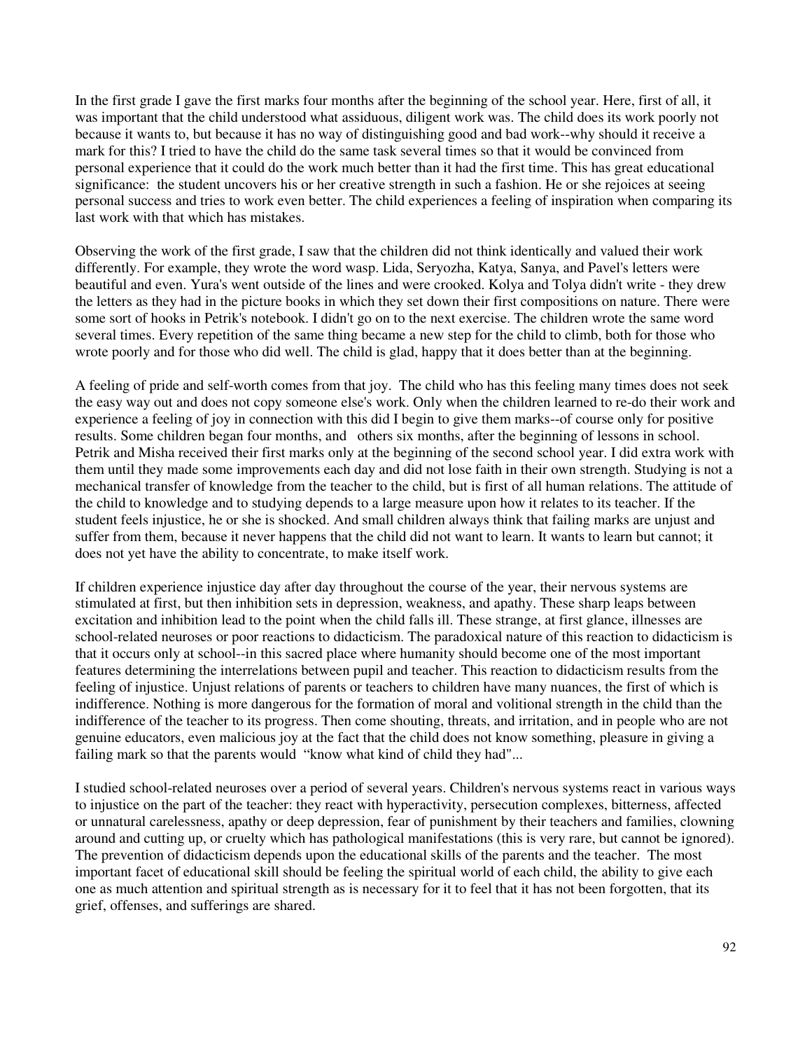In the first grade I gave the first marks four months after the beginning of the school year. Here, first of all, it was important that the child understood what assiduous, diligent work was. The child does its work poorly not because it wants to, but because it has no way of distinguishing good and bad work--why should it receive a mark for this? I tried to have the child do the same task several times so that it would be convinced from personal experience that it could do the work much better than it had the first time. This has great educational significance: the student uncovers his or her creative strength in such a fashion. He or she rejoices at seeing personal success and tries to work even better. The child experiences a feeling of inspiration when comparing its last work with that which has mistakes.

Observing the work of the first grade, I saw that the children did not think identically and valued their work differently. For example, they wrote the word wasp. Lida, Seryozha, Katya, Sanya, and Pavel's letters were beautiful and even. Yura's went outside of the lines and were crooked. Kolya and Tolya didn't write - they drew the letters as they had in the picture books in which they set down their first compositions on nature. There were some sort of hooks in Petrik's notebook. I didn't go on to the next exercise. The children wrote the same word several times. Every repetition of the same thing became a new step for the child to climb, both for those who wrote poorly and for those who did well. The child is glad, happy that it does better than at the beginning.

A feeling of pride and self-worth comes from that joy. The child who has this feeling many times does not seek the easy way out and does not copy someone else's work. Only when the children learned to re-do their work and experience a feeling of joy in connection with this did I begin to give them marks--of course only for positive results. Some children began four months, and others six months, after the beginning of lessons in school. Petrik and Misha received their first marks only at the beginning of the second school year. I did extra work with them until they made some improvements each day and did not lose faith in their own strength. Studying is not a mechanical transfer of knowledge from the teacher to the child, but is first of all human relations. The attitude of the child to knowledge and to studying depends to a large measure upon how it relates to its teacher. If the student feels injustice, he or she is shocked. And small children always think that failing marks are unjust and suffer from them, because it never happens that the child did not want to learn. It wants to learn but cannot; it does not yet have the ability to concentrate, to make itself work.

If children experience injustice day after day throughout the course of the year, their nervous systems are stimulated at first, but then inhibition sets in depression, weakness, and apathy. These sharp leaps between excitation and inhibition lead to the point when the child falls ill. These strange, at first glance, illnesses are school-related neuroses or poor reactions to didacticism. The paradoxical nature of this reaction to didacticism is that it occurs only at school--in this sacred place where humanity should become one of the most important features determining the interrelations between pupil and teacher. This reaction to didacticism results from the feeling of injustice. Unjust relations of parents or teachers to children have many nuances, the first of which is indifference. Nothing is more dangerous for the formation of moral and volitional strength in the child than the indifference of the teacher to its progress. Then come shouting, threats, and irritation, and in people who are not genuine educators, even malicious joy at the fact that the child does not know something, pleasure in giving a failing mark so that the parents would "know what kind of child they had"...

I studied school-related neuroses over a period of several years. Children's nervous systems react in various ways to injustice on the part of the teacher: they react with hyperactivity, persecution complexes, bitterness, affected or unnatural carelessness, apathy or deep depression, fear of punishment by their teachers and families, clowning around and cutting up, or cruelty which has pathological manifestations (this is very rare, but cannot be ignored). The prevention of didacticism depends upon the educational skills of the parents and the teacher. The most important facet of educational skill should be feeling the spiritual world of each child, the ability to give each one as much attention and spiritual strength as is necessary for it to feel that it has not been forgotten, that its grief, offenses, and sufferings are shared.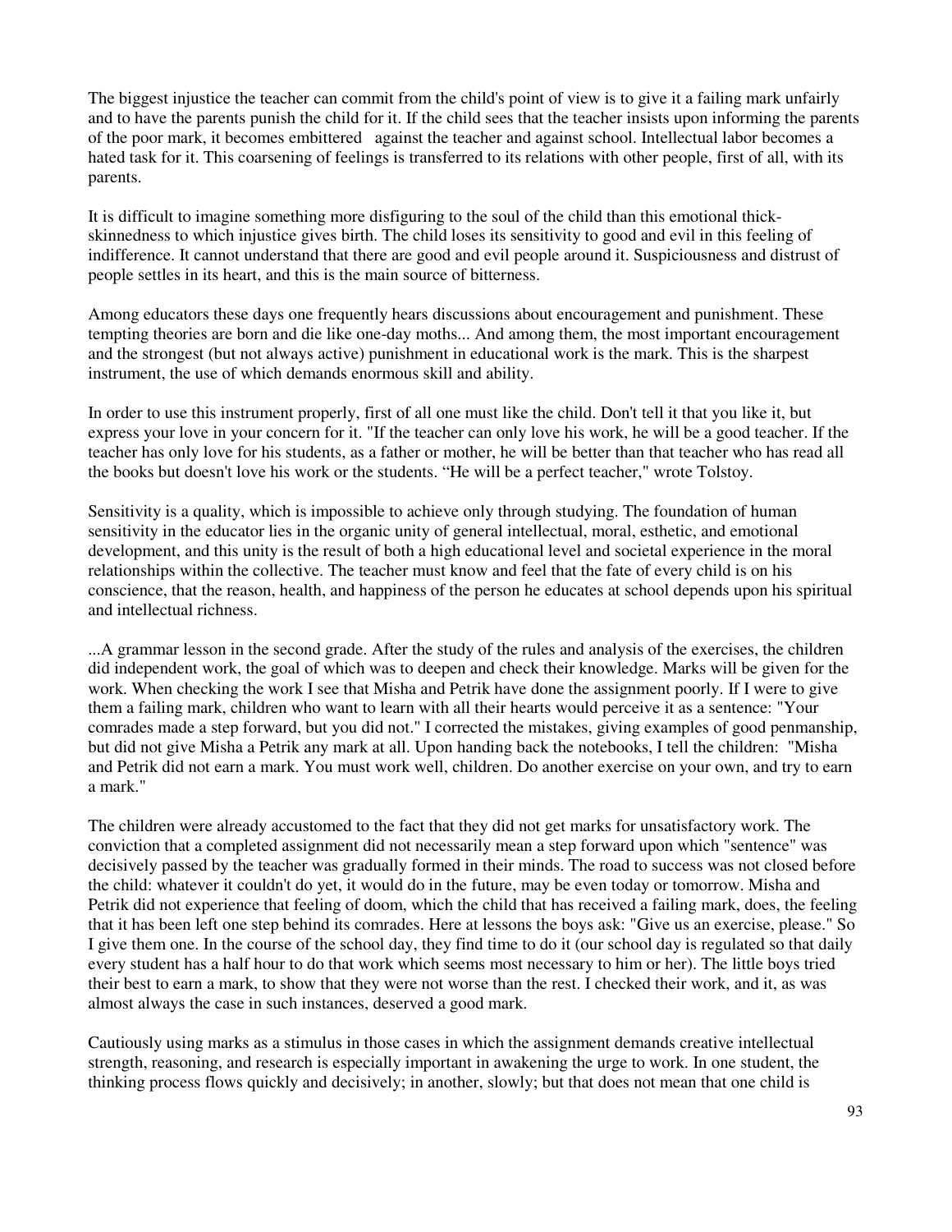The biggest injustice the teacher can commit from the child's point of view is to give it a failing mark unfairly and to have the parents punish the child for it. If the child sees that the teacher insists upon informing the parents of the poor mark, it becomes embittered against the teacher and against school. Intellectual labor becomes a hated task for it. This coarsening of feelings is transferred to its relations with other people, first of all, with its parents.

It is difficult to imagine something more disfiguring to the soul of the child than this emotional thick-skinnedness to which injustice gives birth. The child loses its sensitivity to good and evil in this feeling of indifference. It cannot understand that there are good and evil people around it. Suspiciousness and distrust of people settles in its heart, and this is the main source of bitterness.

Among educators these days one frequently hears discussions about encouragement and punishment. These tempting theories are born and die like one-day moths... And among them, the most important encouragement and the strongest (but not always active) punishment in educational work is the mark. This is the sharpest instrument, the use of which demands enormous skill and ability.

In order to use this instrument properly, first of all one must like the child. Don't tell it that you like it, but express your love in your concern for it. "If the teacher can only love his work, he will be a good teacher. If the teacher has only love for his students, as a father or mother, he will be better than that teacher who has read all the books but doesn't love his work or the students. "He will be a perfect teacher," wrote Tolstoy.

Sensitivity is a quality, which is impossible to achieve only through studying. The foundation of human sensitivity in the educator lies in the organic unity of general intellectual, moral, esthetic, and emotional development, and this unity is the result of both a high educational level and societal experience in the moral relationships within the collective. The teacher must know and feel that the fate of every child is on his conscience, that the reason, health, and happiness of the person he educates at school depends upon his spiritual and intellectual richness.

...A grammar lesson in the second grade. After the study of the rules and analysis of the exercises, the children did independent work, the goal of which was to deepen and check their knowledge. Marks will be given for the work. When checking the work I see that Misha and Petrik have done the assignment poorly. If I were to give them a failing mark, children who want to learn with all their hearts would perceive it as a sentence: "Your comrades made a step forward, but you did not." I corrected the mistakes, giving examples of good penmanship, but did not give Misha a Petrik any mark at all. Upon handing back the notebooks, I tell the children: "Misha and Petrik did not earn a mark. You must work well, children. Do another exercise on your own, and try to earn a mark."

The children were already accustomed to the fact that they did not get marks for unsatisfactory work. The conviction that a completed assignment did not necessarily mean a step forward upon which "sentence" was decisively passed by the teacher was gradually formed in their minds. The road to success was not closed before the child: whatever it couldn't do yet, it would do in the future, may be even today or tomorrow. Misha and Petrik did not experience that feeling of doom, which the child that has received a failing mark, does, the feeling that it has been left one step behind its comrades. Here at lessons the boys ask: "Give us an exercise, please." So I give them one. In the course of the school day, they find time to do it (our school day is regulated so that daily every student has a half hour to do that work which seems most necessary to him or her). The little boys tried their best to earn a mark, to show that they were not worse than the rest. I checked their work, and it, as was almost always the case in such instances, deserved a good mark.

Cautiously using marks as a stimulus in those cases in which the assignment demands creative intellectual strength, reasoning, and research is especially important in awakening the urge to work. In one student, the thinking process flows quickly and decisively; in another, slowly; but that does not mean that one child is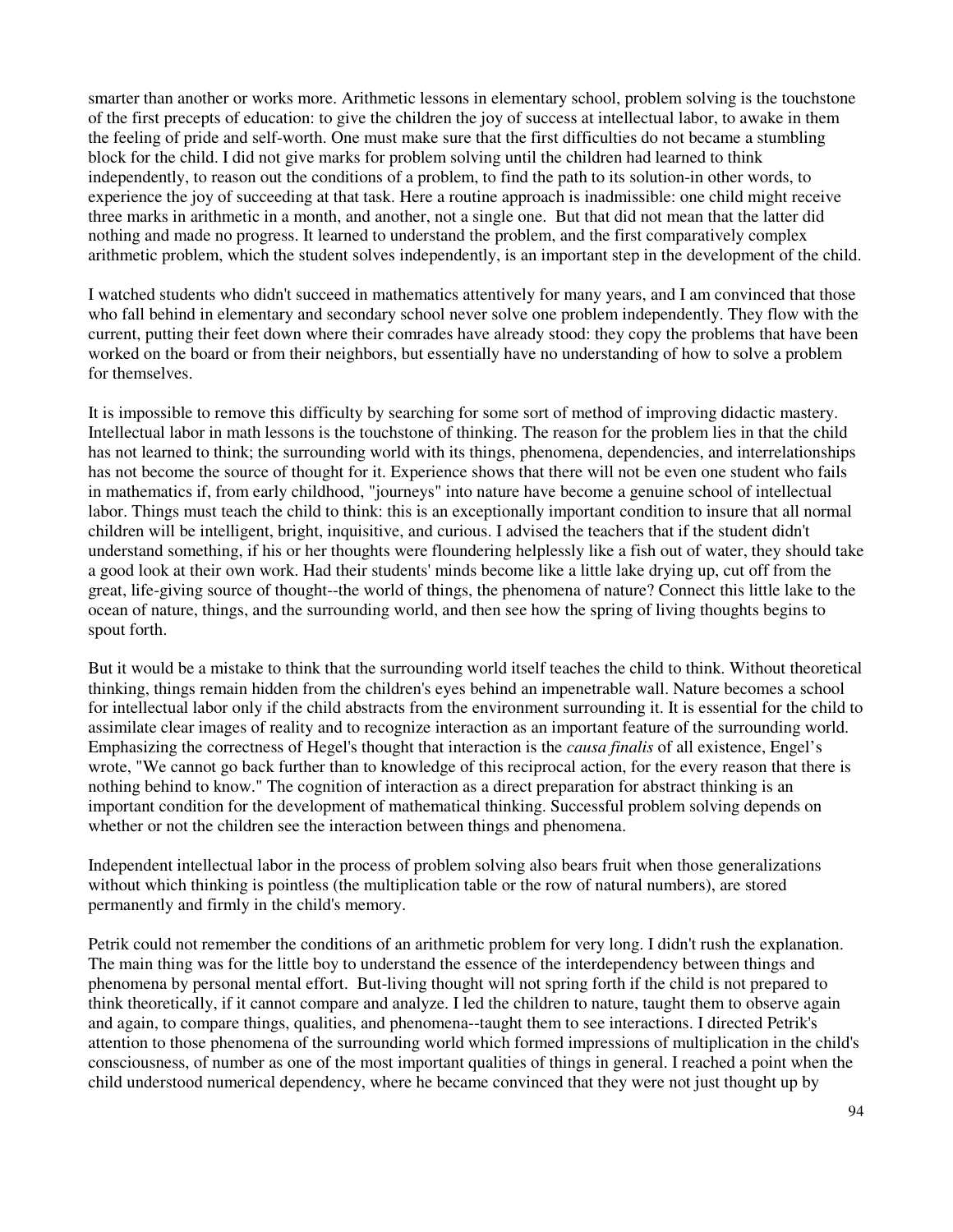smarter than another or works more. Arithmetic lessons in elementary school, problem solving is the touchstone of the first precepts of education: to give the children the joy of success at intellectual labor, to awake in them the feeling of pride and self-worth. One must make sure that the first difficulties do not became a stumbling block for the child. I did not give marks for problem solving until the children had learned to think independently, to reason out the conditions of a problem, to find the path to its solution-in other words, to experience the joy of succeeding at that task. Here a routine approach is inadmissible: one child might receive three marks in arithmetic in a month, and another, not a single one. But that did not mean that the latter did nothing and made no progress. It learned to understand the problem, and the first comparatively complex arithmetic problem, which the student solves independently, is an important step in the development of the child.

I watched students who didn't succeed in mathematics attentively for many years, and I am convinced that those who fall behind in elementary and secondary school never solve one problem independently. They flow with the current, putting their feet down where their comrades have already stood: they copy the problems that have been worked on the board or from their neighbors, but essentially have no understanding of how to solve a problem for themselves.

It is impossible to remove this difficulty by searching for some sort of method of improving didactic mastery. Intellectual labor in math lessons is the touchstone of thinking. The reason for the problem lies in that the child has not learned to think; the surrounding world with its things, phenomena, dependencies, and interrelationships has not become the source of thought for it. Experience shows that there will not be even one student who fails in mathematics if, from early childhood, "journeys" into nature have become a genuine school of intellectual labor. Things must teach the child to think: this is an exceptionally important condition to insure that all normal children will be intelligent, bright, inquisitive, and curious. I advised the teachers that if the student didn't understand something, if his or her thoughts were floundering helplessly like a fish out of water, they should take a good look at their own work. Had their students' minds become like a little lake drying up, cut off from the great, life-giving source of thought--the world of things, the phenomena of nature? Connect this little lake to the ocean of nature, things, and the surrounding world, and then see how the spring of living thoughts begins to spout forth.

But it would be a mistake to think that the surrounding world itself teaches the child to think. Without theoretical thinking, things remain hidden from the children's eyes behind an impenetrable wall. Nature becomes a school for intellectual labor only if the child abstracts from the environment surrounding it. It is essential for the child to assimilate clear images of reality and to recognize interaction as an important feature of the surrounding world. Emphasizing the correctness of Hegel's thought that interaction is the *causa finalis* of all existence, Engel's wrote, "We cannot go back further than to knowledge of this reciprocal action, for the every reason that there is nothing behind to know." The cognition of interaction as a direct preparation for abstract thinking is an important condition for the development of mathematical thinking. Successful problem solving depends on whether or not the children see the interaction between things and phenomena.

Independent intellectual labor in the process of problem solving also bears fruit when those generalizations without which thinking is pointless (the multiplication table or the row of natural numbers), are stored permanently and firmly in the child's memory.

Petrik could not remember the conditions of an arithmetic problem for very long. I didn't rush the explanation. The main thing was for the little boy to understand the essence of the interdependency between things and phenomena by personal mental effort. But-living thought will not spring forth if the child is not prepared to think theoretically, if it cannot compare and analyze. I led the children to nature, taught them to observe again and again, to compare things, qualities, and phenomena--taught them to see interactions. I directed Petrik's attention to those phenomena of the surrounding world which formed impressions of multiplication in the child's consciousness, of number as one of the most important qualities of things in general. I reached a point when the child understood numerical dependency, where he became convinced that they were not just thought up by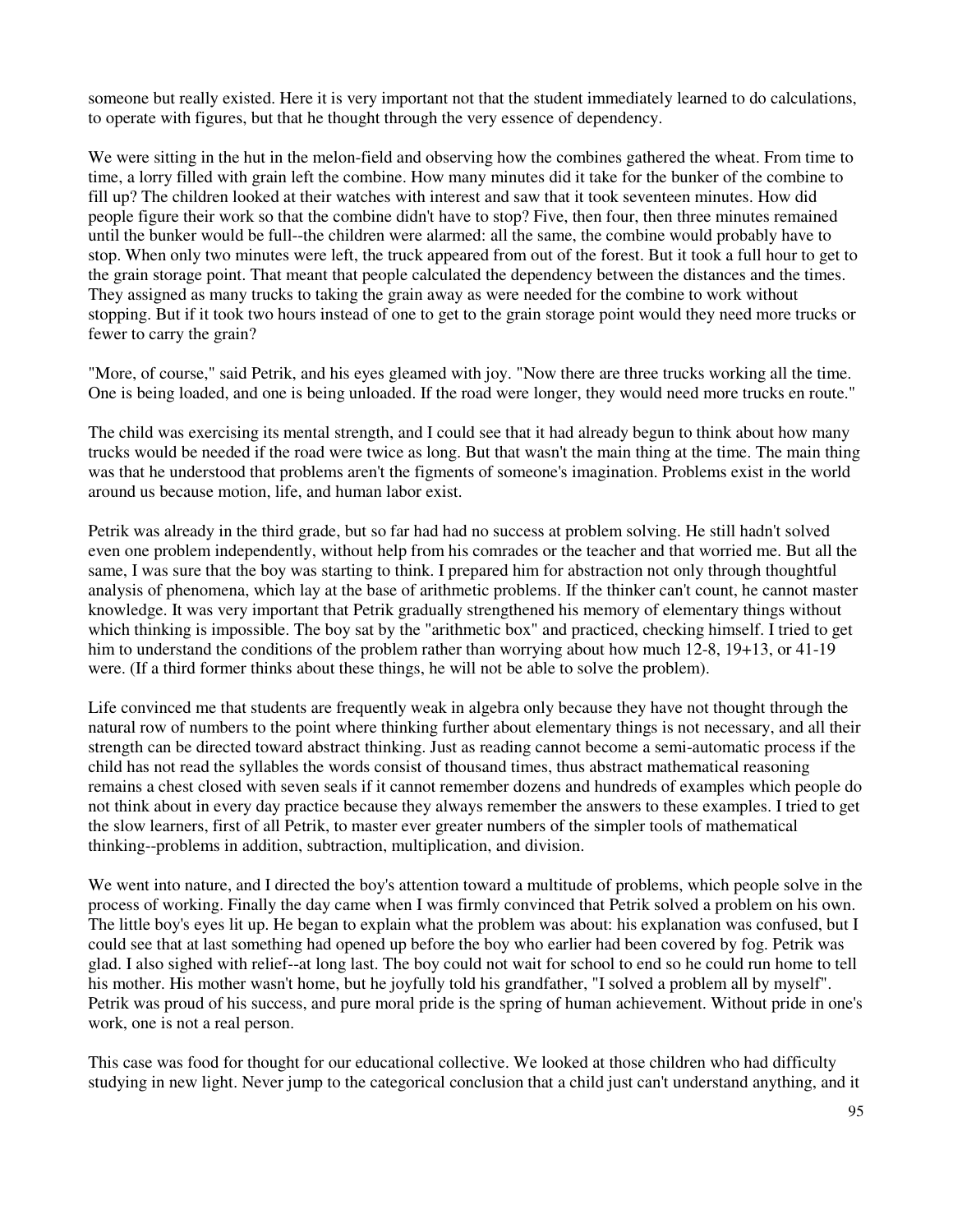someone but really existed. Here it is very important not that the student immediately learned to do calculations, to operate with figures, but that he thought through the very essence of dependency.

We were sitting in the hut in the melon-field and observing how the combines gathered the wheat. From time to time, a lorry filled with grain left the combine. How many minutes did it take for the bunker of the combine to fill up? The children looked at their watches with interest and saw that it took seventeen minutes. How did people figure their work so that the combine didn't have to stop? Five, then four, then three minutes remained until the bunker would be full--the children were alarmed: all the same, the combine would probably have to stop. When only two minutes were left, the truck appeared from out of the forest. But it took a full hour to get to the grain storage point. That meant that people calculated the dependency between the distances and the times. They assigned as many trucks to taking the grain away as were needed for the combine to work without stopping. But if it took two hours instead of one to get to the grain storage point would they need more trucks or fewer to carry the grain?

"More, of course," said Petrik, and his eyes gleamed with joy. "Now there are three trucks working all the time. One is being loaded, and one is being unloaded. If the road were longer, they would need more trucks en route."

The child was exercising its mental strength, and I could see that it had already begun to think about how many trucks would be needed if the road were twice as long. But that wasn't the main thing at the time. The main thing was that he understood that problems aren't the figments of someone's imagination. Problems exist in the world around us because motion, life, and human labor exist.

Petrik was already in the third grade, but so far had had no success at problem solving. He still hadn't solved even one problem independently, without help from his comrades or the teacher and that worried me. But all the same, I was sure that the boy was starting to think. I prepared him for abstraction not only through thoughtful analysis of phenomena, which lay at the base of arithmetic problems. If the thinker can't count, he cannot master knowledge. It was very important that Petrik gradually strengthened his memory of elementary things without which thinking is impossible. The boy sat by the "arithmetic box" and practiced, checking himself. I tried to get him to understand the conditions of the problem rather than worrying about how much 12-8, 19+13, or 41-19 were. (If a third former thinks about these things, he will not be able to solve the problem).

Life convinced me that students are frequently weak in algebra only because they have not thought through the natural row of numbers to the point where thinking further about elementary things is not necessary, and all their strength can be directed toward abstract thinking. Just as reading cannot become a semi-automatic process if the child has not read the syllables the words consist of thousand times, thus abstract mathematical reasoning remains a chest closed with seven seals if it cannot remember dozens and hundreds of examples which people do not think about in every day practice because they always remember the answers to these examples. I tried to get the slow learners, first of all Petrik, to master ever greater numbers of the simpler tools of mathematical thinking--problems in addition, subtraction, multiplication, and division.

We went into nature, and I directed the boy's attention toward a multitude of problems, which people solve in the process of working. Finally the day came when I was firmly convinced that Petrik solved a problem on his own. The little boy's eyes lit up. He began to explain what the problem was about: his explanation was confused, but I could see that at last something had opened up before the boy who earlier had been covered by fog. Petrik was glad. I also sighed with relief--at long last. The boy could not wait for school to end so he could run home to tell his mother. His mother wasn't home, but he joyfully told his grandfather, "I solved a problem all by myself". Petrik was proud of his success, and pure moral pride is the spring of human achievement. Without pride in one's work, one is not a real person.

This case was food for thought for our educational collective. We looked at those children who had difficulty studying in new light. Never jump to the categorical conclusion that a child just can't understand anything, and it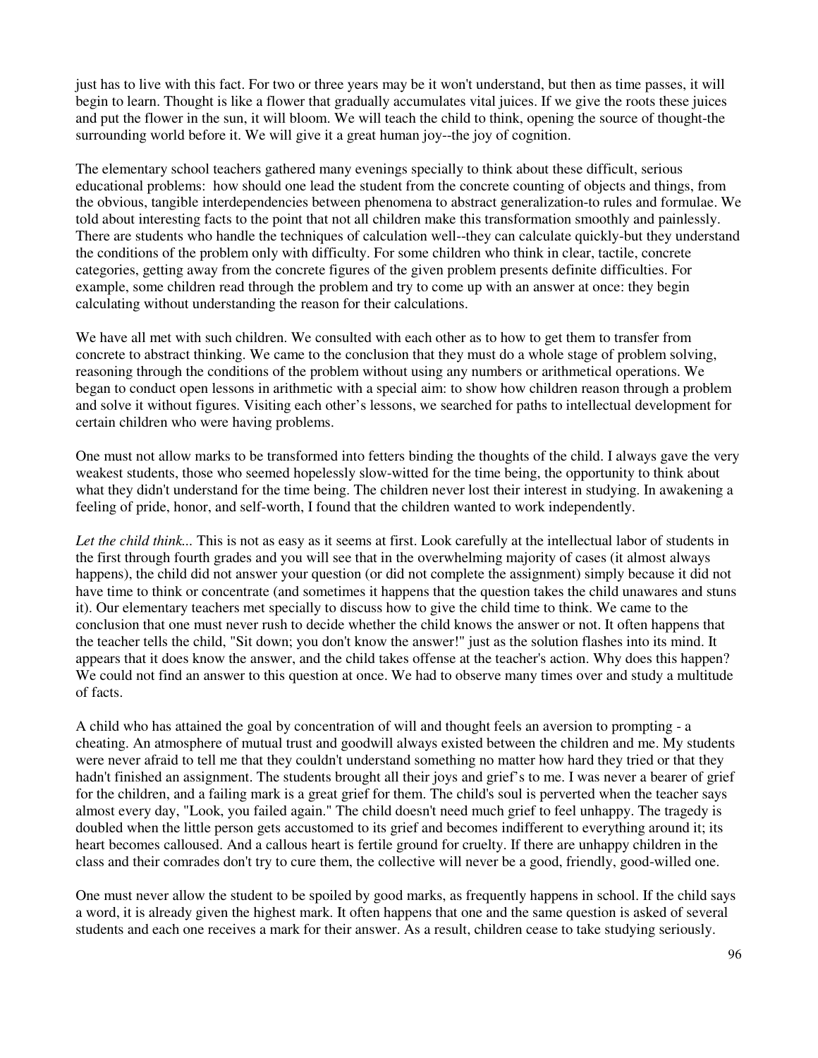just has to live with this fact. For two or three years may be it won't understand, but then as time passes, it will begin to learn. Thought is like a flower that gradually accumulates vital juices. If we give the roots these juices and put the flower in the sun, it will bloom. We will teach the child to think, opening the source of thought-the surrounding world before it. We will give it a great human joy--the joy of cognition.

The elementary school teachers gathered many evenings specially to think about these difficult, serious educational problems: how should one lead the student from the concrete counting of objects and things, from the obvious, tangible interdependencies between phenomena to abstract generalization-to rules and formulae. We told about interesting facts to the point that not all children make this transformation smoothly and painlessly. There are students who handle the techniques of calculation well--they can calculate quickly-but they understand the conditions of the problem only with difficulty. For some children who think in clear, tactile, concrete categories, getting away from the concrete figures of the given problem presents definite difficulties. For example, some children read through the problem and try to come up with an answer at once: they begin calculating without understanding the reason for their calculations.

We have all met with such children. We consulted with each other as to how to get them to transfer from concrete to abstract thinking. We came to the conclusion that they must do a whole stage of problem solving, reasoning through the conditions of the problem without using any numbers or arithmetical operations. We began to conduct open lessons in arithmetic with a special aim: to show how children reason through a problem and solve it without figures. Visiting each other's lessons, we searched for paths to intellectual development for certain children who were having problems.

One must not allow marks to be transformed into fetters binding the thoughts of the child. I always gave the very weakest students, those who seemed hopelessly slow-witted for the time being, the opportunity to think about what they didn't understand for the time being. The children never lost their interest in studying. In awakening a feeling of pride, honor, and self-worth, I found that the children wanted to work independently.

*Let the child think...* This is not as easy as it seems at first. Look carefully at the intellectual labor of students in the first through fourth grades and you will see that in the overwhelming majority of cases (it almost always happens), the child did not answer your question (or did not complete the assignment) simply because it did not have time to think or concentrate (and sometimes it happens that the question takes the child unawares and stuns it). Our elementary teachers met specially to discuss how to give the child time to think. We came to the conclusion that one must never rush to decide whether the child knows the answer or not. It often happens that the teacher tells the child, "Sit down; you don't know the answer!" just as the solution flashes into its mind. It appears that it does know the answer, and the child takes offense at the teacher's action. Why does this happen? We could not find an answer to this question at once. We had to observe many times over and study a multitude of facts.

A child who has attained the goal by concentration of will and thought feels an aversion to prompting - a cheating. An atmosphere of mutual trust and goodwill always existed between the children and me. My students were never afraid to tell me that they couldn't understand something no matter how hard they tried or that they hadn't finished an assignment. The students brought all their joys and grief's to me. I was never a bearer of grief for the children, and a failing mark is a great grief for them. The child's soul is perverted when the teacher says almost every day, "Look, you failed again." The child doesn't need much grief to feel unhappy. The tragedy is doubled when the little person gets accustomed to its grief and becomes indifferent to everything around it; its heart becomes calloused. And a callous heart is fertile ground for cruelty. If there are unhappy children in the class and their comrades don't try to cure them, the collective will never be a good, friendly, good-willed one.

One must never allow the student to be spoiled by good marks, as frequently happens in school. If the child says a word, it is already given the highest mark. It often happens that one and the same question is asked of several students and each one receives a mark for their answer. As a result, children cease to take studying seriously.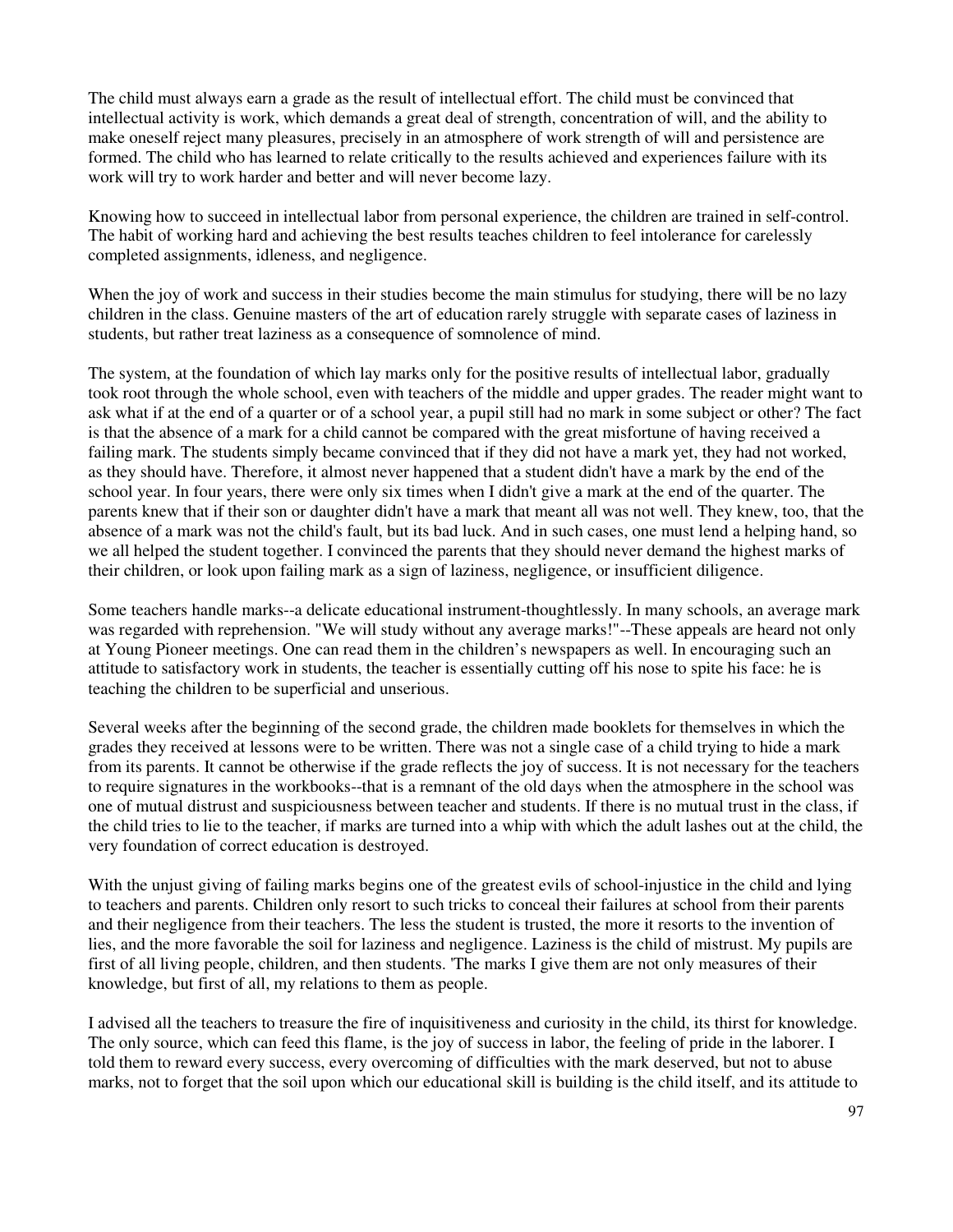The child must always earn a grade as the result of intellectual effort. The child must be convinced that intellectual activity is work, which demands a great deal of strength, concentration of will, and the ability to make oneself reject many pleasures, precisely in an atmosphere of work strength of will and persistence are formed. The child who has learned to relate critically to the results achieved and experiences failure with its work will try to work harder and better and will never become lazy.

Knowing how to succeed in intellectual labor from personal experience, the children are trained in self-control. The habit of working hard and achieving the best results teaches children to feel intolerance for carelessly completed assignments, idleness, and negligence.

When the joy of work and success in their studies become the main stimulus for studying, there will be no lazy children in the class. Genuine masters of the art of education rarely struggle with separate cases of laziness in students, but rather treat laziness as a consequence of somnolence of mind.

The system, at the foundation of which lay marks only for the positive results of intellectual labor, gradually took root through the whole school, even with teachers of the middle and upper grades. The reader might want to ask what if at the end of a quarter or of a school year, a pupil still had no mark in some subject or other? The fact is that the absence of a mark for a child cannot be compared with the great misfortune of having received a failing mark. The students simply became convinced that if they did not have a mark yet, they had not worked, as they should have. Therefore, it almost never happened that a student didn't have a mark by the end of the school year. In four years, there were only six times when I didn't give a mark at the end of the quarter. The parents knew that if their son or daughter didn't have a mark that meant all was not well. They knew, too, that the absence of a mark was not the child's fault, but its bad luck. And in such cases, one must lend a helping hand, so we all helped the student together. I convinced the parents that they should never demand the highest marks of their children, or look upon failing mark as a sign of laziness, negligence, or insufficient diligence.

Some teachers handle marks--a delicate educational instrument-thoughtlessly. In many schools, an average mark was regarded with reprehension. "We will study without any average marks!"--These appeals are heard not only at Young Pioneer meetings. One can read them in the children's newspapers as well. In encouraging such an attitude to satisfactory work in students, the teacher is essentially cutting off his nose to spite his face: he is teaching the children to be superficial and unserious.

Several weeks after the beginning of the second grade, the children made booklets for themselves in which the grades they received at lessons were to be written. There was not a single case of a child trying to hide a mark from its parents. It cannot be otherwise if the grade reflects the joy of success. It is not necessary for the teachers to require signatures in the workbooks--that is a remnant of the old days when the atmosphere in the school was one of mutual distrust and suspiciousness between teacher and students. If there is no mutual trust in the class, if the child tries to lie to the teacher, if marks are turned into a whip with which the adult lashes out at the child, the very foundation of correct education is destroyed.

With the unjust giving of failing marks begins one of the greatest evils of school-injustice in the child and lying to teachers and parents. Children only resort to such tricks to conceal their failures at school from their parents and their negligence from their teachers. The less the student is trusted, the more it resorts to the invention of lies, and the more favorable the soil for laziness and negligence. Laziness is the child of mistrust. My pupils are first of all living people, children, and then students. 'The marks I give them are not only measures of their knowledge, but first of all, my relations to them as people.

I advised all the teachers to treasure the fire of inquisitiveness and curiosity in the child, its thirst for knowledge. The only source, which can feed this flame, is the joy of success in labor, the feeling of pride in the laborer. I told them to reward every success, every overcoming of difficulties with the mark deserved, but not to abuse marks, not to forget that the soil upon which our educational skill is building is the child itself, and its attitude to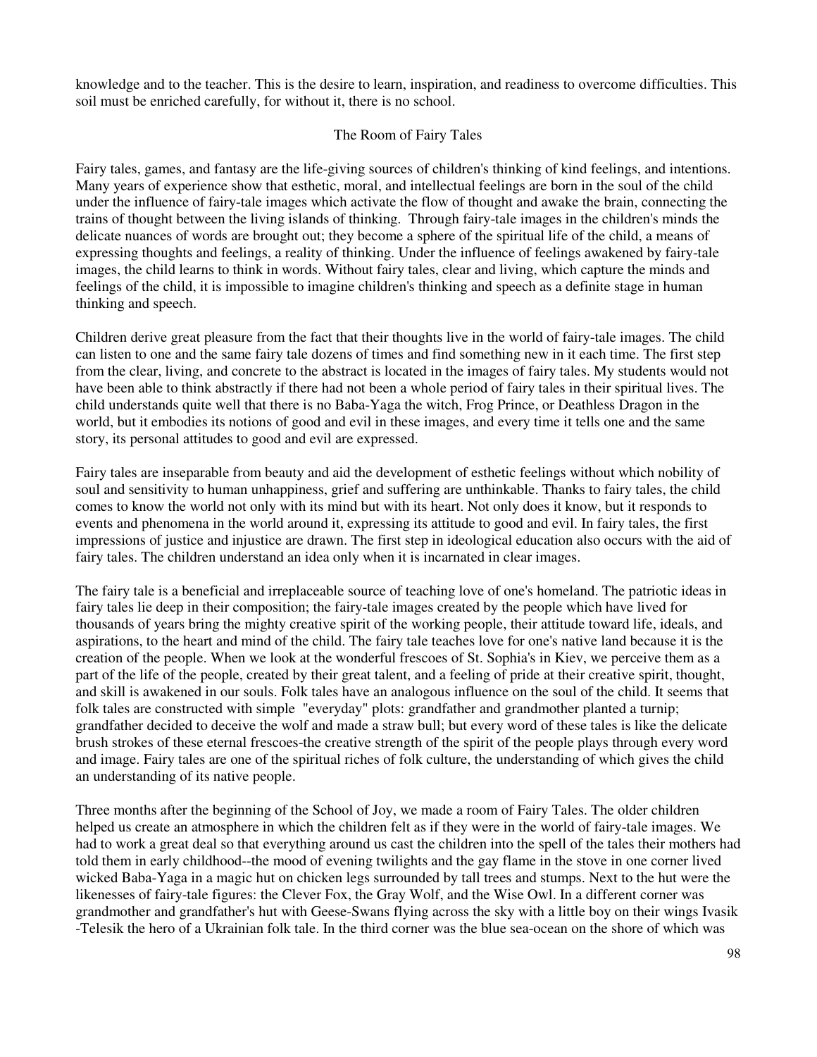knowledge and to the teacher. This is the desire to learn, inspiration, and readiness to overcome difficulties. This soil must be enriched carefully, for without it, there is no school.

## The Room of Fairy Tales

Fairy tales, games, and fantasy are the life-giving sources of children's thinking of kind feelings, and intentions. Many years of experience show that esthetic, moral, and intellectual feelings are born in the soul of the child under the influence of fairy-tale images which activate the flow of thought and awake the brain, connecting the trains of thought between the living islands of thinking. Through fairy-tale images in the children's minds the delicate nuances of words are brought out; they become a sphere of the spiritual life of the child, a means of expressing thoughts and feelings, a reality of thinking. Under the influence of feelings awakened by fairy-tale images, the child learns to think in words. Without fairy tales, clear and living, which capture the minds and feelings of the child, it is impossible to imagine children's thinking and speech as a definite stage in human thinking and speech.

Children derive great pleasure from the fact that their thoughts live in the world of fairy-tale images. The child can listen to one and the same fairy tale dozens of times and find something new in it each time. The first step from the clear, living, and concrete to the abstract is located in the images of fairy tales. My students would not have been able to think abstractly if there had not been a whole period of fairy tales in their spiritual lives. The child understands quite well that there is no Baba-Yaga the witch, Frog Prince, or Deathless Dragon in the world, but it embodies its notions of good and evil in these images, and every time it tells one and the same story, its personal attitudes to good and evil are expressed.

Fairy tales are inseparable from beauty and aid the development of esthetic feelings without which nobility of soul and sensitivity to human unhappiness, grief and suffering are unthinkable. Thanks to fairy tales, the child comes to know the world not only with its mind but with its heart. Not only does it know, but it responds to events and phenomena in the world around it, expressing its attitude to good and evil. In fairy tales, the first impressions of justice and injustice are drawn. The first step in ideological education also occurs with the aid of fairy tales. The children understand an idea only when it is incarnated in clear images.

The fairy tale is a beneficial and irreplaceable source of teaching love of one's homeland. The patriotic ideas in fairy tales lie deep in their composition; the fairy-tale images created by the people which have lived for thousands of years bring the mighty creative spirit of the working people, their attitude toward life, ideals, and aspirations, to the heart and mind of the child. The fairy tale teaches love for one's native land because it is the creation of the people. When we look at the wonderful frescoes of St. Sophia's in Kiev, we perceive them as a part of the life of the people, created by their great talent, and a feeling of pride at their creative spirit, thought, and skill is awakened in our souls. Folk tales have an analogous influence on the soul of the child. It seems that folk tales are constructed with simple "everyday" plots: grandfather and grandmother planted a turnip; grandfather decided to deceive the wolf and made a straw bull; but every word of these tales is like the delicate brush strokes of these eternal frescoes-the creative strength of the spirit of the people plays through every word and image. Fairy tales are one of the spiritual riches of folk culture, the understanding of which gives the child an understanding of its native people.

Three months after the beginning of the School of Joy, we made a room of Fairy Tales. The older children helped us create an atmosphere in which the children felt as if they were in the world of fairy-tale images. We had to work a great deal so that everything around us cast the children into the spell of the tales their mothers had told them in early childhood--the mood of evening twilights and the gay flame in the stove in one corner lived wicked Baba-Yaga in a magic hut on chicken legs surrounded by tall trees and stumps. Next to the hut were the likenesses of fairy-tale figures: the Clever Fox, the Gray Wolf, and the Wise Owl. In a different corner was grandmother and grandfather's hut with Geese-Swans flying across the sky with a little boy on their wings Ivasik -Telesik the hero of a Ukrainian folk tale. In the third corner was the blue sea-ocean on the shore of which was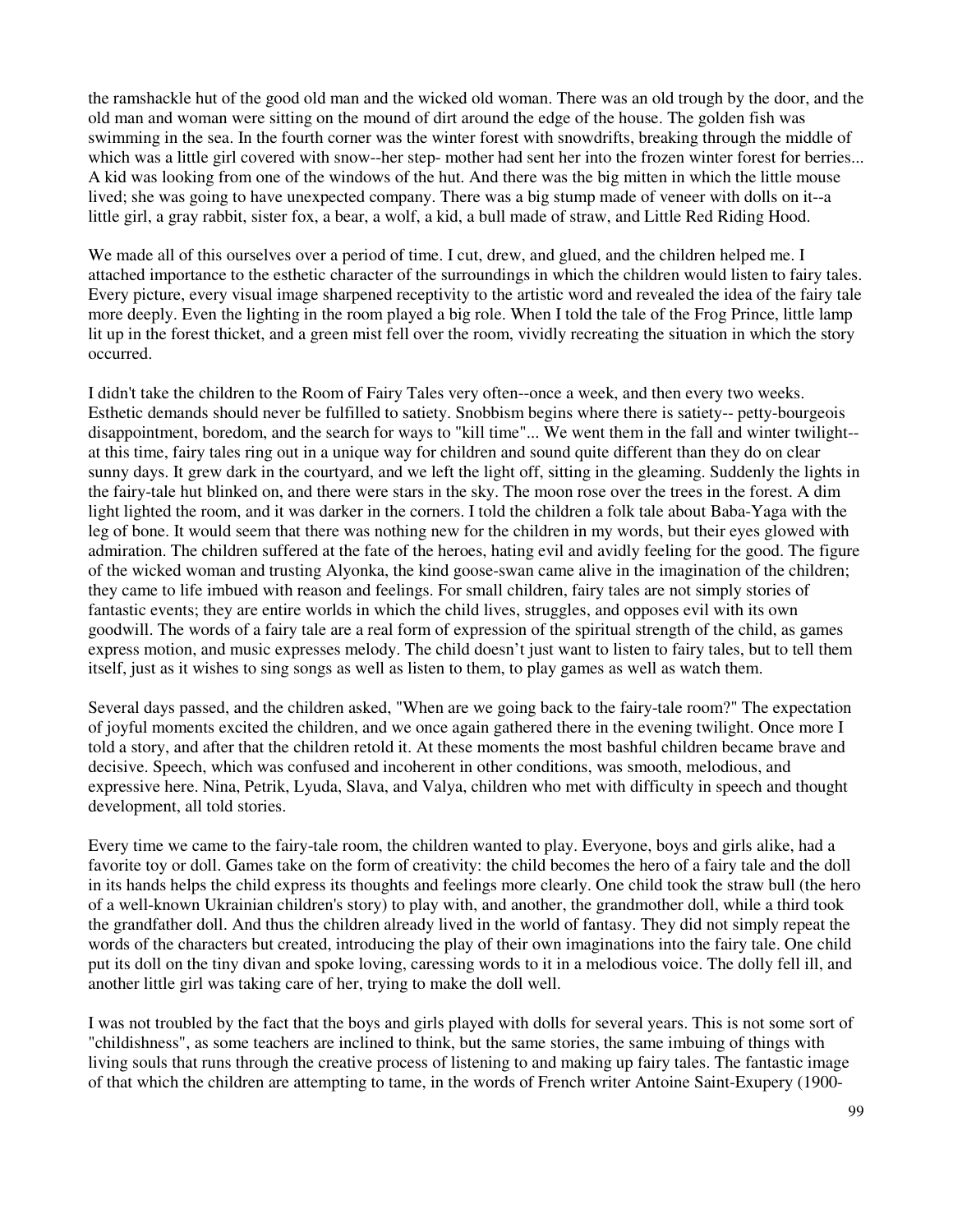the ramshackle hut of the good old man and the wicked old woman. There was an old trough by the door, and the old man and woman were sitting on the mound of dirt around the edge of the house. The golden fish was swimming in the sea. In the fourth corner was the winter forest with snowdrifts, breaking through the middle of which was a little girl covered with snow--her step- mother had sent her into the frozen winter forest for berries... A kid was looking from one of the windows of the hut. And there was the big mitten in which the little mouse lived; she was going to have unexpected company. There was a big stump made of veneer with dolls on it--a little girl, a gray rabbit, sister fox, a bear, a wolf, a kid, a bull made of straw, and Little Red Riding Hood.

We made all of this ourselves over a period of time. I cut, drew, and glued, and the children helped me. I attached importance to the esthetic character of the surroundings in which the children would listen to fairy tales. Every picture, every visual image sharpened receptivity to the artistic word and revealed the idea of the fairy tale more deeply. Even the lighting in the room played a big role. When I told the tale of the Frog Prince, little lamp lit up in the forest thicket, and a green mist fell over the room, vividly recreating the situation in which the story occurred.

I didn't take the children to the Room of Fairy Tales very often--once a week, and then every two weeks. Esthetic demands should never be fulfilled to satiety. Snobbism begins where there is satiety-- petty-bourgeois disappointment, boredom, and the search for ways to "kill time"... We went them in the fall and winter twilight--at this time, fairy tales ring out in a unique way for children and sound quite different than they do on clear sunny days. It grew dark in the courtyard, and we left the light off, sitting in the gleaming. Suddenly the lights in the fairy-tale hut blinked on, and there were stars in the sky. The moon rose over the trees in the forest. A dim light lighted the room, and it was darker in the corners. I told the children a folk tale about Baba-Yaga with the leg of bone. It would seem that there was nothing new for the children in my words, but their eyes glowed with admiration. The children suffered at the fate of the heroes, hating evil and avidly feeling for the good. The figure of the wicked woman and trusting Alyonka, the kind goose-swan came alive in the imagination of the children; they came to life imbued with reason and feelings. For small children, fairy tales are not simply stories of fantastic events; they are entire worlds in which the child lives, struggles, and opposes evil with its own goodwill. The words of a fairy tale are a real form of expression of the spiritual strength of the child, as games express motion, and music expresses melody. The child doesn't just want to listen to fairy tales, but to tell them itself, just as it wishes to sing songs as well as listen to them, to play games as well as watch them.

Several days passed, and the children asked, "When are we going back to the fairy-tale room?" The expectation of joyful moments excited the children, and we once again gathered there in the evening twilight. Once more I told a story, and after that the children retold it. At these moments the most bashful children became brave and decisive. Speech, which was confused and incoherent in other conditions, was smooth, melodious, and expressive here. Nina, Petrik, Lyuda, Slava, and Valya, children who met with difficulty in speech and thought development, all told stories.

Every time we came to the fairy-tale room, the children wanted to play. Everyone, boys and girls alike, had a favorite toy or doll. Games take on the form of creativity: the child becomes the hero of a fairy tale and the doll in its hands helps the child express its thoughts and feelings more clearly. One child took the straw bull (the hero of a well-known Ukrainian children's story) to play with, and another, the grandmother doll, while a third took the grandfather doll. And thus the children already lived in the world of fantasy. They did not simply repeat the words of the characters but created, introducing the play of their own imaginations into the fairy tale. One child put its doll on the tiny divan and spoke loving, caressing words to it in a melodious voice. The dolly fell ill, and another little girl was taking care of her, trying to make the doll well.

I was not troubled by the fact that the boys and girls played with dolls for several years. This is not some sort of "childishness", as some teachers are inclined to think, but the same stories, the same imbuing of things with living souls that runs through the creative process of listening to and making up fairy tales. The fantastic image of that which the children are attempting to tame, in the words of French writer Antoine Saint-Exupery (1900-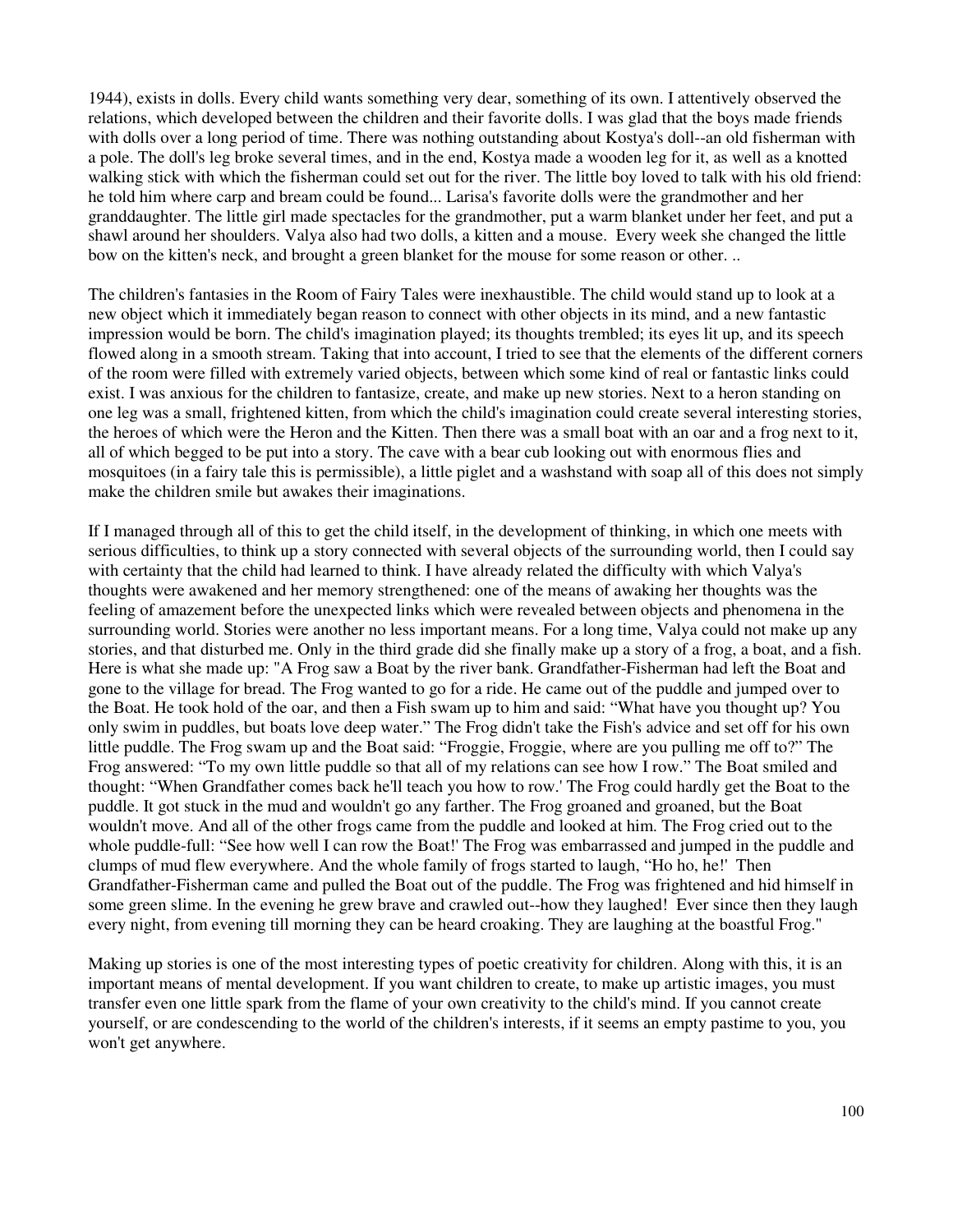1944), exists in dolls. Every child wants something very dear, something of its own. I attentively observed the relations, which developed between the children and their favorite dolls. I was glad that the boys made friends with dolls over a long period of time. There was nothing outstanding about Kostya's doll--an old fisherman with a pole. The doll's leg broke several times, and in the end, Kostya made a wooden leg for it, as well as a knotted walking stick with which the fisherman could set out for the river. The little boy loved to talk with his old friend: he told him where carp and bream could be found... Larisa's favorite dolls were the grandmother and her granddaughter. The little girl made spectacles for the grandmother, put a warm blanket under her feet, and put a shawl around her shoulders. Valya also had two dolls, a kitten and a mouse. Every week she changed the little bow on the kitten's neck, and brought a green blanket for the mouse for some reason or other. ..

The children's fantasies in the Room of Fairy Tales were inexhaustible. The child would stand up to look at a new object which it immediately began reason to connect with other objects in its mind, and a new fantastic impression would be born. The child's imagination played; its thoughts trembled; its eyes lit up, and its speech flowed along in a smooth stream. Taking that into account, I tried to see that the elements of the different corners of the room were filled with extremely varied objects, between which some kind of real or fantastic links could exist. I was anxious for the children to fantasize, create, and make up new stories. Next to a heron standing on one leg was a small, frightened kitten, from which the child's imagination could create several interesting stories, the heroes of which were the Heron and the Kitten. Then there was a small boat with an oar and a frog next to it, all of which begged to be put into a story. The cave with a bear cub looking out with enormous flies and mosquitoes (in a fairy tale this is permissible), a little piglet and a washstand with soap all of this does not simply make the children smile but awakes their imaginations.

If I managed through all of this to get the child itself, in the development of thinking, in which one meets with serious difficulties, to think up a story connected with several objects of the surrounding world, then I could say with certainty that the child had learned to think. I have already related the difficulty with which Valya's thoughts were awakened and her memory strengthened: one of the means of awaking her thoughts was the feeling of amazement before the unexpected links which were revealed between objects and phenomena in the surrounding world. Stories were another no less important means. For a long time, Valya could not make up any stories, and that disturbed me. Only in the third grade did she finally make up a story of a frog, a boat, and a fish. Here is what she made up: "A Frog saw a Boat by the river bank. Grandfather-Fisherman had left the Boat and gone to the village for bread. The Frog wanted to go for a ride. He came out of the puddle and jumped over to the Boat. He took hold of the oar, and then a Fish swam up to him and said: "What have you thought up? You only swim in puddles, but boats love deep water." The Frog didn't take the Fish's advice and set off for his own little puddle. The Frog swam up and the Boat said: "Froggie, Froggie, where are you pulling me off to?" The Frog answered: "To my own little puddle so that all of my relations can see how I row." The Boat smiled and thought: "When Grandfather comes back he'll teach you how to row.' The Frog could hardly get the Boat to the puddle. It got stuck in the mud and wouldn't go any farther. The Frog groaned and groaned, but the Boat wouldn't move. And all of the other frogs came from the puddle and looked at him. The Frog cried out to the whole puddle-full: "See how well I can row the Boat!' The Frog was embarrassed and jumped in the puddle and clumps of mud flew everywhere. And the whole family of frogs started to laugh, "Ho ho, he!' Then Grandfather-Fisherman came and pulled the Boat out of the puddle. The Frog was frightened and hid himself in some green slime. In the evening he grew brave and crawled out--how they laughed! Ever since then they laugh every night, from evening till morning they can be heard croaking. They are laughing at the boastful Frog."

Making up stories is one of the most interesting types of poetic creativity for children. Along with this, it is an important means of mental development. If you want children to create, to make up artistic images, you must transfer even one little spark from the flame of your own creativity to the child's mind. If you cannot create yourself, or are condescending to the world of the children's interests, if it seems an empty pastime to you, you won't get anywhere.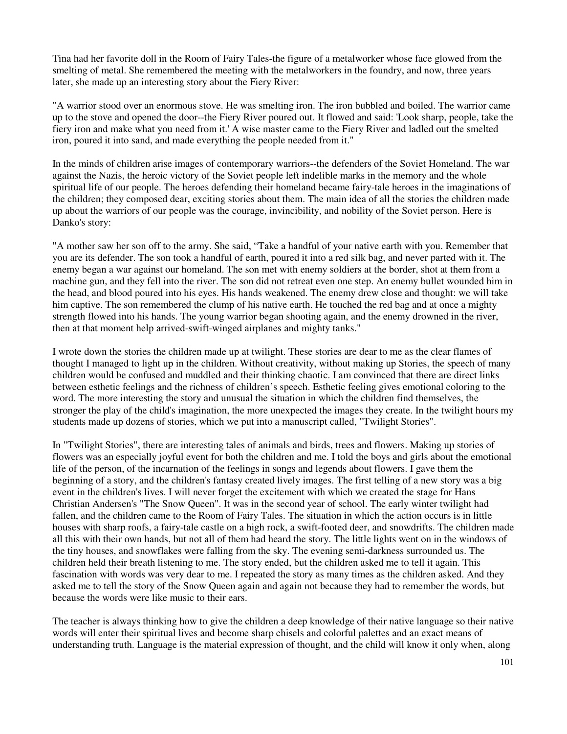Tina had her favorite doll in the Room of Fairy Tales-the figure of a metalworker whose face glowed from the smelting of metal. She remembered the meeting with the metalworkers in the foundry, and now, three years later, she made up an interesting story about the Fiery River:

"A warrior stood over an enormous stove. He was smelting iron. The iron bubbled and boiled. The warrior came up to the stove and opened the door--the Fiery River poured out. It flowed and said: 'Look sharp, people, take the fiery iron and make what you need from it.' A wise master came to the Fiery River and ladled out the smelted iron, poured it into sand, and made everything the people needed from it."

In the minds of children arise images of contemporary warriors--the defenders of the Soviet Homeland. The war against the Nazis, the heroic victory of the Soviet people left indelible marks in the memory and the whole spiritual life of our people. The heroes defending their homeland became fairy-tale heroes in the imaginations of the children; they composed dear, exciting stories about them. The main idea of all the stories the children made up about the warriors of our people was the courage, invincibility, and nobility of the Soviet person. Here is Danko's story:

"A mother saw her son off to the army. She said, "Take a handful of your native earth with you. Remember that you are its defender. The son took a handful of earth, poured it into a red silk bag, and never parted with it. The enemy began a war against our homeland. The son met with enemy soldiers at the border, shot at them from a machine gun, and they fell into the river. The son did not retreat even one step. An enemy bullet wounded him in the head, and blood poured into his eyes. His hands weakened. The enemy drew close and thought: we will take him captive. The son remembered the clump of his native earth. He touched the red bag and at once a mighty strength flowed into his hands. The young warrior began shooting again, and the enemy drowned in the river, then at that moment help arrived-swift-winged airplanes and mighty tanks."

I wrote down the stories the children made up at twilight. These stories are dear to me as the clear flames of thought I managed to light up in the children. Without creativity, without making up Stories, the speech of many children would be confused and muddled and their thinking chaotic. I am convinced that there are direct links between esthetic feelings and the richness of children's speech. Esthetic feeling gives emotional coloring to the word. The more interesting the story and unusual the situation in which the children find themselves, the stronger the play of the child's imagination, the more unexpected the images they create. In the twilight hours my students made up dozens of stories, which we put into a manuscript called, "Twilight Stories".

In "Twilight Stories", there are interesting tales of animals and birds, trees and flowers. Making up stories of flowers was an especially joyful event for both the children and me. I told the boys and girls about the emotional life of the person, of the incarnation of the feelings in songs and legends about flowers. I gave them the beginning of a story, and the children's fantasy created lively images. The first telling of a new story was a big event in the children's lives. I will never forget the excitement with which we created the stage for Hans Christian Andersen's "The Snow Queen". It was in the second year of school. The early winter twilight had fallen, and the children came to the Room of Fairy Tales. The situation in which the action occurs is in little houses with sharp roofs, a fairy-tale castle on a high rock, a swift-footed deer, and snowdrifts. The children made all this with their own hands, but not all of them had heard the story. The little lights went on in the windows of the tiny houses, and snowflakes were falling from the sky. The evening semi-darkness surrounded us. The children held their breath listening to me. The story ended, but the children asked me to tell it again. This fascination with words was very dear to me. I repeated the story as many times as the children asked. And they asked me to tell the story of the Snow Queen again and again not because they had to remember the words, but because the words were like music to their ears.

The teacher is always thinking how to give the children a deep knowledge of their native language so their native words will enter their spiritual lives and become sharp chisels and colorful palettes and an exact means of understanding truth. Language is the material expression of thought, and the child will know it only when, along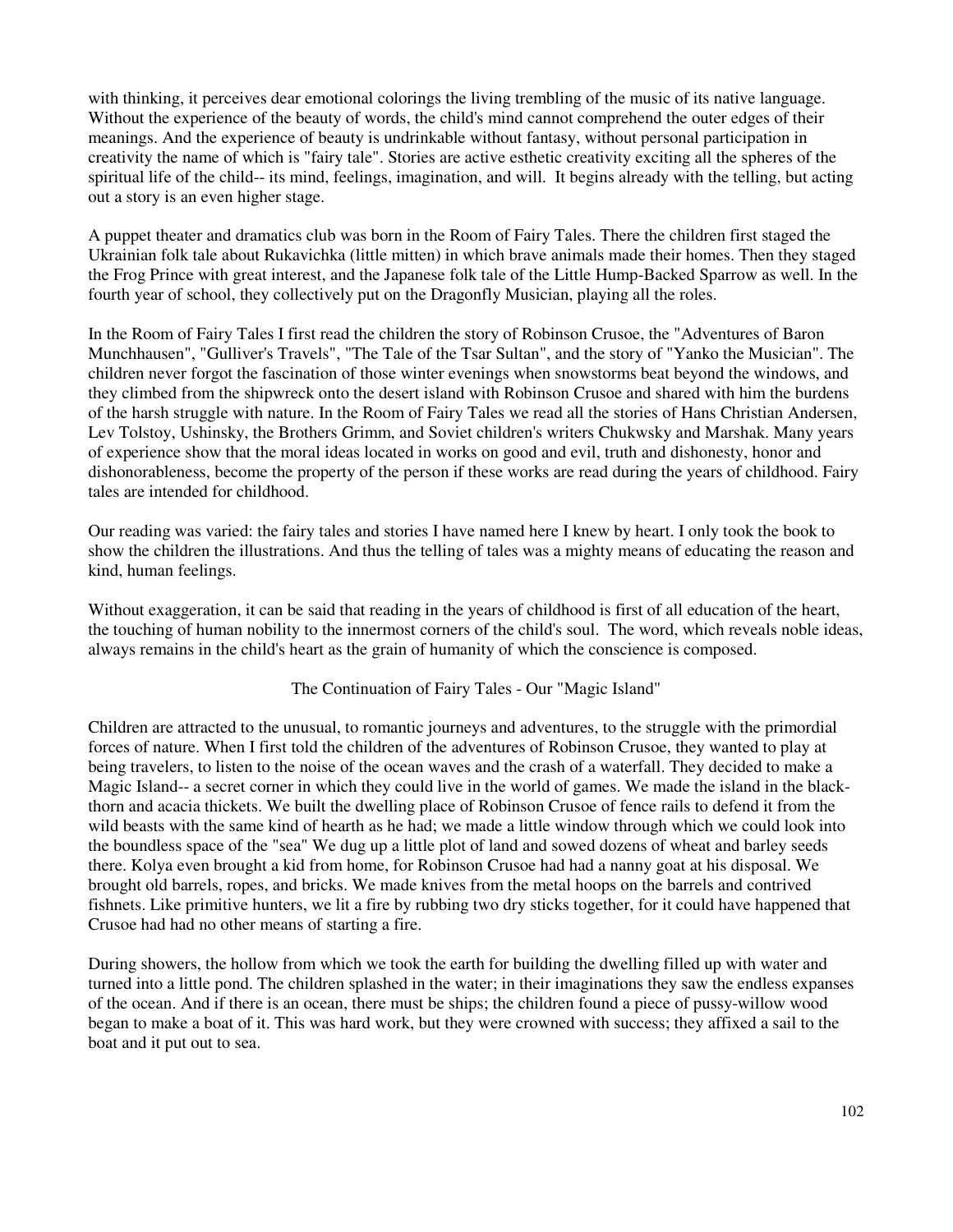with thinking, it perceives dear emotional colorings the living trembling of the music of its native language. Without the experience of the beauty of words, the child's mind cannot comprehend the outer edges of their meanings. And the experience of beauty is undrinkable without fantasy, without personal participation in creativity the name of which is "fairy tale". Stories are active esthetic creativity exciting all the spheres of the spiritual life of the child-- its mind, feelings, imagination, and will. It begins already with the telling, but acting out a story is an even higher stage.

A puppet theater and dramatics club was born in the Room of Fairy Tales. There the children first staged the Ukrainian folk tale about Rukavichka (little mitten) in which brave animals made their homes. Then they staged the Frog Prince with great interest, and the Japanese folk tale of the Little Hump-Backed Sparrow as well. In the fourth year of school, they collectively put on the Dragonfly Musician, playing all the roles.

In the Room of Fairy Tales I first read the children the story of Robinson Crusoe, the "Adventures of Baron Munchhausen", "Gulliver's Travels", "The Tale of the Tsar Sultan", and the story of "Yanko the Musician". The children never forgot the fascination of those winter evenings when snowstorms beat beyond the windows, and they climbed from the shipwreck onto the desert island with Robinson Crusoe and shared with him the burdens of the harsh struggle with nature. In the Room of Fairy Tales we read all the stories of Hans Christian Andersen, Lev Tolstoy, Ushinsky, the Brothers Grimm, and Soviet children's writers Chukwsky and Marshak. Many years of experience show that the moral ideas located in works on good and evil, truth and dishonesty, honor and dishonorableness, become the property of the person if these works are read during the years of childhood. Fairy tales are intended for childhood.

Our reading was varied: the fairy tales and stories I have named here I knew by heart. I only took the book to show the children the illustrations. And thus the telling of tales was a mighty means of educating the reason and kind, human feelings.

Without exaggeration, it can be said that reading in the years of childhood is first of all education of the heart, the touching of human nobility to the innermost corners of the child's soul. The word, which reveals noble ideas, always remains in the child's heart as the grain of humanity of which the conscience is composed.

## The Continuation of Fairy Tales - Our "Magic Island"

Children are attracted to the unusual, to romantic journeys and adventures, to the struggle with the primordial forces of nature. When I first told the children of the adventures of Robinson Crusoe, they wanted to play at being travelers, to listen to the noise of the ocean waves and the crash of a waterfall. They decided to make a Magic Island-- a secret corner in which they could live in the world of games. We made the island in the black-thorn and acacia thickets. We built the dwelling place of Robinson Crusoe of fence rails to defend it from the wild beasts with the same kind of hearth as he had; we made a little window through which we could look into the boundless space of the "sea" We dug up a little plot of land and sowed dozens of wheat and barley seeds there. Kolya even brought a kid from home, for Robinson Crusoe had had a nanny goat at his disposal. We brought old barrels, ropes, and bricks. We made knives from the metal hoops on the barrels and contrived fishnets. Like primitive hunters, we lit a fire by rubbing two dry sticks together, for it could have happened that Crusoe had had no other means of starting a fire.

During showers, the hollow from which we took the earth for building the dwelling filled up with water and turned into a little pond. The children splashed in the water; in their imaginations they saw the endless expanses of the ocean. And if there is an ocean, there must be ships; the children found a piece of pussy-willow wood began to make a boat of it. This was hard work, but they were crowned with success; they affixed a sail to the boat and it put out to sea.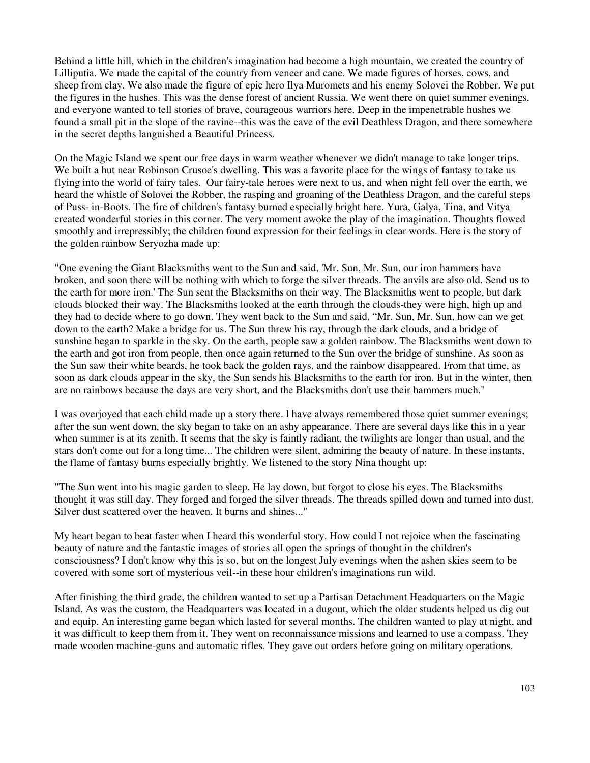Behind a little hill, which in the children's imagination had become a high mountain, we created the country of Lilliputia. We made the capital of the country from veneer and cane. We made figures of horses, cows, and sheep from clay. We also made the figure of epic hero Ilya Muromets and his enemy Solovei the Robber. We put the figures in the hushes. This was the dense forest of ancient Russia. We went there on quiet summer evenings, and everyone wanted to tell stories of brave, courageous warriors here. Deep in the impenetrable hushes we found a small pit in the slope of the ravine--this was the cave of the evil Deathless Dragon, and there somewhere in the secret depths languished a Beautiful Princess.

On the Magic Island we spent our free days in warm weather whenever we didn't manage to take longer trips. We built a hut near Robinson Crusoe's dwelling. This was a favorite place for the wings of fantasy to take us flying into the world of fairy tales. Our fairy-tale heroes were next to us, and when night fell over the earth, we heard the whistle of Solovei the Robber, the rasping and groaning of the Deathless Dragon, and the careful steps of Puss- in-Boots. The fire of children's fantasy burned especially bright here. Yura, Galya, Tina, and Vitya created wonderful stories in this corner. The very moment awoke the play of the imagination. Thoughts flowed smoothly and irrepressibly; the children found expression for their feelings in clear words. Here is the story of the golden rainbow Seryozha made up:

"One evening the Giant Blacksmiths went to the Sun and said, 'Mr. Sun, Mr. Sun, our iron hammers have broken, and soon there will be nothing with which to forge the silver threads. The anvils are also old. Send us to the earth for more iron.' The Sun sent the Blacksmiths on their way. The Blacksmiths went to people, but dark clouds blocked their way. The Blacksmiths looked at the earth through the clouds-they were high, high up and they had to decide where to go down. They went back to the Sun and said, "Mr. Sun, Mr. Sun, how can we get down to the earth? Make a bridge for us. The Sun threw his ray, through the dark clouds, and a bridge of sunshine began to sparkle in the sky. On the earth, people saw a golden rainbow. The Blacksmiths went down to the earth and got iron from people, then once again returned to the Sun over the bridge of sunshine. As soon as the Sun saw their white beards, he took back the golden rays, and the rainbow disappeared. From that time, as soon as dark clouds appear in the sky, the Sun sends his Blacksmiths to the earth for iron. But in the winter, then are no rainbows because the days are very short, and the Blacksmiths don't use their hammers much."

I was overjoyed that each child made up a story there. I have always remembered those quiet summer evenings; after the sun went down, the sky began to take on an ashy appearance. There are several days like this in a year when summer is at its zenith. It seems that the sky is faintly radiant, the twilights are longer than usual, and the stars don't come out for a long time... The children were silent, admiring the beauty of nature. In these instants, the flame of fantasy burns especially brightly. We listened to the story Nina thought up:

"The Sun went into his magic garden to sleep. He lay down, but forgot to close his eyes. The Blacksmiths thought it was still day. They forged and forged the silver threads. The threads spilled down and turned into dust. Silver dust scattered over the heaven. It burns and shines..."

My heart began to beat faster when I heard this wonderful story. How could I not rejoice when the fascinating beauty of nature and the fantastic images of stories all open the springs of thought in the children's consciousness? I don't know why this is so, but on the longest July evenings when the ashen skies seem to be covered with some sort of mysterious veil--in these hour children's imaginations run wild.

After finishing the third grade, the children wanted to set up a Partisan Detachment Headquarters on the Magic Island. As was the custom, the Headquarters was located in a dugout, which the older students helped us dig out and equip. An interesting game began which lasted for several months. The children wanted to play at night, and it was difficult to keep them from it. They went on reconnaissance missions and learned to use a compass. They made wooden machine-guns and automatic rifles. They gave out orders before going on military operations.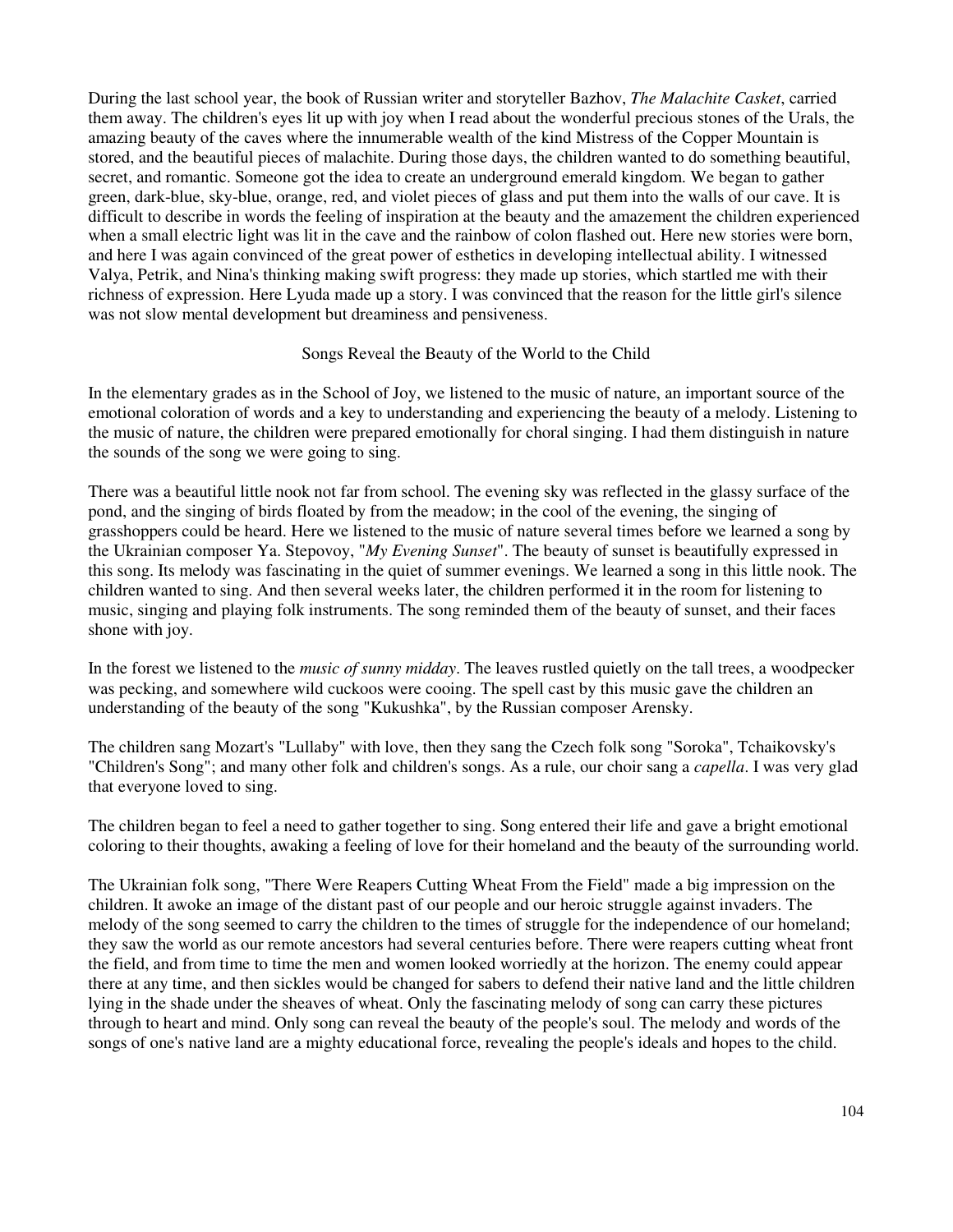During the last school year, the book of Russian writer and storyteller Bazhov, *The Malachite Casket*, carried them away. The children's eyes lit up with joy when I read about the wonderful precious stones of the Urals, the amazing beauty of the caves where the innumerable wealth of the kind Mistress of the Copper Mountain is stored, and the beautiful pieces of malachite. During those days, the children wanted to do something beautiful, secret, and romantic. Someone got the idea to create an underground emerald kingdom. We began to gather green, dark-blue, sky-blue, orange, red, and violet pieces of glass and put them into the walls of our cave. It is difficult to describe in words the feeling of inspiration at the beauty and the amazement the children experienced when a small electric light was lit in the cave and the rainbow of colon flashed out. Here new stories were born, and here I was again convinced of the great power of esthetics in developing intellectual ability. I witnessed Valya, Petrik, and Nina's thinking making swift progress: they made up stories, which startled me with their richness of expression. Here Lyuda made up a story. I was convinced that the reason for the little girl's silence was not slow mental development but dreaminess and pensiveness.

## Songs Reveal the Beauty of the World to the Child

In the elementary grades as in the School of Joy, we listened to the music of nature, an important source of the emotional coloration of words and a key to understanding and experiencing the beauty of a melody. Listening to the music of nature, the children were prepared emotionally for choral singing. I had them distinguish in nature the sounds of the song we were going to sing.

There was a beautiful little nook not far from school. The evening sky was reflected in the glassy surface of the pond, and the singing of birds floated by from the meadow; in the cool of the evening, the singing of grasshoppers could be heard. Here we listened to the music of nature several times before we learned a song by the Ukrainian composer Ya. Stepovoy, "*My Evening Sunset*". The beauty of sunset is beautifully expressed in this song. Its melody was fascinating in the quiet of summer evenings. We learned a song in this little nook. The children wanted to sing. And then several weeks later, the children performed it in the room for listening to music, singing and playing folk instruments. The song reminded them of the beauty of sunset, and their faces shone with joy.

In the forest we listened to the *music of sunny midday*. The leaves rustled quietly on the tall trees, a woodpecker was pecking, and somewhere wild cuckoos were cooing. The spell cast by this music gave the children an understanding of the beauty of the song "Kukushka", by the Russian composer Arensky.

The children sang Mozart's "Lullaby" with love, then they sang the Czech folk song "Soroka", Tchaikovsky's "Children's Song"; and many other folk and children's songs. As a rule, our choir sang a *capella*. I was very glad that everyone loved to sing.

The children began to feel a need to gather together to sing. Song entered their life and gave a bright emotional coloring to their thoughts, awaking a feeling of love for their homeland and the beauty of the surrounding world.

The Ukrainian folk song, "There Were Reapers Cutting Wheat From the Field" made a big impression on the children. It awoke an image of the distant past of our people and our heroic struggle against invaders. The melody of the song seemed to carry the children to the times of struggle for the independence of our homeland; they saw the world as our remote ancestors had several centuries before. There were reapers cutting wheat front the field, and from time to time the men and women looked worriedly at the horizon. The enemy could appear there at any time, and then sickles would be changed for sabers to defend their native land and the little children lying in the shade under the sheaves of wheat. Only the fascinating melody of song can carry these pictures through to heart and mind. Only song can reveal the beauty of the people's soul. The melody and words of the songs of one's native land are a mighty educational force, revealing the people's ideals and hopes to the child.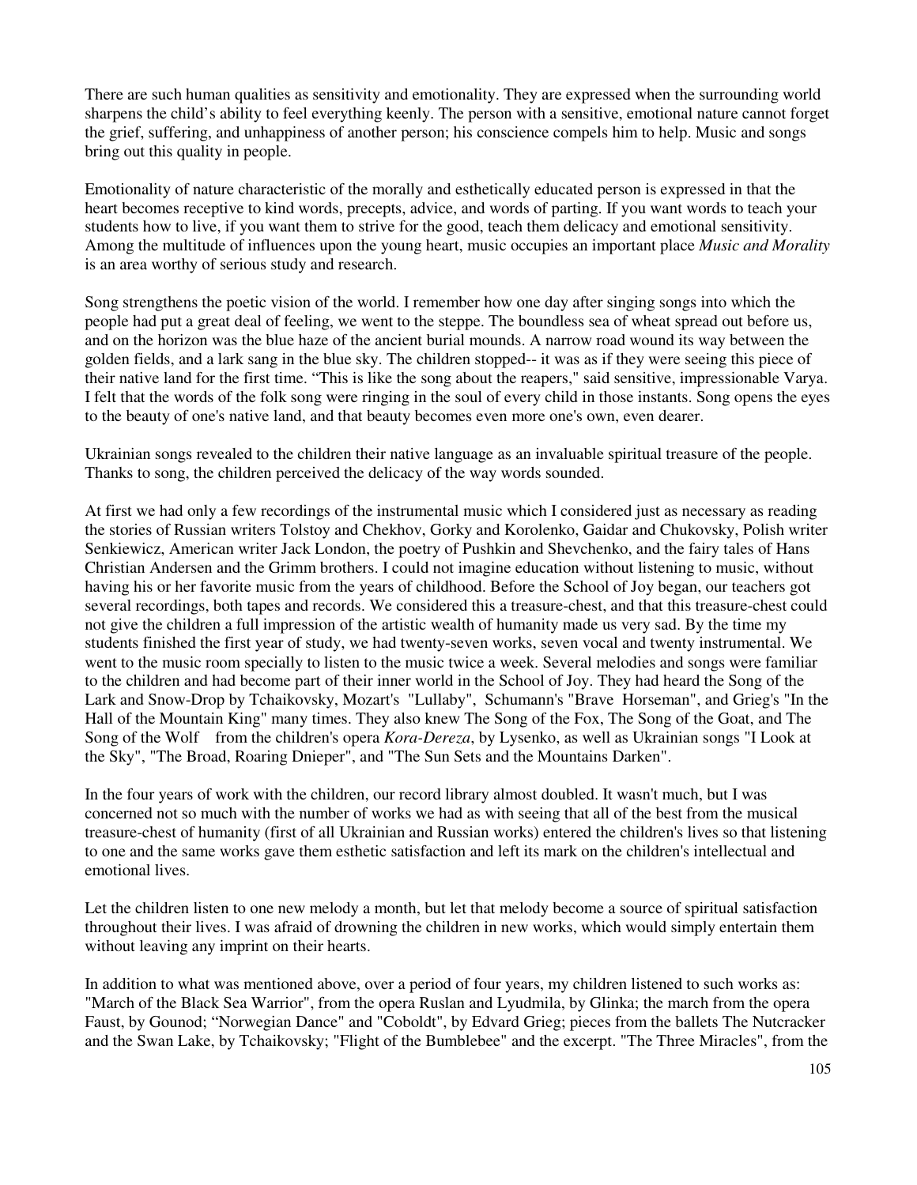There are such human qualities as sensitivity and emotionality. They are expressed when the surrounding world sharpens the child's ability to feel everything keenly. The person with a sensitive, emotional nature cannot forget the grief, suffering, and unhappiness of another person; his conscience compels him to help. Music and songs bring out this quality in people.

Emotionality of nature characteristic of the morally and esthetically educated person is expressed in that the heart becomes receptive to kind words, precepts, advice, and words of parting. If you want words to teach your students how to live, if you want them to strive for the good, teach them delicacy and emotional sensitivity. Among the multitude of influences upon the young heart, music occupies an important place *Music and Morality* is an area worthy of serious study and research.

Song strengthens the poetic vision of the world. I remember how one day after singing songs into which the people had put a great deal of feeling, we went to the steppe. The boundless sea of wheat spread out before us, and on the horizon was the blue haze of the ancient burial mounds. A narrow road wound its way between the golden fields, and a lark sang in the blue sky. The children stopped-- it was as if they were seeing this piece of their native land for the first time. "This is like the song about the reapers," said sensitive, impressionable Varya. I felt that the words of the folk song were ringing in the soul of every child in those instants. Song opens the eyes to the beauty of one's native land, and that beauty becomes even more one's own, even dearer.

Ukrainian songs revealed to the children their native language as an invaluable spiritual treasure of the people. Thanks to song, the children perceived the delicacy of the way words sounded.

At first we had only a few recordings of the instrumental music which I considered just as necessary as reading the stories of Russian writers Tolstoy and Chekhov, Gorky and Korolenko, Gaidar and Chukovsky, Polish writer Senkiewicz, American writer Jack London, the poetry of Pushkin and Shevchenko, and the fairy tales of Hans Christian Andersen and the Grimm brothers. I could not imagine education without listening to music, without having his or her favorite music from the years of childhood. Before the School of Joy began, our teachers got several recordings, both tapes and records. We considered this a treasure-chest, and that this treasure-chest could not give the children a full impression of the artistic wealth of humanity made us very sad. By the time my students finished the first year of study, we had twenty-seven works, seven vocal and twenty instrumental. We went to the music room specially to listen to the music twice a week. Several melodies and songs were familiar to the children and had become part of their inner world in the School of Joy. They had heard the Song of the Lark and Snow-Drop by Tchaikovsky, Mozart's "Lullaby", Schumann's "Brave Horseman", and Grieg's "In the Hall of the Mountain King" many times. They also knew The Song of the Fox, The Song of the Goat, and The Song of the Wolf from the children's opera *Kora-Dereza*, by Lysenko, as well as Ukrainian songs "I Look at the Sky", "The Broad, Roaring Dnieper", and "The Sun Sets and the Mountains Darken".

In the four years of work with the children, our record library almost doubled. It wasn't much, but I was concerned not so much with the number of works we had as with seeing that all of the best from the musical treasure-chest of humanity (first of all Ukrainian and Russian works) entered the children's lives so that listening to one and the same works gave them esthetic satisfaction and left its mark on the children's intellectual and emotional lives.

Let the children listen to one new melody a month, but let that melody become a source of spiritual satisfaction throughout their lives. I was afraid of drowning the children in new works, which would simply entertain them without leaving any imprint on their hearts.

In addition to what was mentioned above, over a period of four years, my children listened to such works as: "March of the Black Sea Warrior", from the opera Ruslan and Lyudmila, by Glinka; the march from the opera Faust, by Gounod; "Norwegian Dance" and "Coboldt", by Edvard Grieg; pieces from the ballets The Nutcracker and the Swan Lake, by Tchaikovsky; "Flight of the Bumblebee" and the excerpt. "The Three Miracles", from the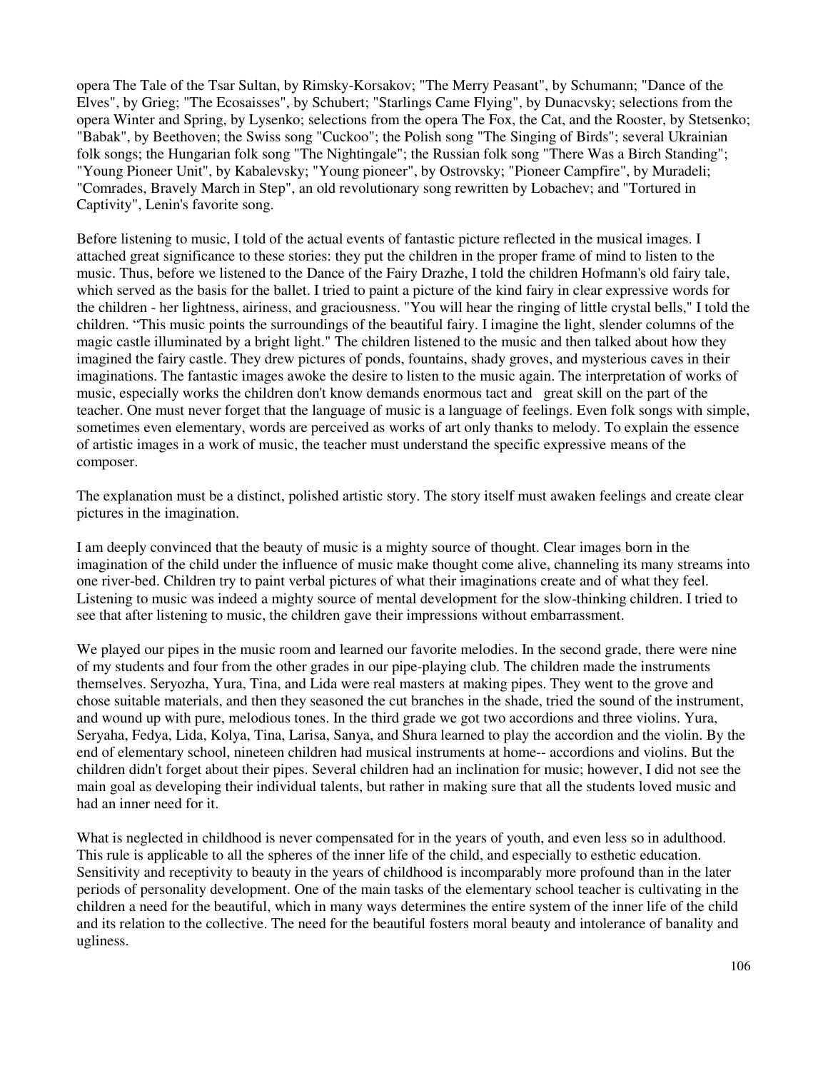opera The Tale of the Tsar Sultan, by Rimsky-Korsakov; "The Merry Peasant", by Schumann; "Dance of the Elves", by Grieg; "The Ecosaisses", by Schubert; "Starlings Came Flying", by Dunacvsky; selections from the opera Winter and Spring, by Lysenko; selections from the opera The Fox, the Cat, and the Rooster, by Stetsenko; "Babak", by Beethoven; the Swiss song "Cuckoo"; the Polish song "The Singing of Birds"; several Ukrainian folk songs; the Hungarian folk song "The Nightingale"; the Russian folk song "There Was a Birch Standing"; "Young Pioneer Unit", by Kabalevsky; "Young pioneer", by Ostrovsky; "Pioneer Campfire", by Muradeli; "Comrades, Bravely March in Step", an old revolutionary song rewritten by Lobachev; and "Tortured in Captivity", Lenin's favorite song.

Before listening to music, I told of the actual events of fantastic picture reflected in the musical images. I attached great significance to these stories: they put the children in the proper frame of mind to listen to the music. Thus, before we listened to the Dance of the Fairy Drazhe, I told the children Hofmann's old fairy tale, which served as the basis for the ballet. I tried to paint a picture of the kind fairy in clear expressive words for the children - her lightness, airiness, and graciousness. "You will hear the ringing of little crystal bells," I told the children. "This music points the surroundings of the beautiful fairy. I imagine the light, slender columns of the magic castle illuminated by a bright light." The children listened to the music and then talked about how they imagined the fairy castle. They drew pictures of ponds, fountains, shady groves, and mysterious caves in their imaginations. The fantastic images awoke the desire to listen to the music again. The interpretation of works of music, especially works the children don't know demands enormous tact and great skill on the part of the teacher. One must never forget that the language of music is a language of feelings. Even folk songs with simple, sometimes even elementary, words are perceived as works of art only thanks to melody. To explain the essence of artistic images in a work of music, the teacher must understand the specific expressive means of the composer.

The explanation must be a distinct, polished artistic story. The story itself must awaken feelings and create clear pictures in the imagination.

I am deeply convinced that the beauty of music is a mighty source of thought. Clear images born in the imagination of the child under the influence of music make thought come alive, channeling its many streams into one river-bed. Children try to paint verbal pictures of what their imaginations create and of what they feel. Listening to music was indeed a mighty source of mental development for the slow-thinking children. I tried to see that after listening to music, the children gave their impressions without embarrassment.

We played our pipes in the music room and learned our favorite melodies. In the second grade, there were nine of my students and four from the other grades in our pipe-playing club. The children made the instruments themselves. Seryozha, Yura, Tina, and Lida were real masters at making pipes. They went to the grove and chose suitable materials, and then they seasoned the cut branches in the shade, tried the sound of the instrument, and wound up with pure, melodious tones. In the third grade we got two accordions and three violins. Yura, Seryaha, Fedya, Lida, Kolya, Tina, Larisa, Sanya, and Shura learned to play the accordion and the violin. By the end of elementary school, nineteen children had musical instruments at home-- accordions and violins. But the children didn't forget about their pipes. Several children had an inclination for music; however, I did not see the main goal as developing their individual talents, but rather in making sure that all the students loved music and had an inner need for it.

What is neglected in childhood is never compensated for in the years of youth, and even less so in adulthood. This rule is applicable to all the spheres of the inner life of the child, and especially to esthetic education. Sensitivity and receptivity to beauty in the years of childhood is incomparably more profound than in the later periods of personality development. One of the main tasks of the elementary school teacher is cultivating in the children a need for the beautiful, which in many ways determines the entire system of the inner life of the child and its relation to the collective. The need for the beautiful fosters moral beauty and intolerance of banality and ugliness.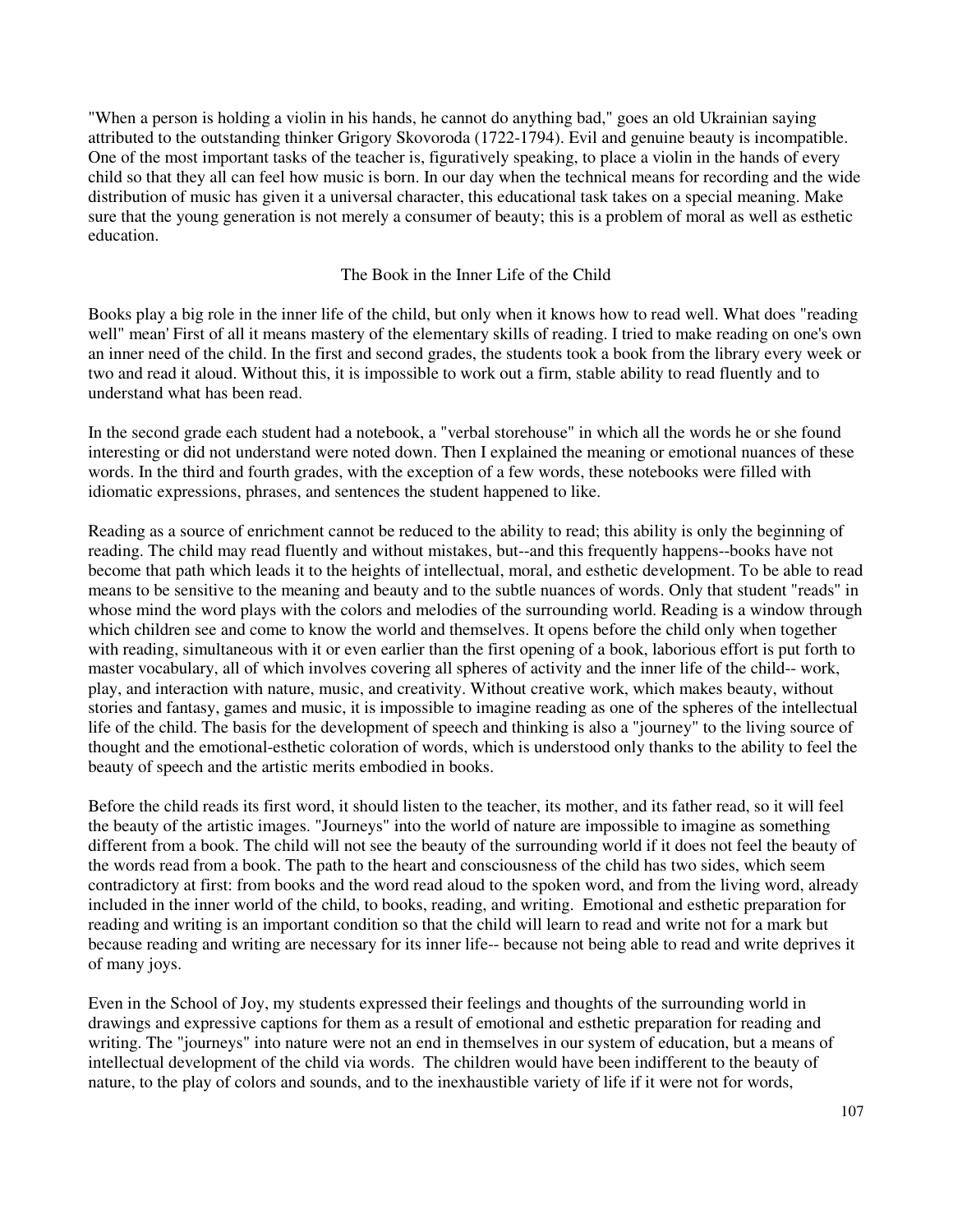"When a person is holding a violin in his hands, he cannot do anything bad," goes an old Ukrainian saying attributed to the outstanding thinker Grigory Skovoroda (1722-1794). Evil and genuine beauty is incompatible. One of the most important tasks of the teacher is, figuratively speaking, to place a violin in the hands of every child so that they all can feel how music is born. In our day when the technical means for recording and the wide distribution of music has given it a universal character, this educational task takes on a special meaning. Make sure that the young generation is not merely a consumer of beauty; this is a problem of moral as well as esthetic education.

## The Book in the Inner Life of the Child

Books play a big role in the inner life of the child, but only when it knows how to read well. What does "reading well" mean' First of all it means mastery of the elementary skills of reading. I tried to make reading on one's own an inner need of the child. In the first and second grades, the students took a book from the library every week or two and read it aloud. Without this, it is impossible to work out a firm, stable ability to read fluently and to understand what has been read.

In the second grade each student had a notebook, a "verbal storehouse" in which all the words he or she found interesting or did not understand were noted down. Then I explained the meaning or emotional nuances of these words. In the third and fourth grades, with the exception of a few words, these notebooks were filled with idiomatic expressions, phrases, and sentences the student happened to like.

Reading as a source of enrichment cannot be reduced to the ability to read; this ability is only the beginning of reading. The child may read fluently and without mistakes, but--and this frequently happens--books have not become that path which leads it to the heights of intellectual, moral, and esthetic development. To be able to read means to be sensitive to the meaning and beauty and to the subtle nuances of words. Only that student "reads" in whose mind the word plays with the colors and melodies of the surrounding world. Reading is a window through which children see and come to know the world and themselves. It opens before the child only when together with reading, simultaneous with it or even earlier than the first opening of a book, laborious effort is put forth to master vocabulary, all of which involves covering all spheres of activity and the inner life of the child-- work, play, and interaction with nature, music, and creativity. Without creative work, which makes beauty, without stories and fantasy, games and music, it is impossible to imagine reading as one of the spheres of the intellectual life of the child. The basis for the development of speech and thinking is also a "journey" to the living source of thought and the emotional-esthetic coloration of words, which is understood only thanks to the ability to feel the beauty of speech and the artistic merits embodied in books.

Before the child reads its first word, it should listen to the teacher, its mother, and its father read, so it will feel the beauty of the artistic images. "Journeys" into the world of nature are impossible to imagine as something different from a book. The child will not see the beauty of the surrounding world if it does not feel the beauty of the words read from a book. The path to the heart and consciousness of the child has two sides, which seem contradictory at first: from books and the word read aloud to the spoken word, and from the living word, already included in the inner world of the child, to books, reading, and writing. Emotional and esthetic preparation for reading and writing is an important condition so that the child will learn to read and write not for a mark but because reading and writing are necessary for its inner life-- because not being able to read and write deprives it of many joys.

Even in the School of Joy, my students expressed their feelings and thoughts of the surrounding world in drawings and expressive captions for them as a result of emotional and esthetic preparation for reading and writing. The "journeys" into nature were not an end in themselves in our system of education, but a means of intellectual development of the child via words. The children would have been indifferent to the beauty of nature, to the play of colors and sounds, and to the inexhaustible variety of life if it were not for words,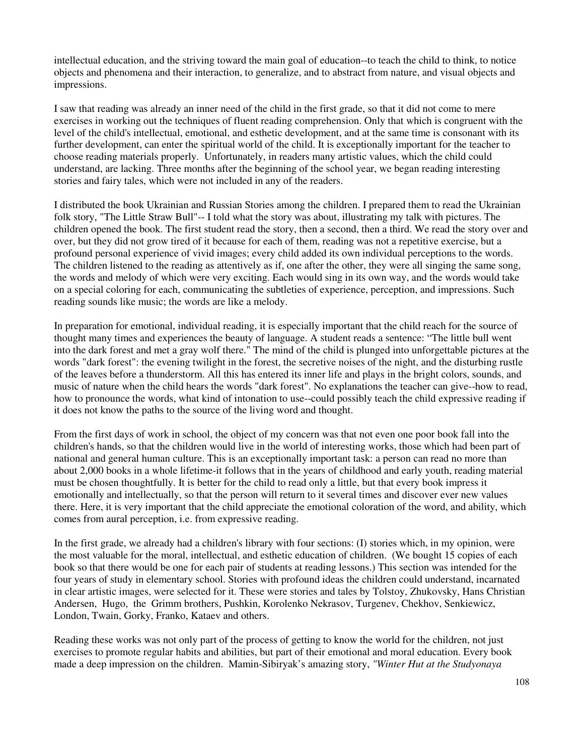intellectual education, and the striving toward the main goal of education--to teach the child to think, to notice objects and phenomena and their interaction, to generalize, and to abstract from nature, and visual objects and impressions.

I saw that reading was already an inner need of the child in the first grade, so that it did not come to mere exercises in working out the techniques of fluent reading comprehension. Only that which is congruent with the level of the child's intellectual, emotional, and esthetic development, and at the same time is consonant with its further development, can enter the spiritual world of the child. It is exceptionally important for the teacher to choose reading materials properly. Unfortunately, in readers many artistic values, which the child could understand, are lacking. Three months after the beginning of the school year, we began reading interesting stories and fairy tales, which were not included in any of the readers.

I distributed the book Ukrainian and Russian Stories among the children. I prepared them to read the Ukrainian folk story, "The Little Straw Bull"-- I told what the story was about, illustrating my talk with pictures. The children opened the book. The first student read the story, then a second, then a third. We read the story over and over, but they did not grow tired of it because for each of them, reading was not a repetitive exercise, but a profound personal experience of vivid images; every child added its own individual perceptions to the words. The children listened to the reading as attentively as if, one after the other, they were all singing the same song, the words and melody of which were very exciting. Each would sing in its own way, and the words would take on a special coloring for each, communicating the subtleties of experience, perception, and impressions. Such reading sounds like music; the words are like a melody.

In preparation for emotional, individual reading, it is especially important that the child reach for the source of thought many times and experiences the beauty of language. A student reads a sentence: "The little bull went into the dark forest and met a gray wolf there." The mind of the child is plunged into unforgettable pictures at the words "dark forest": the evening twilight in the forest, the secretive noises of the night, and the disturbing rustle of the leaves before a thunderstorm. All this has entered its inner life and plays in the bright colors, sounds, and music of nature when the child hears the words "dark forest". No explanations the teacher can give--how to read, how to pronounce the words, what kind of intonation to use--could possibly teach the child expressive reading if it does not know the paths to the source of the living word and thought.

From the first days of work in school, the object of my concern was that not even one poor book fall into the children's hands, so that the children would live in the world of interesting works, those which had been part of national and general human culture. This is an exceptionally important task: a person can read no more than about 2,000 books in a whole lifetime-it follows that in the years of childhood and early youth, reading material must be chosen thoughtfully. It is better for the child to read only a little, but that every book impress it emotionally and intellectually, so that the person will return to it several times and discover ever new values there. Here, it is very important that the child appreciate the emotional coloration of the word, and ability, which comes from aural perception, i.e. from expressive reading.

In the first grade, we already had a children's library with four sections: (I) stories which, in my opinion, were the most valuable for the moral, intellectual, and esthetic education of children. (We bought 15 copies of each book so that there would be one for each pair of students at reading lessons.) This section was intended for the four years of study in elementary school. Stories with profound ideas the children could understand, incarnated in clear artistic images, were selected for it. These were stories and tales by Tolstoy, Zhukovsky, Hans Christian Andersen, Hugo, the Grimm brothers, Pushkin, Korolenko Nekrasov, Turgenev, Chekhov, Senkiewicz, London, Twain, Gorky, Franko, Kataev and others.

Reading these works was not only part of the process of getting to know the world for the children, not just exercises to promote regular habits and abilities, but part of their emotional and moral education. Every book made a deep impression on the children. Mamin-Sibiryak's amazing story, *"Winter Hut at the Studyonaya*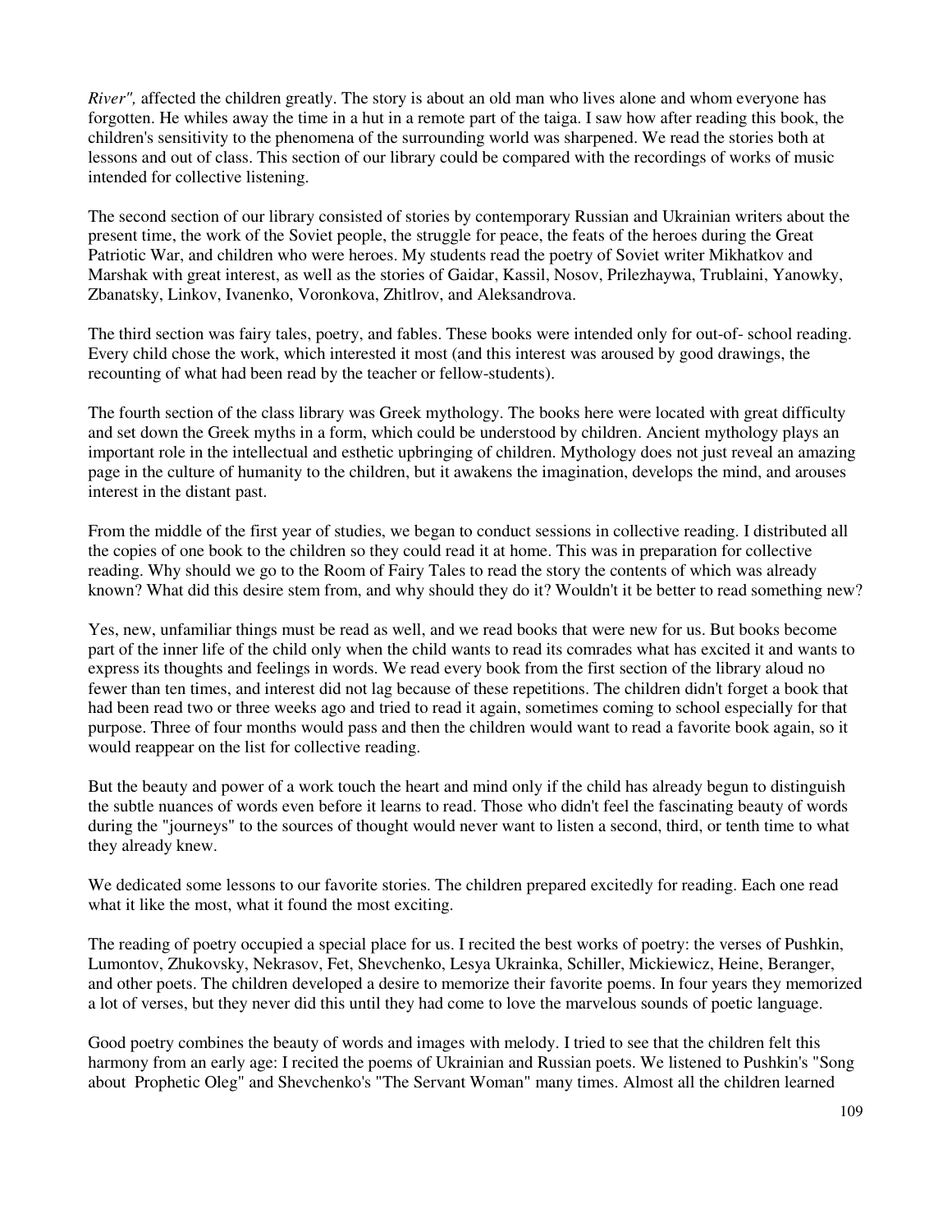*River",* affected the children greatly. The story is about an old man who lives alone and whom everyone has forgotten. He whiles away the time in a hut in a remote part of the taiga. I saw how after reading this book, the children's sensitivity to the phenomena of the surrounding world was sharpened. We read the stories both at lessons and out of class. This section of our library could be compared with the recordings of works of music intended for collective listening.

The second section of our library consisted of stories by contemporary Russian and Ukrainian writers about the present time, the work of the Soviet people, the struggle for peace, the feats of the heroes during the Great Patriotic War, and children who were heroes. My students read the poetry of Soviet writer Mikhatkov and Marshak with great interest, as well as the stories of Gaidar, Kassil, Nosov, Prilezhaywa, Trublaini, Yanowky, Zbanatsky, Linkov, Ivanenko, Voronkova, Zhitlrov, and Aleksandrova.

The third section was fairy tales, poetry, and fables. These books were intended only for out-of- school reading. Every child chose the work, which interested it most (and this interest was aroused by good drawings, the recounting of what had been read by the teacher or fellow-students).

The fourth section of the class library was Greek mythology. The books here were located with great difficulty and set down the Greek myths in a form, which could be understood by children. Ancient mythology plays an important role in the intellectual and esthetic upbringing of children. Mythology does not just reveal an amazing page in the culture of humanity to the children, but it awakens the imagination, develops the mind, and arouses interest in the distant past.

From the middle of the first year of studies, we began to conduct sessions in collective reading. I distributed all the copies of one book to the children so they could read it at home. This was in preparation for collective reading. Why should we go to the Room of Fairy Tales to read the story the contents of which was already known? What did this desire stem from, and why should they do it? Wouldn't it be better to read something new?

Yes, new, unfamiliar things must be read as well, and we read books that were new for us. But books become part of the inner life of the child only when the child wants to read its comrades what has excited it and wants to express its thoughts and feelings in words. We read every book from the first section of the library aloud no fewer than ten times, and interest did not lag because of these repetitions. The children didn't forget a book that had been read two or three weeks ago and tried to read it again, sometimes coming to school especially for that purpose. Three of four months would pass and then the children would want to read a favorite book again, so it would reappear on the list for collective reading.

But the beauty and power of a work touch the heart and mind only if the child has already begun to distinguish the subtle nuances of words even before it learns to read. Those who didn't feel the fascinating beauty of words during the "journeys" to the sources of thought would never want to listen a second, third, or tenth time to what they already knew.

We dedicated some lessons to our favorite stories. The children prepared excitedly for reading. Each one read what it like the most, what it found the most exciting.

The reading of poetry occupied a special place for us. I recited the best works of poetry: the verses of Pushkin, Lumontov, Zhukovsky, Nekrasov, Fet, Shevchenko, Lesya Ukrainka, Schiller, Mickiewicz, Heine, Beranger, and other poets. The children developed a desire to memorize their favorite poems. In four years they memorized a lot of verses, but they never did this until they had come to love the marvelous sounds of poetic language.

Good poetry combines the beauty of words and images with melody. I tried to see that the children felt this harmony from an early age: I recited the poems of Ukrainian and Russian poets. We listened to Pushkin's "Song about Prophetic Oleg" and Shevchenko's "The Servant Woman" many times. Almost all the children learned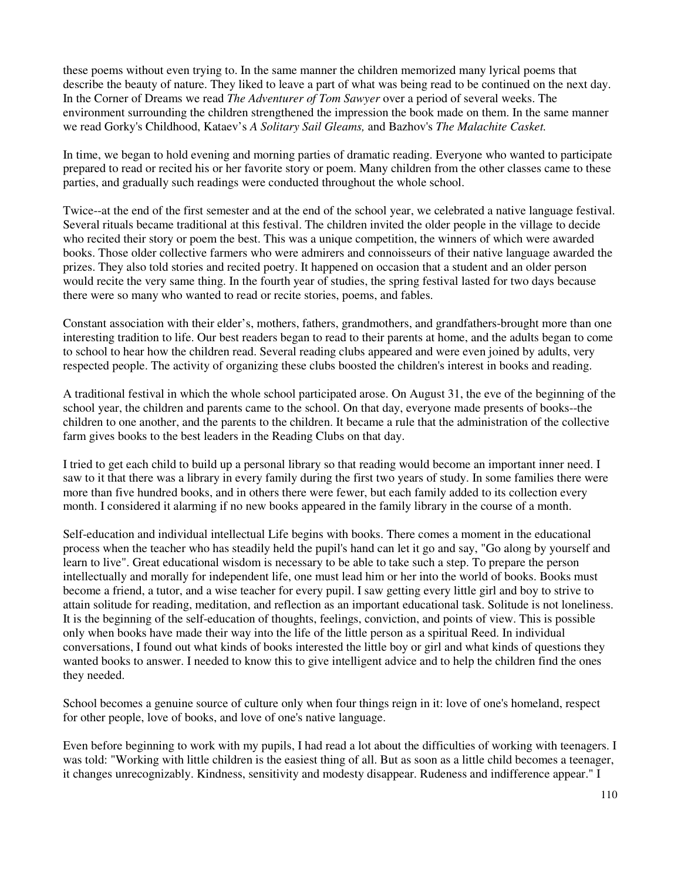these poems without even trying to. In the same manner the children memorized many lyrical poems that describe the beauty of nature. They liked to leave a part of what was being read to be continued on the next day. In the Corner of Dreams we read *The Adventurer of Tom Sawyer* over a period of several weeks. The environment surrounding the children strengthened the impression the book made on them. In the same manner we read Gorky's Childhood, Kataev's *A Solitary Sail Gleams,* and Bazhov's *The Malachite Casket.*

In time, we began to hold evening and morning parties of dramatic reading. Everyone who wanted to participate prepared to read or recited his or her favorite story or poem. Many children from the other classes came to these parties, and gradually such readings were conducted throughout the whole school.

Twice--at the end of the first semester and at the end of the school year, we celebrated a native language festival. Several rituals became traditional at this festival. The children invited the older people in the village to decide who recited their story or poem the best. This was a unique competition, the winners of which were awarded books. Those older collective farmers who were admirers and connoisseurs of their native language awarded the prizes. They also told stories and recited poetry. It happened on occasion that a student and an older person would recite the very same thing. In the fourth year of studies, the spring festival lasted for two days because there were so many who wanted to read or recite stories, poems, and fables.

Constant association with their elder's, mothers, fathers, grandmothers, and grandfathers-brought more than one interesting tradition to life. Our best readers began to read to their parents at home, and the adults began to come to school to hear how the children read. Several reading clubs appeared and were even joined by adults, very respected people. The activity of organizing these clubs boosted the children's interest in books and reading.

A traditional festival in which the whole school participated arose. On August 31, the eve of the beginning of the school year, the children and parents came to the school. On that day, everyone made presents of books--the children to one another, and the parents to the children. It became a rule that the administration of the collective farm gives books to the best leaders in the Reading Clubs on that day.

I tried to get each child to build up a personal library so that reading would become an important inner need. I saw to it that there was a library in every family during the first two years of study. In some families there were more than five hundred books, and in others there were fewer, but each family added to its collection every month. I considered it alarming if no new books appeared in the family library in the course of a month.

Self-education and individual intellectual Life begins with books. There comes a moment in the educational process when the teacher who has steadily held the pupil's hand can let it go and say, "Go along by yourself and learn to live". Great educational wisdom is necessary to be able to take such a step. To prepare the person intellectually and morally for independent life, one must lead him or her into the world of books. Books must become a friend, a tutor, and a wise teacher for every pupil. I saw getting every little girl and boy to strive to attain solitude for reading, meditation, and reflection as an important educational task. Solitude is not loneliness. It is the beginning of the self-education of thoughts, feelings, conviction, and points of view. This is possible only when books have made their way into the life of the little person as a spiritual Reed. In individual conversations, I found out what kinds of books interested the little boy or girl and what kinds of questions they wanted books to answer. I needed to know this to give intelligent advice and to help the children find the ones they needed.

School becomes a genuine source of culture only when four things reign in it: love of one's homeland, respect for other people, love of books, and love of one's native language.

Even before beginning to work with my pupils, I had read a lot about the difficulties of working with teenagers. I was told: "Working with little children is the easiest thing of all. But as soon as a little child becomes a teenager, it changes unrecognizably. Kindness, sensitivity and modesty disappear. Rudeness and indifference appear." I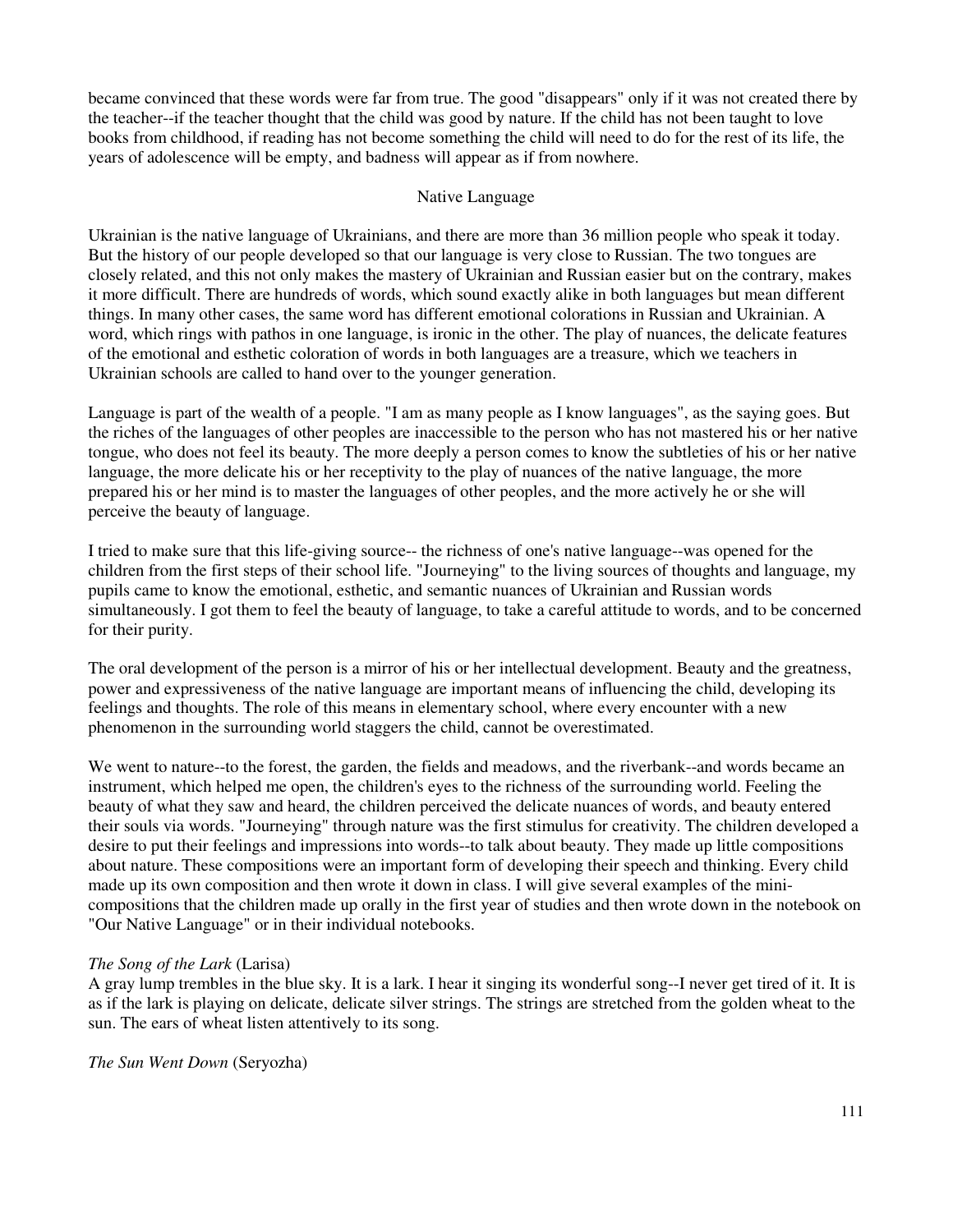became convinced that these words were far from true. The good "disappears" only if it was not created there by the teacher--if the teacher thought that the child was good by nature. If the child has not been taught to love books from childhood, if reading has not become something the child will need to do for the rest of its life, the years of adolescence will be empty, and badness will appear as if from nowhere.

## Native Language

Ukrainian is the native language of Ukrainians, and there are more than 36 million people who speak it today. But the history of our people developed so that our language is very close to Russian. The two tongues are closely related, and this not only makes the mastery of Ukrainian and Russian easier but on the contrary, makes it more difficult. There are hundreds of words, which sound exactly alike in both languages but mean different things. In many other cases, the same word has different emotional colorations in Russian and Ukrainian. A word, which rings with pathos in one language, is ironic in the other. The play of nuances, the delicate features of the emotional and esthetic coloration of words in both languages are a treasure, which we teachers in Ukrainian schools are called to hand over to the younger generation.

Language is part of the wealth of a people. "I am as many people as I know languages", as the saying goes. But the riches of the languages of other peoples are inaccessible to the person who has not mastered his or her native tongue, who does not feel its beauty. The more deeply a person comes to know the subtleties of his or her native language, the more delicate his or her receptivity to the play of nuances of the native language, the more prepared his or her mind is to master the languages of other peoples, and the more actively he or she will perceive the beauty of language.

I tried to make sure that this life-giving source-- the richness of one's native language--was opened for the children from the first steps of their school life. "Journeying" to the living sources of thoughts and language, my pupils came to know the emotional, esthetic, and semantic nuances of Ukrainian and Russian words simultaneously. I got them to feel the beauty of language, to take a careful attitude to words, and to be concerned for their purity.

The oral development of the person is a mirror of his or her intellectual development. Beauty and the greatness, power and expressiveness of the native language are important means of influencing the child, developing its feelings and thoughts. The role of this means in elementary school, where every encounter with a new phenomenon in the surrounding world staggers the child, cannot be overestimated.

We went to nature--to the forest, the garden, the fields and meadows, and the riverbank--and words became an instrument, which helped me open, the children's eyes to the richness of the surrounding world. Feeling the beauty of what they saw and heard, the children perceived the delicate nuances of words, and beauty entered their souls via words. "Journeying" through nature was the first stimulus for creativity. The children developed a desire to put their feelings and impressions into words--to talk about beauty. They made up little compositions about nature. These compositions were an important form of developing their speech and thinking. Every child made up its own composition and then wrote it down in class. I will give several examples of the mini-compositions that the children made up orally in the first year of studies and then wrote down in the notebook on "Our Native Language" or in their individual notebooks.

*The Song of the Lark* (Larisa)
A gray lump trembles in the blue sky. It is a lark. I hear it singing its wonderful song--I never get tired of it. It is as if the lark is playing on delicate, delicate silver strings. The strings are stretched from the golden wheat to the sun. The ears of wheat listen attentively to its song.

*The Sun Went Down* (Seryozha)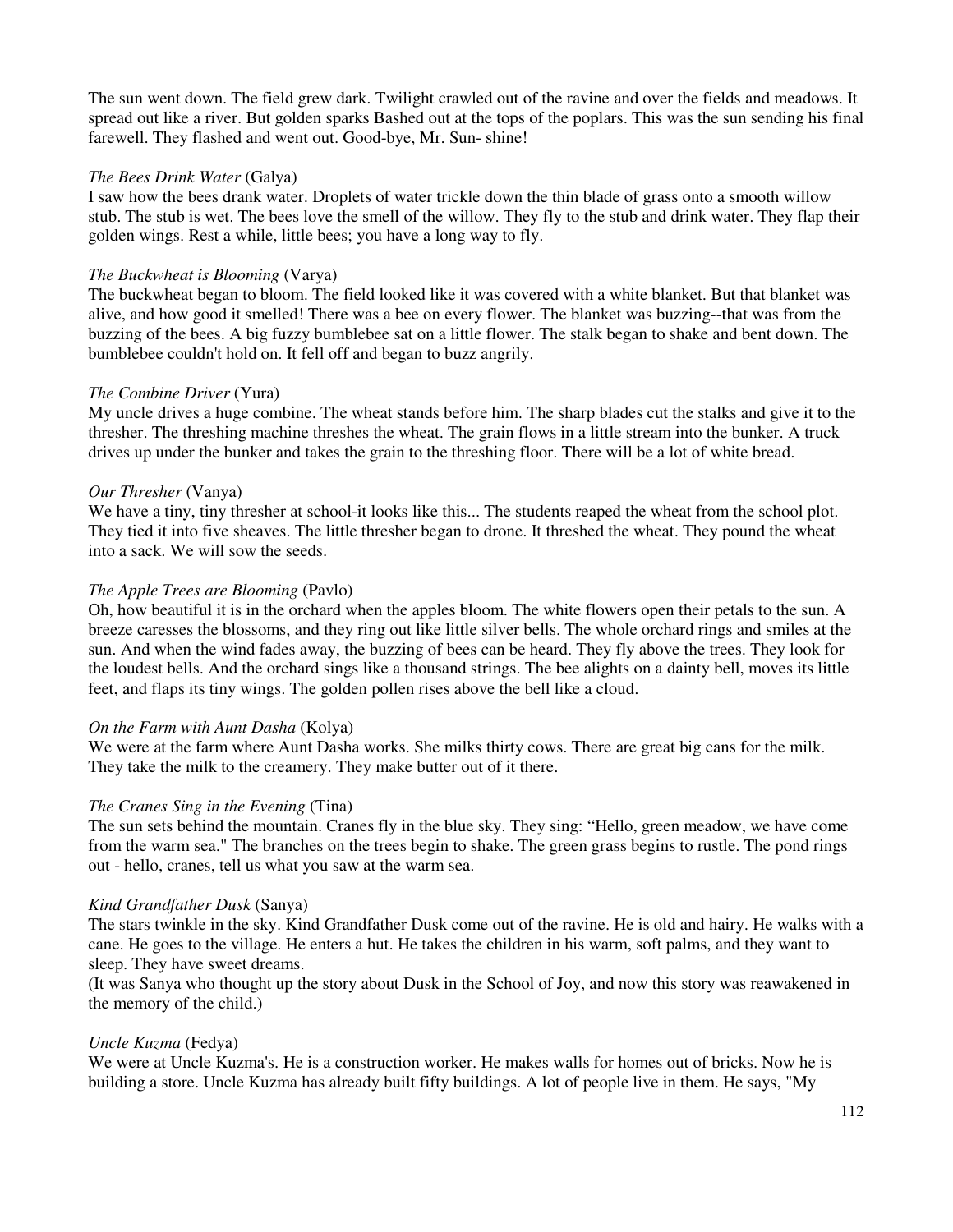The sun went down. The field grew dark. Twilight crawled out of the ravine and over the fields and meadows. It spread out like a river. But golden sparks Bashed out at the tops of the poplars. This was the sun sending his final farewell. They flashed and went out. Good-bye, Mr. Sun- shine!

*The Bees Drink Water* (Galya)
I saw how the bees drank water. Droplets of water trickle down the thin blade of grass onto a smooth willow stub. The stub is wet. The bees love the smell of the willow. They fly to the stub and drink water. They flap their golden wings. Rest a while, little bees; you have a long way to fly.

*The Buckwheat is Blooming* (Varya)
The buckwheat began to bloom. The field looked like it was covered with a white blanket. But that blanket was alive, and how good it smelled! There was a bee on every flower. The blanket was buzzing--that was from the buzzing of the bees. A big fuzzy bumblebee sat on a little flower. The stalk began to shake and bent down. The bumblebee couldn't hold on. It fell off and began to buzz angrily.

*The Combine Driver* (Yura)
My uncle drives a huge combine. The wheat stands before him. The sharp blades cut the stalks and give it to the thresher. The threshing machine threshes the wheat. The grain flows in a little stream into the bunker. A truck drives up under the bunker and takes the grain to the threshing floor. There will be a lot of white bread.

*Our Thresher* (Vanya)
We have a tiny, tiny thresher at school-it looks like this... The students reaped the wheat from the school plot. They tied it into five sheaves. The little thresher began to drone. It threshed the wheat. They pound the wheat into a sack. We will sow the seeds.

*The Apple Trees are Blooming* (Pavlo)
Oh, how beautiful it is in the orchard when the apples bloom. The white flowers open their petals to the sun. A breeze caresses the blossoms, and they ring out like little silver bells. The whole orchard rings and smiles at the sun. And when the wind fades away, the buzzing of bees can be heard. They fly above the trees. They look for the loudest bells. And the orchard sings like a thousand strings. The bee alights on a dainty bell, moves its little feet, and flaps its tiny wings. The golden pollen rises above the bell like a cloud.

*On the Farm with Aunt Dasha* (Kolya)
We were at the farm where Aunt Dasha works. She milks thirty cows. There are great big cans for the milk. They take the milk to the creamery. They make butter out of it there.

*The Cranes Sing in the Evening* (Tina)
The sun sets behind the mountain. Cranes fly in the blue sky. They sing: "Hello, green meadow, we have come from the warm sea." The branches on the trees begin to shake. The green grass begins to rustle. The pond rings out - hello, cranes, tell us what you saw at the warm sea.

*Kind Grandfather Dusk* (Sanya)
The stars twinkle in the sky. Kind Grandfather Dusk come out of the ravine. He is old and hairy. He walks with a cane. He goes to the village. He enters a hut. He takes the children in his warm, soft palms, and they want to sleep. They have sweet dreams.
(It was Sanya who thought up the story about Dusk in the School of Joy, and now this story was reawakened in the memory of the child.)

*Uncle Kuzma* (Fedya)
We were at Uncle Kuzma's. He is a construction worker. He makes walls for homes out of bricks. Now he is building a store. Uncle Kuzma has already built fifty buildings. A lot of people live in them. He says, "My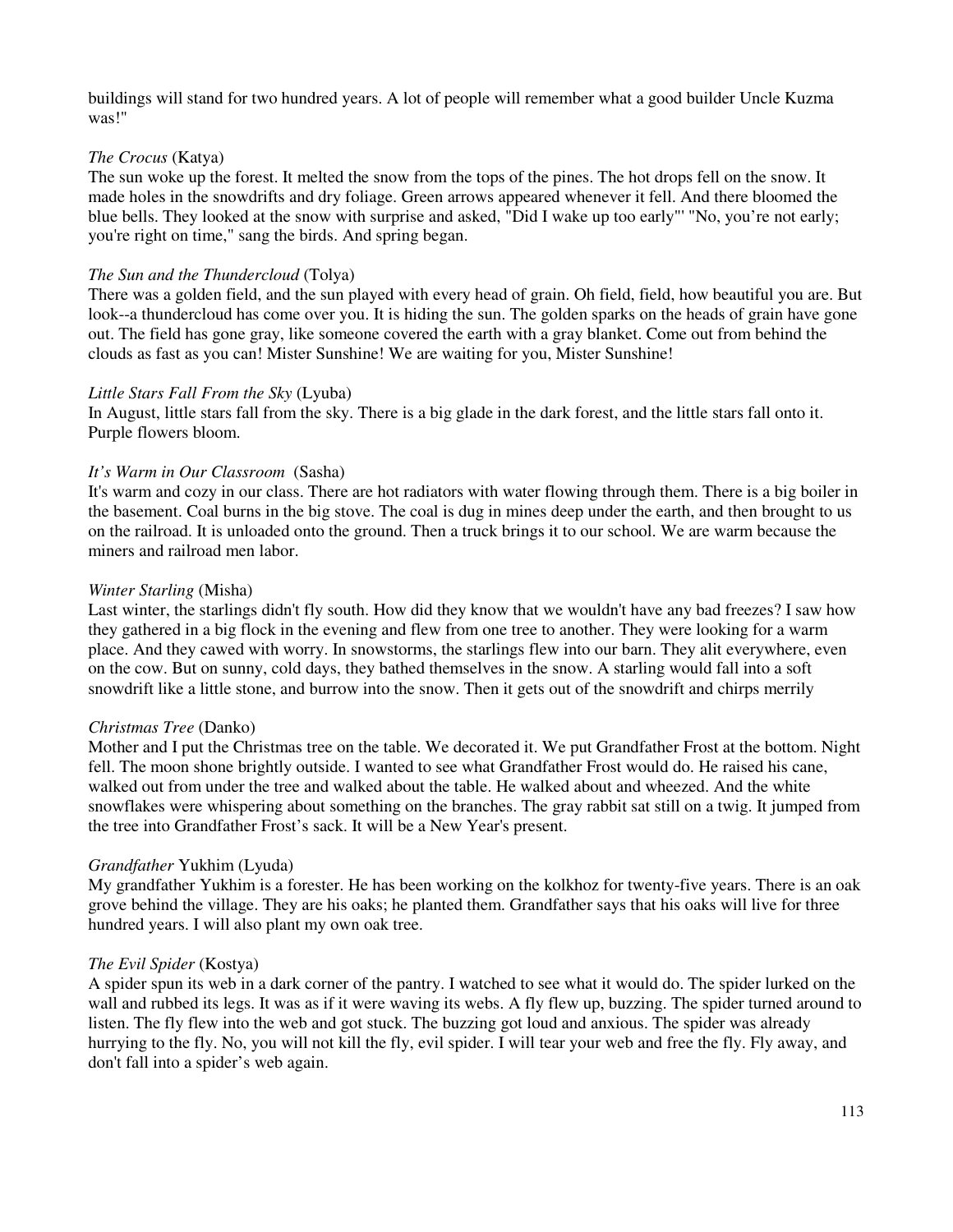buildings will stand for two hundred years. A lot of people will remember what a good builder Uncle Kuzma was!"

*The Crocus* (Katya)
The sun woke up the forest. It melted the snow from the tops of the pines. The hot drops fell on the snow. It made holes in the snowdrifts and dry foliage. Green arrows appeared whenever it fell. And there bloomed the blue bells. They looked at the snow with surprise and asked, "Did I wake up too early"' "No, you're not early; you're right on time," sang the birds. And spring began.

*The Sun and the Thundercloud* (Tolya)
There was a golden field, and the sun played with every head of grain. Oh field, field, how beautiful you are. But look--a thundercloud has come over you. It is hiding the sun. The golden sparks on the heads of grain have gone out. The field has gone gray, like someone covered the earth with a gray blanket. Come out from behind the clouds as fast as you can! Mister Sunshine! We are waiting for you, Mister Sunshine!

*Little Stars Fall From the Sky* (Lyuba)
In August, little stars fall from the sky. There is a big glade in the dark forest, and the little stars fall onto it. Purple flowers bloom.

*It's Warm in Our Classroom* (Sasha)
It's warm and cozy in our class. There are hot radiators with water flowing through them. There is a big boiler in the basement. Coal burns in the big stove. The coal is dug in mines deep under the earth, and then brought to us on the railroad. It is unloaded onto the ground. Then a truck brings it to our school. We are warm because the miners and railroad men labor.

*Winter Starling* (Misha)
Last winter, the starlings didn't fly south. How did they know that we wouldn't have any bad freezes? I saw how they gathered in a big flock in the evening and flew from one tree to another. They were looking for a warm place. And they cawed with worry. In snowstorms, the starlings flew into our barn. They alit everywhere, even on the cow. But on sunny, cold days, they bathed themselves in the snow. A starling would fall into a soft snowdrift like a little stone, and burrow into the snow. Then it gets out of the snowdrift and chirps merrily

*Christmas Tree* (Danko)
Mother and I put the Christmas tree on the table. We decorated it. We put Grandfather Frost at the bottom. Night fell. The moon shone brightly outside. I wanted to see what Grandfather Frost would do. He raised his cane, walked out from under the tree and walked about the table. He walked about and wheezed. And the white snowflakes were whispering about something on the branches. The gray rabbit sat still on a twig. It jumped from the tree into Grandfather Frost's sack. It will be a New Year's present.

*Grandfather* Yukhim (Lyuda)
My grandfather Yukhim is a forester. He has been working on the kolkhoz for twenty-five years. There is an oak grove behind the village. They are his oaks; he planted them. Grandfather says that his oaks will live for three hundred years. I will also plant my own oak tree.

*The Evil Spider* (Kostya)
A spider spun its web in a dark corner of the pantry. I watched to see what it would do. The spider lurked on the wall and rubbed its legs. It was as if it were waving its webs. A fly flew up, buzzing. The spider turned around to listen. The fly flew into the web and got stuck. The buzzing got loud and anxious. The spider was already hurrying to the fly. No, you will not kill the fly, evil spider. I will tear your web and free the fly. Fly away, and don't fall into a spider's web again.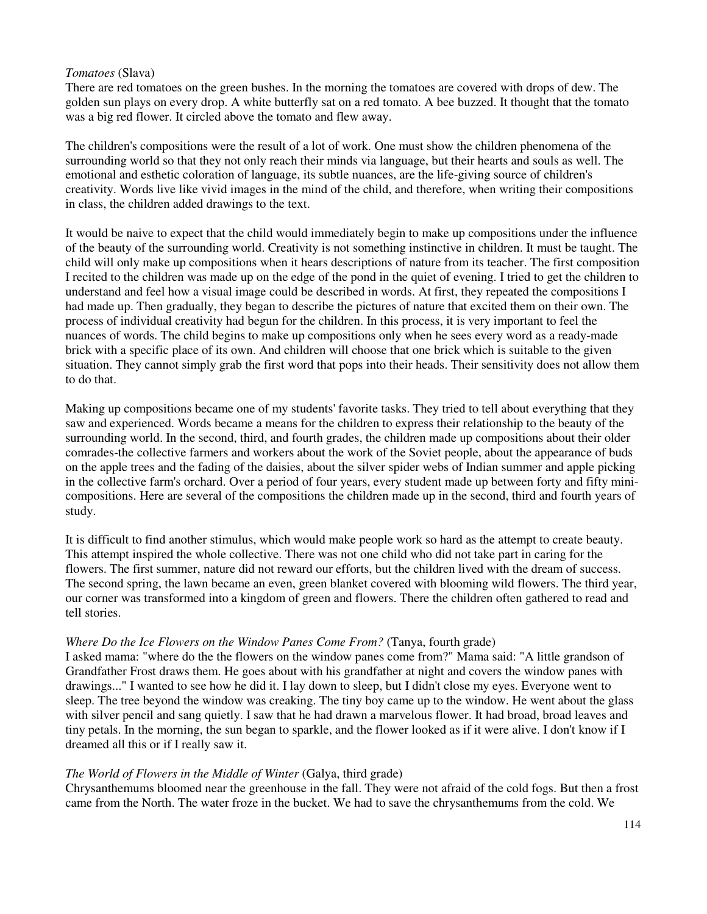*Tomatoes* (Slava)
There are red tomatoes on the green bushes. In the morning the tomatoes are covered with drops of dew. The golden sun plays on every drop. A white butterfly sat on a red tomato. A bee buzzed. It thought that the tomato was a big red flower. It circled above the tomato and flew away.

The children's compositions were the result of a lot of work. One must show the children phenomena of the surrounding world so that they not only reach their minds via language, but their hearts and souls as well. The emotional and esthetic coloration of language, its subtle nuances, are the life-giving source of children's creativity. Words live like vivid images in the mind of the child, and therefore, when writing their compositions in class, the children added drawings to the text.

It would be naive to expect that the child would immediately begin to make up compositions under the influence of the beauty of the surrounding world. Creativity is not something instinctive in children. It must be taught. The child will only make up compositions when it hears descriptions of nature from its teacher. The first composition I recited to the children was made up on the edge of the pond in the quiet of evening. I tried to get the children to understand and feel how a visual image could be described in words. At first, they repeated the compositions I had made up. Then gradually, they began to describe the pictures of nature that excited them on their own. The process of individual creativity had begun for the children. In this process, it is very important to feel the nuances of words. The child begins to make up compositions only when he sees every word as a ready-made brick with a specific place of its own. And children will choose that one brick which is suitable to the given situation. They cannot simply grab the first word that pops into their heads. Their sensitivity does not allow them to do that.

Making up compositions became one of my students' favorite tasks. They tried to tell about everything that they saw and experienced. Words became a means for the children to express their relationship to the beauty of the surrounding world. In the second, third, and fourth grades, the children made up compositions about their older comrades-the collective farmers and workers about the work of the Soviet people, about the appearance of buds on the apple trees and the fading of the daisies, about the silver spider webs of Indian summer and apple picking in the collective farm's orchard. Over a period of four years, every student made up between forty and fifty mini-compositions. Here are several of the compositions the children made up in the second, third and fourth years of study.

It is difficult to find another stimulus, which would make people work so hard as the attempt to create beauty. This attempt inspired the whole collective. There was not one child who did not take part in caring for the flowers. The first summer, nature did not reward our efforts, but the children lived with the dream of success. The second spring, the lawn became an even, green blanket covered with blooming wild flowers. The third year, our corner was transformed into a kingdom of green and flowers. There the children often gathered to read and tell stories.

*Where Do the Ice Flowers on the Window Panes Come From?* (Tanya, fourth grade)
I asked mama: "where do the the flowers on the window panes come from?" Mama said: "A little grandson of Grandfather Frost draws them. He goes about with his grandfather at night and covers the window panes with drawings..." I wanted to see how he did it. I lay down to sleep, but I didn't close my eyes. Everyone went to sleep. The tree beyond the window was creaking. The tiny boy came up to the window. He went about the glass with silver pencil and sang quietly. I saw that he had drawn a marvelous flower. It had broad, broad leaves and tiny petals. In the morning, the sun began to sparkle, and the flower looked as if it were alive. I don't know if I dreamed all this or if I really saw it.

*The World of Flowers in the Middle of Winter* (Galya, third grade)
Chrysanthemums bloomed near the greenhouse in the fall. They were not afraid of the cold fogs. But then a frost came from the North. The water froze in the bucket. We had to save the chrysanthemums from the cold. We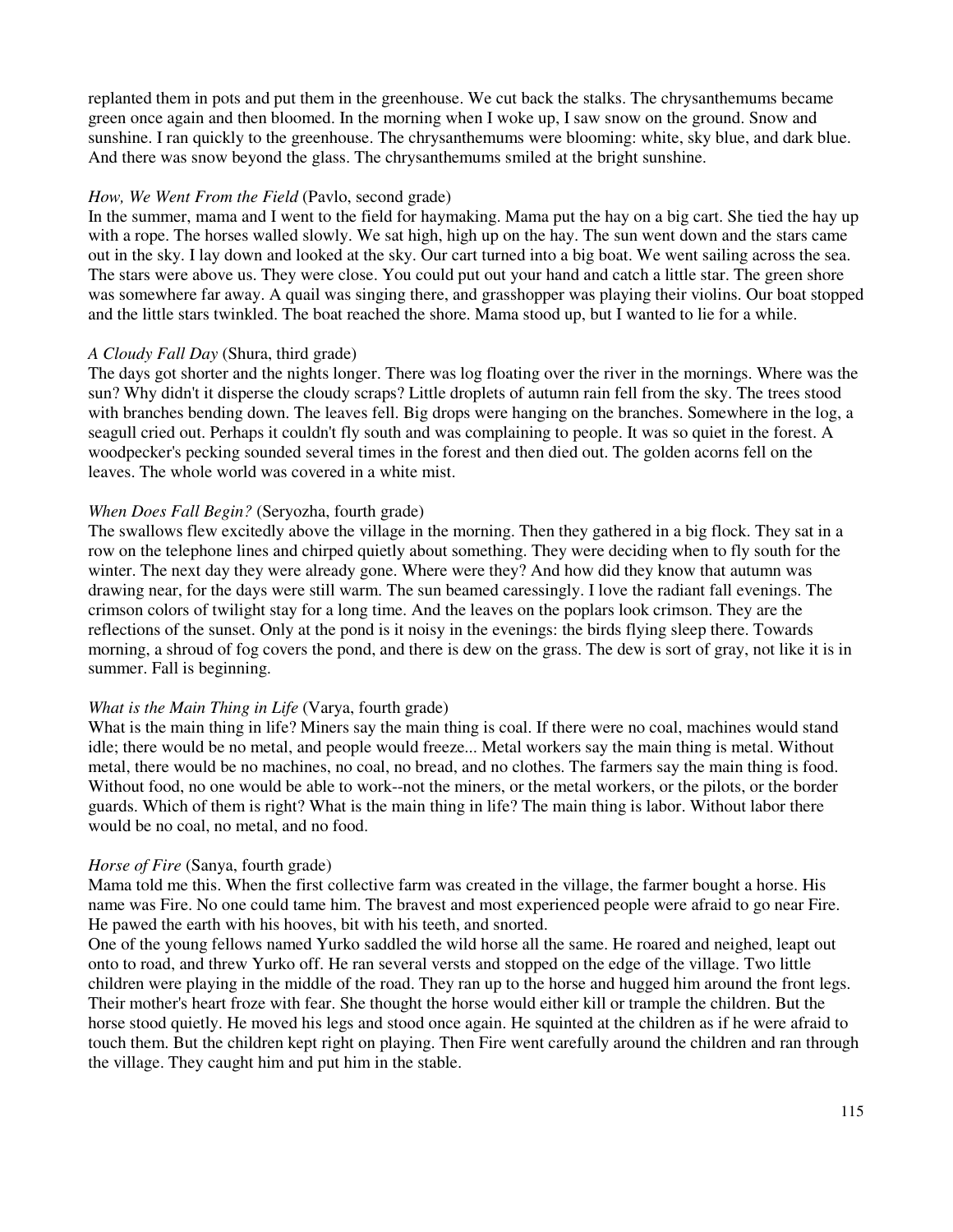replanted them in pots and put them in the greenhouse. We cut back the stalks. The chrysanthemums became green once again and then bloomed. In the morning when I woke up, I saw snow on the ground. Snow and sunshine. I ran quickly to the greenhouse. The chrysanthemums were blooming: white, sky blue, and dark blue. And there was snow beyond the glass. The chrysanthemums smiled at the bright sunshine.

*How, We Went From the Field* (Pavlo, second grade)
In the summer, mama and I went to the field for haymaking. Mama put the hay on a big cart. She tied the hay up with a rope. The horses walled slowly. We sat high, high up on the hay. The sun went down and the stars came out in the sky. I lay down and looked at the sky. Our cart turned into a big boat. We went sailing across the sea. The stars were above us. They were close. You could put out your hand and catch a little star. The green shore was somewhere far away. A quail was singing there, and grasshopper was playing their violins. Our boat stopped and the little stars twinkled. The boat reached the shore. Mama stood up, but I wanted to lie for a while.

*A Cloudy Fall Day* (Shura, third grade)
The days got shorter and the nights longer. There was log floating over the river in the mornings. Where was the sun? Why didn't it disperse the cloudy scraps? Little droplets of autumn rain fell from the sky. The trees stood with branches bending down. The leaves fell. Big drops were hanging on the branches. Somewhere in the log, a seagull cried out. Perhaps it couldn't fly south and was complaining to people. It was so quiet in the forest. A woodpecker's pecking sounded several times in the forest and then died out. The golden acorns fell on the leaves. The whole world was covered in a white mist.

*When Does Fall Begin?* (Seryozha, fourth grade)
The swallows flew excitedly above the village in the morning. Then they gathered in a big flock. They sat in a row on the telephone lines and chirped quietly about something. They were deciding when to fly south for the winter. The next day they were already gone. Where were they? And how did they know that autumn was drawing near, for the days were still warm. The sun beamed caressingly. I love the radiant fall evenings. The crimson colors of twilight stay for a long time. And the leaves on the poplars look crimson. They are the reflections of the sunset. Only at the pond is it noisy in the evenings: the birds flying sleep there. Towards morning, a shroud of fog covers the pond, and there is dew on the grass. The dew is sort of gray, not like it is in summer. Fall is beginning.

*What is the Main Thing in Life* (Varya, fourth grade)
What is the main thing in life? Miners say the main thing is coal. If there were no coal, machines would stand idle; there would be no metal, and people would freeze... Metal workers say the main thing is metal. Without metal, there would be no machines, no coal, no bread, and no clothes. The farmers say the main thing is food. Without food, no one would be able to work--not the miners, or the metal workers, or the pilots, or the border guards. Which of them is right? What is the main thing in life? The main thing is labor. Without labor there would be no coal, no metal, and no food.

*Horse of Fire* (Sanya, fourth grade)
Mama told me this. When the first collective farm was created in the village, the farmer bought a horse. His name was Fire. No one could tame him. The bravest and most experienced people were afraid to go near Fire. He pawed the earth with his hooves, bit with his teeth, and snorted.
One of the young fellows named Yurko saddled the wild horse all the same. He roared and neighed, leapt out onto to road, and threw Yurko off. He ran several versts and stopped on the edge of the village. Two little children were playing in the middle of the road. They ran up to the horse and hugged him around the front legs. Their mother's heart froze with fear. She thought the horse would either kill or trample the children. But the horse stood quietly. He moved his legs and stood once again. He squinted at the children as if he were afraid to touch them. But the children kept right on playing. Then Fire went carefully around the children and ran through the village. They caught him and put him in the stable.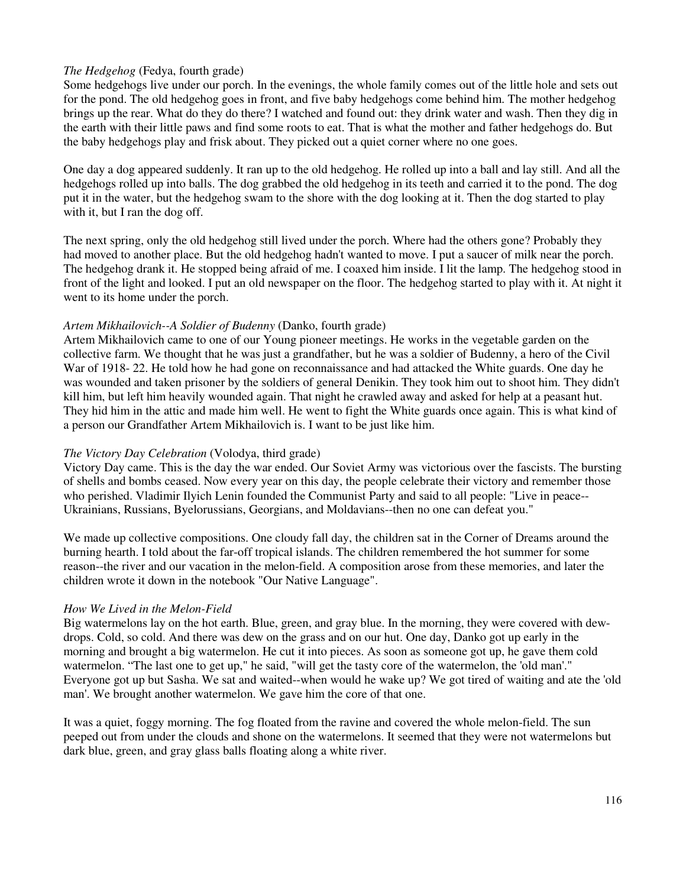*The Hedgehog* (Fedya, fourth grade)
Some hedgehogs live under our porch. In the evenings, the whole family comes out of the little hole and sets out for the pond. The old hedgehog goes in front, and five baby hedgehogs come behind him. The mother hedgehog brings up the rear. What do they do there? I watched and found out: they drink water and wash. Then they dig in the earth with their little paws and find some roots to eat. That is what the mother and father hedgehogs do. But the baby hedgehogs play and frisk about. They picked out a quiet corner where no one goes.

One day a dog appeared suddenly. It ran up to the old hedgehog. He rolled up into a ball and lay still. And all the hedgehogs rolled up into balls. The dog grabbed the old hedgehog in its teeth and carried it to the pond. The dog put it in the water, but the hedgehog swam to the shore with the dog looking at it. Then the dog started to play with it, but I ran the dog off.

The next spring, only the old hedgehog still lived under the porch. Where had the others gone? Probably they had moved to another place. But the old hedgehog hadn't wanted to move. I put a saucer of milk near the porch. The hedgehog drank it. He stopped being afraid of me. I coaxed him inside. I lit the lamp. The hedgehog stood in front of the light and looked. I put an old newspaper on the floor. The hedgehog started to play with it. At night it went to its home under the porch.

*Artem Mikhailovich--A Soldier of Budenny* (Danko, fourth grade)
Artem Mikhailovich came to one of our Young pioneer meetings. He works in the vegetable garden on the collective farm. We thought that he was just a grandfather, but he was a soldier of Budenny, a hero of the Civil War of 1918- 22. He told how he had gone on reconnaissance and had attacked the White guards. One day he was wounded and taken prisoner by the soldiers of general Denikin. They took him out to shoot him. They didn't kill him, but left him heavily wounded again. That night he crawled away and asked for help at a peasant hut. They hid him in the attic and made him well. He went to fight the White guards once again. This is what kind of a person our Grandfather Artem Mikhailovich is. I want to be just like him.

*The Victory Day Celebration* (Volodya, third grade)
Victory Day came. This is the day the war ended. Our Soviet Army was victorious over the fascists. The bursting of shells and bombs ceased. Now every year on this day, the people celebrate their victory and remember those who perished. Vladimir Ilyich Lenin founded the Communist Party and said to all people: "Live in peace--Ukrainians, Russians, Byelorussians, Georgians, and Moldavians--then no one can defeat you."

We made up collective compositions. One cloudy fall day, the children sat in the Corner of Dreams around the burning hearth. I told about the far-off tropical islands. The children remembered the hot summer for some reason--the river and our vacation in the melon-field. A composition arose from these memories, and later the children wrote it down in the notebook "Our Native Language".

*How We Lived in the Melon-Field*
Big watermelons lay on the hot earth. Blue, green, and gray blue. In the morning, they were covered with dew-drops. Cold, so cold. And there was dew on the grass and on our hut. One day, Danko got up early in the morning and brought a big watermelon. He cut it into pieces. As soon as someone got up, he gave them cold watermelon. "The last one to get up," he said, "will get the tasty core of the watermelon, the 'old man'." Everyone got up but Sasha. We sat and waited--when would he wake up? We got tired of waiting and ate the 'old man'. We brought another watermelon. We gave him the core of that one.

It was a quiet, foggy morning. The fog floated from the ravine and covered the whole melon-field. The sun peeped out from under the clouds and shone on the watermelons. It seemed that they were not watermelons but dark blue, green, and gray glass balls floating along a white river.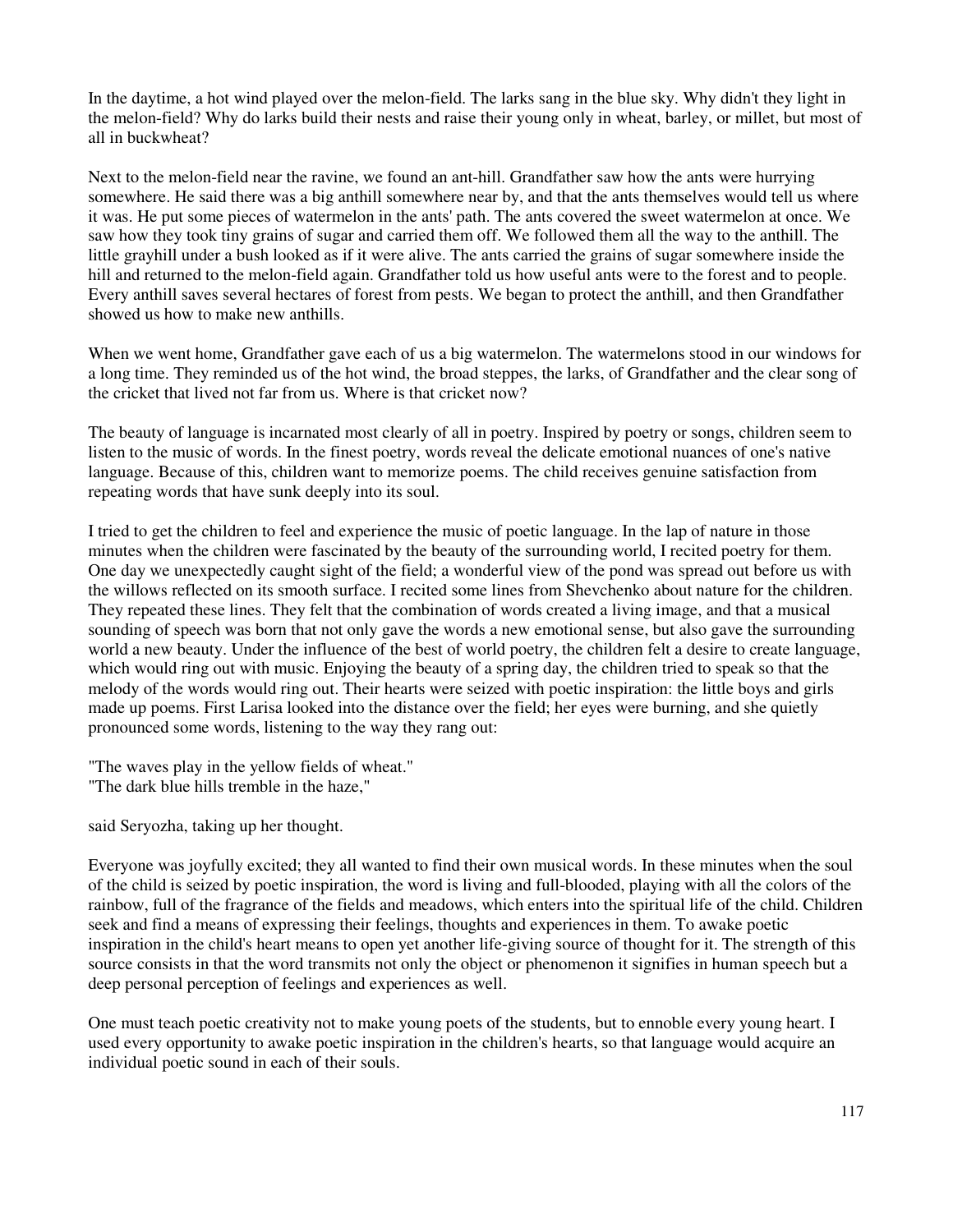In the daytime, a hot wind played over the melon-field. The larks sang in the blue sky. Why didn't they light in the melon-field? Why do larks build their nests and raise their young only in wheat, barley, or millet, but most of all in buckwheat?

Next to the melon-field near the ravine, we found an ant-hill. Grandfather saw how the ants were hurrying somewhere. He said there was a big anthill somewhere near by, and that the ants themselves would tell us where it was. He put some pieces of watermelon in the ants' path. The ants covered the sweet watermelon at once. We saw how they took tiny grains of sugar and carried them off. We followed them all the way to the anthill. The little grayhill under a bush looked as if it were alive. The ants carried the grains of sugar somewhere inside the hill and returned to the melon-field again. Grandfather told us how useful ants were to the forest and to people. Every anthill saves several hectares of forest from pests. We began to protect the anthill, and then Grandfather showed us how to make new anthills.

When we went home, Grandfather gave each of us a big watermelon. The watermelons stood in our windows for a long time. They reminded us of the hot wind, the broad steppes, the larks, of Grandfather and the clear song of the cricket that lived not far from us. Where is that cricket now?

The beauty of language is incarnated most clearly of all in poetry. Inspired by poetry or songs, children seem to listen to the music of words. In the finest poetry, words reveal the delicate emotional nuances of one's native language. Because of this, children want to memorize poems. The child receives genuine satisfaction from repeating words that have sunk deeply into its soul.

I tried to get the children to feel and experience the music of poetic language. In the lap of nature in those minutes when the children were fascinated by the beauty of the surrounding world, I recited poetry for them. One day we unexpectedly caught sight of the field; a wonderful view of the pond was spread out before us with the willows reflected on its smooth surface. I recited some lines from Shevchenko about nature for the children. They repeated these lines. They felt that the combination of words created a living image, and that a musical sounding of speech was born that not only gave the words a new emotional sense, but also gave the surrounding world a new beauty. Under the influence of the best of world poetry, the children felt a desire to create language, which would ring out with music. Enjoying the beauty of a spring day, the children tried to speak so that the melody of the words would ring out. Their hearts were seized with poetic inspiration: the little boys and girls made up poems. First Larisa looked into the distance over the field; her eyes were burning, and she quietly pronounced some words, listening to the way they rang out:

"The waves play in the yellow fields of wheat."
"The dark blue hills tremble in the haze,"

said Seryozha, taking up her thought.

Everyone was joyfully excited; they all wanted to find their own musical words. In these minutes when the soul of the child is seized by poetic inspiration, the word is living and full-blooded, playing with all the colors of the rainbow, full of the fragrance of the fields and meadows, which enters into the spiritual life of the child. Children seek and find a means of expressing their feelings, thoughts and experiences in them. To awake poetic inspiration in the child's heart means to open yet another life-giving source of thought for it. The strength of this source consists in that the word transmits not only the object or phenomenon it signifies in human speech but a deep personal perception of feelings and experiences as well.

One must teach poetic creativity not to make young poets of the students, but to ennoble every young heart. I used every opportunity to awake poetic inspiration in the children's hearts, so that language would acquire an individual poetic sound in each of their souls.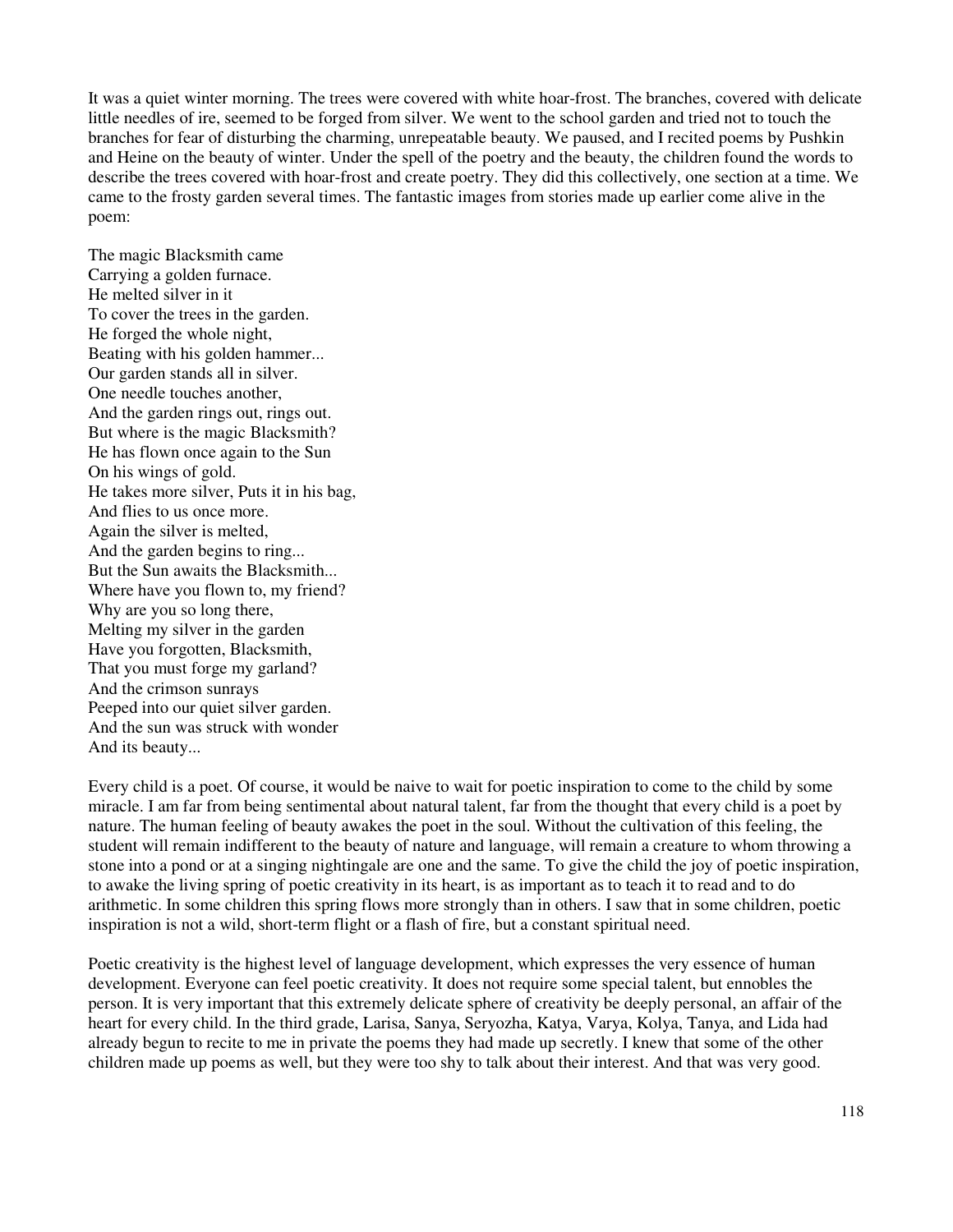It was a quiet winter morning. The trees were covered with white hoar-frost. The branches, covered with delicate little needles of ire, seemed to be forged from silver. We went to the school garden and tried not to touch the branches for fear of disturbing the charming, unrepeatable beauty. We paused, and I recited poems by Pushkin and Heine on the beauty of winter. Under the spell of the poetry and the beauty, the children found the words to describe the trees covered with hoar-frost and create poetry. They did this collectively, one section at a time. We came to the frosty garden several times. The fantastic images from stories made up earlier come alive in the poem:

The magic Blacksmith came  
Carrying a golden furnace.  
He melted silver in it  
To cover the trees in the garden.  
He forged the whole night,  
Beating with his golden hammer...  
Our garden stands all in silver.  
One needle touches another,  
And the garden rings out, rings out.  
But where is the magic Blacksmith?  
He has flown once again to the Sun  
On his wings of gold.  
He takes more silver, Puts it in his bag,  
And flies to us once more.  
Again the silver is melted,  
And the garden begins to ring...  
But the Sun awaits the Blacksmith...  
Where have you flown to, my friend?  
Why are you so long there,  
Melting my silver in the garden  
Have you forgotten, Blacksmith,  
That you must forge my garland?  
And the crimson sunrays  
Peeped into our quiet silver garden.  
And the sun was struck with wonder  
And its beauty...

Every child is a poet. Of course, it would be naive to wait for poetic inspiration to come to the child by some miracle. I am far from being sentimental about natural talent, far from the thought that every child is a poet by nature. The human feeling of beauty awakes the poet in the soul. Without the cultivation of this feeling, the student will remain indifferent to the beauty of nature and language, will remain a creature to whom throwing a stone into a pond or at a singing nightingale are one and the same. To give the child the joy of poetic inspiration, to awake the living spring of poetic creativity in its heart, is as important as to teach it to read and to do arithmetic. In some children this spring flows more strongly than in others. I saw that in some children, poetic inspiration is not a wild, short-term flight or a flash of fire, but a constant spiritual need.

Poetic creativity is the highest level of language development, which expresses the very essence of human development. Everyone can feel poetic creativity. It does not require some special talent, but ennobles the person. It is very important that this extremely delicate sphere of creativity be deeply personal, an affair of the heart for every child. In the third grade, Larisa, Sanya, Seryozha, Katya, Varya, Kolya, Tanya, and Lida had already begun to recite to me in private the poems they had made up secretly. I knew that some of the other children made up poems as well, but they were too shy to talk about their interest. And that was very good.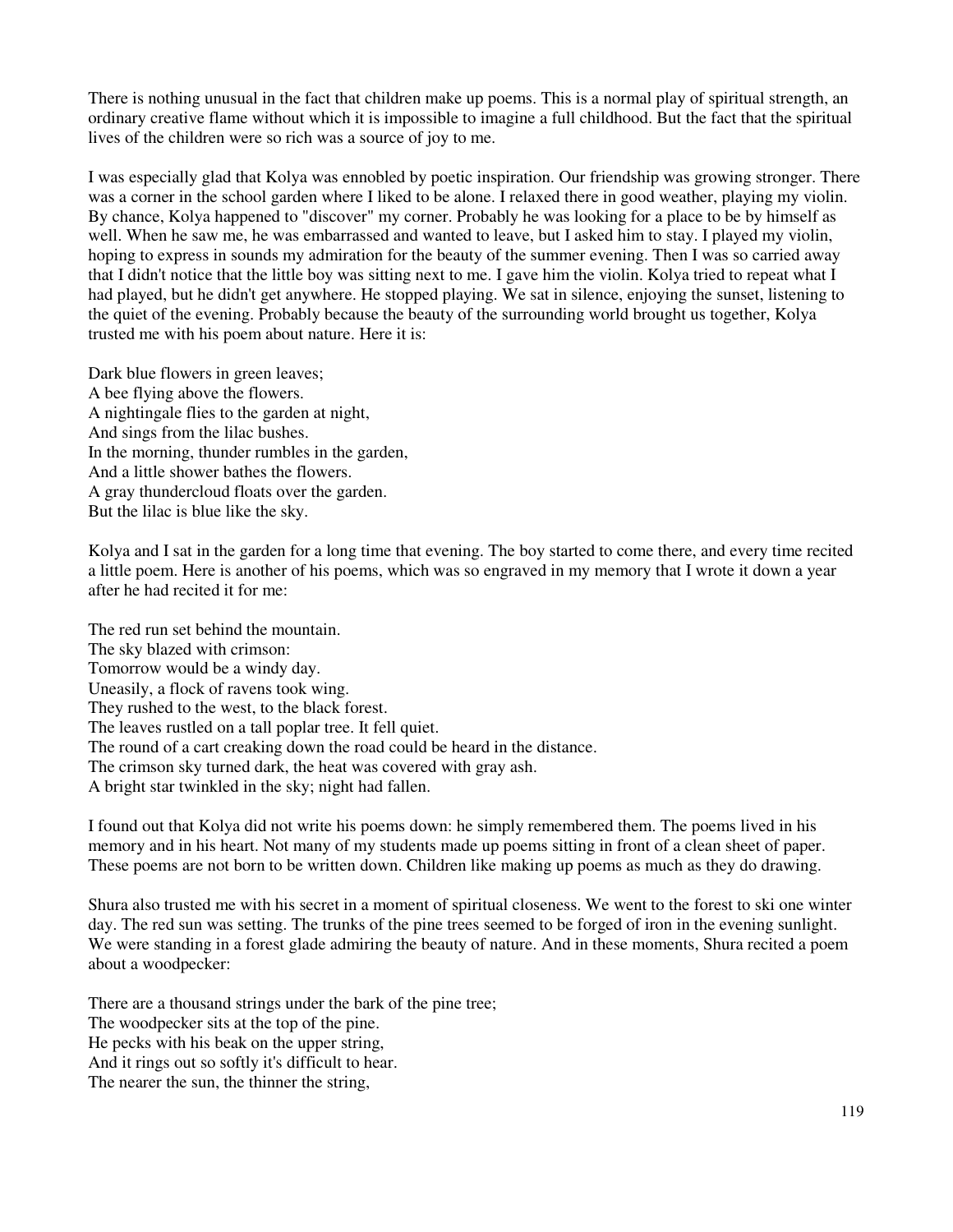There is nothing unusual in the fact that children make up poems. This is a normal play of spiritual strength, an ordinary creative flame without which it is impossible to imagine a full childhood. But the fact that the spiritual lives of the children were so rich was a source of joy to me.

I was especially glad that Kolya was ennobled by poetic inspiration. Our friendship was growing stronger. There was a corner in the school garden where I liked to be alone. I relaxed there in good weather, playing my violin. By chance, Kolya happened to "discover" my corner. Probably he was looking for a place to be by himself as well. When he saw me, he was embarrassed and wanted to leave, but I asked him to stay. I played my violin, hoping to express in sounds my admiration for the beauty of the summer evening. Then I was so carried away that I didn't notice that the little boy was sitting next to me. I gave him the violin. Kolya tried to repeat what I had played, but he didn't get anywhere. He stopped playing. We sat in silence, enjoying the sunset, listening to the quiet of the evening. Probably because the beauty of the surrounding world brought us together, Kolya trusted me with his poem about nature. Here it is:

Dark blue flowers in green leaves;  
A bee flying above the flowers.  
A nightingale flies to the garden at night,  
And sings from the lilac bushes.  
In the morning, thunder rumbles in the garden,  
And a little shower bathes the flowers.  
A gray thundercloud floats over the garden.  
But the lilac is blue like the sky.

Kolya and I sat in the garden for a long time that evening. The boy started to come there, and every time recited a little poem. Here is another of his poems, which was so engraved in my memory that I wrote it down a year after he had recited it for me:

The red run set behind the mountain.  
The sky blazed with crimson:  
Tomorrow would be a windy day.  
Uneasily, a flock of ravens took wing.  
They rushed to the west, to the black forest.  
The leaves rustled on a tall poplar tree. It fell quiet.  
The round of a cart creaking down the road could be heard in the distance.  
The crimson sky turned dark, the heat was covered with gray ash.  
A bright star twinkled in the sky; night had fallen.

I found out that Kolya did not write his poems down: he simply remembered them. The poems lived in his memory and in his heart. Not many of my students made up poems sitting in front of a clean sheet of paper. These poems are not born to be written down. Children like making up poems as much as they do drawing.

Shura also trusted me with his secret in a moment of spiritual closeness. We went to the forest to ski one winter day. The red sun was setting. The trunks of the pine trees seemed to be forged of iron in the evening sunlight. We were standing in a forest glade admiring the beauty of nature. And in these moments, Shura recited a poem about a woodpecker:

There are a thousand strings under the bark of the pine tree;  
The woodpecker sits at the top of the pine.  
He pecks with his beak on the upper string,  
And it rings out so softly it's difficult to hear.  
The nearer the sun, the thinner the string,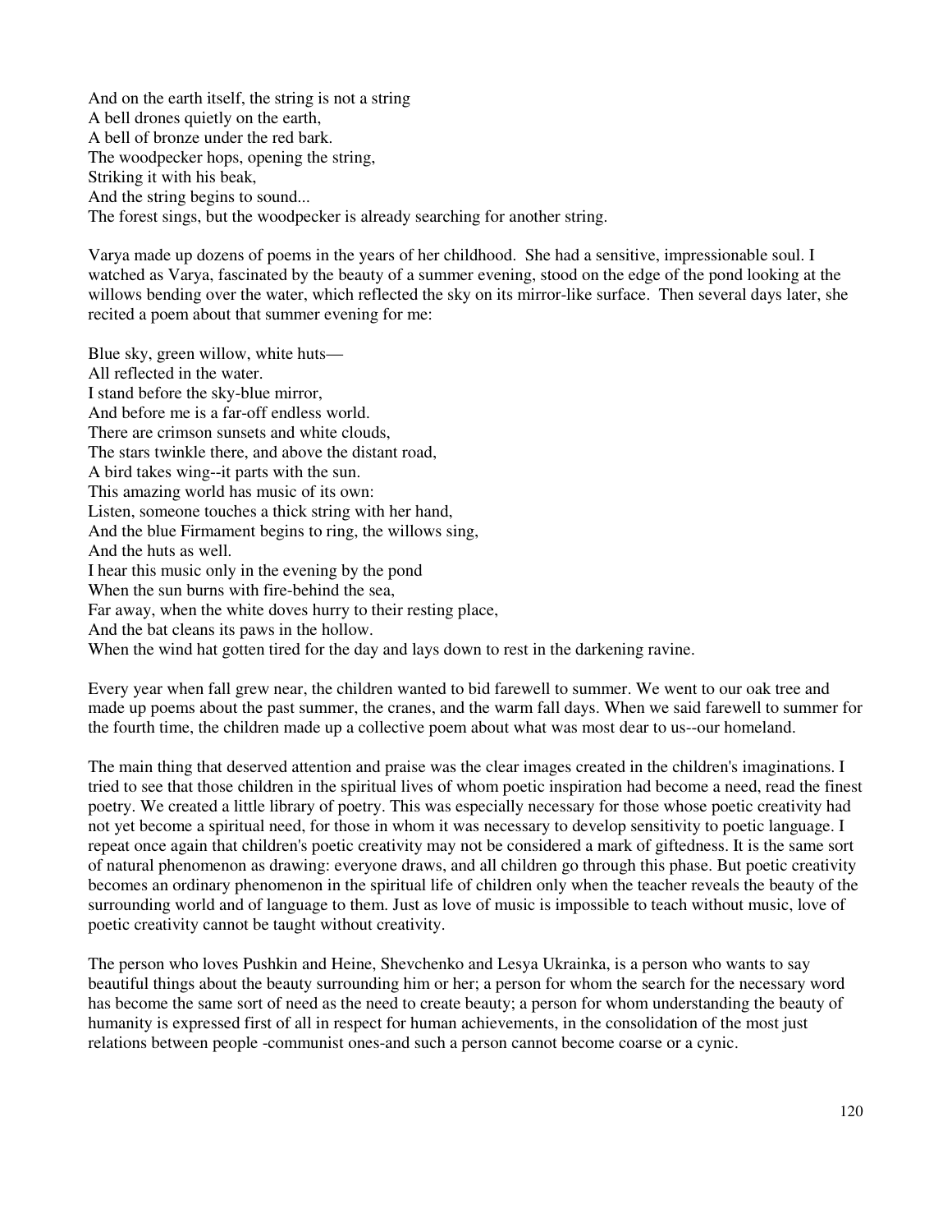And on the earth itself, the string is not a string
A bell drones quietly on the earth,
A bell of bronze under the red bark.
The woodpecker hops, opening the string,
Striking it with his beak,
And the string begins to sound...
The forest sings, but the woodpecker is already searching for another string.

Varya made up dozens of poems in the years of her childhood. She had a sensitive, impressionable soul. I watched as Varya, fascinated by the beauty of a summer evening, stood on the edge of the pond looking at the willows bending over the water, which reflected the sky on its mirror-like surface. Then several days later, she recited a poem about that summer evening for me:

Blue sky, green willow, white huts—
All reflected in the water.
I stand before the sky-blue mirror,
And before me is a far-off endless world.
There are crimson sunsets and white clouds,
The stars twinkle there, and above the distant road,
A bird takes wing--it parts with the sun.
This amazing world has music of its own:
Listen, someone touches a thick string with her hand,
And the blue Firmament begins to ring, the willows sing,
And the huts as well.
I hear this music only in the evening by the pond
When the sun burns with fire-behind the sea,
Far away, when the white doves hurry to their resting place,
And the bat cleans its paws in the hollow.
When the wind hat gotten tired for the day and lays down to rest in the darkening ravine.

Every year when fall grew near, the children wanted to bid farewell to summer. We went to our oak tree and made up poems about the past summer, the cranes, and the warm fall days. When we said farewell to summer for the fourth time, the children made up a collective poem about what was most dear to us--our homeland.

The main thing that deserved attention and praise was the clear images created in the children's imaginations. I tried to see that those children in the spiritual lives of whom poetic inspiration had become a need, read the finest poetry. We created a little library of poetry. This was especially necessary for those whose poetic creativity had not yet become a spiritual need, for those in whom it was necessary to develop sensitivity to poetic language. I repeat once again that children's poetic creativity may not be considered a mark of giftedness. It is the same sort of natural phenomenon as drawing: everyone draws, and all children go through this phase. But poetic creativity becomes an ordinary phenomenon in the spiritual life of children only when the teacher reveals the beauty of the surrounding world and of language to them. Just as love of music is impossible to teach without music, love of poetic creativity cannot be taught without creativity.

The person who loves Pushkin and Heine, Shevchenko and Lesya Ukrainka, is a person who wants to say beautiful things about the beauty surrounding him or her; a person for whom the search for the necessary word has become the same sort of need as the need to create beauty; a person for whom understanding the beauty of humanity is expressed first of all in respect for human achievements, in the consolidation of the most just relations between people -communist ones-and such a person cannot become coarse or a cynic.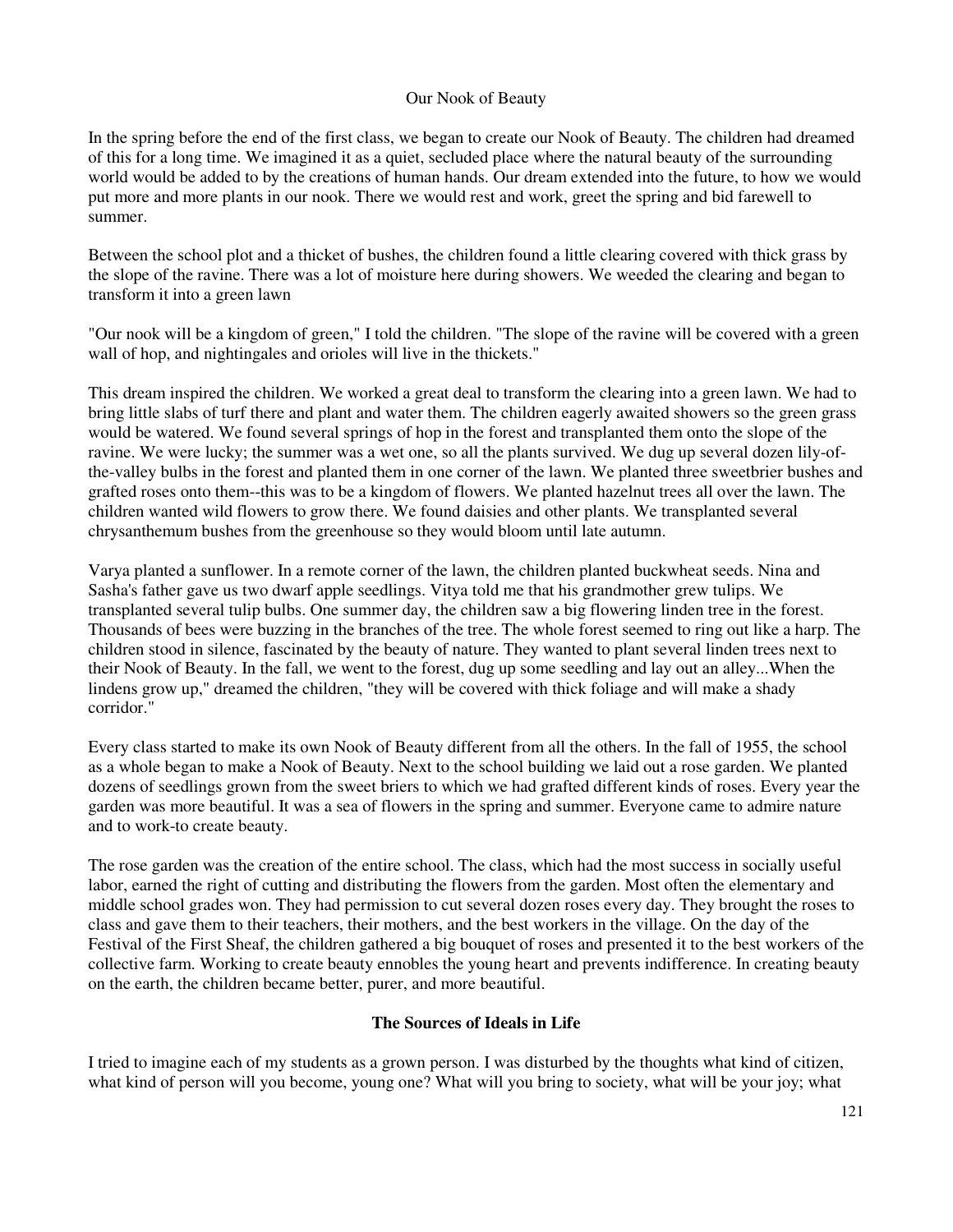## Our Nook of Beauty

In the spring before the end of the first class, we began to create our Nook of Beauty. The children had dreamed of this for a long time. We imagined it as a quiet, secluded place where the natural beauty of the surrounding world would be added to by the creations of human hands. Our dream extended into the future, to how we would put more and more plants in our nook. There we would rest and work, greet the spring and bid farewell to summer.

Between the school plot and a thicket of bushes, the children found a little clearing covered with thick grass by the slope of the ravine. There was a lot of moisture here during showers. We weeded the clearing and began to transform it into a green lawn

"Our nook will be a kingdom of green," I told the children. "The slope of the ravine will be covered with a green wall of hop, and nightingales and orioles will live in the thickets."

This dream inspired the children. We worked a great deal to transform the clearing into a green lawn. We had to bring little slabs of turf there and plant and water them. The children eagerly awaited showers so the green grass would be watered. We found several springs of hop in the forest and transplanted them onto the slope of the ravine. We were lucky; the summer was a wet one, so all the plants survived. We dug up several dozen lily-of-the-valley bulbs in the forest and planted them in one corner of the lawn. We planted three sweetbrier bushes and grafted roses onto them--this was to be a kingdom of flowers. We planted hazelnut trees all over the lawn. The children wanted wild flowers to grow there. We found daisies and other plants. We transplanted several chrysanthemum bushes from the greenhouse so they would bloom until late autumn.

Varya planted a sunflower. In a remote corner of the lawn, the children planted buckwheat seeds. Nina and Sasha's father gave us two dwarf apple seedlings. Vitya told me that his grandmother grew tulips. We transplanted several tulip bulbs. One summer day, the children saw a big flowering linden tree in the forest. Thousands of bees were buzzing in the branches of the tree. The whole forest seemed to ring out like a harp. The children stood in silence, fascinated by the beauty of nature. They wanted to plant several linden trees next to their Nook of Beauty. In the fall, we went to the forest, dug up some seedling and lay out an alley...When the lindens grow up," dreamed the children, "they will be covered with thick foliage and will make a shady corridor."

Every class started to make its own Nook of Beauty different from all the others. In the fall of 1955, the school as a whole began to make a Nook of Beauty. Next to the school building we laid out a rose garden. We planted dozens of seedlings grown from the sweet briers to which we had grafted different kinds of roses. Every year the garden was more beautiful. It was a sea of flowers in the spring and summer. Everyone came to admire nature and to work-to create beauty.

The rose garden was the creation of the entire school. The class, which had the most success in socially useful labor, earned the right of cutting and distributing the flowers from the garden. Most often the elementary and middle school grades won. They had permission to cut several dozen roses every day. They brought the roses to class and gave them to their teachers, their mothers, and the best workers in the village. On the day of the Festival of the First Sheaf, the children gathered a big bouquet of roses and presented it to the best workers of the collective farm. Working to create beauty ennobles the young heart and prevents indifference. In creating beauty on the earth, the children became better, purer, and more beautiful.

## The Sources of Ideals in Life

I tried to imagine each of my students as a grown person. I was disturbed by the thoughts what kind of citizen, what kind of person will you become, young one? What will you bring to society, what will be your joy; what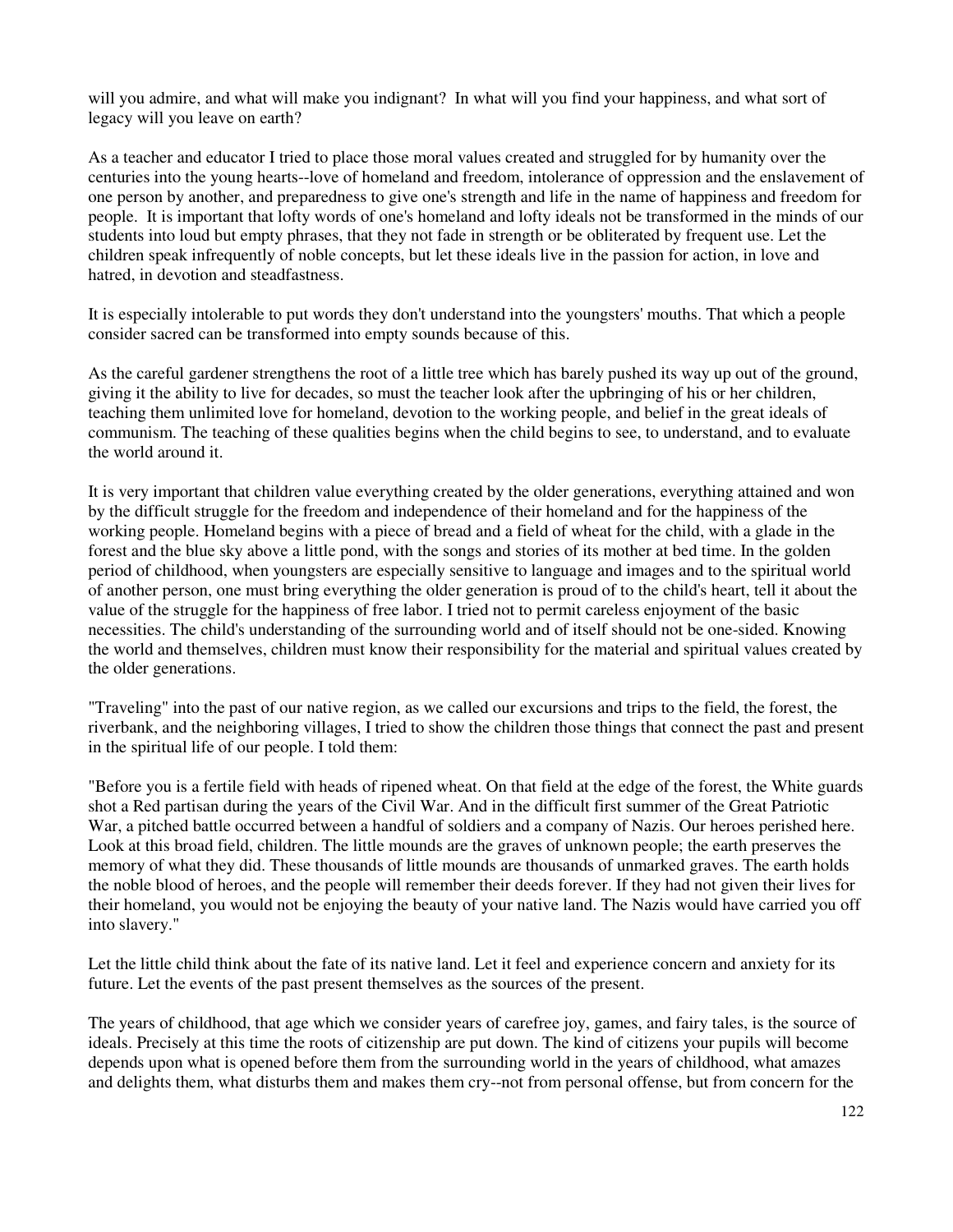will you admire, and what will make you indignant? In what will you find your happiness, and what sort of legacy will you leave on earth?

As a teacher and educator I tried to place those moral values created and struggled for by humanity over the centuries into the young hearts--love of homeland and freedom, intolerance of oppression and the enslavement of one person by another, and preparedness to give one's strength and life in the name of happiness and freedom for people. It is important that lofty words of one's homeland and lofty ideals not be transformed in the minds of our students into loud but empty phrases, that they not fade in strength or be obliterated by frequent use. Let the children speak infrequently of noble concepts, but let these ideals live in the passion for action, in love and hatred, in devotion and steadfastness.

It is especially intolerable to put words they don't understand into the youngsters' mouths. That which a people consider sacred can be transformed into empty sounds because of this.

As the careful gardener strengthens the root of a little tree which has barely pushed its way up out of the ground, giving it the ability to live for decades, so must the teacher look after the upbringing of his or her children, teaching them unlimited love for homeland, devotion to the working people, and belief in the great ideals of communism. The teaching of these qualities begins when the child begins to see, to understand, and to evaluate the world around it.

It is very important that children value everything created by the older generations, everything attained and won by the difficult struggle for the freedom and independence of their homeland and for the happiness of the working people. Homeland begins with a piece of bread and a field of wheat for the child, with a glade in the forest and the blue sky above a little pond, with the songs and stories of its mother at bed time. In the golden period of childhood, when youngsters are especially sensitive to language and images and to the spiritual world of another person, one must bring everything the older generation is proud of to the child's heart, tell it about the value of the struggle for the happiness of free labor. I tried not to permit careless enjoyment of the basic necessities. The child's understanding of the surrounding world and of itself should not be one-sided. Knowing the world and themselves, children must know their responsibility for the material and spiritual values created by the older generations.

"Traveling" into the past of our native region, as we called our excursions and trips to the field, the forest, the riverbank, and the neighboring villages, I tried to show the children those things that connect the past and present in the spiritual life of our people. I told them:

"Before you is a fertile field with heads of ripened wheat. On that field at the edge of the forest, the White guards shot a Red partisan during the years of the Civil War. And in the difficult first summer of the Great Patriotic War, a pitched battle occurred between a handful of soldiers and a company of Nazis. Our heroes perished here. Look at this broad field, children. The little mounds are the graves of unknown people; the earth preserves the memory of what they did. These thousands of little mounds are thousands of unmarked graves. The earth holds the noble blood of heroes, and the people will remember their deeds forever. If they had not given their lives for their homeland, you would not be enjoying the beauty of your native land. The Nazis would have carried you off into slavery."

Let the little child think about the fate of its native land. Let it feel and experience concern and anxiety for its future. Let the events of the past present themselves as the sources of the present.

The years of childhood, that age which we consider years of carefree joy, games, and fairy tales, is the source of ideals. Precisely at this time the roots of citizenship are put down. The kind of citizens your pupils will become depends upon what is opened before them from the surrounding world in the years of childhood, what amazes and delights them, what disturbs them and makes them cry--not from personal offense, but from concern for the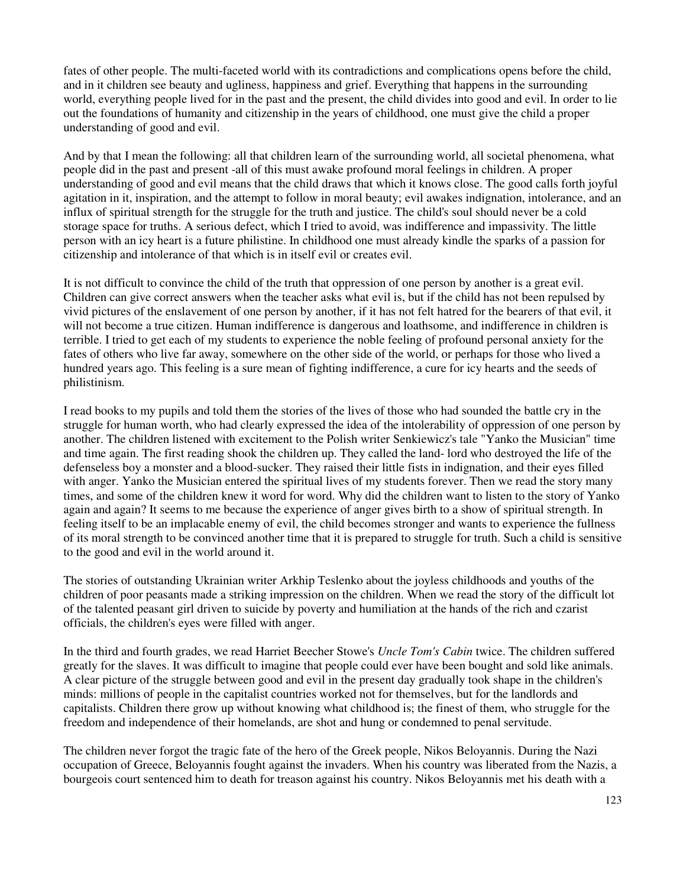fates of other people. The multi-faceted world with its contradictions and complications opens before the child, and in it children see beauty and ugliness, happiness and grief. Everything that happens in the surrounding world, everything people lived for in the past and the present, the child divides into good and evil. In order to lie out the foundations of humanity and citizenship in the years of childhood, one must give the child a proper understanding of good and evil.

And by that I mean the following: all that children learn of the surrounding world, all societal phenomena, what people did in the past and present -all of this must awake profound moral feelings in children. A proper understanding of good and evil means that the child draws that which it knows close. The good calls forth joyful agitation in it, inspiration, and the attempt to follow in moral beauty; evil awakes indignation, intolerance, and an influx of spiritual strength for the struggle for the truth and justice. The child's soul should never be a cold storage space for truths. A serious defect, which I tried to avoid, was indifference and impassivity. The little person with an icy heart is a future philistine. In childhood one must already kindle the sparks of a passion for citizenship and intolerance of that which is in itself evil or creates evil.

It is not difficult to convince the child of the truth that oppression of one person by another is a great evil. Children can give correct answers when the teacher asks what evil is, but if the child has not been repulsed by vivid pictures of the enslavement of one person by another, if it has not felt hatred for the bearers of that evil, it will not become a true citizen. Human indifference is dangerous and loathsome, and indifference in children is terrible. I tried to get each of my students to experience the noble feeling of profound personal anxiety for the fates of others who live far away, somewhere on the other side of the world, or perhaps for those who lived a hundred years ago. This feeling is a sure mean of fighting indifference, a cure for icy hearts and the seeds of philistinism.

I read books to my pupils and told them the stories of the lives of those who had sounded the battle cry in the struggle for human worth, who had clearly expressed the idea of the intolerability of oppression of one person by another. The children listened with excitement to the Polish writer Senkiewicz's tale "Yanko the Musician" time and time again. The first reading shook the children up. They called the land- lord who destroyed the life of the defenseless boy a monster and a blood-sucker. They raised their little fists in indignation, and their eyes filled with anger. Yanko the Musician entered the spiritual lives of my students forever. Then we read the story many times, and some of the children knew it word for word. Why did the children want to listen to the story of Yanko again and again? It seems to me because the experience of anger gives birth to a show of spiritual strength. In feeling itself to be an implacable enemy of evil, the child becomes stronger and wants to experience the fullness of its moral strength to be convinced another time that it is prepared to struggle for truth. Such a child is sensitive to the good and evil in the world around it.

The stories of outstanding Ukrainian writer Arkhip Teslenko about the joyless childhoods and youths of the children of poor peasants made a striking impression on the children. When we read the story of the difficult lot of the talented peasant girl driven to suicide by poverty and humiliation at the hands of the rich and czarist officials, the children's eyes were filled with anger.

In the third and fourth grades, we read Harriet Beecher Stowe's *Uncle Tom's Cabin* twice. The children suffered greatly for the slaves. It was difficult to imagine that people could ever have been bought and sold like animals. A clear picture of the struggle between good and evil in the present day gradually took shape in the children's minds: millions of people in the capitalist countries worked not for themselves, but for the landlords and capitalists. Children there grow up without knowing what childhood is; the finest of them, who struggle for the freedom and independence of their homelands, are shot and hung or condemned to penal servitude.

The children never forgot the tragic fate of the hero of the Greek people, Nikos Beloyannis. During the Nazi occupation of Greece, Beloyannis fought against the invaders. When his country was liberated from the Nazis, a bourgeois court sentenced him to death for treason against his country. Nikos Beloyannis met his death with a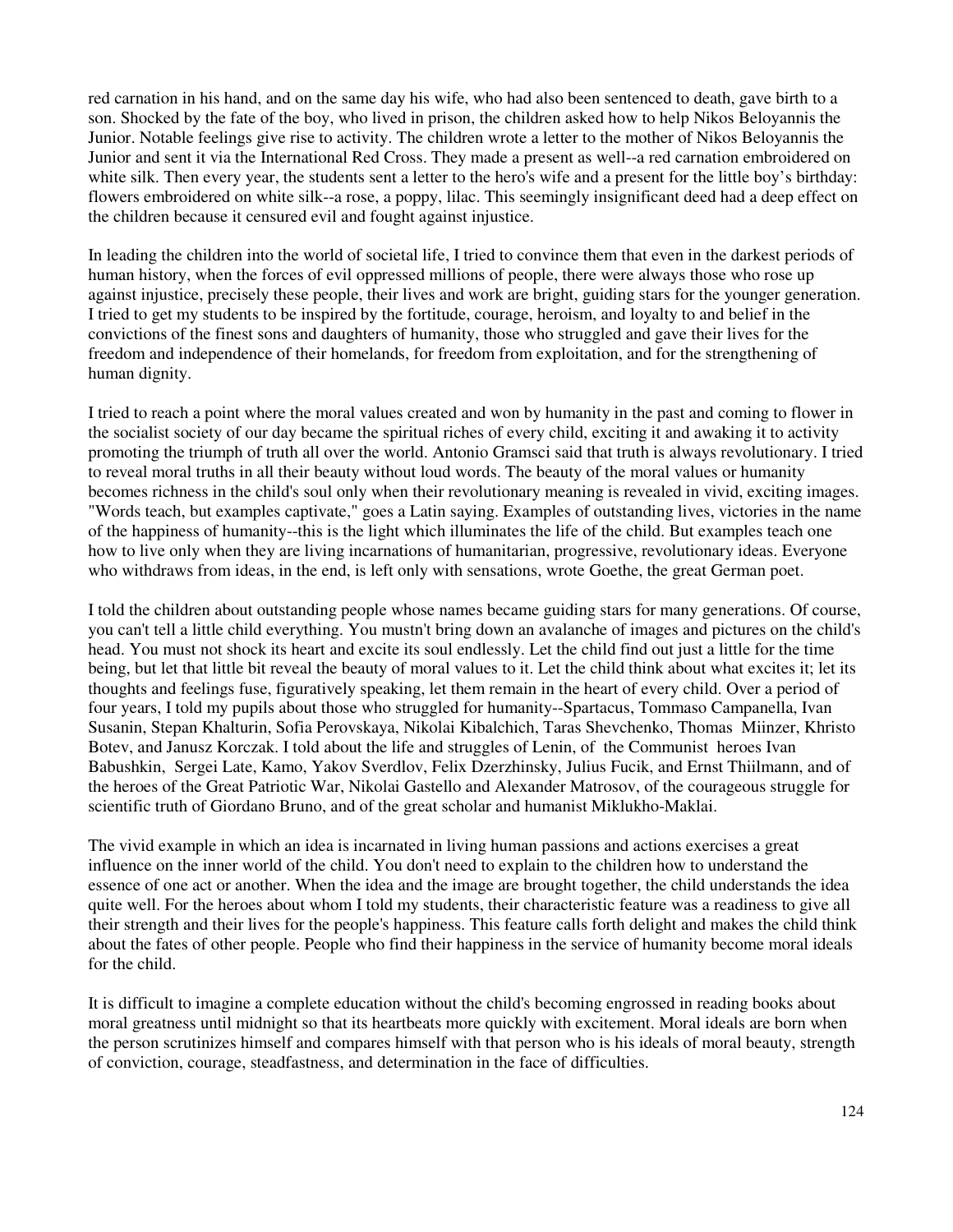red carnation in his hand, and on the same day his wife, who had also been sentenced to death, gave birth to a son. Shocked by the fate of the boy, who lived in prison, the children asked how to help Nikos Beloyannis the Junior. Notable feelings give rise to activity. The children wrote a letter to the mother of Nikos Beloyannis the Junior and sent it via the International Red Cross. They made a present as well--a red carnation embroidered on white silk. Then every year, the students sent a letter to the hero's wife and a present for the little boy's birthday: flowers embroidered on white silk--a rose, a poppy, lilac. This seemingly insignificant deed had a deep effect on the children because it censured evil and fought against injustice.

In leading the children into the world of societal life, I tried to convince them that even in the darkest periods of human history, when the forces of evil oppressed millions of people, there were always those who rose up against injustice, precisely these people, their lives and work are bright, guiding stars for the younger generation. I tried to get my students to be inspired by the fortitude, courage, heroism, and loyalty to and belief in the convictions of the finest sons and daughters of humanity, those who struggled and gave their lives for the freedom and independence of their homelands, for freedom from exploitation, and for the strengthening of human dignity.

I tried to reach a point where the moral values created and won by humanity in the past and coming to flower in the socialist society of our day became the spiritual riches of every child, exciting it and awaking it to activity promoting the triumph of truth all over the world. Antonio Gramsci said that truth is always revolutionary. I tried to reveal moral truths in all their beauty without loud words. The beauty of the moral values or humanity becomes richness in the child's soul only when their revolutionary meaning is revealed in vivid, exciting images. "Words teach, but examples captivate," goes a Latin saying. Examples of outstanding lives, victories in the name of the happiness of humanity--this is the light which illuminates the life of the child. But examples teach one how to live only when they are living incarnations of humanitarian, progressive, revolutionary ideas. Everyone who withdraws from ideas, in the end, is left only with sensations, wrote Goethe, the great German poet.

I told the children about outstanding people whose names became guiding stars for many generations. Of course, you can't tell a little child everything. You mustn't bring down an avalanche of images and pictures on the child's head. You must not shock its heart and excite its soul endlessly. Let the child find out just a little for the time being, but let that little bit reveal the beauty of moral values to it. Let the child think about what excites it; let its thoughts and feelings fuse, figuratively speaking, let them remain in the heart of every child. Over a period of four years, I told my pupils about those who struggled for humanity--Spartacus, Tommaso Campanella, Ivan Susanin, Stepan Khalturin, Sofia Perovskaya, Nikolai Kibalchich, Taras Shevchenko, Thomas Miinzer, Khristo Botev, and Janusz Korczak. I told about the life and struggles of Lenin, of the Communist heroes Ivan Babushkin, Sergei Late, Kamo, Yakov Sverdlov, Felix Dzerzhinsky, Julius Fucik, and Ernst Thiilmann, and of the heroes of the Great Patriotic War, Nikolai Gastello and Alexander Matrosov, of the courageous struggle for scientific truth of Giordano Bruno, and of the great scholar and humanist Miklukho-Maklai.

The vivid example in which an idea is incarnated in living human passions and actions exercises a great influence on the inner world of the child. You don't need to explain to the children how to understand the essence of one act or another. When the idea and the image are brought together, the child understands the idea quite well. For the heroes about whom I told my students, their characteristic feature was a readiness to give all their strength and their lives for the people's happiness. This feature calls forth delight and makes the child think about the fates of other people. People who find their happiness in the service of humanity become moral ideals for the child.

It is difficult to imagine a complete education without the child's becoming engrossed in reading books about moral greatness until midnight so that its heartbeats more quickly with excitement. Moral ideals are born when the person scrutinizes himself and compares himself with that person who is his ideals of moral beauty, strength of conviction, courage, steadfastness, and determination in the face of difficulties.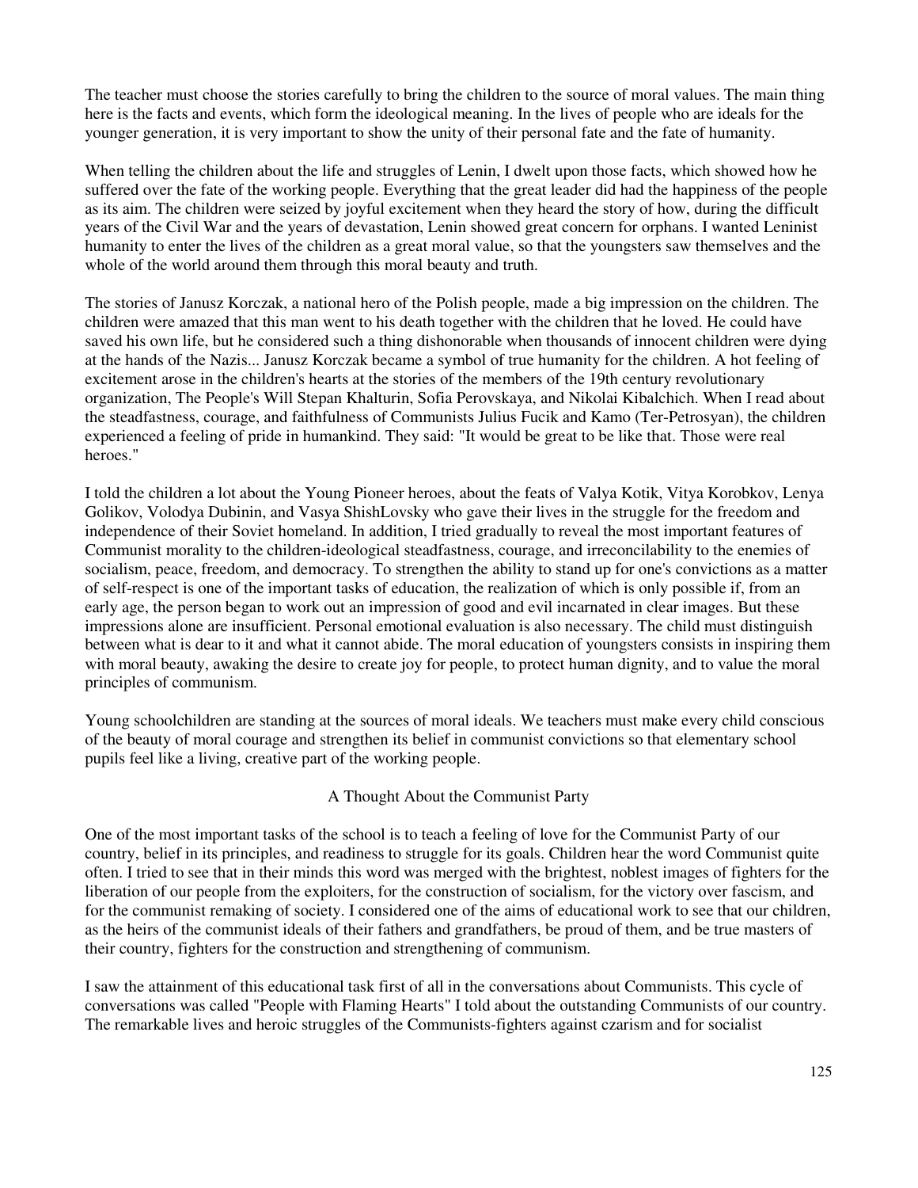The teacher must choose the stories carefully to bring the children to the source of moral values. The main thing here is the facts and events, which form the ideological meaning. In the lives of people who are ideals for the younger generation, it is very important to show the unity of their personal fate and the fate of humanity.

When telling the children about the life and struggles of Lenin, I dwelt upon those facts, which showed how he suffered over the fate of the working people. Everything that the great leader did had the happiness of the people as its aim. The children were seized by joyful excitement when they heard the story of how, during the difficult years of the Civil War and the years of devastation, Lenin showed great concern for orphans. I wanted Leninist humanity to enter the lives of the children as a great moral value, so that the youngsters saw themselves and the whole of the world around them through this moral beauty and truth.

The stories of Janusz Korczak, a national hero of the Polish people, made a big impression on the children. The children were amazed that this man went to his death together with the children that he loved. He could have saved his own life, but he considered such a thing dishonorable when thousands of innocent children were dying at the hands of the Nazis... Janusz Korczak became a symbol of true humanity for the children. A hot feeling of excitement arose in the children's hearts at the stories of the members of the 19th century revolutionary organization, The People's Will Stepan Khalturin, Sofia Perovskaya, and Nikolai Kibalchich. When I read about the steadfastness, courage, and faithfulness of Communists Julius Fucik and Kamo (Ter-Petrosyan), the children experienced a feeling of pride in humankind. They said: "It would be great to be like that. Those were real heroes."

I told the children a lot about the Young Pioneer heroes, about the feats of Valya Kotik, Vitya Korobkov, Lenya Golikov, Volodya Dubinin, and Vasya ShishLovsky who gave their lives in the struggle for the freedom and independence of their Soviet homeland. In addition, I tried gradually to reveal the most important features of Communist morality to the children-ideological steadfastness, courage, and irreconcilability to the enemies of socialism, peace, freedom, and democracy. To strengthen the ability to stand up for one's convictions as a matter of self-respect is one of the important tasks of education, the realization of which is only possible if, from an early age, the person began to work out an impression of good and evil incarnated in clear images. But these impressions alone are insufficient. Personal emotional evaluation is also necessary. The child must distinguish between what is dear to it and what it cannot abide. The moral education of youngsters consists in inspiring them with moral beauty, awaking the desire to create joy for people, to protect human dignity, and to value the moral principles of communism.

Young schoolchildren are standing at the sources of moral ideals. We teachers must make every child conscious of the beauty of moral courage and strengthen its belief in communist convictions so that elementary school pupils feel like a living, creative part of the working people.

## A Thought About the Communist Party

One of the most important tasks of the school is to teach a feeling of love for the Communist Party of our country, belief in its principles, and readiness to struggle for its goals. Children hear the word Communist quite often. I tried to see that in their minds this word was merged with the brightest, noblest images of fighters for the liberation of our people from the exploiters, for the construction of socialism, for the victory over fascism, and for the communist remaking of society. I considered one of the aims of educational work to see that our children, as the heirs of the communist ideals of their fathers and grandfathers, be proud of them, and be true masters of their country, fighters for the construction and strengthening of communism.

I saw the attainment of this educational task first of all in the conversations about Communists. This cycle of conversations was called "People with Flaming Hearts" I told about the outstanding Communists of our country. The remarkable lives and heroic struggles of the Communists-fighters against czarism and for socialist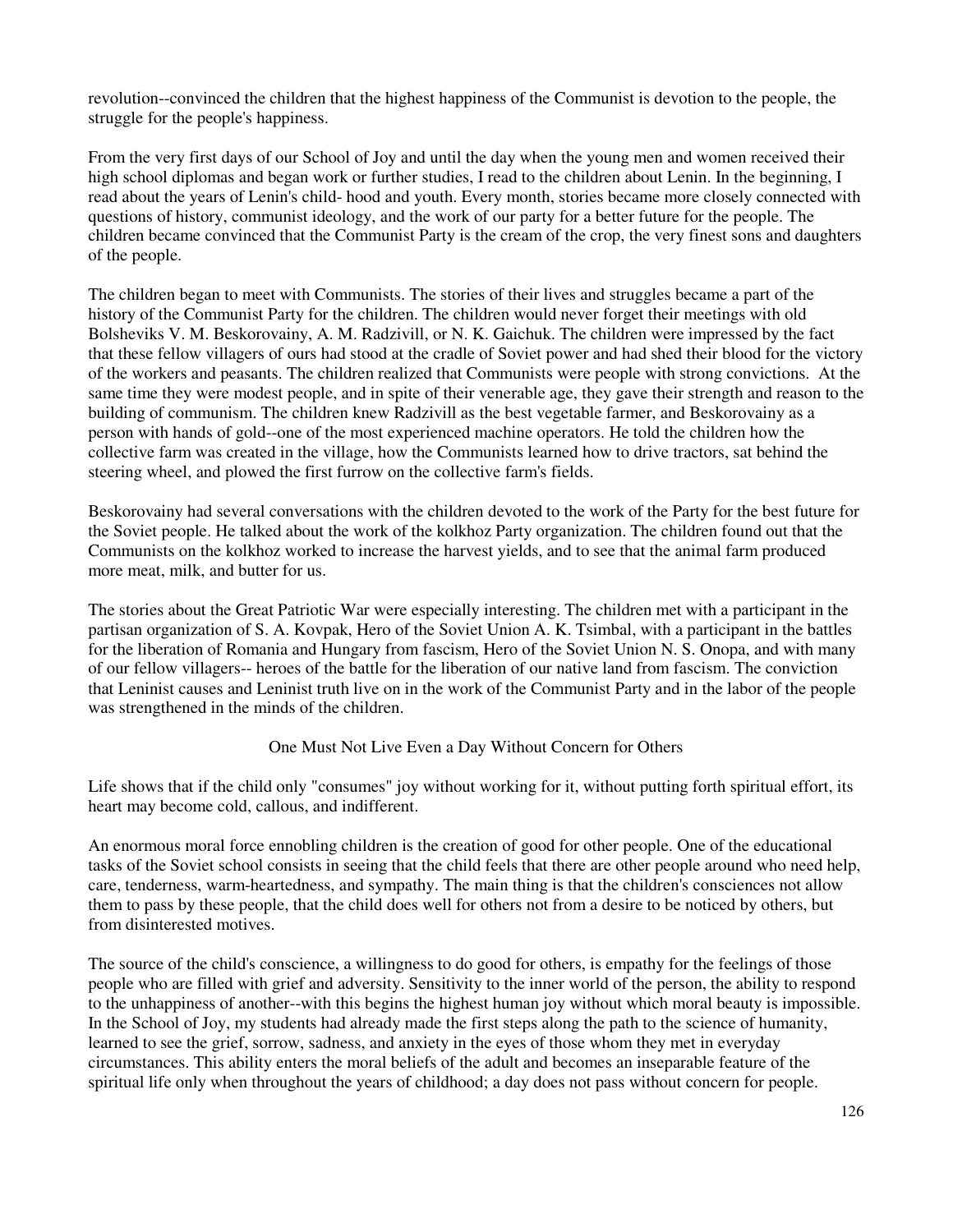revolution--convinced the children that the highest happiness of the Communist is devotion to the people, the struggle for the people's happiness.

From the very first days of our School of Joy and until the day when the young men and women received their high school diplomas and began work or further studies, I read to the children about Lenin. In the beginning, I read about the years of Lenin's child- hood and youth. Every month, stories became more closely connected with questions of history, communist ideology, and the work of our party for a better future for the people. The children became convinced that the Communist Party is the cream of the crop, the very finest sons and daughters of the people.

The children began to meet with Communists. The stories of their lives and struggles became a part of the history of the Communist Party for the children. The children would never forget their meetings with old Bolsheviks V. M. Beskorovainy, A. M. Radzivill, or N. K. Gaichuk. The children were impressed by the fact that these fellow villagers of ours had stood at the cradle of Soviet power and had shed their blood for the victory of the workers and peasants. The children realized that Communists were people with strong convictions. At the same time they were modest people, and in spite of their venerable age, they gave their strength and reason to the building of communism. The children knew Radzivill as the best vegetable farmer, and Beskorovainy as a person with hands of gold--one of the most experienced machine operators. He told the children how the collective farm was created in the village, how the Communists learned how to drive tractors, sat behind the steering wheel, and plowed the first furrow on the collective farm's fields.

Beskorovainy had several conversations with the children devoted to the work of the Party for the best future for the Soviet people. He talked about the work of the kolkhoz Party organization. The children found out that the Communists on the kolkhoz worked to increase the harvest yields, and to see that the animal farm produced more meat, milk, and butter for us.

The stories about the Great Patriotic War were especially interesting. The children met with a participant in the partisan organization of S. A. Kovpak, Hero of the Soviet Union A. K. Tsimbal, with a participant in the battles for the liberation of Romania and Hungary from fascism, Hero of the Soviet Union N. S. Onopa, and with many of our fellow villagers-- heroes of the battle for the liberation of our native land from fascism. The conviction that Leninist causes and Leninist truth live on in the work of the Communist Party and in the labor of the people was strengthened in the minds of the children.

## One Must Not Live Even a Day Without Concern for Others

Life shows that if the child only "consumes" joy without working for it, without putting forth spiritual effort, its heart may become cold, callous, and indifferent.

An enormous moral force ennobling children is the creation of good for other people. One of the educational tasks of the Soviet school consists in seeing that the child feels that there are other people around who need help, care, tenderness, warm-heartedness, and sympathy. The main thing is that the children's consciences not allow them to pass by these people, that the child does well for others not from a desire to be noticed by others, but from disinterested motives.

The source of the child's conscience, a willingness to do good for others, is empathy for the feelings of those people who are filled with grief and adversity. Sensitivity to the inner world of the person, the ability to respond to the unhappiness of another--with this begins the highest human joy without which moral beauty is impossible. In the School of Joy, my students had already made the first steps along the path to the science of humanity, learned to see the grief, sorrow, sadness, and anxiety in the eyes of those whom they met in everyday circumstances. This ability enters the moral beliefs of the adult and becomes an inseparable feature of the spiritual life only when throughout the years of childhood; a day does not pass without concern for people.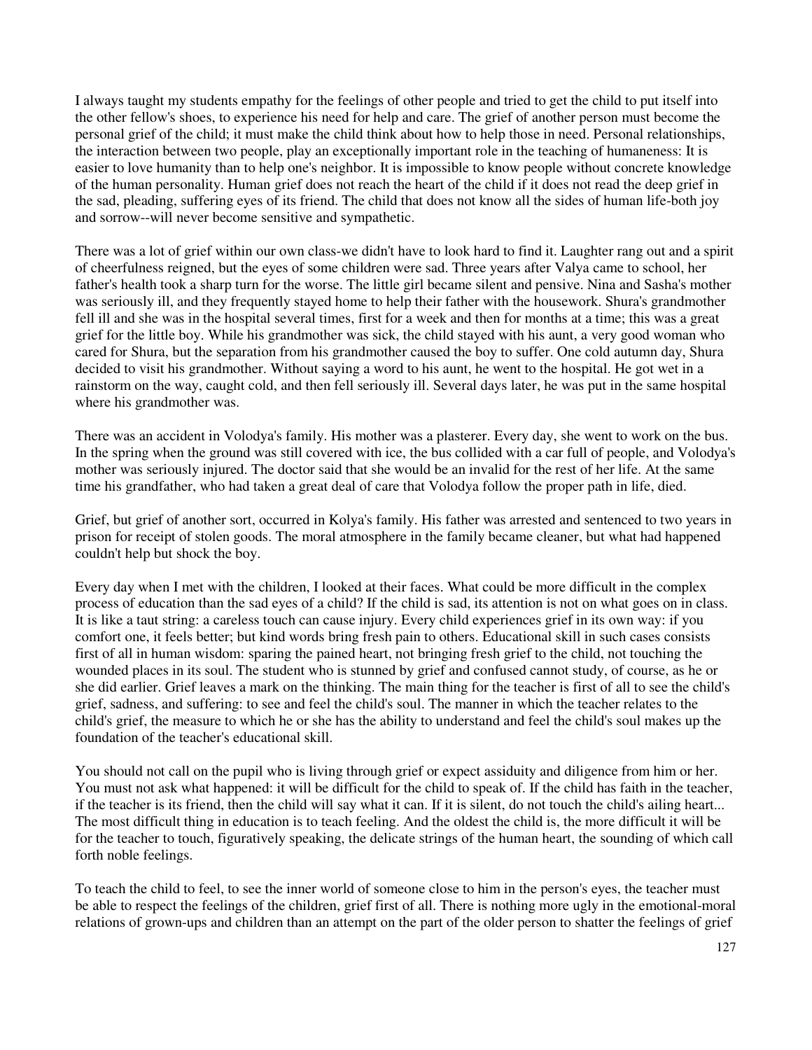I always taught my students empathy for the feelings of other people and tried to get the child to put itself into the other fellow's shoes, to experience his need for help and care. The grief of another person must become the personal grief of the child; it must make the child think about how to help those in need. Personal relationships, the interaction between two people, play an exceptionally important role in the teaching of humaneness: It is easier to love humanity than to help one's neighbor. It is impossible to know people without concrete knowledge of the human personality. Human grief does not reach the heart of the child if it does not read the deep grief in the sad, pleading, suffering eyes of its friend. The child that does not know all the sides of human life-both joy and sorrow--will never become sensitive and sympathetic.

There was a lot of grief within our own class-we didn't have to look hard to find it. Laughter rang out and a spirit of cheerfulness reigned, but the eyes of some children were sad. Three years after Valya came to school, her father's health took a sharp turn for the worse. The little girl became silent and pensive. Nina and Sasha's mother was seriously ill, and they frequently stayed home to help their father with the housework. Shura's grandmother fell ill and she was in the hospital several times, first for a week and then for months at a time; this was a great grief for the little boy. While his grandmother was sick, the child stayed with his aunt, a very good woman who cared for Shura, but the separation from his grandmother caused the boy to suffer. One cold autumn day, Shura decided to visit his grandmother. Without saying a word to his aunt, he went to the hospital. He got wet in a rainstorm on the way, caught cold, and then fell seriously ill. Several days later, he was put in the same hospital where his grandmother was.

There was an accident in Volodya's family. His mother was a plasterer. Every day, she went to work on the bus. In the spring when the ground was still covered with ice, the bus collided with a car full of people, and Volodya's mother was seriously injured. The doctor said that she would be an invalid for the rest of her life. At the same time his grandfather, who had taken a great deal of care that Volodya follow the proper path in life, died.

Grief, but grief of another sort, occurred in Kolya's family. His father was arrested and sentenced to two years in prison for receipt of stolen goods. The moral atmosphere in the family became cleaner, but what had happened couldn't help but shock the boy.

Every day when I met with the children, I looked at their faces. What could be more difficult in the complex process of education than the sad eyes of a child? If the child is sad, its attention is not on what goes on in class. It is like a taut string: a careless touch can cause injury. Every child experiences grief in its own way: if you comfort one, it feels better; but kind words bring fresh pain to others. Educational skill in such cases consists first of all in human wisdom: sparing the pained heart, not bringing fresh grief to the child, not touching the wounded places in its soul. The student who is stunned by grief and confused cannot study, of course, as he or she did earlier. Grief leaves a mark on the thinking. The main thing for the teacher is first of all to see the child's grief, sadness, and suffering: to see and feel the child's soul. The manner in which the teacher relates to the child's grief, the measure to which he or she has the ability to understand and feel the child's soul makes up the foundation of the teacher's educational skill.

You should not call on the pupil who is living through grief or expect assiduity and diligence from him or her. You must not ask what happened: it will be difficult for the child to speak of. If the child has faith in the teacher, if the teacher is its friend, then the child will say what it can. If it is silent, do not touch the child's ailing heart... The most difficult thing in education is to teach feeling. And the oldest the child is, the more difficult it will be for the teacher to touch, figuratively speaking, the delicate strings of the human heart, the sounding of which call forth noble feelings.

To teach the child to feel, to see the inner world of someone close to him in the person's eyes, the teacher must be able to respect the feelings of the children, grief first of all. There is nothing more ugly in the emotional-moral relations of grown-ups and children than an attempt on the part of the older person to shatter the feelings of grief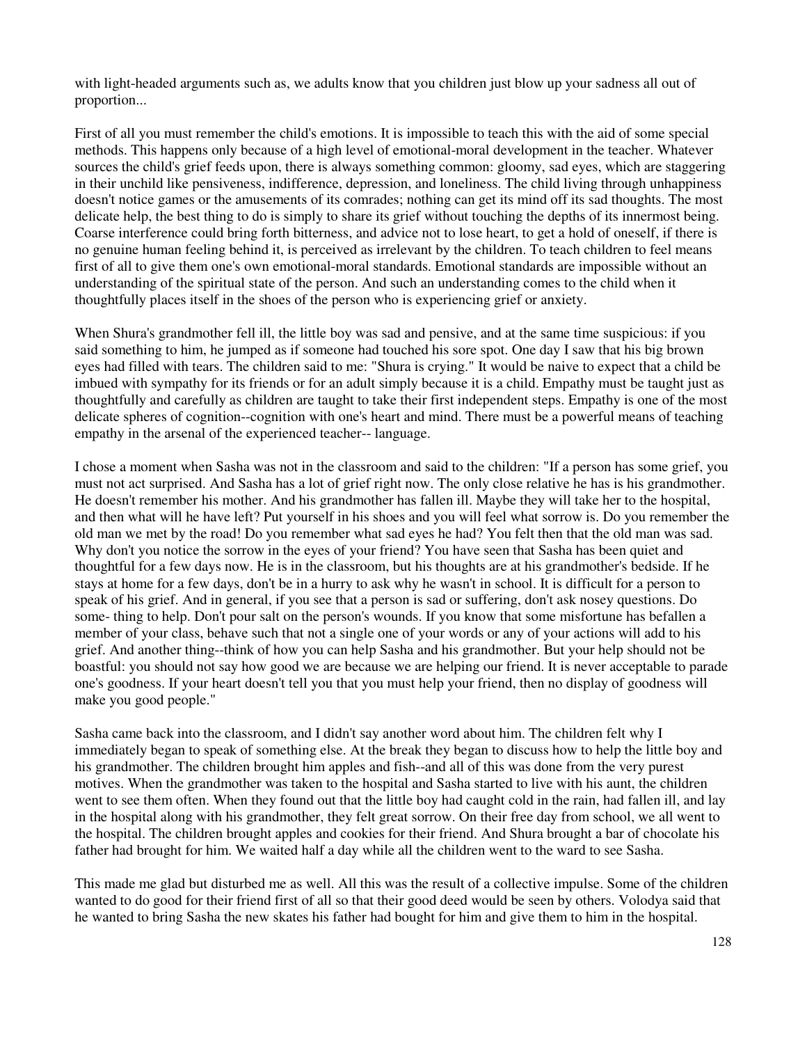with light-headed arguments such as, we adults know that you children just blow up your sadness all out of proportion...

First of all you must remember the child's emotions. It is impossible to teach this with the aid of some special methods. This happens only because of a high level of emotional-moral development in the teacher. Whatever sources the child's grief feeds upon, there is always something common: gloomy, sad eyes, which are staggering in their unchild like pensiveness, indifference, depression, and loneliness. The child living through unhappiness doesn't notice games or the amusements of its comrades; nothing can get its mind off its sad thoughts. The most delicate help, the best thing to do is simply to share its grief without touching the depths of its innermost being. Coarse interference could bring forth bitterness, and advice not to lose heart, to get a hold of oneself, if there is no genuine human feeling behind it, is perceived as irrelevant by the children. To teach children to feel means first of all to give them one's own emotional-moral standards. Emotional standards are impossible without an understanding of the spiritual state of the person. And such an understanding comes to the child when it thoughtfully places itself in the shoes of the person who is experiencing grief or anxiety.

When Shura's grandmother fell ill, the little boy was sad and pensive, and at the same time suspicious: if you said something to him, he jumped as if someone had touched his sore spot. One day I saw that his big brown eyes had filled with tears. The children said to me: "Shura is crying." It would be naive to expect that a child be imbued with sympathy for its friends or for an adult simply because it is a child. Empathy must be taught just as thoughtfully and carefully as children are taught to take their first independent steps. Empathy is one of the most delicate spheres of cognition--cognition with one's heart and mind. There must be a powerful means of teaching empathy in the arsenal of the experienced teacher-- language.

I chose a moment when Sasha was not in the classroom and said to the children: "If a person has some grief, you must not act surprised. And Sasha has a lot of grief right now. The only close relative he has is his grandmother. He doesn't remember his mother. And his grandmother has fallen ill. Maybe they will take her to the hospital, and then what will he have left? Put yourself in his shoes and you will feel what sorrow is. Do you remember the old man we met by the road! Do you remember what sad eyes he had? You felt then that the old man was sad. Why don't you notice the sorrow in the eyes of your friend? You have seen that Sasha has been quiet and thoughtful for a few days now. He is in the classroom, but his thoughts are at his grandmother's bedside. If he stays at home for a few days, don't be in a hurry to ask why he wasn't in school. It is difficult for a person to speak of his grief. And in general, if you see that a person is sad or suffering, don't ask nosey questions. Do some- thing to help. Don't pour salt on the person's wounds. If you know that some misfortune has befallen a member of your class, behave such that not a single one of your words or any of your actions will add to his grief. And another thing--think of how you can help Sasha and his grandmother. But your help should not be boastful: you should not say how good we are because we are helping our friend. It is never acceptable to parade one's goodness. If your heart doesn't tell you that you must help your friend, then no display of goodness will make you good people."

Sasha came back into the classroom, and I didn't say another word about him. The children felt why I immediately began to speak of something else. At the break they began to discuss how to help the little boy and his grandmother. The children brought him apples and fish--and all of this was done from the very purest motives. When the grandmother was taken to the hospital and Sasha started to live with his aunt, the children went to see them often. When they found out that the little boy had caught cold in the rain, had fallen ill, and lay in the hospital along with his grandmother, they felt great sorrow. On their free day from school, we all went to the hospital. The children brought apples and cookies for their friend. And Shura brought a bar of chocolate his father had brought for him. We waited half a day while all the children went to the ward to see Sasha.

This made me glad but disturbed me as well. All this was the result of a collective impulse. Some of the children wanted to do good for their friend first of all so that their good deed would be seen by others. Volodya said that he wanted to bring Sasha the new skates his father had bought for him and give them to him in the hospital.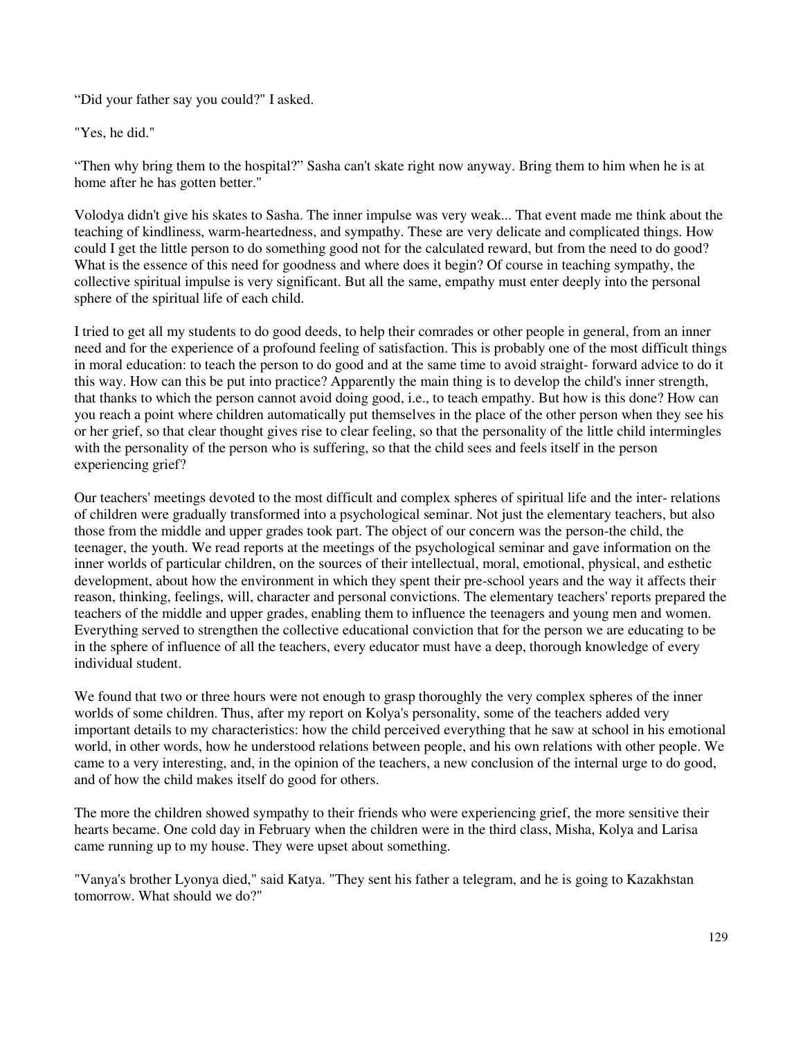“Did your father say you could?" I asked.

"Yes, he did."

“Then why bring them to the hospital?” Sasha can't skate right now anyway. Bring them to him when he is at home after he has gotten better."

Volodya didn't give his skates to Sasha. The inner impulse was very weak... That event made me think about the teaching of kindliness, warm-heartedness, and sympathy. These are very delicate and complicated things. How could I get the little person to do something good not for the calculated reward, but from the need to do good? What is the essence of this need for goodness and where does it begin? Of course in teaching sympathy, the collective spiritual impulse is very significant. But all the same, empathy must enter deeply into the personal sphere of the spiritual life of each child.

I tried to get all my students to do good deeds, to help their comrades or other people in general, from an inner need and for the experience of a profound feeling of satisfaction. This is probably one of the most difficult things in moral education: to teach the person to do good and at the same time to avoid straight- forward advice to do it this way. How can this be put into practice? Apparently the main thing is to develop the child's inner strength, that thanks to which the person cannot avoid doing good, i.e., to teach empathy. But how is this done? How can you reach a point where children automatically put themselves in the place of the other person when they see his or her grief, so that clear thought gives rise to clear feeling, so that the personality of the little child intermingles with the personality of the person who is suffering, so that the child sees and feels itself in the person experiencing grief?

Our teachers' meetings devoted to the most difficult and complex spheres of spiritual life and the inter- relations of children were gradually transformed into a psychological seminar. Not just the elementary teachers, but also those from the middle and upper grades took part. The object of our concern was the person-the child, the teenager, the youth. We read reports at the meetings of the psychological seminar and gave information on the inner worlds of particular children, on the sources of their intellectual, moral, emotional, physical, and esthetic development, about how the environment in which they spent their pre-school years and the way it affects their reason, thinking, feelings, will, character and personal convictions. The elementary teachers' reports prepared the teachers of the middle and upper grades, enabling them to influence the teenagers and young men and women. Everything served to strengthen the collective educational conviction that for the person we are educating to be in the sphere of influence of all the teachers, every educator must have a deep, thorough knowledge of every individual student.

We found that two or three hours were not enough to grasp thoroughly the very complex spheres of the inner worlds of some children. Thus, after my report on Kolya's personality, some of the teachers added very important details to my characteristics: how the child perceived everything that he saw at school in his emotional world, in other words, how he understood relations between people, and his own relations with other people. We came to a very interesting, and, in the opinion of the teachers, a new conclusion of the internal urge to do good, and of how the child makes itself do good for others.

The more the children showed sympathy to their friends who were experiencing grief, the more sensitive their hearts became. One cold day in February when the children were in the third class, Misha, Kolya and Larisa came running up to my house. They were upset about something.

"Vanya's brother Lyonya died," said Katya. "They sent his father a telegram, and he is going to Kazakhstan tomorrow. What should we do?"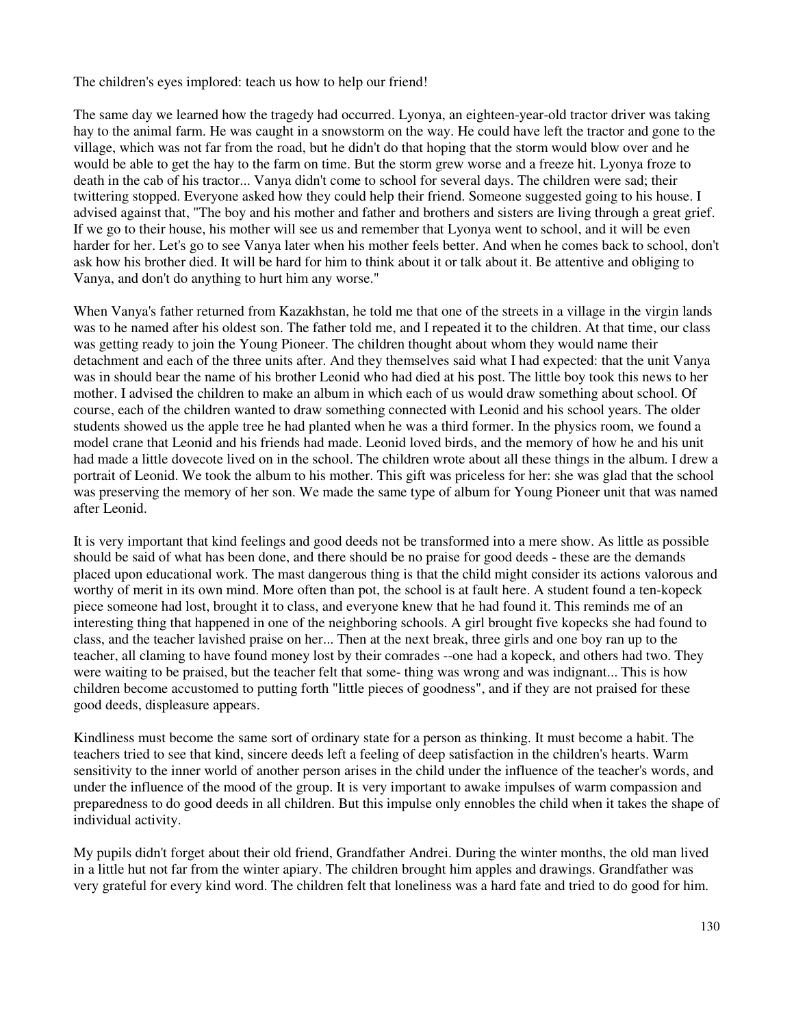The children's eyes implored: teach us how to help our friend!

The same day we learned how the tragedy had occurred. Lyonya, an eighteen-year-old tractor driver was taking hay to the animal farm. He was caught in a snowstorm on the way. He could have left the tractor and gone to the village, which was not far from the road, but he didn't do that hoping that the storm would blow over and he would be able to get the hay to the farm on time. But the storm grew worse and a freeze hit. Lyonya froze to death in the cab of his tractor... Vanya didn't come to school for several days. The children were sad; their twittering stopped. Everyone asked how they could help their friend. Someone suggested going to his house. I advised against that, "The boy and his mother and father and brothers and sisters are living through a great grief. If we go to their house, his mother will see us and remember that Lyonya went to school, and it will be even harder for her. Let's go to see Vanya later when his mother feels better. And when he comes back to school, don't ask how his brother died. It will be hard for him to think about it or talk about it. Be attentive and obliging to Vanya, and don't do anything to hurt him any worse."

When Vanya's father returned from Kazakhstan, he told me that one of the streets in a village in the virgin lands was to he named after his oldest son. The father told me, and I repeated it to the children. At that time, our class was getting ready to join the Young Pioneer. The children thought about whom they would name their detachment and each of the three units after. And they themselves said what I had expected: that the unit Vanya was in should bear the name of his brother Leonid who had died at his post. The little boy took this news to her mother. I advised the children to make an album in which each of us would draw something about school. Of course, each of the children wanted to draw something connected with Leonid and his school years. The older students showed us the apple tree he had planted when he was a third former. In the physics room, we found a model crane that Leonid and his friends had made. Leonid loved birds, and the memory of how he and his unit had made a little dovecote lived on in the school. The children wrote about all these things in the album. I drew a portrait of Leonid. We took the album to his mother. This gift was priceless for her: she was glad that the school was preserving the memory of her son. We made the same type of album for Young Pioneer unit that was named after Leonid.

It is very important that kind feelings and good deeds not be transformed into a mere show. As little as possible should be said of what has been done, and there should be no praise for good deeds - these are the demands placed upon educational work. The mast dangerous thing is that the child might consider its actions valorous and worthy of merit in its own mind. More often than pot, the school is at fault here. A student found a ten-kopeck piece someone had lost, brought it to class, and everyone knew that he had found it. This reminds me of an interesting thing that happened in one of the neighboring schools. A girl brought five kopecks she had found to class, and the teacher lavished praise on her... Then at the next break, three girls and one boy ran up to the teacher, all claming to have found money lost by their comrades --one had a kopeck, and others had two. They were waiting to be praised, but the teacher felt that some- thing was wrong and was indignant... This is how children become accustomed to putting forth "little pieces of goodness", and if they are not praised for these good deeds, displeasure appears.

Kindliness must become the same sort of ordinary state for a person as thinking. It must become a habit. The teachers tried to see that kind, sincere deeds left a feeling of deep satisfaction in the children's hearts. Warm sensitivity to the inner world of another person arises in the child under the influence of the teacher's words, and under the influence of the mood of the group. It is very important to awake impulses of warm compassion and preparedness to do good deeds in all children. But this impulse only ennobles the child when it takes the shape of individual activity.

My pupils didn't forget about their old friend, Grandfather Andrei. During the winter months, the old man lived in a little hut not far from the winter apiary. The children brought him apples and drawings. Grandfather was very grateful for every kind word. The children felt that loneliness was a hard fate and tried to do good for him.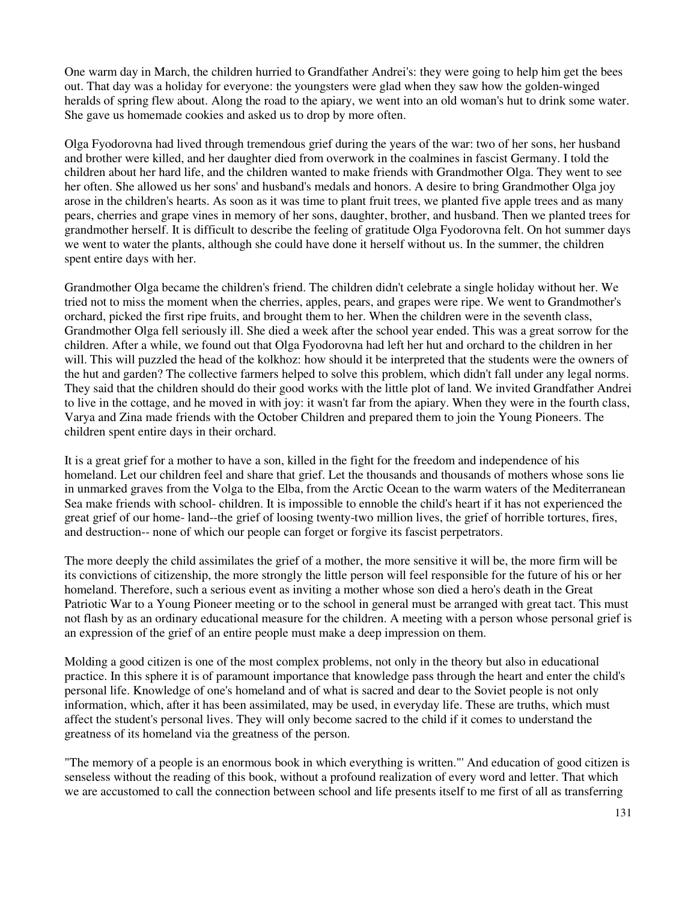One warm day in March, the children hurried to Grandfather Andrei's: they were going to help him get the bees out. That day was a holiday for everyone: the youngsters were glad when they saw how the golden-winged heralds of spring flew about. Along the road to the apiary, we went into an old woman's hut to drink some water. She gave us homemade cookies and asked us to drop by more often.

Olga Fyodorovna had lived through tremendous grief during the years of the war: two of her sons, her husband and brother were killed, and her daughter died from overwork in the coalmines in fascist Germany. I told the children about her hard life, and the children wanted to make friends with Grandmother Olga. They went to see her often. She allowed us her sons' and husband's medals and honors. A desire to bring Grandmother Olga joy arose in the children's hearts. As soon as it was time to plant fruit trees, we planted five apple trees and as many pears, cherries and grape vines in memory of her sons, daughter, brother, and husband. Then we planted trees for grandmother herself. It is difficult to describe the feeling of gratitude Olga Fyodorovna felt. On hot summer days we went to water the plants, although she could have done it herself without us. In the summer, the children spent entire days with her.

Grandmother Olga became the children's friend. The children didn't celebrate a single holiday without her. We tried not to miss the moment when the cherries, apples, pears, and grapes were ripe. We went to Grandmother's orchard, picked the first ripe fruits, and brought them to her. When the children were in the seventh class, Grandmother Olga fell seriously ill. She died a week after the school year ended. This was a great sorrow for the children. After a while, we found out that Olga Fyodorovna had left her hut and orchard to the children in her will. This will puzzled the head of the kolkhoz: how should it be interpreted that the students were the owners of the hut and garden? The collective farmers helped to solve this problem, which didn't fall under any legal norms. They said that the children should do their good works with the little plot of land. We invited Grandfather Andrei to live in the cottage, and he moved in with joy: it wasn't far from the apiary. When they were in the fourth class, Varya and Zina made friends with the October Children and prepared them to join the Young Pioneers. The children spent entire days in their orchard.

It is a great grief for a mother to have a son, killed in the fight for the freedom and independence of his homeland. Let our children feel and share that grief. Let the thousands and thousands of mothers whose sons lie in unmarked graves from the Volga to the Elba, from the Arctic Ocean to the warm waters of the Mediterranean Sea make friends with school- children. It is impossible to ennoble the child's heart if it has not experienced the great grief of our home- land--the grief of loosing twenty-two million lives, the grief of horrible tortures, fires, and destruction-- none of which our people can forget or forgive its fascist perpetrators.

The more deeply the child assimilates the grief of a mother, the more sensitive it will be, the more firm will be its convictions of citizenship, the more strongly the little person will feel responsible for the future of his or her homeland. Therefore, such a serious event as inviting a mother whose son died a hero's death in the Great Patriotic War to a Young Pioneer meeting or to the school in general must be arranged with great tact. This must not flash by as an ordinary educational measure for the children. A meeting with a person whose personal grief is an expression of the grief of an entire people must make a deep impression on them.

Molding a good citizen is one of the most complex problems, not only in the theory but also in educational practice. In this sphere it is of paramount importance that knowledge pass through the heart and enter the child's personal life. Knowledge of one's homeland and of what is sacred and dear to the Soviet people is not only information, which, after it has been assimilated, may be used, in everyday life. These are truths, which must affect the student's personal lives. They will only become sacred to the child if it comes to understand the greatness of its homeland via the greatness of the person.

"The memory of a people is an enormous book in which everything is written."' And education of good citizen is senseless without the reading of this book, without a profound realization of every word and letter. That which we are accustomed to call the connection between school and life presents itself to me first of all as transferring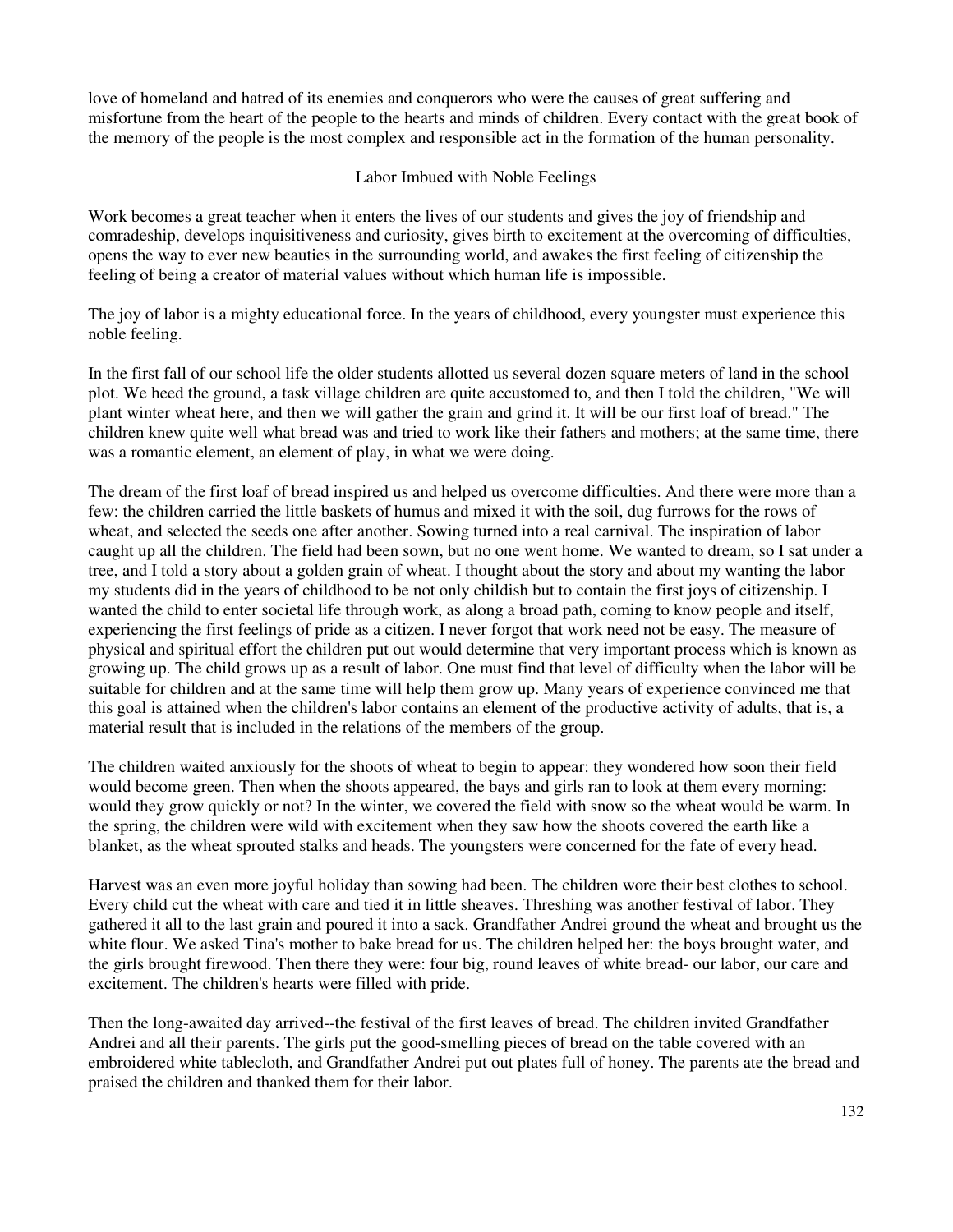love of homeland and hatred of its enemies and conquerors who were the causes of great suffering and misfortune from the heart of the people to the hearts and minds of children. Every contact with the great book of the memory of the people is the most complex and responsible act in the formation of the human personality.

## Labor Imbued with Noble Feelings

Work becomes a great teacher when it enters the lives of our students and gives the joy of friendship and comradeship, develops inquisitiveness and curiosity, gives birth to excitement at the overcoming of difficulties, opens the way to ever new beauties in the surrounding world, and awakes the first feeling of citizenship the feeling of being a creator of material values without which human life is impossible.

The joy of labor is a mighty educational force. In the years of childhood, every youngster must experience this noble feeling.

In the first fall of our school life the older students allotted us several dozen square meters of land in the school plot. We heed the ground, a task village children are quite accustomed to, and then I told the children, "We will plant winter wheat here, and then we will gather the grain and grind it. It will be our first loaf of bread." The children knew quite well what bread was and tried to work like their fathers and mothers; at the same time, there was a romantic element, an element of play, in what we were doing.

The dream of the first loaf of bread inspired us and helped us overcome difficulties. And there were more than a few: the children carried the little baskets of humus and mixed it with the soil, dug furrows for the rows of wheat, and selected the seeds one after another. Sowing turned into a real carnival. The inspiration of labor caught up all the children. The field had been sown, but no one went home. We wanted to dream, so I sat under a tree, and I told a story about a golden grain of wheat. I thought about the story and about my wanting the labor my students did in the years of childhood to be not only childish but to contain the first joys of citizenship. I wanted the child to enter societal life through work, as along a broad path, coming to know people and itself, experiencing the first feelings of pride as a citizen. I never forgot that work need not be easy. The measure of physical and spiritual effort the children put out would determine that very important process which is known as growing up. The child grows up as a result of labor. One must find that level of difficulty when the labor will be suitable for children and at the same time will help them grow up. Many years of experience convinced me that this goal is attained when the children's labor contains an element of the productive activity of adults, that is, a material result that is included in the relations of the members of the group.

The children waited anxiously for the shoots of wheat to begin to appear: they wondered how soon their field would become green. Then when the shoots appeared, the bays and girls ran to look at them every morning: would they grow quickly or not? In the winter, we covered the field with snow so the wheat would be warm. In the spring, the children were wild with excitement when they saw how the shoots covered the earth like a blanket, as the wheat sprouted stalks and heads. The youngsters were concerned for the fate of every head.

Harvest was an even more joyful holiday than sowing had been. The children wore their best clothes to school. Every child cut the wheat with care and tied it in little sheaves. Threshing was another festival of labor. They gathered it all to the last grain and poured it into a sack. Grandfather Andrei ground the wheat and brought us the white flour. We asked Tina's mother to bake bread for us. The children helped her: the boys brought water, and the girls brought firewood. Then there they were: four big, round leaves of white bread- our labor, our care and excitement. The children's hearts were filled with pride.

Then the long-awaited day arrived--the festival of the first leaves of bread. The children invited Grandfather Andrei and all their parents. The girls put the good-smelling pieces of bread on the table covered with an embroidered white tablecloth, and Grandfather Andrei put out plates full of honey. The parents ate the bread and praised the children and thanked them for their labor.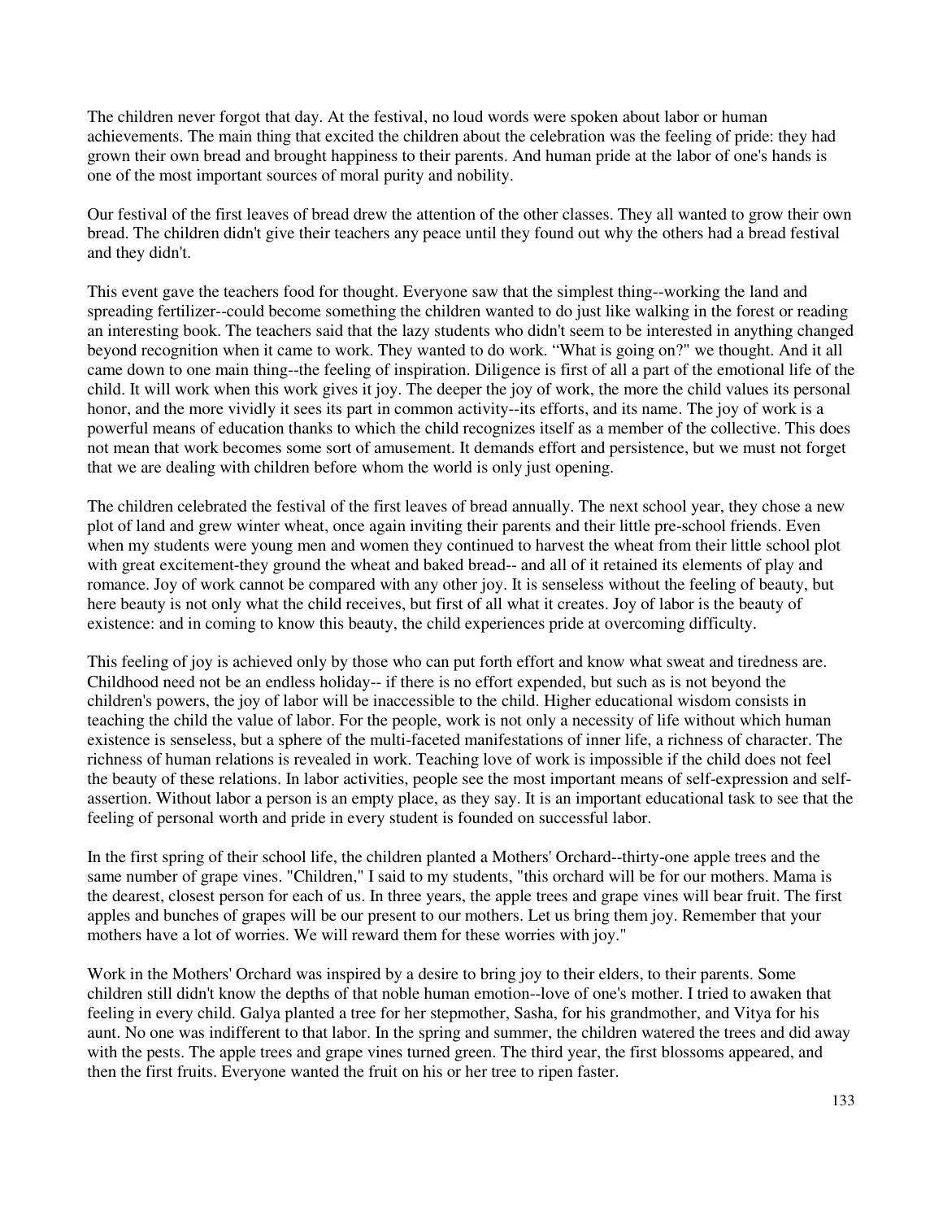The children never forgot that day. At the festival, no loud words were spoken about labor or human achievements. The main thing that excited the children about the celebration was the feeling of pride: they had grown their own bread and brought happiness to their parents. And human pride at the labor of one's hands is one of the most important sources of moral purity and nobility.

Our festival of the first leaves of bread drew the attention of the other classes. They all wanted to grow their own bread. The children didn't give their teachers any peace until they found out why the others had a bread festival and they didn't.

This event gave the teachers food for thought. Everyone saw that the simplest thing--working the land and spreading fertilizer--could become something the children wanted to do just like walking in the forest or reading an interesting book. The teachers said that the lazy students who didn't seem to be interested in anything changed beyond recognition when it came to work. They wanted to do work. "What is going on?" we thought. And it all came down to one main thing--the feeling of inspiration. Diligence is first of all a part of the emotional life of the child. It will work when this work gives it joy. The deeper the joy of work, the more the child values its personal honor, and the more vividly it sees its part in common activity--its efforts, and its name. The joy of work is a powerful means of education thanks to which the child recognizes itself as a member of the collective. This does not mean that work becomes some sort of amusement. It demands effort and persistence, but we must not forget that we are dealing with children before whom the world is only just opening.

The children celebrated the festival of the first leaves of bread annually. The next school year, they chose a new plot of land and grew winter wheat, once again inviting their parents and their little pre-school friends. Even when my students were young men and women they continued to harvest the wheat from their little school plot with great excitement-they ground the wheat and baked bread-- and all of it retained its elements of play and romance. Joy of work cannot be compared with any other joy. It is senseless without the feeling of beauty, but here beauty is not only what the child receives, but first of all what it creates. Joy of labor is the beauty of existence: and in coming to know this beauty, the child experiences pride at overcoming difficulty.

This feeling of joy is achieved only by those who can put forth effort and know what sweat and tiredness are. Childhood need not be an endless holiday-- if there is no effort expended, but such as is not beyond the children's powers, the joy of labor will be inaccessible to the child. Higher educational wisdom consists in teaching the child the value of labor. For the people, work is not only a necessity of life without which human existence is senseless, but a sphere of the multi-faceted manifestations of inner life, a richness of character. The richness of human relations is revealed in work. Teaching love of work is impossible if the child does not feel the beauty of these relations. In labor activities, people see the most important means of self-expression and self-assertion. Without labor a person is an empty place, as they say. It is an important educational task to see that the feeling of personal worth and pride in every student is founded on successful labor.

In the first spring of their school life, the children planted a Mothers' Orchard--thirty-one apple trees and the same number of grape vines. "Children," I said to my students, "this orchard will be for our mothers. Mama is the dearest, closest person for each of us. In three years, the apple trees and grape vines will bear fruit. The first apples and bunches of grapes will be our present to our mothers. Let us bring them joy. Remember that your mothers have a lot of worries. We will reward them for these worries with joy."

Work in the Mothers' Orchard was inspired by a desire to bring joy to their elders, to their parents. Some children still didn't know the depths of that noble human emotion--love of one's mother. I tried to awaken that feeling in every child. Galya planted a tree for her stepmother, Sasha, for his grandmother, and Vitya for his aunt. No one was indifferent to that labor. In the spring and summer, the children watered the trees and did away with the pests. The apple trees and grape vines turned green. The third year, the first blossoms appeared, and then the first fruits. Everyone wanted the fruit on his or her tree to ripen faster.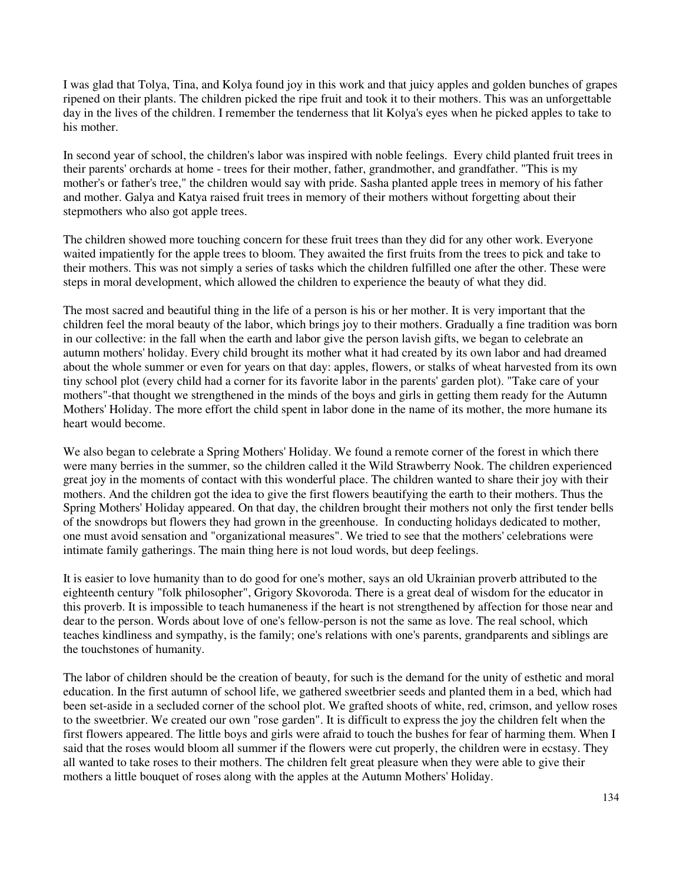I was glad that Tolya, Tina, and Kolya found joy in this work and that juicy apples and golden bunches of grapes ripened on their plants. The children picked the ripe fruit and took it to their mothers. This was an unforgettable day in the lives of the children. I remember the tenderness that lit Kolya's eyes when he picked apples to take to his mother.

In second year of school, the children's labor was inspired with noble feelings. Every child planted fruit trees in their parents' orchards at home - trees for their mother, father, grandmother, and grandfather. "This is my mother's or father's tree," the children would say with pride. Sasha planted apple trees in memory of his father and mother. Galya and Katya raised fruit trees in memory of their mothers without forgetting about their stepmothers who also got apple trees.

The children showed more touching concern for these fruit trees than they did for any other work. Everyone waited impatiently for the apple trees to bloom. They awaited the first fruits from the trees to pick and take to their mothers. This was not simply a series of tasks which the children fulfilled one after the other. These were steps in moral development, which allowed the children to experience the beauty of what they did.

The most sacred and beautiful thing in the life of a person is his or her mother. It is very important that the children feel the moral beauty of the labor, which brings joy to their mothers. Gradually a fine tradition was born in our collective: in the fall when the earth and labor give the person lavish gifts, we began to celebrate an autumn mothers' holiday. Every child brought its mother what it had created by its own labor and had dreamed about the whole summer or even for years on that day: apples, flowers, or stalks of wheat harvested from its own tiny school plot (every child had a corner for its favorite labor in the parents' garden plot). "Take care of your mothers"-that thought we strengthened in the minds of the boys and girls in getting them ready for the Autumn Mothers' Holiday. The more effort the child spent in labor done in the name of its mother, the more humane its heart would become.

We also began to celebrate a Spring Mothers' Holiday. We found a remote corner of the forest in which there were many berries in the summer, so the children called it the Wild Strawberry Nook. The children experienced great joy in the moments of contact with this wonderful place. The children wanted to share their joy with their mothers. And the children got the idea to give the first flowers beautifying the earth to their mothers. Thus the Spring Mothers' Holiday appeared. On that day, the children brought their mothers not only the first tender bells of the snowdrops but flowers they had grown in the greenhouse. In conducting holidays dedicated to mother, one must avoid sensation and "organizational measures". We tried to see that the mothers' celebrations were intimate family gatherings. The main thing here is not loud words, but deep feelings.

It is easier to love humanity than to do good for one's mother, says an old Ukrainian proverb attributed to the eighteenth century "folk philosopher", Grigory Skovoroda. There is a great deal of wisdom for the educator in this proverb. It is impossible to teach humaneness if the heart is not strengthened by affection for those near and dear to the person. Words about love of one's fellow-person is not the same as love. The real school, which teaches kindliness and sympathy, is the family; one's relations with one's parents, grandparents and siblings are the touchstones of humanity.

The labor of children should be the creation of beauty, for such is the demand for the unity of esthetic and moral education. In the first autumn of school life, we gathered sweetbrier seeds and planted them in a bed, which had been set-aside in a secluded corner of the school plot. We grafted shoots of white, red, crimson, and yellow roses to the sweetbrier. We created our own "rose garden". It is difficult to express the joy the children felt when the first flowers appeared. The little boys and girls were afraid to touch the bushes for fear of harming them. When I said that the roses would bloom all summer if the flowers were cut properly, the children were in ecstasy. They all wanted to take roses to their mothers. The children felt great pleasure when they were able to give their mothers a little bouquet of roses along with the apples at the Autumn Mothers' Holiday.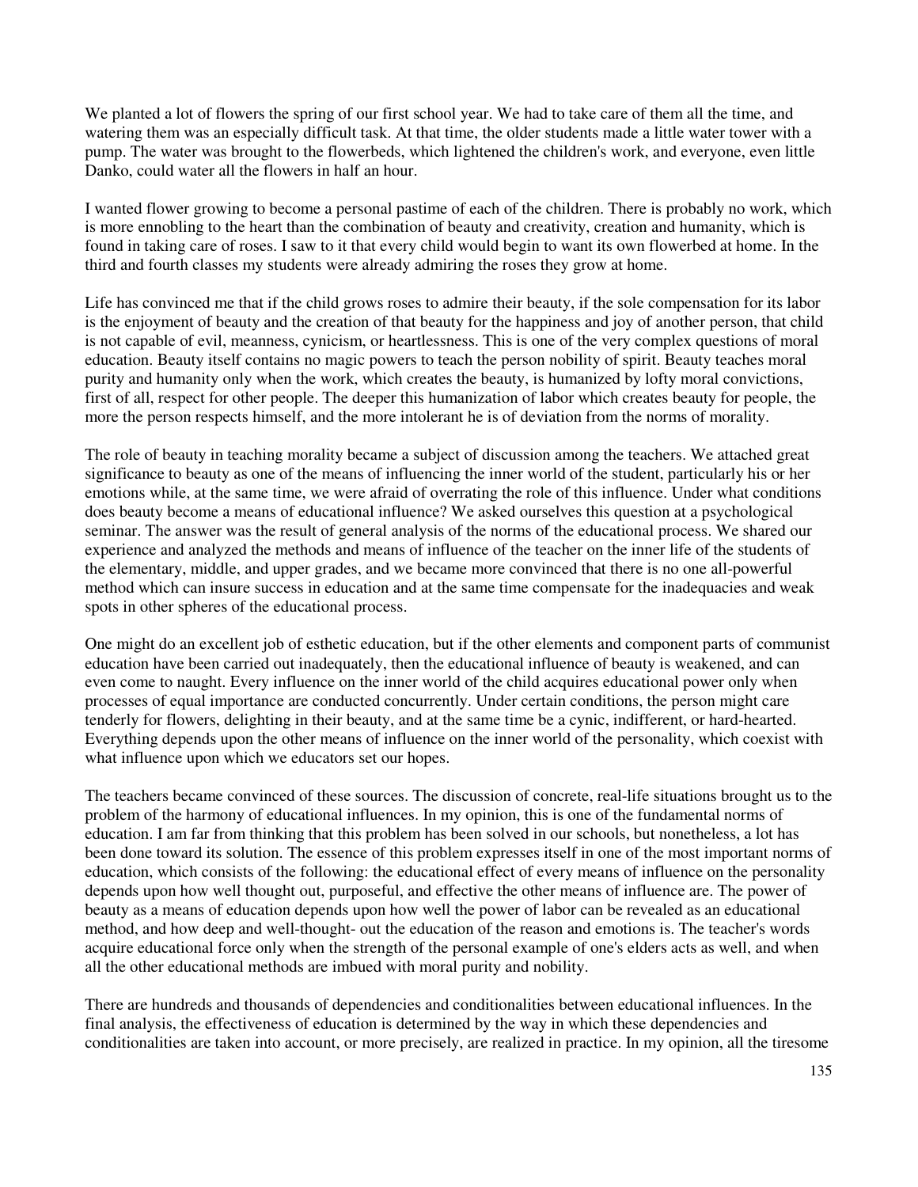We planted a lot of flowers the spring of our first school year. We had to take care of them all the time, and watering them was an especially difficult task. At that time, the older students made a little water tower with a pump. The water was brought to the flowerbeds, which lightened the children's work, and everyone, even little Danko, could water all the flowers in half an hour.

I wanted flower growing to become a personal pastime of each of the children. There is probably no work, which is more ennobling to the heart than the combination of beauty and creativity, creation and humanity, which is found in taking care of roses. I saw to it that every child would begin to want its own flowerbed at home. In the third and fourth classes my students were already admiring the roses they grow at home.

Life has convinced me that if the child grows roses to admire their beauty, if the sole compensation for its labor is the enjoyment of beauty and the creation of that beauty for the happiness and joy of another person, that child is not capable of evil, meanness, cynicism, or heartlessness. This is one of the very complex questions of moral education. Beauty itself contains no magic powers to teach the person nobility of spirit. Beauty teaches moral purity and humanity only when the work, which creates the beauty, is humanized by lofty moral convictions, first of all, respect for other people. The deeper this humanization of labor which creates beauty for people, the more the person respects himself, and the more intolerant he is of deviation from the norms of morality.

The role of beauty in teaching morality became a subject of discussion among the teachers. We attached great significance to beauty as one of the means of influencing the inner world of the student, particularly his or her emotions while, at the same time, we were afraid of overrating the role of this influence. Under what conditions does beauty become a means of educational influence? We asked ourselves this question at a psychological seminar. The answer was the result of general analysis of the norms of the educational process. We shared our experience and analyzed the methods and means of influence of the teacher on the inner life of the students of the elementary, middle, and upper grades, and we became more convinced that there is no one all-powerful method which can insure success in education and at the same time compensate for the inadequacies and weak spots in other spheres of the educational process.

One might do an excellent job of esthetic education, but if the other elements and component parts of communist education have been carried out inadequately, then the educational influence of beauty is weakened, and can even come to naught. Every influence on the inner world of the child acquires educational power only when processes of equal importance are conducted concurrently. Under certain conditions, the person might care tenderly for flowers, delighting in their beauty, and at the same time be a cynic, indifferent, or hard-hearted. Everything depends upon the other means of influence on the inner world of the personality, which coexist with what influence upon which we educators set our hopes.

The teachers became convinced of these sources. The discussion of concrete, real-life situations brought us to the problem of the harmony of educational influences. In my opinion, this is one of the fundamental norms of education. I am far from thinking that this problem has been solved in our schools, but nonetheless, a lot has been done toward its solution. The essence of this problem expresses itself in one of the most important norms of education, which consists of the following: the educational effect of every means of influence on the personality depends upon how well thought out, purposeful, and effective the other means of influence are. The power of beauty as a means of education depends upon how well the power of labor can be revealed as an educational method, and how deep and well-thought- out the education of the reason and emotions is. The teacher's words acquire educational force only when the strength of the personal example of one's elders acts as well, and when all the other educational methods are imbued with moral purity and nobility.

There are hundreds and thousands of dependencies and conditionalities between educational influences. In the final analysis, the effectiveness of education is determined by the way in which these dependencies and conditionalities are taken into account, or more precisely, are realized in practice. In my opinion, all the tiresome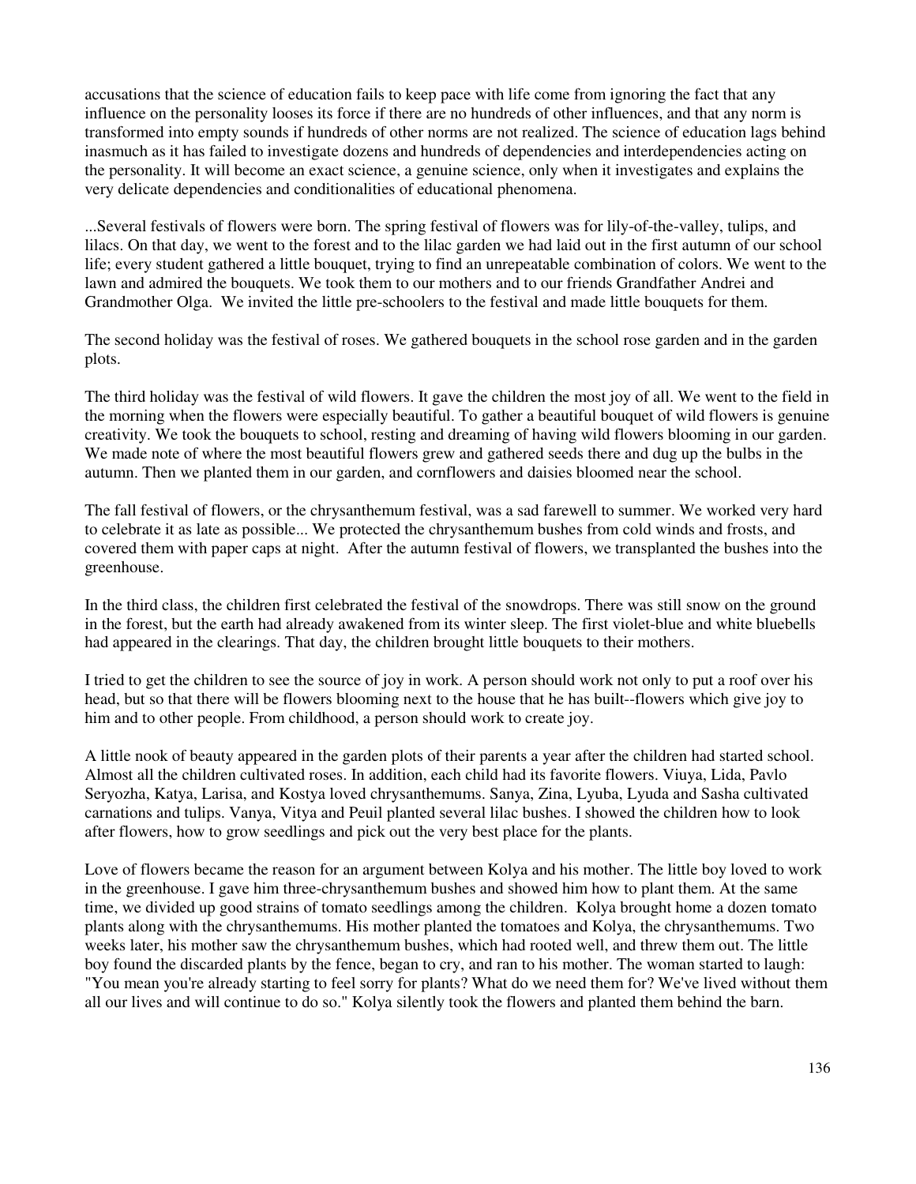accusations that the science of education fails to keep pace with life come from ignoring the fact that any influence on the personality looses its force if there are no hundreds of other influences, and that any norm is transformed into empty sounds if hundreds of other norms are not realized. The science of education lags behind inasmuch as it has failed to investigate dozens and hundreds of dependencies and interdependencies acting on the personality. It will become an exact science, a genuine science, only when it investigates and explains the very delicate dependencies and conditionalities of educational phenomena.

...Several festivals of flowers were born. The spring festival of flowers was for lily-of-the-valley, tulips, and lilacs. On that day, we went to the forest and to the lilac garden we had laid out in the first autumn of our school life; every student gathered a little bouquet, trying to find an unrepeatable combination of colors. We went to the lawn and admired the bouquets. We took them to our mothers and to our friends Grandfather Andrei and Grandmother Olga. We invited the little pre-schoolers to the festival and made little bouquets for them.

The second holiday was the festival of roses. We gathered bouquets in the school rose garden and in the garden plots.

The third holiday was the festival of wild flowers. It gave the children the most joy of all. We went to the field in the morning when the flowers were especially beautiful. To gather a beautiful bouquet of wild flowers is genuine creativity. We took the bouquets to school, resting and dreaming of having wild flowers blooming in our garden. We made note of where the most beautiful flowers grew and gathered seeds there and dug up the bulbs in the autumn. Then we planted them in our garden, and cornflowers and daisies bloomed near the school.

The fall festival of flowers, or the chrysanthemum festival, was a sad farewell to summer. We worked very hard to celebrate it as late as possible... We protected the chrysanthemum bushes from cold winds and frosts, and covered them with paper caps at night. After the autumn festival of flowers, we transplanted the bushes into the greenhouse.

In the third class, the children first celebrated the festival of the snowdrops. There was still snow on the ground in the forest, but the earth had already awakened from its winter sleep. The first violet-blue and white bluebells had appeared in the clearings. That day, the children brought little bouquets to their mothers.

I tried to get the children to see the source of joy in work. A person should work not only to put a roof over his head, but so that there will be flowers blooming next to the house that he has built--flowers which give joy to him and to other people. From childhood, a person should work to create joy.

A little nook of beauty appeared in the garden plots of their parents a year after the children had started school. Almost all the children cultivated roses. In addition, each child had its favorite flowers. Viuya, Lida, Pavlo Seryozha, Katya, Larisa, and Kostya loved chrysanthemums. Sanya, Zina, Lyuba, Lyuda and Sasha cultivated carnations and tulips. Vanya, Vitya and Peuil planted several lilac bushes. I showed the children how to look after flowers, how to grow seedlings and pick out the very best place for the plants.

Love of flowers became the reason for an argument between Kolya and his mother. The little boy loved to work in the greenhouse. I gave him three-chrysanthemum bushes and showed him how to plant them. At the same time, we divided up good strains of tomato seedlings among the children. Kolya brought home a dozen tomato plants along with the chrysanthemums. His mother planted the tomatoes and Kolya, the chrysanthemums. Two weeks later, his mother saw the chrysanthemum bushes, which had rooted well, and threw them out. The little boy found the discarded plants by the fence, began to cry, and ran to his mother. The woman started to laugh: "You mean you're already starting to feel sorry for plants? What do we need them for? We've lived without them all our lives and will continue to do so." Kolya silently took the flowers and planted them behind the barn.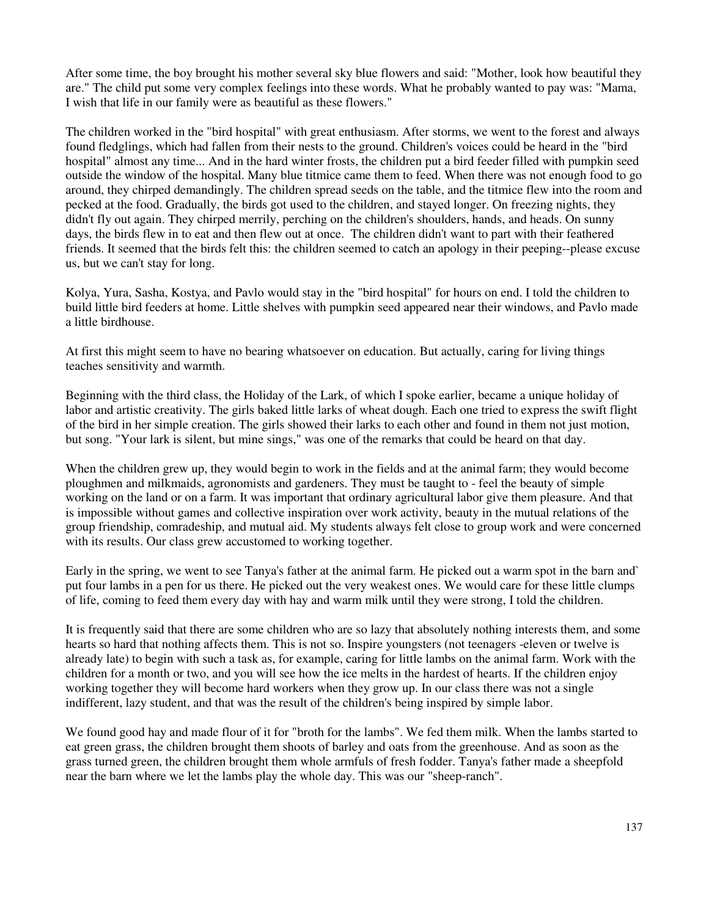After some time, the boy brought his mother several sky blue flowers and said: "Mother, look how beautiful they are." The child put some very complex feelings into these words. What he probably wanted to pay was: "Mama, I wish that life in our family were as beautiful as these flowers."

The children worked in the "bird hospital" with great enthusiasm. After storms, we went to the forest and always found fledglings, which had fallen from their nests to the ground. Children's voices could be heard in the "bird hospital" almost any time... And in the hard winter frosts, the children put a bird feeder filled with pumpkin seed outside the window of the hospital. Many blue titmice came them to feed. When there was not enough food to go around, they chirped demandingly. The children spread seeds on the table, and the titmice flew into the room and pecked at the food. Gradually, the birds got used to the children, and stayed longer. On freezing nights, they didn't fly out again. They chirped merrily, perching on the children's shoulders, hands, and heads. On sunny days, the birds flew in to eat and then flew out at once. The children didn't want to part with their feathered friends. It seemed that the birds felt this: the children seemed to catch an apology in their peeping--please excuse us, but we can't stay for long.

Kolya, Yura, Sasha, Kostya, and Pavlo would stay in the "bird hospital" for hours on end. I told the children to build little bird feeders at home. Little shelves with pumpkin seed appeared near their windows, and Pavlo made a little birdhouse.

At first this might seem to have no bearing whatsoever on education. But actually, caring for living things teaches sensitivity and warmth.

Beginning with the third class, the Holiday of the Lark, of which I spoke earlier, became a unique holiday of labor and artistic creativity. The girls baked little larks of wheat dough. Each one tried to express the swift flight of the bird in her simple creation. The girls showed their larks to each other and found in them not just motion, but song. "Your lark is silent, but mine sings," was one of the remarks that could be heard on that day.

When the children grew up, they would begin to work in the fields and at the animal farm; they would become ploughmen and milkmaids, agronomists and gardeners. They must be taught to - feel the beauty of simple working on the land or on a farm. It was important that ordinary agricultural labor give them pleasure. And that is impossible without games and collective inspiration over work activity, beauty in the mutual relations of the group friendship, comradeship, and mutual aid. My students always felt close to group work and were concerned with its results. Our class grew accustomed to working together.

Early in the spring, we went to see Tanya's father at the animal farm. He picked out a warm spot in the barn and` put four lambs in a pen for us there. He picked out the very weakest ones. We would care for these little clumps of life, coming to feed them every day with hay and warm milk until they were strong, I told the children.

It is frequently said that there are some children who are so lazy that absolutely nothing interests them, and some hearts so hard that nothing affects them. This is not so. Inspire youngsters (not teenagers -eleven or twelve is already late) to begin with such a task as, for example, caring for little lambs on the animal farm. Work with the children for a month or two, and you will see how the ice melts in the hardest of hearts. If the children enjoy working together they will become hard workers when they grow up. In our class there was not a single indifferent, lazy student, and that was the result of the children's being inspired by simple labor.

We found good hay and made flour of it for "broth for the lambs". We fed them milk. When the lambs started to eat green grass, the children brought them shoots of barley and oats from the greenhouse. And as soon as the grass turned green, the children brought them whole armfuls of fresh fodder. Tanya's father made a sheepfold near the barn where we let the lambs play the whole day. This was our "sheep-ranch".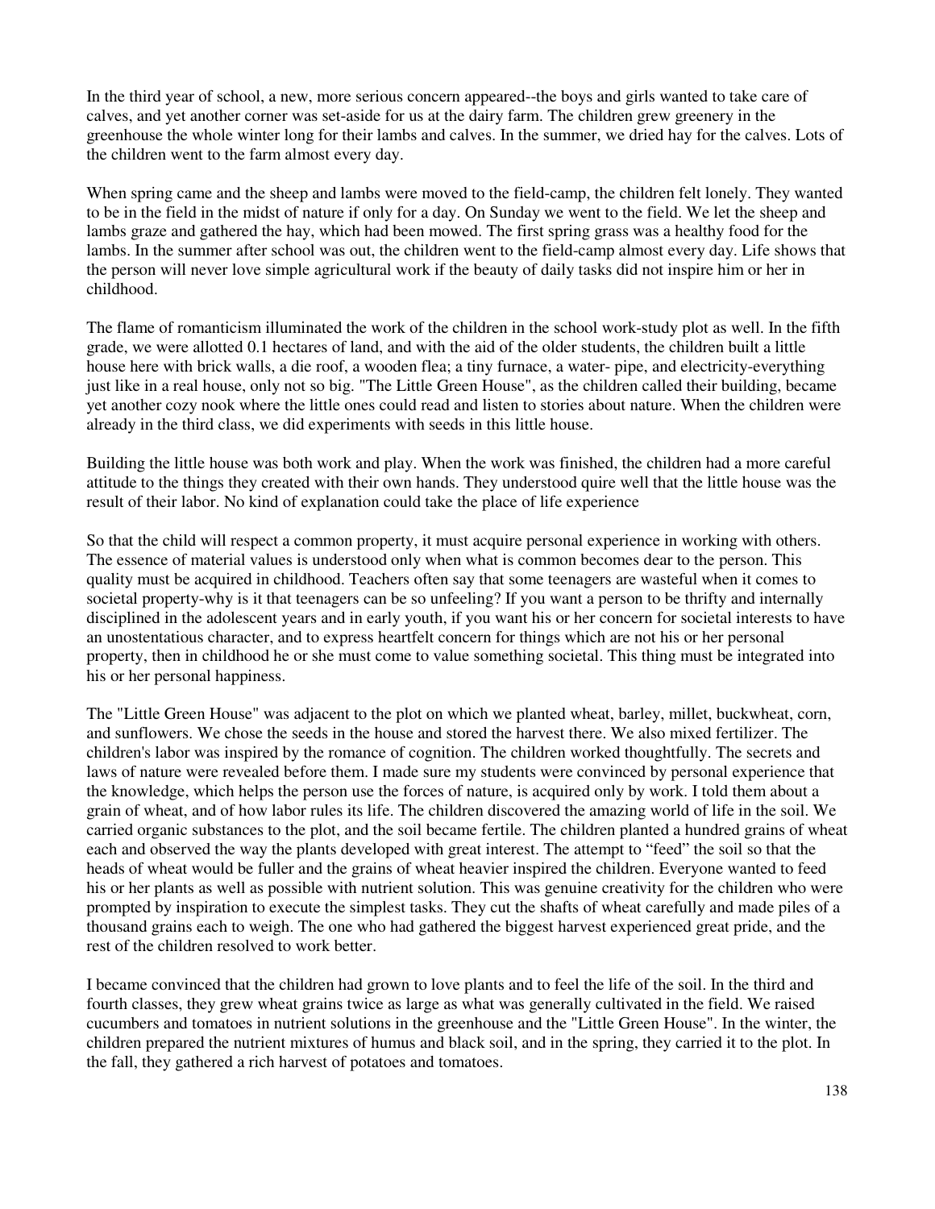In the third year of school, a new, more serious concern appeared--the boys and girls wanted to take care of calves, and yet another corner was set-aside for us at the dairy farm. The children grew greenery in the greenhouse the whole winter long for their lambs and calves. In the summer, we dried hay for the calves. Lots of the children went to the farm almost every day.

When spring came and the sheep and lambs were moved to the field-camp, the children felt lonely. They wanted to be in the field in the midst of nature if only for a day. On Sunday we went to the field. We let the sheep and lambs graze and gathered the hay, which had been mowed. The first spring grass was a healthy food for the lambs. In the summer after school was out, the children went to the field-camp almost every day. Life shows that the person will never love simple agricultural work if the beauty of daily tasks did not inspire him or her in childhood.

The flame of romanticism illuminated the work of the children in the school work-study plot as well. In the fifth grade, we were allotted 0.1 hectares of land, and with the aid of the older students, the children built a little house here with brick walls, a die roof, a wooden flea; a tiny furnace, a water- pipe, and electricity-everything just like in a real house, only not so big. "The Little Green House", as the children called their building, became yet another cozy nook where the little ones could read and listen to stories about nature. When the children were already in the third class, we did experiments with seeds in this little house.

Building the little house was both work and play. When the work was finished, the children had a more careful attitude to the things they created with their own hands. They understood quire well that the little house was the result of their labor. No kind of explanation could take the place of life experience

So that the child will respect a common property, it must acquire personal experience in working with others. The essence of material values is understood only when what is common becomes dear to the person. This quality must be acquired in childhood. Teachers often say that some teenagers are wasteful when it comes to societal property-why is it that teenagers can be so unfeeling? If you want a person to be thrifty and internally disciplined in the adolescent years and in early youth, if you want his or her concern for societal interests to have an unostentatious character, and to express heartfelt concern for things which are not his or her personal property, then in childhood he or she must come to value something societal. This thing must be integrated into his or her personal happiness.

The "Little Green House" was adjacent to the plot on which we planted wheat, barley, millet, buckwheat, corn, and sunflowers. We chose the seeds in the house and stored the harvest there. We also mixed fertilizer. The children's labor was inspired by the romance of cognition. The children worked thoughtfully. The secrets and laws of nature were revealed before them. I made sure my students were convinced by personal experience that the knowledge, which helps the person use the forces of nature, is acquired only by work. I told them about a grain of wheat, and of how labor rules its life. The children discovered the amazing world of life in the soil. We carried organic substances to the plot, and the soil became fertile. The children planted a hundred grains of wheat each and observed the way the plants developed with great interest. The attempt to “feed” the soil so that the heads of wheat would be fuller and the grains of wheat heavier inspired the children. Everyone wanted to feed his or her plants as well as possible with nutrient solution. This was genuine creativity for the children who were prompted by inspiration to execute the simplest tasks. They cut the shafts of wheat carefully and made piles of a thousand grains each to weigh. The one who had gathered the biggest harvest experienced great pride, and the rest of the children resolved to work better.

I became convinced that the children had grown to love plants and to feel the life of the soil. In the third and fourth classes, they grew wheat grains twice as large as what was generally cultivated in the field. We raised cucumbers and tomatoes in nutrient solutions in the greenhouse and the "Little Green House". In the winter, the children prepared the nutrient mixtures of humus and black soil, and in the spring, they carried it to the plot. In the fall, they gathered a rich harvest of potatoes and tomatoes.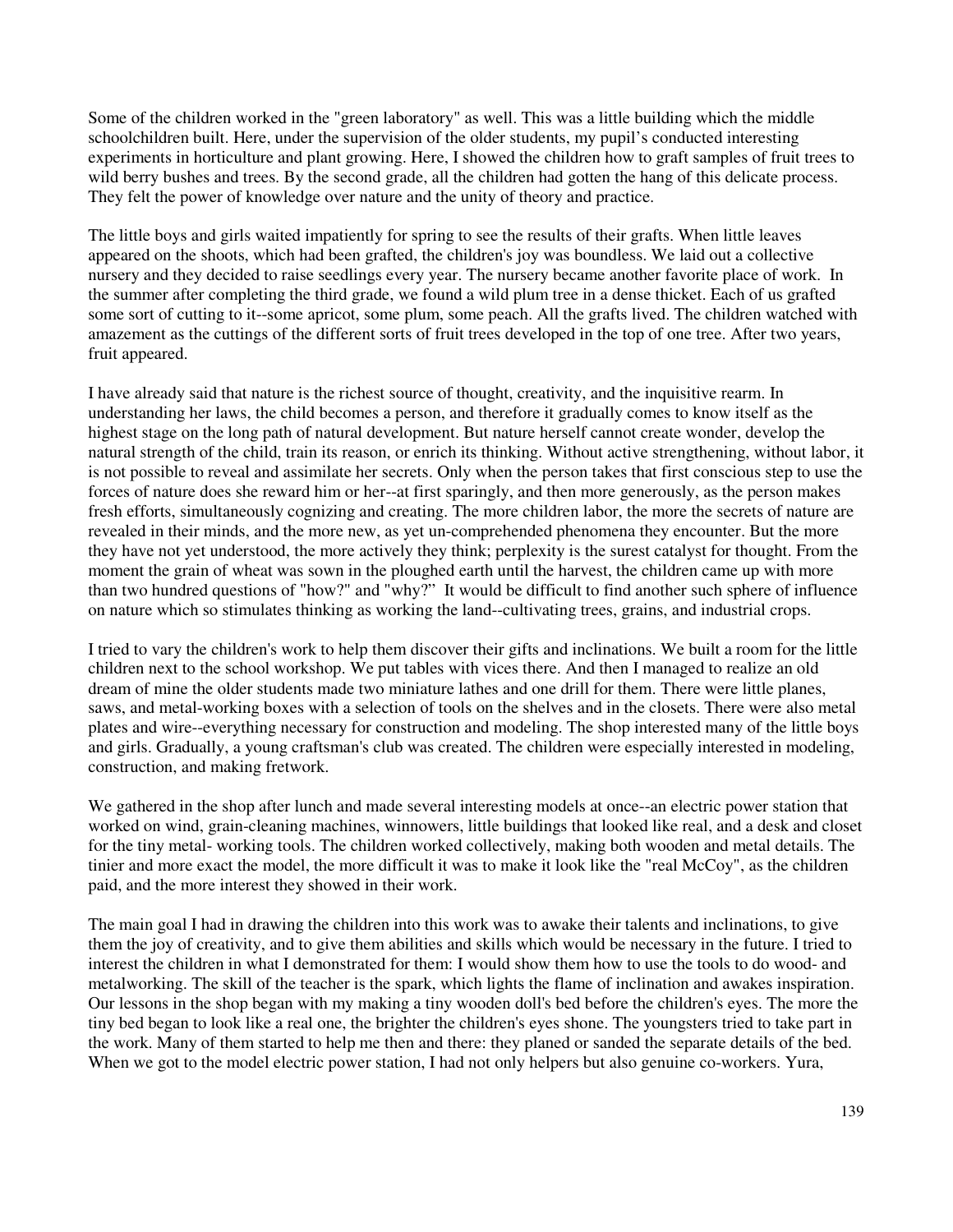Some of the children worked in the "green laboratory" as well. This was a little building which the middle schoolchildren built. Here, under the supervision of the older students, my pupil's conducted interesting experiments in horticulture and plant growing. Here, I showed the children how to graft samples of fruit trees to wild berry bushes and trees. By the second grade, all the children had gotten the hang of this delicate process. They felt the power of knowledge over nature and the unity of theory and practice.

The little boys and girls waited impatiently for spring to see the results of their grafts. When little leaves appeared on the shoots, which had been grafted, the children's joy was boundless. We laid out a collective nursery and they decided to raise seedlings every year. The nursery became another favorite place of work. In the summer after completing the third grade, we found a wild plum tree in a dense thicket. Each of us grafted some sort of cutting to it--some apricot, some plum, some peach. All the grafts lived. The children watched with amazement as the cuttings of the different sorts of fruit trees developed in the top of one tree. After two years, fruit appeared.

I have already said that nature is the richest source of thought, creativity, and the inquisitive rearm. In understanding her laws, the child becomes a person, and therefore it gradually comes to know itself as the highest stage on the long path of natural development. But nature herself cannot create wonder, develop the natural strength of the child, train its reason, or enrich its thinking. Without active strengthening, without labor, it is not possible to reveal and assimilate her secrets. Only when the person takes that first conscious step to use the forces of nature does she reward him or her--at first sparingly, and then more generously, as the person makes fresh efforts, simultaneously cognizing and creating. The more children labor, the more the secrets of nature are revealed in their minds, and the more new, as yet un-comprehended phenomena they encounter. But the more they have not yet understood, the more actively they think; perplexity is the surest catalyst for thought. From the moment the grain of wheat was sown in the ploughed earth until the harvest, the children came up with more than two hundred questions of "how?" and "why?" It would be difficult to find another such sphere of influence on nature which so stimulates thinking as working the land--cultivating trees, grains, and industrial crops.

I tried to vary the children's work to help them discover their gifts and inclinations. We built a room for the little children next to the school workshop. We put tables with vices there. And then I managed to realize an old dream of mine the older students made two miniature lathes and one drill for them. There were little planes, saws, and metal-working boxes with a selection of tools on the shelves and in the closets. There were also metal plates and wire--everything necessary for construction and modeling. The shop interested many of the little boys and girls. Gradually, a young craftsman's club was created. The children were especially interested in modeling, construction, and making fretwork.

We gathered in the shop after lunch and made several interesting models at once--an electric power station that worked on wind, grain-cleaning machines, winnowers, little buildings that looked like real, and a desk and closet for the tiny metal- working tools. The children worked collectively, making both wooden and metal details. The tinier and more exact the model, the more difficult it was to make it look like the "real McCoy", as the children paid, and the more interest they showed in their work.

The main goal I had in drawing the children into this work was to awake their talents and inclinations, to give them the joy of creativity, and to give them abilities and skills which would be necessary in the future. I tried to interest the children in what I demonstrated for them: I would show them how to use the tools to do wood- and metalworking. The skill of the teacher is the spark, which lights the flame of inclination and awakes inspiration. Our lessons in the shop began with my making a tiny wooden doll's bed before the children's eyes. The more the tiny bed began to look like a real one, the brighter the children's eyes shone. The youngsters tried to take part in the work. Many of them started to help me then and there: they planed or sanded the separate details of the bed. When we got to the model electric power station, I had not only helpers but also genuine co-workers. Yura,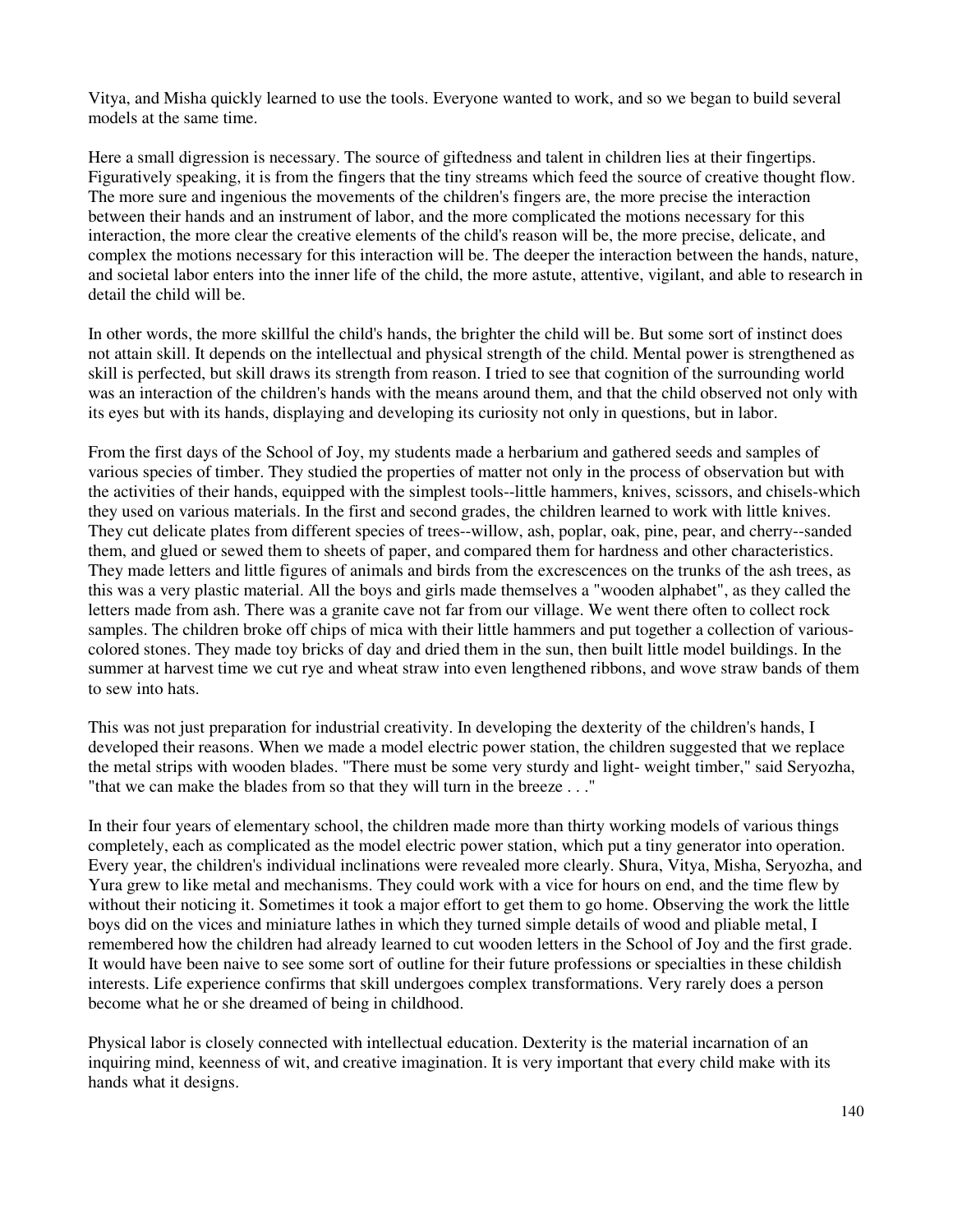Vitya, and Misha quickly learned to use the tools. Everyone wanted to work, and so we began to build several models at the same time.

Here a small digression is necessary. The source of giftedness and talent in children lies at their fingertips. Figuratively speaking, it is from the fingers that the tiny streams which feed the source of creative thought flow. The more sure and ingenious the movements of the children's fingers are, the more precise the interaction between their hands and an instrument of labor, and the more complicated the motions necessary for this interaction, the more clear the creative elements of the child's reason will be, the more precise, delicate, and complex the motions necessary for this interaction will be. The deeper the interaction between the hands, nature, and societal labor enters into the inner life of the child, the more astute, attentive, vigilant, and able to research in detail the child will be.

In other words, the more skillful the child's hands, the brighter the child will be. But some sort of instinct does not attain skill. It depends on the intellectual and physical strength of the child. Mental power is strengthened as skill is perfected, but skill draws its strength from reason. I tried to see that cognition of the surrounding world was an interaction of the children's hands with the means around them, and that the child observed not only with its eyes but with its hands, displaying and developing its curiosity not only in questions, but in labor.

From the first days of the School of Joy, my students made a herbarium and gathered seeds and samples of various species of timber. They studied the properties of matter not only in the process of observation but with the activities of their hands, equipped with the simplest tools--little hammers, knives, scissors, and chisels-which they used on various materials. In the first and second grades, the children learned to work with little knives. They cut delicate plates from different species of trees--willow, ash, poplar, oak, pine, pear, and cherry--sanded them, and glued or sewed them to sheets of paper, and compared them for hardness and other characteristics. They made letters and little figures of animals and birds from the excrescences on the trunks of the ash trees, as this was a very plastic material. All the boys and girls made themselves a "wooden alphabet", as they called the letters made from ash. There was a granite cave not far from our village. We went there often to collect rock samples. The children broke off chips of mica with their little hammers and put together a collection of various-colored stones. They made toy bricks of day and dried them in the sun, then built little model buildings. In the summer at harvest time we cut rye and wheat straw into even lengthened ribbons, and wove straw bands of them to sew into hats.

This was not just preparation for industrial creativity. In developing the dexterity of the children's hands, I developed their reasons. When we made a model electric power station, the children suggested that we replace the metal strips with wooden blades. "There must be some very sturdy and light- weight timber," said Seryozha, "that we can make the blades from so that they will turn in the breeze . . ."

In their four years of elementary school, the children made more than thirty working models of various things completely, each as complicated as the model electric power station, which put a tiny generator into operation. Every year, the children's individual inclinations were revealed more clearly. Shura, Vitya, Misha, Seryozha, and Yura grew to like metal and mechanisms. They could work with a vice for hours on end, and the time flew by without their noticing it. Sometimes it took a major effort to get them to go home. Observing the work the little boys did on the vices and miniature lathes in which they turned simple details of wood and pliable metal, I remembered how the children had already learned to cut wooden letters in the School of Joy and the first grade. It would have been naive to see some sort of outline for their future professions or specialties in these childish interests. Life experience confirms that skill undergoes complex transformations. Very rarely does a person become what he or she dreamed of being in childhood.

Physical labor is closely connected with intellectual education. Dexterity is the material incarnation of an inquiring mind, keenness of wit, and creative imagination. It is very important that every child make with its hands what it designs.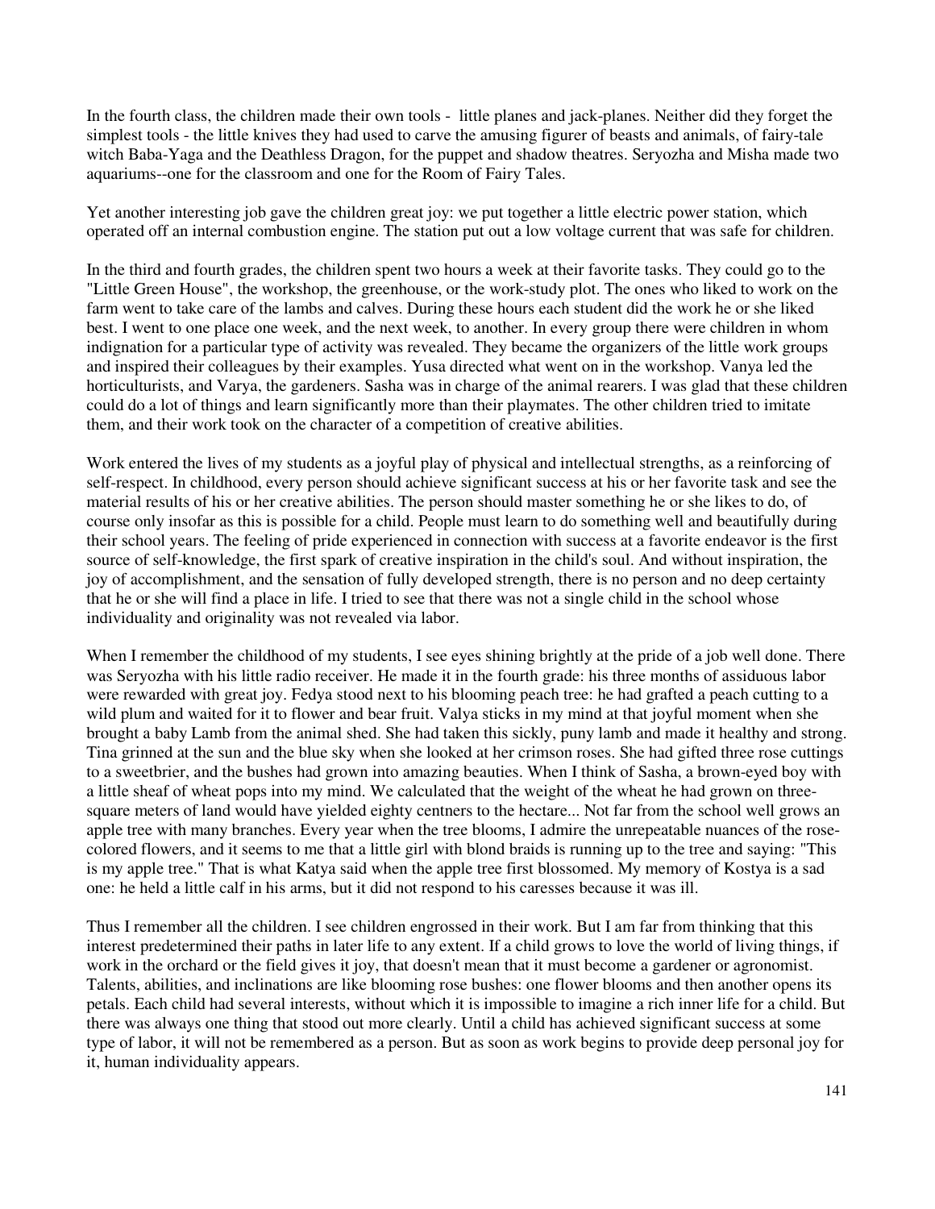In the fourth class, the children made their own tools - little planes and jack-planes. Neither did they forget the simplest tools - the little knives they had used to carve the amusing figurer of beasts and animals, of fairy-tale witch Baba-Yaga and the Deathless Dragon, for the puppet and shadow theatres. Seryozha and Misha made two aquariums--one for the classroom and one for the Room of Fairy Tales.

Yet another interesting job gave the children great joy: we put together a little electric power station, which operated off an internal combustion engine. The station put out a low voltage current that was safe for children.

In the third and fourth grades, the children spent two hours a week at their favorite tasks. They could go to the "Little Green House", the workshop, the greenhouse, or the work-study plot. The ones who liked to work on the farm went to take care of the lambs and calves. During these hours each student did the work he or she liked best. I went to one place one week, and the next week, to another. In every group there were children in whom indignation for a particular type of activity was revealed. They became the organizers of the little work groups and inspired their colleagues by their examples. Yusa directed what went on in the workshop. Vanya led the horticulturists, and Varya, the gardeners. Sasha was in charge of the animal rearers. I was glad that these children could do a lot of things and learn significantly more than their playmates. The other children tried to imitate them, and their work took on the character of a competition of creative abilities.

Work entered the lives of my students as a joyful play of physical and intellectual strengths, as a reinforcing of self-respect. In childhood, every person should achieve significant success at his or her favorite task and see the material results of his or her creative abilities. The person should master something he or she likes to do, of course only insofar as this is possible for a child. People must learn to do something well and beautifully during their school years. The feeling of pride experienced in connection with success at a favorite endeavor is the first source of self-knowledge, the first spark of creative inspiration in the child's soul. And without inspiration, the joy of accomplishment, and the sensation of fully developed strength, there is no person and no deep certainty that he or she will find a place in life. I tried to see that there was not a single child in the school whose individuality and originality was not revealed via labor.

When I remember the childhood of my students, I see eyes shining brightly at the pride of a job well done. There was Seryozha with his little radio receiver. He made it in the fourth grade: his three months of assiduous labor were rewarded with great joy. Fedya stood next to his blooming peach tree: he had grafted a peach cutting to a wild plum and waited for it to flower and bear fruit. Valya sticks in my mind at that joyful moment when she brought a baby Lamb from the animal shed. She had taken this sickly, puny lamb and made it healthy and strong. Tina grinned at the sun and the blue sky when she looked at her crimson roses. She had gifted three rose cuttings to a sweetbrier, and the bushes had grown into amazing beauties. When I think of Sasha, a brown-eyed boy with a little sheaf of wheat pops into my mind. We calculated that the weight of the wheat he had grown on three-square meters of land would have yielded eighty centners to the hectare... Not far from the school well grows an apple tree with many branches. Every year when the tree blooms, I admire the unrepeatable nuances of the rose-colored flowers, and it seems to me that a little girl with blond braids is running up to the tree and saying: "This is my apple tree." That is what Katya said when the apple tree first blossomed. My memory of Kostya is a sad one: he held a little calf in his arms, but it did not respond to his caresses because it was ill.

Thus I remember all the children. I see children engrossed in their work. But I am far from thinking that this interest predetermined their paths in later life to any extent. If a child grows to love the world of living things, if work in the orchard or the field gives it joy, that doesn't mean that it must become a gardener or agronomist. Talents, abilities, and inclinations are like blooming rose bushes: one flower blooms and then another opens its petals. Each child had several interests, without which it is impossible to imagine a rich inner life for a child. But there was always one thing that stood out more clearly. Until a child has achieved significant success at some type of labor, it will not be remembered as a person. But as soon as work begins to provide deep personal joy for it, human individuality appears.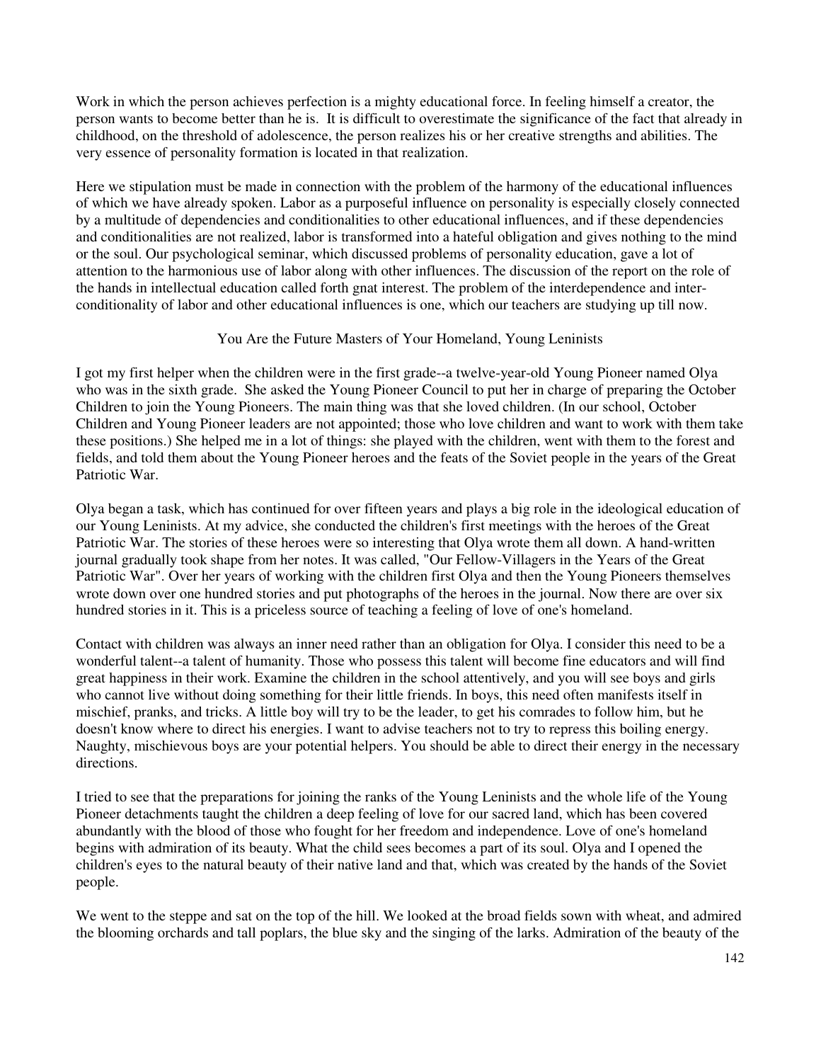Work in which the person achieves perfection is a mighty educational force. In feeling himself a creator, the person wants to become better than he is. It is difficult to overestimate the significance of the fact that already in childhood, on the threshold of adolescence, the person realizes his or her creative strengths and abilities. The very essence of personality formation is located in that realization.

Here we stipulation must be made in connection with the problem of the harmony of the educational influences of which we have already spoken. Labor as a purposeful influence on personality is especially closely connected by a multitude of dependencies and conditionalities to other educational influences, and if these dependencies and conditionalities are not realized, labor is transformed into a hateful obligation and gives nothing to the mind or the soul. Our psychological seminar, which discussed problems of personality education, gave a lot of attention to the harmonious use of labor along with other influences. The discussion of the report on the role of the hands in intellectual education called forth gnat interest. The problem of the interdependence and inter-conditionality of labor and other educational influences is one, which our teachers are studying up till now.

## You Are the Future Masters of Your Homeland, Young Leninists

I got my first helper when the children were in the first grade--a twelve-year-old Young Pioneer named Olya who was in the sixth grade. She asked the Young Pioneer Council to put her in charge of preparing the October Children to join the Young Pioneers. The main thing was that she loved children. (In our school, October Children and Young Pioneer leaders are not appointed; those who love children and want to work with them take these positions.) She helped me in a lot of things: she played with the children, went with them to the forest and fields, and told them about the Young Pioneer heroes and the feats of the Soviet people in the years of the Great Patriotic War.

Olya began a task, which has continued for over fifteen years and plays a big role in the ideological education of our Young Leninists. At my advice, she conducted the children's first meetings with the heroes of the Great Patriotic War. The stories of these heroes were so interesting that Olya wrote them all down. A hand-written journal gradually took shape from her notes. It was called, "Our Fellow-Villagers in the Years of the Great Patriotic War". Over her years of working with the children first Olya and then the Young Pioneers themselves wrote down over one hundred stories and put photographs of the heroes in the journal. Now there are over six hundred stories in it. This is a priceless source of teaching a feeling of love of one's homeland.

Contact with children was always an inner need rather than an obligation for Olya. I consider this need to be a wonderful talent--a talent of humanity. Those who possess this talent will become fine educators and will find great happiness in their work. Examine the children in the school attentively, and you will see boys and girls who cannot live without doing something for their little friends. In boys, this need often manifests itself in mischief, pranks, and tricks. A little boy will try to be the leader, to get his comrades to follow him, but he doesn't know where to direct his energies. I want to advise teachers not to try to repress this boiling energy. Naughty, mischievous boys are your potential helpers. You should be able to direct their energy in the necessary directions.

I tried to see that the preparations for joining the ranks of the Young Leninists and the whole life of the Young Pioneer detachments taught the children a deep feeling of love for our sacred land, which has been covered abundantly with the blood of those who fought for her freedom and independence. Love of one's homeland begins with admiration of its beauty. What the child sees becomes a part of its soul. Olya and I opened the children's eyes to the natural beauty of their native land and that, which was created by the hands of the Soviet people.

We went to the steppe and sat on the top of the hill. We looked at the broad fields sown with wheat, and admired the blooming orchards and tall poplars, the blue sky and the singing of the larks. Admiration of the beauty of the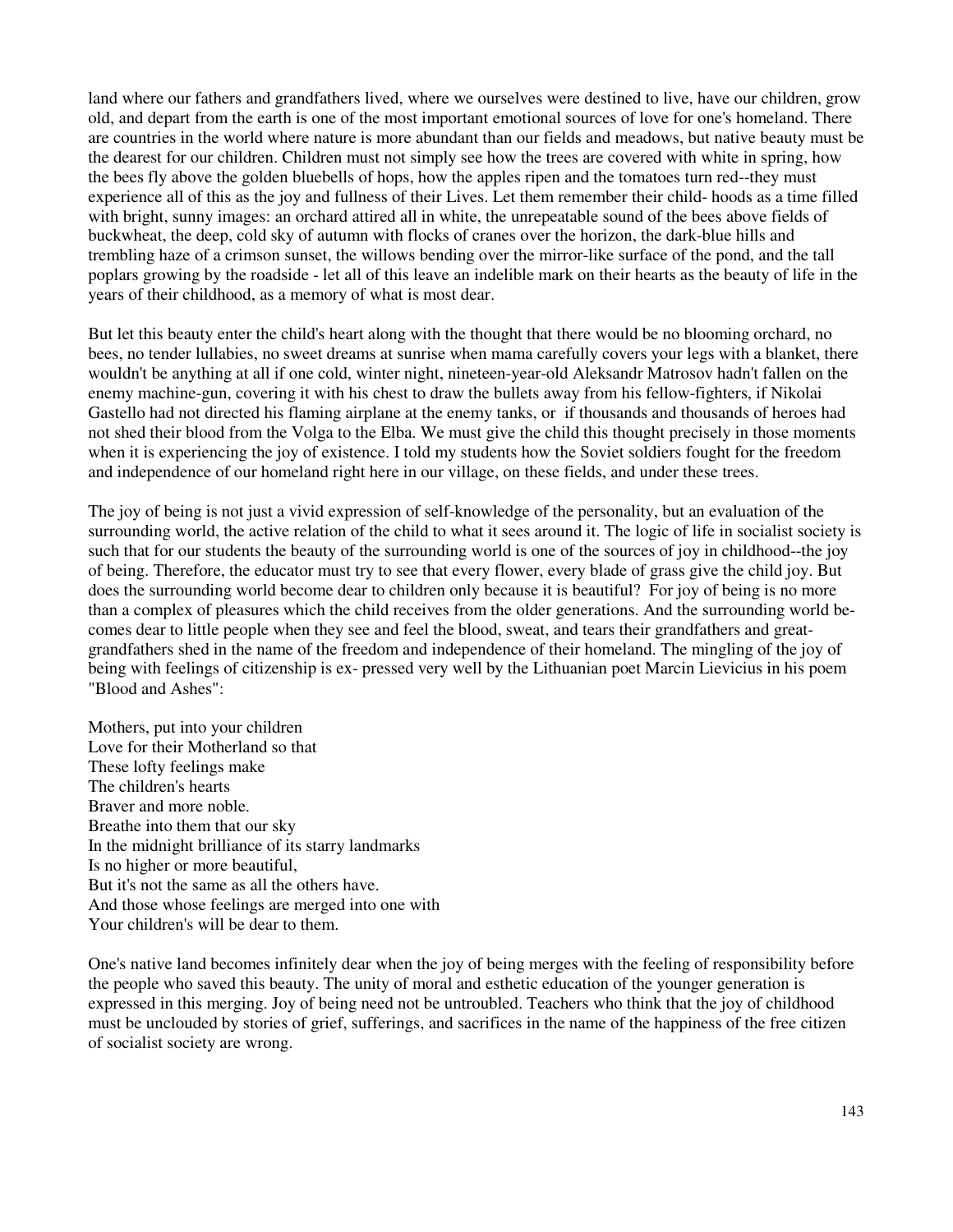land where our fathers and grandfathers lived, where we ourselves were destined to live, have our children, grow old, and depart from the earth is one of the most important emotional sources of love for one's homeland. There are countries in the world where nature is more abundant than our fields and meadows, but native beauty must be the dearest for our children. Children must not simply see how the trees are covered with white in spring, how the bees fly above the golden bluebells of hops, how the apples ripen and the tomatoes turn red--they must experience all of this as the joy and fullness of their Lives. Let them remember their child- hoods as a time filled with bright, sunny images: an orchard attired all in white, the unrepeatable sound of the bees above fields of buckwheat, the deep, cold sky of autumn with flocks of cranes over the horizon, the dark-blue hills and trembling haze of a crimson sunset, the willows bending over the mirror-like surface of the pond, and the tall poplars growing by the roadside - let all of this leave an indelible mark on their hearts as the beauty of life in the years of their childhood, as a memory of what is most dear.

But let this beauty enter the child's heart along with the thought that there would be no blooming orchard, no bees, no tender lullabies, no sweet dreams at sunrise when mama carefully covers your legs with a blanket, there wouldn't be anything at all if one cold, winter night, nineteen-year-old Aleksandr Matrosov hadn't fallen on the enemy machine-gun, covering it with his chest to draw the bullets away from his fellow-fighters, if Nikolai Gastello had not directed his flaming airplane at the enemy tanks, or if thousands and thousands of heroes had not shed their blood from the Volga to the Elba. We must give the child this thought precisely in those moments when it is experiencing the joy of existence. I told my students how the Soviet soldiers fought for the freedom and independence of our homeland right here in our village, on these fields, and under these trees.

The joy of being is not just a vivid expression of self-knowledge of the personality, but an evaluation of the surrounding world, the active relation of the child to what it sees around it. The logic of life in socialist society is such that for our students the beauty of the surrounding world is one of the sources of joy in childhood--the joy of being. Therefore, the educator must try to see that every flower, every blade of grass give the child joy. But does the surrounding world become dear to children only because it is beautiful? For joy of being is no more than a complex of pleasures which the child receives from the older generations. And the surrounding world be- comes dear to little people when they see and feel the blood, sweat, and tears their grandfathers and great-grandfathers shed in the name of the freedom and independence of their homeland. The mingling of the joy of being with feelings of citizenship is ex- pressed very well by the Lithuanian poet Marcin Lievicius in his poem "Blood and Ashes":

Mothers, put into your children
Love for their Motherland so that
These lofty feelings make
The children's hearts
Braver and more noble.
Breathe into them that our sky
In the midnight brilliance of its starry landmarks
Is no higher or more beautiful,
But it's not the same as all the others have.
And those whose feelings are merged into one with
Your children's will be dear to them.

One's native land becomes infinitely dear when the joy of being merges with the feeling of responsibility before the people who saved this beauty. The unity of moral and esthetic education of the younger generation is expressed in this merging. Joy of being need not be untroubled. Teachers who think that the joy of childhood must be unclouded by stories of grief, sufferings, and sacrifices in the name of the happiness of the free citizen of socialist society are wrong.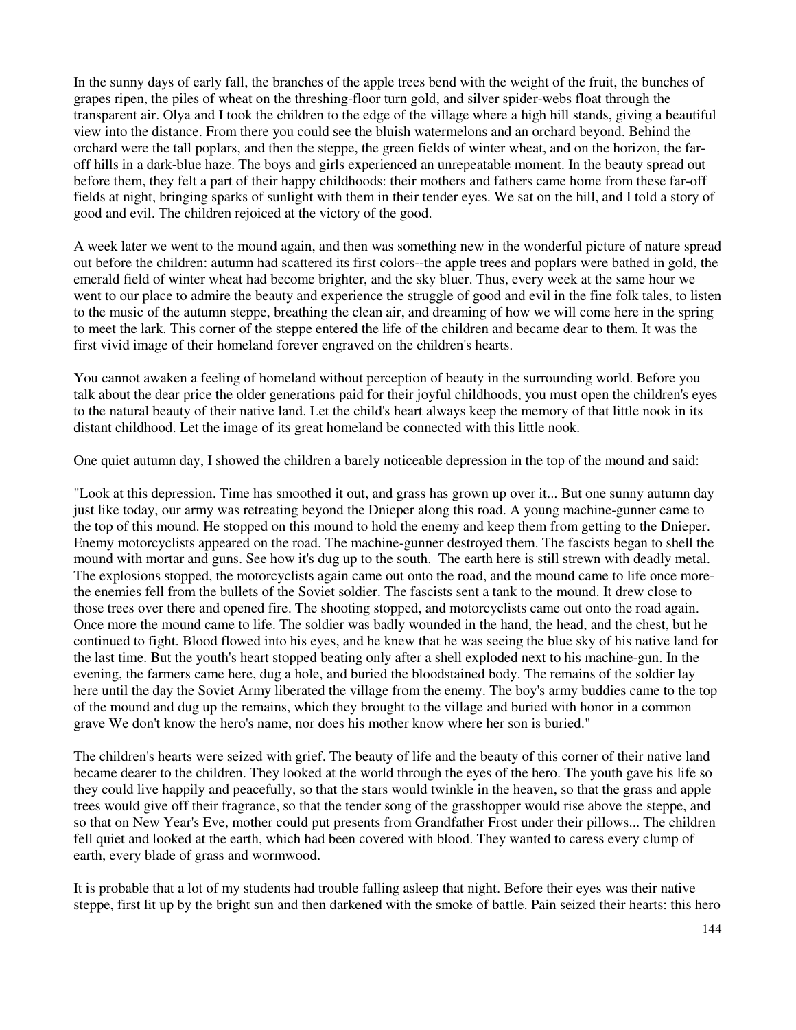In the sunny days of early fall, the branches of the apple trees bend with the weight of the fruit, the bunches of grapes ripen, the piles of wheat on the threshing-floor turn gold, and silver spider-webs float through the transparent air. Olya and I took the children to the edge of the village where a high hill stands, giving a beautiful view into the distance. From there you could see the bluish watermelons and an orchard beyond. Behind the orchard were the tall poplars, and then the steppe, the green fields of winter wheat, and on the horizon, the far-off hills in a dark-blue haze. The boys and girls experienced an unrepeatable moment. In the beauty spread out before them, they felt a part of their happy childhoods: their mothers and fathers came home from these far-off fields at night, bringing sparks of sunlight with them in their tender eyes. We sat on the hill, and I told a story of good and evil. The children rejoiced at the victory of the good.

A week later we went to the mound again, and then was something new in the wonderful picture of nature spread out before the children: autumn had scattered its first colors--the apple trees and poplars were bathed in gold, the emerald field of winter wheat had become brighter, and the sky bluer. Thus, every week at the same hour we went to our place to admire the beauty and experience the struggle of good and evil in the fine folk tales, to listen to the music of the autumn steppe, breathing the clean air, and dreaming of how we will come here in the spring to meet the lark. This corner of the steppe entered the life of the children and became dear to them. It was the first vivid image of their homeland forever engraved on the children's hearts.

You cannot awaken a feeling of homeland without perception of beauty in the surrounding world. Before you talk about the dear price the older generations paid for their joyful childhoods, you must open the children's eyes to the natural beauty of their native land. Let the child's heart always keep the memory of that little nook in its distant childhood. Let the image of its great homeland be connected with this little nook.

One quiet autumn day, I showed the children a barely noticeable depression in the top of the mound and said:

"Look at this depression. Time has smoothed it out, and grass has grown up over it... But one sunny autumn day just like today, our army was retreating beyond the Dnieper along this road. A young machine-gunner came to the top of this mound. He stopped on this mound to hold the enemy and keep them from getting to the Dnieper. Enemy motorcyclists appeared on the road. The machine-gunner destroyed them. The fascists began to shell the mound with mortar and guns. See how it's dug up to the south. The earth here is still strewn with deadly metal. The explosions stopped, the motorcyclists again came out onto the road, and the mound came to life once more-the enemies fell from the bullets of the Soviet soldier. The fascists sent a tank to the mound. It drew close to those trees over there and opened fire. The shooting stopped, and motorcyclists came out onto the road again. Once more the mound came to life. The soldier was badly wounded in the hand, the head, and the chest, but he continued to fight. Blood flowed into his eyes, and he knew that he was seeing the blue sky of his native land for the last time. But the youth's heart stopped beating only after a shell exploded next to his machine-gun. In the evening, the farmers came here, dug a hole, and buried the bloodstained body. The remains of the soldier lay here until the day the Soviet Army liberated the village from the enemy. The boy's army buddies came to the top of the mound and dug up the remains, which they brought to the village and buried with honor in a common grave We don't know the hero's name, nor does his mother know where her son is buried."

The children's hearts were seized with grief. The beauty of life and the beauty of this corner of their native land became dearer to the children. They looked at the world through the eyes of the hero. The youth gave his life so they could live happily and peacefully, so that the stars would twinkle in the heaven, so that the grass and apple trees would give off their fragrance, so that the tender song of the grasshopper would rise above the steppe, and so that on New Year's Eve, mother could put presents from Grandfather Frost under their pillows... The children fell quiet and looked at the earth, which had been covered with blood. They wanted to caress every clump of earth, every blade of grass and wormwood.

It is probable that a lot of my students had trouble falling asleep that night. Before their eyes was their native steppe, first lit up by the bright sun and then darkened with the smoke of battle. Pain seized their hearts: this hero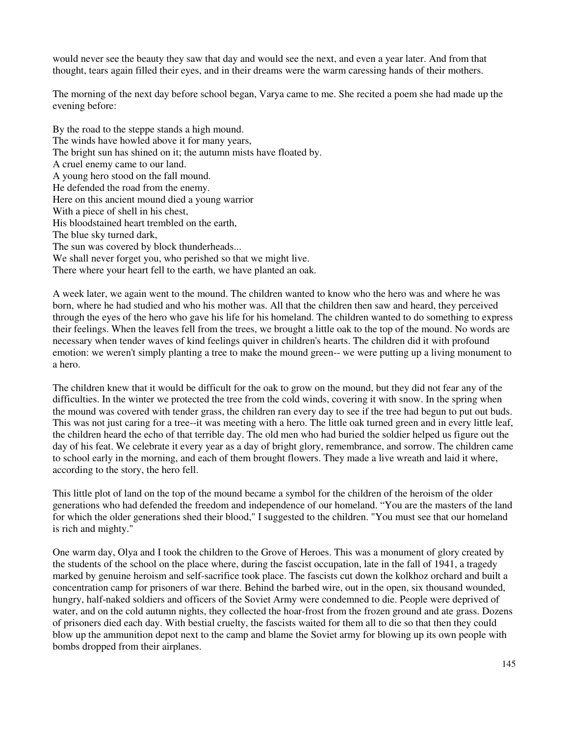would never see the beauty they saw that day and would see the next, and even a year later. And from that thought, tears again filled their eyes, and in their dreams were the warm caressing hands of their mothers.

The morning of the next day before school began, Varya came to me. She recited a poem she had made up the evening before:

By the road to the steppe stands a high mound.  
The winds have howled above it for many years,  
The bright sun has shined on it; the autumn mists have floated by.  
A cruel enemy came to our land.  
A young hero stood on the fall mound.  
He defended the road from the enemy.  
Here on this ancient mound died a young warrior  
With a piece of shell in his chest,  
His bloodstained heart trembled on the earth,  
The blue sky turned dark,  
The sun was covered by block thunderheads...  
We shall never forget you, who perished so that we might live.  
There where your heart fell to the earth, we have planted an oak.

A week later, we again went to the mound. The children wanted to know who the hero was and where he was born, where he had studied and who his mother was. All that the children then saw and heard, they perceived through the eyes of the hero who gave his life for his homeland. The children wanted to do something to express their feelings. When the leaves fell from the trees, we brought a little oak to the top of the mound. No words are necessary when tender waves of kind feelings quiver in children's hearts. The children did it with profound emotion: we weren't simply planting a tree to make the mound green-- we were putting up a living monument to a hero.

The children knew that it would be difficult for the oak to grow on the mound, but they did not fear any of the difficulties. In the winter we protected the tree from the cold winds, covering it with snow. In the spring when the mound was covered with tender grass, the children ran every day to see if the tree had begun to put out buds. This was not just caring for a tree--it was meeting with a hero. The little oak turned green and in every little leaf, the children heard the echo of that terrible day. The old men who had buried the soldier helped us figure out the day of his feat. We celebrate it every year as a day of bright glory, remembrance, and sorrow. The children came to school early in the morning, and each of them brought flowers. They made a live wreath and laid it where, according to the story, the hero fell.

This little plot of land on the top of the mound became a symbol for the children of the heroism of the older generations who had defended the freedom and independence of our homeland. “You are the masters of the land for which the older generations shed their blood," I suggested to the children. "You must see that our homeland is rich and mighty."

One warm day, Olya and I took the children to the Grove of Heroes. This was a monument of glory created by the students of the school on the place where, during the fascist occupation, late in the fall of 1941, a tragedy marked by genuine heroism and self-sacrifice took place. The fascists cut down the kolkhoz orchard and built a concentration camp for prisoners of war there. Behind the barbed wire, out in the open, six thousand wounded, hungry, half-naked soldiers and officers of the Soviet Army were condemned to die. People were deprived of water, and on the cold autumn nights, they collected the hoar-frost from the frozen ground and ate grass. Dozens of prisoners died each day. With bestial cruelty, the fascists waited for them all to die so that then they could blow up the ammunition depot next to the camp and blame the Soviet army for blowing up its own people with bombs dropped from their airplanes.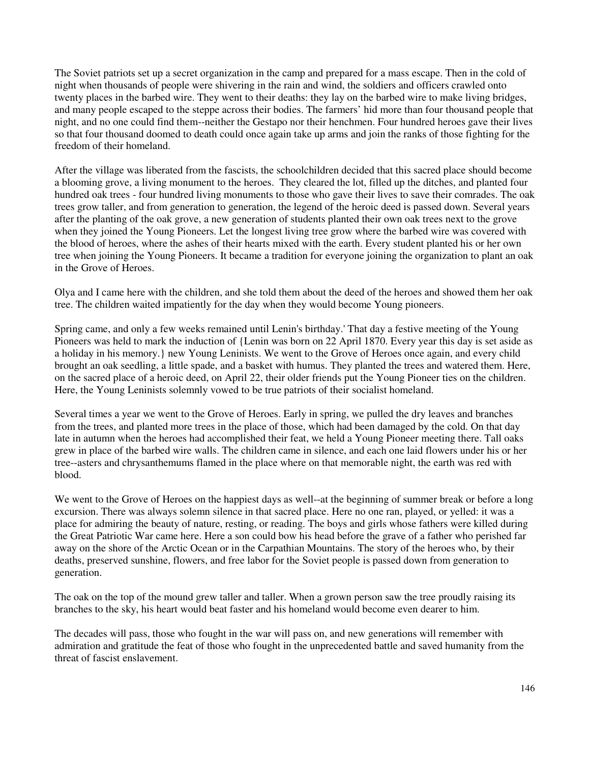The Soviet patriots set up a secret organization in the camp and prepared for a mass escape. Then in the cold of night when thousands of people were shivering in the rain and wind, the soldiers and officers crawled onto twenty places in the barbed wire. They went to their deaths: they lay on the barbed wire to make living bridges, and many people escaped to the steppe across their bodies. The farmers' hid more than four thousand people that night, and no one could find them--neither the Gestapo nor their henchmen. Four hundred heroes gave their lives so that four thousand doomed to death could once again take up arms and join the ranks of those fighting for the freedom of their homeland.

After the village was liberated from the fascists, the schoolchildren decided that this sacred place should become a blooming grove, a living monument to the heroes. They cleared the lot, filled up the ditches, and planted four hundred oak trees - four hundred living monuments to those who gave their lives to save their comrades. The oak trees grow taller, and from generation to generation, the legend of the heroic deed is passed down. Several years after the planting of the oak grove, a new generation of students planted their own oak trees next to the grove when they joined the Young Pioneers. Let the longest living tree grow where the barbed wire was covered with the blood of heroes, where the ashes of their hearts mixed with the earth. Every student planted his or her own tree when joining the Young Pioneers. It became a tradition for everyone joining the organization to plant an oak in the Grove of Heroes.

Olya and I came here with the children, and she told them about the deed of the heroes and showed them her oak tree. The children waited impatiently for the day when they would become Young pioneers.

Spring came, and only a few weeks remained until Lenin's birthday.' That day a festive meeting of the Young Pioneers was held to mark the induction of {Lenin was born on 22 April 1870. Every year this day is set aside as a holiday in his memory.} new Young Leninists. We went to the Grove of Heroes once again, and every child brought an oak seedling, a little spade, and a basket with humus. They planted the trees and watered them. Here, on the sacred place of a heroic deed, on April 22, their older friends put the Young Pioneer ties on the children. Here, the Young Leninists solemnly vowed to be true patriots of their socialist homeland.

Several times a year we went to the Grove of Heroes. Early in spring, we pulled the dry leaves and branches from the trees, and planted more trees in the place of those, which had been damaged by the cold. On that day late in autumn when the heroes had accomplished their feat, we held a Young Pioneer meeting there. Tall oaks grew in place of the barbed wire walls. The children came in silence, and each one laid flowers under his or her tree--asters and chrysanthemums flamed in the place where on that memorable night, the earth was red with blood.

We went to the Grove of Heroes on the happiest days as well--at the beginning of summer break or before a long excursion. There was always solemn silence in that sacred place. Here no one ran, played, or yelled: it was a place for admiring the beauty of nature, resting, or reading. The boys and girls whose fathers were killed during the Great Patriotic War came here. Here a son could bow his head before the grave of a father who perished far away on the shore of the Arctic Ocean or in the Carpathian Mountains. The story of the heroes who, by their deaths, preserved sunshine, flowers, and free labor for the Soviet people is passed down from generation to generation.

The oak on the top of the mound grew taller and taller. When a grown person saw the tree proudly raising its branches to the sky, his heart would beat faster and his homeland would become even dearer to him.

The decades will pass, those who fought in the war will pass on, and new generations will remember with admiration and gratitude the feat of those who fought in the unprecedented battle and saved humanity from the threat of fascist enslavement.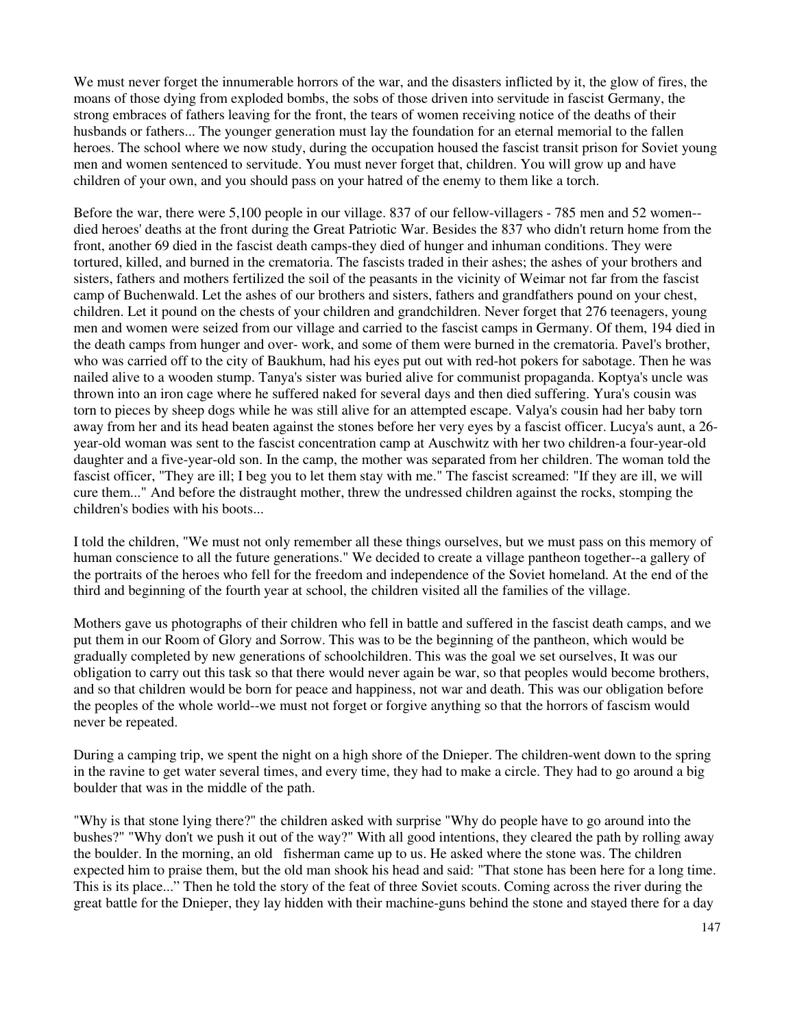We must never forget the innumerable horrors of the war, and the disasters inflicted by it, the glow of fires, the moans of those dying from exploded bombs, the sobs of those driven into servitude in fascist Germany, the strong embraces of fathers leaving for the front, the tears of women receiving notice of the deaths of their husbands or fathers... The younger generation must lay the foundation for an eternal memorial to the fallen heroes. The school where we now study, during the occupation housed the fascist transit prison for Soviet young men and women sentenced to servitude. You must never forget that, children. You will grow up and have children of your own, and you should pass on your hatred of the enemy to them like a torch.

Before the war, there were 5,100 people in our village. 837 of our fellow-villagers - 785 men and 52 women--died heroes' deaths at the front during the Great Patriotic War. Besides the 837 who didn't return home from the front, another 69 died in the fascist death camps-they died of hunger and inhuman conditions. They were tortured, killed, and burned in the crematoria. The fascists traded in their ashes; the ashes of your brothers and sisters, fathers and mothers fertilized the soil of the peasants in the vicinity of Weimar not far from the fascist camp of Buchenwald. Let the ashes of our brothers and sisters, fathers and grandfathers pound on your chest, children. Let it pound on the chests of your children and grandchildren. Never forget that 276 teenagers, young men and women were seized from our village and carried to the fascist camps in Germany. Of them, 194 died in the death camps from hunger and over- work, and some of them were burned in the crematoria. Pavel's brother, who was carried off to the city of Baukhum, had his eyes put out with red-hot pokers for sabotage. Then he was nailed alive to a wooden stump. Tanya's sister was buried alive for communist propaganda. Koptya's uncle was thrown into an iron cage where he suffered naked for several days and then died suffering. Yura's cousin was torn to pieces by sheep dogs while he was still alive for an attempted escape. Valya's cousin had her baby torn away from her and its head beaten against the stones before her very eyes by a fascist officer. Lucya's aunt, a 26-year-old woman was sent to the fascist concentration camp at Auschwitz with her two children-a four-year-old daughter and a five-year-old son. In the camp, the mother was separated from her children. The woman told the fascist officer, "They are ill; I beg you to let them stay with me." The fascist screamed: "If they are ill, we will cure them..." And before the distraught mother, threw the undressed children against the rocks, stomping the children's bodies with his boots...

I told the children, "We must not only remember all these things ourselves, but we must pass on this memory of human conscience to all the future generations." We decided to create a village pantheon together--a gallery of the portraits of the heroes who fell for the freedom and independence of the Soviet homeland. At the end of the third and beginning of the fourth year at school, the children visited all the families of the village.

Mothers gave us photographs of their children who fell in battle and suffered in the fascist death camps, and we put them in our Room of Glory and Sorrow. This was to be the beginning of the pantheon, which would be gradually completed by new generations of schoolchildren. This was the goal we set ourselves, It was our obligation to carry out this task so that there would never again be war, so that peoples would become brothers, and so that children would be born for peace and happiness, not war and death. This was our obligation before the peoples of the whole world--we must not forget or forgive anything so that the horrors of fascism would never be repeated.

During a camping trip, we spent the night on a high shore of the Dnieper. The children-went down to the spring in the ravine to get water several times, and every time, they had to make a circle. They had to go around a big boulder that was in the middle of the path.

"Why is that stone lying there?" the children asked with surprise "Why do people have to go around into the bushes?" "Why don't we push it out of the way?" With all good intentions, they cleared the path by rolling away the boulder. In the morning, an old fisherman came up to us. He asked where the stone was. The children expected him to praise them, but the old man shook his head and said: "That stone has been here for a long time. This is its place..." Then he told the story of the feat of three Soviet scouts. Coming across the river during the great battle for the Dnieper, they lay hidden with their machine-guns behind the stone and stayed there for a day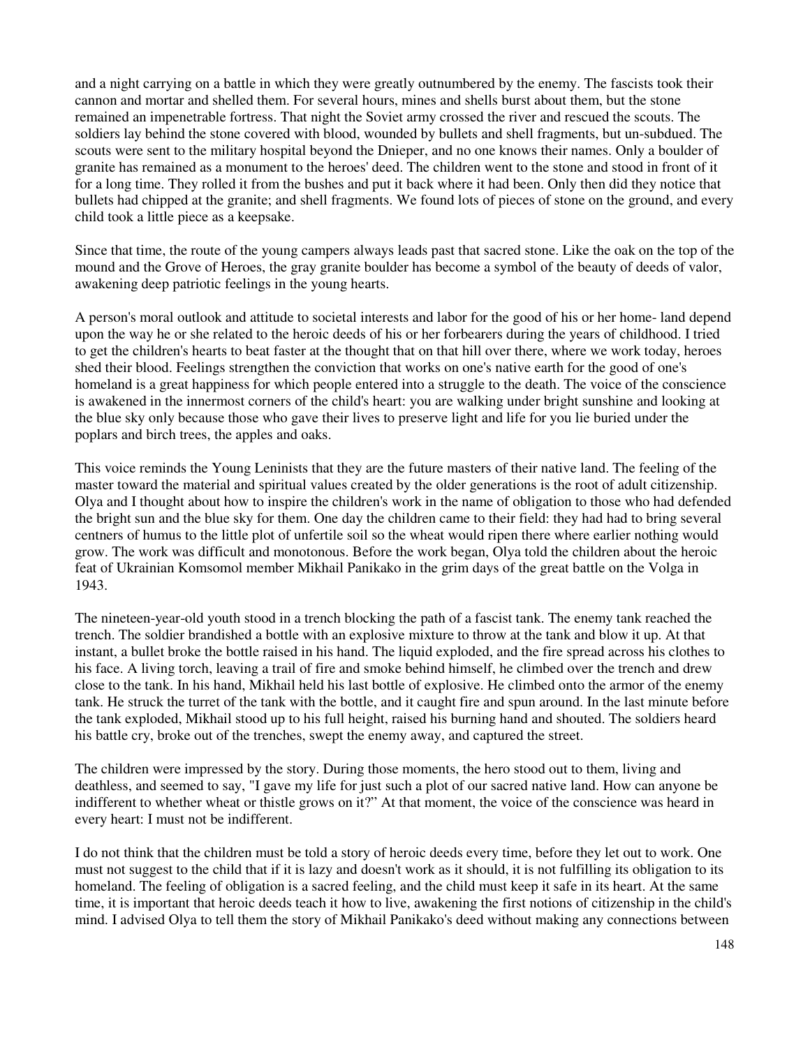and a night carrying on a battle in which they were greatly outnumbered by the enemy. The fascists took their cannon and mortar and shelled them. For several hours, mines and shells burst about them, but the stone remained an impenetrable fortress. That night the Soviet army crossed the river and rescued the scouts. The soldiers lay behind the stone covered with blood, wounded by bullets and shell fragments, but un-subdued. The scouts were sent to the military hospital beyond the Dnieper, and no one knows their names. Only a boulder of granite has remained as a monument to the heroes' deed. The children went to the stone and stood in front of it for a long time. They rolled it from the bushes and put it back where it had been. Only then did they notice that bullets had chipped at the granite; and shell fragments. We found lots of pieces of stone on the ground, and every child took a little piece as a keepsake.

Since that time, the route of the young campers always leads past that sacred stone. Like the oak on the top of the mound and the Grove of Heroes, the gray granite boulder has become a symbol of the beauty of deeds of valor, awakening deep patriotic feelings in the young hearts.

A person's moral outlook and attitude to societal interests and labor for the good of his or her home- land depend upon the way he or she related to the heroic deeds of his or her forbearers during the years of childhood. I tried to get the children's hearts to beat faster at the thought that on that hill over there, where we work today, heroes shed their blood. Feelings strengthen the conviction that works on one's native earth for the good of one's homeland is a great happiness for which people entered into a struggle to the death. The voice of the conscience is awakened in the innermost corners of the child's heart: you are walking under bright sunshine and looking at the blue sky only because those who gave their lives to preserve light and life for you lie buried under the poplars and birch trees, the apples and oaks.

This voice reminds the Young Leninists that they are the future masters of their native land. The feeling of the master toward the material and spiritual values created by the older generations is the root of adult citizenship. Olya and I thought about how to inspire the children's work in the name of obligation to those who had defended the bright sun and the blue sky for them. One day the children came to their field: they had had to bring several centners of humus to the little plot of unfertile soil so the wheat would ripen there where earlier nothing would grow. The work was difficult and monotonous. Before the work began, Olya told the children about the heroic feat of Ukrainian Komsomol member Mikhail Panikako in the grim days of the great battle on the Volga in 1943.

The nineteen-year-old youth stood in a trench blocking the path of a fascist tank. The enemy tank reached the trench. The soldier brandished a bottle with an explosive mixture to throw at the tank and blow it up. At that instant, a bullet broke the bottle raised in his hand. The liquid exploded, and the fire spread across his clothes to his face. A living torch, leaving a trail of fire and smoke behind himself, he climbed over the trench and drew close to the tank. In his hand, Mikhail held his last bottle of explosive. He climbed onto the armor of the enemy tank. He struck the turret of the tank with the bottle, and it caught fire and spun around. In the last minute before the tank exploded, Mikhail stood up to his full height, raised his burning hand and shouted. The soldiers heard his battle cry, broke out of the trenches, swept the enemy away, and captured the street.

The children were impressed by the story. During those moments, the hero stood out to them, living and deathless, and seemed to say, "I gave my life for just such a plot of our sacred native land. How can anyone be indifferent to whether wheat or thistle grows on it?" At that moment, the voice of the conscience was heard in every heart: I must not be indifferent.

I do not think that the children must be told a story of heroic deeds every time, before they let out to work. One must not suggest to the child that if it is lazy and doesn't work as it should, it is not fulfilling its obligation to its homeland. The feeling of obligation is a sacred feeling, and the child must keep it safe in its heart. At the same time, it is important that heroic deeds teach it how to live, awakening the first notions of citizenship in the child's mind. I advised Olya to tell them the story of Mikhail Panikako's deed without making any connections between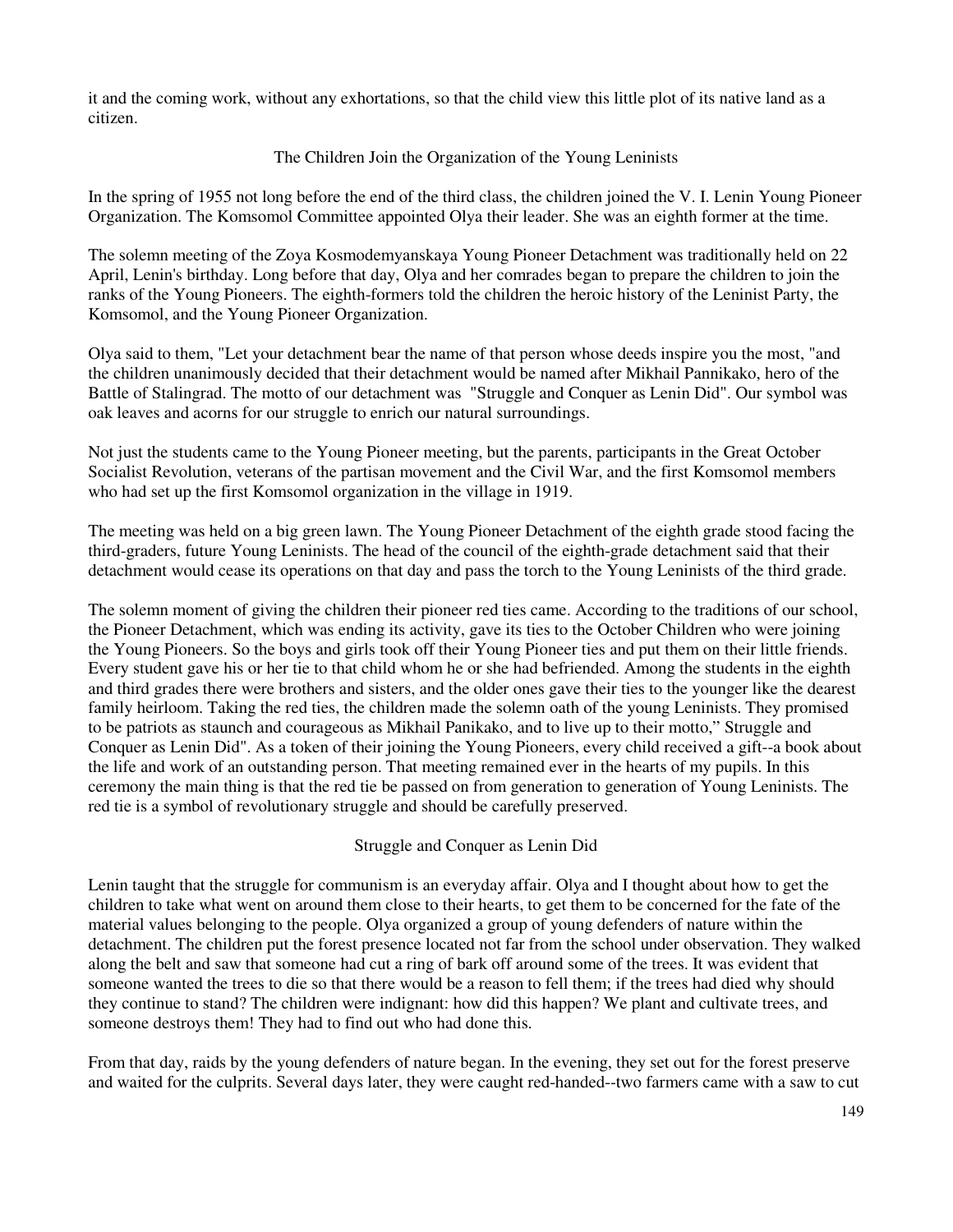it and the coming work, without any exhortations, so that the child view this little plot of its native land as a citizen.

## The Children Join the Organization of the Young Leninists

In the spring of 1955 not long before the end of the third class, the children joined the V. I. Lenin Young Pioneer Organization. The Komsomol Committee appointed Olya their leader. She was an eighth former at the time.

The solemn meeting of the Zoya Kosmodemyanskaya Young Pioneer Detachment was traditionally held on 22 April, Lenin's birthday. Long before that day, Olya and her comrades began to prepare the children to join the ranks of the Young Pioneers. The eighth-formers told the children the heroic history of the Leninist Party, the Komsomol, and the Young Pioneer Organization.

Olya said to them, "Let your detachment bear the name of that person whose deeds inspire you the most, "and the children unanimously decided that their detachment would be named after Mikhail Pannikako, hero of the Battle of Stalingrad. The motto of our detachment was "Struggle and Conquer as Lenin Did". Our symbol was oak leaves and acorns for our struggle to enrich our natural surroundings.

Not just the students came to the Young Pioneer meeting, but the parents, participants in the Great October Socialist Revolution, veterans of the partisan movement and the Civil War, and the first Komsomol members who had set up the first Komsomol organization in the village in 1919.

The meeting was held on a big green lawn. The Young Pioneer Detachment of the eighth grade stood facing the third-graders, future Young Leninists. The head of the council of the eighth-grade detachment said that their detachment would cease its operations on that day and pass the torch to the Young Leninists of the third grade.

The solemn moment of giving the children their pioneer red ties came. According to the traditions of our school, the Pioneer Detachment, which was ending its activity, gave its ties to the October Children who were joining the Young Pioneers. So the boys and girls took off their Young Pioneer ties and put them on their little friends. Every student gave his or her tie to that child whom he or she had befriended. Among the students in the eighth and third grades there were brothers and sisters, and the older ones gave their ties to the younger like the dearest family heirloom. Taking the red ties, the children made the solemn oath of the young Leninists. They promised to be patriots as staunch and courageous as Mikhail Panikako, and to live up to their motto," Struggle and Conquer as Lenin Did". As a token of their joining the Young Pioneers, every child received a gift--a book about the life and work of an outstanding person. That meeting remained ever in the hearts of my pupils. In this ceremony the main thing is that the red tie be passed on from generation to generation of Young Leninists. The red tie is a symbol of revolutionary struggle and should be carefully preserved.

## Struggle and Conquer as Lenin Did

Lenin taught that the struggle for communism is an everyday affair. Olya and I thought about how to get the children to take what went on around them close to their hearts, to get them to be concerned for the fate of the material values belonging to the people. Olya organized a group of young defenders of nature within the detachment. The children put the forest presence located not far from the school under observation. They walked along the belt and saw that someone had cut a ring of bark off around some of the trees. It was evident that someone wanted the trees to die so that there would be a reason to fell them; if the trees had died why should they continue to stand? The children were indignant: how did this happen? We plant and cultivate trees, and someone destroys them! They had to find out who had done this.

From that day, raids by the young defenders of nature began. In the evening, they set out for the forest preserve and waited for the culprits. Several days later, they were caught red-handed--two farmers came with a saw to cut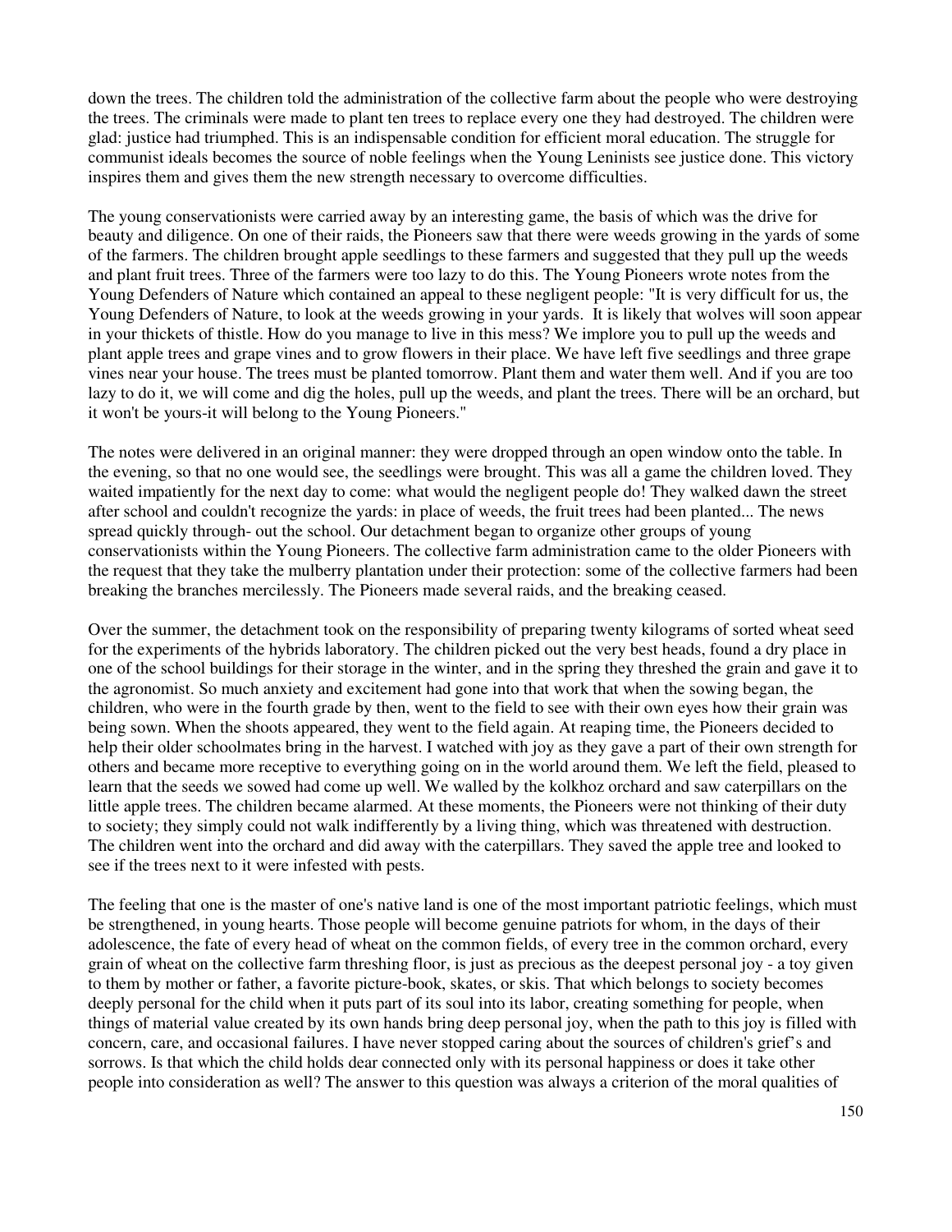down the trees. The children told the administration of the collective farm about the people who were destroying the trees. The criminals were made to plant ten trees to replace every one they had destroyed. The children were glad: justice had triumphed. This is an indispensable condition for efficient moral education. The struggle for communist ideals becomes the source of noble feelings when the Young Leninists see justice done. This victory inspires them and gives them the new strength necessary to overcome difficulties.

The young conservationists were carried away by an interesting game, the basis of which was the drive for beauty and diligence. On one of their raids, the Pioneers saw that there were weeds growing in the yards of some of the farmers. The children brought apple seedlings to these farmers and suggested that they pull up the weeds and plant fruit trees. Three of the farmers were too lazy to do this. The Young Pioneers wrote notes from the Young Defenders of Nature which contained an appeal to these negligent people: "It is very difficult for us, the Young Defenders of Nature, to look at the weeds growing in your yards. It is likely that wolves will soon appear in your thickets of thistle. How do you manage to live in this mess? We implore you to pull up the weeds and plant apple trees and grape vines and to grow flowers in their place. We have left five seedlings and three grape vines near your house. The trees must be planted tomorrow. Plant them and water them well. And if you are too lazy to do it, we will come and dig the holes, pull up the weeds, and plant the trees. There will be an orchard, but it won't be yours-it will belong to the Young Pioneers."

The notes were delivered in an original manner: they were dropped through an open window onto the table. In the evening, so that no one would see, the seedlings were brought. This was all a game the children loved. They waited impatiently for the next day to come: what would the negligent people do! They walked dawn the street after school and couldn't recognize the yards: in place of weeds, the fruit trees had been planted... The news spread quickly through- out the school. Our detachment began to organize other groups of young conservationists within the Young Pioneers. The collective farm administration came to the older Pioneers with the request that they take the mulberry plantation under their protection: some of the collective farmers had been breaking the branches mercilessly. The Pioneers made several raids, and the breaking ceased.

Over the summer, the detachment took on the responsibility of preparing twenty kilograms of sorted wheat seed for the experiments of the hybrids laboratory. The children picked out the very best heads, found a dry place in one of the school buildings for their storage in the winter, and in the spring they threshed the grain and gave it to the agronomist. So much anxiety and excitement had gone into that work that when the sowing began, the children, who were in the fourth grade by then, went to the field to see with their own eyes how their grain was being sown. When the shoots appeared, they went to the field again. At reaping time, the Pioneers decided to help their older schoolmates bring in the harvest. I watched with joy as they gave a part of their own strength for others and became more receptive to everything going on in the world around them. We left the field, pleased to learn that the seeds we sowed had come up well. We walled by the kolkhoz orchard and saw caterpillars on the little apple trees. The children became alarmed. At these moments, the Pioneers were not thinking of their duty to society; they simply could not walk indifferently by a living thing, which was threatened with destruction. The children went into the orchard and did away with the caterpillars. They saved the apple tree and looked to see if the trees next to it were infested with pests.

The feeling that one is the master of one's native land is one of the most important patriotic feelings, which must be strengthened, in young hearts. Those people will become genuine patriots for whom, in the days of their adolescence, the fate of every head of wheat on the common fields, of every tree in the common orchard, every grain of wheat on the collective farm threshing floor, is just as precious as the deepest personal joy - a toy given to them by mother or father, a favorite picture-book, skates, or skis. That which belongs to society becomes deeply personal for the child when it puts part of its soul into its labor, creating something for people, when things of material value created by its own hands bring deep personal joy, when the path to this joy is filled with concern, care, and occasional failures. I have never stopped caring about the sources of children's grief's and sorrows. Is that which the child holds dear connected only with its personal happiness or does it take other people into consideration as well? The answer to this question was always a criterion of the moral qualities of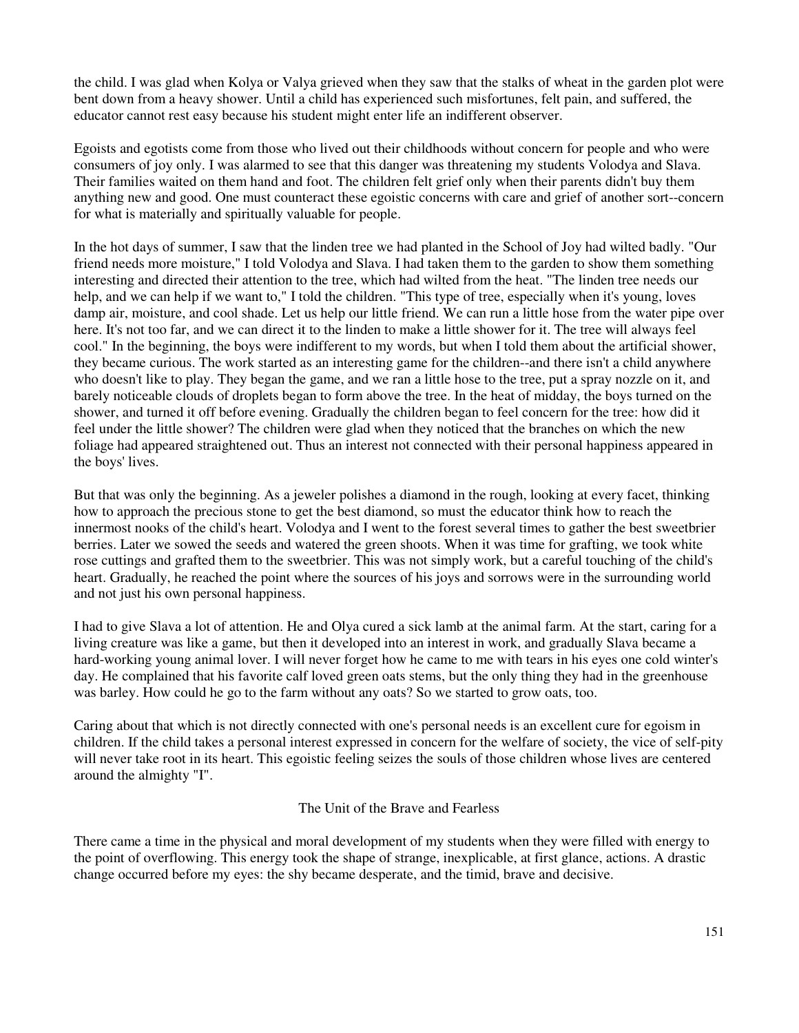the child. I was glad when Kolya or Valya grieved when they saw that the stalks of wheat in the garden plot were bent down from a heavy shower. Until a child has experienced such misfortunes, felt pain, and suffered, the educator cannot rest easy because his student might enter life an indifferent observer.

Egoists and egotists come from those who lived out their childhoods without concern for people and who were consumers of joy only. I was alarmed to see that this danger was threatening my students Volodya and Slava. Their families waited on them hand and foot. The children felt grief only when their parents didn't buy them anything new and good. One must counteract these egoistic concerns with care and grief of another sort--concern for what is materially and spiritually valuable for people.

In the hot days of summer, I saw that the linden tree we had planted in the School of Joy had wilted badly. "Our friend needs more moisture," I told Volodya and Slava. I had taken them to the garden to show them something interesting and directed their attention to the tree, which had wilted from the heat. "The linden tree needs our help, and we can help if we want to," I told the children. "This type of tree, especially when it's young, loves damp air, moisture, and cool shade. Let us help our little friend. We can run a little hose from the water pipe over here. It's not too far, and we can direct it to the linden to make a little shower for it. The tree will always feel cool." In the beginning, the boys were indifferent to my words, but when I told them about the artificial shower, they became curious. The work started as an interesting game for the children--and there isn't a child anywhere who doesn't like to play. They began the game, and we ran a little hose to the tree, put a spray nozzle on it, and barely noticeable clouds of droplets began to form above the tree. In the heat of midday, the boys turned on the shower, and turned it off before evening. Gradually the children began to feel concern for the tree: how did it feel under the little shower? The children were glad when they noticed that the branches on which the new foliage had appeared straightened out. Thus an interest not connected with their personal happiness appeared in the boys' lives.

But that was only the beginning. As a jeweler polishes a diamond in the rough, looking at every facet, thinking how to approach the precious stone to get the best diamond, so must the educator think how to reach the innermost nooks of the child's heart. Volodya and I went to the forest several times to gather the best sweetbrier berries. Later we sowed the seeds and watered the green shoots. When it was time for grafting, we took white rose cuttings and grafted them to the sweetbrier. This was not simply work, but a careful touching of the child's heart. Gradually, he reached the point where the sources of his joys and sorrows were in the surrounding world and not just his own personal happiness.

I had to give Slava a lot of attention. He and Olya cured a sick lamb at the animal farm. At the start, caring for a living creature was like a game, but then it developed into an interest in work, and gradually Slava became a hard-working young animal lover. I will never forget how he came to me with tears in his eyes one cold winter's day. He complained that his favorite calf loved green oats stems, but the only thing they had in the greenhouse was barley. How could he go to the farm without any oats? So we started to grow oats, too.

Caring about that which is not directly connected with one's personal needs is an excellent cure for egoism in children. If the child takes a personal interest expressed in concern for the welfare of society, the vice of self-pity will never take root in its heart. This egoistic feeling seizes the souls of those children whose lives are centered around the almighty "I".

## The Unit of the Brave and Fearless

There came a time in the physical and moral development of my students when they were filled with energy to the point of overflowing. This energy took the shape of strange, inexplicable, at first glance, actions. A drastic change occurred before my eyes: the shy became desperate, and the timid, brave and decisive.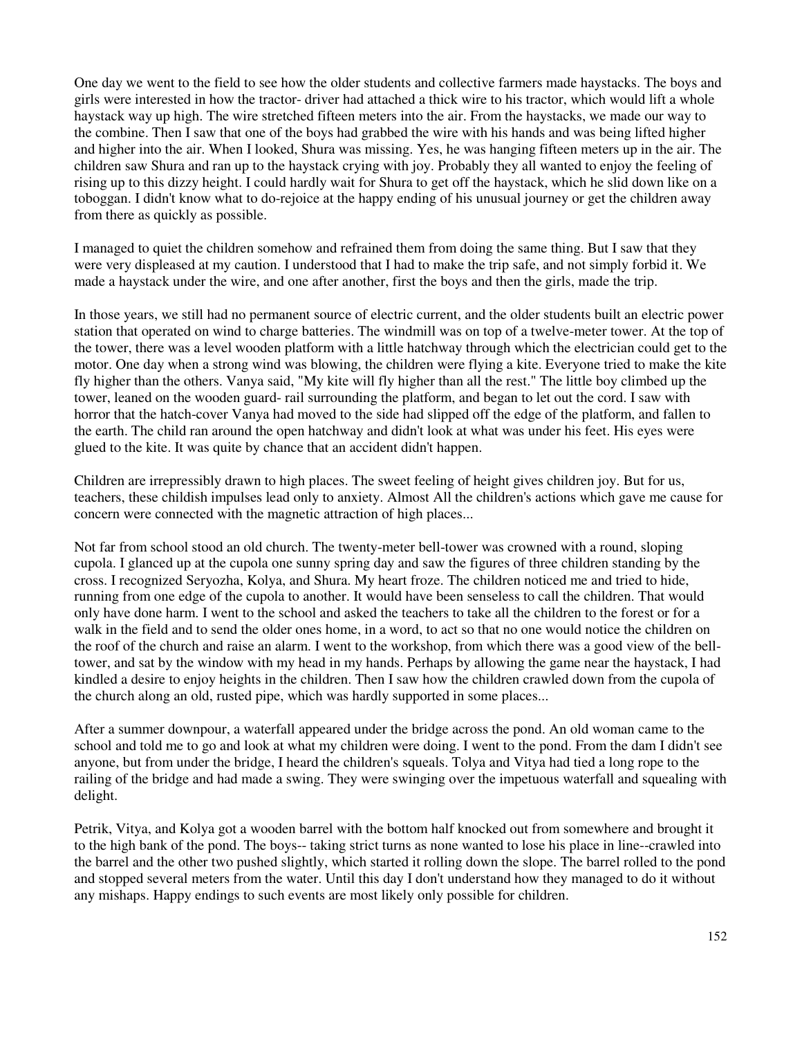One day we went to the field to see how the older students and collective farmers made haystacks. The boys and girls were interested in how the tractor- driver had attached a thick wire to his tractor, which would lift a whole haystack way up high. The wire stretched fifteen meters into the air. From the haystacks, we made our way to the combine. Then I saw that one of the boys had grabbed the wire with his hands and was being lifted higher and higher into the air. When I looked, Shura was missing. Yes, he was hanging fifteen meters up in the air. The children saw Shura and ran up to the haystack crying with joy. Probably they all wanted to enjoy the feeling of rising up to this dizzy height. I could hardly wait for Shura to get off the haystack, which he slid down like on a toboggan. I didn't know what to do-rejoice at the happy ending of his unusual journey or get the children away from there as quickly as possible.

I managed to quiet the children somehow and refrained them from doing the same thing. But I saw that they were very displeased at my caution. I understood that I had to make the trip safe, and not simply forbid it. We made a haystack under the wire, and one after another, first the boys and then the girls, made the trip.

In those years, we still had no permanent source of electric current, and the older students built an electric power station that operated on wind to charge batteries. The windmill was on top of a twelve-meter tower. At the top of the tower, there was a level wooden platform with a little hatchway through which the electrician could get to the motor. One day when a strong wind was blowing, the children were flying a kite. Everyone tried to make the kite fly higher than the others. Vanya said, "My kite will fly higher than all the rest." The little boy climbed up the tower, leaned on the wooden guard- rail surrounding the platform, and began to let out the cord. I saw with horror that the hatch-cover Vanya had moved to the side had slipped off the edge of the platform, and fallen to the earth. The child ran around the open hatchway and didn't look at what was under his feet. His eyes were glued to the kite. It was quite by chance that an accident didn't happen.

Children are irrepressibly drawn to high places. The sweet feeling of height gives children joy. But for us, teachers, these childish impulses lead only to anxiety. Almost All the children's actions which gave me cause for concern were connected with the magnetic attraction of high places...

Not far from school stood an old church. The twenty-meter bell-tower was crowned with a round, sloping cupola. I glanced up at the cupola one sunny spring day and saw the figures of three children standing by the cross. I recognized Seryozha, Kolya, and Shura. My heart froze. The children noticed me and tried to hide, running from one edge of the cupola to another. It would have been senseless to call the children. That would only have done harm. I went to the school and asked the teachers to take all the children to the forest or for a walk in the field and to send the older ones home, in a word, to act so that no one would notice the children on the roof of the church and raise an alarm. I went to the workshop, from which there was a good view of the bell-tower, and sat by the window with my head in my hands. Perhaps by allowing the game near the haystack, I had kindled a desire to enjoy heights in the children. Then I saw how the children crawled down from the cupola of the church along an old, rusted pipe, which was hardly supported in some places...

After a summer downpour, a waterfall appeared under the bridge across the pond. An old woman came to the school and told me to go and look at what my children were doing. I went to the pond. From the dam I didn't see anyone, but from under the bridge, I heard the children's squeals. Tolya and Vitya had tied a long rope to the railing of the bridge and had made a swing. They were swinging over the impetuous waterfall and squealing with delight.

Petrik, Vitya, and Kolya got a wooden barrel with the bottom half knocked out from somewhere and brought it to the high bank of the pond. The boys-- taking strict turns as none wanted to lose his place in line--crawled into the barrel and the other two pushed slightly, which started it rolling down the slope. The barrel rolled to the pond and stopped several meters from the water. Until this day I don't understand how they managed to do it without any mishaps. Happy endings to such events are most likely only possible for children.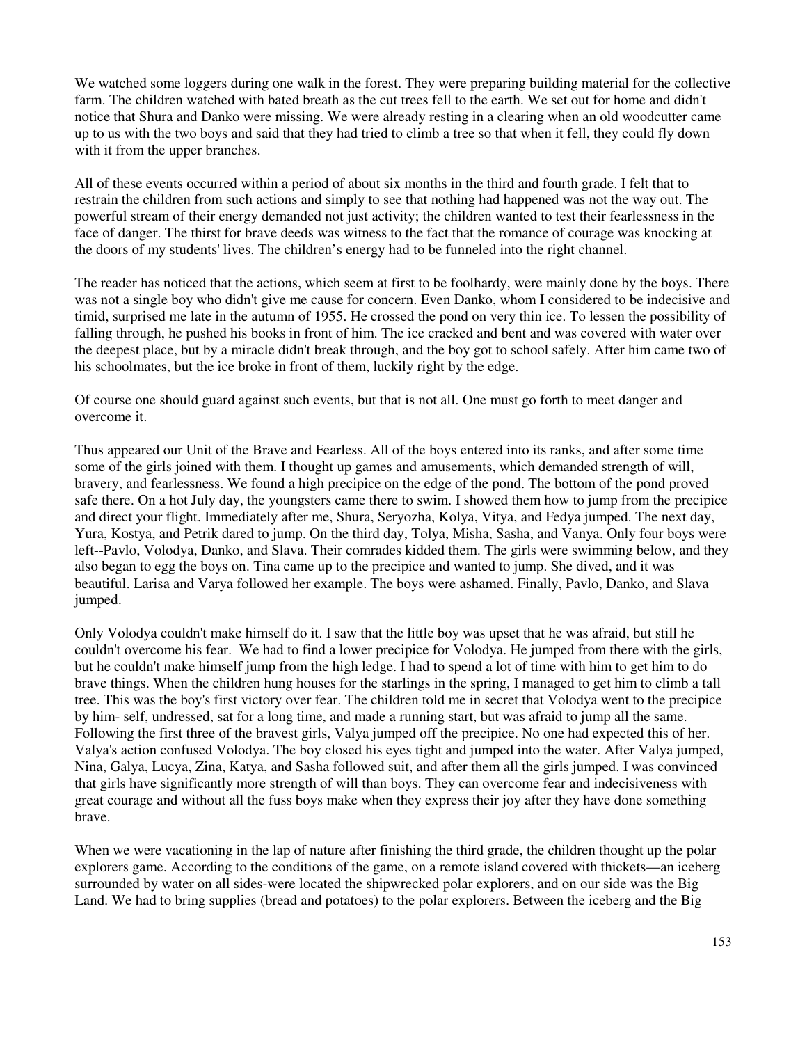We watched some loggers during one walk in the forest. They were preparing building material for the collective farm. The children watched with bated breath as the cut trees fell to the earth. We set out for home and didn't notice that Shura and Danko were missing. We were already resting in a clearing when an old woodcutter came up to us with the two boys and said that they had tried to climb a tree so that when it fell, they could fly down with it from the upper branches.

All of these events occurred within a period of about six months in the third and fourth grade. I felt that to restrain the children from such actions and simply to see that nothing had happened was not the way out. The powerful stream of their energy demanded not just activity; the children wanted to test their fearlessness in the face of danger. The thirst for brave deeds was witness to the fact that the romance of courage was knocking at the doors of my students' lives. The children's energy had to be funneled into the right channel.

The reader has noticed that the actions, which seem at first to be foolhardy, were mainly done by the boys. There was not a single boy who didn't give me cause for concern. Even Danko, whom I considered to be indecisive and timid, surprised me late in the autumn of 1955. He crossed the pond on very thin ice. To lessen the possibility of falling through, he pushed his books in front of him. The ice cracked and bent and was covered with water over the deepest place, but by a miracle didn't break through, and the boy got to school safely. After him came two of his schoolmates, but the ice broke in front of them, luckily right by the edge.

Of course one should guard against such events, but that is not all. One must go forth to meet danger and overcome it.

Thus appeared our Unit of the Brave and Fearless. All of the boys entered into its ranks, and after some time some of the girls joined with them. I thought up games and amusements, which demanded strength of will, bravery, and fearlessness. We found a high precipice on the edge of the pond. The bottom of the pond proved safe there. On a hot July day, the youngsters came there to swim. I showed them how to jump from the precipice and direct your flight. Immediately after me, Shura, Seryozha, Kolya, Vitya, and Fedya jumped. The next day, Yura, Kostya, and Petrik dared to jump. On the third day, Tolya, Misha, Sasha, and Vanya. Only four boys were left--Pavlo, Volodya, Danko, and Slava. Their comrades kidded them. The girls were swimming below, and they also began to egg the boys on. Tina came up to the precipice and wanted to jump. She dived, and it was beautiful. Larisa and Varya followed her example. The boys were ashamed. Finally, Pavlo, Danko, and Slava jumped.

Only Volodya couldn't make himself do it. I saw that the little boy was upset that he was afraid, but still he couldn't overcome his fear. We had to find a lower precipice for Volodya. He jumped from there with the girls, but he couldn't make himself jump from the high ledge. I had to spend a lot of time with him to get him to do brave things. When the children hung houses for the starlings in the spring, I managed to get him to climb a tall tree. This was the boy's first victory over fear. The children told me in secret that Volodya went to the precipice by him- self, undressed, sat for a long time, and made a running start, but was afraid to jump all the same. Following the first three of the bravest girls, Valya jumped off the precipice. No one had expected this of her. Valya's action confused Volodya. The boy closed his eyes tight and jumped into the water. After Valya jumped, Nina, Galya, Lucya, Zina, Katya, and Sasha followed suit, and after them all the girls jumped. I was convinced that girls have significantly more strength of will than boys. They can overcome fear and indecisiveness with great courage and without all the fuss boys make when they express their joy after they have done something brave.

When we were vacationing in the lap of nature after finishing the third grade, the children thought up the polar explorers game. According to the conditions of the game, on a remote island covered with thickets—an iceberg surrounded by water on all sides-were located the shipwrecked polar explorers, and on our side was the Big Land. We had to bring supplies (bread and potatoes) to the polar explorers. Between the iceberg and the Big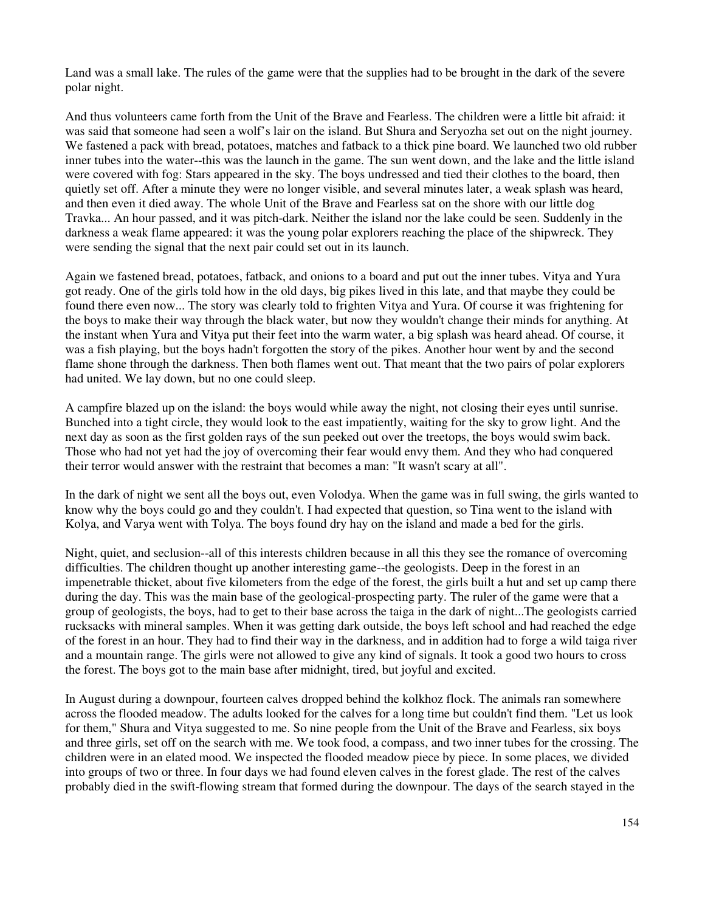Land was a small lake. The rules of the game were that the supplies had to be brought in the dark of the severe polar night.

And thus volunteers came forth from the Unit of the Brave and Fearless. The children were a little bit afraid: it was said that someone had seen a wolf's lair on the island. But Shura and Seryozha set out on the night journey. We fastened a pack with bread, potatoes, matches and fatback to a thick pine board. We launched two old rubber inner tubes into the water--this was the launch in the game. The sun went down, and the lake and the little island were covered with fog: Stars appeared in the sky. The boys undressed and tied their clothes to the board, then quietly set off. After a minute they were no longer visible, and several minutes later, a weak splash was heard, and then even it died away. The whole Unit of the Brave and Fearless sat on the shore with our little dog Travka... An hour passed, and it was pitch-dark. Neither the island nor the lake could be seen. Suddenly in the darkness a weak flame appeared: it was the young polar explorers reaching the place of the shipwreck. They were sending the signal that the next pair could set out in its launch.

Again we fastened bread, potatoes, fatback, and onions to a board and put out the inner tubes. Vitya and Yura got ready. One of the girls told how in the old days, big pikes lived in this late, and that maybe they could be found there even now... The story was clearly told to frighten Vitya and Yura. Of course it was frightening for the boys to make their way through the black water, but now they wouldn't change their minds for anything. At the instant when Yura and Vitya put their feet into the warm water, a big splash was heard ahead. Of course, it was a fish playing, but the boys hadn't forgotten the story of the pikes. Another hour went by and the second flame shone through the darkness. Then both flames went out. That meant that the two pairs of polar explorers had united. We lay down, but no one could sleep.

A campfire blazed up on the island: the boys would while away the night, not closing their eyes until sunrise. Bunched into a tight circle, they would look to the east impatiently, waiting for the sky to grow light. And the next day as soon as the first golden rays of the sun peeked out over the treetops, the boys would swim back. Those who had not yet had the joy of overcoming their fear would envy them. And they who had conquered their terror would answer with the restraint that becomes a man: "It wasn't scary at all".

In the dark of night we sent all the boys out, even Volodya. When the game was in full swing, the girls wanted to know why the boys could go and they couldn't. I had expected that question, so Tina went to the island with Kolya, and Varya went with Tolya. The boys found dry hay on the island and made a bed for the girls.

Night, quiet, and seclusion--all of this interests children because in all this they see the romance of overcoming difficulties. The children thought up another interesting game--the geologists. Deep in the forest in an impenetrable thicket, about five kilometers from the edge of the forest, the girls built a hut and set up camp there during the day. This was the main base of the geological-prospecting party. The ruler of the game were that a group of geologists, the boys, had to get to their base across the taiga in the dark of night...The geologists carried rucksacks with mineral samples. When it was getting dark outside, the boys left school and had reached the edge of the forest in an hour. They had to find their way in the darkness, and in addition had to forge a wild taiga river and a mountain range. The girls were not allowed to give any kind of signals. It took a good two hours to cross the forest. The boys got to the main base after midnight, tired, but joyful and excited.

In August during a downpour, fourteen calves dropped behind the kolkhoz flock. The animals ran somewhere across the flooded meadow. The adults looked for the calves for a long time but couldn't find them. "Let us look for them," Shura and Vitya suggested to me. So nine people from the Unit of the Brave and Fearless, six boys and three girls, set off on the search with me. We took food, a compass, and two inner tubes for the crossing. The children were in an elated mood. We inspected the flooded meadow piece by piece. In some places, we divided into groups of two or three. In four days we had found eleven calves in the forest glade. The rest of the calves probably died in the swift-flowing stream that formed during the downpour. The days of the search stayed in the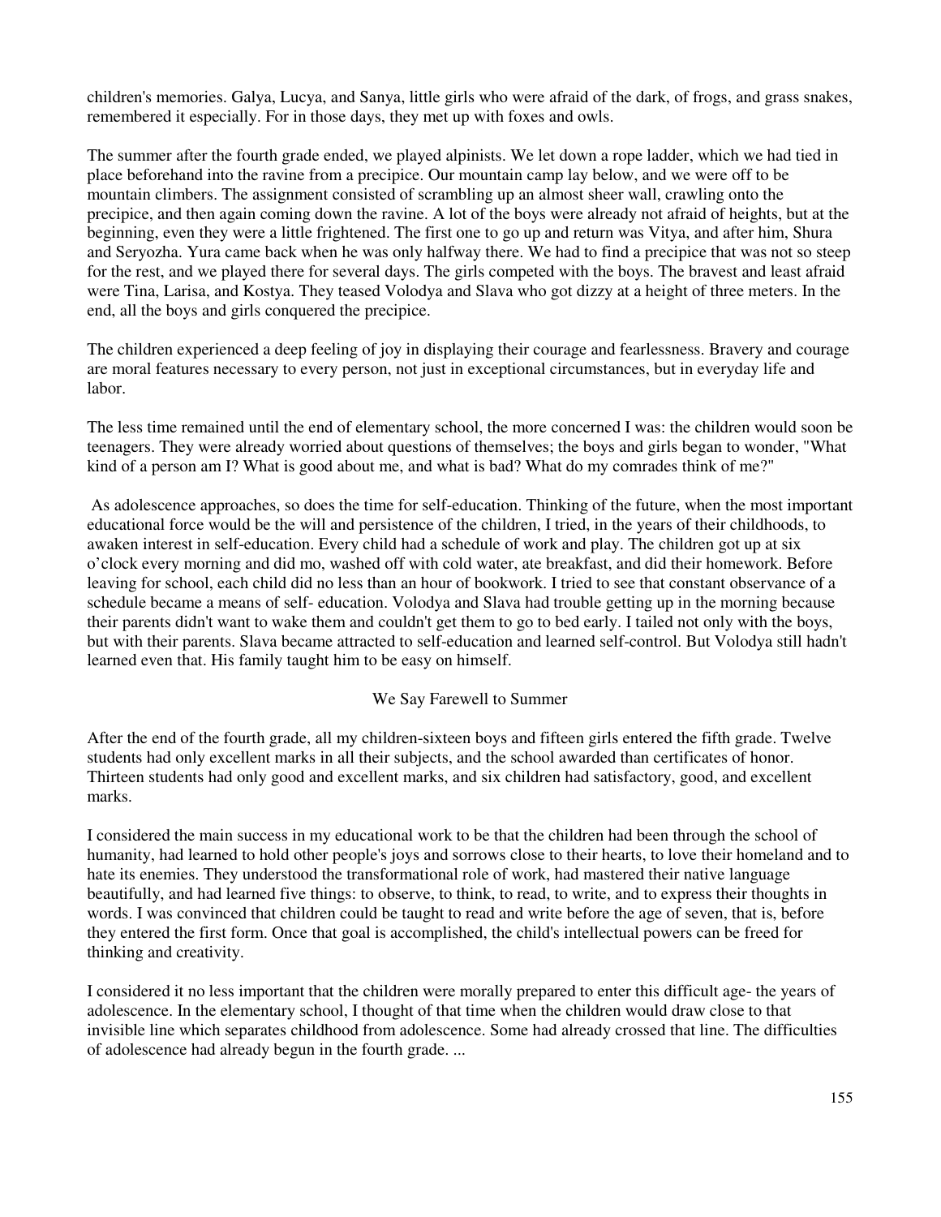children's memories. Galya, Lucya, and Sanya, little girls who were afraid of the dark, of frogs, and grass snakes, remembered it especially. For in those days, they met up with foxes and owls.

The summer after the fourth grade ended, we played alpinists. We let down a rope ladder, which we had tied in place beforehand into the ravine from a precipice. Our mountain camp lay below, and we were off to be mountain climbers. The assignment consisted of scrambling up an almost sheer wall, crawling onto the precipice, and then again coming down the ravine. A lot of the boys were already not afraid of heights, but at the beginning, even they were a little frightened. The first one to go up and return was Vitya, and after him, Shura and Seryozha. Yura came back when he was only halfway there. We had to find a precipice that was not so steep for the rest, and we played there for several days. The girls competed with the boys. The bravest and least afraid were Tina, Larisa, and Kostya. They teased Volodya and Slava who got dizzy at a height of three meters. In the end, all the boys and girls conquered the precipice.

The children experienced a deep feeling of joy in displaying their courage and fearlessness. Bravery and courage are moral features necessary to every person, not just in exceptional circumstances, but in everyday life and labor.

The less time remained until the end of elementary school, the more concerned I was: the children would soon be teenagers. They were already worried about questions of themselves; the boys and girls began to wonder, "What kind of a person am I? What is good about me, and what is bad? What do my comrades think of me?"

As adolescence approaches, so does the time for self-education. Thinking of the future, when the most important educational force would be the will and persistence of the children, I tried, in the years of their childhoods, to awaken interest in self-education. Every child had a schedule of work and play. The children got up at six o'clock every morning and did mo, washed off with cold water, ate breakfast, and did their homework. Before leaving for school, each child did no less than an hour of bookwork. I tried to see that constant observance of a schedule became a means of self- education. Volodya and Slava had trouble getting up in the morning because their parents didn't want to wake them and couldn't get them to go to bed early. I tailed not only with the boys, but with their parents. Slava became attracted to self-education and learned self-control. But Volodya still hadn't learned even that. His family taught him to be easy on himself.

## We Say Farewell to Summer

After the end of the fourth grade, all my children-sixteen boys and fifteen girls entered the fifth grade. Twelve students had only excellent marks in all their subjects, and the school awarded than certificates of honor. Thirteen students had only good and excellent marks, and six children had satisfactory, good, and excellent marks.

I considered the main success in my educational work to be that the children had been through the school of humanity, had learned to hold other people's joys and sorrows close to their hearts, to love their homeland and to hate its enemies. They understood the transformational role of work, had mastered their native language beautifully, and had learned five things: to observe, to think, to read, to write, and to express their thoughts in words. I was convinced that children could be taught to read and write before the age of seven, that is, before they entered the first form. Once that goal is accomplished, the child's intellectual powers can be freed for thinking and creativity.

I considered it no less important that the children were morally prepared to enter this difficult age- the years of adolescence. In the elementary school, I thought of that time when the children would draw close to that invisible line which separates childhood from adolescence. Some had already crossed that line. The difficulties of adolescence had already begun in the fourth grade. ...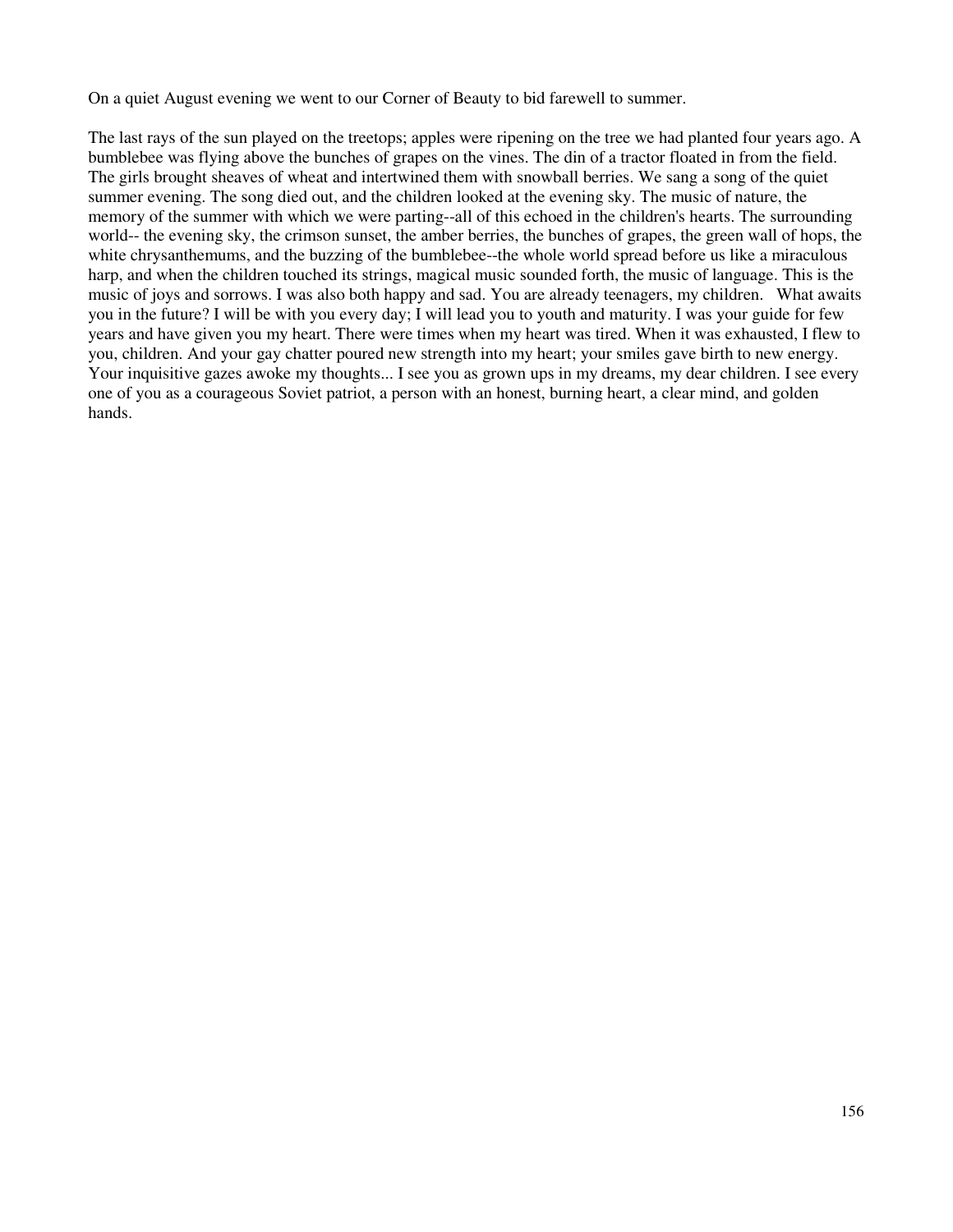On a quiet August evening we went to our Corner of Beauty to bid farewell to summer.

The last rays of the sun played on the treetops; apples were ripening on the tree we had planted four years ago. A bumblebee was flying above the bunches of grapes on the vines. The din of a tractor floated in from the field. The girls brought sheaves of wheat and intertwined them with snowball berries. We sang a song of the quiet summer evening. The song died out, and the children looked at the evening sky. The music of nature, the memory of the summer with which we were parting--all of this echoed in the children's hearts. The surrounding world-- the evening sky, the crimson sunset, the amber berries, the bunches of grapes, the green wall of hops, the white chrysanthemums, and the buzzing of the bumblebee--the whole world spread before us like a miraculous harp, and when the children touched its strings, magical music sounded forth, the music of language. This is the music of joys and sorrows. I was also both happy and sad. You are already teenagers, my children. What awaits you in the future? I will be with you every day; I will lead you to youth and maturity. I was your guide for few years and have given you my heart. There were times when my heart was tired. When it was exhausted, I flew to you, children. And your gay chatter poured new strength into my heart; your smiles gave birth to new energy. Your inquisitive gazes awoke my thoughts... I see you as grown ups in my dreams, my dear children. I see every one of you as a courageous Soviet patriot, a person with an honest, burning heart, a clear mind, and golden hands.